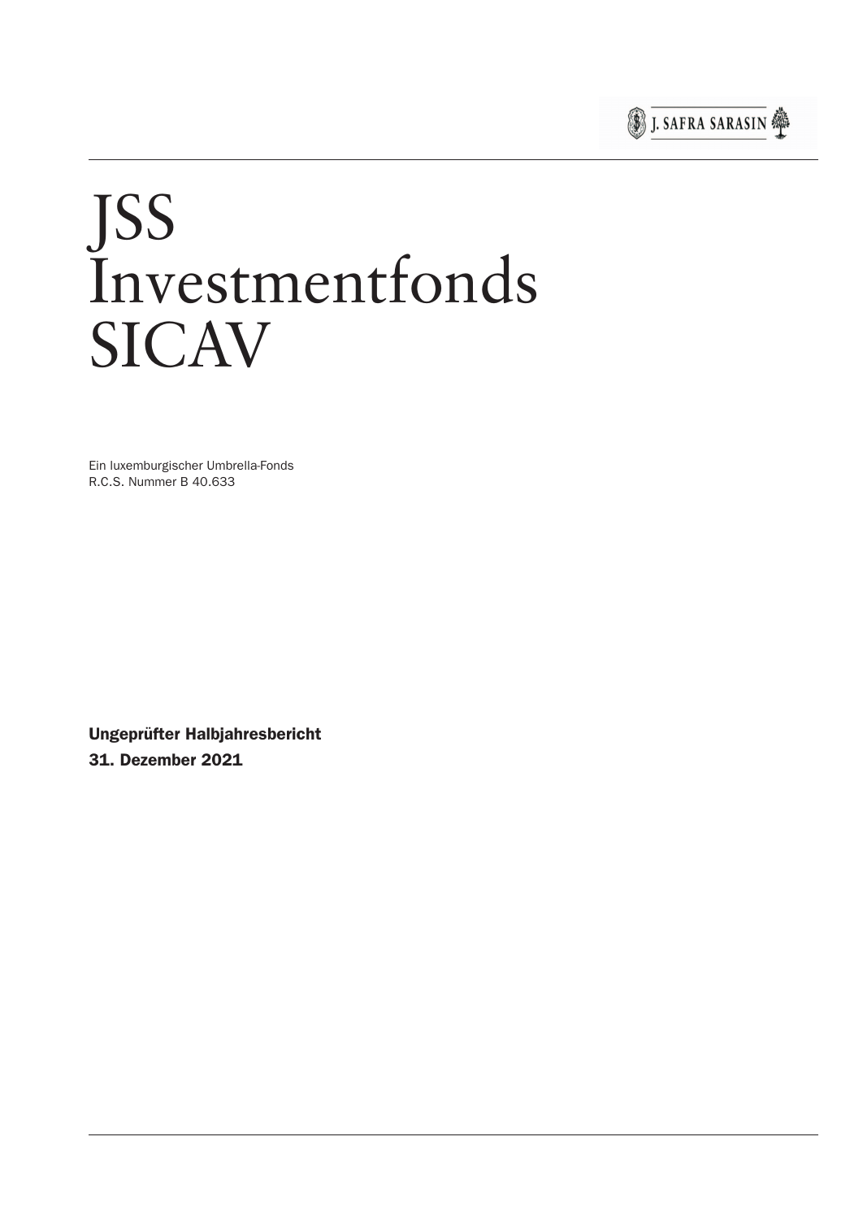J. SAFRA SARASIN

# JSS Investmentfonds SICAV

Ein luxemburgischer Umbrella-Fonds
R.C.S. Nummer B 40.633

**Ungeprüfter Halbjahresbericht**
**31. Dezember 2021**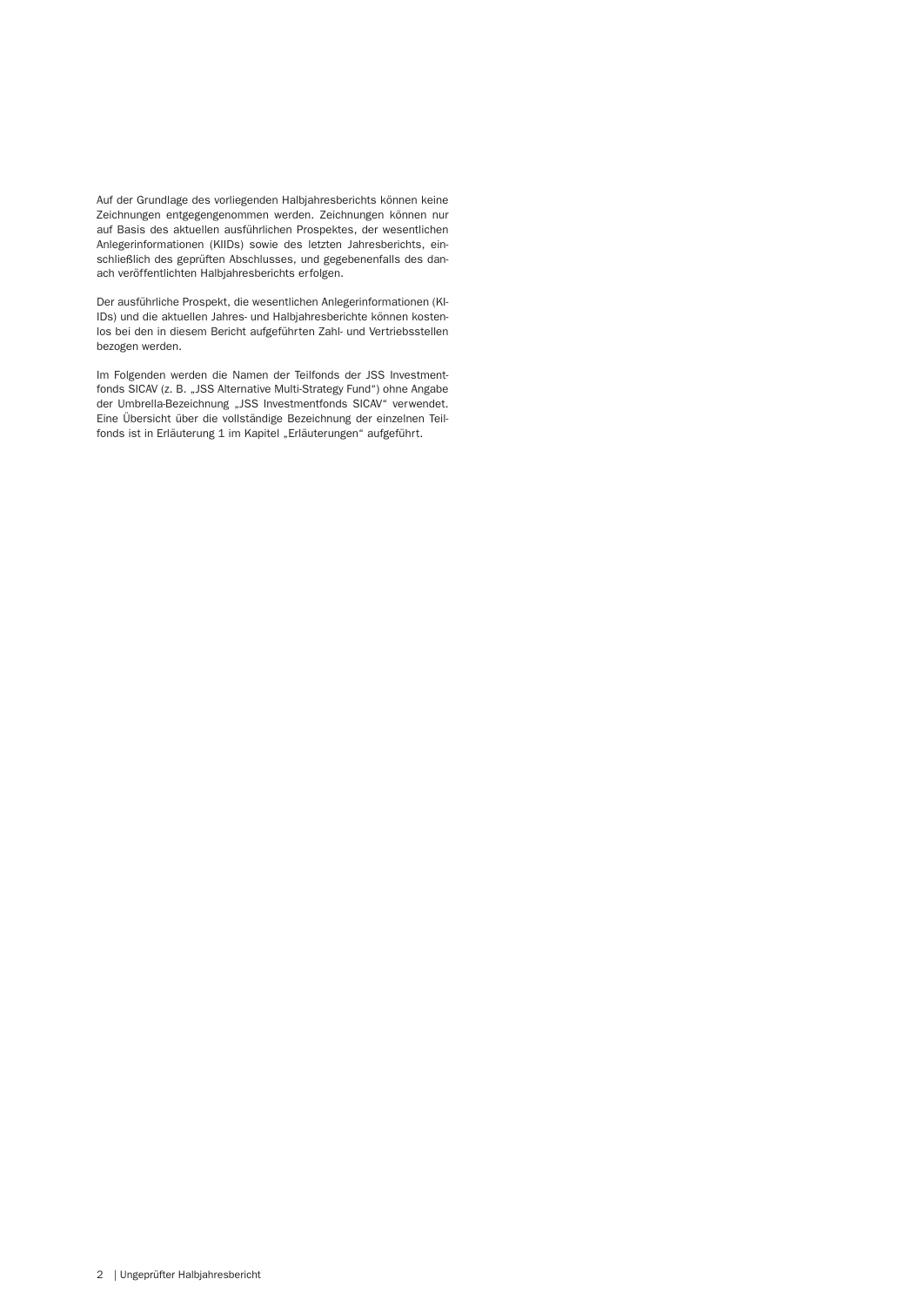Auf der Grundlage des vorliegenden Halbjahresberichts können keine Zeichnungen entgegengenommen werden. Zeichnungen können nur auf Basis des aktuellen ausführlichen Prospektes, der wesentlichen Anlegerinformationen (KIIDs) sowie des letzten Jahresberichts, einschließlich des geprüften Abschlusses, und gegebenenfalls des danach veröffentlichten Halbjahresberichts erfolgen.

Der ausführliche Prospekt, die wesentlichen Anlegerinformationen (KIIDs) und die aktuellen Jahres- und Halbjahresberichte können kostenlos bei den in diesem Bericht aufgeführten Zahl- und Vertriebsstellen bezogen werden.

Im Folgenden werden die Namen der Teilfonds der JSS Investmentfonds SICAV (z. B. „JSS Alternative Multi-Strategy Fund") ohne Angabe der Umbrella-Bezeichnung „JSS Investmentfonds SICAV" verwendet. Eine Übersicht über die vollständige Bezeichnung der einzelnen Teilfonds ist in Erläuterung 1 im Kapitel „Erläuterungen" aufgeführt.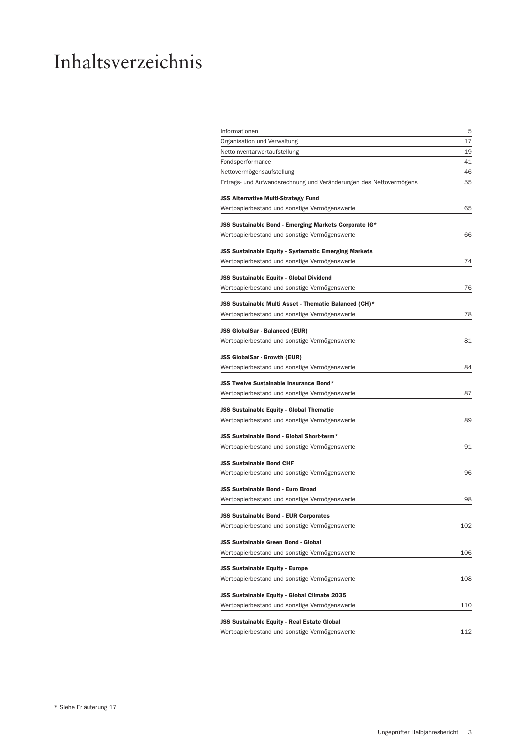# Inhaltsverzeichnis

| | |
|---|---|
| Informationen | 5 |
| Organisation und Verwaltung | 17 |
| Nettoinventarwertaufstellung | 19 |
| Fondsperformance | 41 |
| Nettovermögensaufstellung | 46 |
| Ertrags- und Aufwandsrechnung und Veränderungen des Nettovermögens | 55 |
| **JSS Alternative Multi-Strategy Fund** | |
| Wertpapierbestand und sonstige Vermögenswerte | 65 |
| **JSS Sustainable Bond - Emerging Markets Corporate IG*** | |
| Wertpapierbestand und sonstige Vermögenswerte | 66 |
| **JSS Sustainable Equity - Systematic Emerging Markets** | |
| Wertpapierbestand und sonstige Vermögenswerte | 74 |
| **JSS Sustainable Equity - Global Dividend** | |
| Wertpapierbestand und sonstige Vermögenswerte | 76 |
| **JSS Sustainable Multi Asset - Thematic Balanced (CH)*** | |
| Wertpapierbestand und sonstige Vermögenswerte | 78 |
| **JSS GlobalSar - Balanced (EUR)** | |
| Wertpapierbestand und sonstige Vermögenswerte | 81 |
| **JSS GlobalSar - Growth (EUR)** | |
| Wertpapierbestand und sonstige Vermögenswerte | 84 |
| **JSS Twelve Sustainable Insurance Bond*** | |
| Wertpapierbestand und sonstige Vermögenswerte | 87 |
| **JSS Sustainable Equity - Global Thematic** | |
| Wertpapierbestand und sonstige Vermögenswerte | 89 |
| **JSS Sustainable Bond - Global Short-term*** | |
| Wertpapierbestand und sonstige Vermögenswerte | 91 |
| **JSS Sustainable Bond CHF** | |
| Wertpapierbestand und sonstige Vermögenswerte | 96 |
| **JSS Sustainable Bond - Euro Broad** | |
| Wertpapierbestand und sonstige Vermögenswerte | 98 |
| **JSS Sustainable Bond - EUR Corporates** | |
| Wertpapierbestand und sonstige Vermögenswerte | 102 |
| **JSS Sustainable Green Bond - Global** | |
| Wertpapierbestand und sonstige Vermögenswerte | 106 |
| **JSS Sustainable Equity - Europe** | |
| Wertpapierbestand und sonstige Vermögenswerte | 108 |
| **JSS Sustainable Equity - Global Climate 2035** | |
| Wertpapierbestand und sonstige Vermögenswerte | 110 |
| **JSS Sustainable Equity - Real Estate Global** | |
| Wertpapierbestand und sonstige Vermögenswerte | 112 |

\* Siehe Erläuterung 17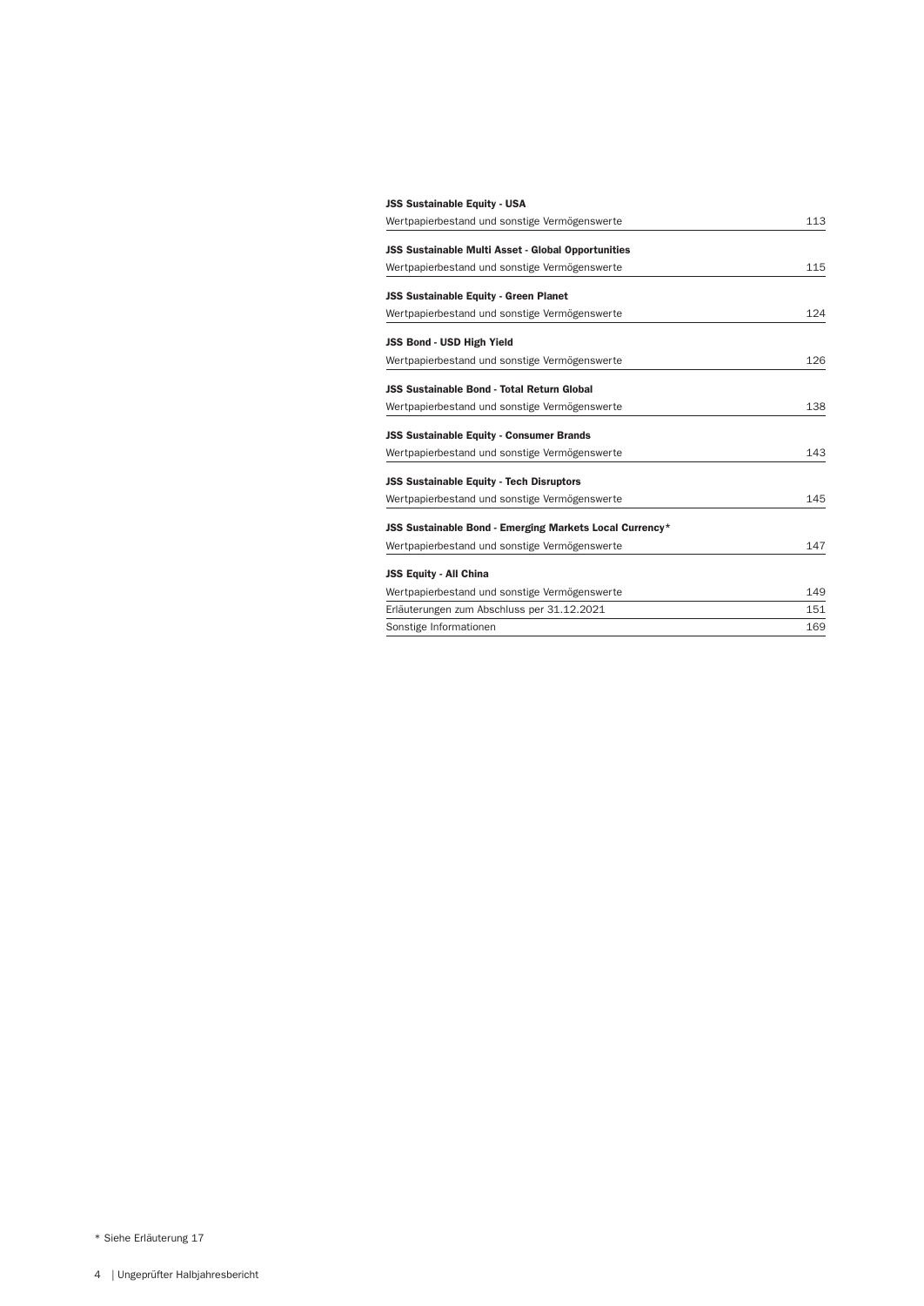**JSS Sustainable Equity - USA**

| | |
|---|---|
| Wertpapierbestand und sonstige Vermögenswerte | 113 |

**JSS Sustainable Multi Asset - Global Opportunities**

| | |
|---|---|
| Wertpapierbestand und sonstige Vermögenswerte | 115 |

**JSS Sustainable Equity - Green Planet**

| | |
|---|---|
| Wertpapierbestand und sonstige Vermögenswerte | 124 |

**JSS Bond - USD High Yield**

| | |
|---|---|
| Wertpapierbestand und sonstige Vermögenswerte | 126 |

**JSS Sustainable Bond - Total Return Global**

| | |
|---|---|
| Wertpapierbestand und sonstige Vermögenswerte | 138 |

**JSS Sustainable Equity - Consumer Brands**

| | |
|---|---|
| Wertpapierbestand und sonstige Vermögenswerte | 143 |

**JSS Sustainable Equity - Tech Disruptors**

| | |
|---|---|
| Wertpapierbestand und sonstige Vermögenswerte | 145 |

**JSS Sustainable Bond - Emerging Markets Local Currency***

| | |
|---|---|
| Wertpapierbestand und sonstige Vermögenswerte | 147 |

**JSS Equity - All China**

| | |
|---|---|
| Wertpapierbestand und sonstige Vermögenswerte | 149 |
| Erläuterungen zum Abschluss per 31.12.2021 | 151 |
| Sonstige Informationen | 169 |

* Siehe Erläuterung 17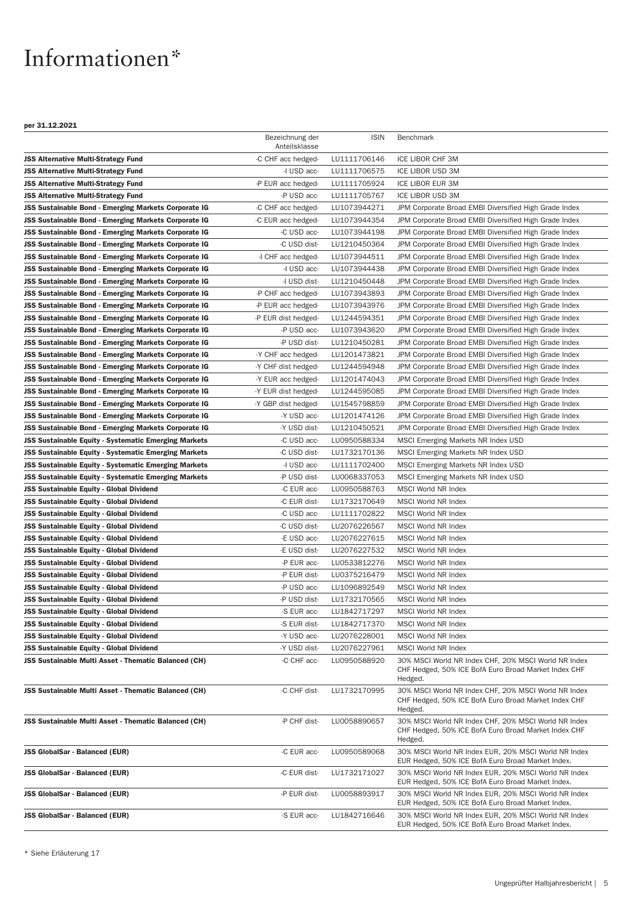# Informationen*

**per 31.12.2021**

| | Bezeichnung der Anteilsklasse | ISIN | Benchmark |
|---|---|---|---|
| **JSS Alternative Multi-Strategy Fund** | -C CHF acc hedged- | LU1111706146 | ICE LIBOR CHF 3M |
| **JSS Alternative Multi-Strategy Fund** | -I USD acc- | LU1111706575 | ICE LIBOR USD 3M |
| **JSS Alternative Multi-Strategy Fund** | -P EUR acc hedged- | LU1111705924 | ICE LIBOR EUR 3M |
| **JSS Alternative Multi-Strategy Fund** | -P USD acc- | LU1111705767 | ICE LIBOR USD 3M |
| **JSS Sustainable Bond - Emerging Markets Corporate IG** | -C CHF acc hedged- | LU1073944271 | JPM Corporate Broad EMBI Diversified High Grade Index |
| **JSS Sustainable Bond - Emerging Markets Corporate IG** | -C EUR acc hedged- | LU1073944354 | JPM Corporate Broad EMBI Diversified High Grade Index |
| **JSS Sustainable Bond - Emerging Markets Corporate IG** | -C USD acc- | LU1073944198 | JPM Corporate Broad EMBI Diversified High Grade Index |
| **JSS Sustainable Bond - Emerging Markets Corporate IG** | -C USD dist- | LU1210450364 | JPM Corporate Broad EMBI Diversified High Grade Index |
| **JSS Sustainable Bond - Emerging Markets Corporate IG** | -I CHF acc hedged- | LU1073944511 | JPM Corporate Broad EMBI Diversified High Grade Index |
| **JSS Sustainable Bond - Emerging Markets Corporate IG** | -I USD acc- | LU1073944438 | JPM Corporate Broad EMBI Diversified High Grade Index |
| **JSS Sustainable Bond - Emerging Markets Corporate IG** | -I USD dist- | LU1210450448 | JPM Corporate Broad EMBI Diversified High Grade Index |
| **JSS Sustainable Bond - Emerging Markets Corporate IG** | -P CHF acc hedged- | LU1073943893 | JPM Corporate Broad EMBI Diversified High Grade Index |
| **JSS Sustainable Bond - Emerging Markets Corporate IG** | -P EUR acc hedged- | LU1073943976 | JPM Corporate Broad EMBI Diversified High Grade Index |
| **JSS Sustainable Bond - Emerging Markets Corporate IG** | -P EUR dist hedged- | LU1244594351 | JPM Corporate Broad EMBI Diversified High Grade Index |
| **JSS Sustainable Bond - Emerging Markets Corporate IG** | -P USD acc- | LU1073943620 | JPM Corporate Broad EMBI Diversified High Grade Index |
| **JSS Sustainable Bond - Emerging Markets Corporate IG** | -P USD dist- | LU1210450281 | JPM Corporate Broad EMBI Diversified High Grade Index |
| **JSS Sustainable Bond - Emerging Markets Corporate IG** | -Y CHF acc hedged- | LU1201473821 | JPM Corporate Broad EMBI Diversified High Grade Index |
| **JSS Sustainable Bond - Emerging Markets Corporate IG** | -Y CHF dist hedged- | LU1244594948 | JPM Corporate Broad EMBI Diversified High Grade Index |
| **JSS Sustainable Bond - Emerging Markets Corporate IG** | -Y EUR acc hedged- | LU1201474043 | JPM Corporate Broad EMBI Diversified High Grade Index |
| **JSS Sustainable Bond - Emerging Markets Corporate IG** | -Y EUR dist hedged- | LU1244595085 | JPM Corporate Broad EMBI Diversified High Grade Index |
| **JSS Sustainable Bond - Emerging Markets Corporate IG** | -Y GBP dist hedged- | LU1545798859 | JPM Corporate Broad EMBI Diversified High Grade Index |
| **JSS Sustainable Bond - Emerging Markets Corporate IG** | -Y USD acc- | LU1201474126 | JPM Corporate Broad EMBI Diversified High Grade Index |
| **JSS Sustainable Bond - Emerging Markets Corporate IG** | -Y USD dist- | LU1210450521 | JPM Corporate Broad EMBI Diversified High Grade Index |
| **JSS Sustainable Equity - Systematic Emerging Markets** | -C USD acc- | LU0950588334 | MSCI Emerging Markets NR Index USD |
| **JSS Sustainable Equity - Systematic Emerging Markets** | -C USD dist- | LU1732170136 | MSCI Emerging Markets NR Index USD |
| **JSS Sustainable Equity - Systematic Emerging Markets** | -I USD acc- | LU1111702400 | MSCI Emerging Markets NR Index USD |
| **JSS Sustainable Equity - Systematic Emerging Markets** | -P USD dist- | LU0068337053 | MSCI Emerging Markets NR Index USD |
| **JSS Sustainable Equity - Global Dividend** | -C EUR acc- | LU0950588763 | MSCI World NR Index |
| **JSS Sustainable Equity - Global Dividend** | -C EUR dist- | LU1732170649 | MSCI World NR Index |
| **JSS Sustainable Equity - Global Dividend** | -C USD acc- | LU1111702822 | MSCI World NR Index |
| **JSS Sustainable Equity - Global Dividend** | -C USD dist- | LU2076226567 | MSCI World NR Index |
| **JSS Sustainable Equity - Global Dividend** | -E USD acc- | LU2076227615 | MSCI World NR Index |
| **JSS Sustainable Equity - Global Dividend** | -E USD dist- | LU2076227532 | MSCI World NR Index |
| **JSS Sustainable Equity - Global Dividend** | -P EUR acc- | LU0533812276 | MSCI World NR Index |
| **JSS Sustainable Equity - Global Dividend** | -P EUR dist- | LU0375216479 | MSCI World NR Index |
| **JSS Sustainable Equity - Global Dividend** | -P USD acc- | LU1096892549 | MSCI World NR Index |
| **JSS Sustainable Equity - Global Dividend** | -P USD dist- | LU1732170565 | MSCI World NR Index |
| **JSS Sustainable Equity - Global Dividend** | -S EUR acc- | LU1842717297 | MSCI World NR Index |
| **JSS Sustainable Equity - Global Dividend** | -S EUR dist- | LU1842717370 | MSCI World NR Index |
| **JSS Sustainable Equity - Global Dividend** | -Y USD acc- | LU2076228001 | MSCI World NR Index |
| **JSS Sustainable Equity - Global Dividend** | -Y USD dist- | LU2076227961 | MSCI World NR Index |
| **JSS Sustainable Multi Asset - Thematic Balanced (CH)** | -C CHF acc- | LU0950588920 | 30% MSCI World NR Index CHF, 20% MSCI World NR Index CHF Hedged, 50% ICE BofA Euro Broad Market Index CHF Hedged. |
| **JSS Sustainable Multi Asset - Thematic Balanced (CH)** | -C CHF dist- | LU1732170995 | 30% MSCI World NR Index CHF, 20% MSCI World NR Index CHF Hedged, 50% ICE BofA Euro Broad Market Index CHF Hedged. |
| **JSS Sustainable Multi Asset - Thematic Balanced (CH)** | -P CHF dist- | LU0058890657 | 30% MSCI World NR Index CHF, 20% MSCI World NR Index CHF Hedged, 50% ICE BofA Euro Broad Market Index CHF Hedged. |
| **JSS GlobalSar - Balanced (EUR)** | -C EUR acc- | LU0950589068 | 30% MSCI World NR Index EUR, 20% MSCI World NR Index EUR Hedged, 50% ICE BofA Euro Broad Market Index. |
| **JSS GlobalSar - Balanced (EUR)** | -C EUR dist- | LU1732171027 | 30% MSCI World NR Index EUR, 20% MSCI World NR Index EUR Hedged, 50% ICE BofA Euro Broad Market Index. |
| **JSS GlobalSar - Balanced (EUR)** | -P EUR dist- | LU0058893917 | 30% MSCI World NR Index EUR, 20% MSCI World NR Index EUR Hedged, 50% ICE BofA Euro Broad Market Index. |
| **JSS GlobalSar - Balanced (EUR)** | -S EUR acc- | LU1842716646 | 30% MSCI World NR Index EUR, 20% MSCI World NR Index EUR Hedged, 50% ICE BofA Euro Broad Market Index. |

* Siehe Erläuterung 17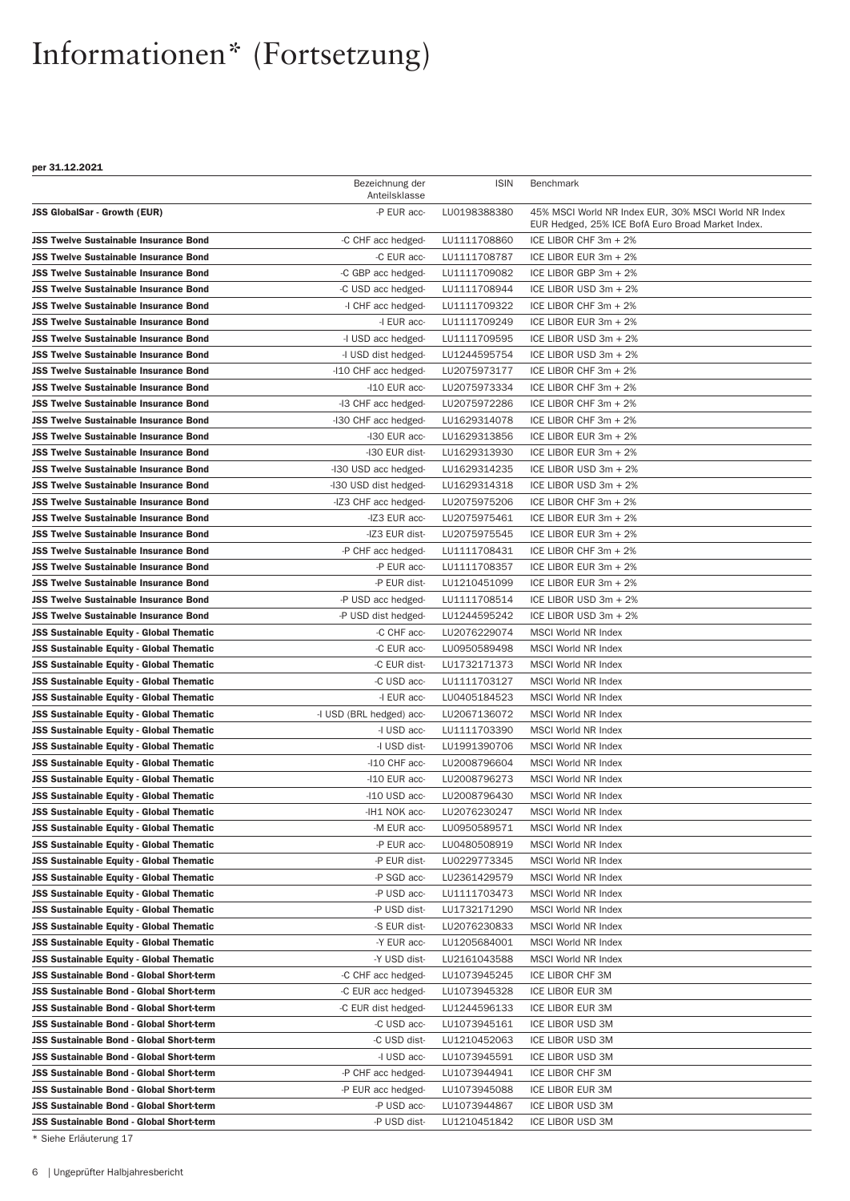# Informationen* (Fortsetzung)

**per 31.12.2021**

| | Bezeichnung der Anteilsklasse | ISIN | Benchmark |
|---|---|---|---|
| **JSS GlobalSar - Growth (EUR)** | -P EUR acc- | LU0198388380 | 45% MSCI World NR Index EUR, 30% MSCI World NR Index EUR Hedged, 25% ICE BofA Euro Broad Market Index. |
| **JSS Twelve Sustainable Insurance Bond** | -C CHF acc hedged- | LU1111708860 | ICE LIBOR CHF 3m + 2% |
| **JSS Twelve Sustainable Insurance Bond** | -C EUR acc- | LU1111708787 | ICE LIBOR EUR 3m + 2% |
| **JSS Twelve Sustainable Insurance Bond** | -C GBP acc hedged- | LU1111709082 | ICE LIBOR GBP 3m + 2% |
| **JSS Twelve Sustainable Insurance Bond** | -C USD acc hedged- | LU1111708944 | ICE LIBOR USD 3m + 2% |
| **JSS Twelve Sustainable Insurance Bond** | -I CHF acc hedged- | LU1111709322 | ICE LIBOR CHF 3m + 2% |
| **JSS Twelve Sustainable Insurance Bond** | -I EUR acc- | LU1111709249 | ICE LIBOR EUR 3m + 2% |
| **JSS Twelve Sustainable Insurance Bond** | -I USD acc hedged- | LU1111709595 | ICE LIBOR USD 3m + 2% |
| **JSS Twelve Sustainable Insurance Bond** | -I USD dist hedged- | LU1244595754 | ICE LIBOR USD 3m + 2% |
| **JSS Twelve Sustainable Insurance Bond** | -I10 CHF acc hedged- | LU2075973177 | ICE LIBOR CHF 3m + 2% |
| **JSS Twelve Sustainable Insurance Bond** | -I10 EUR acc- | LU2075973334 | ICE LIBOR CHF 3m + 2% |
| **JSS Twelve Sustainable Insurance Bond** | -I3 CHF acc hedged- | LU2075972286 | ICE LIBOR CHF 3m + 2% |
| **JSS Twelve Sustainable Insurance Bond** | -I30 CHF acc hedged- | LU1629314078 | ICE LIBOR CHF 3m + 2% |
| **JSS Twelve Sustainable Insurance Bond** | -I30 EUR acc- | LU1629313856 | ICE LIBOR EUR 3m + 2% |
| **JSS Twelve Sustainable Insurance Bond** | -I30 EUR dist- | LU1629313930 | ICE LIBOR EUR 3m + 2% |
| **JSS Twelve Sustainable Insurance Bond** | -I30 USD acc hedged- | LU1629314235 | ICE LIBOR USD 3m + 2% |
| **JSS Twelve Sustainable Insurance Bond** | -I30 USD dist hedged- | LU1629314318 | ICE LIBOR USD 3m + 2% |
| **JSS Twelve Sustainable Insurance Bond** | -IZ3 CHF acc hedged- | LU2075975206 | ICE LIBOR CHF 3m + 2% |
| **JSS Twelve Sustainable Insurance Bond** | -IZ3 EUR acc- | LU2075975461 | ICE LIBOR EUR 3m + 2% |
| **JSS Twelve Sustainable Insurance Bond** | -IZ3 EUR dist- | LU2075975545 | ICE LIBOR EUR 3m + 2% |
| **JSS Twelve Sustainable Insurance Bond** | -P CHF acc hedged- | LU1111708431 | ICE LIBOR CHF 3m + 2% |
| **JSS Twelve Sustainable Insurance Bond** | -P EUR acc- | LU1111708357 | ICE LIBOR EUR 3m + 2% |
| **JSS Twelve Sustainable Insurance Bond** | -P EUR dist- | LU1210451099 | ICE LIBOR EUR 3m + 2% |
| **JSS Twelve Sustainable Insurance Bond** | -P USD acc hedged- | LU1111708514 | ICE LIBOR USD 3m + 2% |
| **JSS Twelve Sustainable Insurance Bond** | -P USD dist hedged- | LU1244595242 | ICE LIBOR USD 3m + 2% |
| **JSS Sustainable Equity - Global Thematic** | -C CHF acc- | LU2076229074 | MSCI World NR Index |
| **JSS Sustainable Equity - Global Thematic** | -C EUR acc- | LU0950589498 | MSCI World NR Index |
| **JSS Sustainable Equity - Global Thematic** | -C EUR dist- | LU1732171373 | MSCI World NR Index |
| **JSS Sustainable Equity - Global Thematic** | -C USD acc- | LU1111703127 | MSCI World NR Index |
| **JSS Sustainable Equity - Global Thematic** | -I EUR acc- | LU0405184523 | MSCI World NR Index |
| **JSS Sustainable Equity - Global Thematic** | -I USD (BRL hedged) acc- | LU2067136072 | MSCI World NR Index |
| **JSS Sustainable Equity - Global Thematic** | -I USD acc- | LU1111703390 | MSCI World NR Index |
| **JSS Sustainable Equity - Global Thematic** | -I USD dist- | LU1991390706 | MSCI World NR Index |
| **JSS Sustainable Equity - Global Thematic** | -I10 CHF acc- | LU2008796604 | MSCI World NR Index |
| **JSS Sustainable Equity - Global Thematic** | -I10 EUR acc- | LU2008796273 | MSCI World NR Index |
| **JSS Sustainable Equity - Global Thematic** | -I10 USD acc- | LU2008796430 | MSCI World NR Index |
| **JSS Sustainable Equity - Global Thematic** | -IH1 NOK acc- | LU2076230247 | MSCI World NR Index |
| **JSS Sustainable Equity - Global Thematic** | -M EUR acc- | LU0950589571 | MSCI World NR Index |
| **JSS Sustainable Equity - Global Thematic** | -P EUR acc- | LU0480508919 | MSCI World NR Index |
| **JSS Sustainable Equity - Global Thematic** | -P EUR dist- | LU0229773345 | MSCI World NR Index |
| **JSS Sustainable Equity - Global Thematic** | -P SGD acc- | LU2361429579 | MSCI World NR Index |
| **JSS Sustainable Equity - Global Thematic** | -P USD acc- | LU1111703473 | MSCI World NR Index |
| **JSS Sustainable Equity - Global Thematic** | -P USD dist- | LU1732171290 | MSCI World NR Index |
| **JSS Sustainable Equity - Global Thematic** | -S EUR dist- | LU2076230833 | MSCI World NR Index |
| **JSS Sustainable Equity - Global Thematic** | -Y EUR acc- | LU1205684001 | MSCI World NR Index |
| **JSS Sustainable Equity - Global Thematic** | -Y USD dist- | LU2161043588 | MSCI World NR Index |
| **JSS Sustainable Bond - Global Short-term** | -C CHF acc hedged- | LU1073945245 | ICE LIBOR CHF 3M |
| **JSS Sustainable Bond - Global Short-term** | -C EUR acc hedged- | LU1073945328 | ICE LIBOR EUR 3M |
| **JSS Sustainable Bond - Global Short-term** | -C EUR dist hedged- | LU1244596133 | ICE LIBOR EUR 3M |
| **JSS Sustainable Bond - Global Short-term** | -C USD acc- | LU1073945161 | ICE LIBOR USD 3M |
| **JSS Sustainable Bond - Global Short-term** | -C USD dist- | LU1210452063 | ICE LIBOR USD 3M |
| **JSS Sustainable Bond - Global Short-term** | -I USD acc- | LU1073945591 | ICE LIBOR USD 3M |
| **JSS Sustainable Bond - Global Short-term** | -P CHF acc hedged- | LU1073944941 | ICE LIBOR CHF 3M |
| **JSS Sustainable Bond - Global Short-term** | -P EUR acc hedged- | LU1073945088 | ICE LIBOR EUR 3M |
| **JSS Sustainable Bond - Global Short-term** | -P USD acc- | LU1073944867 | ICE LIBOR USD 3M |
| **JSS Sustainable Bond - Global Short-term** | -P USD dist- | LU1210451842 | ICE LIBOR USD 3M |

* Siehe Erläuterung 17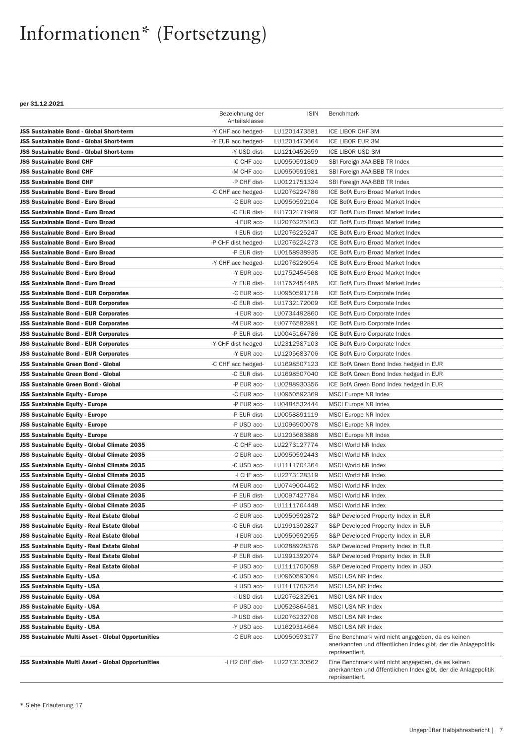# Informationen* (Fortsetzung)

**per 31.12.2021**

| | Bezeichnung der Anteilsklasse | ISIN | Benchmark |
|---|---|---|---|
| **JSS Sustainable Bond - Global Short-term** | -Y CHF acc hedged- | LU1201473581 | ICE LIBOR CHF 3M |
| **JSS Sustainable Bond - Global Short-term** | -Y EUR acc hedged- | LU1201473664 | ICE LIBOR EUR 3M |
| **JSS Sustainable Bond - Global Short-term** | -Y USD dist- | LU1210452659 | ICE LIBOR USD 3M |
| **JSS Sustainable Bond CHF** | -C CHF acc- | LU0950591809 | SBI Foreign AAA-BBB TR Index |
| **JSS Sustainable Bond CHF** | -M CHF acc- | LU0950591981 | SBI Foreign AAA-BBB TR Index |
| **JSS Sustainable Bond CHF** | -P CHF dist- | LU0121751324 | SBI Foreign AAA-BBB TR Index |
| **JSS Sustainable Bond - Euro Broad** | -C CHF acc hedged- | LU2076224786 | ICE BofA Euro Broad Market Index |
| **JSS Sustainable Bond - Euro Broad** | -C EUR acc- | LU0950592104 | ICE BofA Euro Broad Market Index |
| **JSS Sustainable Bond - Euro Broad** | -C EUR dist- | LU1732171969 | ICE BofA Euro Broad Market Index |
| **JSS Sustainable Bond - Euro Broad** | -I EUR acc- | LU2076225163 | ICE BofA Euro Broad Market Index |
| **JSS Sustainable Bond - Euro Broad** | -I EUR dist- | LU2076225247 | ICE BofA Euro Broad Market Index |
| **JSS Sustainable Bond - Euro Broad** | -P CHF dist hedged- | LU2076224273 | ICE BofA Euro Broad Market Index |
| **JSS Sustainable Bond - Euro Broad** | -P EUR dist- | LU0158938935 | ICE BofA Euro Broad Market Index |
| **JSS Sustainable Bond - Euro Broad** | -Y CHF acc hedged- | LU2076226054 | ICE BofA Euro Broad Market Index |
| **JSS Sustainable Bond - Euro Broad** | -Y EUR acc- | LU1752454568 | ICE BofA Euro Broad Market Index |
| **JSS Sustainable Bond - Euro Broad** | -Y EUR dist- | LU1752454485 | ICE BofA Euro Broad Market Index |
| **JSS Sustainable Bond - EUR Corporates** | -C EUR acc- | LU0950591718 | ICE BofA Euro Corporate Index |
| **JSS Sustainable Bond - EUR Corporates** | -C EUR dist- | LU1732172009 | ICE BofA Euro Corporate Index |
| **JSS Sustainable Bond - EUR Corporates** | -I EUR acc- | LU0734492860 | ICE BofA Euro Corporate Index |
| **JSS Sustainable Bond - EUR Corporates** | -M EUR acc- | LU0776582891 | ICE BofA Euro Corporate Index |
| **JSS Sustainable Bond - EUR Corporates** | -P EUR dist- | LU0045164786 | ICE BofA Euro Corporate Index |
| **JSS Sustainable Bond - EUR Corporates** | -Y CHF dist hedged- | LU2312587103 | ICE BofA Euro Corporate Index |
| **JSS Sustainable Bond - EUR Corporates** | -Y EUR acc- | LU1205683706 | ICE BofA Euro Corporate Index |
| **JSS Sustainable Green Bond - Global** | -C CHF acc hedged- | LU1698507123 | ICE BofA Green Bond Index hedged in EUR |
| **JSS Sustainable Green Bond - Global** | -C EUR dist- | LU1698507040 | ICE BofA Green Bond Index hedged in EUR |
| **JSS Sustainable Green Bond - Global** | -P EUR acc- | LU0288930356 | ICE BofA Green Bond Index hedged in EUR |
| **JSS Sustainable Equity - Europe** | -C EUR acc- | LU0950592369 | MSCI Europe NR Index |
| **JSS Sustainable Equity - Europe** | -P EUR acc- | LU0484532444 | MSCI Europe NR Index |
| **JSS Sustainable Equity - Europe** | -P EUR dist- | LU0058891119 | MSCI Europe NR Index |
| **JSS Sustainable Equity - Europe** | -P USD acc- | LU1096900078 | MSCI Europe NR Index |
| **JSS Sustainable Equity - Europe** | -Y EUR acc- | LU1205683888 | MSCI Europe NR Index |
| **JSS Sustainable Equity - Global Climate 2035** | -C CHF acc- | LU2273127774 | MSCI World NR Index |
| **JSS Sustainable Equity - Global Climate 2035** | -C EUR acc- | LU0950592443 | MSCI World NR Index |
| **JSS Sustainable Equity - Global Climate 2035** | -C USD acc- | LU1111704364 | MSCI World NR Index |
| **JSS Sustainable Equity - Global Climate 2035** | -I CHF acc- | LU2273128319 | MSCI World NR Index |
| **JSS Sustainable Equity - Global Climate 2035** | -M EUR acc- | LU0749004452 | MSCI World NR Index |
| **JSS Sustainable Equity - Global Climate 2035** | -P EUR dist- | LU0097427784 | MSCI World NR Index |
| **JSS Sustainable Equity - Global Climate 2035** | -P USD acc- | LU1111704448 | MSCI World NR Index |
| **JSS Sustainable Equity - Real Estate Global** | -C EUR acc- | LU0950592872 | S&P Developed Property Index in EUR |
| **JSS Sustainable Equity - Real Estate Global** | -C EUR dist- | LU1991392827 | S&P Developed Property Index in EUR |
| **JSS Sustainable Equity - Real Estate Global** | -I EUR acc- | LU0950592955 | S&P Developed Property Index in EUR |
| **JSS Sustainable Equity - Real Estate Global** | -P EUR acc- | LU0288928376 | S&P Developed Property Index in EUR |
| **JSS Sustainable Equity - Real Estate Global** | -P EUR dist- | LU1991392074 | S&P Developed Property Index in EUR |
| **JSS Sustainable Equity - Real Estate Global** | -P USD acc- | LU1111705098 | S&P Developed Property Index in USD |
| **JSS Sustainable Equity - USA** | -C USD acc- | LU0950593094 | MSCI USA NR Index |
| **JSS Sustainable Equity - USA** | -I USD acc- | LU1111705254 | MSCI USA NR Index |
| **JSS Sustainable Equity - USA** | -I USD dist- | LU2076232961 | MSCI USA NR Index |
| **JSS Sustainable Equity - USA** | -P USD acc- | LU0526864581 | MSCI USA NR Index |
| **JSS Sustainable Equity - USA** | -P USD dist- | LU2076232706 | MSCI USA NR Index |
| **JSS Sustainable Equity - USA** | -Y USD acc- | LU1629314664 | MSCI USA NR Index |
| **JSS Sustainable Multi Asset - Global Opportunities** | -C EUR acc- | LU0950593177 | Eine Benchmark wird nicht angegeben, da es keinen anerkannten und öffentlichen Index gibt, der die Anlagepolitik repräsentiert. |
| **JSS Sustainable Multi Asset - Global Opportunities** | -I H2 CHF dist- | LU2273130562 | Eine Benchmark wird nicht angegeben, da es keinen anerkannten und öffentlichen Index gibt, der die Anlagepolitik repräsentiert. |

\* Siehe Erläuterung 17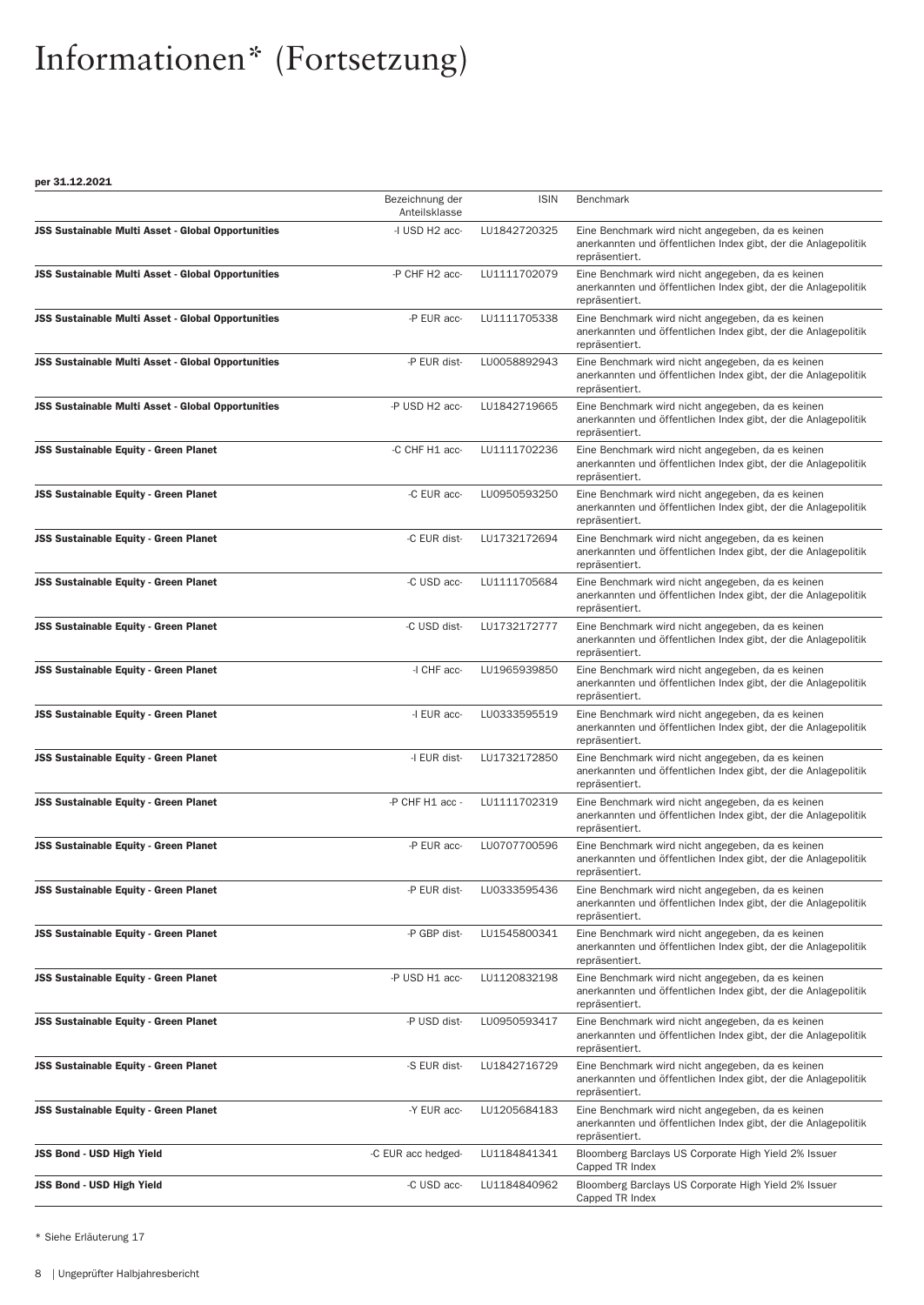# Informationen* (Fortsetzung)

**per 31.12.2021**

| | Bezeichnung der Anteilsklasse | ISIN | Benchmark |
|---|---|---|---|
| **JSS Sustainable Multi Asset - Global Opportunities** | -I USD H2 acc- | LU1842720325 | Eine Benchmark wird nicht angegeben, da es keinen anerkannten und öffentlichen Index gibt, der die Anlagepolitik repräsentiert. |
| **JSS Sustainable Multi Asset - Global Opportunities** | -P CHF H2 acc- | LU1111702079 | Eine Benchmark wird nicht angegeben, da es keinen anerkannten und öffentlichen Index gibt, der die Anlagepolitik repräsentiert. |
| **JSS Sustainable Multi Asset - Global Opportunities** | -P EUR acc- | LU1111705338 | Eine Benchmark wird nicht angegeben, da es keinen anerkannten und öffentlichen Index gibt, der die Anlagepolitik repräsentiert. |
| **JSS Sustainable Multi Asset - Global Opportunities** | -P EUR dist- | LU0058892943 | Eine Benchmark wird nicht angegeben, da es keinen anerkannten und öffentlichen Index gibt, der die Anlagepolitik repräsentiert. |
| **JSS Sustainable Multi Asset - Global Opportunities** | -P USD H2 acc- | LU1842719665 | Eine Benchmark wird nicht angegeben, da es keinen anerkannten und öffentlichen Index gibt, der die Anlagepolitik repräsentiert. |
| **JSS Sustainable Equity - Green Planet** | -C CHF H1 acc- | LU1111702236 | Eine Benchmark wird nicht angegeben, da es keinen anerkannten und öffentlichen Index gibt, der die Anlagepolitik repräsentiert. |
| **JSS Sustainable Equity - Green Planet** | -C EUR acc- | LU0950593250 | Eine Benchmark wird nicht angegeben, da es keinen anerkannten und öffentlichen Index gibt, der die Anlagepolitik repräsentiert. |
| **JSS Sustainable Equity - Green Planet** | -C EUR dist- | LU1732172694 | Eine Benchmark wird nicht angegeben, da es keinen anerkannten und öffentlichen Index gibt, der die Anlagepolitik repräsentiert. |
| **JSS Sustainable Equity - Green Planet** | -C USD acc- | LU1111705684 | Eine Benchmark wird nicht angegeben, da es keinen anerkannten und öffentlichen Index gibt, der die Anlagepolitik repräsentiert. |
| **JSS Sustainable Equity - Green Planet** | -C USD dist- | LU1732172777 | Eine Benchmark wird nicht angegeben, da es keinen anerkannten und öffentlichen Index gibt, der die Anlagepolitik repräsentiert. |
| **JSS Sustainable Equity - Green Planet** | -I CHF acc- | LU1965939850 | Eine Benchmark wird nicht angegeben, da es keinen anerkannten und öffentlichen Index gibt, der die Anlagepolitik repräsentiert. |
| **JSS Sustainable Equity - Green Planet** | -I EUR acc- | LU0333595519 | Eine Benchmark wird nicht angegeben, da es keinen anerkannten und öffentlichen Index gibt, der die Anlagepolitik repräsentiert. |
| **JSS Sustainable Equity - Green Planet** | -I EUR dist- | LU1732172850 | Eine Benchmark wird nicht angegeben, da es keinen anerkannten und öffentlichen Index gibt, der die Anlagepolitik repräsentiert. |
| **JSS Sustainable Equity - Green Planet** | -P CHF H1 acc - | LU1111702319 | Eine Benchmark wird nicht angegeben, da es keinen anerkannten und öffentlichen Index gibt, der die Anlagepolitik repräsentiert. |
| **JSS Sustainable Equity - Green Planet** | -P EUR acc- | LU0707700596 | Eine Benchmark wird nicht angegeben, da es keinen anerkannten und öffentlichen Index gibt, der die Anlagepolitik repräsentiert. |
| **JSS Sustainable Equity - Green Planet** | -P EUR dist- | LU0333595436 | Eine Benchmark wird nicht angegeben, da es keinen anerkannten und öffentlichen Index gibt, der die Anlagepolitik repräsentiert. |
| **JSS Sustainable Equity - Green Planet** | -P GBP dist- | LU1545800341 | Eine Benchmark wird nicht angegeben, da es keinen anerkannten und öffentlichen Index gibt, der die Anlagepolitik repräsentiert. |
| **JSS Sustainable Equity - Green Planet** | -P USD H1 acc- | LU1120832198 | Eine Benchmark wird nicht angegeben, da es keinen anerkannten und öffentlichen Index gibt, der die Anlagepolitik repräsentiert. |
| **JSS Sustainable Equity - Green Planet** | -P USD dist- | LU0950593417 | Eine Benchmark wird nicht angegeben, da es keinen anerkannten und öffentlichen Index gibt, der die Anlagepolitik repräsentiert. |
| **JSS Sustainable Equity - Green Planet** | -S EUR dist- | LU1842716729 | Eine Benchmark wird nicht angegeben, da es keinen anerkannten und öffentlichen Index gibt, der die Anlagepolitik repräsentiert. |
| **JSS Sustainable Equity - Green Planet** | -Y EUR acc- | LU1205684183 | Eine Benchmark wird nicht angegeben, da es keinen anerkannten und öffentlichen Index gibt, der die Anlagepolitik repräsentiert. |
| **JSS Bond - USD High Yield** | -C EUR acc hedged- | LU1184841341 | Bloomberg Barclays US Corporate High Yield 2% Issuer Capped TR Index |
| **JSS Bond - USD High Yield** | -C USD acc- | LU1184840962 | Bloomberg Barclays US Corporate High Yield 2% Issuer Capped TR Index |

* Siehe Erläuterung 17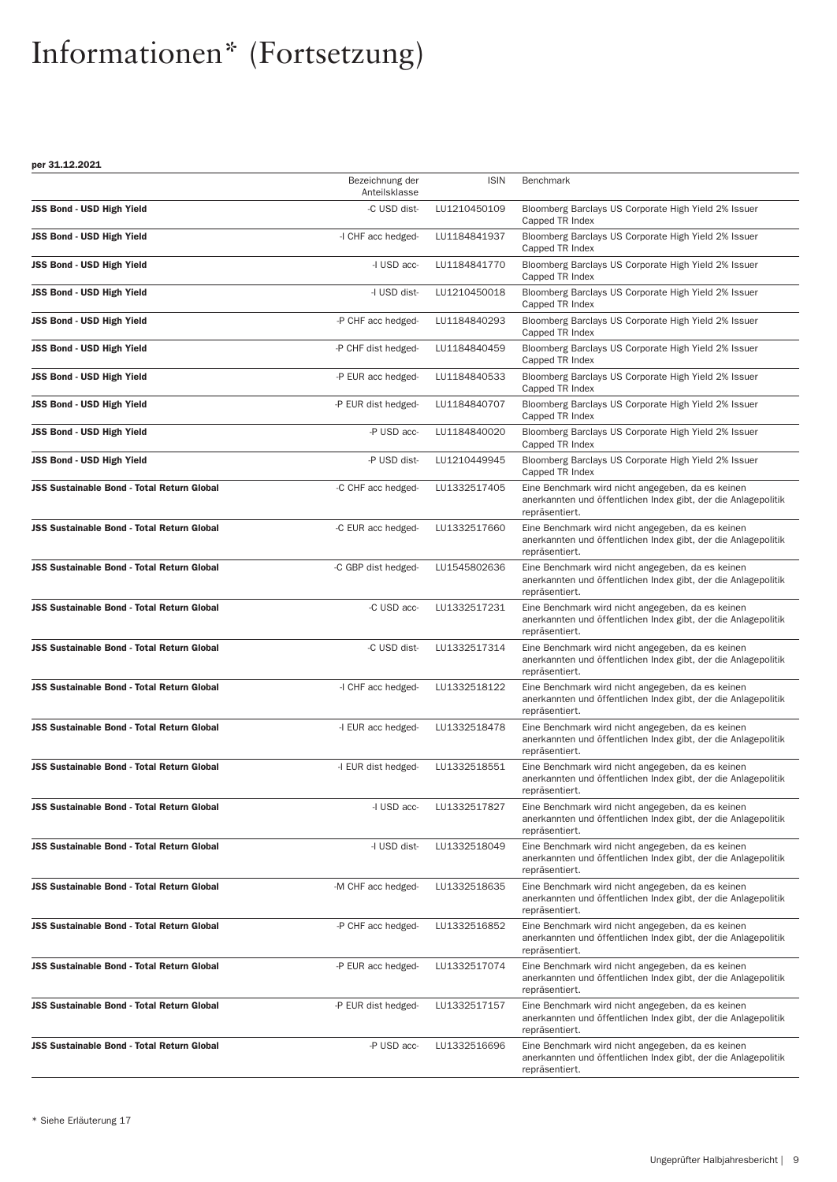# Informationen* (Fortsetzung)

**per 31.12.2021**

| | Bezeichnung der Anteilsklasse | ISIN | Benchmark |
|---|---|---|---|
| **JSS Bond - USD High Yield** | -C USD dist- | LU1210450109 | Bloomberg Barclays US Corporate High Yield 2% Issuer Capped TR Index |
| **JSS Bond - USD High Yield** | -I CHF acc hedged- | LU1184841937 | Bloomberg Barclays US Corporate High Yield 2% Issuer Capped TR Index |
| **JSS Bond - USD High Yield** | -I USD acc- | LU1184841770 | Bloomberg Barclays US Corporate High Yield 2% Issuer Capped TR Index |
| **JSS Bond - USD High Yield** | -I USD dist- | LU1210450018 | Bloomberg Barclays US Corporate High Yield 2% Issuer Capped TR Index |
| **JSS Bond - USD High Yield** | -P CHF acc hedged- | LU1184840293 | Bloomberg Barclays US Corporate High Yield 2% Issuer Capped TR Index |
| **JSS Bond - USD High Yield** | -P CHF dist hedged- | LU1184840459 | Bloomberg Barclays US Corporate High Yield 2% Issuer Capped TR Index |
| **JSS Bond - USD High Yield** | -P EUR acc hedged- | LU1184840533 | Bloomberg Barclays US Corporate High Yield 2% Issuer Capped TR Index |
| **JSS Bond - USD High Yield** | -P EUR dist hedged- | LU1184840707 | Bloomberg Barclays US Corporate High Yield 2% Issuer Capped TR Index |
| **JSS Bond - USD High Yield** | -P USD acc- | LU1184840020 | Bloomberg Barclays US Corporate High Yield 2% Issuer Capped TR Index |
| **JSS Bond - USD High Yield** | -P USD dist- | LU1210449945 | Bloomberg Barclays US Corporate High Yield 2% Issuer Capped TR Index |
| **JSS Sustainable Bond - Total Return Global** | -C CHF acc hedged- | LU1332517405 | Eine Benchmark wird nicht angegeben, da es keinen anerkannten und öffentlichen Index gibt, der die Anlagepolitik repräsentiert. |
| **JSS Sustainable Bond - Total Return Global** | -C EUR acc hedged- | LU1332517660 | Eine Benchmark wird nicht angegeben, da es keinen anerkannten und öffentlichen Index gibt, der die Anlagepolitik repräsentiert. |
| **JSS Sustainable Bond - Total Return Global** | -C GBP dist hedged- | LU1545802636 | Eine Benchmark wird nicht angegeben, da es keinen anerkannten und öffentlichen Index gibt, der die Anlagepolitik repräsentiert. |
| **JSS Sustainable Bond - Total Return Global** | -C USD acc- | LU1332517231 | Eine Benchmark wird nicht angegeben, da es keinen anerkannten und öffentlichen Index gibt, der die Anlagepolitik repräsentiert. |
| **JSS Sustainable Bond - Total Return Global** | -C USD dist- | LU1332517314 | Eine Benchmark wird nicht angegeben, da es keinen anerkannten und öffentlichen Index gibt, der die Anlagepolitik repräsentiert. |
| **JSS Sustainable Bond - Total Return Global** | -I CHF acc hedged- | LU1332518122 | Eine Benchmark wird nicht angegeben, da es keinen anerkannten und öffentlichen Index gibt, der die Anlagepolitik repräsentiert. |
| **JSS Sustainable Bond - Total Return Global** | -I EUR acc hedged- | LU1332518478 | Eine Benchmark wird nicht angegeben, da es keinen anerkannten und öffentlichen Index gibt, der die Anlagepolitik repräsentiert. |
| **JSS Sustainable Bond - Total Return Global** | -I EUR dist hedged- | LU1332518551 | Eine Benchmark wird nicht angegeben, da es keinen anerkannten und öffentlichen Index gibt, der die Anlagepolitik repräsentiert. |
| **JSS Sustainable Bond - Total Return Global** | -I USD acc- | LU1332517827 | Eine Benchmark wird nicht angegeben, da es keinen anerkannten und öffentlichen Index gibt, der die Anlagepolitik repräsentiert. |
| **JSS Sustainable Bond - Total Return Global** | -I USD dist- | LU1332518049 | Eine Benchmark wird nicht angegeben, da es keinen anerkannten und öffentlichen Index gibt, der die Anlagepolitik repräsentiert. |
| **JSS Sustainable Bond - Total Return Global** | -M CHF acc hedged- | LU1332518635 | Eine Benchmark wird nicht angegeben, da es keinen anerkannten und öffentlichen Index gibt, der die Anlagepolitik repräsentiert. |
| **JSS Sustainable Bond - Total Return Global** | -P CHF acc hedged- | LU1332516852 | Eine Benchmark wird nicht angegeben, da es keinen anerkannten und öffentlichen Index gibt, der die Anlagepolitik repräsentiert. |
| **JSS Sustainable Bond - Total Return Global** | -P EUR acc hedged- | LU1332517074 | Eine Benchmark wird nicht angegeben, da es keinen anerkannten und öffentlichen Index gibt, der die Anlagepolitik repräsentiert. |
| **JSS Sustainable Bond - Total Return Global** | -P EUR dist hedged- | LU1332517157 | Eine Benchmark wird nicht angegeben, da es keinen anerkannten und öffentlichen Index gibt, der die Anlagepolitik repräsentiert. |
| **JSS Sustainable Bond - Total Return Global** | -P USD acc- | LU1332516696 | Eine Benchmark wird nicht angegeben, da es keinen anerkannten und öffentlichen Index gibt, der die Anlagepolitik repräsentiert. |

* Siehe Erläuterung 17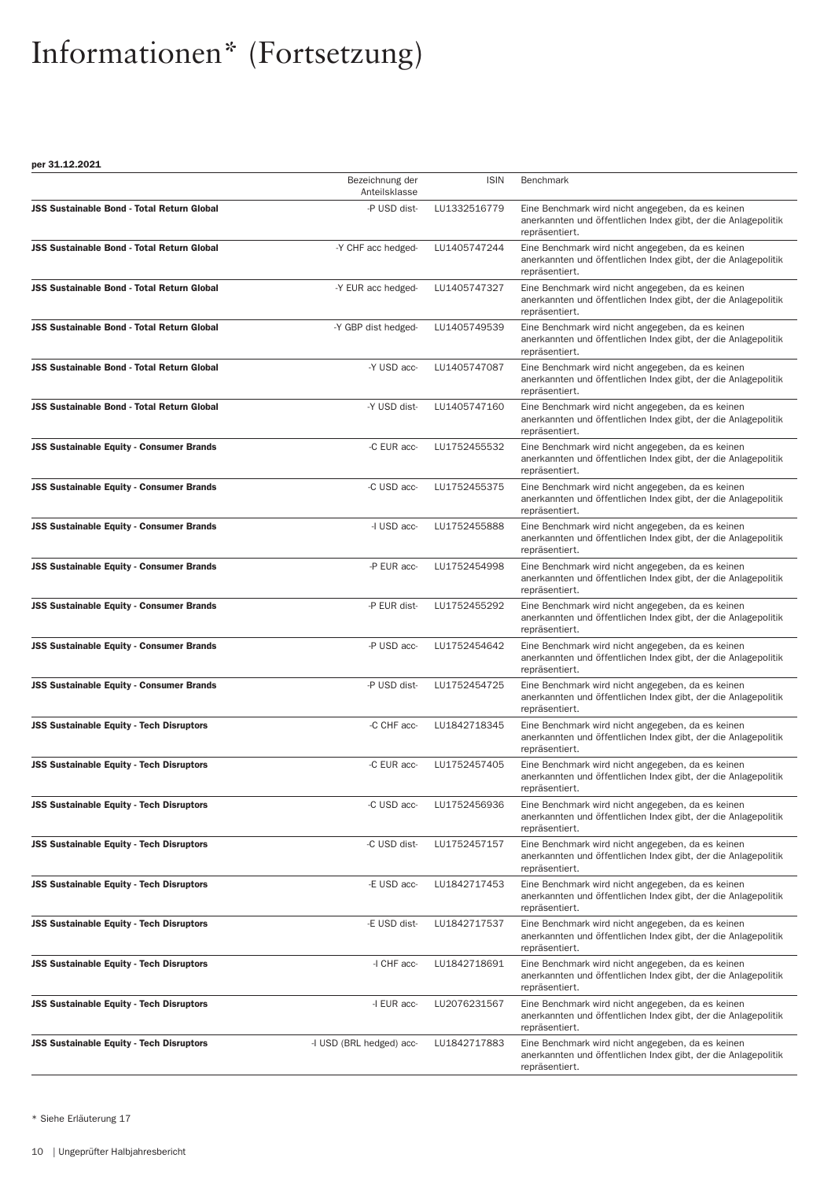# Informationen* (Fortsetzung)

**per 31.12.2021**

| | Bezeichnung der Anteilsklasse | ISIN | Benchmark |
|---|---|---|---|
| **JSS Sustainable Bond - Total Return Global** | -P USD dist- | LU1332516779 | Eine Benchmark wird nicht angegeben, da es keinen anerkannten und öffentlichen Index gibt, der die Anlagepolitik repräsentiert. |
| **JSS Sustainable Bond - Total Return Global** | -Y CHF acc hedged- | LU1405747244 | Eine Benchmark wird nicht angegeben, da es keinen anerkannten und öffentlichen Index gibt, der die Anlagepolitik repräsentiert. |
| **JSS Sustainable Bond - Total Return Global** | -Y EUR acc hedged- | LU1405747327 | Eine Benchmark wird nicht angegeben, da es keinen anerkannten und öffentlichen Index gibt, der die Anlagepolitik repräsentiert. |
| **JSS Sustainable Bond - Total Return Global** | -Y GBP dist hedged- | LU1405749539 | Eine Benchmark wird nicht angegeben, da es keinen anerkannten und öffentlichen Index gibt, der die Anlagepolitik repräsentiert. |
| **JSS Sustainable Bond - Total Return Global** | -Y USD acc- | LU1405747087 | Eine Benchmark wird nicht angegeben, da es keinen anerkannten und öffentlichen Index gibt, der die Anlagepolitik repräsentiert. |
| **JSS Sustainable Bond - Total Return Global** | -Y USD dist- | LU1405747160 | Eine Benchmark wird nicht angegeben, da es keinen anerkannten und öffentlichen Index gibt, der die Anlagepolitik repräsentiert. |
| **JSS Sustainable Equity - Consumer Brands** | -C EUR acc- | LU1752455532 | Eine Benchmark wird nicht angegeben, da es keinen anerkannten und öffentlichen Index gibt, der die Anlagepolitik repräsentiert. |
| **JSS Sustainable Equity - Consumer Brands** | -C USD acc- | LU1752455375 | Eine Benchmark wird nicht angegeben, da es keinen anerkannten und öffentlichen Index gibt, der die Anlagepolitik repräsentiert. |
| **JSS Sustainable Equity - Consumer Brands** | -I USD acc- | LU1752455888 | Eine Benchmark wird nicht angegeben, da es keinen anerkannten und öffentlichen Index gibt, der die Anlagepolitik repräsentiert. |
| **JSS Sustainable Equity - Consumer Brands** | -P EUR acc- | LU1752454998 | Eine Benchmark wird nicht angegeben, da es keinen anerkannten und öffentlichen Index gibt, der die Anlagepolitik repräsentiert. |
| **JSS Sustainable Equity - Consumer Brands** | -P EUR dist- | LU1752455292 | Eine Benchmark wird nicht angegeben, da es keinen anerkannten und öffentlichen Index gibt, der die Anlagepolitik repräsentiert. |
| **JSS Sustainable Equity - Consumer Brands** | -P USD acc- | LU1752454642 | Eine Benchmark wird nicht angegeben, da es keinen anerkannten und öffentlichen Index gibt, der die Anlagepolitik repräsentiert. |
| **JSS Sustainable Equity - Consumer Brands** | -P USD dist- | LU1752454725 | Eine Benchmark wird nicht angegeben, da es keinen anerkannten und öffentlichen Index gibt, der die Anlagepolitik repräsentiert. |
| **JSS Sustainable Equity - Tech Disruptors** | -C CHF acc- | LU1842718345 | Eine Benchmark wird nicht angegeben, da es keinen anerkannten und öffentlichen Index gibt, der die Anlagepolitik repräsentiert. |
| **JSS Sustainable Equity - Tech Disruptors** | -C EUR acc- | LU1752457405 | Eine Benchmark wird nicht angegeben, da es keinen anerkannten und öffentlichen Index gibt, der die Anlagepolitik repräsentiert. |
| **JSS Sustainable Equity - Tech Disruptors** | -C USD acc- | LU1752456936 | Eine Benchmark wird nicht angegeben, da es keinen anerkannten und öffentlichen Index gibt, der die Anlagepolitik repräsentiert. |
| **JSS Sustainable Equity - Tech Disruptors** | -C USD dist- | LU1752457157 | Eine Benchmark wird nicht angegeben, da es keinen anerkannten und öffentlichen Index gibt, der die Anlagepolitik repräsentiert. |
| **JSS Sustainable Equity - Tech Disruptors** | -E USD acc- | LU1842717453 | Eine Benchmark wird nicht angegeben, da es keinen anerkannten und öffentlichen Index gibt, der die Anlagepolitik repräsentiert. |
| **JSS Sustainable Equity - Tech Disruptors** | -E USD dist- | LU1842717537 | Eine Benchmark wird nicht angegeben, da es keinen anerkannten und öffentlichen Index gibt, der die Anlagepolitik repräsentiert. |
| **JSS Sustainable Equity - Tech Disruptors** | -I CHF acc- | LU1842718691 | Eine Benchmark wird nicht angegeben, da es keinen anerkannten und öffentlichen Index gibt, der die Anlagepolitik repräsentiert. |
| **JSS Sustainable Equity - Tech Disruptors** | -I EUR acc- | LU2076231567 | Eine Benchmark wird nicht angegeben, da es keinen anerkannten und öffentlichen Index gibt, der die Anlagepolitik repräsentiert. |
| **JSS Sustainable Equity - Tech Disruptors** | -I USD (BRL hedged) acc- | LU1842717883 | Eine Benchmark wird nicht angegeben, da es keinen anerkannten und öffentlichen Index gibt, der die Anlagepolitik repräsentiert. |

* Siehe Erläuterung 17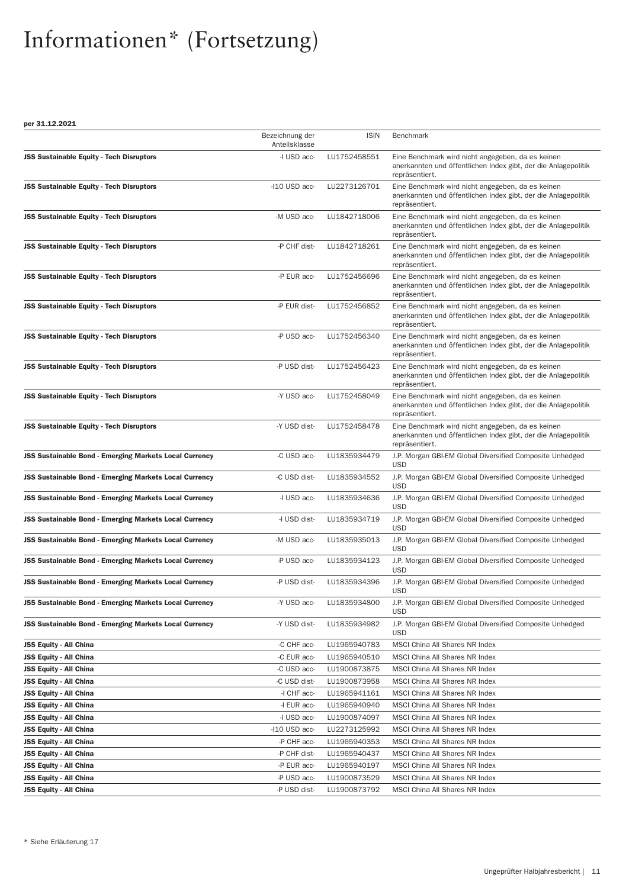# Informationen* (Fortsetzung)

**per 31.12.2021**

| | Bezeichnung der Anteilsklasse | ISIN | Benchmark |
|---|---|---|---|
| **JSS Sustainable Equity - Tech Disruptors** | -I USD acc- | LU1752458551 | Eine Benchmark wird nicht angegeben, da es keinen anerkannten und öffentlichen Index gibt, der die Anlagepolitik repräsentiert. |
| **JSS Sustainable Equity - Tech Disruptors** | -I10 USD acc- | LU2273126701 | Eine Benchmark wird nicht angegeben, da es keinen anerkannten und öffentlichen Index gibt, der die Anlagepolitik repräsentiert. |
| **JSS Sustainable Equity - Tech Disruptors** | -M USD acc- | LU1842718006 | Eine Benchmark wird nicht angegeben, da es keinen anerkannten und öffentlichen Index gibt, der die Anlagepolitik repräsentiert. |
| **JSS Sustainable Equity - Tech Disruptors** | -P CHF dist- | LU1842718261 | Eine Benchmark wird nicht angegeben, da es keinen anerkannten und öffentlichen Index gibt, der die Anlagepolitik repräsentiert. |
| **JSS Sustainable Equity - Tech Disruptors** | -P EUR acc- | LU1752456696 | Eine Benchmark wird nicht angegeben, da es keinen anerkannten und öffentlichen Index gibt, der die Anlagepolitik repräsentiert. |
| **JSS Sustainable Equity - Tech Disruptors** | -P EUR dist- | LU1752456852 | Eine Benchmark wird nicht angegeben, da es keinen anerkannten und öffentlichen Index gibt, der die Anlagepolitik repräsentiert. |
| **JSS Sustainable Equity - Tech Disruptors** | -P USD acc- | LU1752456340 | Eine Benchmark wird nicht angegeben, da es keinen anerkannten und öffentlichen Index gibt, der die Anlagepolitik repräsentiert. |
| **JSS Sustainable Equity - Tech Disruptors** | -P USD dist- | LU1752456423 | Eine Benchmark wird nicht angegeben, da es keinen anerkannten und öffentlichen Index gibt, der die Anlagepolitik repräsentiert. |
| **JSS Sustainable Equity - Tech Disruptors** | -Y USD acc- | LU1752458049 | Eine Benchmark wird nicht angegeben, da es keinen anerkannten und öffentlichen Index gibt, der die Anlagepolitik repräsentiert. |
| **JSS Sustainable Equity - Tech Disruptors** | -Y USD dist- | LU1752458478 | Eine Benchmark wird nicht angegeben, da es keinen anerkannten und öffentlichen Index gibt, der die Anlagepolitik repräsentiert. |
| **JSS Sustainable Bond - Emerging Markets Local Currency** | -C USD acc- | LU1835934479 | J.P. Morgan GBI-EM Global Diversified Composite Unhedged USD |
| **JSS Sustainable Bond - Emerging Markets Local Currency** | -C USD dist- | LU1835934552 | J.P. Morgan GBI-EM Global Diversified Composite Unhedged USD |
| **JSS Sustainable Bond - Emerging Markets Local Currency** | -I USD acc- | LU1835934636 | J.P. Morgan GBI-EM Global Diversified Composite Unhedged USD |
| **JSS Sustainable Bond - Emerging Markets Local Currency** | -I USD dist- | LU1835934719 | J.P. Morgan GBI-EM Global Diversified Composite Unhedged USD |
| **JSS Sustainable Bond - Emerging Markets Local Currency** | -M USD acc- | LU1835935013 | J.P. Morgan GBI-EM Global Diversified Composite Unhedged USD |
| **JSS Sustainable Bond - Emerging Markets Local Currency** | -P USD acc- | LU1835934123 | J.P. Morgan GBI-EM Global Diversified Composite Unhedged USD |
| **JSS Sustainable Bond - Emerging Markets Local Currency** | -P USD dist- | LU1835934396 | J.P. Morgan GBI-EM Global Diversified Composite Unhedged USD |
| **JSS Sustainable Bond - Emerging Markets Local Currency** | -Y USD acc- | LU1835934800 | J.P. Morgan GBI-EM Global Diversified Composite Unhedged USD |
| **JSS Sustainable Bond - Emerging Markets Local Currency** | -Y USD dist- | LU1835934982 | J.P. Morgan GBI-EM Global Diversified Composite Unhedged USD |
| **JSS Equity - All China** | -C CHF acc- | LU1965940783 | MSCI China All Shares NR Index |
| **JSS Equity - All China** | -C EUR acc- | LU1965940510 | MSCI China All Shares NR Index |
| **JSS Equity - All China** | -C USD acc- | LU1900873875 | MSCI China All Shares NR Index |
| **JSS Equity - All China** | -C USD dist- | LU1900873958 | MSCI China All Shares NR Index |
| **JSS Equity - All China** | -I CHF acc- | LU1965941161 | MSCI China All Shares NR Index |
| **JSS Equity - All China** | -I EUR acc- | LU1965940940 | MSCI China All Shares NR Index |
| **JSS Equity - All China** | -I USD acc- | LU1900874097 | MSCI China All Shares NR Index |
| **JSS Equity - All China** | -I10 USD acc- | LU2273125992 | MSCI China All Shares NR Index |
| **JSS Equity - All China** | -P CHF acc- | LU1965940353 | MSCI China All Shares NR Index |
| **JSS Equity - All China** | -P CHF dist- | LU1965940437 | MSCI China All Shares NR Index |
| **JSS Equity - All China** | -P EUR acc- | LU1965940197 | MSCI China All Shares NR Index |
| **JSS Equity - All China** | -P USD acc- | LU1900873529 | MSCI China All Shares NR Index |
| **JSS Equity - All China** | -P USD dist- | LU1900873792 | MSCI China All Shares NR Index |

\* Siehe Erläuterung 17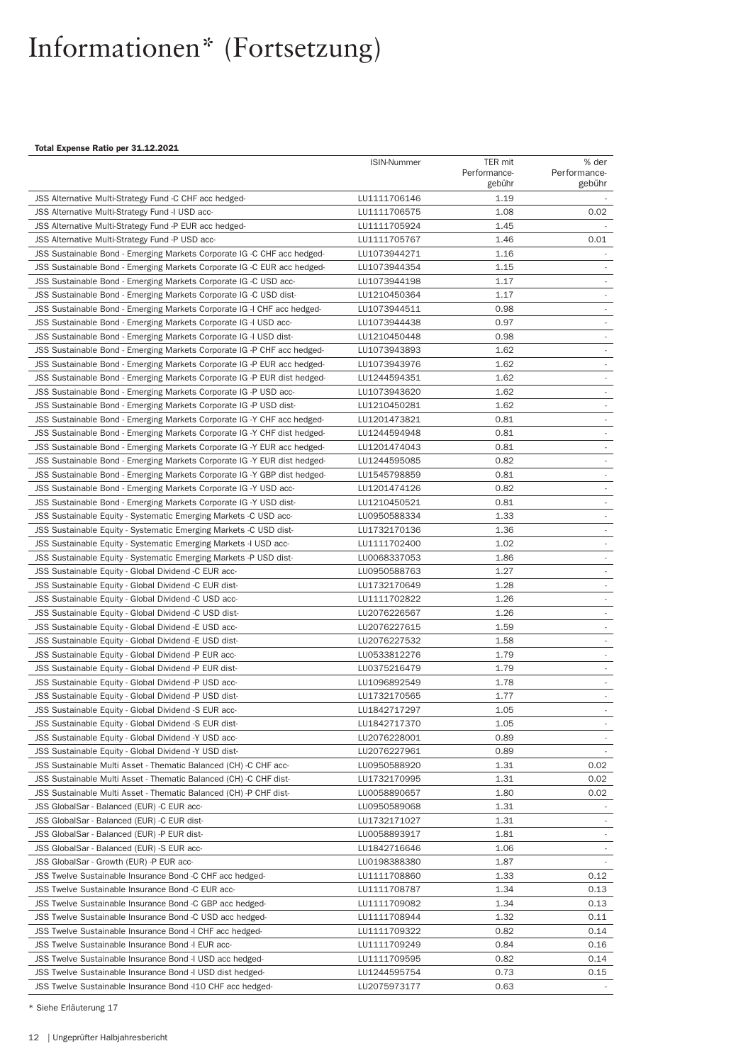# Informationen* (Fortsetzung)

**Total Expense Ratio per 31.12.2021**

| | ISIN-Nummer | TER mit Performance-gebühr | % der Performance-gebühr |
|---|---|---|---|
| JSS Alternative Multi-Strategy Fund -C CHF acc hedged- | LU1111706146 | 1.19 | - |
| JSS Alternative Multi-Strategy Fund -I USD acc- | LU1111706575 | 1.08 | 0.02 |
| JSS Alternative Multi-Strategy Fund -P EUR acc hedged- | LU1111705924 | 1.45 | - |
| JSS Alternative Multi-Strategy Fund -P USD acc- | LU1111705767 | 1.46 | 0.01 |
| JSS Sustainable Bond - Emerging Markets Corporate IG -C CHF acc hedged- | LU1073944271 | 1.16 | - |
| JSS Sustainable Bond - Emerging Markets Corporate IG -C EUR acc hedged- | LU1073944354 | 1.15 | - |
| JSS Sustainable Bond - Emerging Markets Corporate IG -C USD acc- | LU1073944198 | 1.17 | - |
| JSS Sustainable Bond - Emerging Markets Corporate IG -C USD dist- | LU1210450364 | 1.17 | - |
| JSS Sustainable Bond - Emerging Markets Corporate IG -I CHF acc hedged- | LU1073944511 | 0.98 | - |
| JSS Sustainable Bond - Emerging Markets Corporate IG -I USD acc- | LU1073944438 | 0.97 | - |
| JSS Sustainable Bond - Emerging Markets Corporate IG -I USD dist- | LU1210450448 | 0.98 | - |
| JSS Sustainable Bond - Emerging Markets Corporate IG -P CHF acc hedged- | LU1073943893 | 1.62 | - |
| JSS Sustainable Bond - Emerging Markets Corporate IG -P EUR acc hedged- | LU1073943976 | 1.62 | - |
| JSS Sustainable Bond - Emerging Markets Corporate IG -P EUR dist hedged- | LU1244594351 | 1.62 | - |
| JSS Sustainable Bond - Emerging Markets Corporate IG -P USD acc- | LU1073943620 | 1.62 | - |
| JSS Sustainable Bond - Emerging Markets Corporate IG -P USD dist- | LU1210450281 | 1.62 | - |
| JSS Sustainable Bond - Emerging Markets Corporate IG -Y CHF acc hedged- | LU1201473821 | 0.81 | - |
| JSS Sustainable Bond - Emerging Markets Corporate IG -Y CHF dist hedged- | LU1244594948 | 0.81 | - |
| JSS Sustainable Bond - Emerging Markets Corporate IG -Y EUR acc hedged- | LU1201474043 | 0.81 | - |
| JSS Sustainable Bond - Emerging Markets Corporate IG -Y EUR dist hedged- | LU1244595085 | 0.82 | - |
| JSS Sustainable Bond - Emerging Markets Corporate IG -Y GBP dist hedged- | LU1545798859 | 0.81 | - |
| JSS Sustainable Bond - Emerging Markets Corporate IG -Y USD acc- | LU1201474126 | 0.82 | - |
| JSS Sustainable Bond - Emerging Markets Corporate IG -Y USD dist- | LU1210450521 | 0.81 | - |
| JSS Sustainable Equity - Systematic Emerging Markets -C USD acc- | LU0950588334 | 1.33 | - |
| JSS Sustainable Equity - Systematic Emerging Markets -C USD dist- | LU1732170136 | 1.36 | - |
| JSS Sustainable Equity - Systematic Emerging Markets -I USD acc- | LU1111702400 | 1.02 | - |
| JSS Sustainable Equity - Systematic Emerging Markets -P USD dist- | LU0068337053 | 1.86 | - |
| JSS Sustainable Equity - Global Dividend -C EUR acc- | LU0950588763 | 1.27 | - |
| JSS Sustainable Equity - Global Dividend -C EUR dist- | LU1732170649 | 1.28 | - |
| JSS Sustainable Equity - Global Dividend -C USD acc- | LU1111702822 | 1.26 | - |
| JSS Sustainable Equity - Global Dividend -C USD dist- | LU2076226567 | 1.26 | - |
| JSS Sustainable Equity - Global Dividend -E USD acc- | LU2076227615 | 1.59 | - |
| JSS Sustainable Equity - Global Dividend -E USD dist- | LU2076227532 | 1.58 | - |
| JSS Sustainable Equity - Global Dividend -P EUR acc- | LU0533812276 | 1.79 | - |
| JSS Sustainable Equity - Global Dividend -P EUR dist- | LU0375216479 | 1.79 | - |
| JSS Sustainable Equity - Global Dividend -P USD acc- | LU1096892549 | 1.78 | - |
| JSS Sustainable Equity - Global Dividend -P USD dist- | LU1732170565 | 1.77 | - |
| JSS Sustainable Equity - Global Dividend -S EUR acc- | LU1842717297 | 1.05 | - |
| JSS Sustainable Equity - Global Dividend -S EUR dist- | LU1842717370 | 1.05 | - |
| JSS Sustainable Equity - Global Dividend -Y USD acc- | LU2076228001 | 0.89 | - |
| JSS Sustainable Equity - Global Dividend -Y USD dist- | LU2076227961 | 0.89 | - |
| JSS Sustainable Multi Asset - Thematic Balanced (CH) -C CHF acc- | LU0950588920 | 1.31 | 0.02 |
| JSS Sustainable Multi Asset - Thematic Balanced (CH) -C CHF dist- | LU1732170995 | 1.31 | 0.02 |
| JSS Sustainable Multi Asset - Thematic Balanced (CH) -P CHF dist- | LU0058890657 | 1.80 | 0.02 |
| JSS GlobalSar - Balanced (EUR) -C EUR acc- | LU0950589068 | 1.31 | - |
| JSS GlobalSar - Balanced (EUR) -C EUR dist- | LU1732171027 | 1.31 | - |
| JSS GlobalSar - Balanced (EUR) -P EUR dist- | LU0058893917 | 1.81 | - |
| JSS GlobalSar - Balanced (EUR) -S EUR acc- | LU1842716646 | 1.06 | - |
| JSS GlobalSar - Growth (EUR) -P EUR acc- | LU0198388380 | 1.87 | - |
| JSS Twelve Sustainable Insurance Bond -C CHF acc hedged- | LU1111708860 | 1.33 | 0.12 |
| JSS Twelve Sustainable Insurance Bond -C EUR acc- | LU1111708787 | 1.34 | 0.13 |
| JSS Twelve Sustainable Insurance Bond -C GBP acc hedged- | LU1111709082 | 1.34 | 0.13 |
| JSS Twelve Sustainable Insurance Bond -C USD acc hedged- | LU1111708944 | 1.32 | 0.11 |
| JSS Twelve Sustainable Insurance Bond -I CHF acc hedged- | LU1111709322 | 0.82 | 0.14 |
| JSS Twelve Sustainable Insurance Bond -I EUR acc- | LU1111709249 | 0.84 | 0.16 |
| JSS Twelve Sustainable Insurance Bond -I USD acc hedged- | LU1111709595 | 0.82 | 0.14 |
| JSS Twelve Sustainable Insurance Bond -I USD dist hedged- | LU1244595754 | 0.73 | 0.15 |
| JSS Twelve Sustainable Insurance Bond -I10 CHF acc hedged- | LU2075973177 | 0.63 | - |

* Siehe Erläuterung 17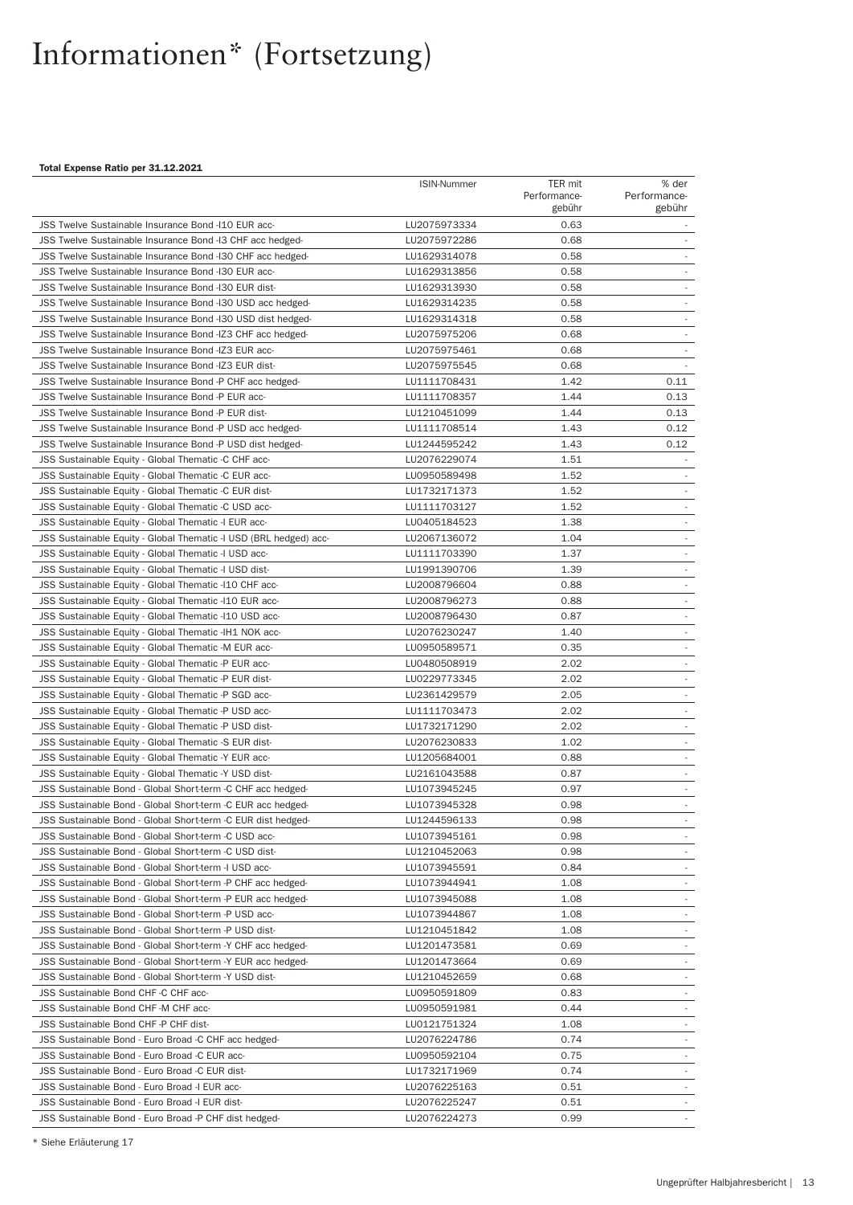# Informationen* (Fortsetzung)

**Total Expense Ratio per 31.12.2021**

| | ISIN-Nummer | TER mit Performance-gebühr | % der Performance-gebühr |
|---|---|---|---|
| JSS Twelve Sustainable Insurance Bond -I10 EUR acc- | LU2075973334 | 0.63 | - |
| JSS Twelve Sustainable Insurance Bond -I3 CHF acc hedged- | LU2075972286 | 0.68 | - |
| JSS Twelve Sustainable Insurance Bond -I30 CHF acc hedged- | LU1629314078 | 0.58 | - |
| JSS Twelve Sustainable Insurance Bond -I30 EUR acc- | LU1629313856 | 0.58 | - |
| JSS Twelve Sustainable Insurance Bond -I30 EUR dist- | LU1629313930 | 0.58 | - |
| JSS Twelve Sustainable Insurance Bond -I30 USD acc hedged- | LU1629314235 | 0.58 | - |
| JSS Twelve Sustainable Insurance Bond -I30 USD dist hedged- | LU1629314318 | 0.58 | - |
| JSS Twelve Sustainable Insurance Bond -IZ3 CHF acc hedged- | LU2075975206 | 0.68 | - |
| JSS Twelve Sustainable Insurance Bond -IZ3 EUR acc- | LU2075975461 | 0.68 | - |
| JSS Twelve Sustainable Insurance Bond -IZ3 EUR dist- | LU2075975545 | 0.68 | - |
| JSS Twelve Sustainable Insurance Bond -P CHF acc hedged- | LU1111708431 | 1.42 | 0.11 |
| JSS Twelve Sustainable Insurance Bond -P EUR acc- | LU1111708357 | 1.44 | 0.13 |
| JSS Twelve Sustainable Insurance Bond -P EUR dist- | LU1210451099 | 1.44 | 0.13 |
| JSS Twelve Sustainable Insurance Bond -P USD acc hedged- | LU1111708514 | 1.43 | 0.12 |
| JSS Twelve Sustainable Insurance Bond -P USD dist hedged- | LU1244595242 | 1.43 | 0.12 |
| JSS Sustainable Equity - Global Thematic -C CHF acc- | LU2076229074 | 1.51 | - |
| JSS Sustainable Equity - Global Thematic -C EUR acc- | LU0950589498 | 1.52 | - |
| JSS Sustainable Equity - Global Thematic -C EUR dist- | LU1732171373 | 1.52 | - |
| JSS Sustainable Equity - Global Thematic -C USD acc- | LU1111703127 | 1.52 | - |
| JSS Sustainable Equity - Global Thematic -I EUR acc- | LU0405184523 | 1.38 | - |
| JSS Sustainable Equity - Global Thematic -I USD (BRL hedged) acc- | LU2067136072 | 1.04 | - |
| JSS Sustainable Equity - Global Thematic -I USD acc- | LU1111703390 | 1.37 | - |
| JSS Sustainable Equity - Global Thematic -I USD dist- | LU1991390706 | 1.39 | - |
| JSS Sustainable Equity - Global Thematic -I10 CHF acc- | LU2008796604 | 0.88 | - |
| JSS Sustainable Equity - Global Thematic -I10 EUR acc- | LU2008796273 | 0.88 | - |
| JSS Sustainable Equity - Global Thematic -I10 USD acc- | LU2008796430 | 0.87 | - |
| JSS Sustainable Equity - Global Thematic -IH1 NOK acc- | LU2076230247 | 1.40 | - |
| JSS Sustainable Equity - Global Thematic -M EUR acc- | LU0950589571 | 0.35 | - |
| JSS Sustainable Equity - Global Thematic -P EUR acc- | LU0480508919 | 2.02 | - |
| JSS Sustainable Equity - Global Thematic -P EUR dist- | LU0229773345 | 2.02 | - |
| JSS Sustainable Equity - Global Thematic -P SGD acc- | LU2361429579 | 2.05 | - |
| JSS Sustainable Equity - Global Thematic -P USD acc- | LU1111703473 | 2.02 | - |
| JSS Sustainable Equity - Global Thematic -P USD dist- | LU1732171290 | 2.02 | - |
| JSS Sustainable Equity - Global Thematic -S EUR dist- | LU2076230833 | 1.02 | - |
| JSS Sustainable Equity - Global Thematic -Y EUR acc- | LU1205684001 | 0.88 | - |
| JSS Sustainable Equity - Global Thematic -Y USD dist- | LU2161043588 | 0.87 | - |
| JSS Sustainable Bond - Global Short-term -C CHF acc hedged- | LU1073945245 | 0.97 | - |
| JSS Sustainable Bond - Global Short-term -C EUR acc hedged- | LU1073945328 | 0.98 | - |
| JSS Sustainable Bond - Global Short-term -C EUR dist hedged- | LU1244596133 | 0.98 | - |
| JSS Sustainable Bond - Global Short-term -C USD acc- | LU1073945161 | 0.98 | - |
| JSS Sustainable Bond - Global Short-term -C USD dist- | LU1210452063 | 0.98 | - |
| JSS Sustainable Bond - Global Short-term -I USD acc- | LU1073945591 | 0.84 | - |
| JSS Sustainable Bond - Global Short-term -P CHF acc hedged- | LU1073944941 | 1.08 | - |
| JSS Sustainable Bond - Global Short-term -P EUR acc hedged- | LU1073945088 | 1.08 | - |
| JSS Sustainable Bond - Global Short-term -P USD acc- | LU1073944867 | 1.08 | - |
| JSS Sustainable Bond - Global Short-term -P USD dist- | LU1210451842 | 1.08 | - |
| JSS Sustainable Bond - Global Short-term -Y CHF acc hedged- | LU1201473581 | 0.69 | - |
| JSS Sustainable Bond - Global Short-term -Y EUR acc hedged- | LU1201473664 | 0.69 | - |
| JSS Sustainable Bond - Global Short-term -Y USD dist- | LU1210452659 | 0.68 | - |
| JSS Sustainable Bond CHF -C CHF acc- | LU0950591809 | 0.83 | - |
| JSS Sustainable Bond CHF -M CHF acc- | LU0950591981 | 0.44 | - |
| JSS Sustainable Bond CHF -P CHF dist- | LU0121751324 | 1.08 | - |
| JSS Sustainable Bond - Euro Broad -C CHF acc hedged- | LU2076224786 | 0.74 | - |
| JSS Sustainable Bond - Euro Broad -C EUR acc- | LU0950592104 | 0.75 | - |
| JSS Sustainable Bond - Euro Broad -C EUR dist- | LU1732171969 | 0.74 | - |
| JSS Sustainable Bond - Euro Broad -I EUR acc- | LU2076225163 | 0.51 | - |
| JSS Sustainable Bond - Euro Broad -I EUR dist- | LU2076225247 | 0.51 | - |
| JSS Sustainable Bond - Euro Broad -P CHF dist hedged- | LU2076224273 | 0.99 | - |

* Siehe Erläuterung 17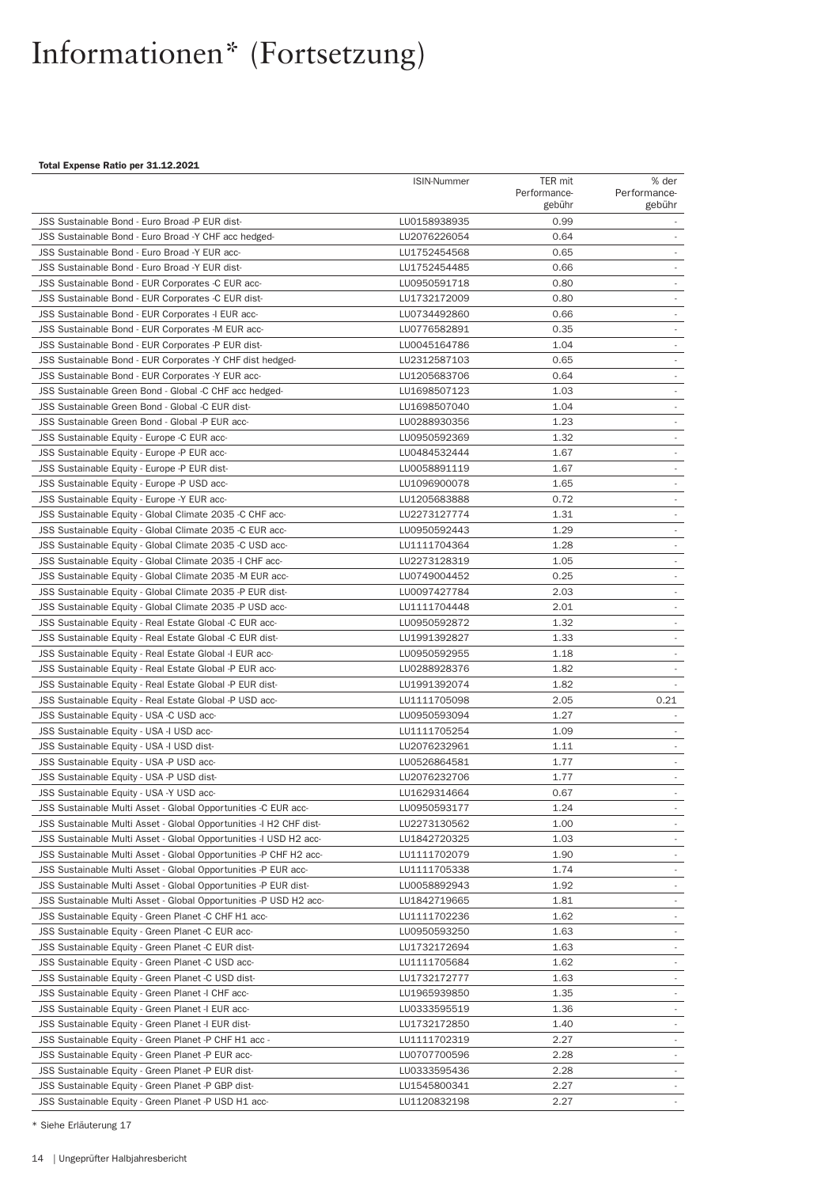# Informationen* (Fortsetzung)

**Total Expense Ratio per 31.12.2021**

| | ISIN-Nummer | TER mit Performance-gebühr | % der Performance-gebühr |
|---|---|---|---|
| JSS Sustainable Bond - Euro Broad -P EUR dist- | LU0158938935 | 0.99 | - |
| JSS Sustainable Bond - Euro Broad -Y CHF acc hedged- | LU2076226054 | 0.64 | - |
| JSS Sustainable Bond - Euro Broad -Y EUR acc- | LU1752454568 | 0.65 | - |
| JSS Sustainable Bond - Euro Broad -Y EUR dist- | LU1752454485 | 0.66 | - |
| JSS Sustainable Bond - EUR Corporates -C EUR acc- | LU0950591718 | 0.80 | - |
| JSS Sustainable Bond - EUR Corporates -C EUR dist- | LU1732172009 | 0.80 | - |
| JSS Sustainable Bond - EUR Corporates -I EUR acc- | LU0734492860 | 0.66 | - |
| JSS Sustainable Bond - EUR Corporates -M EUR acc- | LU0776582891 | 0.35 | - |
| JSS Sustainable Bond - EUR Corporates -P EUR dist- | LU0045164786 | 1.04 | - |
| JSS Sustainable Bond - EUR Corporates -Y CHF dist hedged- | LU2312587103 | 0.65 | - |
| JSS Sustainable Bond - EUR Corporates -Y EUR acc- | LU1205683706 | 0.64 | - |
| JSS Sustainable Green Bond - Global -C CHF acc hedged- | LU1698507123 | 1.03 | - |
| JSS Sustainable Green Bond - Global -C EUR dist- | LU1698507040 | 1.04 | - |
| JSS Sustainable Green Bond - Global -P EUR acc- | LU0288930356 | 1.23 | - |
| JSS Sustainable Equity - Europe -C EUR acc- | LU0950592369 | 1.32 | - |
| JSS Sustainable Equity - Europe -P EUR acc- | LU0484532444 | 1.67 | - |
| JSS Sustainable Equity - Europe -P EUR dist- | LU0058891119 | 1.67 | - |
| JSS Sustainable Equity - Europe -P USD acc- | LU1096900078 | 1.65 | - |
| JSS Sustainable Equity - Europe -Y EUR acc- | LU1205683888 | 0.72 | - |
| JSS Sustainable Equity - Global Climate 2035 -C CHF acc- | LU2273127774 | 1.31 | - |
| JSS Sustainable Equity - Global Climate 2035 -C EUR acc- | LU0950592443 | 1.29 | - |
| JSS Sustainable Equity - Global Climate 2035 -C USD acc- | LU1111704364 | 1.28 | - |
| JSS Sustainable Equity - Global Climate 2035 -I CHF acc- | LU2273128319 | 1.05 | - |
| JSS Sustainable Equity - Global Climate 2035 -M EUR acc- | LU0749004452 | 0.25 | - |
| JSS Sustainable Equity - Global Climate 2035 -P EUR dist- | LU0097427784 | 2.03 | - |
| JSS Sustainable Equity - Global Climate 2035 -P USD acc- | LU1111704448 | 2.01 | - |
| JSS Sustainable Equity - Real Estate Global -C EUR acc- | LU0950592872 | 1.32 | - |
| JSS Sustainable Equity - Real Estate Global -C EUR dist- | LU1991392827 | 1.33 | - |
| JSS Sustainable Equity - Real Estate Global -I EUR acc- | LU0950592955 | 1.18 | - |
| JSS Sustainable Equity - Real Estate Global -P EUR acc- | LU0288928376 | 1.82 | - |
| JSS Sustainable Equity - Real Estate Global -P EUR dist- | LU1991392074 | 1.82 | - |
| JSS Sustainable Equity - Real Estate Global -P USD acc- | LU1111705098 | 2.05 | 0.21 |
| JSS Sustainable Equity - USA -C USD acc- | LU0950593094 | 1.27 | - |
| JSS Sustainable Equity - USA -I USD acc- | LU1111705254 | 1.09 | - |
| JSS Sustainable Equity - USA -I USD dist- | LU2076232961 | 1.11 | - |
| JSS Sustainable Equity - USA -P USD acc- | LU0526864581 | 1.77 | - |
| JSS Sustainable Equity - USA -P USD dist- | LU2076232706 | 1.77 | - |
| JSS Sustainable Equity - USA -Y USD acc- | LU1629314664 | 0.67 | - |
| JSS Sustainable Multi Asset - Global Opportunities -C EUR acc- | LU0950593177 | 1.24 | - |
| JSS Sustainable Multi Asset - Global Opportunities -I H2 CHF dist- | LU2273130562 | 1.00 | - |
| JSS Sustainable Multi Asset - Global Opportunities -I USD H2 acc- | LU1842720325 | 1.03 | - |
| JSS Sustainable Multi Asset - Global Opportunities -P CHF H2 acc- | LU1111702079 | 1.90 | - |
| JSS Sustainable Multi Asset - Global Opportunities -P EUR acc- | LU1111705338 | 1.74 | - |
| JSS Sustainable Multi Asset - Global Opportunities -P EUR dist- | LU0058892943 | 1.92 | - |
| JSS Sustainable Multi Asset - Global Opportunities -P USD H2 acc- | LU1842719665 | 1.81 | - |
| JSS Sustainable Equity - Green Planet -C CHF H1 acc- | LU1111702236 | 1.62 | - |
| JSS Sustainable Equity - Green Planet -C EUR acc- | LU0950593250 | 1.63 | - |
| JSS Sustainable Equity - Green Planet -C EUR dist- | LU1732172694 | 1.63 | - |
| JSS Sustainable Equity - Green Planet -C USD acc- | LU1111705684 | 1.62 | - |
| JSS Sustainable Equity - Green Planet -C USD dist- | LU1732172777 | 1.63 | - |
| JSS Sustainable Equity - Green Planet -I CHF acc- | LU1965939850 | 1.35 | - |
| JSS Sustainable Equity - Green Planet -I EUR acc- | LU0333595519 | 1.36 | - |
| JSS Sustainable Equity - Green Planet -I EUR dist- | LU1732172850 | 1.40 | - |
| JSS Sustainable Equity - Green Planet -P CHF H1 acc - | LU1111702319 | 2.27 | - |
| JSS Sustainable Equity - Green Planet -P EUR acc- | LU0707700596 | 2.28 | - |
| JSS Sustainable Equity - Green Planet -P EUR dist- | LU0333595436 | 2.28 | - |
| JSS Sustainable Equity - Green Planet -P GBP dist- | LU1545800341 | 2.27 | - |
| JSS Sustainable Equity - Green Planet -P USD H1 acc- | LU1120832198 | 2.27 | - |

\* Siehe Erläuterung 17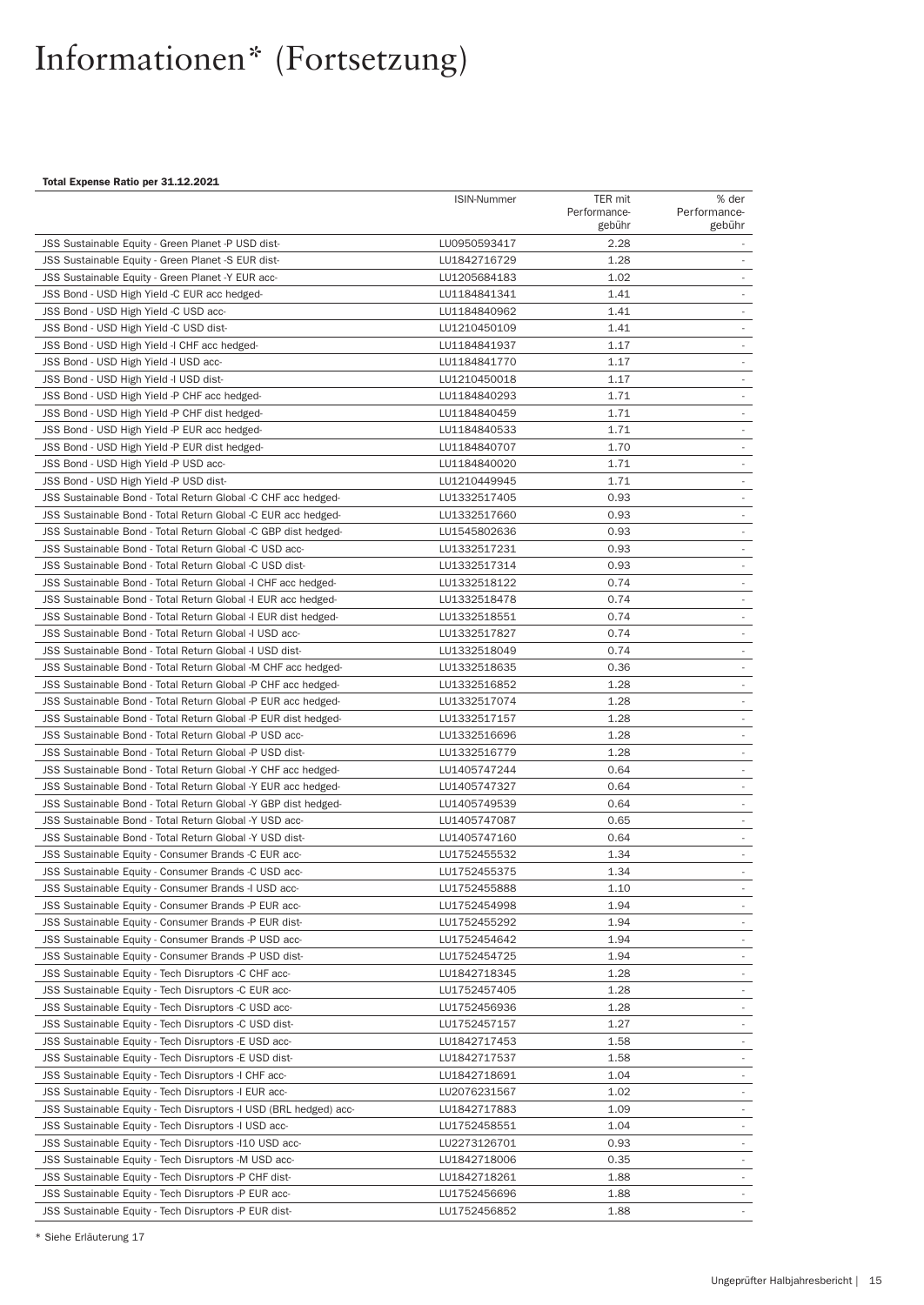# Informationen* (Fortsetzung)

**Total Expense Ratio per 31.12.2021**

| | ISIN-Nummer | TER mit Performance-gebühr | % der Performance-gebühr |
|---|---|---|---|
| JSS Sustainable Equity - Green Planet -P USD dist- | LU0950593417 | 2.28 | - |
| JSS Sustainable Equity - Green Planet -S EUR dist- | LU1842716729 | 1.28 | - |
| JSS Sustainable Equity - Green Planet -Y EUR acc- | LU1205684183 | 1.02 | - |
| JSS Bond - USD High Yield -C EUR acc hedged- | LU1184841341 | 1.41 | - |
| JSS Bond - USD High Yield -C USD acc- | LU1184840962 | 1.41 | - |
| JSS Bond - USD High Yield -C USD dist- | LU1210450109 | 1.41 | - |
| JSS Bond - USD High Yield -I CHF acc hedged- | LU1184841937 | 1.17 | - |
| JSS Bond - USD High Yield -I USD acc- | LU1184841770 | 1.17 | - |
| JSS Bond - USD High Yield -I USD dist- | LU1210450018 | 1.17 | - |
| JSS Bond - USD High Yield -P CHF acc hedged- | LU1184840293 | 1.71 | - |
| JSS Bond - USD High Yield -P CHF dist hedged- | LU1184840459 | 1.71 | - |
| JSS Bond - USD High Yield -P EUR acc hedged- | LU1184840533 | 1.71 | - |
| JSS Bond - USD High Yield -P EUR dist hedged- | LU1184840707 | 1.70 | - |
| JSS Bond - USD High Yield -P USD acc- | LU1184840020 | 1.71 | - |
| JSS Bond - USD High Yield -P USD dist- | LU1210449945 | 1.71 | - |
| JSS Sustainable Bond - Total Return Global -C CHF acc hedged- | LU1332517405 | 0.93 | - |
| JSS Sustainable Bond - Total Return Global -C EUR acc hedged- | LU1332517660 | 0.93 | - |
| JSS Sustainable Bond - Total Return Global -C GBP dist hedged- | LU1545802636 | 0.93 | - |
| JSS Sustainable Bond - Total Return Global -C USD acc- | LU1332517231 | 0.93 | - |
| JSS Sustainable Bond - Total Return Global -C USD dist- | LU1332517314 | 0.93 | - |
| JSS Sustainable Bond - Total Return Global -I CHF acc hedged- | LU1332518122 | 0.74 | - |
| JSS Sustainable Bond - Total Return Global -I EUR acc hedged- | LU1332518478 | 0.74 | - |
| JSS Sustainable Bond - Total Return Global -I EUR dist hedged- | LU1332518551 | 0.74 | - |
| JSS Sustainable Bond - Total Return Global -I USD acc- | LU1332517827 | 0.74 | - |
| JSS Sustainable Bond - Total Return Global -I USD dist- | LU1332518049 | 0.74 | - |
| JSS Sustainable Bond - Total Return Global -M CHF acc hedged- | LU1332518635 | 0.36 | - |
| JSS Sustainable Bond - Total Return Global -P CHF acc hedged- | LU1332516852 | 1.28 | - |
| JSS Sustainable Bond - Total Return Global -P EUR acc hedged- | LU1332517074 | 1.28 | - |
| JSS Sustainable Bond - Total Return Global -P EUR dist hedged- | LU1332517157 | 1.28 | - |
| JSS Sustainable Bond - Total Return Global -P USD acc- | LU1332516696 | 1.28 | - |
| JSS Sustainable Bond - Total Return Global -P USD dist- | LU1332516779 | 1.28 | - |
| JSS Sustainable Bond - Total Return Global -Y CHF acc hedged- | LU1405747244 | 0.64 | - |
| JSS Sustainable Bond - Total Return Global -Y EUR acc hedged- | LU1405747327 | 0.64 | - |
| JSS Sustainable Bond - Total Return Global -Y GBP dist hedged- | LU1405749539 | 0.64 | - |
| JSS Sustainable Bond - Total Return Global -Y USD acc- | LU1405747087 | 0.65 | - |
| JSS Sustainable Bond - Total Return Global -Y USD dist- | LU1405747160 | 0.64 | - |
| JSS Sustainable Equity - Consumer Brands -C EUR acc- | LU1752455532 | 1.34 | - |
| JSS Sustainable Equity - Consumer Brands -C USD acc- | LU1752455375 | 1.34 | - |
| JSS Sustainable Equity - Consumer Brands -I USD acc- | LU1752455888 | 1.10 | - |
| JSS Sustainable Equity - Consumer Brands -P EUR acc- | LU1752454998 | 1.94 | - |
| JSS Sustainable Equity - Consumer Brands -P EUR dist- | LU1752455292 | 1.94 | - |
| JSS Sustainable Equity - Consumer Brands -P USD acc- | LU1752454642 | 1.94 | - |
| JSS Sustainable Equity - Consumer Brands -P USD dist- | LU1752454725 | 1.94 | - |
| JSS Sustainable Equity - Tech Disruptors -C CHF acc- | LU1842718345 | 1.28 | - |
| JSS Sustainable Equity - Tech Disruptors -C EUR acc- | LU1752457405 | 1.28 | - |
| JSS Sustainable Equity - Tech Disruptors -C USD acc- | LU1752456936 | 1.28 | - |
| JSS Sustainable Equity - Tech Disruptors -C USD dist- | LU1752457157 | 1.27 | - |
| JSS Sustainable Equity - Tech Disruptors -E USD acc- | LU1842717453 | 1.58 | - |
| JSS Sustainable Equity - Tech Disruptors -E USD dist- | LU1842717537 | 1.58 | - |
| JSS Sustainable Equity - Tech Disruptors -I CHF acc- | LU1842718691 | 1.04 | - |
| JSS Sustainable Equity - Tech Disruptors -I EUR acc- | LU2076231567 | 1.02 | - |
| JSS Sustainable Equity - Tech Disruptors -I USD (BRL hedged) acc- | LU1842717883 | 1.09 | - |
| JSS Sustainable Equity - Tech Disruptors -I USD acc- | LU1752458551 | 1.04 | - |
| JSS Sustainable Equity - Tech Disruptors -I10 USD acc- | LU2273126701 | 0.93 | - |
| JSS Sustainable Equity - Tech Disruptors -M USD acc- | LU1842718006 | 0.35 | - |
| JSS Sustainable Equity - Tech Disruptors -P CHF dist- | LU1842718261 | 1.88 | - |
| JSS Sustainable Equity - Tech Disruptors -P EUR acc- | LU1752456696 | 1.88 | - |
| JSS Sustainable Equity - Tech Disruptors -P EUR dist- | LU1752456852 | 1.88 | - |

* Siehe Erläuterung 17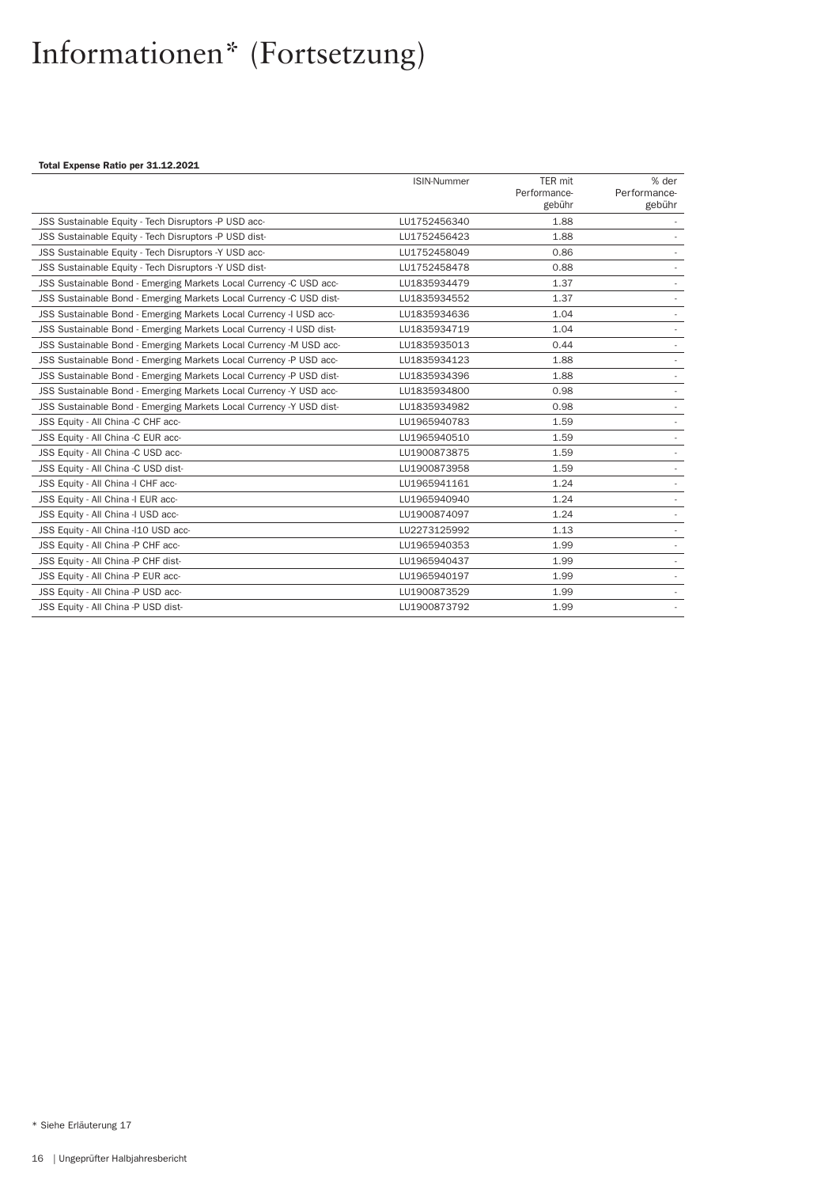# Informationen* (Fortsetzung)

**Total Expense Ratio per 31.12.2021**

| | ISIN-Nummer | TER mit Performance-gebühr | % der Performance-gebühr |
|---|---|---|---|
| JSS Sustainable Equity - Tech Disruptors -P USD acc- | LU1752456340 | 1.88 | - |
| JSS Sustainable Equity - Tech Disruptors -P USD dist- | LU1752456423 | 1.88 | - |
| JSS Sustainable Equity - Tech Disruptors -Y USD acc- | LU1752458049 | 0.86 | - |
| JSS Sustainable Equity - Tech Disruptors -Y USD dist- | LU1752458478 | 0.88 | - |
| JSS Sustainable Bond - Emerging Markets Local Currency -C USD acc- | LU1835934479 | 1.37 | - |
| JSS Sustainable Bond - Emerging Markets Local Currency -C USD dist- | LU1835934552 | 1.37 | - |
| JSS Sustainable Bond - Emerging Markets Local Currency -I USD acc- | LU1835934636 | 1.04 | - |
| JSS Sustainable Bond - Emerging Markets Local Currency -I USD dist- | LU1835934719 | 1.04 | - |
| JSS Sustainable Bond - Emerging Markets Local Currency -M USD acc- | LU1835935013 | 0.44 | - |
| JSS Sustainable Bond - Emerging Markets Local Currency -P USD acc- | LU1835934123 | 1.88 | - |
| JSS Sustainable Bond - Emerging Markets Local Currency -P USD dist- | LU1835934396 | 1.88 | - |
| JSS Sustainable Bond - Emerging Markets Local Currency -Y USD acc- | LU1835934800 | 0.98 | - |
| JSS Sustainable Bond - Emerging Markets Local Currency -Y USD dist- | LU1835934982 | 0.98 | - |
| JSS Equity - All China -C CHF acc- | LU1965940783 | 1.59 | - |
| JSS Equity - All China -C EUR acc- | LU1965940510 | 1.59 | - |
| JSS Equity - All China -C USD acc- | LU1900873875 | 1.59 | - |
| JSS Equity - All China -C USD dist- | LU1900873958 | 1.59 | - |
| JSS Equity - All China -I CHF acc- | LU1965941161 | 1.24 | - |
| JSS Equity - All China -I EUR acc- | LU1965940940 | 1.24 | - |
| JSS Equity - All China -I USD acc- | LU1900874097 | 1.24 | - |
| JSS Equity - All China -I10 USD acc- | LU2273125992 | 1.13 | - |
| JSS Equity - All China -P CHF acc- | LU1965940353 | 1.99 | - |
| JSS Equity - All China -P CHF dist- | LU1965940437 | 1.99 | - |
| JSS Equity - All China -P EUR acc- | LU1965940197 | 1.99 | - |
| JSS Equity - All China -P USD acc- | LU1900873529 | 1.99 | - |
| JSS Equity - All China -P USD dist- | LU1900873792 | 1.99 | - |

* Siehe Erläuterung 17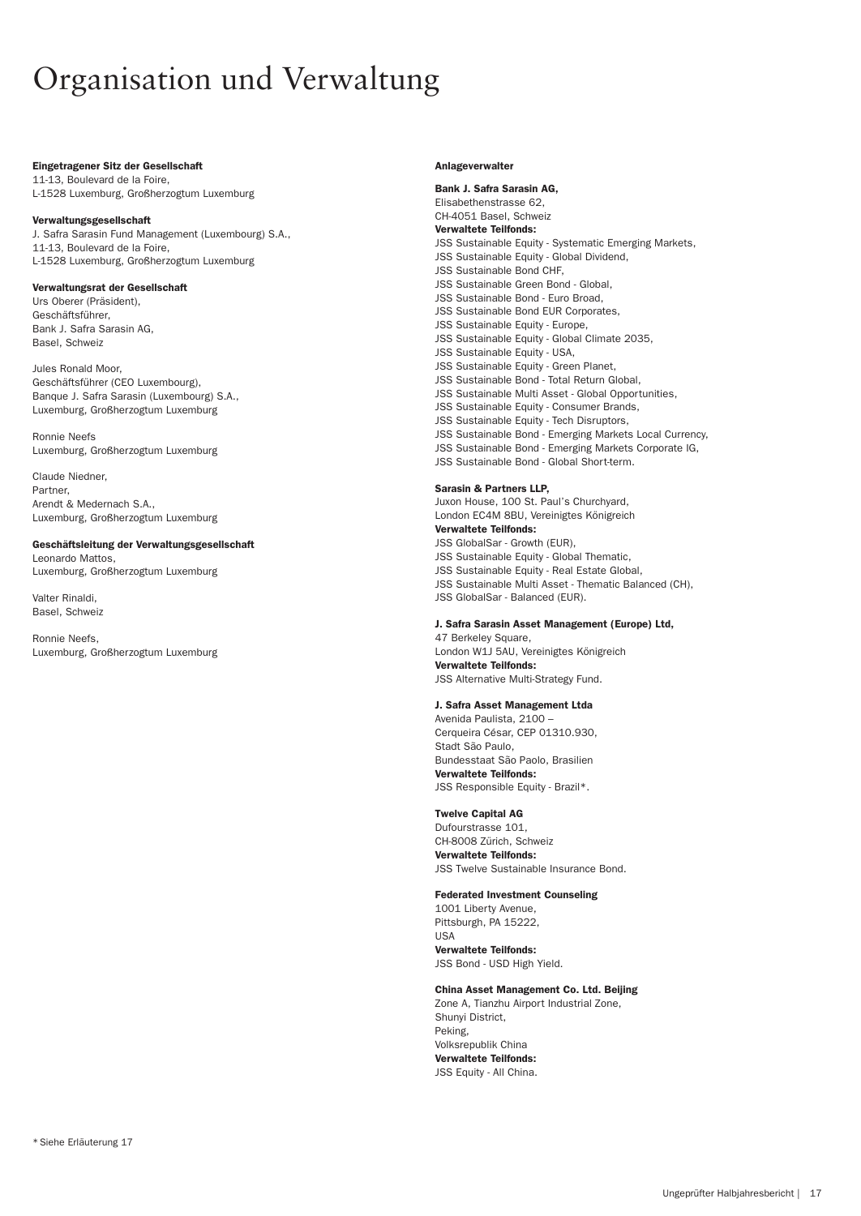# Organisation und Verwaltung

**Eingetragener Sitz der Gesellschaft**
11-13, Boulevard de la Foire,
L-1528 Luxemburg, Großherzogtum Luxemburg

**Verwaltungsgesellschaft**
J. Safra Sarasin Fund Management (Luxembourg) S.A.,
11-13, Boulevard de la Foire,
L-1528 Luxemburg, Großherzogtum Luxemburg

**Verwaltungsrat der Gesellschaft**
Urs Oberer (Präsident),
Geschäftsführer,
Bank J. Safra Sarasin AG,
Basel, Schweiz

Jules Ronald Moor,
Geschäftsführer (CEO Luxembourg),
Banque J. Safra Sarasin (Luxembourg) S.A.,
Luxemburg, Großherzogtum Luxemburg

Ronnie Neefs
Luxemburg, Großherzogtum Luxemburg

Claude Niedner,
Partner,
Arendt & Medernach S.A.,
Luxemburg, Großherzogtum Luxemburg

**Geschäftsleitung der Verwaltungsgesellschaft**
Leonardo Mattos,
Luxemburg, Großherzogtum Luxemburg

Valter Rinaldi,
Basel, Schweiz

Ronnie Neefs,
Luxemburg, Großherzogtum Luxemburg

**Anlageverwalter**

**Bank J. Safra Sarasin AG,**
Elisabethenstrasse 62,
CH-4051 Basel, Schweiz
**Verwaltete Teilfonds:**
JSS Sustainable Equity - Systematic Emerging Markets,
JSS Sustainable Equity - Global Dividend,
JSS Sustainable Bond CHF,
JSS Sustainable Green Bond - Global,
JSS Sustainable Bond - Euro Broad,
JSS Sustainable Bond EUR Corporates,
JSS Sustainable Equity - Europe,
JSS Sustainable Equity - Global Climate 2035,
JSS Sustainable Equity - USA,
JSS Sustainable Equity - Green Planet,
JSS Sustainable Bond - Total Return Global,
JSS Sustainable Multi Asset - Global Opportunities,
JSS Sustainable Equity - Consumer Brands,
JSS Sustainable Equity - Tech Disruptors,
JSS Sustainable Bond - Emerging Markets Local Currency,
JSS Sustainable Bond - Emerging Markets Corporate IG,
JSS Sustainable Bond - Global Short-term.

**Sarasin & Partners LLP,**
Juxon House, 100 St. Paul's Churchyard,
London EC4M 8BU, Vereinigtes Königreich
**Verwaltete Teilfonds:**
JSS GlobalSar - Growth (EUR),
JSS Sustainable Equity - Global Thematic,
JSS Sustainable Equity - Real Estate Global,
JSS Sustainable Multi Asset - Thematic Balanced (CH),
JSS GlobalSar - Balanced (EUR).

**J. Safra Sarasin Asset Management (Europe) Ltd,**
47 Berkeley Square,
London W1J 5AU, Vereinigtes Königreich
**Verwaltete Teilfonds:**
JSS Alternative Multi-Strategy Fund.

**J. Safra Asset Management Ltda**
Avenida Paulista, 2100 –
Cerqueira César, CEP 01310.930,
Stadt São Paulo,
Bundesstaat São Paolo, Brasilien
**Verwaltete Teilfonds:**
JSS Responsible Equity - Brazil*.

**Twelve Capital AG**
Dufourstrasse 101,
CH-8008 Zürich, Schweiz
**Verwaltete Teilfonds:**
JSS Twelve Sustainable Insurance Bond.

**Federated Investment Counseling**
1001 Liberty Avenue,
Pittsburgh, PA 15222,
USA
**Verwaltete Teilfonds:**
JSS Bond - USD High Yield.

**China Asset Management Co. Ltd. Beijing**
Zone A, Tianzhu Airport Industrial Zone,
Shunyi District,
Peking,
Volksrepublik China
**Verwaltete Teilfonds:**
JSS Equity - All China.

* Siehe Erläuterung 17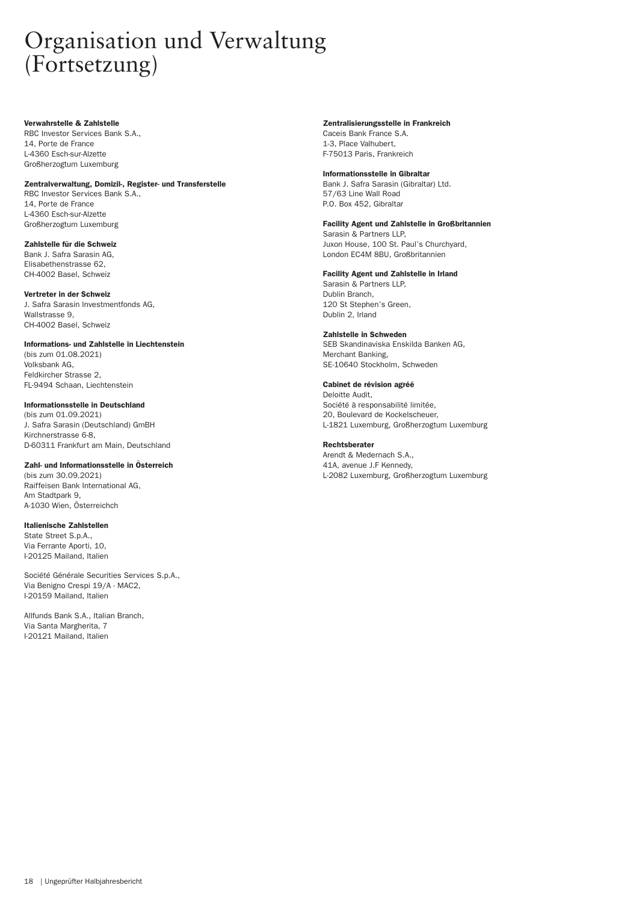# Organisation und Verwaltung (Fortsetzung)

**Verwahrstelle & Zahlstelle**
RBC Investor Services Bank S.A.,
14, Porte de France
L-4360 Esch-sur-Alzette
Großherzogtum Luxemburg

**Zentralverwaltung, Domizil-, Register- und Transferstelle**
RBC Investor Services Bank S.A.,
14, Porte de France
L-4360 Esch-sur-Alzette
Großherzogtum Luxemburg

**Zahlstelle für die Schweiz**
Bank J. Safra Sarasin AG,
Elisabethenstrasse 62,
CH-4002 Basel, Schweiz

**Vertreter in der Schweiz**
J. Safra Sarasin Investmentfonds AG,
Wallstrasse 9,
CH-4002 Basel, Schweiz

**Informations- und Zahlstelle in Liechtenstein**
(bis zum 01.08.2021)
Volksbank AG,
Feldkircher Strasse 2,
FL-9494 Schaan, Liechtenstein

**Informationsstelle in Deutschland**
(bis zum 01.09.2021)
J. Safra Sarasin (Deutschland) GmBH
Kirchnerstrasse 6-8,
D-60311 Frankfurt am Main, Deutschland

**Zahl- und Informationsstelle in Österreich**
(bis zum 30.09.2021)
Raiffeisen Bank International AG,
Am Stadtpark 9,
A-1030 Wien, Österreichch

**Italienische Zahlstellen**
State Street S.p.A.,
Via Ferrante Aporti, 10,
I-20125 Mailand, Italien

Société Générale Securities Services S.p.A.,
Via Benigno Crespi 19/A - MAC2,
I-20159 Mailand, Italien

Allfunds Bank S.A., Italian Branch,
Via Santa Margherita, 7
I-20121 Mailand, Italien

**Zentralisierungsstelle in Frankreich**
Caceis Bank France S.A.
1-3, Place Valhubert,
F-75013 Paris, Frankreich

**Informationsstelle in Gibraltar**
Bank J. Safra Sarasin (Gibraltar) Ltd.
57/63 Line Wall Road
P.O. Box 452, Gibraltar

**Facility Agent und Zahlstelle in Großbritannien**
Sarasin & Partners LLP,
Juxon House, 100 St. Paul's Churchyard,
London EC4M 8BU, Großbritannien

**Facility Agent und Zahlstelle in Irland**
Sarasin & Partners LLP,
Dublin Branch,
120 St Stephen's Green,
Dublin 2, Irland

**Zahlstelle in Schweden**
SEB Skandinaviska Enskilda Banken AG,
Merchant Banking,
SE-10640 Stockholm, Schweden

**Cabinet de révision agréé**
Deloitte Audit,
Société à responsabilité limitée,
20, Boulevard de Kockelscheuer,
L-1821 Luxemburg, Großherzogtum Luxemburg

**Rechtsberater**
Arendt & Medernach S.A.,
41A, avenue J.F Kennedy,
L-2082 Luxemburg, Großherzogtum Luxemburg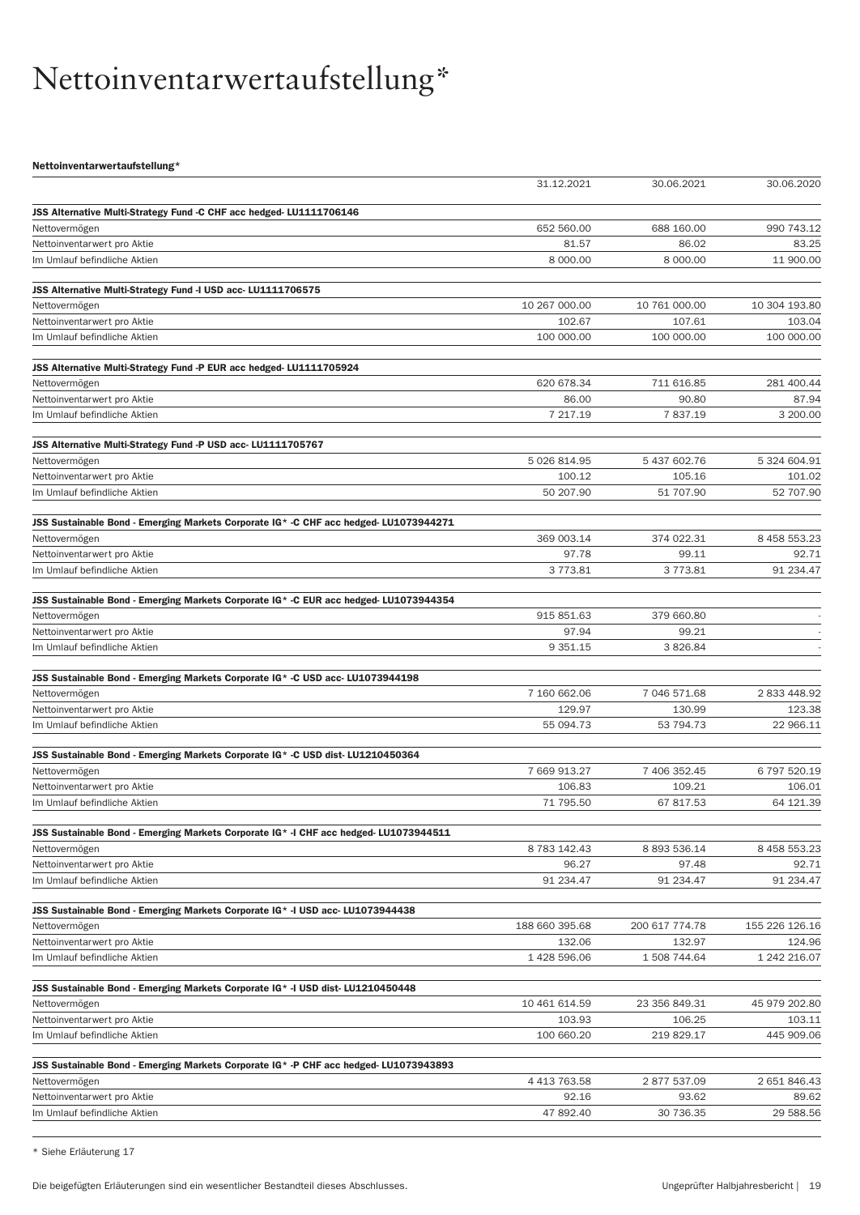# Nettoinventarwertaufstellung*

**Nettoinventarwertaufstellung***

| | 31.12.2021 | 30.06.2021 | 30.06.2020 |
|---|---|---|---|
| **JSS Alternative Multi-Strategy Fund -C CHF acc hedged- LU1111706146** | | | |
| Nettovermögen | 652 560.00 | 688 160.00 | 990 743.12 |
| Nettoinventarwert pro Aktie | 81.57 | 86.02 | 83.25 |
| Im Umlauf befindliche Aktien | 8 000.00 | 8 000.00 | 11 900.00 |
| **JSS Alternative Multi-Strategy Fund -I USD acc- LU1111706575** | | | |
| Nettovermögen | 10 267 000.00 | 10 761 000.00 | 10 304 193.80 |
| Nettoinventarwert pro Aktie | 102.67 | 107.61 | 103.04 |
| Im Umlauf befindliche Aktien | 100 000.00 | 100 000.00 | 100 000.00 |
| **JSS Alternative Multi-Strategy Fund -P EUR acc hedged- LU1111705924** | | | |
| Nettovermögen | 620 678.34 | 711 616.85 | 281 400.44 |
| Nettoinventarwert pro Aktie | 86.00 | 90.80 | 87.94 |
| Im Umlauf befindliche Aktien | 7 217.19 | 7 837.19 | 3 200.00 |
| **JSS Alternative Multi-Strategy Fund -P USD acc- LU1111705767** | | | |
| Nettovermögen | 5 026 814.95 | 5 437 602.76 | 5 324 604.91 |
| Nettoinventarwert pro Aktie | 100.12 | 105.16 | 101.02 |
| Im Umlauf befindliche Aktien | 50 207.90 | 51 707.90 | 52 707.90 |
| **JSS Sustainable Bond - Emerging Markets Corporate IG* -C CHF acc hedged- LU1073944271** | | | |
| Nettovermögen | 369 003.14 | 374 022.31 | 8 458 553.23 |
| Nettoinventarwert pro Aktie | 97.78 | 99.11 | 92.71 |
| Im Umlauf befindliche Aktien | 3 773.81 | 3 773.81 | 91 234.47 |
| **JSS Sustainable Bond - Emerging Markets Corporate IG* -C EUR acc hedged- LU1073944354** | | | |
| Nettovermögen | 915 851.63 | 379 660.80 | - |
| Nettoinventarwert pro Aktie | 97.94 | 99.21 | - |
| Im Umlauf befindliche Aktien | 9 351.15 | 3 826.84 | - |
| **JSS Sustainable Bond - Emerging Markets Corporate IG* -C USD acc- LU1073944198** | | | |
| Nettovermögen | 7 160 662.06 | 7 046 571.68 | 2 833 448.92 |
| Nettoinventarwert pro Aktie | 129.97 | 130.99 | 123.38 |
| Im Umlauf befindliche Aktien | 55 094.73 | 53 794.73 | 22 966.11 |
| **JSS Sustainable Bond - Emerging Markets Corporate IG* -C USD dist- LU1210450364** | | | |
| Nettovermögen | 7 669 913.27 | 7 406 352.45 | 6 797 520.19 |
| Nettoinventarwert pro Aktie | 106.83 | 109.21 | 106.01 |
| Im Umlauf befindliche Aktien | 71 795.50 | 67 817.53 | 64 121.39 |
| **JSS Sustainable Bond - Emerging Markets Corporate IG* -I CHF acc hedged- LU1073944511** | | | |
| Nettovermögen | 8 783 142.43 | 8 893 536.14 | 8 458 553.23 |
| Nettoinventarwert pro Aktie | 96.27 | 97.48 | 92.71 |
| Im Umlauf befindliche Aktien | 91 234.47 | 91 234.47 | 91 234.47 |
| **JSS Sustainable Bond - Emerging Markets Corporate IG* -I USD acc- LU1073944438** | | | |
| Nettovermögen | 188 660 395.68 | 200 617 774.78 | 155 226 126.16 |
| Nettoinventarwert pro Aktie | 132.06 | 132.97 | 124.96 |
| Im Umlauf befindliche Aktien | 1 428 596.06 | 1 508 744.64 | 1 242 216.07 |
| **JSS Sustainable Bond - Emerging Markets Corporate IG* -I USD dist- LU1210450448** | | | |
| Nettovermögen | 10 461 614.59 | 23 356 849.31 | 45 979 202.80 |
| Nettoinventarwert pro Aktie | 103.93 | 106.25 | 103.11 |
| Im Umlauf befindliche Aktien | 100 660.20 | 219 829.17 | 445 909.06 |
| **JSS Sustainable Bond - Emerging Markets Corporate IG* -P CHF acc hedged- LU1073943893** | | | |
| Nettovermögen | 4 413 763.58 | 2 877 537.09 | 2 651 846.43 |
| Nettoinventarwert pro Aktie | 92.16 | 93.62 | 89.62 |
| Im Umlauf befindliche Aktien | 47 892.40 | 30 736.35 | 29 588.56 |

* Siehe Erläuterung 17

Die beigefügten Erläuterungen sind ein wesentlicher Bestandteil dieses Abschlusses.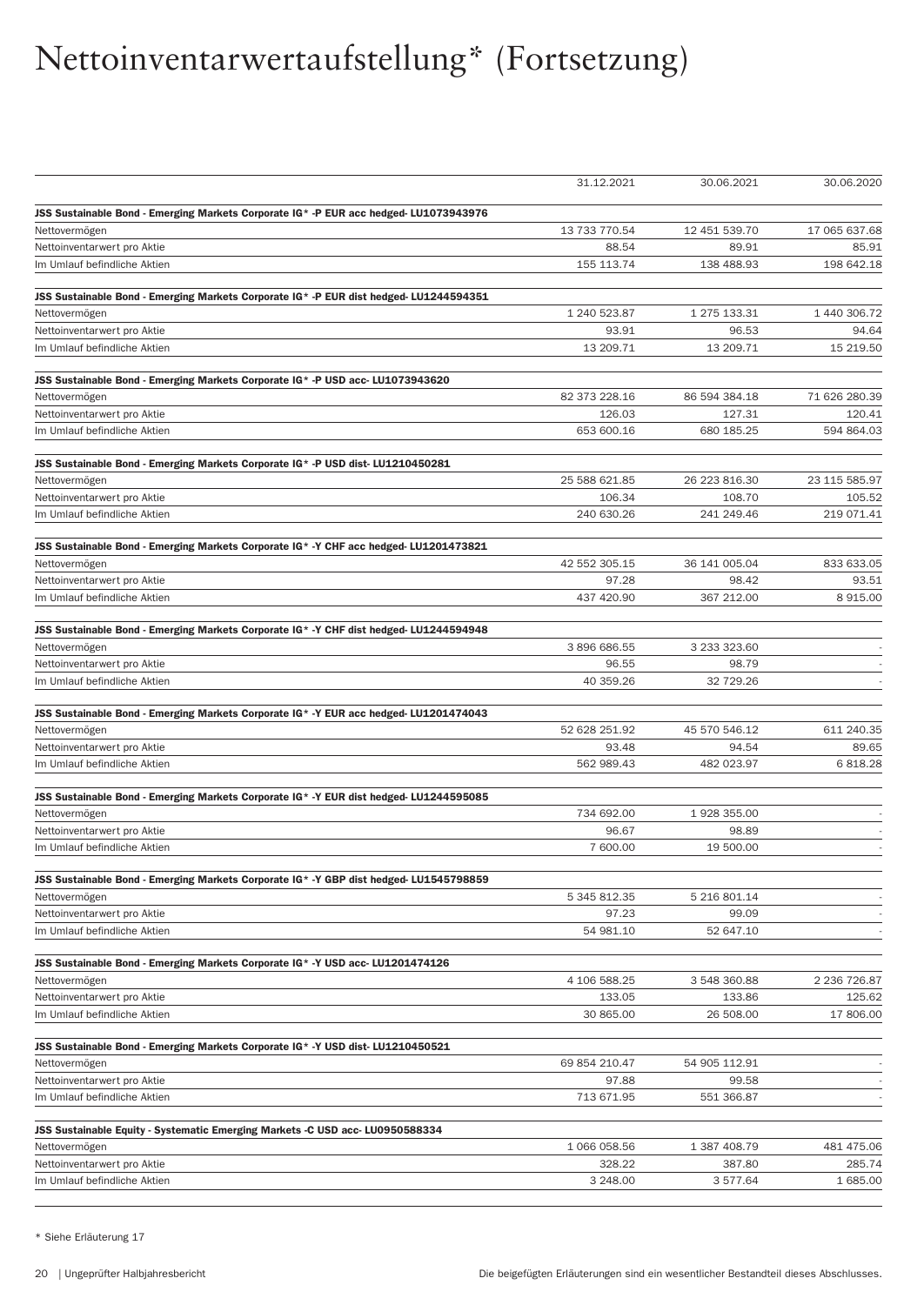# Nettoinventarwertaufstellung* (Fortsetzung)

| | 31.12.2021 | 30.06.2021 | 30.06.2020 |
|---|---|---|---|
| **JSS Sustainable Bond - Emerging Markets Corporate IG* -P EUR acc hedged- LU1073943976** | | | |
| Nettovermögen | 13 733 770.54 | 12 451 539.70 | 17 065 637.68 |
| Nettoinventarwert pro Aktie | 88.54 | 89.91 | 85.91 |
| Im Umlauf befindliche Aktien | 155 113.74 | 138 488.93 | 198 642.18 |
| **JSS Sustainable Bond - Emerging Markets Corporate IG* -P EUR dist hedged- LU1244594351** | | | |
| Nettovermögen | 1 240 523.87 | 1 275 133.31 | 1 440 306.72 |
| Nettoinventarwert pro Aktie | 93.91 | 96.53 | 94.64 |
| Im Umlauf befindliche Aktien | 13 209.71 | 13 209.71 | 15 219.50 |
| **JSS Sustainable Bond - Emerging Markets Corporate IG* -P USD acc- LU1073943620** | | | |
| Nettovermögen | 82 373 228.16 | 86 594 384.18 | 71 626 280.39 |
| Nettoinventarwert pro Aktie | 126.03 | 127.31 | 120.41 |
| Im Umlauf befindliche Aktien | 653 600.16 | 680 185.25 | 594 864.03 |
| **JSS Sustainable Bond - Emerging Markets Corporate IG* -P USD dist- LU1210450281** | | | |
| Nettovermögen | 25 588 621.85 | 26 223 816.30 | 23 115 585.97 |
| Nettoinventarwert pro Aktie | 106.34 | 108.70 | 105.52 |
| Im Umlauf befindliche Aktien | 240 630.26 | 241 249.46 | 219 071.41 |
| **JSS Sustainable Bond - Emerging Markets Corporate IG* -Y CHF acc hedged- LU1201473821** | | | |
| Nettovermögen | 42 552 305.15 | 36 141 005.04 | 833 633.05 |
| Nettoinventarwert pro Aktie | 97.28 | 98.42 | 93.51 |
| Im Umlauf befindliche Aktien | 437 420.90 | 367 212.00 | 8 915.00 |
| **JSS Sustainable Bond - Emerging Markets Corporate IG* -Y CHF dist hedged- LU1244594948** | | | |
| Nettovermögen | 3 896 686.55 | 3 233 323.60 | - |
| Nettoinventarwert pro Aktie | 96.55 | 98.79 | - |
| Im Umlauf befindliche Aktien | 40 359.26 | 32 729.26 | - |
| **JSS Sustainable Bond - Emerging Markets Corporate IG* -Y EUR acc hedged- LU1201474043** | | | |
| Nettovermögen | 52 628 251.92 | 45 570 546.12 | 611 240.35 |
| Nettoinventarwert pro Aktie | 93.48 | 94.54 | 89.65 |
| Im Umlauf befindliche Aktien | 562 989.43 | 482 023.97 | 6 818.28 |
| **JSS Sustainable Bond - Emerging Markets Corporate IG* -Y EUR dist hedged- LU1244595085** | | | |
| Nettovermögen | 734 692.00 | 1 928 355.00 | - |
| Nettoinventarwert pro Aktie | 96.67 | 98.89 | - |
| Im Umlauf befindliche Aktien | 7 600.00 | 19 500.00 | - |
| **JSS Sustainable Bond - Emerging Markets Corporate IG* -Y GBP dist hedged- LU1545798859** | | | |
| Nettovermögen | 5 345 812.35 | 5 216 801.14 | - |
| Nettoinventarwert pro Aktie | 97.23 | 99.09 | - |
| Im Umlauf befindliche Aktien | 54 981.10 | 52 647.10 | - |
| **JSS Sustainable Bond - Emerging Markets Corporate IG* -Y USD acc- LU1201474126** | | | |
| Nettovermögen | 4 106 588.25 | 3 548 360.88 | 2 236 726.87 |
| Nettoinventarwert pro Aktie | 133.05 | 133.86 | 125.62 |
| Im Umlauf befindliche Aktien | 30 865.00 | 26 508.00 | 17 806.00 |
| **JSS Sustainable Bond - Emerging Markets Corporate IG* -Y USD dist- LU1210450521** | | | |
| Nettovermögen | 69 854 210.47 | 54 905 112.91 | - |
| Nettoinventarwert pro Aktie | 97.88 | 99.58 | - |
| Im Umlauf befindliche Aktien | 713 671.95 | 551 366.87 | - |
| **JSS Sustainable Equity - Systematic Emerging Markets -C USD acc- LU0950588334** | | | |
| Nettovermögen | 1 066 058.56 | 1 387 408.79 | 481 475.06 |
| Nettoinventarwert pro Aktie | 328.22 | 387.80 | 285.74 |
| Im Umlauf befindliche Aktien | 3 248.00 | 3 577.64 | 1 685.00 |

\* Siehe Erläuterung 17

Die beigefügten Erläuterungen sind ein wesentlicher Bestandteil dieses Abschlusses.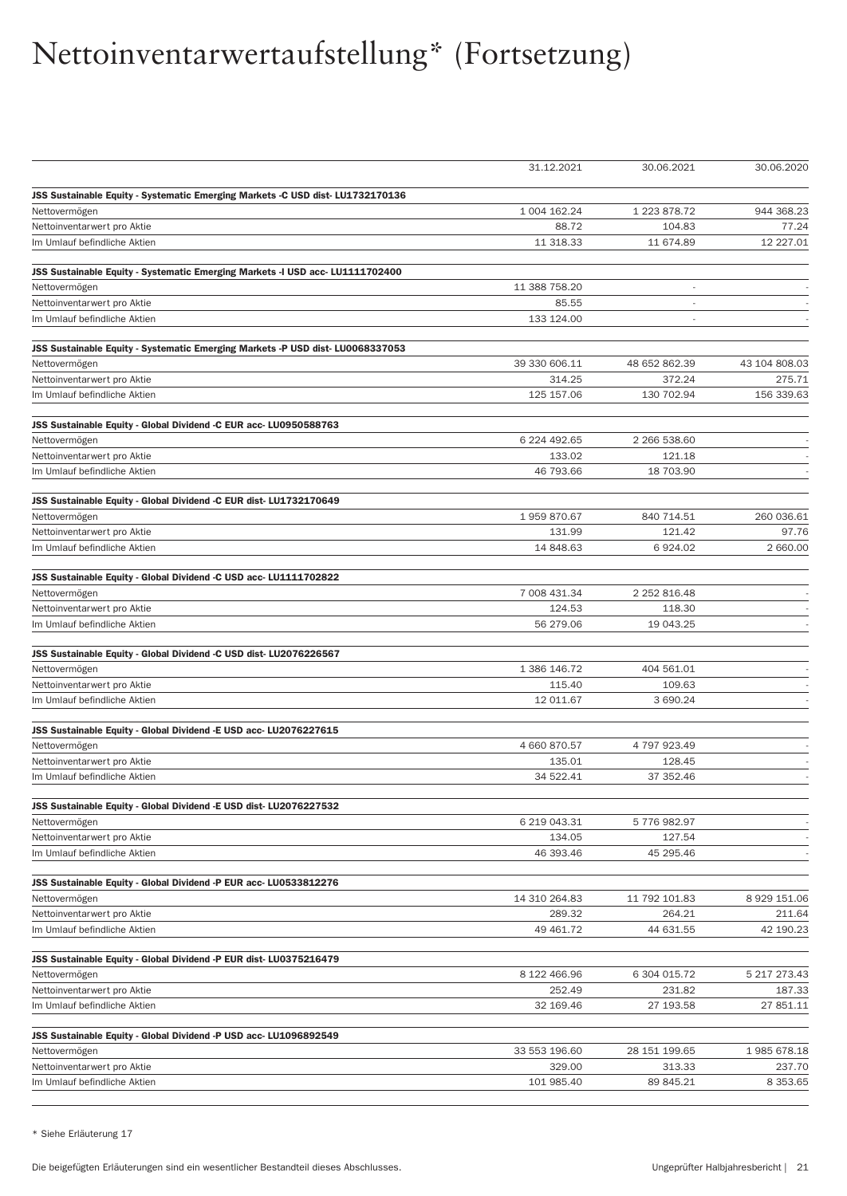# Nettoinventarwertaufstellung* (Fortsetzung)

| | 31.12.2021 | 30.06.2021 | 30.06.2020 |
|---|---|---|---|
| **JSS Sustainable Equity - Systematic Emerging Markets -C USD dist- LU1732170136** | | | |
| Nettovermögen | 1 004 162.24 | 1 223 878.72 | 944 368.23 |
| Nettoinventarwert pro Aktie | 88.72 | 104.83 | 77.24 |
| Im Umlauf befindliche Aktien | 11 318.33 | 11 674.89 | 12 227.01 |
| **JSS Sustainable Equity - Systematic Emerging Markets -I USD acc- LU1111702400** | | | |
| Nettovermögen | 11 388 758.20 | - | - |
| Nettoinventarwert pro Aktie | 85.55 | - | - |
| Im Umlauf befindliche Aktien | 133 124.00 | - | - |
| **JSS Sustainable Equity - Systematic Emerging Markets -P USD dist- LU0068337053** | | | |
| Nettovermögen | 39 330 606.11 | 48 652 862.39 | 43 104 808.03 |
| Nettoinventarwert pro Aktie | 314.25 | 372.24 | 275.71 |
| Im Umlauf befindliche Aktien | 125 157.06 | 130 702.94 | 156 339.63 |
| **JSS Sustainable Equity - Global Dividend -C EUR acc- LU0950588763** | | | |
| Nettovermögen | 6 224 492.65 | 2 266 538.60 | - |
| Nettoinventarwert pro Aktie | 133.02 | 121.18 | - |
| Im Umlauf befindliche Aktien | 46 793.66 | 18 703.90 | - |
| **JSS Sustainable Equity - Global Dividend -C EUR dist- LU1732170649** | | | |
| Nettovermögen | 1 959 870.67 | 840 714.51 | 260 036.61 |
| Nettoinventarwert pro Aktie | 131.99 | 121.42 | 97.76 |
| Im Umlauf befindliche Aktien | 14 848.63 | 6 924.02 | 2 660.00 |
| **JSS Sustainable Equity - Global Dividend -C USD acc- LU1111702822** | | | |
| Nettovermögen | 7 008 431.34 | 2 252 816.48 | - |
| Nettoinventarwert pro Aktie | 124.53 | 118.30 | - |
| Im Umlauf befindliche Aktien | 56 279.06 | 19 043.25 | - |
| **JSS Sustainable Equity - Global Dividend -C USD dist- LU2076226567** | | | |
| Nettovermögen | 1 386 146.72 | 404 561.01 | - |
| Nettoinventarwert pro Aktie | 115.40 | 109.63 | - |
| Im Umlauf befindliche Aktien | 12 011.67 | 3 690.24 | - |
| **JSS Sustainable Equity - Global Dividend -E USD acc- LU2076227615** | | | |
| Nettovermögen | 4 660 870.57 | 4 797 923.49 | - |
| Nettoinventarwert pro Aktie | 135.01 | 128.45 | - |
| Im Umlauf befindliche Aktien | 34 522.41 | 37 352.46 | - |
| **JSS Sustainable Equity - Global Dividend -E USD dist- LU2076227532** | | | |
| Nettovermögen | 6 219 043.31 | 5 776 982.97 | - |
| Nettoinventarwert pro Aktie | 134.05 | 127.54 | - |
| Im Umlauf befindliche Aktien | 46 393.46 | 45 295.46 | - |
| **JSS Sustainable Equity - Global Dividend -P EUR acc- LU0533812276** | | | |
| Nettovermögen | 14 310 264.83 | 11 792 101.83 | 8 929 151.06 |
| Nettoinventarwert pro Aktie | 289.32 | 264.21 | 211.64 |
| Im Umlauf befindliche Aktien | 49 461.72 | 44 631.55 | 42 190.23 |
| **JSS Sustainable Equity - Global Dividend -P EUR dist- LU0375216479** | | | |
| Nettovermögen | 8 122 466.96 | 6 304 015.72 | 5 217 273.43 |
| Nettoinventarwert pro Aktie | 252.49 | 231.82 | 187.33 |
| Im Umlauf befindliche Aktien | 32 169.46 | 27 193.58 | 27 851.11 |
| **JSS Sustainable Equity - Global Dividend -P USD acc- LU1096892549** | | | |
| Nettovermögen | 33 553 196.60 | 28 151 199.65 | 1 985 678.18 |
| Nettoinventarwert pro Aktie | 329.00 | 313.33 | 237.70 |
| Im Umlauf befindliche Aktien | 101 985.40 | 89 845.21 | 8 353.65 |

* Siehe Erläuterung 17

Die beigefügten Erläuterungen sind ein wesentlicher Bestandteil dieses Abschlusses.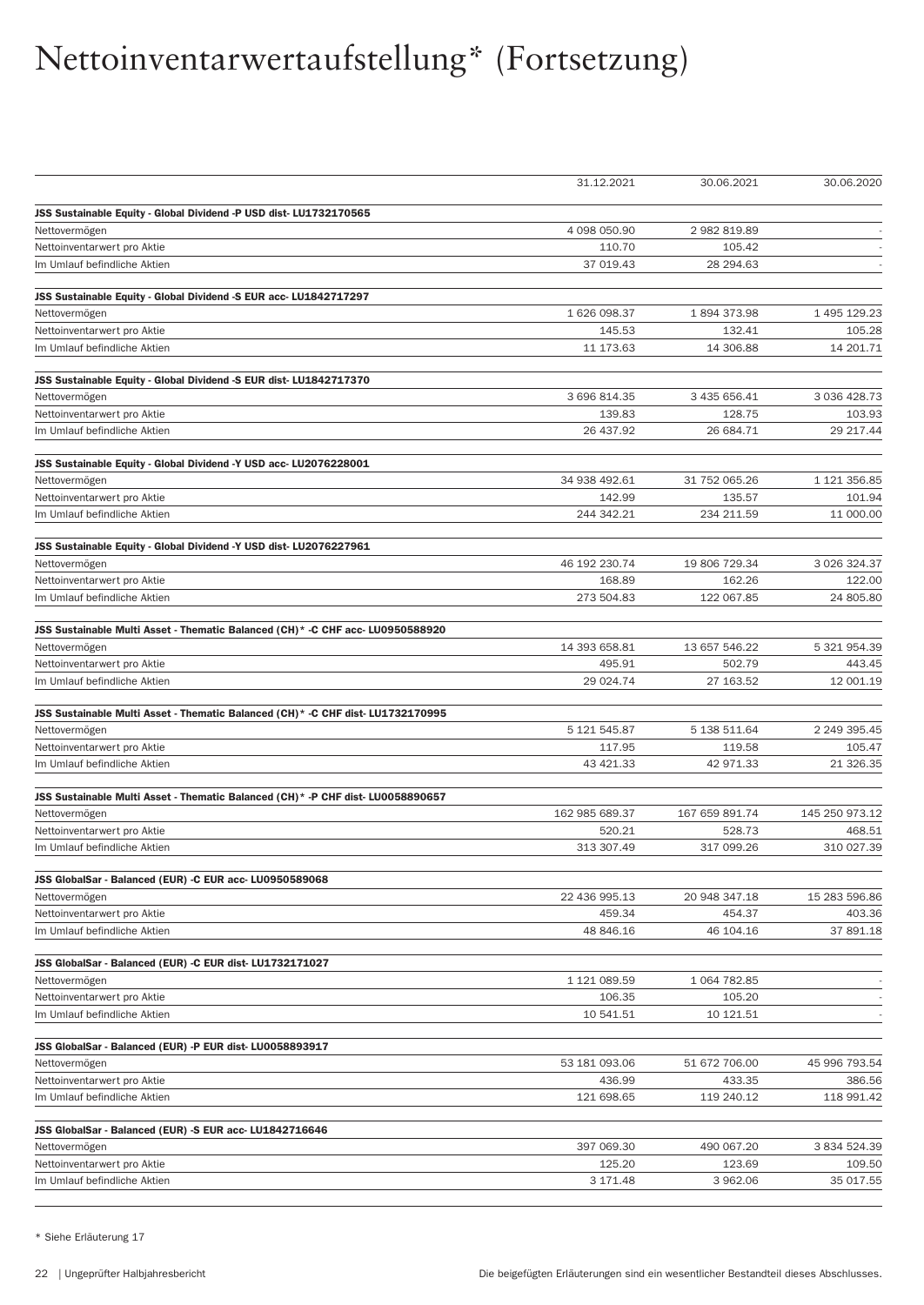# Nettoinventarwertaufstellung* (Fortsetzung)

| | 31.12.2021 | 30.06.2021 | 30.06.2020 |
|---|---|---|---|
| **JSS Sustainable Equity - Global Dividend -P USD dist- LU1732170565** | | | |
| Nettovermögen | 4 098 050.90 | 2 982 819.89 | - |
| Nettoinventarwert pro Aktie | 110.70 | 105.42 | - |
| Im Umlauf befindliche Aktien | 37 019.43 | 28 294.63 | - |
| **JSS Sustainable Equity - Global Dividend -S EUR acc- LU1842717297** | | | |
| Nettovermögen | 1 626 098.37 | 1 894 373.98 | 1 495 129.23 |
| Nettoinventarwert pro Aktie | 145.53 | 132.41 | 105.28 |
| Im Umlauf befindliche Aktien | 11 173.63 | 14 306.88 | 14 201.71 |
| **JSS Sustainable Equity - Global Dividend -S EUR dist- LU1842717370** | | | |
| Nettovermögen | 3 696 814.35 | 3 435 656.41 | 3 036 428.73 |
| Nettoinventarwert pro Aktie | 139.83 | 128.75 | 103.93 |
| Im Umlauf befindliche Aktien | 26 437.92 | 26 684.71 | 29 217.44 |
| **JSS Sustainable Equity - Global Dividend -Y USD acc- LU2076228001** | | | |
| Nettovermögen | 34 938 492.61 | 31 752 065.26 | 1 121 356.85 |
| Nettoinventarwert pro Aktie | 142.99 | 135.57 | 101.94 |
| Im Umlauf befindliche Aktien | 244 342.21 | 234 211.59 | 11 000.00 |
| **JSS Sustainable Equity - Global Dividend -Y USD dist- LU2076227961** | | | |
| Nettovermögen | 46 192 230.74 | 19 806 729.34 | 3 026 324.37 |
| Nettoinventarwert pro Aktie | 168.89 | 162.26 | 122.00 |
| Im Umlauf befindliche Aktien | 273 504.83 | 122 067.85 | 24 805.80 |
| **JSS Sustainable Multi Asset - Thematic Balanced (CH)* -C CHF acc- LU0950588920** | | | |
| Nettovermögen | 14 393 658.81 | 13 657 546.22 | 5 321 954.39 |
| Nettoinventarwert pro Aktie | 495.91 | 502.79 | 443.45 |
| Im Umlauf befindliche Aktien | 29 024.74 | 27 163.52 | 12 001.19 |
| **JSS Sustainable Multi Asset - Thematic Balanced (CH)* -C CHF dist- LU1732170995** | | | |
| Nettovermögen | 5 121 545.87 | 5 138 511.64 | 2 249 395.45 |
| Nettoinventarwert pro Aktie | 117.95 | 119.58 | 105.47 |
| Im Umlauf befindliche Aktien | 43 421.33 | 42 971.33 | 21 326.35 |
| **JSS Sustainable Multi Asset - Thematic Balanced (CH)* -P CHF dist- LU0058890657** | | | |
| Nettovermögen | 162 985 689.37 | 167 659 891.74 | 145 250 973.12 |
| Nettoinventarwert pro Aktie | 520.21 | 528.73 | 468.51 |
| Im Umlauf befindliche Aktien | 313 307.49 | 317 099.26 | 310 027.39 |
| **JSS GlobalSar - Balanced (EUR) -C EUR acc- LU0950589068** | | | |
| Nettovermögen | 22 436 995.13 | 20 948 347.18 | 15 283 596.86 |
| Nettoinventarwert pro Aktie | 459.34 | 454.37 | 403.36 |
| Im Umlauf befindliche Aktien | 48 846.16 | 46 104.16 | 37 891.18 |
| **JSS GlobalSar - Balanced (EUR) -C EUR dist- LU1732171027** | | | |
| Nettovermögen | 1 121 089.59 | 1 064 782.85 | - |
| Nettoinventarwert pro Aktie | 106.35 | 105.20 | - |
| Im Umlauf befindliche Aktien | 10 541.51 | 10 121.51 | - |
| **JSS GlobalSar - Balanced (EUR) -P EUR dist- LU0058893917** | | | |
| Nettovermögen | 53 181 093.06 | 51 672 706.00 | 45 996 793.54 |
| Nettoinventarwert pro Aktie | 436.99 | 433.35 | 386.56 |
| Im Umlauf befindliche Aktien | 121 698.65 | 119 240.12 | 118 991.42 |
| **JSS GlobalSar - Balanced (EUR) -S EUR acc- LU1842716646** | | | |
| Nettovermögen | 397 069.30 | 490 067.20 | 3 834 524.39 |
| Nettoinventarwert pro Aktie | 125.20 | 123.69 | 109.50 |
| Im Umlauf befindliche Aktien | 3 171.48 | 3 962.06 | 35 017.55 |

\* Siehe Erläuterung 17

Die beigefügten Erläuterungen sind ein wesentlicher Bestandteil dieses Abschlusses.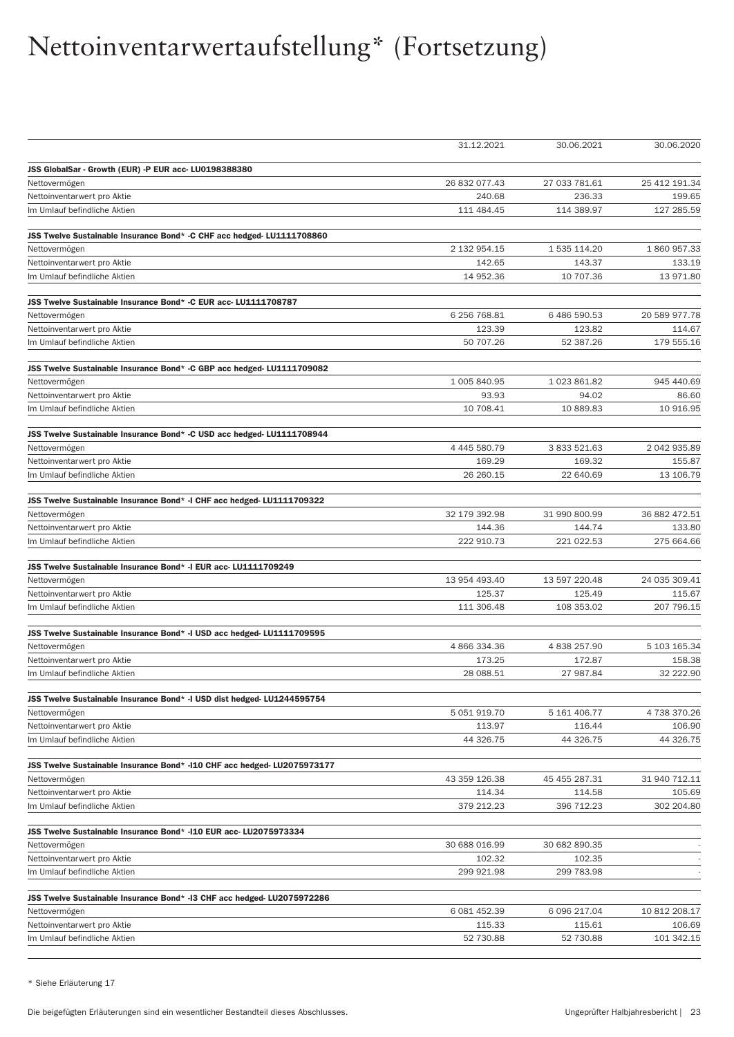# Nettoinventarwertaufstellung* (Fortsetzung)

| | 31.12.2021 | 30.06.2021 | 30.06.2020 |
|---|---|---|---|
| **JSS GlobalSar - Growth (EUR) -P EUR acc- LU0198388380** | | | |
| Nettovermögen | 26 832 077.43 | 27 033 781.61 | 25 412 191.34 |
| Nettoinventarwert pro Aktie | 240.68 | 236.33 | 199.65 |
| Im Umlauf befindliche Aktien | 111 484.45 | 114 389.97 | 127 285.59 |
| **JSS Twelve Sustainable Insurance Bond* -C CHF acc hedged- LU1111708860** | | | |
| Nettovermögen | 2 132 954.15 | 1 535 114.20 | 1 860 957.33 |
| Nettoinventarwert pro Aktie | 142.65 | 143.37 | 133.19 |
| Im Umlauf befindliche Aktien | 14 952.36 | 10 707.36 | 13 971.80 |
| **JSS Twelve Sustainable Insurance Bond* -C EUR acc- LU1111708787** | | | |
| Nettovermögen | 6 256 768.81 | 6 486 590.53 | 20 589 977.78 |
| Nettoinventarwert pro Aktie | 123.39 | 123.82 | 114.67 |
| Im Umlauf befindliche Aktien | 50 707.26 | 52 387.26 | 179 555.16 |
| **JSS Twelve Sustainable Insurance Bond* -C GBP acc hedged- LU1111709082** | | | |
| Nettovermögen | 1 005 840.95 | 1 023 861.82 | 945 440.69 |
| Nettoinventarwert pro Aktie | 93.93 | 94.02 | 86.60 |
| Im Umlauf befindliche Aktien | 10 708.41 | 10 889.83 | 10 916.95 |
| **JSS Twelve Sustainable Insurance Bond* -C USD acc hedged- LU1111708944** | | | |
| Nettovermögen | 4 445 580.79 | 3 833 521.63 | 2 042 935.89 |
| Nettoinventarwert pro Aktie | 169.29 | 169.32 | 155.87 |
| Im Umlauf befindliche Aktien | 26 260.15 | 22 640.69 | 13 106.79 |
| **JSS Twelve Sustainable Insurance Bond* -I CHF acc hedged- LU1111709322** | | | |
| Nettovermögen | 32 179 392.98 | 31 990 800.99 | 36 882 472.51 |
| Nettoinventarwert pro Aktie | 144.36 | 144.74 | 133.80 |
| Im Umlauf befindliche Aktien | 222 910.73 | 221 022.53 | 275 664.66 |
| **JSS Twelve Sustainable Insurance Bond* -I EUR acc- LU1111709249** | | | |
| Nettovermögen | 13 954 493.40 | 13 597 220.48 | 24 035 309.41 |
| Nettoinventarwert pro Aktie | 125.37 | 125.49 | 115.67 |
| Im Umlauf befindliche Aktien | 111 306.48 | 108 353.02 | 207 796.15 |
| **JSS Twelve Sustainable Insurance Bond* -I USD acc hedged- LU1111709595** | | | |
| Nettovermögen | 4 866 334.36 | 4 838 257.90 | 5 103 165.34 |
| Nettoinventarwert pro Aktie | 173.25 | 172.87 | 158.38 |
| Im Umlauf befindliche Aktien | 28 088.51 | 27 987.84 | 32 222.90 |
| **JSS Twelve Sustainable Insurance Bond* -I USD dist hedged- LU1244595754** | | | |
| Nettovermögen | 5 051 919.70 | 5 161 406.77 | 4 738 370.26 |
| Nettoinventarwert pro Aktie | 113.97 | 116.44 | 106.90 |
| Im Umlauf befindliche Aktien | 44 326.75 | 44 326.75 | 44 326.75 |
| **JSS Twelve Sustainable Insurance Bond* -I10 CHF acc hedged- LU2075973177** | | | |
| Nettovermögen | 43 359 126.38 | 45 455 287.31 | 31 940 712.11 |
| Nettoinventarwert pro Aktie | 114.34 | 114.58 | 105.69 |
| Im Umlauf befindliche Aktien | 379 212.23 | 396 712.23 | 302 204.80 |
| **JSS Twelve Sustainable Insurance Bond* -I10 EUR acc- LU2075973334** | | | |
| Nettovermögen | 30 688 016.99 | 30 682 890.35 | - |
| Nettoinventarwert pro Aktie | 102.32 | 102.35 | - |
| Im Umlauf befindliche Aktien | 299 921.98 | 299 783.98 | - |
| **JSS Twelve Sustainable Insurance Bond* -I3 CHF acc hedged- LU2075972286** | | | |
| Nettovermögen | 6 081 452.39 | 6 096 217.04 | 10 812 208.17 |
| Nettoinventarwert pro Aktie | 115.33 | 115.61 | 106.69 |
| Im Umlauf befindliche Aktien | 52 730.88 | 52 730.88 | 101 342.15 |

* Siehe Erläuterung 17

Die beigefügten Erläuterungen sind ein wesentlicher Bestandteil dieses Abschlusses.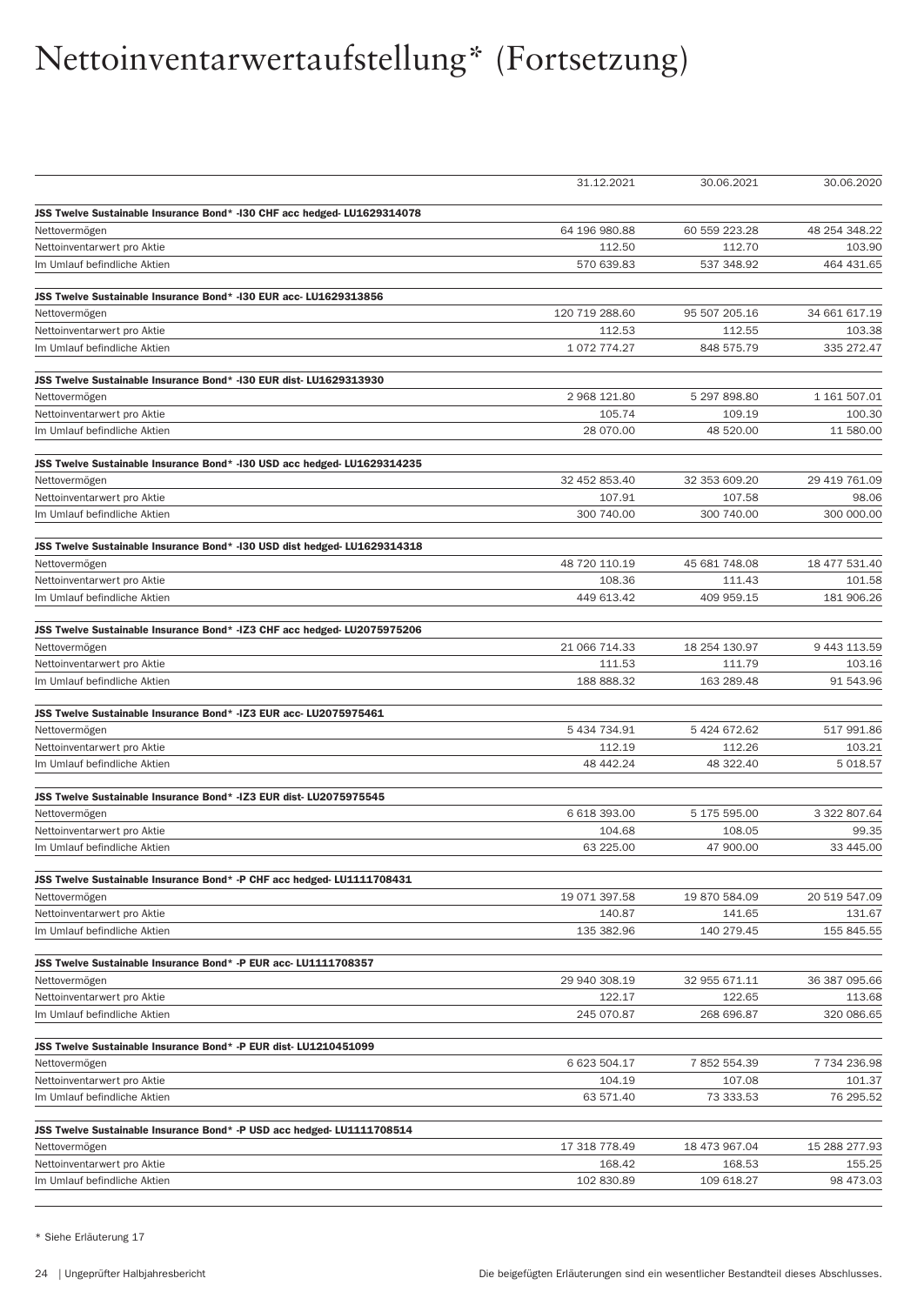# Nettoinventarwertaufstellung* (Fortsetzung)

| | 31.12.2021 | 30.06.2021 | 30.06.2020 |
|---|---|---|---|
| **JSS Twelve Sustainable Insurance Bond* -I30 CHF acc hedged- LU1629314078** | | | |
| Nettovermögen | 64 196 980.88 | 60 559 223.28 | 48 254 348.22 |
| Nettoinventarwert pro Aktie | 112.50 | 112.70 | 103.90 |
| Im Umlauf befindliche Aktien | 570 639.83 | 537 348.92 | 464 431.65 |
| **JSS Twelve Sustainable Insurance Bond* -I30 EUR acc- LU1629313856** | | | |
| Nettovermögen | 120 719 288.60 | 95 507 205.16 | 34 661 617.19 |
| Nettoinventarwert pro Aktie | 112.53 | 112.55 | 103.38 |
| Im Umlauf befindliche Aktien | 1 072 774.27 | 848 575.79 | 335 272.47 |
| **JSS Twelve Sustainable Insurance Bond* -I30 EUR dist- LU1629313930** | | | |
| Nettovermögen | 2 968 121.80 | 5 297 898.80 | 1 161 507.01 |
| Nettoinventarwert pro Aktie | 105.74 | 109.19 | 100.30 |
| Im Umlauf befindliche Aktien | 28 070.00 | 48 520.00 | 11 580.00 |
| **JSS Twelve Sustainable Insurance Bond* -I30 USD acc hedged- LU1629314235** | | | |
| Nettovermögen | 32 452 853.40 | 32 353 609.20 | 29 419 761.09 |
| Nettoinventarwert pro Aktie | 107.91 | 107.58 | 98.06 |
| Im Umlauf befindliche Aktien | 300 740.00 | 300 740.00 | 300 000.00 |
| **JSS Twelve Sustainable Insurance Bond* -I30 USD dist hedged- LU1629314318** | | | |
| Nettovermögen | 48 720 110.19 | 45 681 748.08 | 18 477 531.40 |
| Nettoinventarwert pro Aktie | 108.36 | 111.43 | 101.58 |
| Im Umlauf befindliche Aktien | 449 613.42 | 409 959.15 | 181 906.26 |
| **JSS Twelve Sustainable Insurance Bond* -IZ3 CHF acc hedged- LU2075975206** | | | |
| Nettovermögen | 21 066 714.33 | 18 254 130.97 | 9 443 113.59 |
| Nettoinventarwert pro Aktie | 111.53 | 111.79 | 103.16 |
| Im Umlauf befindliche Aktien | 188 888.32 | 163 289.48 | 91 543.96 |
| **JSS Twelve Sustainable Insurance Bond* -IZ3 EUR acc- LU2075975461** | | | |
| Nettovermögen | 5 434 734.91 | 5 424 672.62 | 517 991.86 |
| Nettoinventarwert pro Aktie | 112.19 | 112.26 | 103.21 |
| Im Umlauf befindliche Aktien | 48 442.24 | 48 322.40 | 5 018.57 |
| **JSS Twelve Sustainable Insurance Bond* -IZ3 EUR dist- LU2075975545** | | | |
| Nettovermögen | 6 618 393.00 | 5 175 595.00 | 3 322 807.64 |
| Nettoinventarwert pro Aktie | 104.68 | 108.05 | 99.35 |
| Im Umlauf befindliche Aktien | 63 225.00 | 47 900.00 | 33 445.00 |
| **JSS Twelve Sustainable Insurance Bond* -P CHF acc hedged- LU1111708431** | | | |
| Nettovermögen | 19 071 397.58 | 19 870 584.09 | 20 519 547.09 |
| Nettoinventarwert pro Aktie | 140.87 | 141.65 | 131.67 |
| Im Umlauf befindliche Aktien | 135 382.96 | 140 279.45 | 155 845.55 |
| **JSS Twelve Sustainable Insurance Bond* -P EUR acc- LU1111708357** | | | |
| Nettovermögen | 29 940 308.19 | 32 955 671.11 | 36 387 095.66 |
| Nettoinventarwert pro Aktie | 122.17 | 122.65 | 113.68 |
| Im Umlauf befindliche Aktien | 245 070.87 | 268 696.87 | 320 086.65 |
| **JSS Twelve Sustainable Insurance Bond* -P EUR dist- LU1210451099** | | | |
| Nettovermögen | 6 623 504.17 | 7 852 554.39 | 7 734 236.98 |
| Nettoinventarwert pro Aktie | 104.19 | 107.08 | 101.37 |
| Im Umlauf befindliche Aktien | 63 571.40 | 73 333.53 | 76 295.52 |
| **JSS Twelve Sustainable Insurance Bond* -P USD acc hedged- LU1111708514** | | | |
| Nettovermögen | 17 318 778.49 | 18 473 967.04 | 15 288 277.93 |
| Nettoinventarwert pro Aktie | 168.42 | 168.53 | 155.25 |
| Im Umlauf befindliche Aktien | 102 830.89 | 109 618.27 | 98 473.03 |

* Siehe Erläuterung 17

Die beigefügten Erläuterungen sind ein wesentlicher Bestandteil dieses Abschlusses.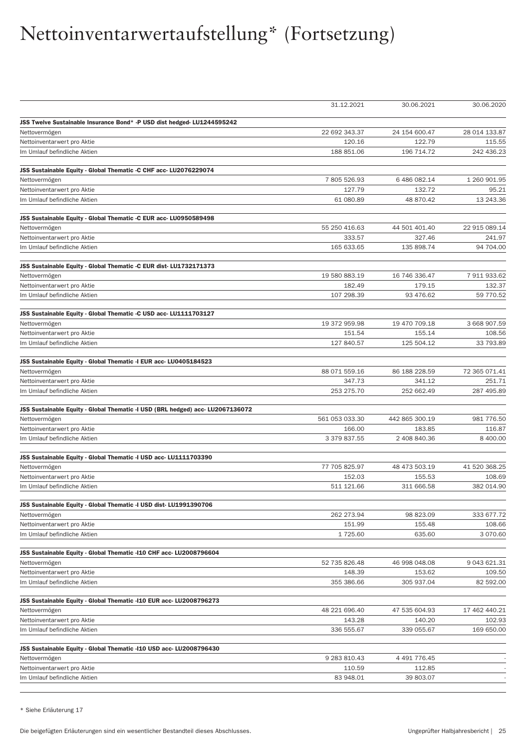# Nettoinventarwertaufstellung* (Fortsetzung)

| | 31.12.2021 | 30.06.2021 | 30.06.2020 |
|---|---|---|---|
| **JSS Twelve Sustainable Insurance Bond* -P USD dist hedged- LU1244595242** | | | |
| Nettovermögen | 22 692 343.37 | 24 154 600.47 | 28 014 133.87 |
| Nettoinventarwert pro Aktie | 120.16 | 122.79 | 115.55 |
| Im Umlauf befindliche Aktien | 188 851.06 | 196 714.72 | 242 436.23 |
| **JSS Sustainable Equity - Global Thematic -C CHF acc- LU2076229074** | | | |
| Nettovermögen | 7 805 526.93 | 6 486 082.14 | 1 260 901.95 |
| Nettoinventarwert pro Aktie | 127.79 | 132.72 | 95.21 |
| Im Umlauf befindliche Aktien | 61 080.89 | 48 870.42 | 13 243.36 |
| **JSS Sustainable Equity - Global Thematic -C EUR acc- LU0950589498** | | | |
| Nettovermögen | 55 250 416.63 | 44 501 401.40 | 22 915 089.14 |
| Nettoinventarwert pro Aktie | 333.57 | 327.46 | 241.97 |
| Im Umlauf befindliche Aktien | 165 633.65 | 135 898.74 | 94 704.00 |
| **JSS Sustainable Equity - Global Thematic -C EUR dist- LU1732171373** | | | |
| Nettovermögen | 19 580 883.19 | 16 746 336.47 | 7 911 933.62 |
| Nettoinventarwert pro Aktie | 182.49 | 179.15 | 132.37 |
| Im Umlauf befindliche Aktien | 107 298.39 | 93 476.62 | 59 770.52 |
| **JSS Sustainable Equity - Global Thematic -C USD acc- LU1111703127** | | | |
| Nettovermögen | 19 372 959.98 | 19 470 709.18 | 3 668 907.59 |
| Nettoinventarwert pro Aktie | 151.54 | 155.14 | 108.56 |
| Im Umlauf befindliche Aktien | 127 840.57 | 125 504.12 | 33 793.89 |
| **JSS Sustainable Equity - Global Thematic -I EUR acc- LU0405184523** | | | |
| Nettovermögen | 88 071 559.16 | 86 188 228.59 | 72 365 071.41 |
| Nettoinventarwert pro Aktie | 347.73 | 341.12 | 251.71 |
| Im Umlauf befindliche Aktien | 253 275.70 | 252 662.49 | 287 495.89 |
| **JSS Sustainable Equity - Global Thematic -I USD (BRL hedged) acc- LU2067136072** | | | |
| Nettovermögen | 561 053 033.30 | 442 865 300.19 | 981 776.50 |
| Nettoinventarwert pro Aktie | 166.00 | 183.85 | 116.87 |
| Im Umlauf befindliche Aktien | 3 379 837.55 | 2 408 840.36 | 8 400.00 |
| **JSS Sustainable Equity - Global Thematic -I USD acc- LU1111703390** | | | |
| Nettovermögen | 77 705 825.97 | 48 473 503.19 | 41 520 368.25 |
| Nettoinventarwert pro Aktie | 152.03 | 155.53 | 108.69 |
| Im Umlauf befindliche Aktien | 511 121.66 | 311 666.58 | 382 014.90 |
| **JSS Sustainable Equity - Global Thematic -I USD dist- LU1991390706** | | | |
| Nettovermögen | 262 273.94 | 98 823.09 | 333 677.72 |
| Nettoinventarwert pro Aktie | 151.99 | 155.48 | 108.66 |
| Im Umlauf befindliche Aktien | 1 725.60 | 635.60 | 3 070.60 |
| **JSS Sustainable Equity - Global Thematic -I10 CHF acc- LU2008796604** | | | |
| Nettovermögen | 52 735 826.48 | 46 998 048.08 | 9 043 621.31 |
| Nettoinventarwert pro Aktie | 148.39 | 153.62 | 109.50 |
| Im Umlauf befindliche Aktien | 355 386.66 | 305 937.04 | 82 592.00 |
| **JSS Sustainable Equity - Global Thematic -I10 EUR acc- LU2008796273** | | | |
| Nettovermögen | 48 221 696.40 | 47 535 604.93 | 17 462 440.21 |
| Nettoinventarwert pro Aktie | 143.28 | 140.20 | 102.93 |
| Im Umlauf befindliche Aktien | 336 555.67 | 339 055.67 | 169 650.00 |
| **JSS Sustainable Equity - Global Thematic -I10 USD acc- LU2008796430** | | | |
| Nettovermögen | 9 283 810.43 | 4 491 776.45 | - |
| Nettoinventarwert pro Aktie | 110.59 | 112.85 | - |
| Im Umlauf befindliche Aktien | 83 948.01 | 39 803.07 | - |

* Siehe Erläuterung 17

Die beigefügten Erläuterungen sind ein wesentlicher Bestandteil dieses Abschlusses.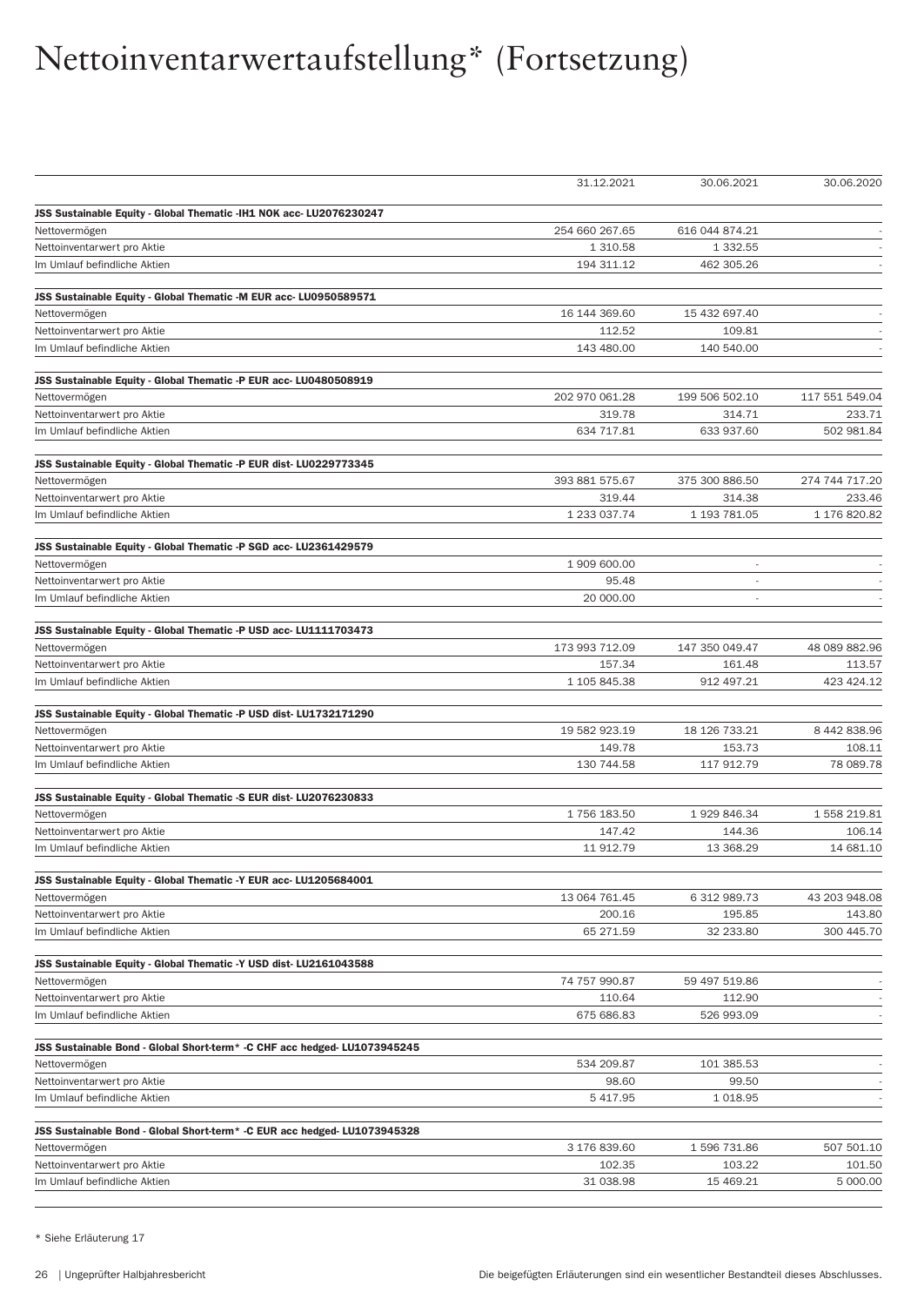# Nettoinventarwertaufstellung* (Fortsetzung)

| | 31.12.2021 | 30.06.2021 | 30.06.2020 |
|---|---|---|---|
| **JSS Sustainable Equity - Global Thematic -IH1 NOK acc- LU2076230247** | | | |
| Nettovermögen | 254 660 267.65 | 616 044 874.21 | - |
| Nettoinventarwert pro Aktie | 1 310.58 | 1 332.55 | - |
| Im Umlauf befindliche Aktien | 194 311.12 | 462 305.26 | - |
| **JSS Sustainable Equity - Global Thematic -M EUR acc- LU0950589571** | | | |
| Nettovermögen | 16 144 369.60 | 15 432 697.40 | - |
| Nettoinventarwert pro Aktie | 112.52 | 109.81 | - |
| Im Umlauf befindliche Aktien | 143 480.00 | 140 540.00 | - |
| **JSS Sustainable Equity - Global Thematic -P EUR acc- LU0480508919** | | | |
| Nettovermögen | 202 970 061.28 | 199 506 502.10 | 117 551 549.04 |
| Nettoinventarwert pro Aktie | 319.78 | 314.71 | 233.71 |
| Im Umlauf befindliche Aktien | 634 717.81 | 633 937.60 | 502 981.84 |
| **JSS Sustainable Equity - Global Thematic -P EUR dist- LU0229773345** | | | |
| Nettovermögen | 393 881 575.67 | 375 300 886.50 | 274 744 717.20 |
| Nettoinventarwert pro Aktie | 319.44 | 314.38 | 233.46 |
| Im Umlauf befindliche Aktien | 1 233 037.74 | 1 193 781.05 | 1 176 820.82 |
| **JSS Sustainable Equity - Global Thematic -P SGD acc- LU2361429579** | | | |
| Nettovermögen | 1 909 600.00 | - | - |
| Nettoinventarwert pro Aktie | 95.48 | - | - |
| Im Umlauf befindliche Aktien | 20 000.00 | - | - |
| **JSS Sustainable Equity - Global Thematic -P USD acc- LU1111703473** | | | |
| Nettovermögen | 173 993 712.09 | 147 350 049.47 | 48 089 882.96 |
| Nettoinventarwert pro Aktie | 157.34 | 161.48 | 113.57 |
| Im Umlauf befindliche Aktien | 1 105 845.38 | 912 497.21 | 423 424.12 |
| **JSS Sustainable Equity - Global Thematic -P USD dist- LU1732171290** | | | |
| Nettovermögen | 19 582 923.19 | 18 126 733.21 | 8 442 838.96 |
| Nettoinventarwert pro Aktie | 149.78 | 153.73 | 108.11 |
| Im Umlauf befindliche Aktien | 130 744.58 | 117 912.79 | 78 089.78 |
| **JSS Sustainable Equity - Global Thematic -S EUR dist- LU2076230833** | | | |
| Nettovermögen | 1 756 183.50 | 1 929 846.34 | 1 558 219.81 |
| Nettoinventarwert pro Aktie | 147.42 | 144.36 | 106.14 |
| Im Umlauf befindliche Aktien | 11 912.79 | 13 368.29 | 14 681.10 |
| **JSS Sustainable Equity - Global Thematic -Y EUR acc- LU1205684001** | | | |
| Nettovermögen | 13 064 761.45 | 6 312 989.73 | 43 203 948.08 |
| Nettoinventarwert pro Aktie | 200.16 | 195.85 | 143.80 |
| Im Umlauf befindliche Aktien | 65 271.59 | 32 233.80 | 300 445.70 |
| **JSS Sustainable Equity - Global Thematic -Y USD dist- LU2161043588** | | | |
| Nettovermögen | 74 757 990.87 | 59 497 519.86 | - |
| Nettoinventarwert pro Aktie | 110.64 | 112.90 | - |
| Im Umlauf befindliche Aktien | 675 686.83 | 526 993.09 | - |
| **JSS Sustainable Bond - Global Short-term* -C CHF acc hedged- LU1073945245** | | | |
| Nettovermögen | 534 209.87 | 101 385.53 | - |
| Nettoinventarwert pro Aktie | 98.60 | 99.50 | - |
| Im Umlauf befindliche Aktien | 5 417.95 | 1 018.95 | - |
| **JSS Sustainable Bond - Global Short-term* -C EUR acc hedged- LU1073945328** | | | |
| Nettovermögen | 3 176 839.60 | 1 596 731.86 | 507 501.10 |
| Nettoinventarwert pro Aktie | 102.35 | 103.22 | 101.50 |
| Im Umlauf befindliche Aktien | 31 038.98 | 15 469.21 | 5 000.00 |

\* Siehe Erläuterung 17

Die beigefügten Erläuterungen sind ein wesentlicher Bestandteil dieses Abschlusses.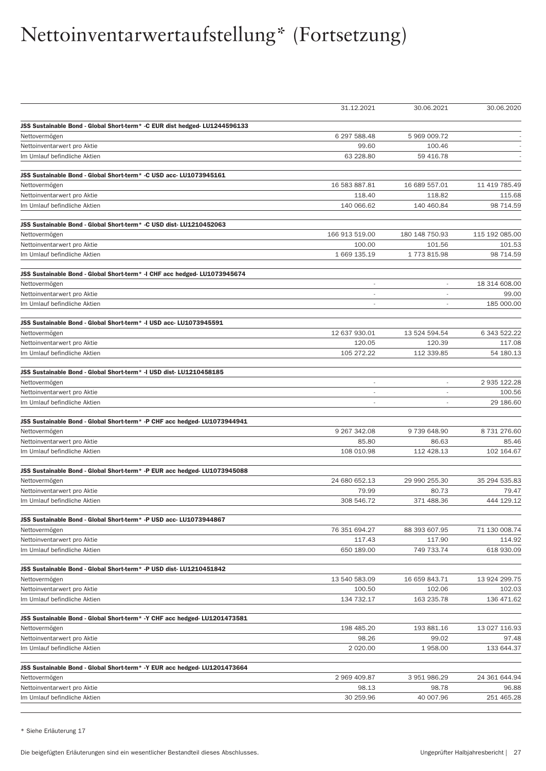# Nettoinventarwertaufstellung* (Fortsetzung)

| | 31.12.2021 | 30.06.2021 | 30.06.2020 |
|---|---|---|---|
| **JSS Sustainable Bond - Global Short-term* -C EUR dist hedged- LU1244596133** | | | |
| Nettovermögen | 6 297 588.48 | 5 969 009.72 | - |
| Nettoinventarwert pro Aktie | 99.60 | 100.46 | - |
| Im Umlauf befindliche Aktien | 63 228.80 | 59 416.78 | - |
| **JSS Sustainable Bond - Global Short-term* -C USD acc- LU1073945161** | | | |
| Nettovermögen | 16 583 887.81 | 16 689 557.01 | 11 419 785.49 |
| Nettoinventarwert pro Aktie | 118.40 | 118.82 | 115.68 |
| Im Umlauf befindliche Aktien | 140 066.62 | 140 460.84 | 98 714.59 |
| **JSS Sustainable Bond - Global Short-term* -C USD dist- LU1210452063** | | | |
| Nettovermögen | 166 913 519.00 | 180 148 750.93 | 115 192 085.00 |
| Nettoinventarwert pro Aktie | 100.00 | 101.56 | 101.53 |
| Im Umlauf befindliche Aktien | 1 669 135.19 | 1 773 815.98 | 98 714.59 |
| **JSS Sustainable Bond - Global Short-term* -I CHF acc hedged- LU1073945674** | | | |
| Nettovermögen | - | - | 18 314 608.00 |
| Nettoinventarwert pro Aktie | - | - | 99.00 |
| Im Umlauf befindliche Aktien | - | - | 185 000.00 |
| **JSS Sustainable Bond - Global Short-term* -I USD acc- LU1073945591** | | | |
| Nettovermögen | 12 637 930.01 | 13 524 594.54 | 6 343 522.22 |
| Nettoinventarwert pro Aktie | 120.05 | 120.39 | 117.08 |
| Im Umlauf befindliche Aktien | 105 272.22 | 112 339.85 | 54 180.13 |
| **JSS Sustainable Bond - Global Short-term* -I USD dist- LU1210458185** | | | |
| Nettovermögen | - | - | 2 935 122.28 |
| Nettoinventarwert pro Aktie | - | - | 100.56 |
| Im Umlauf befindliche Aktien | - | - | 29 186.60 |
| **JSS Sustainable Bond - Global Short-term* -P CHF acc hedged- LU1073944941** | | | |
| Nettovermögen | 9 267 342.08 | 9 739 648.90 | 8 731 276.60 |
| Nettoinventarwert pro Aktie | 85.80 | 86.63 | 85.46 |
| Im Umlauf befindliche Aktien | 108 010.98 | 112 428.13 | 102 164.67 |
| **JSS Sustainable Bond - Global Short-term* -P EUR acc hedged- LU1073945088** | | | |
| Nettovermögen | 24 680 652.13 | 29 990 255.30 | 35 294 535.83 |
| Nettoinventarwert pro Aktie | 79.99 | 80.73 | 79.47 |
| Im Umlauf befindliche Aktien | 308 546.72 | 371 488.36 | 444 129.12 |
| **JSS Sustainable Bond - Global Short-term* -P USD acc- LU1073944867** | | | |
| Nettovermögen | 76 351 694.27 | 88 393 607.95 | 71 130 008.74 |
| Nettoinventarwert pro Aktie | 117.43 | 117.90 | 114.92 |
| Im Umlauf befindliche Aktien | 650 189.00 | 749 733.74 | 618 930.09 |
| **JSS Sustainable Bond - Global Short-term* -P USD dist- LU1210451842** | | | |
| Nettovermögen | 13 540 583.09 | 16 659 843.71 | 13 924 299.75 |
| Nettoinventarwert pro Aktie | 100.50 | 102.06 | 102.03 |
| Im Umlauf befindliche Aktien | 134 732.17 | 163 235.78 | 136 471.62 |
| **JSS Sustainable Bond - Global Short-term* -Y CHF acc hedged- LU1201473581** | | | |
| Nettovermögen | 198 485.20 | 193 881.16 | 13 027 116.93 |
| Nettoinventarwert pro Aktie | 98.26 | 99.02 | 97.48 |
| Im Umlauf befindliche Aktien | 2 020.00 | 1 958.00 | 133 644.37 |
| **JSS Sustainable Bond - Global Short-term* -Y EUR acc hedged- LU1201473664** | | | |
| Nettovermögen | 2 969 409.87 | 3 951 986.29 | 24 361 644.94 |
| Nettoinventarwert pro Aktie | 98.13 | 98.78 | 96.88 |
| Im Umlauf befindliche Aktien | 30 259.96 | 40 007.96 | 251 465.28 |

\* Siehe Erläuterung 17

Die beigefügten Erläuterungen sind ein wesentlicher Bestandteil dieses Abschlusses.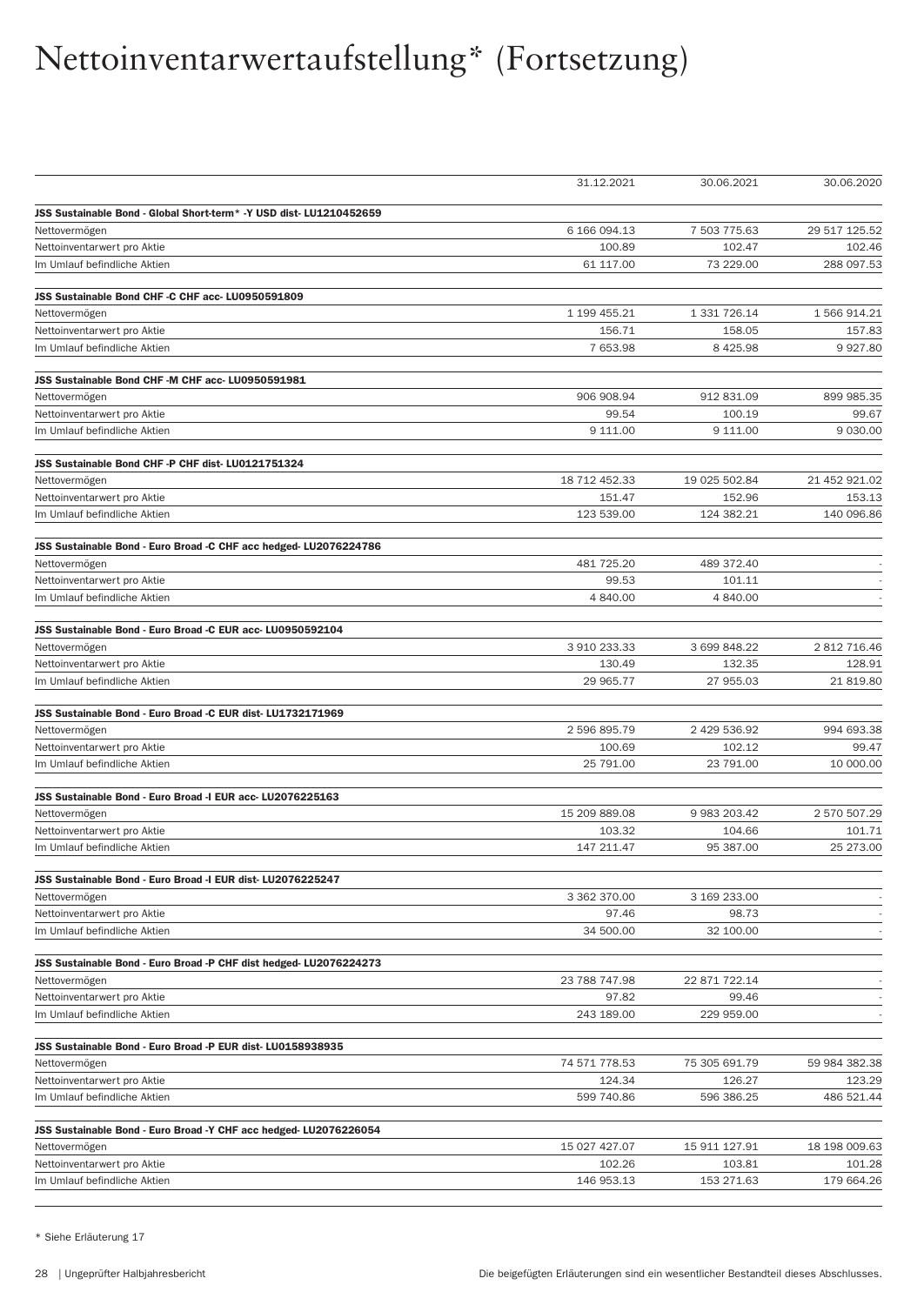# Nettoinventarwertaufstellung* (Fortsetzung)

| | 31.12.2021 | 30.06.2021 | 30.06.2020 |
|---|---|---|---|
| **JSS Sustainable Bond - Global Short-term* -Y USD dist- LU1210452659** | | | |
| Nettovermögen | 6 166 094.13 | 7 503 775.63 | 29 517 125.52 |
| Nettoinventarwert pro Aktie | 100.89 | 102.47 | 102.46 |
| Im Umlauf befindliche Aktien | 61 117.00 | 73 229.00 | 288 097.53 |
| **JSS Sustainable Bond CHF -C CHF acc- LU0950591809** | | | |
| Nettovermögen | 1 199 455.21 | 1 331 726.14 | 1 566 914.21 |
| Nettoinventarwert pro Aktie | 156.71 | 158.05 | 157.83 |
| Im Umlauf befindliche Aktien | 7 653.98 | 8 425.98 | 9 927.80 |
| **JSS Sustainable Bond CHF -M CHF acc- LU0950591981** | | | |
| Nettovermögen | 906 908.94 | 912 831.09 | 899 985.35 |
| Nettoinventarwert pro Aktie | 99.54 | 100.19 | 99.67 |
| Im Umlauf befindliche Aktien | 9 111.00 | 9 111.00 | 9 030.00 |
| **JSS Sustainable Bond CHF -P CHF dist- LU0121751324** | | | |
| Nettovermögen | 18 712 452.33 | 19 025 502.84 | 21 452 921.02 |
| Nettoinventarwert pro Aktie | 151.47 | 152.96 | 153.13 |
| Im Umlauf befindliche Aktien | 123 539.00 | 124 382.21 | 140 096.86 |
| **JSS Sustainable Bond - Euro Broad -C CHF acc hedged- LU2076224786** | | | |
| Nettovermögen | 481 725.20 | 489 372.40 | - |
| Nettoinventarwert pro Aktie | 99.53 | 101.11 | - |
| Im Umlauf befindliche Aktien | 4 840.00 | 4 840.00 | - |
| **JSS Sustainable Bond - Euro Broad -C EUR acc- LU0950592104** | | | |
| Nettovermögen | 3 910 233.33 | 3 699 848.22 | 2 812 716.46 |
| Nettoinventarwert pro Aktie | 130.49 | 132.35 | 128.91 |
| Im Umlauf befindliche Aktien | 29 965.77 | 27 955.03 | 21 819.80 |
| **JSS Sustainable Bond - Euro Broad -C EUR dist- LU1732171969** | | | |
| Nettovermögen | 2 596 895.79 | 2 429 536.92 | 994 693.38 |
| Nettoinventarwert pro Aktie | 100.69 | 102.12 | 99.47 |
| Im Umlauf befindliche Aktien | 25 791.00 | 23 791.00 | 10 000.00 |
| **JSS Sustainable Bond - Euro Broad -I EUR acc- LU2076225163** | | | |
| Nettovermögen | 15 209 889.08 | 9 983 203.42 | 2 570 507.29 |
| Nettoinventarwert pro Aktie | 103.32 | 104.66 | 101.71 |
| Im Umlauf befindliche Aktien | 147 211.47 | 95 387.00 | 25 273.00 |
| **JSS Sustainable Bond - Euro Broad -I EUR dist- LU2076225247** | | | |
| Nettovermögen | 3 362 370.00 | 3 169 233.00 | - |
| Nettoinventarwert pro Aktie | 97.46 | 98.73 | - |
| Im Umlauf befindliche Aktien | 34 500.00 | 32 100.00 | - |
| **JSS Sustainable Bond - Euro Broad -P CHF dist hedged- LU2076224273** | | | |
| Nettovermögen | 23 788 747.98 | 22 871 722.14 | - |
| Nettoinventarwert pro Aktie | 97.82 | 99.46 | - |
| Im Umlauf befindliche Aktien | 243 189.00 | 229 959.00 | - |
| **JSS Sustainable Bond - Euro Broad -P EUR dist- LU0158938935** | | | |
| Nettovermögen | 74 571 778.53 | 75 305 691.79 | 59 984 382.38 |
| Nettoinventarwert pro Aktie | 124.34 | 126.27 | 123.29 |
| Im Umlauf befindliche Aktien | 599 740.86 | 596 386.25 | 486 521.44 |
| **JSS Sustainable Bond - Euro Broad -Y CHF acc hedged- LU2076226054** | | | |
| Nettovermögen | 15 027 427.07 | 15 911 127.91 | 18 198 009.63 |
| Nettoinventarwert pro Aktie | 102.26 | 103.81 | 101.28 |
| Im Umlauf befindliche Aktien | 146 953.13 | 153 271.63 | 179 664.26 |

* Siehe Erläuterung 17

Die beigefügten Erläuterungen sind ein wesentlicher Bestandteil dieses Abschlusses.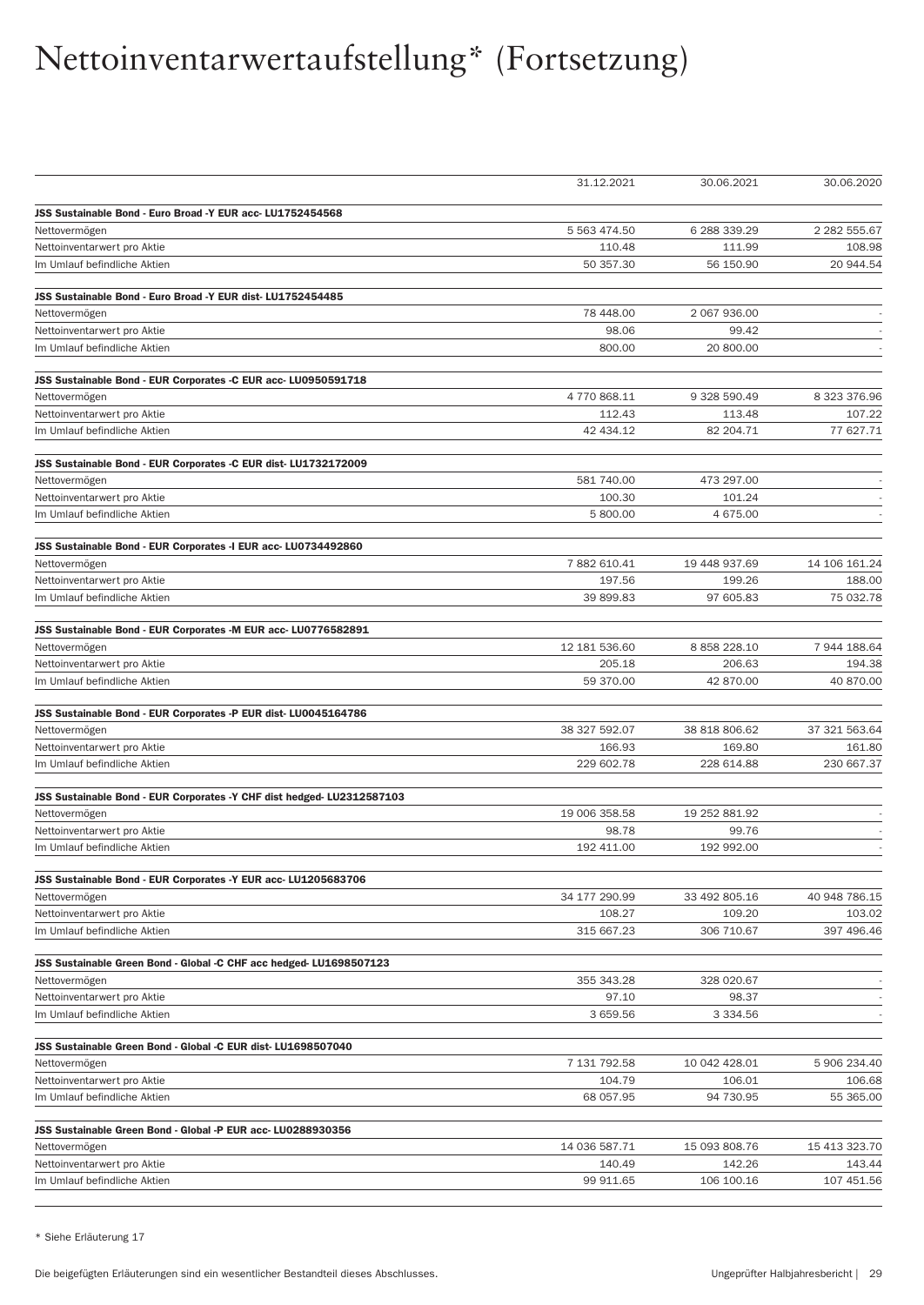# Nettoinventarwertaufstellung* (Fortsetzung)

| | 31.12.2021 | 30.06.2021 | 30.06.2020 |
|---|---|---|---|
| **JSS Sustainable Bond - Euro Broad -Y EUR acc- LU1752454568** | | | |
| Nettovermögen | 5 563 474.50 | 6 288 339.29 | 2 282 555.67 |
| Nettoinventarwert pro Aktie | 110.48 | 111.99 | 108.98 |
| Im Umlauf befindliche Aktien | 50 357.30 | 56 150.90 | 20 944.54 |
| **JSS Sustainable Bond - Euro Broad -Y EUR dist- LU1752454485** | | | |
| Nettovermögen | 78 448.00 | 2 067 936.00 | - |
| Nettoinventarwert pro Aktie | 98.06 | 99.42 | - |
| Im Umlauf befindliche Aktien | 800.00 | 20 800.00 | - |
| **JSS Sustainable Bond - EUR Corporates -C EUR acc- LU0950591718** | | | |
| Nettovermögen | 4 770 868.11 | 9 328 590.49 | 8 323 376.96 |
| Nettoinventarwert pro Aktie | 112.43 | 113.48 | 107.22 |
| Im Umlauf befindliche Aktien | 42 434.12 | 82 204.71 | 77 627.71 |
| **JSS Sustainable Bond - EUR Corporates -C EUR dist- LU1732172009** | | | |
| Nettovermögen | 581 740.00 | 473 297.00 | - |
| Nettoinventarwert pro Aktie | 100.30 | 101.24 | - |
| Im Umlauf befindliche Aktien | 5 800.00 | 4 675.00 | - |
| **JSS Sustainable Bond - EUR Corporates -I EUR acc- LU0734492860** | | | |
| Nettovermögen | 7 882 610.41 | 19 448 937.69 | 14 106 161.24 |
| Nettoinventarwert pro Aktie | 197.56 | 199.26 | 188.00 |
| Im Umlauf befindliche Aktien | 39 899.83 | 97 605.83 | 75 032.78 |
| **JSS Sustainable Bond - EUR Corporates -M EUR acc- LU0776582891** | | | |
| Nettovermögen | 12 181 536.60 | 8 858 228.10 | 7 944 188.64 |
| Nettoinventarwert pro Aktie | 205.18 | 206.63 | 194.38 |
| Im Umlauf befindliche Aktien | 59 370.00 | 42 870.00 | 40 870.00 |
| **JSS Sustainable Bond - EUR Corporates -P EUR dist- LU0045164786** | | | |
| Nettovermögen | 38 327 592.07 | 38 818 806.62 | 37 321 563.64 |
| Nettoinventarwert pro Aktie | 166.93 | 169.80 | 161.80 |
| Im Umlauf befindliche Aktien | 229 602.78 | 228 614.88 | 230 667.37 |
| **JSS Sustainable Bond - EUR Corporates -Y CHF dist hedged- LU2312587103** | | | |
| Nettovermögen | 19 006 358.58 | 19 252 881.92 | - |
| Nettoinventarwert pro Aktie | 98.78 | 99.76 | - |
| Im Umlauf befindliche Aktien | 192 411.00 | 192 992.00 | - |
| **JSS Sustainable Bond - EUR Corporates -Y EUR acc- LU1205683706** | | | |
| Nettovermögen | 34 177 290.99 | 33 492 805.16 | 40 948 786.15 |
| Nettoinventarwert pro Aktie | 108.27 | 109.20 | 103.02 |
| Im Umlauf befindliche Aktien | 315 667.23 | 306 710.67 | 397 496.46 |
| **JSS Sustainable Green Bond - Global -C CHF acc hedged- LU1698507123** | | | |
| Nettovermögen | 355 343.28 | 328 020.67 | - |
| Nettoinventarwert pro Aktie | 97.10 | 98.37 | - |
| Im Umlauf befindliche Aktien | 3 659.56 | 3 334.56 | - |
| **JSS Sustainable Green Bond - Global -C EUR dist- LU1698507040** | | | |
| Nettovermögen | 7 131 792.58 | 10 042 428.01 | 5 906 234.40 |
| Nettoinventarwert pro Aktie | 104.79 | 106.01 | 106.68 |
| Im Umlauf befindliche Aktien | 68 057.95 | 94 730.95 | 55 365.00 |
| **JSS Sustainable Green Bond - Global -P EUR acc- LU0288930356** | | | |
| Nettovermögen | 14 036 587.71 | 15 093 808.76 | 15 413 323.70 |
| Nettoinventarwert pro Aktie | 140.49 | 142.26 | 143.44 |
| Im Umlauf befindliche Aktien | 99 911.65 | 106 100.16 | 107 451.56 |

* Siehe Erläuterung 17

Die beigefügten Erläuterungen sind ein wesentlicher Bestandteil dieses Abschlusses.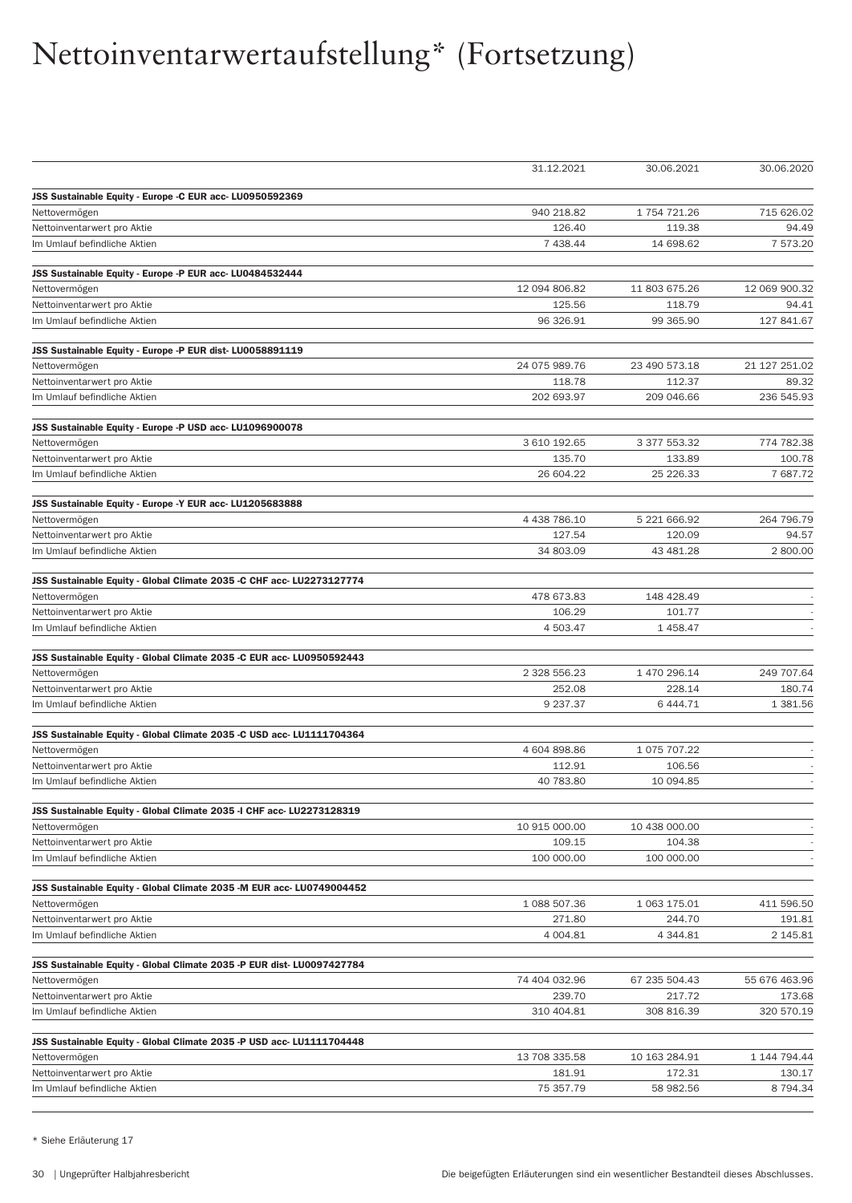# Nettoinventarwertaufstellung* (Fortsetzung)

| | 31.12.2021 | 30.06.2021 | 30.06.2020 |
|---|---|---|---|
| **JSS Sustainable Equity - Europe -C EUR acc- LU0950592369** | | | |
| Nettovermögen | 940 218.82 | 1 754 721.26 | 715 626.02 |
| Nettoinventarwert pro Aktie | 126.40 | 119.38 | 94.49 |
| Im Umlauf befindliche Aktien | 7 438.44 | 14 698.62 | 7 573.20 |
| **JSS Sustainable Equity - Europe -P EUR acc- LU0484532444** | | | |
| Nettovermögen | 12 094 806.82 | 11 803 675.26 | 12 069 900.32 |
| Nettoinventarwert pro Aktie | 125.56 | 118.79 | 94.41 |
| Im Umlauf befindliche Aktien | 96 326.91 | 99 365.90 | 127 841.67 |
| **JSS Sustainable Equity - Europe -P EUR dist- LU0058891119** | | | |
| Nettovermögen | 24 075 989.76 | 23 490 573.18 | 21 127 251.02 |
| Nettoinventarwert pro Aktie | 118.78 | 112.37 | 89.32 |
| Im Umlauf befindliche Aktien | 202 693.97 | 209 046.66 | 236 545.93 |
| **JSS Sustainable Equity - Europe -P USD acc- LU1096900078** | | | |
| Nettovermögen | 3 610 192.65 | 3 377 553.32 | 774 782.38 |
| Nettoinventarwert pro Aktie | 135.70 | 133.89 | 100.78 |
| Im Umlauf befindliche Aktien | 26 604.22 | 25 226.33 | 7 687.72 |
| **JSS Sustainable Equity - Europe -Y EUR acc- LU1205683888** | | | |
| Nettovermögen | 4 438 786.10 | 5 221 666.92 | 264 796.79 |
| Nettoinventarwert pro Aktie | 127.54 | 120.09 | 94.57 |
| Im Umlauf befindliche Aktien | 34 803.09 | 43 481.28 | 2 800.00 |
| **JSS Sustainable Equity - Global Climate 2035 -C CHF acc- LU2273127774** | | | |
| Nettovermögen | 478 673.83 | 148 428.49 | - |
| Nettoinventarwert pro Aktie | 106.29 | 101.77 | - |
| Im Umlauf befindliche Aktien | 4 503.47 | 1 458.47 | - |
| **JSS Sustainable Equity - Global Climate 2035 -C EUR acc- LU0950592443** | | | |
| Nettovermögen | 2 328 556.23 | 1 470 296.14 | 249 707.64 |
| Nettoinventarwert pro Aktie | 252.08 | 228.14 | 180.74 |
| Im Umlauf befindliche Aktien | 9 237.37 | 6 444.71 | 1 381.56 |
| **JSS Sustainable Equity - Global Climate 2035 -C USD acc- LU1111704364** | | | |
| Nettovermögen | 4 604 898.86 | 1 075 707.22 | - |
| Nettoinventarwert pro Aktie | 112.91 | 106.56 | - |
| Im Umlauf befindliche Aktien | 40 783.80 | 10 094.85 | - |
| **JSS Sustainable Equity - Global Climate 2035 -I CHF acc- LU2273128319** | | | |
| Nettovermögen | 10 915 000.00 | 10 438 000.00 | - |
| Nettoinventarwert pro Aktie | 109.15 | 104.38 | - |
| Im Umlauf befindliche Aktien | 100 000.00 | 100 000.00 | - |
| **JSS Sustainable Equity - Global Climate 2035 -M EUR acc- LU0749004452** | | | |
| Nettovermögen | 1 088 507.36 | 1 063 175.01 | 411 596.50 |
| Nettoinventarwert pro Aktie | 271.80 | 244.70 | 191.81 |
| Im Umlauf befindliche Aktien | 4 004.81 | 4 344.81 | 2 145.81 |
| **JSS Sustainable Equity - Global Climate 2035 -P EUR dist- LU0097427784** | | | |
| Nettovermögen | 74 404 032.96 | 67 235 504.43 | 55 676 463.96 |
| Nettoinventarwert pro Aktie | 239.70 | 217.72 | 173.68 |
| Im Umlauf befindliche Aktien | 310 404.81 | 308 816.39 | 320 570.19 |
| **JSS Sustainable Equity - Global Climate 2035 -P USD acc- LU1111704448** | | | |
| Nettovermögen | 13 708 335.58 | 10 163 284.91 | 1 144 794.44 |
| Nettoinventarwert pro Aktie | 181.91 | 172.31 | 130.17 |
| Im Umlauf befindliche Aktien | 75 357.79 | 58 982.56 | 8 794.34 |

* Siehe Erläuterung 17

Die beigefügten Erläuterungen sind ein wesentlicher Bestandteil dieses Abschlusses.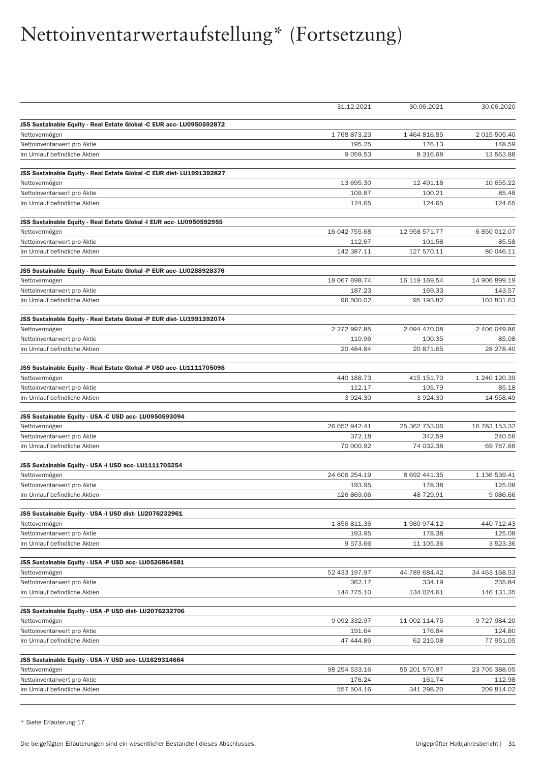# Nettoinventarwertaufstellung* (Fortsetzung)

| | 31.12.2021 | 30.06.2021 | 30.06.2020 |
|---|---|---|---|
| **JSS Sustainable Equity - Real Estate Global -C EUR acc- LU0950592872** | | | |
| Nettovermögen | 1 768 873.23 | 1 464 816.85 | 2 015 505.40 |
| Nettoinventarwert pro Aktie | 195.25 | 176.13 | 148.59 |
| Im Umlauf befindliche Aktien | 9 059.53 | 8 316.68 | 13 563.88 |
| **JSS Sustainable Equity - Real Estate Global -C EUR dist- LU1991392827** | | | |
| Nettovermögen | 13 695.30 | 12 491.18 | 10 655.22 |
| Nettoinventarwert pro Aktie | 109.87 | 100.21 | 85.48 |
| Im Umlauf befindliche Aktien | 124.65 | 124.65 | 124.65 |
| **JSS Sustainable Equity - Real Estate Global -I EUR acc- LU0950592955** | | | |
| Nettovermögen | 16 042 755.68 | 12 958 571.77 | 6 850 012.07 |
| Nettoinventarwert pro Aktie | 112.67 | 101.58 | 85.58 |
| Im Umlauf befindliche Aktien | 142 387.11 | 127 570.11 | 80 046.11 |
| **JSS Sustainable Equity - Real Estate Global -P EUR acc- LU0288928376** | | | |
| Nettovermögen | 18 067 698.74 | 16 119 169.54 | 14 906 899.19 |
| Nettoinventarwert pro Aktie | 187.23 | 169.33 | 143.57 |
| Im Umlauf befindliche Aktien | 96 500.02 | 95 193.82 | 103 831.63 |
| **JSS Sustainable Equity - Real Estate Global -P EUR dist- LU1991392074** | | | |
| Nettovermögen | 2 272 997.85 | 2 094 470.08 | 2 406 049.86 |
| Nettoinventarwert pro Aktie | 110.96 | 100.35 | 85.08 |
| Im Umlauf befindliche Aktien | 20 484.84 | 20 871.65 | 28 278.40 |
| **JSS Sustainable Equity - Real Estate Global -P USD acc- LU1111705098** | | | |
| Nettovermögen | 440 188.73 | 415 151.70 | 1 240 120.39 |
| Nettoinventarwert pro Aktie | 112.17 | 105.79 | 85.18 |
| Im Umlauf befindliche Aktien | 3 924.30 | 3 924.30 | 14 558.49 |
| **JSS Sustainable Equity - USA -C USD acc- LU0950593094** | | | |
| Nettovermögen | 26 052 942.41 | 25 362 753.06 | 16 783 153.32 |
| Nettoinventarwert pro Aktie | 372.18 | 342.59 | 240.56 |
| Im Umlauf befindliche Aktien | 70 000.92 | 74 032.38 | 69 767.66 |
| **JSS Sustainable Equity - USA -I USD acc- LU1111705254** | | | |
| Nettovermögen | 24 606 254.19 | 8 692 441.35 | 1 136 539.41 |
| Nettoinventarwert pro Aktie | 193.95 | 178.38 | 125.08 |
| Im Umlauf befindliche Aktien | 126 869.06 | 48 729.91 | 9 086.66 |
| **JSS Sustainable Equity - USA -I USD dist- LU2076232961** | | | |
| Nettovermögen | 1 856 811.36 | 1 980 974.12 | 440 712.43 |
| Nettoinventarwert pro Aktie | 193.95 | 178.38 | 125.08 |
| Im Umlauf befindliche Aktien | 9 573.66 | 11 105.36 | 3 523.36 |
| **JSS Sustainable Equity - USA -P USD acc- LU0526864581** | | | |
| Nettovermögen | 52 433 197.97 | 44 789 684.42 | 34 463 168.53 |
| Nettoinventarwert pro Aktie | 362.17 | 334.19 | 235.84 |
| Im Umlauf befindliche Aktien | 144 775.10 | 134 024.61 | 146 131.35 |
| **JSS Sustainable Equity - USA -P USD dist- LU2076232706** | | | |
| Nettovermögen | 9 092 332.97 | 11 002 114.75 | 9 727 984.20 |
| Nettoinventarwert pro Aktie | 191.64 | 176.84 | 124.80 |
| Im Umlauf befindliche Aktien | 47 444.86 | 62 215.08 | 77 951.05 |
| **JSS Sustainable Equity - USA -Y USD acc- LU1629314664** | | | |
| Nettovermögen | 98 254 533.16 | 55 201 570.87 | 23 705 388.05 |
| Nettoinventarwert pro Aktie | 176.24 | 161.74 | 112.98 |
| Im Umlauf befindliche Aktien | 557 504.16 | 341 298.20 | 209 814.02 |

* Siehe Erläuterung 17

Die beigefügten Erläuterungen sind ein wesentlicher Bestandteil dieses Abschlusses.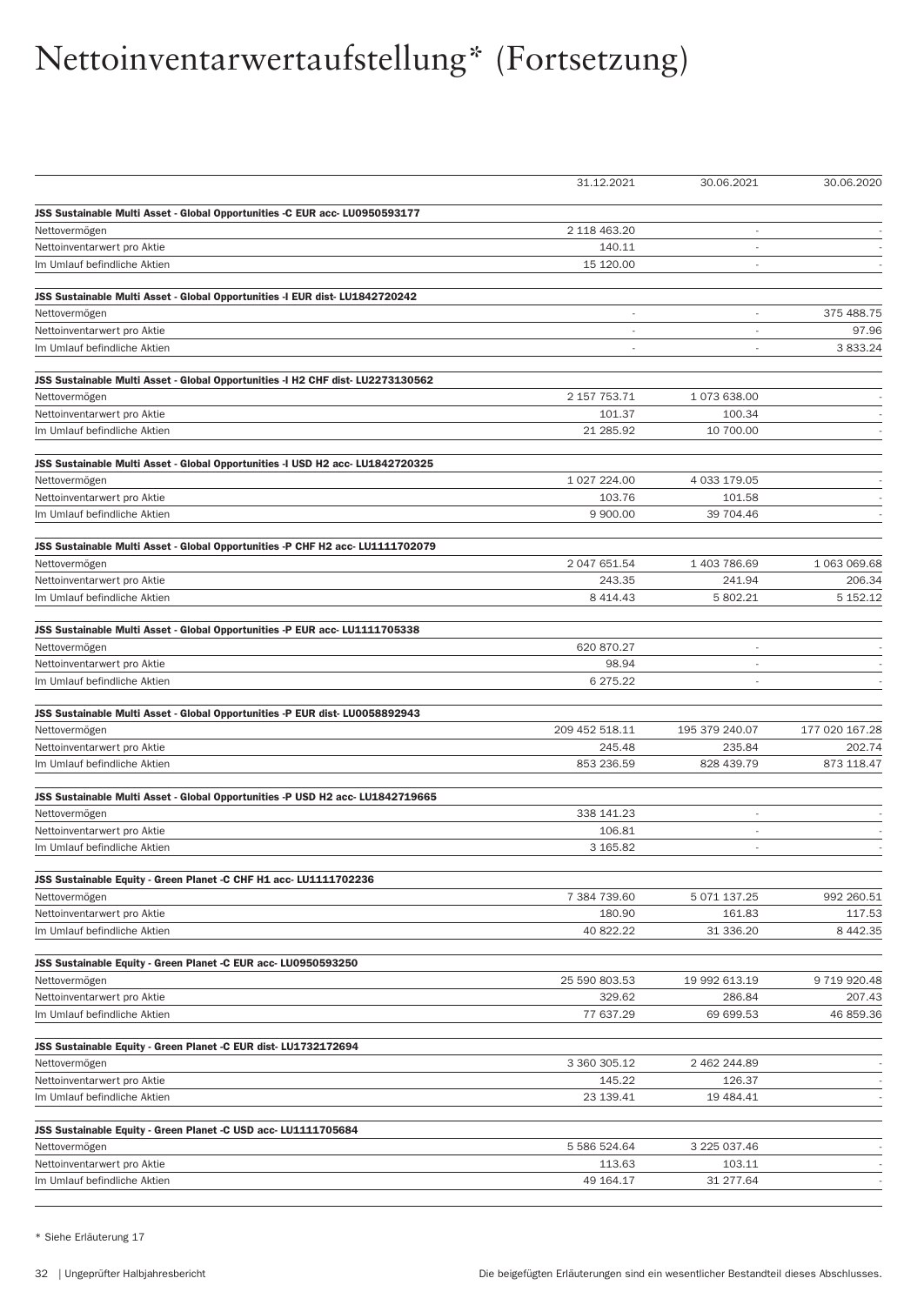# Nettoinventarwertaufstellung* (Fortsetzung)

| | 31.12.2021 | 30.06.2021 | 30.06.2020 |
|---|---|---|---|
| **JSS Sustainable Multi Asset - Global Opportunities -C EUR acc- LU0950593177** | | | |
| Nettovermögen | 2 118 463.20 | - | - |
| Nettoinventarwert pro Aktie | 140.11 | - | - |
| Im Umlauf befindliche Aktien | 15 120.00 | - | - |
| **JSS Sustainable Multi Asset - Global Opportunities -I EUR dist- LU1842720242** | | | |
| Nettovermögen | - | - | 375 488.75 |
| Nettoinventarwert pro Aktie | - | - | 97.96 |
| Im Umlauf befindliche Aktien | - | - | 3 833.24 |
| **JSS Sustainable Multi Asset - Global Opportunities -I H2 CHF dist- LU2273130562** | | | |
| Nettovermögen | 2 157 753.71 | 1 073 638.00 | - |
| Nettoinventarwert pro Aktie | 101.37 | 100.34 | - |
| Im Umlauf befindliche Aktien | 21 285.92 | 10 700.00 | - |
| **JSS Sustainable Multi Asset - Global Opportunities -I USD H2 acc- LU1842720325** | | | |
| Nettovermögen | 1 027 224.00 | 4 033 179.05 | - |
| Nettoinventarwert pro Aktie | 103.76 | 101.58 | - |
| Im Umlauf befindliche Aktien | 9 900.00 | 39 704.46 | - |
| **JSS Sustainable Multi Asset - Global Opportunities -P CHF H2 acc- LU1111702079** | | | |
| Nettovermögen | 2 047 651.54 | 1 403 786.69 | 1 063 069.68 |
| Nettoinventarwert pro Aktie | 243.35 | 241.94 | 206.34 |
| Im Umlauf befindliche Aktien | 8 414.43 | 5 802.21 | 5 152.12 |
| **JSS Sustainable Multi Asset - Global Opportunities -P EUR acc- LU1111705338** | | | |
| Nettovermögen | 620 870.27 | - | - |
| Nettoinventarwert pro Aktie | 98.94 | - | - |
| Im Umlauf befindliche Aktien | 6 275.22 | - | - |
| **JSS Sustainable Multi Asset - Global Opportunities -P EUR dist- LU0058892943** | | | |
| Nettovermögen | 209 452 518.11 | 195 379 240.07 | 177 020 167.28 |
| Nettoinventarwert pro Aktie | 245.48 | 235.84 | 202.74 |
| Im Umlauf befindliche Aktien | 853 236.59 | 828 439.79 | 873 118.47 |
| **JSS Sustainable Multi Asset - Global Opportunities -P USD H2 acc- LU1842719665** | | | |
| Nettovermögen | 338 141.23 | - | - |
| Nettoinventarwert pro Aktie | 106.81 | - | - |
| Im Umlauf befindliche Aktien | 3 165.82 | - | - |
| **JSS Sustainable Equity - Green Planet -C CHF H1 acc- LU1111702236** | | | |
| Nettovermögen | 7 384 739.60 | 5 071 137.25 | 992 260.51 |
| Nettoinventarwert pro Aktie | 180.90 | 161.83 | 117.53 |
| Im Umlauf befindliche Aktien | 40 822.22 | 31 336.20 | 8 442.35 |
| **JSS Sustainable Equity - Green Planet -C EUR acc- LU0950593250** | | | |
| Nettovermögen | 25 590 803.53 | 19 992 613.19 | 9 719 920.48 |
| Nettoinventarwert pro Aktie | 329.62 | 286.84 | 207.43 |
| Im Umlauf befindliche Aktien | 77 637.29 | 69 699.53 | 46 859.36 |
| **JSS Sustainable Equity - Green Planet -C EUR dist- LU1732172694** | | | |
| Nettovermögen | 3 360 305.12 | 2 462 244.89 | - |
| Nettoinventarwert pro Aktie | 145.22 | 126.37 | - |
| Im Umlauf befindliche Aktien | 23 139.41 | 19 484.41 | - |
| **JSS Sustainable Equity - Green Planet -C USD acc- LU1111705684** | | | |
| Nettovermögen | 5 586 524.64 | 3 225 037.46 | - |
| Nettoinventarwert pro Aktie | 113.63 | 103.11 | - |
| Im Umlauf befindliche Aktien | 49 164.17 | 31 277.64 | - |

* Siehe Erläuterung 17

Die beigefügten Erläuterungen sind ein wesentlicher Bestandteil dieses Abschlusses.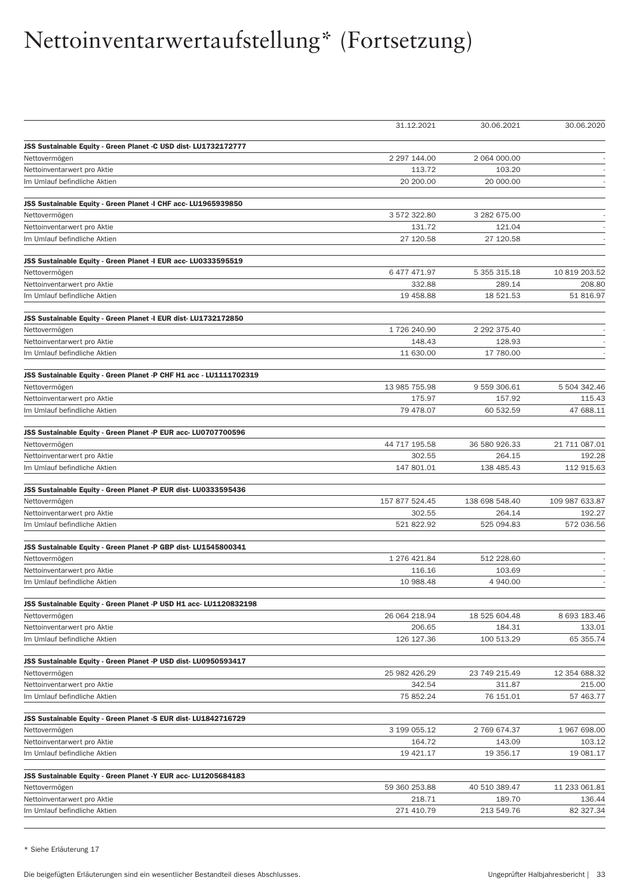# Nettoinventarwertaufstellung* (Fortsetzung)

| | 31.12.2021 | 30.06.2021 | 30.06.2020 |
|---|---|---|---|
| **JSS Sustainable Equity - Green Planet -C USD dist- LU1732172777** | | | |
| Nettovermögen | 2 297 144.00 | 2 064 000.00 | - |
| Nettoinventarwert pro Aktie | 113.72 | 103.20 | - |
| Im Umlauf befindliche Aktien | 20 200.00 | 20 000.00 | - |
| **JSS Sustainable Equity - Green Planet -I CHF acc- LU1965939850** | | | |
| Nettovermögen | 3 572 322.80 | 3 282 675.00 | - |
| Nettoinventarwert pro Aktie | 131.72 | 121.04 | - |
| Im Umlauf befindliche Aktien | 27 120.58 | 27 120.58 | - |
| **JSS Sustainable Equity - Green Planet -I EUR acc- LU0333595519** | | | |
| Nettovermögen | 6 477 471.97 | 5 355 315.18 | 10 819 203.52 |
| Nettoinventarwert pro Aktie | 332.88 | 289.14 | 208.80 |
| Im Umlauf befindliche Aktien | 19 458.88 | 18 521.53 | 51 816.97 |
| **JSS Sustainable Equity - Green Planet -I EUR dist- LU1732172850** | | | |
| Nettovermögen | 1 726 240.90 | 2 292 375.40 | - |
| Nettoinventarwert pro Aktie | 148.43 | 128.93 | - |
| Im Umlauf befindliche Aktien | 11 630.00 | 17 780.00 | - |
| **JSS Sustainable Equity - Green Planet -P CHF H1 acc - LU1111702319** | | | |
| Nettovermögen | 13 985 755.98 | 9 559 306.61 | 5 504 342.46 |
| Nettoinventarwert pro Aktie | 175.97 | 157.92 | 115.43 |
| Im Umlauf befindliche Aktien | 79 478.07 | 60 532.59 | 47 688.11 |
| **JSS Sustainable Equity - Green Planet -P EUR acc- LU0707700596** | | | |
| Nettovermögen | 44 717 195.58 | 36 580 926.33 | 21 711 087.01 |
| Nettoinventarwert pro Aktie | 302.55 | 264.15 | 192.28 |
| Im Umlauf befindliche Aktien | 147 801.01 | 138 485.43 | 112 915.63 |
| **JSS Sustainable Equity - Green Planet -P EUR dist- LU0333595436** | | | |
| Nettovermögen | 157 877 524.45 | 138 698 548.40 | 109 987 633.87 |
| Nettoinventarwert pro Aktie | 302.55 | 264.14 | 192.27 |
| Im Umlauf befindliche Aktien | 521 822.92 | 525 094.83 | 572 036.56 |
| **JSS Sustainable Equity - Green Planet -P GBP dist- LU1545800341** | | | |
| Nettovermögen | 1 276 421.84 | 512 228.60 | - |
| Nettoinventarwert pro Aktie | 116.16 | 103.69 | - |
| Im Umlauf befindliche Aktien | 10 988.48 | 4 940.00 | - |
| **JSS Sustainable Equity - Green Planet -P USD H1 acc- LU1120832198** | | | |
| Nettovermögen | 26 064 218.94 | 18 525 604.48 | 8 693 183.46 |
| Nettoinventarwert pro Aktie | 206.65 | 184.31 | 133.01 |
| Im Umlauf befindliche Aktien | 126 127.36 | 100 513.29 | 65 355.74 |
| **JSS Sustainable Equity - Green Planet -P USD dist- LU0950593417** | | | |
| Nettovermögen | 25 982 426.29 | 23 749 215.49 | 12 354 688.32 |
| Nettoinventarwert pro Aktie | 342.54 | 311.87 | 215.00 |
| Im Umlauf befindliche Aktien | 75 852.24 | 76 151.01 | 57 463.77 |
| **JSS Sustainable Equity - Green Planet -S EUR dist- LU1842716729** | | | |
| Nettovermögen | 3 199 055.12 | 2 769 674.37 | 1 967 698.00 |
| Nettoinventarwert pro Aktie | 164.72 | 143.09 | 103.12 |
| Im Umlauf befindliche Aktien | 19 421.17 | 19 356.17 | 19 081.17 |
| **JSS Sustainable Equity - Green Planet -Y EUR acc- LU1205684183** | | | |
| Nettovermögen | 59 360 253.88 | 40 510 389.47 | 11 233 061.81 |
| Nettoinventarwert pro Aktie | 218.71 | 189.70 | 136.44 |
| Im Umlauf befindliche Aktien | 271 410.79 | 213 549.76 | 82 327.34 |

\* Siehe Erläuterung 17

Die beigefügten Erläuterungen sind ein wesentlicher Bestandteil dieses Abschlusses.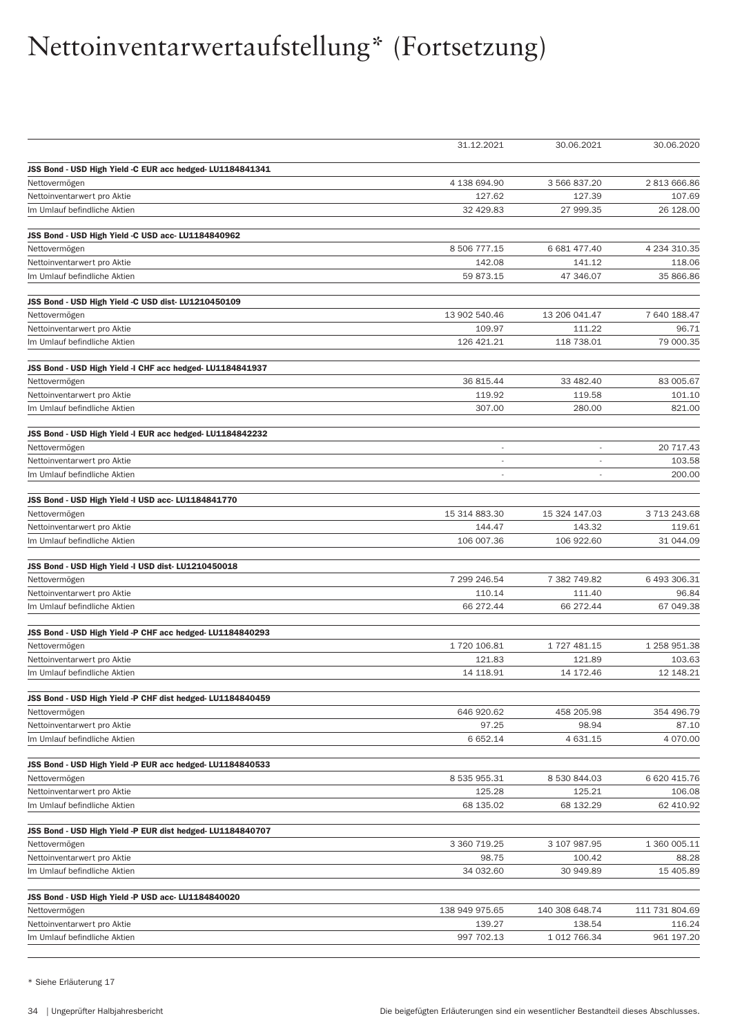# Nettoinventarwertaufstellung* (Fortsetzung)

| | 31.12.2021 | 30.06.2021 | 30.06.2020 |
|---|---|---|---|
| **JSS Bond - USD High Yield -C EUR acc hedged- LU1184841341** | | | |
| Nettovermögen | 4 138 694.90 | 3 566 837.20 | 2 813 666.86 |
| Nettoinventarwert pro Aktie | 127.62 | 127.39 | 107.69 |
| Im Umlauf befindliche Aktien | 32 429.83 | 27 999.35 | 26 128.00 |
| **JSS Bond - USD High Yield -C USD acc- LU1184840962** | | | |
| Nettovermögen | 8 506 777.15 | 6 681 477.40 | 4 234 310.35 |
| Nettoinventarwert pro Aktie | 142.08 | 141.12 | 118.06 |
| Im Umlauf befindliche Aktien | 59 873.15 | 47 346.07 | 35 866.86 |
| **JSS Bond - USD High Yield -C USD dist- LU1210450109** | | | |
| Nettovermögen | 13 902 540.46 | 13 206 041.47 | 7 640 188.47 |
| Nettoinventarwert pro Aktie | 109.97 | 111.22 | 96.71 |
| Im Umlauf befindliche Aktien | 126 421.21 | 118 738.01 | 79 000.35 |
| **JSS Bond - USD High Yield -I CHF acc hedged- LU1184841937** | | | |
| Nettovermögen | 36 815.44 | 33 482.40 | 83 005.67 |
| Nettoinventarwert pro Aktie | 119.92 | 119.58 | 101.10 |
| Im Umlauf befindliche Aktien | 307.00 | 280.00 | 821.00 |
| **JSS Bond - USD High Yield -I EUR acc hedged- LU1184842232** | | | |
| Nettovermögen | - | - | 20 717.43 |
| Nettoinventarwert pro Aktie | - | - | 103.58 |
| Im Umlauf befindliche Aktien | - | - | 200.00 |
| **JSS Bond - USD High Yield -I USD acc- LU1184841770** | | | |
| Nettovermögen | 15 314 883.30 | 15 324 147.03 | 3 713 243.68 |
| Nettoinventarwert pro Aktie | 144.47 | 143.32 | 119.61 |
| Im Umlauf befindliche Aktien | 106 007.36 | 106 922.60 | 31 044.09 |
| **JSS Bond - USD High Yield -I USD dist- LU1210450018** | | | |
| Nettovermögen | 7 299 246.54 | 7 382 749.82 | 6 493 306.31 |
| Nettoinventarwert pro Aktie | 110.14 | 111.40 | 96.84 |
| Im Umlauf befindliche Aktien | 66 272.44 | 66 272.44 | 67 049.38 |
| **JSS Bond - USD High Yield -P CHF acc hedged- LU1184840293** | | | |
| Nettovermögen | 1 720 106.81 | 1 727 481.15 | 1 258 951.38 |
| Nettoinventarwert pro Aktie | 121.83 | 121.89 | 103.63 |
| Im Umlauf befindliche Aktien | 14 118.91 | 14 172.46 | 12 148.21 |
| **JSS Bond - USD High Yield -P CHF dist hedged- LU1184840459** | | | |
| Nettovermögen | 646 920.62 | 458 205.98 | 354 496.79 |
| Nettoinventarwert pro Aktie | 97.25 | 98.94 | 87.10 |
| Im Umlauf befindliche Aktien | 6 652.14 | 4 631.15 | 4 070.00 |
| **JSS Bond - USD High Yield -P EUR acc hedged- LU1184840533** | | | |
| Nettovermögen | 8 535 955.31 | 8 530 844.03 | 6 620 415.76 |
| Nettoinventarwert pro Aktie | 125.28 | 125.21 | 106.08 |
| Im Umlauf befindliche Aktien | 68 135.02 | 68 132.29 | 62 410.92 |
| **JSS Bond - USD High Yield -P EUR dist hedged- LU1184840707** | | | |
| Nettovermögen | 3 360 719.25 | 3 107 987.95 | 1 360 005.11 |
| Nettoinventarwert pro Aktie | 98.75 | 100.42 | 88.28 |
| Im Umlauf befindliche Aktien | 34 032.60 | 30 949.89 | 15 405.89 |
| **JSS Bond - USD High Yield -P USD acc- LU1184840020** | | | |
| Nettovermögen | 138 949 975.65 | 140 308 648.74 | 111 731 804.69 |
| Nettoinventarwert pro Aktie | 139.27 | 138.54 | 116.24 |
| Im Umlauf befindliche Aktien | 997 702.13 | 1 012 766.34 | 961 197.20 |

* Siehe Erläuterung 17

Die beigefügten Erläuterungen sind ein wesentlicher Bestandteil dieses Abschlusses.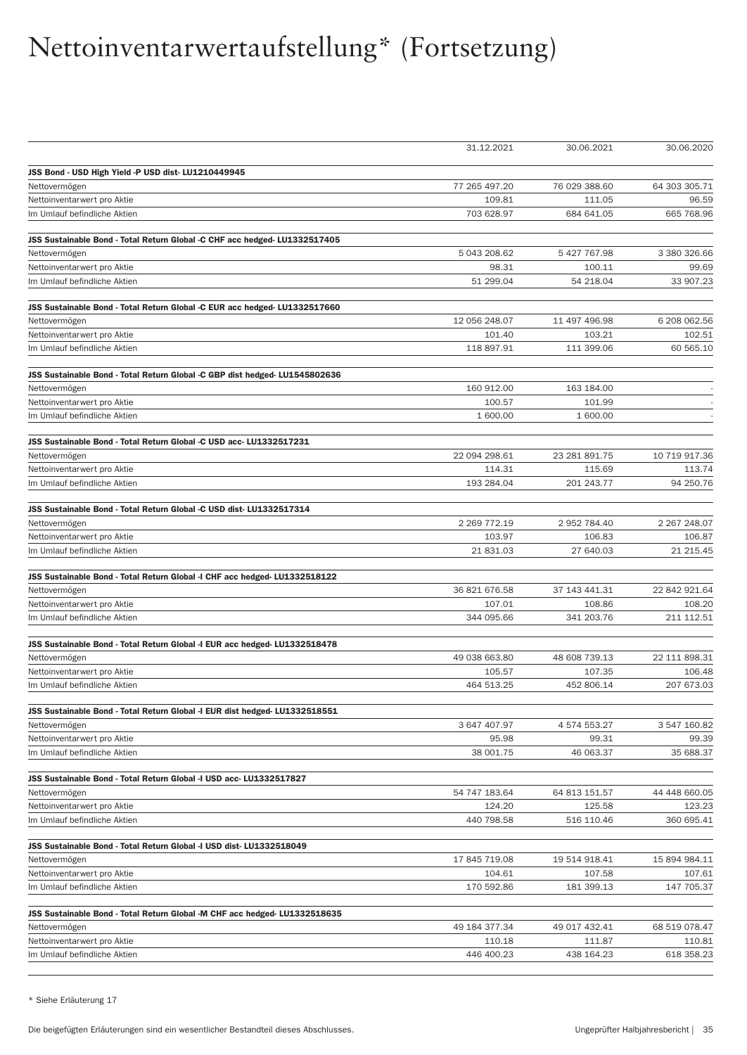# Nettoinventarwertaufstellung* (Fortsetzung)

| | 31.12.2021 | 30.06.2021 | 30.06.2020 |
|---|---|---|---|
| **JSS Bond - USD High Yield -P USD dist- LU1210449945** | | | |
| Nettovermögen | 77 265 497.20 | 76 029 388.60 | 64 303 305.71 |
| Nettoinventarwert pro Aktie | 109.81 | 111.05 | 96.59 |
| Im Umlauf befindliche Aktien | 703 628.97 | 684 641.05 | 665 768.96 |
| **JSS Sustainable Bond - Total Return Global -C CHF acc hedged- LU1332517405** | | | |
| Nettovermögen | 5 043 208.62 | 5 427 767.98 | 3 380 326.66 |
| Nettoinventarwert pro Aktie | 98.31 | 100.11 | 99.69 |
| Im Umlauf befindliche Aktien | 51 299.04 | 54 218.04 | 33 907.23 |
| **JSS Sustainable Bond - Total Return Global -C EUR acc hedged- LU1332517660** | | | |
| Nettovermögen | 12 056 248.07 | 11 497 496.98 | 6 208 062.56 |
| Nettoinventarwert pro Aktie | 101.40 | 103.21 | 102.51 |
| Im Umlauf befindliche Aktien | 118 897.91 | 111 399.06 | 60 565.10 |
| **JSS Sustainable Bond - Total Return Global -C GBP dist hedged- LU1545802636** | | | |
| Nettovermögen | 160 912.00 | 163 184.00 | - |
| Nettoinventarwert pro Aktie | 100.57 | 101.99 | - |
| Im Umlauf befindliche Aktien | 1 600.00 | 1 600.00 | - |
| **JSS Sustainable Bond - Total Return Global -C USD acc- LU1332517231** | | | |
| Nettovermögen | 22 094 298.61 | 23 281 891.75 | 10 719 917.36 |
| Nettoinventarwert pro Aktie | 114.31 | 115.69 | 113.74 |
| Im Umlauf befindliche Aktien | 193 284.04 | 201 243.77 | 94 250.76 |
| **JSS Sustainable Bond - Total Return Global -C USD dist- LU1332517314** | | | |
| Nettovermögen | 2 269 772.19 | 2 952 784.40 | 2 267 248.07 |
| Nettoinventarwert pro Aktie | 103.97 | 106.83 | 106.87 |
| Im Umlauf befindliche Aktien | 21 831.03 | 27 640.03 | 21 215.45 |
| **JSS Sustainable Bond - Total Return Global -I CHF acc hedged- LU1332518122** | | | |
| Nettovermögen | 36 821 676.58 | 37 143 441.31 | 22 842 921.64 |
| Nettoinventarwert pro Aktie | 107.01 | 108.86 | 108.20 |
| Im Umlauf befindliche Aktien | 344 095.66 | 341 203.76 | 211 112.51 |
| **JSS Sustainable Bond - Total Return Global -I EUR acc hedged- LU1332518478** | | | |
| Nettovermögen | 49 038 663.80 | 48 608 739.13 | 22 111 898.31 |
| Nettoinventarwert pro Aktie | 105.57 | 107.35 | 106.48 |
| Im Umlauf befindliche Aktien | 464 513.25 | 452 806.14 | 207 673.03 |
| **JSS Sustainable Bond - Total Return Global -I EUR dist hedged- LU1332518551** | | | |
| Nettovermögen | 3 647 407.97 | 4 574 553.27 | 3 547 160.82 |
| Nettoinventarwert pro Aktie | 95.98 | 99.31 | 99.39 |
| Im Umlauf befindliche Aktien | 38 001.75 | 46 063.37 | 35 688.37 |
| **JSS Sustainable Bond - Total Return Global -I USD acc- LU1332517827** | | | |
| Nettovermögen | 54 747 183.64 | 64 813 151.57 | 44 448 660.05 |
| Nettoinventarwert pro Aktie | 124.20 | 125.58 | 123.23 |
| Im Umlauf befindliche Aktien | 440 798.58 | 516 110.46 | 360 695.41 |
| **JSS Sustainable Bond - Total Return Global -I USD dist- LU1332518049** | | | |
| Nettovermögen | 17 845 719.08 | 19 514 918.41 | 15 894 984.11 |
| Nettoinventarwert pro Aktie | 104.61 | 107.58 | 107.61 |
| Im Umlauf befindliche Aktien | 170 592.86 | 181 399.13 | 147 705.37 |
| **JSS Sustainable Bond - Total Return Global -M CHF acc hedged- LU1332518635** | | | |
| Nettovermögen | 49 184 377.34 | 49 017 432.41 | 68 519 078.47 |
| Nettoinventarwert pro Aktie | 110.18 | 111.87 | 110.81 |
| Im Umlauf befindliche Aktien | 446 400.23 | 438 164.23 | 618 358.23 |

\* Siehe Erläuterung 17

Die beigefügten Erläuterungen sind ein wesentlicher Bestandteil dieses Abschlusses.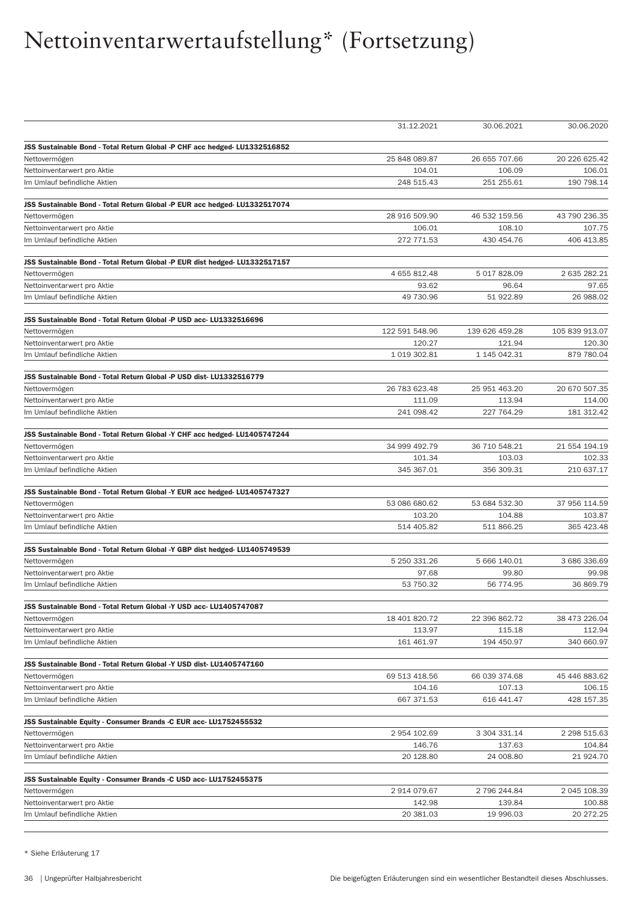# Nettoinventarwertaufstellung* (Fortsetzung)

| | 31.12.2021 | 30.06.2021 | 30.06.2020 |
|---|---|---|---|
| **JSS Sustainable Bond - Total Return Global -P CHF acc hedged- LU1332516852** | | | |
| Nettovermögen | 25 848 089.87 | 26 655 707.66 | 20 226 625.42 |
| Nettoinventarwert pro Aktie | 104.01 | 106.09 | 106.01 |
| Im Umlauf befindliche Aktien | 248 515.43 | 251 255.61 | 190 798.14 |
| **JSS Sustainable Bond - Total Return Global -P EUR acc hedged- LU1332517074** | | | |
| Nettovermögen | 28 916 509.90 | 46 532 159.56 | 43 790 236.35 |
| Nettoinventarwert pro Aktie | 106.01 | 108.10 | 107.75 |
| Im Umlauf befindliche Aktien | 272 771.53 | 430 454.76 | 406 413.85 |
| **JSS Sustainable Bond - Total Return Global -P EUR dist hedged- LU1332517157** | | | |
| Nettovermögen | 4 655 812.48 | 5 017 828.09 | 2 635 282.21 |
| Nettoinventarwert pro Aktie | 93.62 | 96.64 | 97.65 |
| Im Umlauf befindliche Aktien | 49 730.96 | 51 922.89 | 26 988.02 |
| **JSS Sustainable Bond - Total Return Global -P USD acc- LU1332516696** | | | |
| Nettovermögen | 122 591 548.96 | 139 626 459.28 | 105 839 913.07 |
| Nettoinventarwert pro Aktie | 120.27 | 121.94 | 120.30 |
| Im Umlauf befindliche Aktien | 1 019 302.81 | 1 145 042.31 | 879 780.04 |
| **JSS Sustainable Bond - Total Return Global -P USD dist- LU1332516779** | | | |
| Nettovermögen | 26 783 623.48 | 25 951 463.20 | 20 670 507.35 |
| Nettoinventarwert pro Aktie | 111.09 | 113.94 | 114.00 |
| Im Umlauf befindliche Aktien | 241 098.42 | 227 764.29 | 181 312.42 |
| **JSS Sustainable Bond - Total Return Global -Y CHF acc hedged- LU1405747244** | | | |
| Nettovermögen | 34 999 492.79 | 36 710 548.21 | 21 554 194.19 |
| Nettoinventarwert pro Aktie | 101.34 | 103.03 | 102.33 |
| Im Umlauf befindliche Aktien | 345 367.01 | 356 309.31 | 210 637.17 |
| **JSS Sustainable Bond - Total Return Global -Y EUR acc hedged- LU1405747327** | | | |
| Nettovermögen | 53 086 680.62 | 53 684 532.30 | 37 956 114.59 |
| Nettoinventarwert pro Aktie | 103.20 | 104.88 | 103.87 |
| Im Umlauf befindliche Aktien | 514 405.82 | 511 866.25 | 365 423.48 |
| **JSS Sustainable Bond - Total Return Global -Y GBP dist hedged- LU1405749539** | | | |
| Nettovermögen | 5 250 331.26 | 5 666 140.01 | 3 686 336.69 |
| Nettoinventarwert pro Aktie | 97.68 | 99.80 | 99.98 |
| Im Umlauf befindliche Aktien | 53 750.32 | 56 774.95 | 36 869.79 |
| **JSS Sustainable Bond - Total Return Global -Y USD acc- LU1405747087** | | | |
| Nettovermögen | 18 401 820.72 | 22 396 862.72 | 38 473 226.04 |
| Nettoinventarwert pro Aktie | 113.97 | 115.18 | 112.94 |
| Im Umlauf befindliche Aktien | 161 461.97 | 194 450.97 | 340 660.97 |
| **JSS Sustainable Bond - Total Return Global -Y USD dist- LU1405747160** | | | |
| Nettovermögen | 69 513 418.56 | 66 039 374.68 | 45 446 883.62 |
| Nettoinventarwert pro Aktie | 104.16 | 107.13 | 106.15 |
| Im Umlauf befindliche Aktien | 667 371.53 | 616 441.47 | 428 157.35 |
| **JSS Sustainable Equity - Consumer Brands -C EUR acc- LU1752455532** | | | |
| Nettovermögen | 2 954 102.69 | 3 304 331.14 | 2 298 515.63 |
| Nettoinventarwert pro Aktie | 146.76 | 137.63 | 104.84 |
| Im Umlauf befindliche Aktien | 20 128.80 | 24 008.80 | 21 924.70 |
| **JSS Sustainable Equity - Consumer Brands -C USD acc- LU1752455375** | | | |
| Nettovermögen | 2 914 079.67 | 2 796 244.84 | 2 045 108.39 |
| Nettoinventarwert pro Aktie | 142.98 | 139.84 | 100.88 |
| Im Umlauf befindliche Aktien | 20 381.03 | 19 996.03 | 20 272.25 |

* Siehe Erläuterung 17

Die beigefügten Erläuterungen sind ein wesentlicher Bestandteil dieses Abschlusses.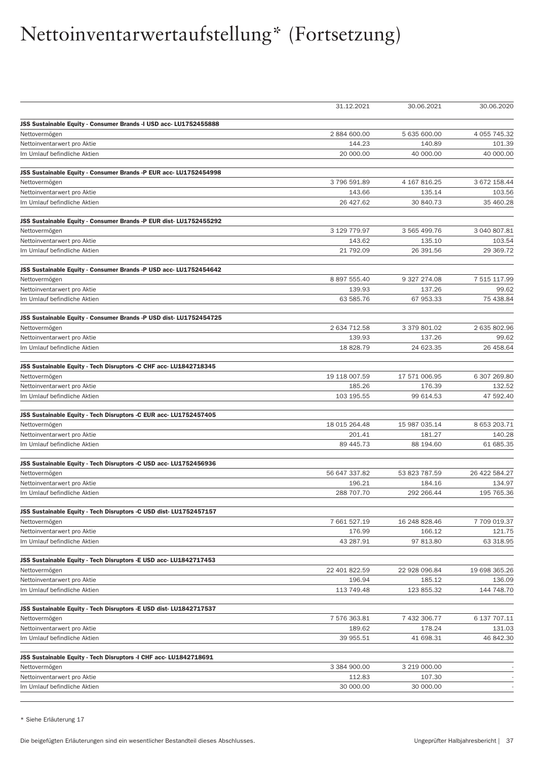# Nettoinventarwertaufstellung* (Fortsetzung)

| | 31.12.2021 | 30.06.2021 | 30.06.2020 |
|---|---|---|---|
| **JSS Sustainable Equity - Consumer Brands -I USD acc- LU1752455888** | | | |
| Nettovermögen | 2 884 600.00 | 5 635 600.00 | 4 055 745.32 |
| Nettoinventarwert pro Aktie | 144.23 | 140.89 | 101.39 |
| Im Umlauf befindliche Aktien | 20 000.00 | 40 000.00 | 40 000.00 |
| **JSS Sustainable Equity - Consumer Brands -P EUR acc- LU1752454998** | | | |
| Nettovermögen | 3 796 591.89 | 4 167 816.25 | 3 672 158.44 |
| Nettoinventarwert pro Aktie | 143.66 | 135.14 | 103.56 |
| Im Umlauf befindliche Aktien | 26 427.62 | 30 840.73 | 35 460.28 |
| **JSS Sustainable Equity - Consumer Brands -P EUR dist- LU1752455292** | | | |
| Nettovermögen | 3 129 779.97 | 3 565 499.76 | 3 040 807.81 |
| Nettoinventarwert pro Aktie | 143.62 | 135.10 | 103.54 |
| Im Umlauf befindliche Aktien | 21 792.09 | 26 391.56 | 29 369.72 |
| **JSS Sustainable Equity - Consumer Brands -P USD acc- LU1752454642** | | | |
| Nettovermögen | 8 897 555.40 | 9 327 274.08 | 7 515 117.99 |
| Nettoinventarwert pro Aktie | 139.93 | 137.26 | 99.62 |
| Im Umlauf befindliche Aktien | 63 585.76 | 67 953.33 | 75 438.84 |
| **JSS Sustainable Equity - Consumer Brands -P USD dist- LU1752454725** | | | |
| Nettovermögen | 2 634 712.58 | 3 379 801.02 | 2 635 802.96 |
| Nettoinventarwert pro Aktie | 139.93 | 137.26 | 99.62 |
| Im Umlauf befindliche Aktien | 18 828.79 | 24 623.35 | 26 458.64 |
| **JSS Sustainable Equity - Tech Disruptors -C CHF acc- LU1842718345** | | | |
| Nettovermögen | 19 118 007.59 | 17 571 006.95 | 6 307 269.80 |
| Nettoinventarwert pro Aktie | 185.26 | 176.39 | 132.52 |
| Im Umlauf befindliche Aktien | 103 195.55 | 99 614.53 | 47 592.40 |
| **JSS Sustainable Equity - Tech Disruptors -C EUR acc- LU1752457405** | | | |
| Nettovermögen | 18 015 264.48 | 15 987 035.14 | 8 653 203.71 |
| Nettoinventarwert pro Aktie | 201.41 | 181.27 | 140.28 |
| Im Umlauf befindliche Aktien | 89 445.73 | 88 194.60 | 61 685.35 |
| **JSS Sustainable Equity - Tech Disruptors -C USD acc- LU1752456936** | | | |
| Nettovermögen | 56 647 337.82 | 53 823 787.59 | 26 422 584.27 |
| Nettoinventarwert pro Aktie | 196.21 | 184.16 | 134.97 |
| Im Umlauf befindliche Aktien | 288 707.70 | 292 266.44 | 195 765.36 |
| **JSS Sustainable Equity - Tech Disruptors -C USD dist- LU1752457157** | | | |
| Nettovermögen | 7 661 527.19 | 16 248 828.46 | 7 709 019.37 |
| Nettoinventarwert pro Aktie | 176.99 | 166.12 | 121.75 |
| Im Umlauf befindliche Aktien | 43 287.91 | 97 813.80 | 63 318.95 |
| **JSS Sustainable Equity - Tech Disruptors -E USD acc- LU1842717453** | | | |
| Nettovermögen | 22 401 822.59 | 22 928 096.84 | 19 698 365.26 |
| Nettoinventarwert pro Aktie | 196.94 | 185.12 | 136.09 |
| Im Umlauf befindliche Aktien | 113 749.48 | 123 855.32 | 144 748.70 |
| **JSS Sustainable Equity - Tech Disruptors -E USD dist- LU1842717537** | | | |
| Nettovermögen | 7 576 363.81 | 7 432 306.77 | 6 137 707.11 |
| Nettoinventarwert pro Aktie | 189.62 | 178.24 | 131.03 |
| Im Umlauf befindliche Aktien | 39 955.51 | 41 698.31 | 46 842.30 |
| **JSS Sustainable Equity - Tech Disruptors -I CHF acc- LU1842718691** | | | |
| Nettovermögen | 3 384 900.00 | 3 219 000.00 | - |
| Nettoinventarwert pro Aktie | 112.83 | 107.30 | - |
| Im Umlauf befindliche Aktien | 30 000.00 | 30 000.00 | - |

* Siehe Erläuterung 17

Die beigefügten Erläuterungen sind ein wesentlicher Bestandteil dieses Abschlusses.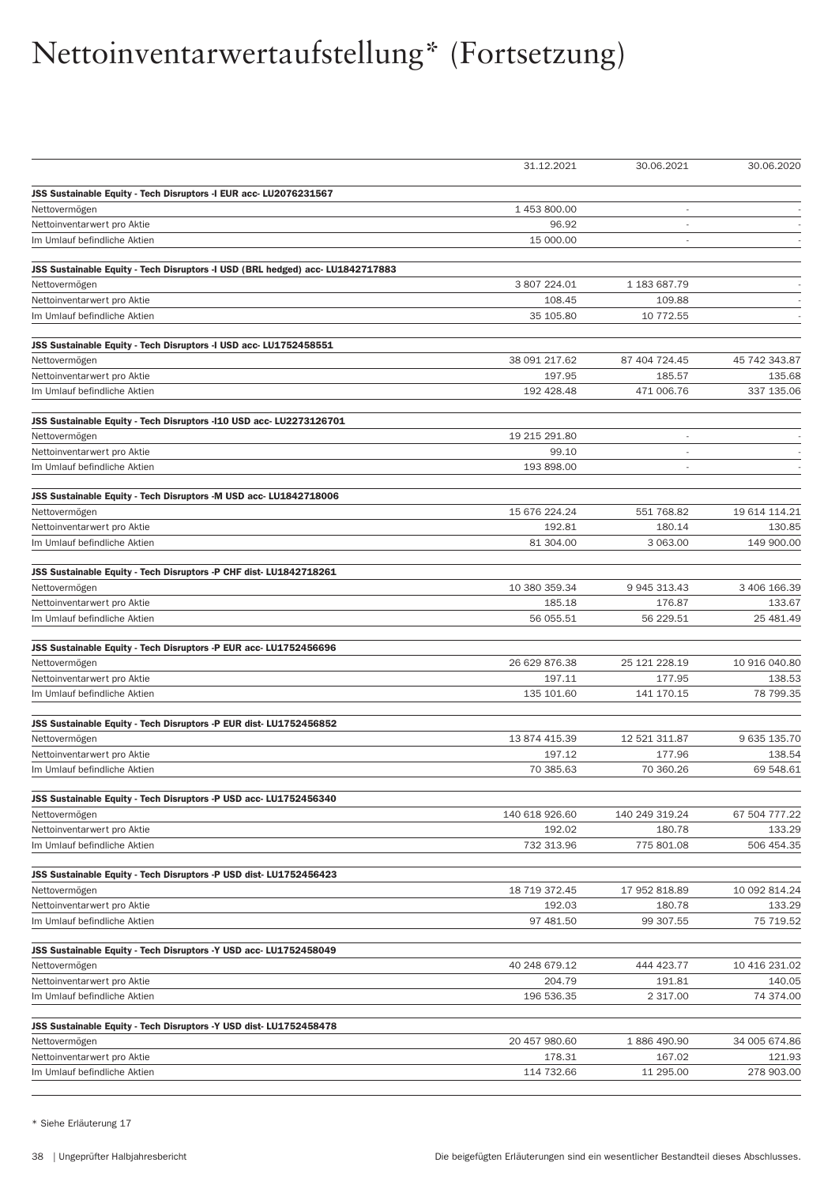# Nettoinventarwertaufstellung* (Fortsetzung)

| | 31.12.2021 | 30.06.2021 | 30.06.2020 |
|---|---|---|---|
| **JSS Sustainable Equity - Tech Disruptors -I EUR acc- LU2076231567** | | | |
| Nettovermögen | 1 453 800.00 | - | - |
| Nettoinventarwert pro Aktie | 96.92 | - | - |
| Im Umlauf befindliche Aktien | 15 000.00 | - | - |
| **JSS Sustainable Equity - Tech Disruptors -I USD (BRL hedged) acc- LU1842717883** | | | |
| Nettovermögen | 3 807 224.01 | 1 183 687.79 | - |
| Nettoinventarwert pro Aktie | 108.45 | 109.88 | - |
| Im Umlauf befindliche Aktien | 35 105.80 | 10 772.55 | - |
| **JSS Sustainable Equity - Tech Disruptors -I USD acc- LU1752458551** | | | |
| Nettovermögen | 38 091 217.62 | 87 404 724.45 | 45 742 343.87 |
| Nettoinventarwert pro Aktie | 197.95 | 185.57 | 135.68 |
| Im Umlauf befindliche Aktien | 192 428.48 | 471 006.76 | 337 135.06 |
| **JSS Sustainable Equity - Tech Disruptors -I10 USD acc- LU2273126701** | | | |
| Nettovermögen | 19 215 291.80 | - | - |
| Nettoinventarwert pro Aktie | 99.10 | - | - |
| Im Umlauf befindliche Aktien | 193 898.00 | - | - |
| **JSS Sustainable Equity - Tech Disruptors -M USD acc- LU1842718006** | | | |
| Nettovermögen | 15 676 224.24 | 551 768.82 | 19 614 114.21 |
| Nettoinventarwert pro Aktie | 192.81 | 180.14 | 130.85 |
| Im Umlauf befindliche Aktien | 81 304.00 | 3 063.00 | 149 900.00 |
| **JSS Sustainable Equity - Tech Disruptors -P CHF dist- LU1842718261** | | | |
| Nettovermögen | 10 380 359.34 | 9 945 313.43 | 3 406 166.39 |
| Nettoinventarwert pro Aktie | 185.18 | 176.87 | 133.67 |
| Im Umlauf befindliche Aktien | 56 055.51 | 56 229.51 | 25 481.49 |
| **JSS Sustainable Equity - Tech Disruptors -P EUR acc- LU1752456696** | | | |
| Nettovermögen | 26 629 876.38 | 25 121 228.19 | 10 916 040.80 |
| Nettoinventarwert pro Aktie | 197.11 | 177.95 | 138.53 |
| Im Umlauf befindliche Aktien | 135 101.60 | 141 170.15 | 78 799.35 |
| **JSS Sustainable Equity - Tech Disruptors -P EUR dist- LU1752456852** | | | |
| Nettovermögen | 13 874 415.39 | 12 521 311.87 | 9 635 135.70 |
| Nettoinventarwert pro Aktie | 197.12 | 177.96 | 138.54 |
| Im Umlauf befindliche Aktien | 70 385.63 | 70 360.26 | 69 548.61 |
| **JSS Sustainable Equity - Tech Disruptors -P USD acc- LU1752456340** | | | |
| Nettovermögen | 140 618 926.60 | 140 249 319.24 | 67 504 777.22 |
| Nettoinventarwert pro Aktie | 192.02 | 180.78 | 133.29 |
| Im Umlauf befindliche Aktien | 732 313.96 | 775 801.08 | 506 454.35 |
| **JSS Sustainable Equity - Tech Disruptors -P USD dist- LU1752456423** | | | |
| Nettovermögen | 18 719 372.45 | 17 952 818.89 | 10 092 814.24 |
| Nettoinventarwert pro Aktie | 192.03 | 180.78 | 133.29 |
| Im Umlauf befindliche Aktien | 97 481.50 | 99 307.55 | 75 719.52 |
| **JSS Sustainable Equity - Tech Disruptors -Y USD acc- LU1752458049** | | | |
| Nettovermögen | 40 248 679.12 | 444 423.77 | 10 416 231.02 |
| Nettoinventarwert pro Aktie | 204.79 | 191.81 | 140.05 |
| Im Umlauf befindliche Aktien | 196 536.35 | 2 317.00 | 74 374.00 |
| **JSS Sustainable Equity - Tech Disruptors -Y USD dist- LU1752458478** | | | |
| Nettovermögen | 20 457 980.60 | 1 886 490.90 | 34 005 674.86 |
| Nettoinventarwert pro Aktie | 178.31 | 167.02 | 121.93 |
| Im Umlauf befindliche Aktien | 114 732.66 | 11 295.00 | 278 903.00 |

* Siehe Erläuterung 17

Die beigefügten Erläuterungen sind ein wesentlicher Bestandteil dieses Abschlusses.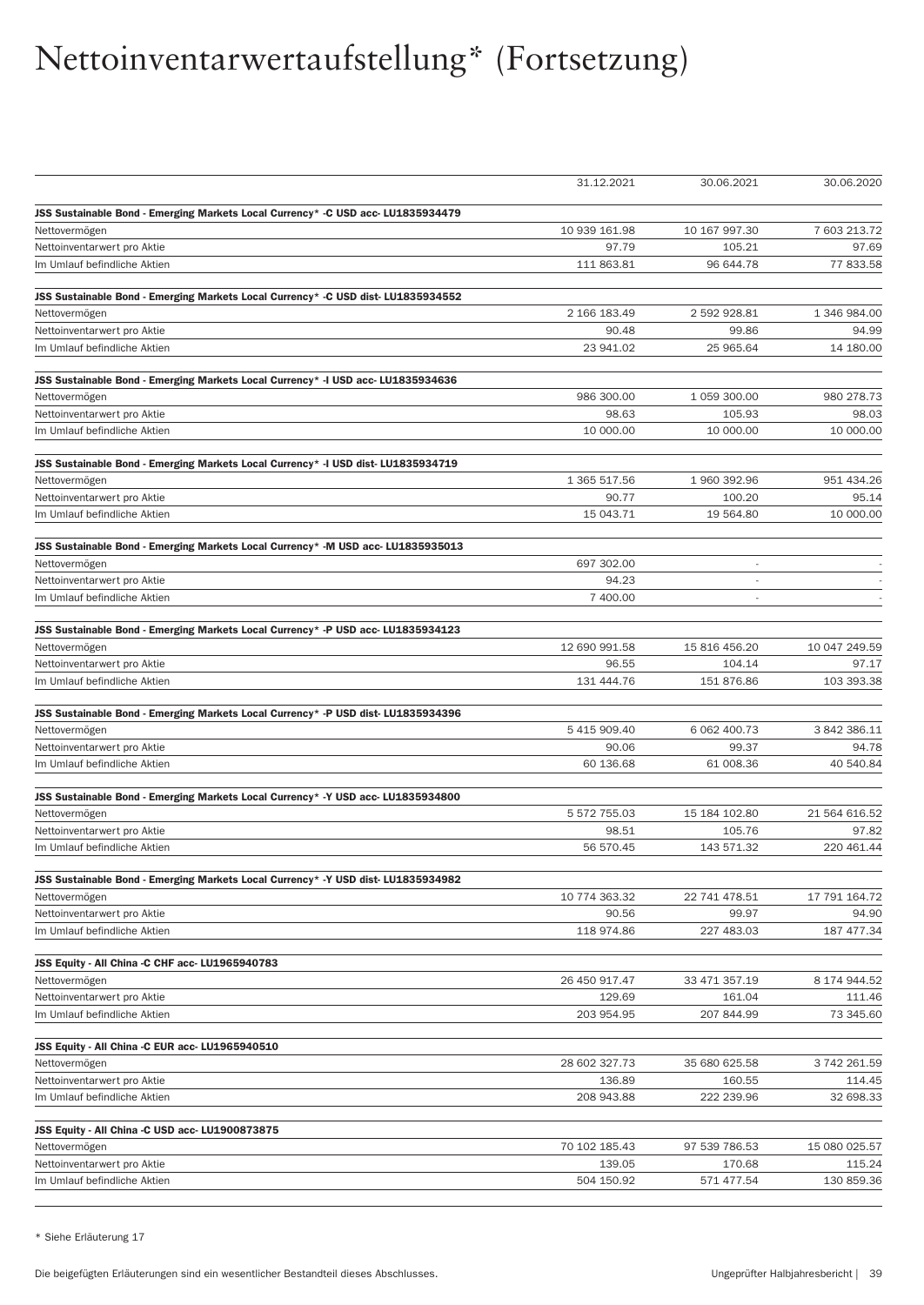# Nettoinventarwertaufstellung* (Fortsetzung)

| | 31.12.2021 | 30.06.2021 | 30.06.2020 |
|---|---|---|---|
| **JSS Sustainable Bond - Emerging Markets Local Currency* -C USD acc- LU1835934479** | | | |
| Nettovermögen | 10 939 161.98 | 10 167 997.30 | 7 603 213.72 |
| Nettoinventarwert pro Aktie | 97.79 | 105.21 | 97.69 |
| Im Umlauf befindliche Aktien | 111 863.81 | 96 644.78 | 77 833.58 |
| **JSS Sustainable Bond - Emerging Markets Local Currency* -C USD dist- LU1835934552** | | | |
| Nettovermögen | 2 166 183.49 | 2 592 928.81 | 1 346 984.00 |
| Nettoinventarwert pro Aktie | 90.48 | 99.86 | 94.99 |
| Im Umlauf befindliche Aktien | 23 941.02 | 25 965.64 | 14 180.00 |
| **JSS Sustainable Bond - Emerging Markets Local Currency* -I USD acc- LU1835934636** | | | |
| Nettovermögen | 986 300.00 | 1 059 300.00 | 980 278.73 |
| Nettoinventarwert pro Aktie | 98.63 | 105.93 | 98.03 |
| Im Umlauf befindliche Aktien | 10 000.00 | 10 000.00 | 10 000.00 |
| **JSS Sustainable Bond - Emerging Markets Local Currency* -I USD dist- LU1835934719** | | | |
| Nettovermögen | 1 365 517.56 | 1 960 392.96 | 951 434.26 |
| Nettoinventarwert pro Aktie | 90.77 | 100.20 | 95.14 |
| Im Umlauf befindliche Aktien | 15 043.71 | 19 564.80 | 10 000.00 |
| **JSS Sustainable Bond - Emerging Markets Local Currency* -M USD acc- LU1835935013** | | | |
| Nettovermögen | 697 302.00 | - | - |
| Nettoinventarwert pro Aktie | 94.23 | - | - |
| Im Umlauf befindliche Aktien | 7 400.00 | - | - |
| **JSS Sustainable Bond - Emerging Markets Local Currency* -P USD acc- LU1835934123** | | | |
| Nettovermögen | 12 690 991.58 | 15 816 456.20 | 10 047 249.59 |
| Nettoinventarwert pro Aktie | 96.55 | 104.14 | 97.17 |
| Im Umlauf befindliche Aktien | 131 444.76 | 151 876.86 | 103 393.38 |
| **JSS Sustainable Bond - Emerging Markets Local Currency* -P USD dist- LU1835934396** | | | |
| Nettovermögen | 5 415 909.40 | 6 062 400.73 | 3 842 386.11 |
| Nettoinventarwert pro Aktie | 90.06 | 99.37 | 94.78 |
| Im Umlauf befindliche Aktien | 60 136.68 | 61 008.36 | 40 540.84 |
| **JSS Sustainable Bond - Emerging Markets Local Currency* -Y USD acc- LU1835934800** | | | |
| Nettovermögen | 5 572 755.03 | 15 184 102.80 | 21 564 616.52 |
| Nettoinventarwert pro Aktie | 98.51 | 105.76 | 97.82 |
| Im Umlauf befindliche Aktien | 56 570.45 | 143 571.32 | 220 461.44 |
| **JSS Sustainable Bond - Emerging Markets Local Currency* -Y USD dist- LU1835934982** | | | |
| Nettovermögen | 10 774 363.32 | 22 741 478.51 | 17 791 164.72 |
| Nettoinventarwert pro Aktie | 90.56 | 99.97 | 94.90 |
| Im Umlauf befindliche Aktien | 118 974.86 | 227 483.03 | 187 477.34 |
| **JSS Equity - All China -C CHF acc- LU1965940783** | | | |
| Nettovermögen | 26 450 917.47 | 33 471 357.19 | 8 174 944.52 |
| Nettoinventarwert pro Aktie | 129.69 | 161.04 | 111.46 |
| Im Umlauf befindliche Aktien | 203 954.95 | 207 844.99 | 73 345.60 |
| **JSS Equity - All China -C EUR acc- LU1965940510** | | | |
| Nettovermögen | 28 602 327.73 | 35 680 625.58 | 3 742 261.59 |
| Nettoinventarwert pro Aktie | 136.89 | 160.55 | 114.45 |
| Im Umlauf befindliche Aktien | 208 943.88 | 222 239.96 | 32 698.33 |
| **JSS Equity - All China -C USD acc- LU1900873875** | | | |
| Nettovermögen | 70 102 185.43 | 97 539 786.53 | 15 080 025.57 |
| Nettoinventarwert pro Aktie | 139.05 | 170.68 | 115.24 |
| Im Umlauf befindliche Aktien | 504 150.92 | 571 477.54 | 130 859.36 |

* Siehe Erläuterung 17

Die beigefügten Erläuterungen sind ein wesentlicher Bestandteil dieses Abschlusses.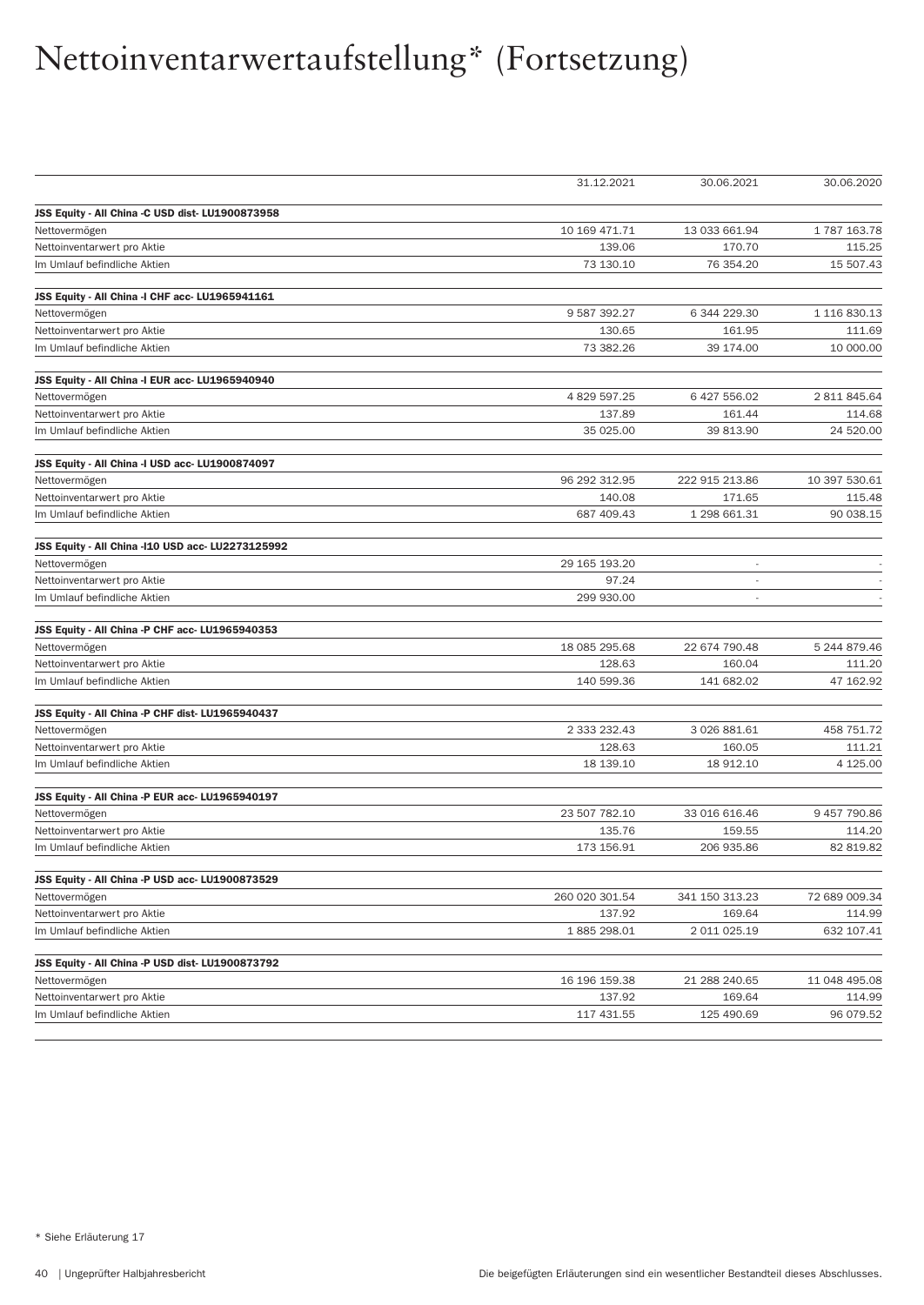# Nettoinventarwertaufstellung* (Fortsetzung)

| | 31.12.2021 | 30.06.2021 | 30.06.2020 |
|---|---|---|---|
| **JSS Equity - All China -C USD dist- LU1900873958** | | | |
| Nettovermögen | 10 169 471.71 | 13 033 661.94 | 1 787 163.78 |
| Nettoinventarwert pro Aktie | 139.06 | 170.70 | 115.25 |
| Im Umlauf befindliche Aktien | 73 130.10 | 76 354.20 | 15 507.43 |
| **JSS Equity - All China -I CHF acc- LU1965941161** | | | |
| Nettovermögen | 9 587 392.27 | 6 344 229.30 | 1 116 830.13 |
| Nettoinventarwert pro Aktie | 130.65 | 161.95 | 111.69 |
| Im Umlauf befindliche Aktien | 73 382.26 | 39 174.00 | 10 000.00 |
| **JSS Equity - All China -I EUR acc- LU1965940940** | | | |
| Nettovermögen | 4 829 597.25 | 6 427 556.02 | 2 811 845.64 |
| Nettoinventarwert pro Aktie | 137.89 | 161.44 | 114.68 |
| Im Umlauf befindliche Aktien | 35 025.00 | 39 813.90 | 24 520.00 |
| **JSS Equity - All China -I USD acc- LU1900874097** | | | |
| Nettovermögen | 96 292 312.95 | 222 915 213.86 | 10 397 530.61 |
| Nettoinventarwert pro Aktie | 140.08 | 171.65 | 115.48 |
| Im Umlauf befindliche Aktien | 687 409.43 | 1 298 661.31 | 90 038.15 |
| **JSS Equity - All China -I10 USD acc- LU2273125992** | | | |
| Nettovermögen | 29 165 193.20 | - | - |
| Nettoinventarwert pro Aktie | 97.24 | - | - |
| Im Umlauf befindliche Aktien | 299 930.00 | - | - |
| **JSS Equity - All China -P CHF acc- LU1965940353** | | | |
| Nettovermögen | 18 085 295.68 | 22 674 790.48 | 5 244 879.46 |
| Nettoinventarwert pro Aktie | 128.63 | 160.04 | 111.20 |
| Im Umlauf befindliche Aktien | 140 599.36 | 141 682.02 | 47 162.92 |
| **JSS Equity - All China -P CHF dist- LU1965940437** | | | |
| Nettovermögen | 2 333 232.43 | 3 026 881.61 | 458 751.72 |
| Nettoinventarwert pro Aktie | 128.63 | 160.05 | 111.21 |
| Im Umlauf befindliche Aktien | 18 139.10 | 18 912.10 | 4 125.00 |
| **JSS Equity - All China -P EUR acc- LU1965940197** | | | |
| Nettovermögen | 23 507 782.10 | 33 016 616.46 | 9 457 790.86 |
| Nettoinventarwert pro Aktie | 135.76 | 159.55 | 114.20 |
| Im Umlauf befindliche Aktien | 173 156.91 | 206 935.86 | 82 819.82 |
| **JSS Equity - All China -P USD acc- LU1900873529** | | | |
| Nettovermögen | 260 020 301.54 | 341 150 313.23 | 72 689 009.34 |
| Nettoinventarwert pro Aktie | 137.92 | 169.64 | 114.99 |
| Im Umlauf befindliche Aktien | 1 885 298.01 | 2 011 025.19 | 632 107.41 |
| **JSS Equity - All China -P USD dist- LU1900873792** | | | |
| Nettovermögen | 16 196 159.38 | 21 288 240.65 | 11 048 495.08 |
| Nettoinventarwert pro Aktie | 137.92 | 169.64 | 114.99 |
| Im Umlauf befindliche Aktien | 117 431.55 | 125 490.69 | 96 079.52 |

* Siehe Erläuterung 17

Die beigefügten Erläuterungen sind ein wesentlicher Bestandteil dieses Abschlusses.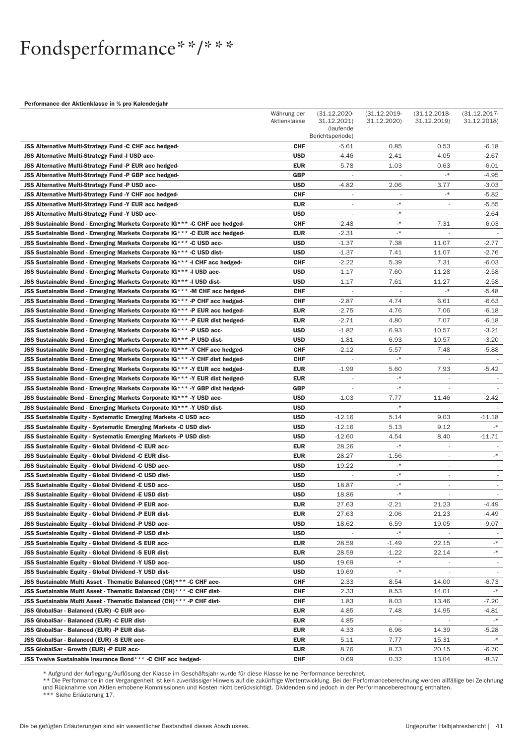# Fondsperformance**/***

**Performance der Aktienklasse in % pro Kalenderjahr**

| | Währung der Aktienklasse | (31.12.2020-31.12.2021) (laufende Berichtsperiode) | (31.12.2019-31.12.2020) | (31.12.2018-31.12.2019) | (31.12.2017-31.12.2018) |
|---|---|---|---|---|---|
| **JSS Alternative Multi-Strategy Fund -C CHF acc hedged-** | **CHF** | -5.61 | 0.85 | 0.53 | -6.18 |
| **JSS Alternative Multi-Strategy Fund -I USD acc-** | **USD** | -4.46 | 2.41 | 4.05 | -2.67 |
| **JSS Alternative Multi-Strategy Fund -P EUR acc hedged-** | **EUR** | -5.78 | 1.03 | 0.63 | -6.01 |
| **JSS Alternative Multi-Strategy Fund -P GBP acc hedged-** | **GBP** | - | - | -* | -4.95 |
| **JSS Alternative Multi-Strategy Fund -P USD acc-** | **USD** | -4.82 | 2.06 | 3.77 | -3.03 |
| **JSS Alternative Multi-Strategy Fund -Y CHF acc hedged-** | **CHF** | - | - | -* | -5.82 |
| **JSS Alternative Multi-Strategy Fund -Y EUR acc hedged-** | **EUR** | - | -* | - | -5.55 |
| **JSS Alternative Multi-Strategy Fund -Y USD acc-** | **USD** | - | -* | - | -2.64 |
| **JSS Sustainable Bond - Emerging Markets Corporate IG*** -C CHF acc hedged-** | **CHF** | -2.48 | -* | 7.31 | -6.03 |
| **JSS Sustainable Bond - Emerging Markets Corporate IG*** -C EUR acc hedged-** | **EUR** | -2.31 | -* | - | - |
| **JSS Sustainable Bond - Emerging Markets Corporate IG*** -C USD acc-** | **USD** | -1.37 | 7.38 | 11.07 | -2.77 |
| **JSS Sustainable Bond - Emerging Markets Corporate IG*** -C USD dist-** | **USD** | -1.37 | 7.41 | 11.07 | -2.76 |
| **JSS Sustainable Bond - Emerging Markets Corporate IG*** -I CHF acc hedged-** | **CHF** | -2.22 | 5.39 | 7.31 | -6.03 |
| **JSS Sustainable Bond - Emerging Markets Corporate IG*** -I USD acc-** | **USD** | -1.17 | 7.60 | 11.28 | -2.58 |
| **JSS Sustainable Bond - Emerging Markets Corporate IG*** -I USD dist-** | **USD** | -1.17 | 7.61 | 11.27 | -2.58 |
| **JSS Sustainable Bond - Emerging Markets Corporate IG*** -M CHF acc hedged-** | **CHF** | - | - | -* | -5.48 |
| **JSS Sustainable Bond - Emerging Markets Corporate IG*** -P CHF acc hedged-** | **CHF** | -2.87 | 4.74 | 6.61 | -6.63 |
| **JSS Sustainable Bond - Emerging Markets Corporate IG*** -P EUR acc hedged-** | **EUR** | -2.75 | 4.76 | 7.06 | -6.18 |
| **JSS Sustainable Bond - Emerging Markets Corporate IG*** -P EUR dist hedged-** | **EUR** | -2.71 | 4.80 | 7.07 | -6.18 |
| **JSS Sustainable Bond - Emerging Markets Corporate IG*** -P USD acc-** | **USD** | -1.82 | 6.93 | 10.57 | -3.21 |
| **JSS Sustainable Bond - Emerging Markets Corporate IG*** -P USD dist-** | **USD** | -1.81 | 6.93 | 10.57 | -3.20 |
| **JSS Sustainable Bond - Emerging Markets Corporate IG*** -Y CHF acc hedged-** | **CHF** | -2.12 | 5.57 | 7.48 | -5.88 |
| **JSS Sustainable Bond - Emerging Markets Corporate IG*** -Y CHF dist hedged-** | **CHF** | - | -* | - | - |
| **JSS Sustainable Bond - Emerging Markets Corporate IG*** -Y EUR acc hedged-** | **EUR** | -1.99 | 5.60 | 7.93 | -5.42 |
| **JSS Sustainable Bond - Emerging Markets Corporate IG*** -Y EUR dist hedged-** | **EUR** | - | -* | - | - |
| **JSS Sustainable Bond - Emerging Markets Corporate IG*** -Y GBP dist hedged-** | **GBP** | - | -* | - | - |
| **JSS Sustainable Bond - Emerging Markets Corporate IG*** -Y USD acc-** | **USD** | -1.03 | 7.77 | 11.46 | -2.42 |
| **JSS Sustainable Bond - Emerging Markets Corporate IG*** -Y USD dist-** | **USD** | - | -* | - | - |
| **JSS Sustainable Equity - Systematic Emerging Markets -C USD acc-** | **USD** | -12.16 | 5.14 | 9.03 | -11.18 |
| **JSS Sustainable Equity - Systematic Emerging Markets -C USD dist-** | **USD** | -12.16 | 5.13 | 9.12 | -* |
| **JSS Sustainable Equity - Systematic Emerging Markets -P USD dist-** | **USD** | -12.60 | 4.54 | 8.40 | -11.71 |
| **JSS Sustainable Equity - Global Dividend -C EUR acc-** | **EUR** | 28.26 | -* | - | - |
| **JSS Sustainable Equity - Global Dividend -C EUR dist-** | **EUR** | 28.27 | -1.56 | - | -* |
| **JSS Sustainable Equity - Global Dividend -C USD acc-** | **USD** | 19.22 | -* | - | - |
| **JSS Sustainable Equity - Global Dividend -C USD dist-** | **USD** | - | -* | - | - |
| **JSS Sustainable Equity - Global Dividend -E USD acc-** | **USD** | 18.87 | -* | - | - |
| **JSS Sustainable Equity - Global Dividend -E USD dist-** | **USD** | 18.86 | -* | - | - |
| **JSS Sustainable Equity - Global Dividend -P EUR acc-** | **EUR** | 27.63 | -2.21 | 21.23 | -4.49 |
| **JSS Sustainable Equity - Global Dividend -P EUR dist-** | **EUR** | 27.63 | -2.06 | 21.23 | -4.49 |
| **JSS Sustainable Equity - Global Dividend -P USD acc-** | **USD** | 18.62 | 6.59 | 19.05 | -9.07 |
| **JSS Sustainable Equity - Global Dividend -P USD dist-** | **USD** | - | -* | - | - |
| **JSS Sustainable Equity - Global Dividend -S EUR acc-** | **EUR** | 28.59 | -1.49 | 22.15 | -* |
| **JSS Sustainable Equity - Global Dividend -S EUR dist-** | **EUR** | 28.59 | -1.22 | 22.14 | -* |
| **JSS Sustainable Equity - Global Dividend -Y USD acc-** | **USD** | 19.69 | -* | - | - |
| **JSS Sustainable Equity - Global Dividend -Y USD dist-** | **USD** | 19.69 | -* | - | - |
| **JSS Sustainable Multi Asset - Thematic Balanced (CH)*** -C CHF acc-** | **CHF** | 2.33 | 8.54 | 14.00 | -6.73 |
| **JSS Sustainable Multi Asset - Thematic Balanced (CH)*** -C CHF dist-** | **CHF** | 2.33 | 8.53 | 14.01 | -* |
| **JSS Sustainable Multi Asset - Thematic Balanced (CH)*** -P CHF dist-** | **CHF** | 1.83 | 8.03 | 13.46 | -7.20 |
| **JSS GlobalSar - Balanced (EUR) -C EUR acc-** | **EUR** | 4.85 | 7.48 | 14.95 | -4.81 |
| **JSS GlobalSar - Balanced (EUR) -C EUR dist-** | **EUR** | 4.85 | - | - | -* |
| **JSS GlobalSar - Balanced (EUR) -P EUR dist-** | **EUR** | 4.33 | 6.96 | 14.39 | -5.28 |
| **JSS GlobalSar - Balanced (EUR) -S EUR acc-** | **EUR** | 5.11 | 7.77 | 15.31 | -* |
| **JSS GlobalSar - Growth (EUR) -P EUR acc-** | **EUR** | 8.76 | 8.73 | 20.15 | -6.70 |
| **JSS Twelve Sustainable Insurance Bond*** -C CHF acc hedged-** | **CHF** | 0.69 | 0.32 | 13.04 | -8.37 |

* Aufgrund der Auflegung/Auflösung der Klasse im Geschäftsjahr wurde für diese Klasse keine Performance berechnet.
** Die Performance in der Vergangenheit ist kein zuverlässiger Hinweis auf die zukünftige Wertentwicklung. Bei der Performanceberechnung werden allfällige bei Zeichnung und Rücknahme von Aktien erhobene Kommissionen und Kosten nicht berücksichtigt. Dividenden sind jedoch in der Performanceberechnung enthalten.
*** Siehe Erläuterung 17.

Die beigefügten Erläuterungen sind ein wesentlicher Bestandteil dieses Abschlusses.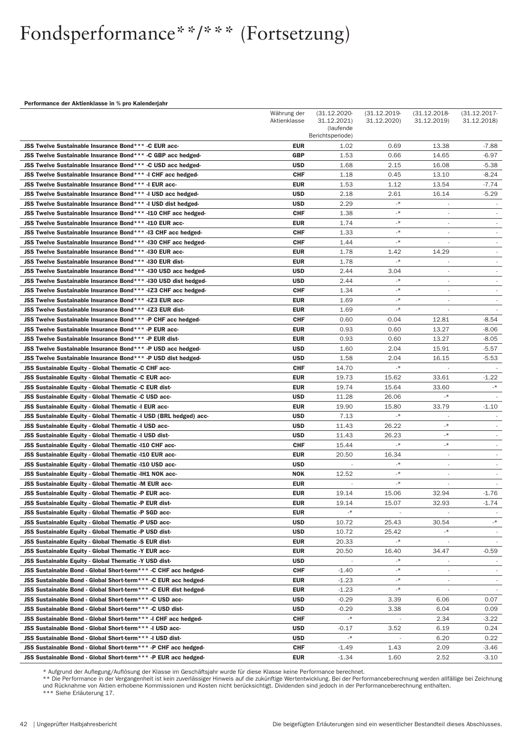# Fondsperformance**/*** (Fortsetzung)

**Performance der Aktienklasse in % pro Kalenderjahr**

| | Währung der Aktienklasse | (31.12.2020-31.12.2021) (laufende Berichtsperiode) | (31.12.2019-31.12.2020) | (31.12.2018-31.12.2019) | (31.12.2017-31.12.2018) |
|---|---|---|---|---|---|
| **JSS Twelve Sustainable Insurance Bond*** -C EUR acc-** | **EUR** | 1.02 | 0.69 | 13.38 | -7.88 |
| **JSS Twelve Sustainable Insurance Bond*** -C GBP acc hedged-** | **GBP** | 1.53 | 0.66 | 14.65 | -6.97 |
| **JSS Twelve Sustainable Insurance Bond*** -C USD acc hedged-** | **USD** | 1.68 | 2.15 | 16.08 | -5.38 |
| **JSS Twelve Sustainable Insurance Bond*** -I CHF acc hedged-** | **CHF** | 1.18 | 0.45 | 13.10 | -8.24 |
| **JSS Twelve Sustainable Insurance Bond*** -I EUR acc-** | **EUR** | 1.53 | 1.12 | 13.54 | -7.74 |
| **JSS Twelve Sustainable Insurance Bond*** -I USD acc hedged-** | **USD** | 2.18 | 2.61 | 16.14 | -5.29 |
| **JSS Twelve Sustainable Insurance Bond*** -I USD dist hedged-** | **USD** | 2.29 | -* | - | - |
| **JSS Twelve Sustainable Insurance Bond*** -I10 CHF acc hedged-** | **CHF** | 1.38 | -* | - | - |
| **JSS Twelve Sustainable Insurance Bond*** -I10 EUR acc-** | **EUR** | 1.74 | -* | - | - |
| **JSS Twelve Sustainable Insurance Bond*** -I3 CHF acc hedged-** | **CHF** | 1.33 | -* | - | - |
| **JSS Twelve Sustainable Insurance Bond*** -I30 CHF acc hedged-** | **CHF** | 1.44 | -* | - | - |
| **JSS Twelve Sustainable Insurance Bond*** -I30 EUR acc-** | **EUR** | 1.78 | 1.42 | 14.29 | - |
| **JSS Twelve Sustainable Insurance Bond*** -I30 EUR dist-** | **EUR** | 1.78 | -* | - | - |
| **JSS Twelve Sustainable Insurance Bond*** -I30 USD acc hedged-** | **USD** | 2.44 | 3.04 | - | - |
| **JSS Twelve Sustainable Insurance Bond*** -I30 USD dist hedged-** | **USD** | 2.44 | -* | - | - |
| **JSS Twelve Sustainable Insurance Bond*** -IZ3 CHF acc hedged-** | **CHF** | 1.34 | -* | - | - |
| **JSS Twelve Sustainable Insurance Bond*** -IZ3 EUR acc-** | **EUR** | 1.69 | -* | - | - |
| **JSS Twelve Sustainable Insurance Bond*** -IZ3 EUR dist-** | **EUR** | 1.69 | -* | - | - |
| **JSS Twelve Sustainable Insurance Bond*** -P CHF acc hedged-** | **CHF** | 0.60 | -0.04 | 12.81 | -8.54 |
| **JSS Twelve Sustainable Insurance Bond*** -P EUR acc-** | **EUR** | 0.93 | 0.60 | 13.27 | -8.06 |
| **JSS Twelve Sustainable Insurance Bond*** -P EUR dist-** | **EUR** | 0.93 | 0.60 | 13.27 | -8.05 |
| **JSS Twelve Sustainable Insurance Bond*** -P USD acc hedged-** | **USD** | 1.60 | 2.04 | 15.91 | -5.57 |
| **JSS Twelve Sustainable Insurance Bond*** -P USD dist hedged-** | **USD** | 1.58 | 2.04 | 16.15 | -5.53 |
| **JSS Sustainable Equity - Global Thematic -C CHF acc-** | **CHF** | 14.70 | -* | - | - |
| **JSS Sustainable Equity - Global Thematic -C EUR acc-** | **EUR** | 19.73 | 15.62 | 33.61 | -1.22 |
| **JSS Sustainable Equity - Global Thematic -C EUR dist-** | **EUR** | 19.74 | 15.64 | 33.60 | -* |
| **JSS Sustainable Equity - Global Thematic -C USD acc-** | **USD** | 11.28 | 26.06 | -* | - |
| **JSS Sustainable Equity - Global Thematic -I EUR acc-** | **EUR** | 19.90 | 15.80 | 33.79 | -1.10 |
| **JSS Sustainable Equity - Global Thematic -I USD (BRL hedged) acc-** | **USD** | 7.13 | -* | - | - |
| **JSS Sustainable Equity - Global Thematic -I USD acc-** | **USD** | 11.43 | 26.22 | -* | - |
| **JSS Sustainable Equity - Global Thematic -I USD dist-** | **USD** | 11.43 | 26.23 | -* | - |
| **JSS Sustainable Equity - Global Thematic -I10 CHF acc-** | **CHF** | 15.44 | -* | -* | - |
| **JSS Sustainable Equity - Global Thematic -I10 EUR acc-** | **EUR** | 20.50 | 16.34 | - | - |
| **JSS Sustainable Equity - Global Thematic -I10 USD acc-** | **USD** | - | -* | - | - |
| **JSS Sustainable Equity - Global Thematic -IH1 NOK acc-** | **NOK** | 12.52 | -* | - | - |
| **JSS Sustainable Equity - Global Thematic -M EUR acc-** | **EUR** | - | -* | - | - |
| **JSS Sustainable Equity - Global Thematic -P EUR acc-** | **EUR** | 19.14 | 15.06 | 32.94 | -1.76 |
| **JSS Sustainable Equity - Global Thematic -P EUR dist-** | **EUR** | 19.14 | 15.07 | 32.93 | -1.74 |
| **JSS Sustainable Equity - Global Thematic -P SGD acc-** | **EUR** | -* | - | - | - |
| **JSS Sustainable Equity - Global Thematic -P USD acc-** | **USD** | 10.72 | 25.43 | 30.54 | -* |
| **JSS Sustainable Equity - Global Thematic -P USD dist-** | **USD** | 10.72 | 25.42 | -* | - |
| **JSS Sustainable Equity - Global Thematic -S EUR dist-** | **EUR** | 20.33 | -* | - | - |
| **JSS Sustainable Equity - Global Thematic -Y EUR acc-** | **EUR** | 20.50 | 16.40 | 34.47 | -0.59 |
| **JSS Sustainable Equity - Global Thematic -Y USD dist-** | **USD** | - | -* | - | - |
| **JSS Sustainable Bond - Global Short-term*** -C CHF acc hedged-** | **CHF** | -1.40 | -* | - | - |
| **JSS Sustainable Bond - Global Short-term*** -C EUR acc hedged-** | **EUR** | -1.23 | -* | - | - |
| **JSS Sustainable Bond - Global Short-term*** -C EUR dist hedged-** | **EUR** | -1.23 | -* | - | - |
| **JSS Sustainable Bond - Global Short-term*** -C USD acc-** | **USD** | -0.29 | 3.39 | 6.06 | 0.07 |
| **JSS Sustainable Bond - Global Short-term*** -C USD dist-** | **USD** | -0.29 | 3.38 | 6.04 | 0.09 |
| **JSS Sustainable Bond - Global Short-term*** -I CHF acc hedged-** | **CHF** | -* | - | 2.34 | -3.22 |
| **JSS Sustainable Bond - Global Short-term*** -I USD acc-** | **USD** | -0.17 | 3.52 | 6.19 | 0.24 |
| **JSS Sustainable Bond - Global Short-term*** -I USD dist-** | **USD** | -* | - | 6.20 | 0.22 |
| **JSS Sustainable Bond - Global Short-term*** -P CHF acc hedged-** | **CHF** | -1.49 | 1.43 | 2.09 | -3.46 |
| **JSS Sustainable Bond - Global Short-term*** -P EUR acc hedged-** | **EUR** | -1.34 | 1.60 | 2.52 | -3.10 |

* Aufgrund der Auflegung/Auflösung der Klasse im Geschäftsjahr wurde für diese Klasse keine Performance berechnet.
** Die Performance in der Vergangenheit ist kein zuverlässiger Hinweis auf die zukünftige Wertentwicklung. Bei der Performanceberechnung werden allfällige bei Zeichnung und Rücknahme von Aktien erhobene Kommissionen und Kosten nicht berücksichtigt. Dividenden sind jedoch in der Performanceberechnung enthalten.
*** Siehe Erläuterung 17.

Die beigefügten Erläuterungen sind ein wesentlicher Bestandteil dieses Abschlusses.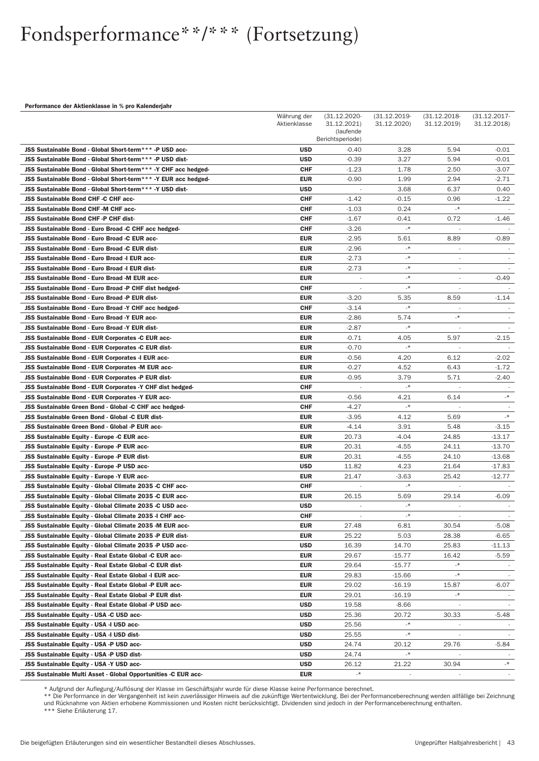# Fondsperformance**/*** (Fortsetzung)

**Performance der Aktienklasse in % pro Kalenderjahr**

| | Währung der Aktienklasse | (31.12.2020-31.12.2021) (laufende Berichtsperiode) | (31.12.2019-31.12.2020) | (31.12.2018-31.12.2019) | (31.12.2017-31.12.2018) |
|---|---|---|---|---|---|
| **JSS Sustainable Bond - Global Short-term*** -P USD acc-** | **USD** | -0.40 | 3.28 | 5.94 | -0.01 |
| **JSS Sustainable Bond - Global Short-term*** -P USD dist-** | **USD** | -0.39 | 3.27 | 5.94 | -0.01 |
| **JSS Sustainable Bond - Global Short-term*** -Y CHF acc hedged-** | **CHF** | -1.23 | 1.78 | 2.50 | -3.07 |
| **JSS Sustainable Bond - Global Short-term*** -Y EUR acc hedged-** | **EUR** | -0.90 | 1.99 | 2.94 | -2.71 |
| **JSS Sustainable Bond - Global Short-term*** -Y USD dist-** | **USD** | - | 3.68 | 6.37 | 0.40 |
| **JSS Sustainable Bond CHF -C CHF acc-** | **CHF** | -1.42 | -0.15 | 0.96 | -1.22 |
| **JSS Sustainable Bond CHF -M CHF acc-** | **CHF** | -1.03 | 0.24 | -* | - |
| **JSS Sustainable Bond CHF -P CHF dist-** | **CHF** | -1.67 | -0.41 | 0.72 | -1.46 |
| **JSS Sustainable Bond - Euro Broad -C CHF acc hedged-** | **CHF** | -3.26 | -* | - | - |
| **JSS Sustainable Bond - Euro Broad -C EUR acc-** | **EUR** | -2.95 | 5.61 | 8.89 | -0.89 |
| **JSS Sustainable Bond - Euro Broad -C EUR dist-** | **EUR** | -2.96 | -* | - | - |
| **JSS Sustainable Bond - Euro Broad -I EUR acc-** | **EUR** | -2.73 | -* | - | - |
| **JSS Sustainable Bond - Euro Broad -I EUR dist-** | **EUR** | -2.73 | -* | - | - |
| **JSS Sustainable Bond - Euro Broad -M EUR acc-** | **EUR** | - | -* | - | -0.49 |
| **JSS Sustainable Bond - Euro Broad -P CHF dist hedged-** | **CHF** | - | -* | - | - |
| **JSS Sustainable Bond - Euro Broad -P EUR dist-** | **EUR** | -3.20 | 5.35 | 8.59 | -1.14 |
| **JSS Sustainable Bond - Euro Broad -Y CHF acc hedged-** | **CHF** | -3.14 | -* | - | - |
| **JSS Sustainable Bond - Euro Broad -Y EUR acc-** | **EUR** | -2.86 | 5.74 | -* | - |
| **JSS Sustainable Bond - Euro Broad -Y EUR dist-** | **EUR** | -2.87 | -* | - | - |
| **JSS Sustainable Bond - EUR Corporates -C EUR acc-** | **EUR** | -0.71 | 4.05 | 5.97 | -2.15 |
| **JSS Sustainable Bond - EUR Corporates -C EUR dist-** | **EUR** | -0.70 | -* | - | - |
| **JSS Sustainable Bond - EUR Corporates -I EUR acc-** | **EUR** | -0.56 | 4.20 | 6.12 | -2.02 |
| **JSS Sustainable Bond - EUR Corporates -M EUR acc-** | **EUR** | -0.27 | 4.52 | 6.43 | -1.72 |
| **JSS Sustainable Bond - EUR Corporates -P EUR dist-** | **EUR** | -0.95 | 3.79 | 5.71 | -2.40 |
| **JSS Sustainable Bond - EUR Corporates -Y CHF dist hedged-** | **CHF** | - | -* | - | - |
| **JSS Sustainable Bond - EUR Corporates -Y EUR acc-** | **EUR** | -0.56 | 4.21 | 6.14 | -* |
| **JSS Sustainable Green Bond - Global -C CHF acc hedged-** | **CHF** | -4.27 | -* | - | - |
| **JSS Sustainable Green Bond - Global -C EUR dist-** | **EUR** | -3.95 | 4.12 | 5.69 | -* |
| **JSS Sustainable Green Bond - Global -P EUR acc-** | **EUR** | -4.14 | 3.91 | 5.48 | -3.15 |
| **JSS Sustainable Equity - Europe -C EUR acc-** | **EUR** | 20.73 | -4.04 | 24.85 | -13.17 |
| **JSS Sustainable Equity - Europe -P EUR acc-** | **EUR** | 20.31 | -4.55 | 24.11 | -13.70 |
| **JSS Sustainable Equity - Europe -P EUR dist-** | **EUR** | 20.31 | -4.55 | 24.10 | -13.68 |
| **JSS Sustainable Equity - Europe -P USD acc-** | **USD** | 11.82 | 4.23 | 21.64 | -17.83 |
| **JSS Sustainable Equity - Europe -Y EUR acc-** | **EUR** | 21.47 | -3.63 | 25.42 | -12.77 |
| **JSS Sustainable Equity - Global Climate 2035 -C CHF acc-** | **CHF** | - | -* | - | - |
| **JSS Sustainable Equity - Global Climate 2035 -C EUR acc-** | **EUR** | 26.15 | 5.69 | 29.14 | -6.09 |
| **JSS Sustainable Equity - Global Climate 2035 -C USD acc-** | **USD** | - | -* | - | - |
| **JSS Sustainable Equity - Global Climate 2035 -I CHF acc-** | **CHF** | - | -* | - | - |
| **JSS Sustainable Equity - Global Climate 2035 -M EUR acc-** | **EUR** | 27.48 | 6.81 | 30.54 | -5.08 |
| **JSS Sustainable Equity - Global Climate 2035 -P EUR dist-** | **EUR** | 25.22 | 5.03 | 28.38 | -6.65 |
| **JSS Sustainable Equity - Global Climate 2035 -P USD acc-** | **USD** | 16.39 | 14.70 | 25.83 | -11.13 |
| **JSS Sustainable Equity - Real Estate Global -C EUR acc-** | **EUR** | 29.67 | -15.77 | 16.42 | -5.59 |
| **JSS Sustainable Equity - Real Estate Global -C EUR dist-** | **EUR** | 29.64 | -15.77 | -* | - |
| **JSS Sustainable Equity - Real Estate Global -I EUR acc-** | **EUR** | 29.83 | -15.66 | -* | - |
| **JSS Sustainable Equity - Real Estate Global -P EUR acc-** | **EUR** | 29.02 | -16.19 | 15.87 | -6.07 |
| **JSS Sustainable Equity - Real Estate Global -P EUR dist-** | **EUR** | 29.01 | -16.19 | -* | - |
| **JSS Sustainable Equity - Real Estate Global -P USD acc-** | **USD** | 19.58 | -8.66 | - | - |
| **JSS Sustainable Equity - USA -C USD acc-** | **USD** | 25.36 | 20.72 | 30.33 | -5.48 |
| **JSS Sustainable Equity - USA -I USD acc-** | **USD** | 25.56 | -* | - | - |
| **JSS Sustainable Equity - USA -I USD dist-** | **USD** | 25.55 | -* | - | - |
| **JSS Sustainable Equity - USA -P USD acc-** | **USD** | 24.74 | 20.12 | 29.76 | -5.84 |
| **JSS Sustainable Equity - USA -P USD dist-** | **USD** | 24.74 | -* | - | - |
| **JSS Sustainable Equity - USA -Y USD acc-** | **USD** | 26.12 | 21.22 | 30.94 | -* |
| **JSS Sustainable Multi Asset - Global Opportunities -C EUR acc-** | **EUR** | -* | - | - | - |

\* Aufgrund der Auflegung/Auflösung der Klasse im Geschäftsjahr wurde für diese Klasse keine Performance berechnet.
** Die Performance in der Vergangenheit ist kein zuverlässiger Hinweis auf die zukünftige Wertentwicklung. Bei der Performanceberechnung werden allfällige bei Zeichnung und Rücknahme von Aktien erhobene Kommissionen und Kosten nicht berücksichtigt. Dividenden sind jedoch in der Performanceberechnung enthalten.
*** Siehe Erläuterung 17.

Die beigefügten Erläuterungen sind ein wesentlicher Bestandteil dieses Abschlusses.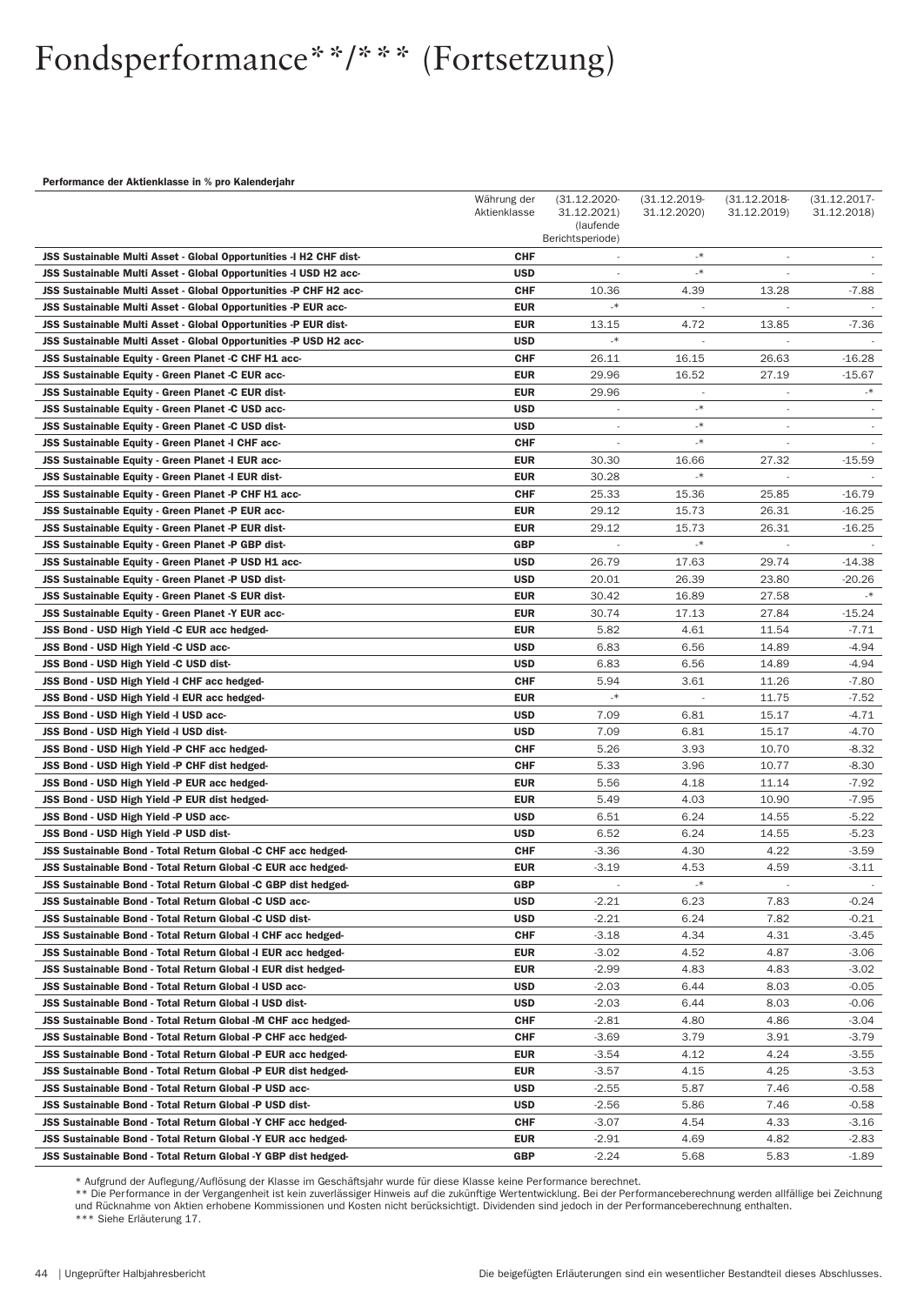# Fondsperformance**/*** (Fortsetzung)

**Performance der Aktienklasse in % pro Kalenderjahr**

| | Währung der Aktienklasse | (31.12.2020-31.12.2021) (laufende Berichtsperiode) | (31.12.2019-31.12.2020) | (31.12.2018-31.12.2019) | (31.12.2017-31.12.2018) |
|---|---|---|---|---|---|
| **JSS Sustainable Multi Asset - Global Opportunities -I H2 CHF dist-** | **CHF** | - | -* | - | - |
| **JSS Sustainable Multi Asset - Global Opportunities -I USD H2 acc-** | **USD** | - | -* | - | - |
| **JSS Sustainable Multi Asset - Global Opportunities -P CHF H2 acc-** | **CHF** | 10.36 | 4.39 | 13.28 | -7.88 |
| **JSS Sustainable Multi Asset - Global Opportunities -P EUR acc-** | **EUR** | -* | - | - | - |
| **JSS Sustainable Multi Asset - Global Opportunities -P EUR dist-** | **EUR** | 13.15 | 4.72 | 13.85 | -7.36 |
| **JSS Sustainable Multi Asset - Global Opportunities -P USD H2 acc-** | **USD** | -* | - | - | - |
| **JSS Sustainable Equity - Green Planet -C CHF H1 acc-** | **CHF** | 26.11 | 16.15 | 26.63 | -16.28 |
| **JSS Sustainable Equity - Green Planet -C EUR acc-** | **EUR** | 29.96 | 16.52 | 27.19 | -15.67 |
| **JSS Sustainable Equity - Green Planet -C EUR dist-** | **EUR** | 29.96 | - | - | -* |
| **JSS Sustainable Equity - Green Planet -C USD acc-** | **USD** | - | -* | - | - |
| **JSS Sustainable Equity - Green Planet -C USD dist-** | **USD** | - | -* | - | - |
| **JSS Sustainable Equity - Green Planet -I CHF acc-** | **CHF** | - | -* | - | - |
| **JSS Sustainable Equity - Green Planet -I EUR acc-** | **EUR** | 30.30 | 16.66 | 27.32 | -15.59 |
| **JSS Sustainable Equity - Green Planet -I EUR dist-** | **EUR** | 30.28 | -* | - | - |
| **JSS Sustainable Equity - Green Planet -P CHF H1 acc-** | **CHF** | 25.33 | 15.36 | 25.85 | -16.79 |
| **JSS Sustainable Equity - Green Planet -P EUR acc-** | **EUR** | 29.12 | 15.73 | 26.31 | -16.25 |
| **JSS Sustainable Equity - Green Planet -P EUR dist-** | **EUR** | 29.12 | 15.73 | 26.31 | -16.25 |
| **JSS Sustainable Equity - Green Planet -P GBP dist-** | **GBP** | - | -* | - | - |
| **JSS Sustainable Equity - Green Planet -P USD H1 acc-** | **USD** | 26.79 | 17.63 | 29.74 | -14.38 |
| **JSS Sustainable Equity - Green Planet -P USD dist-** | **USD** | 20.01 | 26.39 | 23.80 | -20.26 |
| **JSS Sustainable Equity - Green Planet -S EUR dist-** | **EUR** | 30.42 | 16.89 | 27.58 | -* |
| **JSS Sustainable Equity - Green Planet -Y EUR acc-** | **EUR** | 30.74 | 17.13 | 27.84 | -15.24 |
| **JSS Bond - USD High Yield -C EUR acc hedged-** | **EUR** | 5.82 | 4.61 | 11.54 | -7.71 |
| **JSS Bond - USD High Yield -C USD acc-** | **USD** | 6.83 | 6.56 | 14.89 | -4.94 |
| **JSS Bond - USD High Yield -C USD dist-** | **USD** | 6.83 | 6.56 | 14.89 | -4.94 |
| **JSS Bond - USD High Yield -I CHF acc hedged-** | **CHF** | 5.94 | 3.61 | 11.26 | -7.80 |
| **JSS Bond - USD High Yield -I EUR acc hedged-** | **EUR** | -* | - | 11.75 | -7.52 |
| **JSS Bond - USD High Yield -I USD acc-** | **USD** | 7.09 | 6.81 | 15.17 | -4.71 |
| **JSS Bond - USD High Yield -I USD dist-** | **USD** | 7.09 | 6.81 | 15.17 | -4.70 |
| **JSS Bond - USD High Yield -P CHF acc hedged-** | **CHF** | 5.26 | 3.93 | 10.70 | -8.32 |
| **JSS Bond - USD High Yield -P CHF dist hedged-** | **CHF** | 5.33 | 3.96 | 10.77 | -8.30 |
| **JSS Bond - USD High Yield -P EUR acc hedged-** | **EUR** | 5.56 | 4.18 | 11.14 | -7.92 |
| **JSS Bond - USD High Yield -P EUR dist hedged-** | **EUR** | 5.49 | 4.03 | 10.90 | -7.95 |
| **JSS Bond - USD High Yield -P USD acc-** | **USD** | 6.51 | 6.24 | 14.55 | -5.22 |
| **JSS Bond - USD High Yield -P USD dist-** | **USD** | 6.52 | 6.24 | 14.55 | -5.23 |
| **JSS Sustainable Bond - Total Return Global -C CHF acc hedged-** | **CHF** | -3.36 | 4.30 | 4.22 | -3.59 |
| **JSS Sustainable Bond - Total Return Global -C EUR acc hedged-** | **EUR** | -3.19 | 4.53 | 4.59 | -3.11 |
| **JSS Sustainable Bond - Total Return Global -C GBP dist hedged-** | **GBP** | - | -* | - | - |
| **JSS Sustainable Bond - Total Return Global -C USD acc-** | **USD** | -2.21 | 6.23 | 7.83 | -0.24 |
| **JSS Sustainable Bond - Total Return Global -C USD dist-** | **USD** | -2.21 | 6.24 | 7.82 | -0.21 |
| **JSS Sustainable Bond - Total Return Global -I CHF acc hedged-** | **CHF** | -3.18 | 4.34 | 4.31 | -3.45 |
| **JSS Sustainable Bond - Total Return Global -I EUR acc hedged-** | **EUR** | -3.02 | 4.52 | 4.87 | -3.06 |
| **JSS Sustainable Bond - Total Return Global -I EUR dist hedged-** | **EUR** | -2.99 | 4.83 | 4.83 | -3.02 |
| **JSS Sustainable Bond - Total Return Global -I USD acc-** | **USD** | -2.03 | 6.44 | 8.03 | -0.05 |
| **JSS Sustainable Bond - Total Return Global -I USD dist-** | **USD** | -2.03 | 6.44 | 8.03 | -0.06 |
| **JSS Sustainable Bond - Total Return Global -M CHF acc hedged-** | **CHF** | -2.81 | 4.80 | 4.86 | -3.04 |
| **JSS Sustainable Bond - Total Return Global -P CHF acc hedged-** | **CHF** | -3.69 | 3.79 | 3.91 | -3.79 |
| **JSS Sustainable Bond - Total Return Global -P EUR acc hedged-** | **EUR** | -3.54 | 4.12 | 4.24 | -3.55 |
| **JSS Sustainable Bond - Total Return Global -P EUR dist hedged-** | **EUR** | -3.57 | 4.15 | 4.25 | -3.53 |
| **JSS Sustainable Bond - Total Return Global -P USD acc-** | **USD** | -2.55 | 5.87 | 7.46 | -0.58 |
| **JSS Sustainable Bond - Total Return Global -P USD dist-** | **USD** | -2.56 | 5.86 | 7.46 | -0.58 |
| **JSS Sustainable Bond - Total Return Global -Y CHF acc hedged-** | **CHF** | -3.07 | 4.54 | 4.33 | -3.16 |
| **JSS Sustainable Bond - Total Return Global -Y EUR acc hedged-** | **EUR** | -2.91 | 4.69 | 4.82 | -2.83 |
| **JSS Sustainable Bond - Total Return Global -Y GBP dist hedged-** | **GBP** | -2.24 | 5.68 | 5.83 | -1.89 |

\* Aufgrund der Auflegung/Auflösung der Klasse im Geschäftsjahr wurde für diese Klasse keine Performance berechnet.
** Die Performance in der Vergangenheit ist kein zuverlässiger Hinweis auf die zukünftige Wertentwicklung. Bei der Performanceberechnung werden allfällige bei Zeichnung und Rücknahme von Aktien erhobene Kommissionen und Kosten nicht berücksichtigt. Dividenden sind jedoch in der Performanceberechnung enthalten.
*** Siehe Erläuterung 17.

Die beigefügten Erläuterungen sind ein wesentlicher Bestandteil dieses Abschlusses.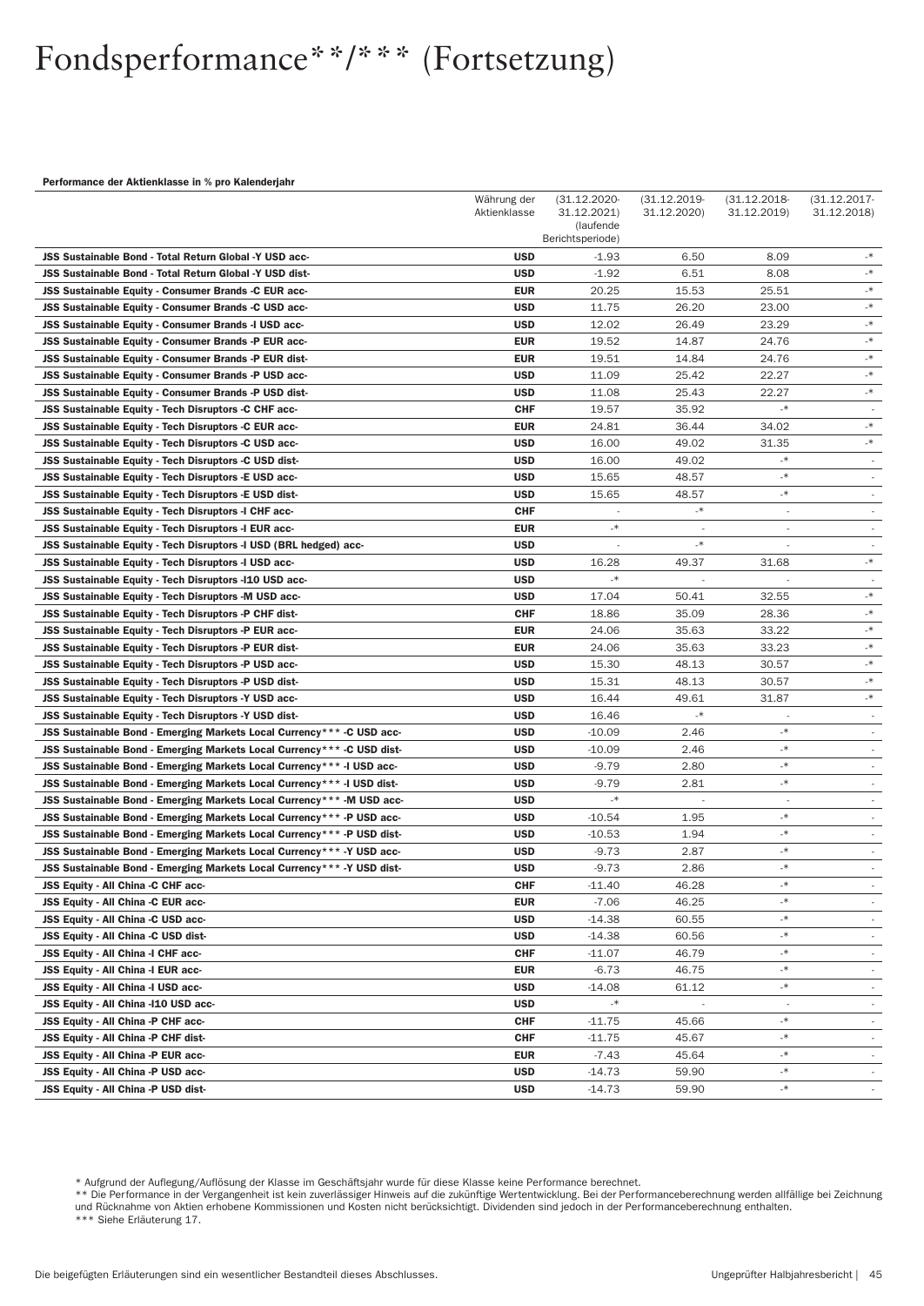# Fondsperformance**/*** (Fortsetzung)

**Performance der Aktienklasse in % pro Kalenderjahr**

| | Währung der Aktienklasse | (31.12.2020-31.12.2021) (laufende Berichtsperiode) | (31.12.2019-31.12.2020) | (31.12.2018-31.12.2019) | (31.12.2017-31.12.2018) |
|---|---|---|---|---|---|
| **JSS Sustainable Bond - Total Return Global -Y USD acc-** | **USD** | -1.93 | 6.50 | 8.09 | -* |
| **JSS Sustainable Bond - Total Return Global -Y USD dist-** | **USD** | -1.92 | 6.51 | 8.08 | -* |
| **JSS Sustainable Equity - Consumer Brands -C EUR acc-** | **EUR** | 20.25 | 15.53 | 25.51 | -* |
| **JSS Sustainable Equity - Consumer Brands -C USD acc-** | **USD** | 11.75 | 26.20 | 23.00 | -* |
| **JSS Sustainable Equity - Consumer Brands -I USD acc-** | **USD** | 12.02 | 26.49 | 23.29 | -* |
| **JSS Sustainable Equity - Consumer Brands -P EUR acc-** | **EUR** | 19.52 | 14.87 | 24.76 | -* |
| **JSS Sustainable Equity - Consumer Brands -P EUR dist-** | **EUR** | 19.51 | 14.84 | 24.76 | -* |
| **JSS Sustainable Equity - Consumer Brands -P USD acc-** | **USD** | 11.09 | 25.42 | 22.27 | -* |
| **JSS Sustainable Equity - Consumer Brands -P USD dist-** | **USD** | 11.08 | 25.43 | 22.27 | -* |
| **JSS Sustainable Equity - Tech Disruptors -C CHF acc-** | **CHF** | 19.57 | 35.92 | -* | - |
| **JSS Sustainable Equity - Tech Disruptors -C EUR acc-** | **EUR** | 24.81 | 36.44 | 34.02 | -* |
| **JSS Sustainable Equity - Tech Disruptors -C USD acc-** | **USD** | 16.00 | 49.02 | 31.35 | -* |
| **JSS Sustainable Equity - Tech Disruptors -C USD dist-** | **USD** | 16.00 | 49.02 | -* | - |
| **JSS Sustainable Equity - Tech Disruptors -E USD acc-** | **USD** | 15.65 | 48.57 | -* | - |
| **JSS Sustainable Equity - Tech Disruptors -E USD dist-** | **USD** | 15.65 | 48.57 | -* | - |
| **JSS Sustainable Equity - Tech Disruptors -I CHF acc-** | **CHF** | - | -* | - | - |
| **JSS Sustainable Equity - Tech Disruptors -I EUR acc-** | **EUR** | -* | - | - | - |
| **JSS Sustainable Equity - Tech Disruptors -I USD (BRL hedged) acc-** | **USD** | - | -* | - | - |
| **JSS Sustainable Equity - Tech Disruptors -I USD acc-** | **USD** | 16.28 | 49.37 | 31.68 | -* |
| **JSS Sustainable Equity - Tech Disruptors -I10 USD acc-** | **USD** | -* | - | - | - |
| **JSS Sustainable Equity - Tech Disruptors -M USD acc-** | **USD** | 17.04 | 50.41 | 32.55 | -* |
| **JSS Sustainable Equity - Tech Disruptors -P CHF dist-** | **CHF** | 18.86 | 35.09 | 28.36 | -* |
| **JSS Sustainable Equity - Tech Disruptors -P EUR acc-** | **EUR** | 24.06 | 35.63 | 33.22 | -* |
| **JSS Sustainable Equity - Tech Disruptors -P EUR dist-** | **EUR** | 24.06 | 35.63 | 33.23 | -* |
| **JSS Sustainable Equity - Tech Disruptors -P USD acc-** | **USD** | 15.30 | 48.13 | 30.57 | -* |
| **JSS Sustainable Equity - Tech Disruptors -P USD dist-** | **USD** | 15.31 | 48.13 | 30.57 | -* |
| **JSS Sustainable Equity - Tech Disruptors -Y USD acc-** | **USD** | 16.44 | 49.61 | 31.87 | -* |
| **JSS Sustainable Equity - Tech Disruptors -Y USD dist-** | **USD** | 16.46 | -* | - | - |
| **JSS Sustainable Bond - Emerging Markets Local Currency*** -C USD acc-** | **USD** | -10.09 | 2.46 | -* | - |
| **JSS Sustainable Bond - Emerging Markets Local Currency*** -C USD dist-** | **USD** | -10.09 | 2.46 | -* | - |
| **JSS Sustainable Bond - Emerging Markets Local Currency*** -I USD acc-** | **USD** | -9.79 | 2.80 | -* | - |
| **JSS Sustainable Bond - Emerging Markets Local Currency*** -I USD dist-** | **USD** | -9.79 | 2.81 | -* | - |
| **JSS Sustainable Bond - Emerging Markets Local Currency*** -M USD acc-** | **USD** | -* | - | - | - |
| **JSS Sustainable Bond - Emerging Markets Local Currency*** -P USD acc-** | **USD** | -10.54 | 1.95 | -* | - |
| **JSS Sustainable Bond - Emerging Markets Local Currency*** -P USD dist-** | **USD** | -10.53 | 1.94 | -* | - |
| **JSS Sustainable Bond - Emerging Markets Local Currency*** -Y USD acc-** | **USD** | -9.73 | 2.87 | -* | - |
| **JSS Sustainable Bond - Emerging Markets Local Currency*** -Y USD dist-** | **USD** | -9.73 | 2.86 | -* | - |
| **JSS Equity - All China -C CHF acc-** | **CHF** | -11.40 | 46.28 | -* | - |
| **JSS Equity - All China -C EUR acc-** | **EUR** | -7.06 | 46.25 | -* | - |
| **JSS Equity - All China -C USD acc-** | **USD** | -14.38 | 60.55 | -* | - |
| **JSS Equity - All China -C USD dist-** | **USD** | -14.38 | 60.56 | -* | - |
| **JSS Equity - All China -I CHF acc-** | **CHF** | -11.07 | 46.79 | -* | - |
| **JSS Equity - All China -I EUR acc-** | **EUR** | -6.73 | 46.75 | -* | - |
| **JSS Equity - All China -I USD acc-** | **USD** | -14.08 | 61.12 | -* | - |
| **JSS Equity - All China -I10 USD acc-** | **USD** | -* | - | - | - |
| **JSS Equity - All China -P CHF acc-** | **CHF** | -11.75 | 45.66 | -* | - |
| **JSS Equity - All China -P CHF dist-** | **CHF** | -11.75 | 45.67 | -* | - |
| **JSS Equity - All China -P EUR acc-** | **EUR** | -7.43 | 45.64 | -* | - |
| **JSS Equity - All China -P USD acc-** | **USD** | -14.73 | 59.90 | -* | - |
| **JSS Equity - All China -P USD dist-** | **USD** | -14.73 | 59.90 | -* | - |

\* Aufgrund der Auflegung/Auflösung der Klasse im Geschäftsjahr wurde für diese Klasse keine Performance berechnet.
** Die Performance in der Vergangenheit ist kein zuverlässiger Hinweis auf die zukünftige Wertentwicklung. Bei der Performanceberechnung werden allfällige bei Zeichnung und Rücknahme von Aktien erhobene Kommissionen und Kosten nicht berücksichtigt. Dividenden sind jedoch in der Performanceberechnung enthalten.
*** Siehe Erläuterung 17.

Die beigefügten Erläuterungen sind ein wesentlicher Bestandteil dieses Abschlusses.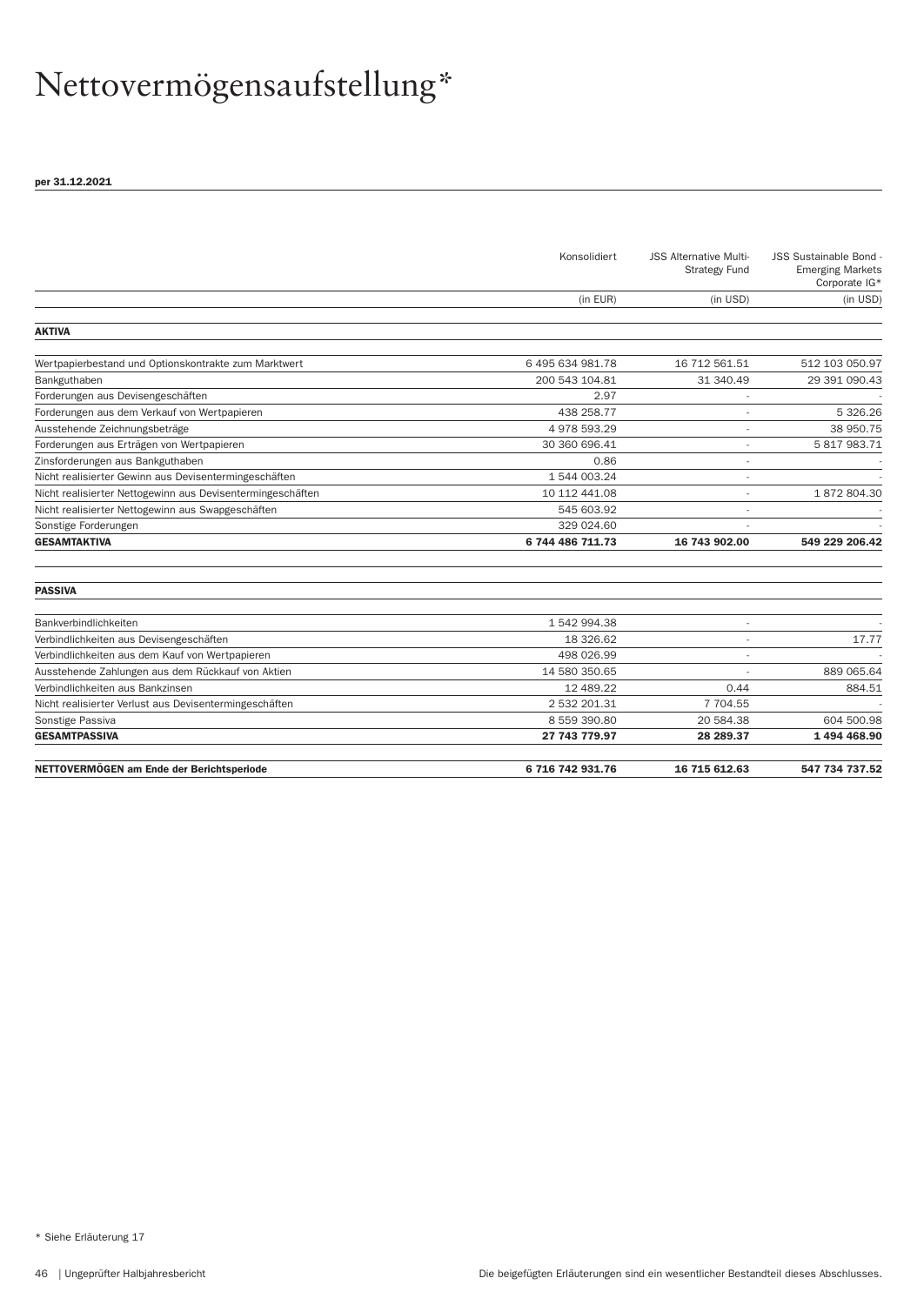# Nettovermögensaufstellung*

**per 31.12.2021**

| | Konsolidiert | JSS Alternative Multi-Strategy Fund | JSS Sustainable Bond - Emerging Markets Corporate IG* |
|---|---|---|---|
| | (in EUR) | (in USD) | (in USD) |
| **AKTIVA** | | | |
| Wertpapierbestand und Optionskontrakte zum Marktwert | 6 495 634 981.78 | 16 712 561.51 | 512 103 050.97 |
| Bankguthaben | 200 543 104.81 | 31 340.49 | 29 391 090.43 |
| Forderungen aus Devisengeschäften | 2.97 | - | - |
| Forderungen aus dem Verkauf von Wertpapieren | 438 258.77 | - | 5 326.26 |
| Ausstehende Zeichnungsbeträge | 4 978 593.29 | - | 38 950.75 |
| Forderungen aus Erträgen von Wertpapieren | 30 360 696.41 | - | 5 817 983.71 |
| Zinsforderungen aus Bankguthaben | 0.86 | - | - |
| Nicht realisierter Gewinn aus Devisentermingeschäften | 1 544 003.24 | - | - |
| Nicht realisierter Nettogewinn aus Devisentermingeschäften | 10 112 441.08 | - | 1 872 804.30 |
| Nicht realisierter Nettogewinn aus Swapgeschäften | 545 603.92 | - | - |
| Sonstige Forderungen | 329 024.60 | - | - |
| **GESAMTAKTIVA** | **6 744 486 711.73** | **16 743 902.00** | **549 229 206.42** |
| **PASSIVA** | | | |
| Bankverbindlichkeiten | 1 542 994.38 | - | - |
| Verbindlichkeiten aus Devisengeschäften | 18 326.62 | - | 17.77 |
| Verbindlichkeiten aus dem Kauf von Wertpapieren | 498 026.99 | - | - |
| Ausstehende Zahlungen aus dem Rückkauf von Aktien | 14 580 350.65 | - | 889 065.64 |
| Verbindlichkeiten aus Bankzinsen | 12 489.22 | 0.44 | 884.51 |
| Nicht realisierter Verlust aus Devisentermingeschäften | 2 532 201.31 | 7 704.55 | - |
| Sonstige Passiva | 8 559 390.80 | 20 584.38 | 604 500.98 |
| **GESAMTPASSIVA** | **27 743 779.97** | **28 289.37** | **1 494 468.90** |
| **NETTOVERMÖGEN am Ende der Berichtsperiode** | **6 716 742 931.76** | **16 715 612.63** | **547 734 737.52** |

* Siehe Erläuterung 17

Die beigefügten Erläuterungen sind ein wesentlicher Bestandteil dieses Abschlusses.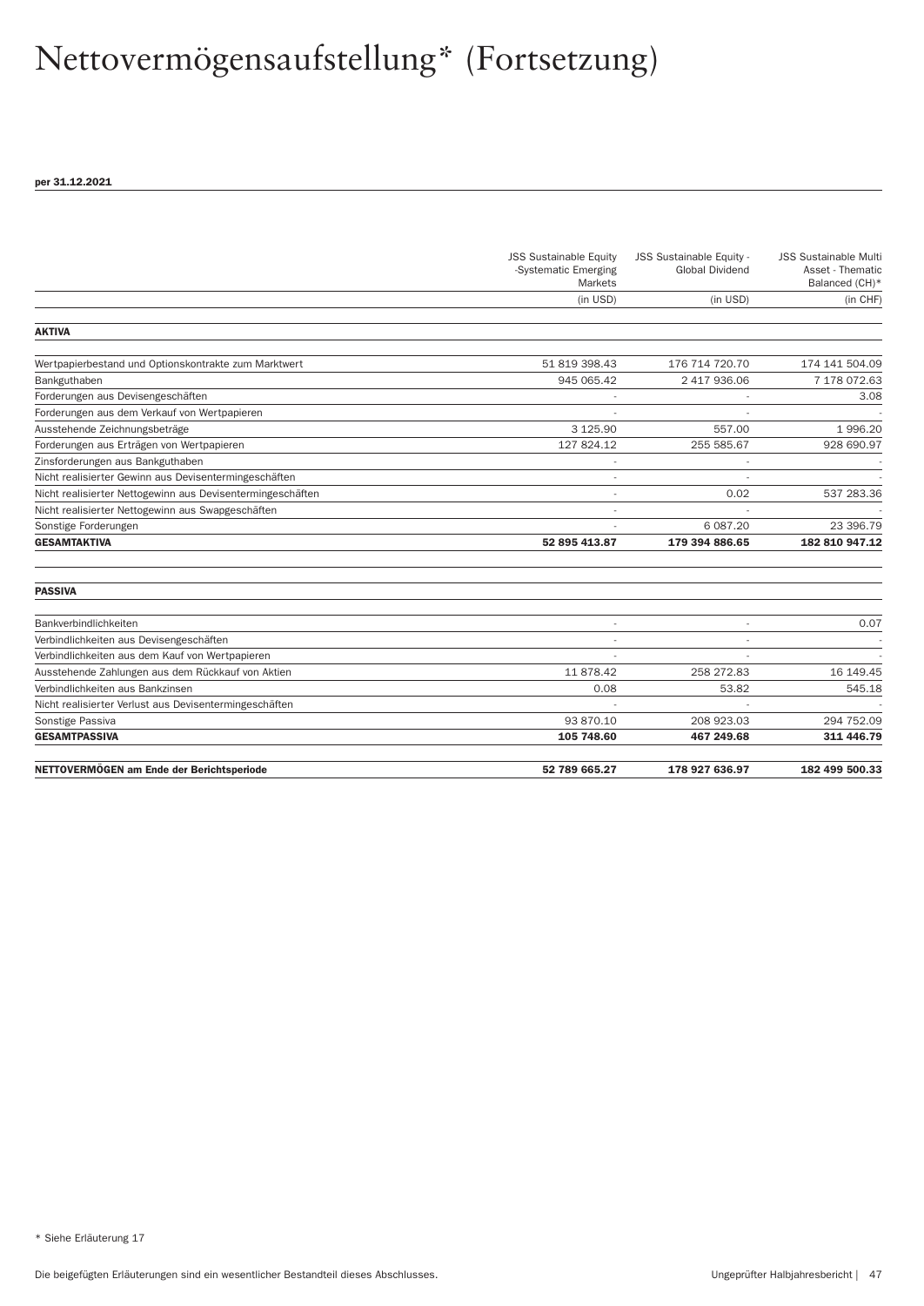# Nettovermögensaufstellung* (Fortsetzung)

**per 31.12.2021**

| | JSS Sustainable Equity -Systematic Emerging Markets | JSS Sustainable Equity - Global Dividend | JSS Sustainable Multi Asset - Thematic Balanced (CH)* |
|---|---|---|---|
| | (in USD) | (in USD) | (in CHF) |
| **AKTIVA** | | | |
| Wertpapierbestand und Optionskontrakte zum Marktwert | 51 819 398.43 | 176 714 720.70 | 174 141 504.09 |
| Bankguthaben | 945 065.42 | 2 417 936.06 | 7 178 072.63 |
| Forderungen aus Devisengeschäften | - | - | 3.08 |
| Forderungen aus dem Verkauf von Wertpapieren | - | - | - |
| Ausstehende Zeichnungsbeträge | 3 125.90 | 557.00 | 1 996.20 |
| Forderungen aus Erträgen von Wertpapieren | 127 824.12 | 255 585.67 | 928 690.97 |
| Zinsforderungen aus Bankguthaben | - | - | - |
| Nicht realisierter Gewinn aus Devisentermingeschäften | - | - | - |
| Nicht realisierter Nettogewinn aus Devisentermingeschäften | - | 0.02 | 537 283.36 |
| Nicht realisierter Nettogewinn aus Swapgeschäften | - | - | - |
| Sonstige Forderungen | - | 6 087.20 | 23 396.79 |
| **GESAMTAKTIVA** | **52 895 413.87** | **179 394 886.65** | **182 810 947.12** |
| **PASSIVA** | | | |
| Bankverbindlichkeiten | - | - | 0.07 |
| Verbindlichkeiten aus Devisengeschäften | - | - | - |
| Verbindlichkeiten aus dem Kauf von Wertpapieren | - | - | - |
| Ausstehende Zahlungen aus dem Rückkauf von Aktien | 11 878.42 | 258 272.83 | 16 149.45 |
| Verbindlichkeiten aus Bankzinsen | 0.08 | 53.82 | 545.18 |
| Nicht realisierter Verlust aus Devisentermingeschäften | - | - | - |
| Sonstige Passiva | 93 870.10 | 208 923.03 | 294 752.09 |
| **GESAMTPASSIVA** | **105 748.60** | **467 249.68** | **311 446.79** |
| **NETTOVERMÖGEN am Ende der Berichtsperiode** | **52 789 665.27** | **178 927 636.97** | **182 499 500.33** |

* Siehe Erläuterung 17

Die beigefügten Erläuterungen sind ein wesentlicher Bestandteil dieses Abschlusses.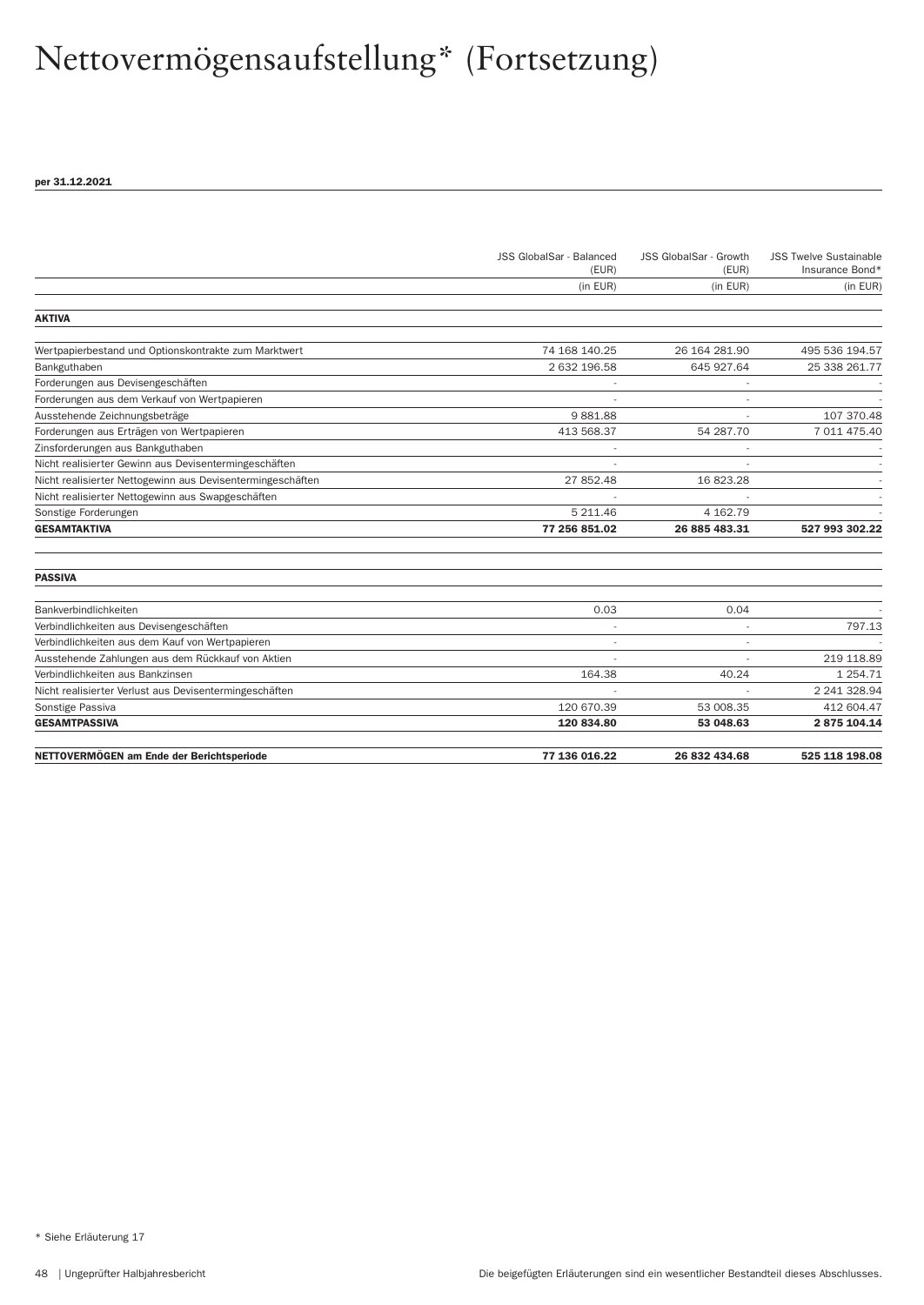# Nettovermögensaufstellung* (Fortsetzung)

**per 31.12.2021**

| | JSS GlobalSar - Balanced (EUR) | JSS GlobalSar - Growth (EUR) | JSS Twelve Sustainable Insurance Bond* |
|---|---|---|---|
| | (in EUR) | (in EUR) | (in EUR) |
| **AKTIVA** | | | |
| Wertpapierbestand und Optionskontrakte zum Marktwert | 74 168 140.25 | 26 164 281.90 | 495 536 194.57 |
| Bankguthaben | 2 632 196.58 | 645 927.64 | 25 338 261.77 |
| Forderungen aus Devisengeschäften | - | - | - |
| Forderungen aus dem Verkauf von Wertpapieren | - | - | - |
| Ausstehende Zeichnungsbeträge | 9 881.88 | - | 107 370.48 |
| Forderungen aus Erträgen von Wertpapieren | 413 568.37 | 54 287.70 | 7 011 475.40 |
| Zinsforderungen aus Bankguthaben | - | - | - |
| Nicht realisierter Gewinn aus Devisentermingeschäften | - | - | - |
| Nicht realisierter Nettogewinn aus Devisentermingeschäften | 27 852.48 | 16 823.28 | - |
| Nicht realisierter Nettogewinn aus Swapgeschäften | - | - | - |
| Sonstige Forderungen | 5 211.46 | 4 162.79 | - |
| **GESAMTAKTIVA** | **77 256 851.02** | **26 885 483.31** | **527 993 302.22** |
| **PASSIVA** | | | |
| Bankverbindlichkeiten | 0.03 | 0.04 | - |
| Verbindlichkeiten aus Devisengeschäften | - | - | 797.13 |
| Verbindlichkeiten aus dem Kauf von Wertpapieren | - | - | - |
| Ausstehende Zahlungen aus dem Rückkauf von Aktien | - | - | 219 118.89 |
| Verbindlichkeiten aus Bankzinsen | 164.38 | 40.24 | 1 254.71 |
| Nicht realisierter Verlust aus Devisentermingeschäften | - | - | 2 241 328.94 |
| Sonstige Passiva | 120 670.39 | 53 008.35 | 412 604.47 |
| **GESAMTPASSIVA** | **120 834.80** | **53 048.63** | **2 875 104.14** |
| **NETTOVERMÖGEN am Ende der Berichtsperiode** | **77 136 016.22** | **26 832 434.68** | **525 118 198.08** |

\* Siehe Erläuterung 17

Die beigefügten Erläuterungen sind ein wesentlicher Bestandteil dieses Abschlusses.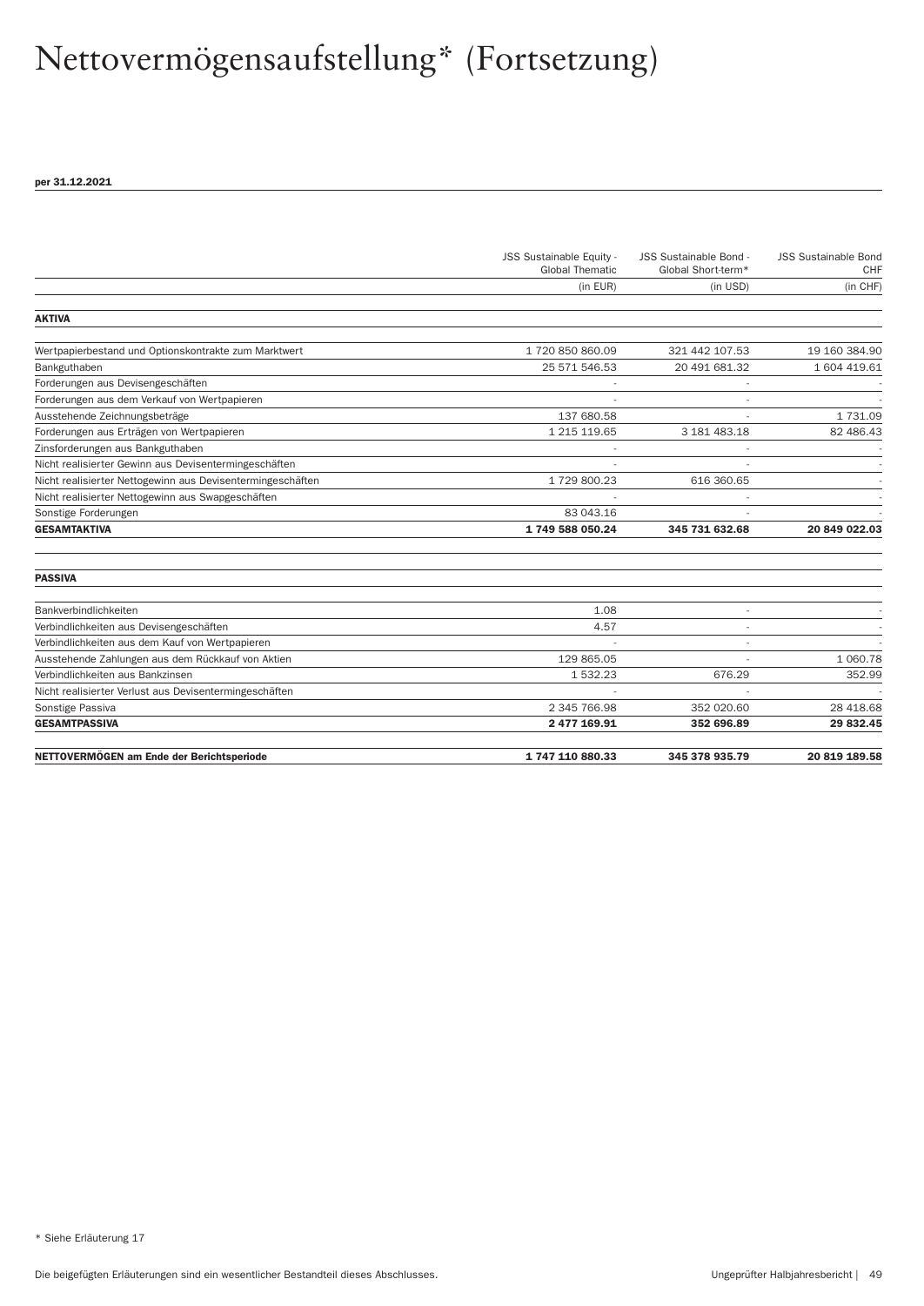# Nettovermögensaufstellung* (Fortsetzung)

**per 31.12.2021**

| | JSS Sustainable Equity - Global Thematic | JSS Sustainable Bond - Global Short-term* | JSS Sustainable Bond CHF |
|---|---|---|---|
| | (in EUR) | (in USD) | (in CHF) |
| **AKTIVA** | | | |
| Wertpapierbestand und Optionskontrakte zum Marktwert | 1 720 850 860.09 | 321 442 107.53 | 19 160 384.90 |
| Bankguthaben | 25 571 546.53 | 20 491 681.32 | 1 604 419.61 |
| Forderungen aus Devisengeschäften | - | - | - |
| Forderungen aus dem Verkauf von Wertpapieren | - | - | - |
| Ausstehende Zeichnungsbeträge | 137 680.58 | - | 1 731.09 |
| Forderungen aus Erträgen von Wertpapieren | 1 215 119.65 | 3 181 483.18 | 82 486.43 |
| Zinsforderungen aus Bankguthaben | - | - | - |
| Nicht realisierter Gewinn aus Devisentermingeschäften | - | - | - |
| Nicht realisierter Nettogewinn aus Devisentermingeschäften | 1 729 800.23 | 616 360.65 | - |
| Nicht realisierter Nettogewinn aus Swapgeschäften | - | - | - |
| Sonstige Forderungen | 83 043.16 | - | - |
| **GESAMTAKTIVA** | **1 749 588 050.24** | **345 731 632.68** | **20 849 022.03** |
| **PASSIVA** | | | |
| Bankverbindlichkeiten | 1.08 | - | - |
| Verbindlichkeiten aus Devisengeschäften | 4.57 | - | - |
| Verbindlichkeiten aus dem Kauf von Wertpapieren | - | - | - |
| Ausstehende Zahlungen aus dem Rückkauf von Aktien | 129 865.05 | - | 1 060.78 |
| Verbindlichkeiten aus Bankzinsen | 1 532.23 | 676.29 | 352.99 |
| Nicht realisierter Verlust aus Devisentermingeschäften | - | - | - |
| Sonstige Passiva | 2 345 766.98 | 352 020.60 | 28 418.68 |
| **GESAMTPASSIVA** | **2 477 169.91** | **352 696.89** | **29 832.45** |
| **NETTOVERMÖGEN am Ende der Berichtsperiode** | **1 747 110 880.33** | **345 378 935.79** | **20 819 189.58** |

* Siehe Erläuterung 17

Die beigefügten Erläuterungen sind ein wesentlicher Bestandteil dieses Abschlusses.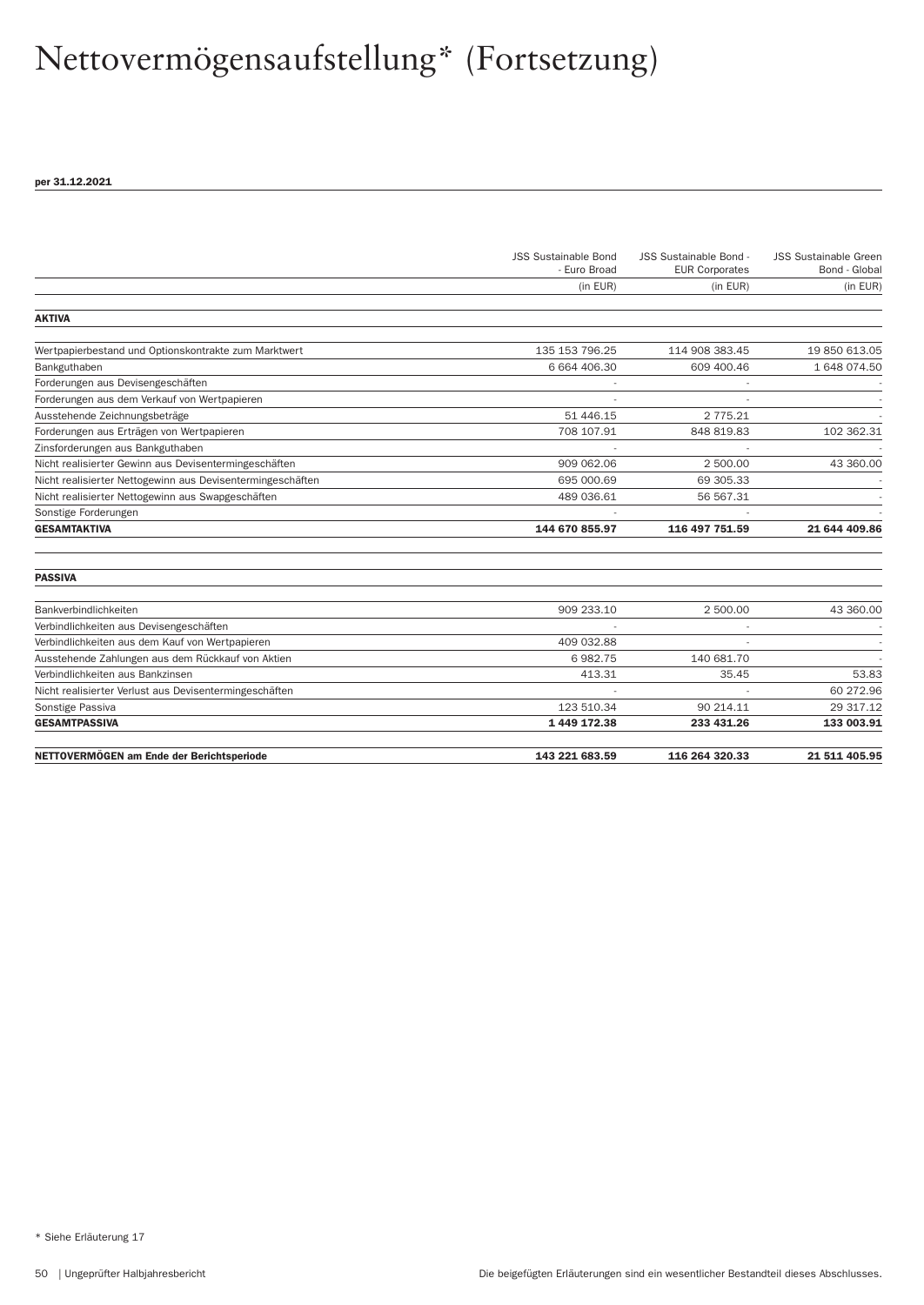# Nettovermögensaufstellung* (Fortsetzung)

**per 31.12.2021**

| | JSS Sustainable Bond - Euro Broad | JSS Sustainable Bond - EUR Corporates | JSS Sustainable Green Bond - Global |
|---|---|---|---|
| | (in EUR) | (in EUR) | (in EUR) |
| **AKTIVA** | | | |
| Wertpapierbestand und Optionskontrakte zum Marktwert | 135 153 796.25 | 114 908 383.45 | 19 850 613.05 |
| Bankguthaben | 6 664 406.30 | 609 400.46 | 1 648 074.50 |
| Forderungen aus Devisengeschäften | - | - | - |
| Forderungen aus dem Verkauf von Wertpapieren | - | - | - |
| Ausstehende Zeichnungsbeträge | 51 446.15 | 2 775.21 | - |
| Forderungen aus Erträgen von Wertpapieren | 708 107.91 | 848 819.83 | 102 362.31 |
| Zinsforderungen aus Bankguthaben | - | - | - |
| Nicht realisierter Gewinn aus Devisentermingeschäften | 909 062.06 | 2 500.00 | 43 360.00 |
| Nicht realisierter Nettogewinn aus Devisentermingeschäften | 695 000.69 | 69 305.33 | - |
| Nicht realisierter Nettogewinn aus Swapgeschäften | 489 036.61 | 56 567.31 | - |
| Sonstige Forderungen | - | - | - |
| **GESAMTAKTIVA** | **144 670 855.97** | **116 497 751.59** | **21 644 409.86** |
| **PASSIVA** | | | |
| Bankverbindlichkeiten | 909 233.10 | 2 500.00 | 43 360.00 |
| Verbindlichkeiten aus Devisengeschäften | - | - | - |
| Verbindlichkeiten aus dem Kauf von Wertpapieren | 409 032.88 | - | - |
| Ausstehende Zahlungen aus dem Rückkauf von Aktien | 6 982.75 | 140 681.70 | - |
| Verbindlichkeiten aus Bankzinsen | 413.31 | 35.45 | 53.83 |
| Nicht realisierter Verlust aus Devisentermingeschäften | - | - | 60 272.96 |
| Sonstige Passiva | 123 510.34 | 90 214.11 | 29 317.12 |
| **GESAMTPASSIVA** | **1 449 172.38** | **233 431.26** | **133 003.91** |
| **NETTOVERMÖGEN am Ende der Berichtsperiode** | **143 221 683.59** | **116 264 320.33** | **21 511 405.95** |

\* Siehe Erläuterung 17

Die beigefügten Erläuterungen sind ein wesentlicher Bestandteil dieses Abschlusses.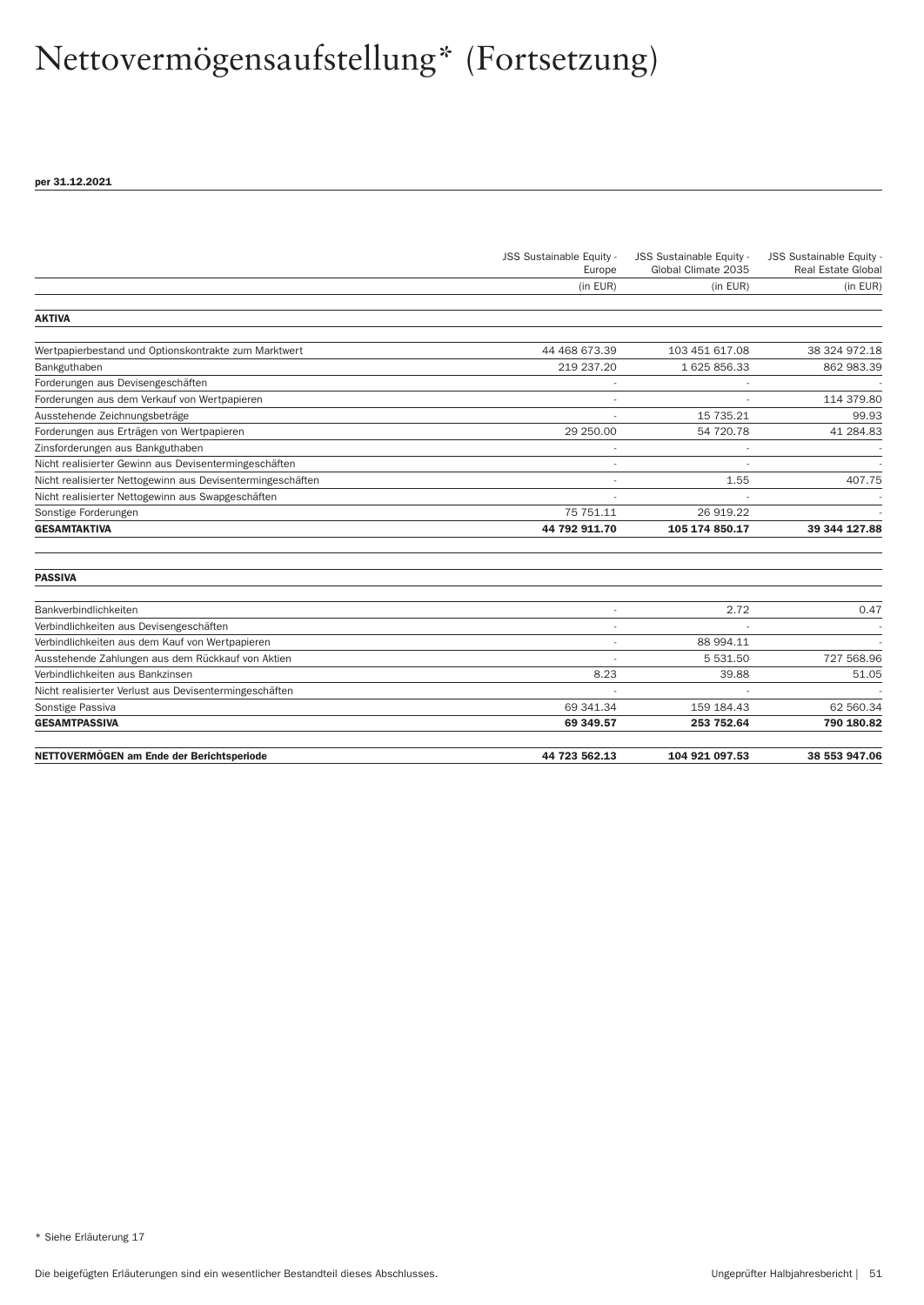# Nettovermögensaufstellung* (Fortsetzung)

**per 31.12.2021**

| | JSS Sustainable Equity - Europe | JSS Sustainable Equity - Global Climate 2035 | JSS Sustainable Equity - Real Estate Global |
|---|---|---|---|
| | (in EUR) | (in EUR) | (in EUR) |
| **AKTIVA** | | | |
| Wertpapierbestand und Optionskontrakte zum Marktwert | 44 468 673.39 | 103 451 617.08 | 38 324 972.18 |
| Bankguthaben | 219 237.20 | 1 625 856.33 | 862 983.39 |
| Forderungen aus Devisengeschäften | - | - | - |
| Forderungen aus dem Verkauf von Wertpapieren | - | - | 114 379.80 |
| Ausstehende Zeichnungsbeträge | - | 15 735.21 | 99.93 |
| Forderungen aus Erträgen von Wertpapieren | 29 250.00 | 54 720.78 | 41 284.83 |
| Zinsforderungen aus Bankguthaben | - | - | - |
| Nicht realisierter Gewinn aus Devisentermingeschäften | - | - | - |
| Nicht realisierter Nettogewinn aus Devisentermingeschäften | - | 1.55 | 407.75 |
| Nicht realisierter Nettogewinn aus Swapgeschäften | - | - | - |
| Sonstige Forderungen | 75 751.11 | 26 919.22 | - |
| **GESAMTAKTIVA** | **44 792 911.70** | **105 174 850.17** | **39 344 127.88** |
| **PASSIVA** | | | |
| Bankverbindlichkeiten | - | 2.72 | 0.47 |
| Verbindlichkeiten aus Devisengeschäften | - | - | - |
| Verbindlichkeiten aus dem Kauf von Wertpapieren | - | 88 994.11 | - |
| Ausstehende Zahlungen aus dem Rückkauf von Aktien | - | 5 531.50 | 727 568.96 |
| Verbindlichkeiten aus Bankzinsen | 8.23 | 39.88 | 51.05 |
| Nicht realisierter Verlust aus Devisentermingeschäften | - | - | - |
| Sonstige Passiva | 69 341.34 | 159 184.43 | 62 560.34 |
| **GESAMTPASSIVA** | **69 349.57** | **253 752.64** | **790 180.82** |
| **NETTOVERMÖGEN am Ende der Berichtsperiode** | **44 723 562.13** | **104 921 097.53** | **38 553 947.06** |

* Siehe Erläuterung 17

Die beigefügten Erläuterungen sind ein wesentlicher Bestandteil dieses Abschlusses.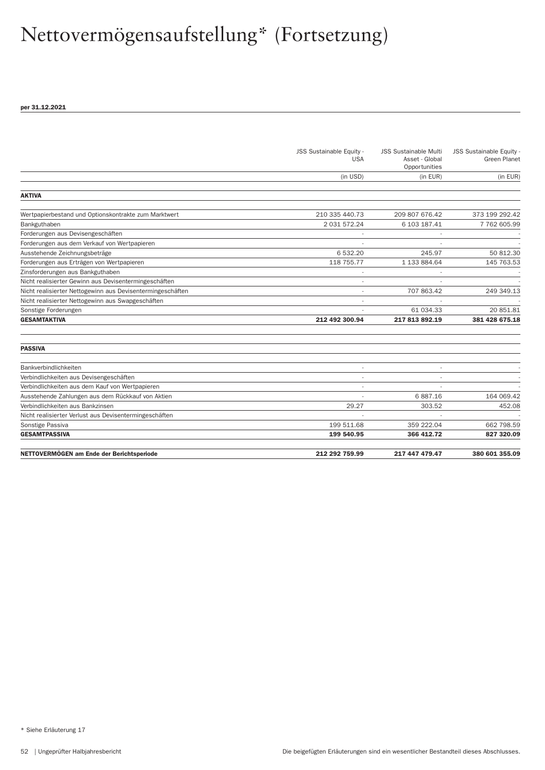# Nettovermögensaufstellung* (Fortsetzung)

**per 31.12.2021**

| | JSS Sustainable Equity - USA | JSS Sustainable Multi Asset - Global Opportunities | JSS Sustainable Equity - Green Planet |
|---|---|---|---|
| | (in USD) | (in EUR) | (in EUR) |
| **AKTIVA** | | | |
| Wertpapierbestand und Optionskontrakte zum Marktwert | 210 335 440.73 | 209 807 676.42 | 373 199 292.42 |
| Bankguthaben | 2 031 572.24 | 6 103 187.41 | 7 762 605.99 |
| Forderungen aus Devisengeschäften | - | - | - |
| Forderungen aus dem Verkauf von Wertpapieren | - | - | - |
| Ausstehende Zeichnungsbeträge | 6 532.20 | 245.97 | 50 812.30 |
| Forderungen aus Erträgen von Wertpapieren | 118 755.77 | 1 133 884.64 | 145 763.53 |
| Zinsforderungen aus Bankguthaben | - | - | - |
| Nicht realisierter Gewinn aus Devisentermingeschäften | - | - | - |
| Nicht realisierter Nettogewinn aus Devisentermingeschäften | - | 707 863.42 | 249 349.13 |
| Nicht realisierter Nettogewinn aus Swapgeschäften | - | - | - |
| Sonstige Forderungen | - | 61 034.33 | 20 851.81 |
| **GESAMTAKTIVA** | **212 492 300.94** | **217 813 892.19** | **381 428 675.18** |
| **PASSIVA** | | | |
| Bankverbindlichkeiten | - | - | - |
| Verbindlichkeiten aus Devisengeschäften | - | - | - |
| Verbindlichkeiten aus dem Kauf von Wertpapieren | - | - | - |
| Ausstehende Zahlungen aus dem Rückkauf von Aktien | - | 6 887.16 | 164 069.42 |
| Verbindlichkeiten aus Bankzinsen | 29.27 | 303.52 | 452.08 |
| Nicht realisierter Verlust aus Devisentermingeschäften | - | - | - |
| Sonstige Passiva | 199 511.68 | 359 222.04 | 662 798.59 |
| **GESAMTPASSIVA** | **199 540.95** | **366 412.72** | **827 320.09** |
| **NETTOVERMÖGEN am Ende der Berichtsperiode** | **212 292 759.99** | **217 447 479.47** | **380 601 355.09** |

* Siehe Erläuterung 17

Die beigefügten Erläuterungen sind ein wesentlicher Bestandteil dieses Abschlusses.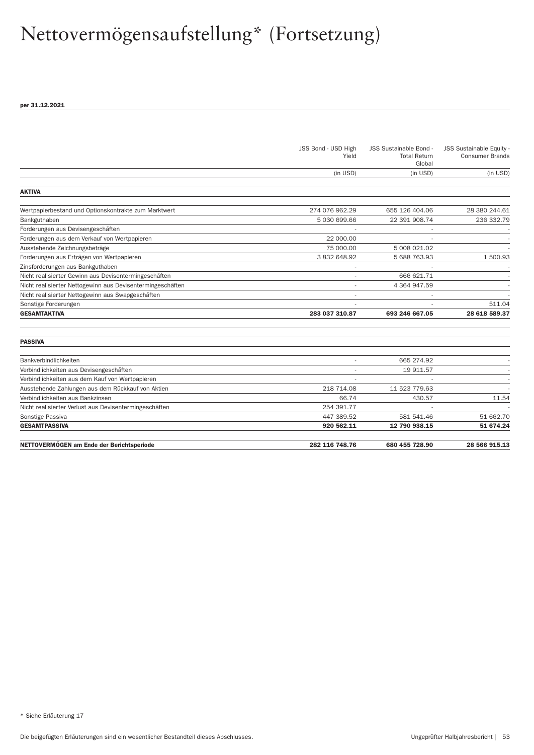# Nettovermögensaufstellung* (Fortsetzung)

**per 31.12.2021**

| | JSS Bond - USD High Yield | JSS Sustainable Bond - Total Return Global | JSS Sustainable Equity - Consumer Brands |
|---|---|---|---|
| | (in USD) | (in USD) | (in USD) |
| **AKTIVA** | | | |
| Wertpapierbestand und Optionskontrakte zum Marktwert | 274 076 962.29 | 655 126 404.06 | 28 380 244.61 |
| Bankguthaben | 5 030 699.66 | 22 391 908.74 | 236 332.79 |
| Forderungen aus Devisengeschäften | - | - | - |
| Forderungen aus dem Verkauf von Wertpapieren | 22 000.00 | - | - |
| Ausstehende Zeichnungsbeträge | 75 000.00 | 5 008 021.02 | - |
| Forderungen aus Erträgen von Wertpapieren | 3 832 648.92 | 5 688 763.93 | 1 500.93 |
| Zinsforderungen aus Bankguthaben | - | - | - |
| Nicht realisierter Gewinn aus Devisentermingeschäften | - | 666 621.71 | - |
| Nicht realisierter Nettogewinn aus Devisentermingeschäften | - | 4 364 947.59 | - |
| Nicht realisierter Nettogewinn aus Swapgeschäften | - | - | - |
| Sonstige Forderungen | - | - | 511.04 |
| **GESAMTAKTIVA** | **283 037 310.87** | **693 246 667.05** | **28 618 589.37** |
| **PASSIVA** | | | |
| Bankverbindlichkeiten | - | 665 274.92 | - |
| Verbindlichkeiten aus Devisengeschäften | - | 19 911.57 | - |
| Verbindlichkeiten aus dem Kauf von Wertpapieren | - | - | - |
| Ausstehende Zahlungen aus dem Rückkauf von Aktien | 218 714.08 | 11 523 779.63 | - |
| Verbindlichkeiten aus Bankzinsen | 66.74 | 430.57 | 11.54 |
| Nicht realisierter Verlust aus Devisentermingeschäften | 254 391.77 | - | - |
| Sonstige Passiva | 447 389.52 | 581 541.46 | 51 662.70 |
| **GESAMTPASSIVA** | **920 562.11** | **12 790 938.15** | **51 674.24** |
| **NETTOVERMÖGEN am Ende der Berichtsperiode** | **282 116 748.76** | **680 455 728.90** | **28 566 915.13** |

* Siehe Erläuterung 17

Die beigefügten Erläuterungen sind ein wesentlicher Bestandteil dieses Abschlusses.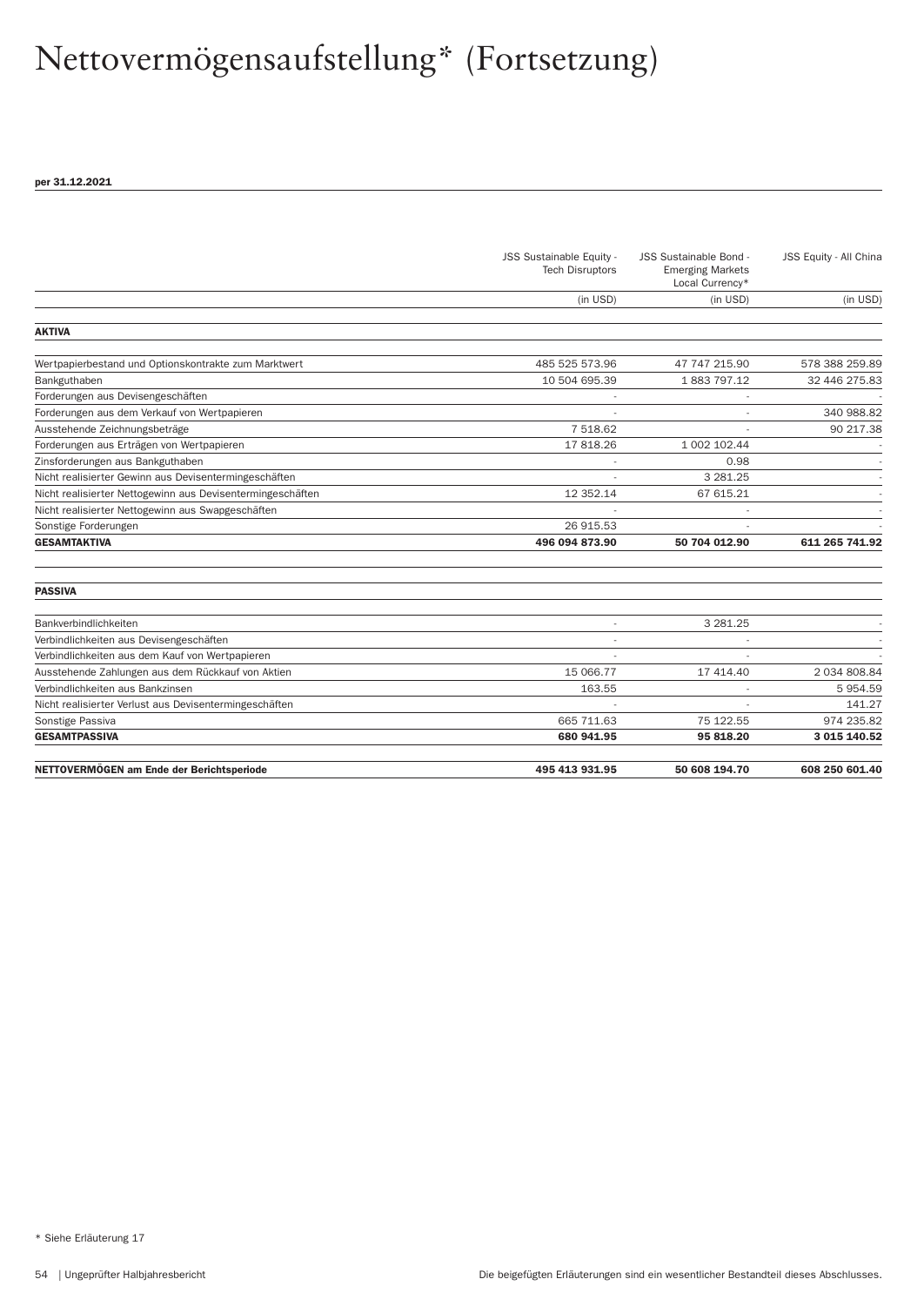# Nettovermögensaufstellung* (Fortsetzung)

**per 31.12.2021**

| | JSS Sustainable Equity - Tech Disruptors | JSS Sustainable Bond - Emerging Markets Local Currency* | JSS Equity - All China |
|---|---|---|---|
| | (in USD) | (in USD) | (in USD) |
| **AKTIVA** | | | |
| Wertpapierbestand und Optionskontrakte zum Marktwert | 485 525 573.96 | 47 747 215.90 | 578 388 259.89 |
| Bankguthaben | 10 504 695.39 | 1 883 797.12 | 32 446 275.83 |
| Forderungen aus Devisengeschäften | - | - | - |
| Forderungen aus dem Verkauf von Wertpapieren | - | - | 340 988.82 |
| Ausstehende Zeichnungsbeträge | 7 518.62 | - | 90 217.38 |
| Forderungen aus Erträgen von Wertpapieren | 17 818.26 | 1 002 102.44 | - |
| Zinsforderungen aus Bankguthaben | - | 0.98 | - |
| Nicht realisierter Gewinn aus Devisentermingeschäften | - | 3 281.25 | - |
| Nicht realisierter Nettogewinn aus Devisentermingeschäften | 12 352.14 | 67 615.21 | - |
| Nicht realisierter Nettogewinn aus Swapgeschäften | - | - | - |
| Sonstige Forderungen | 26 915.53 | - | - |
| **GESAMTAKTIVA** | **496 094 873.90** | **50 704 012.90** | **611 265 741.92** |
| **PASSIVA** | | | |
| Bankverbindlichkeiten | - | 3 281.25 | - |
| Verbindlichkeiten aus Devisengeschäften | - | - | - |
| Verbindlichkeiten aus dem Kauf von Wertpapieren | - | - | - |
| Ausstehende Zahlungen aus dem Rückkauf von Aktien | 15 066.77 | 17 414.40 | 2 034 808.84 |
| Verbindlichkeiten aus Bankzinsen | 163.55 | - | 5 954.59 |
| Nicht realisierter Verlust aus Devisentermingeschäften | - | - | 141.27 |
| Sonstige Passiva | 665 711.63 | 75 122.55 | 974 235.82 |
| **GESAMTPASSIVA** | **680 941.95** | **95 818.20** | **3 015 140.52** |
| **NETTOVERMÖGEN am Ende der Berichtsperiode** | **495 413 931.95** | **50 608 194.70** | **608 250 601.40** |

\* Siehe Erläuterung 17

Die beigefügten Erläuterungen sind ein wesentlicher Bestandteil dieses Abschlusses.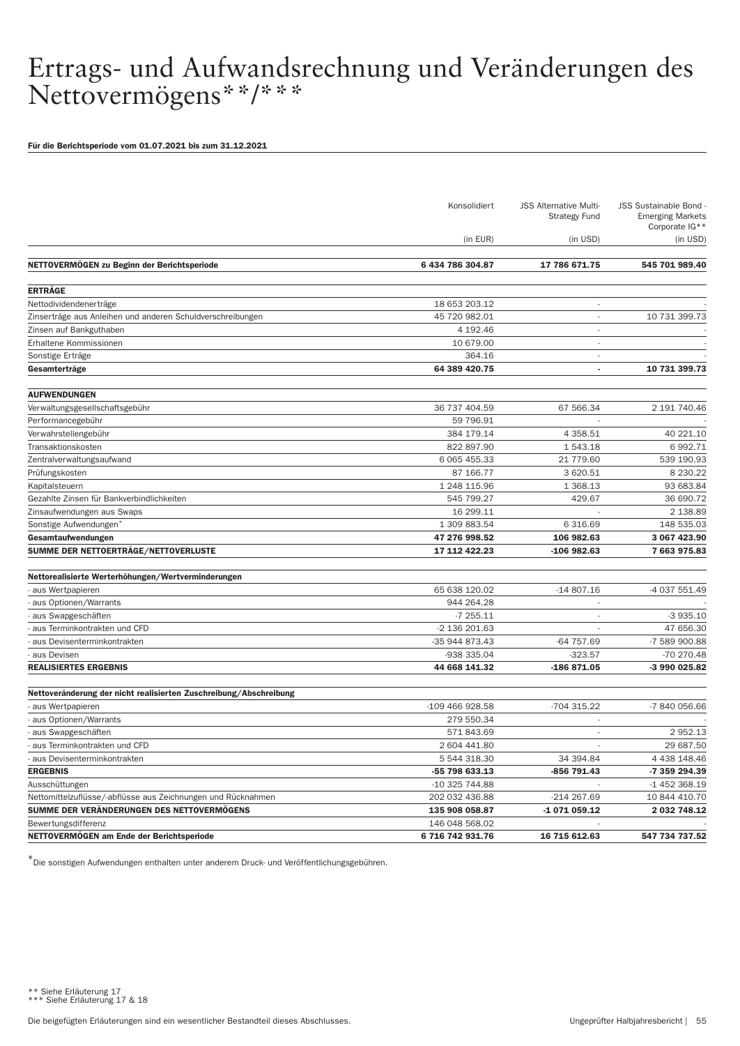# Ertrags- und Aufwandsrechnung und Veränderungen des Nettovermögens**/***

**Für die Berichtsperiode vom 01.07.2021 bis zum 31.12.2021**

| | Konsolidiert | JSS Alternative Multi-Strategy Fund | JSS Sustainable Bond - Emerging Markets Corporate IG** |
|---|---|---|---|
| | (in EUR) | (in USD) | (in USD) |
| **NETTOVERMÖGEN zu Beginn der Berichtsperiode** | **6 434 786 304.87** | **17 786 671.75** | **545 701 989.40** |
| **ERTRÄGE** | | | |
| Nettodividendenerträge | 18 653 203.12 | - | - |
| Zinserträge aus Anleihen und anderen Schuldverschreibungen | 45 720 982.01 | - | 10 731 399.73 |
| Zinsen auf Bankguthaben | 4 192.46 | - | - |
| Erhaltene Kommissionen | 10 679.00 | - | - |
| Sonstige Erträge | 364.16 | - | - |
| **Gesamterträge** | **64 389 420.75** | **-** | **10 731 399.73** |
| **AUFWENDUNGEN** | | | |
| Verwaltungsgesellschaftsgebühr | 36 737 404.59 | 67 566.34 | 2 191 740.46 |
| Performancegebühr | 59 796.91 | - | - |
| Verwahrstellengebühr | 384 179.14 | 4 358.51 | 40 221.10 |
| Transaktionskosten | 822 897.90 | 1 543.18 | 6 992.71 |
| Zentralverwaltungsaufwand | 6 065 455.33 | 21 779.60 | 539 190.93 |
| Prüfungskosten | 87 166.77 | 3 620.51 | 8 230.22 |
| Kapitalsteuern | 1 248 115.96 | 1 368.13 | 93 683.84 |
| Gezahlte Zinsen für Bankverbindlichkeiten | 545 799.27 | 429.67 | 36 690.72 |
| Zinsaufwendungen aus Swaps | 16 299.11 | - | 2 138.89 |
| Sonstige Aufwendungen* | 1 309 883.54 | 6 316.69 | 148 535.03 |
| **Gesamtaufwendungen** | **47 276 998.52** | **106 982.63** | **3 067 423.90** |
| **SUMME DER NETTOERTRÄGE/NETTOVERLUSTE** | **17 112 422.23** | **-106 982.63** | **7 663 975.83** |
| **Nettorealisierte Werterhöhungen/Wertverminderungen** | | | |
| - aus Wertpapieren | 65 638 120.02 | -14 807.16 | -4 037 551.49 |
| - aus Optionen/Warrants | 944 264.28 | - | - |
| - aus Swapgeschäften | -7 255.11 | - | -3 935.10 |
| - aus Terminkontrakten und CFD | -2 136 201.63 | - | 47 656.30 |
| - aus Devisenterminkontrakten | -35 944 873.43 | -64 757.69 | -7 589 900.88 |
| - aus Devisen | -938 335.04 | -323.57 | -70 270.48 |
| **REALISIERTES ERGEBNIS** | **44 668 141.32** | **-186 871.05** | **-3 990 025.82** |
| **Nettoveränderung der nicht realisierten Zuschreibung/Abschreibung** | | | |
| - aus Wertpapieren | -109 466 928.58 | -704 315.22 | -7 840 056.66 |
| - aus Optionen/Warrants | 279 550.34 | - | - |
| - aus Swapgeschäften | 571 843.69 | - | 2 952.13 |
| - aus Terminkontrakten und CFD | 2 604 441.80 | - | 29 687.50 |
| - aus Devisenterminkontrakten | 5 544 318.30 | 34 394.84 | 4 438 148.46 |
| **ERGEBNIS** | **-55 798 633.13** | **-856 791.43** | **-7 359 294.39** |
| Ausschüttungen | -10 325 744.88 | - | -1 452 368.19 |
| Nettomittelzuflüsse/-abflüsse aus Zeichnungen und Rücknahmen | 202 032 436.88 | -214 267.69 | 10 844 410.70 |
| **SUMME DER VERÄNDERUNGEN DES NETTOVERMÖGENS** | **135 908 058.87** | **-1 071 059.12** | **2 032 748.12** |
| Bewertungsdifferenz | 146 048 568.02 | - | - |
| **NETTOVERMÖGEN am Ende der Berichtsperiode** | **6 716 742 931.76** | **16 715 612.63** | **547 734 737.52** |

*Die sonstigen Aufwendungen enthalten unter anderem Druck- und Veröffentlichungsgebühren.

** Siehe Erläuterung 17
*** Siehe Erläuterung 17 & 18

Die beigefügten Erläuterungen sind ein wesentlicher Bestandteil dieses Abschlusses.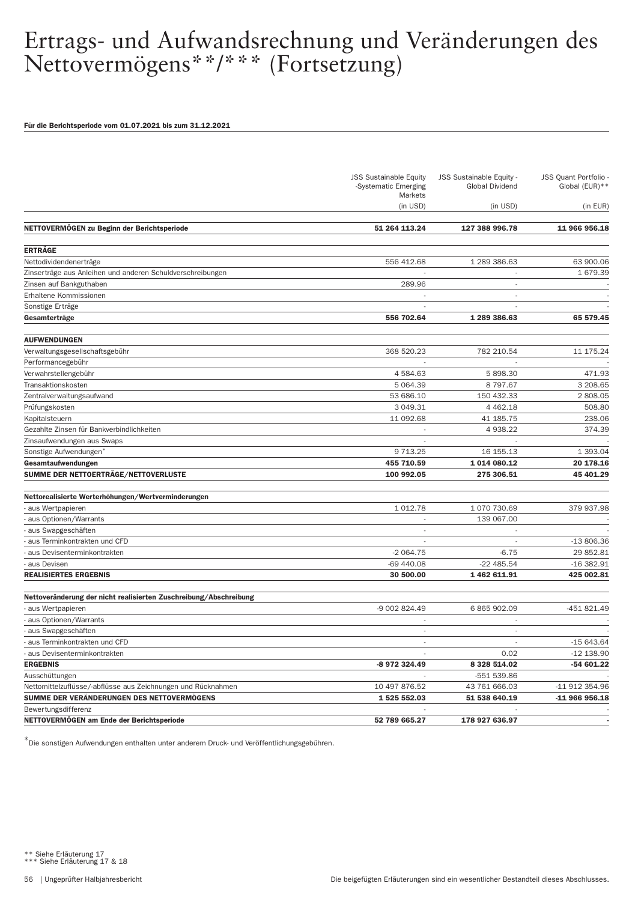# Ertrags- und Aufwandsrechnung und Veränderungen des Nettovermögens**/*** (Fortsetzung)

**Für die Berichtsperiode vom 01.07.2021 bis zum 31.12.2021**

| | JSS Sustainable Equity -Systematic Emerging Markets (in USD) | JSS Sustainable Equity - Global Dividend (in USD) | JSS Quant Portfolio - Global (EUR)** (in EUR) |
|---|---|---|---|
| **NETTOVERMÖGEN zu Beginn der Berichtsperiode** | **51 264 113.24** | **127 388 996.78** | **11 966 956.18** |
| **ERTRÄGE** | | | |
| Nettodividendenerträge | 556 412.68 | 1 289 386.63 | 63 900.06 |
| Zinserträge aus Anleihen und anderen Schuldverschreibungen | - | - | 1 679.39 |
| Zinsen auf Bankguthaben | 289.96 | - | - |
| Erhaltene Kommissionen | - | - | - |
| Sonstige Erträge | - | - | - |
| **Gesamterträge** | **556 702.64** | **1 289 386.63** | **65 579.45** |
| **AUFWENDUNGEN** | | | |
| Verwaltungsgesellschaftsgebühr | 368 520.23 | 782 210.54 | 11 175.24 |
| Performancegebühr | - | - | - |
| Verwahrstellengebühr | 4 584.63 | 5 898.30 | 471.93 |
| Transaktionskosten | 5 064.39 | 8 797.67 | 3 208.65 |
| Zentralverwaltungsaufwand | 53 686.10 | 150 432.33 | 2 808.05 |
| Prüfungskosten | 3 049.31 | 4 462.18 | 508.80 |
| Kapitalsteuern | 11 092.68 | 41 185.75 | 238.06 |
| Gezahlte Zinsen für Bankverbindlichkeiten | - | 4 938.22 | 374.39 |
| Zinsaufwendungen aus Swaps | - | - | - |
| Sonstige Aufwendungen* | 9 713.25 | 16 155.13 | 1 393.04 |
| **Gesamtaufwendungen** | **455 710.59** | **1 014 080.12** | **20 178.16** |
| **SUMME DER NETTOERTRÄGE/NETTOVERLUSTE** | **100 992.05** | **275 306.51** | **45 401.29** |
| **Nettorealisierte Werterhöhungen/Wertverminderungen** | | | |
| - aus Wertpapieren | 1 012.78 | 1 070 730.69 | 379 937.98 |
| - aus Optionen/Warrants | - | 139 067.00 | - |
| - aus Swapgeschäften | - | - | - |
| - aus Terminkontrakten und CFD | - | - | -13 806.36 |
| - aus Devisenterminkontrakten | -2 064.75 | -6.75 | 29 852.81 |
| - aus Devisen | -69 440.08 | -22 485.54 | -16 382.91 |
| **REALISIERTES ERGEBNIS** | **30 500.00** | **1 462 611.91** | **425 002.81** |
| **Nettoveränderung der nicht realisierten Zuschreibung/Abschreibung** | | | |
| - aus Wertpapieren | -9 002 824.49 | 6 865 902.09 | -451 821.49 |
| - aus Optionen/Warrants | - | - | - |
| - aus Swapgeschäften | - | - | - |
| - aus Terminkontrakten und CFD | - | - | -15 643.64 |
| - aus Devisenterminkontrakten | - | 0.02 | -12 138.90 |
| **ERGEBNIS** | **-8 972 324.49** | **8 328 514.02** | **-54 601.22** |
| Ausschüttungen | - | -551 539.86 | - |
| Nettomittelzuflüsse/-abflüsse aus Zeichnungen und Rücknahmen | 10 497 876.52 | 43 761 666.03 | -11 912 354.96 |
| **SUMME DER VERÄNDERUNGEN DES NETTOVERMÖGENS** | **1 525 552.03** | **51 538 640.19** | **-11 966 956.18** |
| Bewertungsdifferenz | - | - | - |
| **NETTOVERMÖGEN am Ende der Berichtsperiode** | **52 789 665.27** | **178 927 636.97** | **-** |

*Die sonstigen Aufwendungen enthalten unter anderem Druck- und Veröffentlichungsgebühren.

** Siehe Erläuterung 17
*** Siehe Erläuterung 17 & 18

Die beigefügten Erläuterungen sind ein wesentlicher Bestandteil dieses Abschlusses.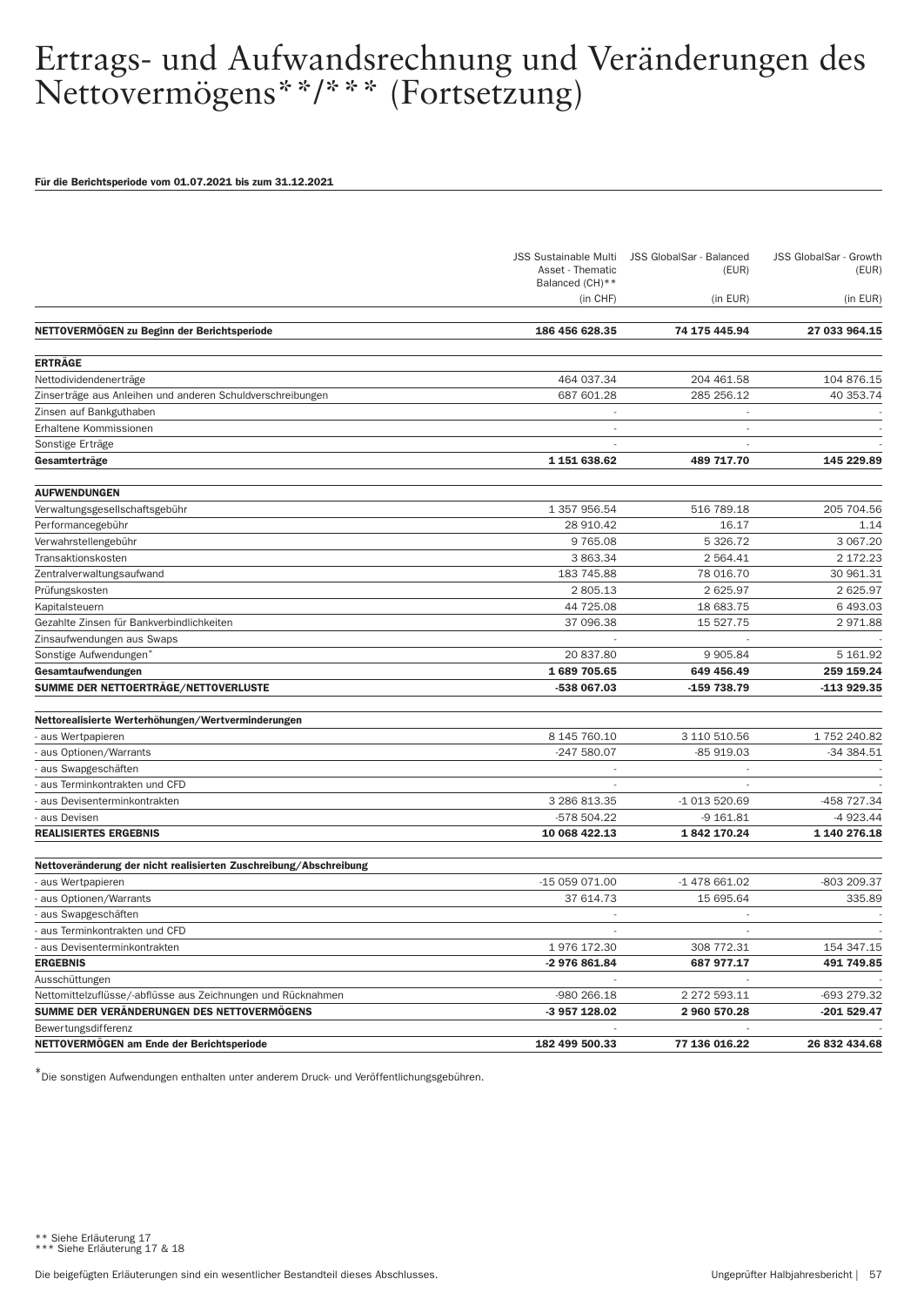# Ertrags- und Aufwandsrechnung und Veränderungen des Nettovermögens**/*** (Fortsetzung)

**Für die Berichtsperiode vom 01.07.2021 bis zum 31.12.2021**

| | JSS Sustainable Multi Asset - Thematic Balanced (CH)** | JSS GlobalSar - Balanced (EUR) | JSS GlobalSar - Growth (EUR) |
|---|---|---|---|
| | (in CHF) | (in EUR) | (in EUR) |
| **NETTOVERMÖGEN zu Beginn der Berichtsperiode** | **186 456 628.35** | **74 175 445.94** | **27 033 964.15** |
| **ERTRÄGE** | | | |
| Nettodividendenerträge | 464 037.34 | 204 461.58 | 104 876.15 |
| Zinserträge aus Anleihen und anderen Schuldverschreibungen | 687 601.28 | 285 256.12 | 40 353.74 |
| Zinsen auf Bankguthaben | - | - | - |
| Erhaltene Kommissionen | - | - | - |
| Sonstige Erträge | - | - | - |
| **Gesamterträge** | **1 151 638.62** | **489 717.70** | **145 229.89** |
| **AUFWENDUNGEN** | | | |
| Verwaltungsgesellschaftsgebühr | 1 357 956.54 | 516 789.18 | 205 704.56 |
| Performancegebühr | 28 910.42 | 16.17 | 1.14 |
| Verwahrstellengebühr | 9 765.08 | 5 326.72 | 3 067.20 |
| Transaktionskosten | 3 863.34 | 2 564.41 | 2 172.23 |
| Zentralverwaltungsaufwand | 183 745.88 | 78 016.70 | 30 961.31 |
| Prüfungskosten | 2 805.13 | 2 625.97 | 2 625.97 |
| Kapitalsteuern | 44 725.08 | 18 683.75 | 6 493.03 |
| Gezahlte Zinsen für Bankverbindlichkeiten | 37 096.38 | 15 527.75 | 2 971.88 |
| Zinsaufwendungen aus Swaps | - | - | - |
| Sonstige Aufwendungen* | 20 837.80 | 9 905.84 | 5 161.92 |
| **Gesamtaufwendungen** | **1 689 705.65** | **649 456.49** | **259 159.24** |
| **SUMME DER NETTOERTRÄGE/NETTOVERLUSTE** | **-538 067.03** | **-159 738.79** | **-113 929.35** |
| **Nettorealisierte Werterhöhungen/Wertverminderungen** | | | |
| - aus Wertpapieren | 8 145 760.10 | 3 110 510.56 | 1 752 240.82 |
| - aus Optionen/Warrants | -247 580.07 | -85 919.03 | -34 384.51 |
| - aus Swapgeschäften | - | - | - |
| - aus Terminkontrakten und CFD | - | - | - |
| - aus Devisenterminkontrakten | 3 286 813.35 | -1 013 520.69 | -458 727.34 |
| - aus Devisen | -578 504.22 | -9 161.81 | -4 923.44 |
| **REALISIERTES ERGEBNIS** | **10 068 422.13** | **1 842 170.24** | **1 140 276.18** |
| **Nettoveränderung der nicht realisierten Zuschreibung/Abschreibung** | | | |
| - aus Wertpapieren | -15 059 071.00 | -1 478 661.02 | -803 209.37 |
| - aus Optionen/Warrants | 37 614.73 | 15 695.64 | 335.89 |
| - aus Swapgeschäften | - | - | - |
| - aus Terminkontrakten und CFD | - | - | - |
| - aus Devisenterminkontrakten | 1 976 172.30 | 308 772.31 | 154 347.15 |
| **ERGEBNIS** | **-2 976 861.84** | **687 977.17** | **491 749.85** |
| Ausschüttungen | - | - | - |
| Nettomittelzuflüsse/-abflüsse aus Zeichnungen und Rücknahmen | -980 266.18 | 2 272 593.11 | -693 279.32 |
| **SUMME DER VERÄNDERUNGEN DES NETTOVERMÖGENS** | **-3 957 128.02** | **2 960 570.28** | **-201 529.47** |
| Bewertungsdifferenz | - | - | - |
| **NETTOVERMÖGEN am Ende der Berichtsperiode** | **182 499 500.33** | **77 136 016.22** | **26 832 434.68** |

*Die sonstigen Aufwendungen enthalten unter anderem Druck- und Veröffentlichungsgebühren.

** Siehe Erläuterung 17
*** Siehe Erläuterung 17 & 18

Die beigefügten Erläuterungen sind ein wesentlicher Bestandteil dieses Abschlusses.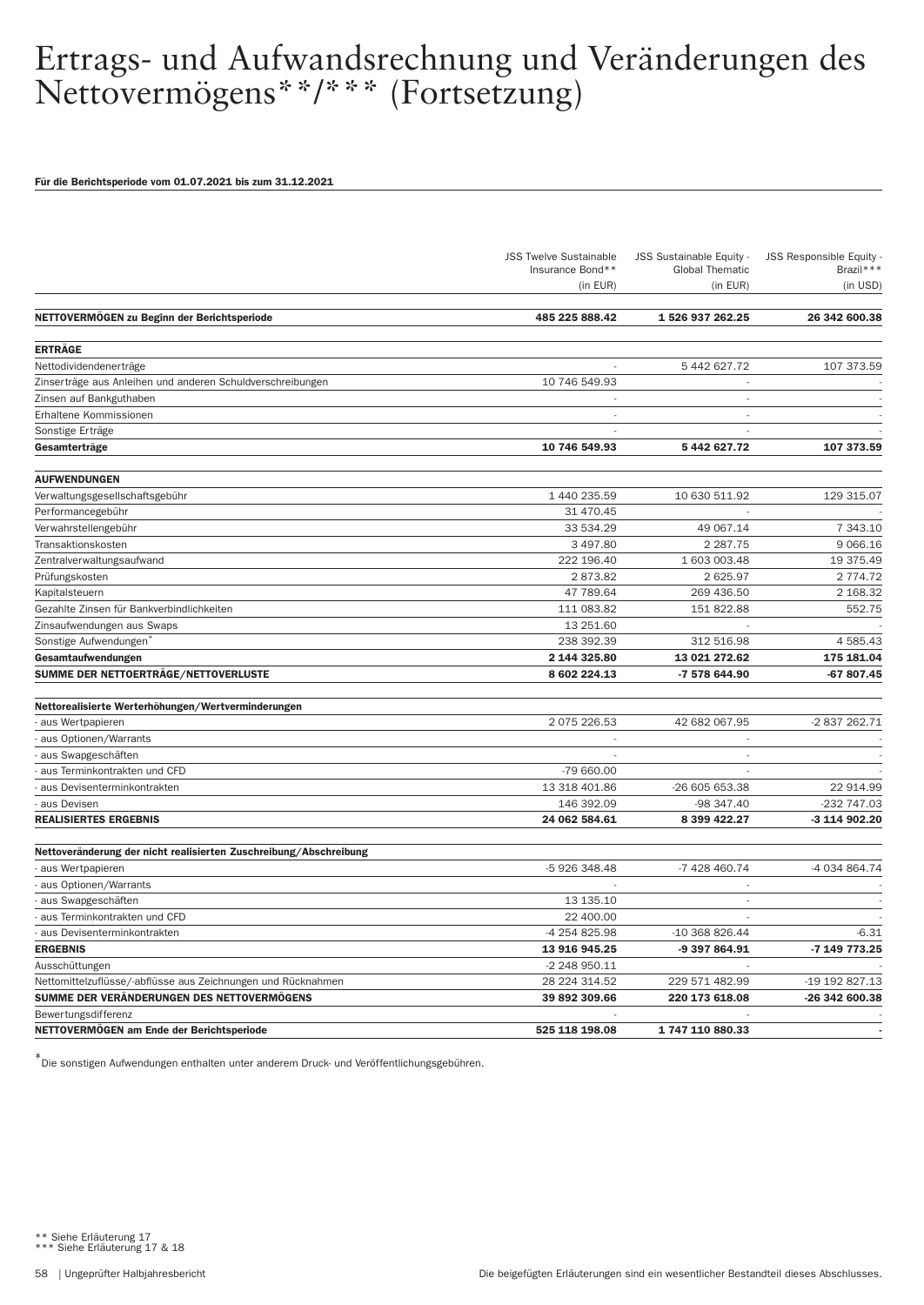# Ertrags- und Aufwandsrechnung und Veränderungen des Nettovermögens**/*** (Fortsetzung)

**Für die Berichtsperiode vom 01.07.2021 bis zum 31.12.2021**

| | JSS Twelve Sustainable Insurance Bond** (in EUR) | JSS Sustainable Equity - Global Thematic (in EUR) | JSS Responsible Equity - Brazil*** (in USD) |
|---|---|---|---|
| **NETTOVERMÖGEN zu Beginn der Berichtsperiode** | **485 225 888.42** | **1 526 937 262.25** | **26 342 600.38** |
| **ERTRÄGE** | | | |
| Nettodividendenerträge | - | 5 442 627.72 | 107 373.59 |
| Zinserträge aus Anleihen und anderen Schuldverschreibungen | 10 746 549.93 | - | - |
| Zinsen auf Bankguthaben | - | - | - |
| Erhaltene Kommissionen | - | - | - |
| Sonstige Erträge | - | - | - |
| **Gesamterträge** | **10 746 549.93** | **5 442 627.72** | **107 373.59** |
| **AUFWENDUNGEN** | | | |
| Verwaltungsgesellschaftsgebühr | 1 440 235.59 | 10 630 511.92 | 129 315.07 |
| Performancegebühr | 31 470.45 | - | - |
| Verwahrstellengebühr | 33 534.29 | 49 067.14 | 7 343.10 |
| Transaktionskosten | 3 497.80 | 2 287.75 | 9 066.16 |
| Zentralverwaltungsaufwand | 222 196.40 | 1 603 003.48 | 19 375.49 |
| Prüfungskosten | 2 873.82 | 2 625.97 | 2 774.72 |
| Kapitalsteuern | 47 789.64 | 269 436.50 | 2 168.32 |
| Gezahlte Zinsen für Bankverbindlichkeiten | 111 083.82 | 151 822.88 | 552.75 |
| Zinsaufwendungen aus Swaps | 13 251.60 | - | - |
| Sonstige Aufwendungen* | 238 392.39 | 312 516.98 | 4 585.43 |
| **Gesamtaufwendungen** | **2 144 325.80** | **13 021 272.62** | **175 181.04** |
| **SUMME DER NETTOERTRÄGE/NETTOVERLUSTE** | **8 602 224.13** | **-7 578 644.90** | **-67 807.45** |
| **Nettorealisierte Werterhöhungen/Wertverminderungen** | | | |
| - aus Wertpapieren | 2 075 226.53 | 42 682 067.95 | -2 837 262.71 |
| - aus Optionen/Warrants | - | - | - |
| - aus Swapgeschäften | - | - | - |
| - aus Terminkontrakten und CFD | -79 660.00 | - | - |
| - aus Devisenterminkontrakten | 13 318 401.86 | -26 605 653.38 | 22 914.99 |
| - aus Devisen | 146 392.09 | -98 347.40 | -232 747.03 |
| **REALISIERTES ERGEBNIS** | **24 062 584.61** | **8 399 422.27** | **-3 114 902.20** |
| **Nettoveränderung der nicht realisierten Zuschreibung/Abschreibung** | | | |
| - aus Wertpapieren | -5 926 348.48 | -7 428 460.74 | -4 034 864.74 |
| - aus Optionen/Warrants | - | - | - |
| - aus Swapgeschäften | 13 135.10 | - | - |
| - aus Terminkontrakten und CFD | 22 400.00 | - | - |
| - aus Devisenterminkontrakten | -4 254 825.98 | -10 368 826.44 | -6.31 |
| **ERGEBNIS** | **13 916 945.25** | **-9 397 864.91** | **-7 149 773.25** |
| Ausschüttungen | -2 248 950.11 | - | - |
| Nettomittelzuflüsse/-abflüsse aus Zeichnungen und Rücknahmen | 28 224 314.52 | 229 571 482.99 | -19 192 827.13 |
| **SUMME DER VERÄNDERUNGEN DES NETTOVERMÖGENS** | **39 892 309.66** | **220 173 618.08** | **-26 342 600.38** |
| Bewertungsdifferenz | - | - | - |
| **NETTOVERMÖGEN am Ende der Berichtsperiode** | **525 118 198.08** | **1 747 110 880.33** | **-** |

* Die sonstigen Aufwendungen enthalten unter anderem Druck- und Veröffentlichungsgebühren.

** Siehe Erläuterung 17
*** Siehe Erläuterung 17 & 18

Die beigefügten Erläuterungen sind ein wesentlicher Bestandteil dieses Abschlusses.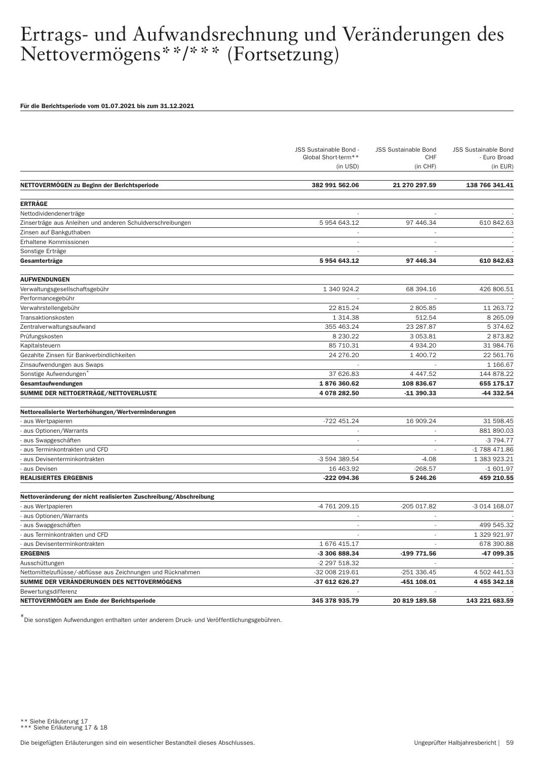# Ertrags- und Aufwandsrechnung und Veränderungen des Nettovermögens**/*** (Fortsetzung)

**Für die Berichtsperiode vom 01.07.2021 bis zum 31.12.2021**

| | JSS Sustainable Bond - Global Short-term** (in USD) | JSS Sustainable Bond CHF (in CHF) | JSS Sustainable Bond - Euro Broad (in EUR) |
|---|---|---|---|
| **NETTOVERMÖGEN zu Beginn der Berichtsperiode** | **382 991 562.06** | **21 270 297.59** | **138 766 341.41** |
| **ERTRÄGE** | | | |
| Nettodividendenerträge | - | - | - |
| Zinserträge aus Anleihen und anderen Schuldverschreibungen | 5 954 643.12 | 97 446.34 | 610 842.63 |
| Zinsen auf Bankguthaben | - | - | - |
| Erhaltene Kommissionen | - | - | - |
| Sonstige Erträge | - | - | - |
| **Gesamterträge** | **5 954 643.12** | **97 446.34** | **610 842.63** |
| **AUFWENDUNGEN** | | | |
| Verwaltungsgesellschaftsgebühr | 1 340 924.2 | 68 394.16 | 426 806.51 |
| Performancegebühr | - | - | - |
| Verwahrstellengebühr | 22 815.24 | 2 805.85 | 11 263.72 |
| Transaktionskosten | 1 314.38 | 512.54 | 8 265.09 |
| Zentralverwaltungsaufwand | 355 463.24 | 23 287.87 | 5 374.62 |
| Prüfungskosten | 8 230.22 | 3 053.81 | 2 873.82 |
| Kapitalsteuern | 85 710.31 | 4 934.20 | 31 984.76 |
| Gezahlte Zinsen für Bankverbindlichkeiten | 24 276.20 | 1 400.72 | 22 561.76 |
| Zinsaufwendungen aus Swaps | - | - | 1 166.67 |
| Sonstige Aufwendungen* | 37 626.83 | 4 447.52 | 144 878.22 |
| **Gesamtaufwendungen** | **1 876 360.62** | **108 836.67** | **655 175.17** |
| **SUMME DER NETTOERTRÄGE/NETTOVERLUSTE** | **4 078 282.50** | **-11 390.33** | **-44 332.54** |
| **Nettorealisierte Werterhöhungen/Wertverminderungen** | | | |
| - aus Wertpapieren | -722 451.24 | 16 909.24 | 31 598.45 |
| - aus Optionen/Warrants | - | - | 881 890.03 |
| - aus Swapgeschäften | - | - | -3 794.77 |
| - aus Terminkontrakten und CFD | - | - | -1 788 471.86 |
| - aus Devisenterminkontrakten | -3 594 389.54 | -4.08 | 1 383 923.21 |
| - aus Devisen | 16 463.92 | -268.57 | -1 601.97 |
| **REALISIERTES ERGEBNIS** | **-222 094.36** | **5 246.26** | **459 210.55** |
| **Nettoveränderung der nicht realisierten Zuschreibung/Abschreibung** | | | |
| - aus Wertpapieren | -4 761 209.15 | -205 017.82 | -3 014 168.07 |
| - aus Optionen/Warrants | - | - | - |
| - aus Swapgeschäften | - | - | 499 545.32 |
| - aus Terminkontrakten und CFD | - | - | 1 329 921.97 |
| - aus Devisenterminkontrakten | 1 676 415.17 | - | 678 390.88 |
| **ERGEBNIS** | **-3 306 888.34** | **-199 771.56** | **-47 099.35** |
| Ausschüttungen | -2 297 518.32 | - | - |
| Nettomittelzuflüsse/-abflüsse aus Zeichnungen und Rücknahmen | -32 008 219.61 | -251 336.45 | 4 502 441.53 |
| **SUMME DER VERÄNDERUNGEN DES NETTOVERMÖGENS** | **-37 612 626.27** | **-451 108.01** | **4 455 342.18** |
| Bewertungsdifferenz | - | - | - |
| **NETTOVERMÖGEN am Ende der Berichtsperiode** | **345 378 935.79** | **20 819 189.58** | **143 221 683.59** |

* Die sonstigen Aufwendungen enthalten unter anderem Druck- und Veröffentlichungsgebühren.

** Siehe Erläuterung 17
*** Siehe Erläuterung 17 & 18

Die beigefügten Erläuterungen sind ein wesentlicher Bestandteil dieses Abschlusses.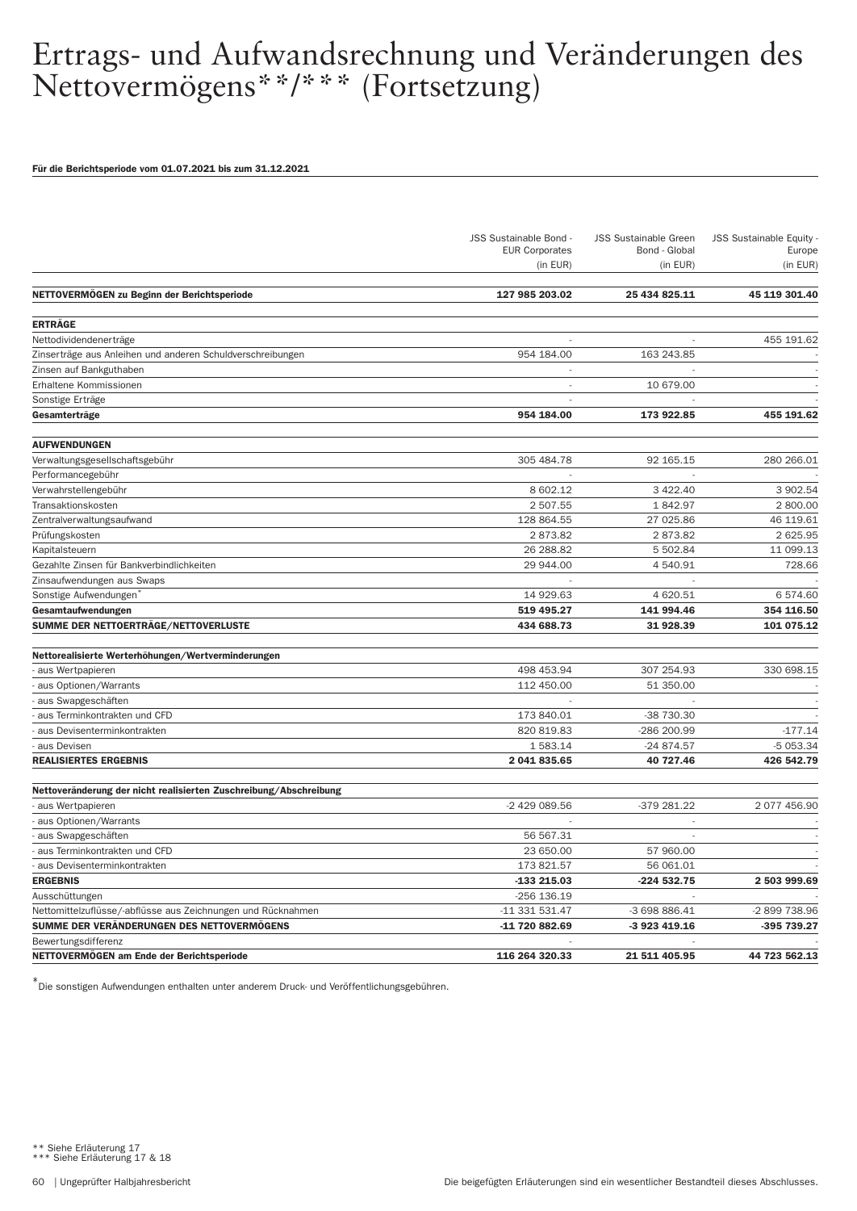# Ertrags- und Aufwandsrechnung und Veränderungen des Nettovermögens**/*** (Fortsetzung)

**Für die Berichtsperiode vom 01.07.2021 bis zum 31.12.2021**

| | JSS Sustainable Bond - EUR Corporates (in EUR) | JSS Sustainable Green Bond - Global (in EUR) | JSS Sustainable Equity - Europe (in EUR) |
|---|---|---|---|
| **NETTOVERMÖGEN zu Beginn der Berichtsperiode** | **127 985 203.02** | **25 434 825.11** | **45 119 301.40** |
| **ERTRÄGE** | | | |
| Nettodividendenerträge | - | - | 455 191.62 |
| Zinserträge aus Anleihen und anderen Schuldverschreibungen | 954 184.00 | 163 243.85 | - |
| Zinsen auf Bankguthaben | - | - | - |
| Erhaltene Kommissionen | - | 10 679.00 | - |
| Sonstige Erträge | - | - | - |
| **Gesamterträge** | **954 184.00** | **173 922.85** | **455 191.62** |
| **AUFWENDUNGEN** | | | |
| Verwaltungsgesellschaftsgebühr | 305 484.78 | 92 165.15 | 280 266.01 |
| Performancegebühr | - | - | - |
| Verwahrstellengebühr | 8 602.12 | 3 422.40 | 3 902.54 |
| Transaktionskosten | 2 507.55 | 1 842.97 | 2 800.00 |
| Zentralverwaltungsaufwand | 128 864.55 | 27 025.86 | 46 119.61 |
| Prüfungskosten | 2 873.82 | 2 873.82 | 2 625.95 |
| Kapitalsteuern | 26 288.82 | 5 502.84 | 11 099.13 |
| Gezahlte Zinsen für Bankverbindlichkeiten | 29 944.00 | 4 540.91 | 728.66 |
| Zinsaufwendungen aus Swaps | - | - | - |
| Sonstige Aufwendungen* | 14 929.63 | 4 620.51 | 6 574.60 |
| **Gesamtaufwendungen** | **519 495.27** | **141 994.46** | **354 116.50** |
| **SUMME DER NETTOERTRÄGE/NETTOVERLUSTE** | **434 688.73** | **31 928.39** | **101 075.12** |
| **Nettorealisierte Werterhöhungen/Wertverminderungen** | | | |
| - aus Wertpapieren | 498 453.94 | 307 254.93 | 330 698.15 |
| - aus Optionen/Warrants | 112 450.00 | 51 350.00 | - |
| - aus Swapgeschäften | - | - | - |
| - aus Terminkontrakten und CFD | 173 840.01 | -38 730.30 | - |
| - aus Devisenterminkontrakten | 820 819.83 | -286 200.99 | -177.14 |
| - aus Devisen | 1 583.14 | -24 874.57 | -5 053.34 |
| **REALISIERTES ERGEBNIS** | **2 041 835.65** | **40 727.46** | **426 542.79** |
| **Nettoveränderung der nicht realisierten Zuschreibung/Abschreibung** | | | |
| - aus Wertpapieren | -2 429 089.56 | -379 281.22 | 2 077 456.90 |
| - aus Optionen/Warrants | - | - | - |
| - aus Swapgeschäften | 56 567.31 | - | - |
| - aus Terminkontrakten und CFD | 23 650.00 | 57 960.00 | - |
| - aus Devisenterminkontrakten | 173 821.57 | 56 061.01 | - |
| **ERGEBNIS** | **-133 215.03** | **-224 532.75** | **2 503 999.69** |
| Ausschüttungen | -256 136.19 | - | - |
| Nettomittelzuflüsse/-abflüsse aus Zeichnungen und Rücknahmen | -11 331 531.47 | -3 698 886.41 | -2 899 738.96 |
| **SUMME DER VERÄNDERUNGEN DES NETTOVERMÖGENS** | **-11 720 882.69** | **-3 923 419.16** | **-395 739.27** |
| Bewertungsdifferenz | - | - | - |
| **NETTOVERMÖGEN am Ende der Berichtsperiode** | **116 264 320.33** | **21 511 405.95** | **44 723 562.13** |

* Die sonstigen Aufwendungen enthalten unter anderem Druck- und Veröffentlichungsgebühren.

** Siehe Erläuterung 17
*** Siehe Erläuterung 17 & 18

Die beigefügten Erläuterungen sind ein wesentlicher Bestandteil dieses Abschlusses.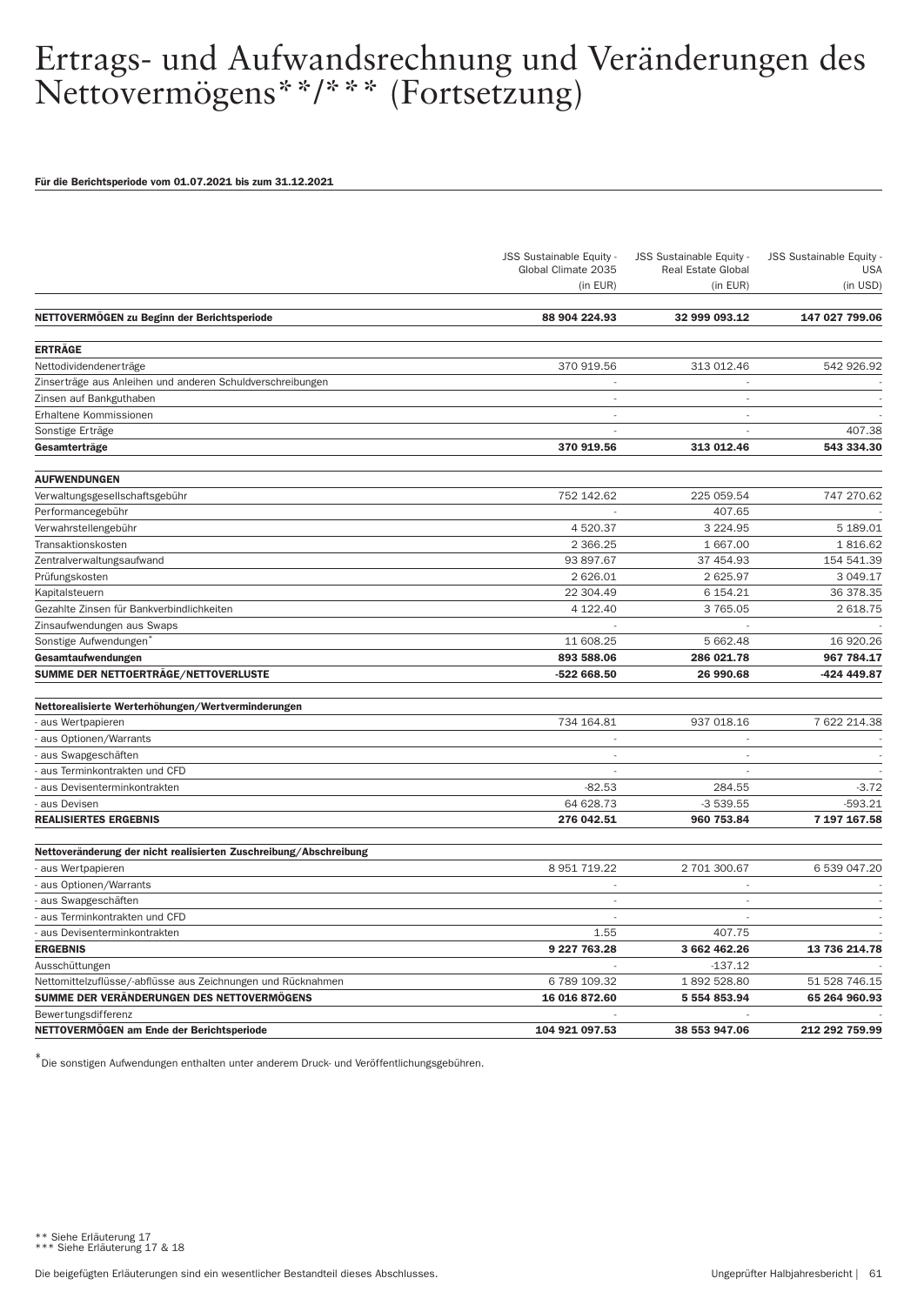# Ertrags- und Aufwandsrechnung und Veränderungen des Nettovermögens**/*** (Fortsetzung)

**Für die Berichtsperiode vom 01.07.2021 bis zum 31.12.2021**

| | JSS Sustainable Equity - Global Climate 2035 (in EUR) | JSS Sustainable Equity - Real Estate Global (in EUR) | JSS Sustainable Equity - USA (in USD) |
|---|---|---|---|
| **NETTOVERMÖGEN zu Beginn der Berichtsperiode** | **88 904 224.93** | **32 999 093.12** | **147 027 799.06** |
| **ERTRÄGE** | | | |
| Nettodividendenerträge | 370 919.56 | 313 012.46 | 542 926.92 |
| Zinserträge aus Anleihen und anderen Schuldverschreibungen | - | - | - |
| Zinsen auf Bankguthaben | - | - | - |
| Erhaltene Kommissionen | - | - | - |
| Sonstige Erträge | - | - | 407.38 |
| **Gesamterträge** | **370 919.56** | **313 012.46** | **543 334.30** |
| **AUFWENDUNGEN** | | | |
| Verwaltungsgesellschaftsgebühr | 752 142.62 | 225 059.54 | 747 270.62 |
| Performancegebühr | - | 407.65 | - |
| Verwahrstellengebühr | 4 520.37 | 3 224.95 | 5 189.01 |
| Transaktionskosten | 2 366.25 | 1 667.00 | 1 816.62 |
| Zentralverwaltungsaufwand | 93 897.67 | 37 454.93 | 154 541.39 |
| Prüfungskosten | 2 626.01 | 2 625.97 | 3 049.17 |
| Kapitalsteuern | 22 304.49 | 6 154.21 | 36 378.35 |
| Gezahlte Zinsen für Bankverbindlichkeiten | 4 122.40 | 3 765.05 | 2 618.75 |
| Zinsaufwendungen aus Swaps | - | - | - |
| Sonstige Aufwendungen* | 11 608.25 | 5 662.48 | 16 920.26 |
| **Gesamtaufwendungen** | **893 588.06** | **286 021.78** | **967 784.17** |
| **SUMME DER NETTOERTRÄGE/NETTOVERLUSTE** | **-522 668.50** | **26 990.68** | **-424 449.87** |
| **Nettorealisierte Werterhöhungen/Wertverminderungen** | | | |
| - aus Wertpapieren | 734 164.81 | 937 018.16 | 7 622 214.38 |
| - aus Optionen/Warrants | - | - | - |
| - aus Swapgeschäften | - | - | - |
| - aus Terminkontrakten und CFD | - | - | - |
| - aus Devisenterminkontrakten | -82.53 | 284.55 | -3.72 |
| - aus Devisen | 64 628.73 | -3 539.55 | -593.21 |
| **REALISIERTES ERGEBNIS** | **276 042.51** | **960 753.84** | **7 197 167.58** |
| **Nettoveränderung der nicht realisierten Zuschreibung/Abschreibung** | | | |
| - aus Wertpapieren | 8 951 719.22 | 2 701 300.67 | 6 539 047.20 |
| - aus Optionen/Warrants | - | - | - |
| - aus Swapgeschäften | - | - | - |
| - aus Terminkontrakten und CFD | - | - | - |
| - aus Devisenterminkontrakten | 1.55 | 407.75 | - |
| **ERGEBNIS** | **9 227 763.28** | **3 662 462.26** | **13 736 214.78** |
| Ausschüttungen | - | -137.12 | - |
| Nettomittelzuflüsse/-abflüsse aus Zeichnungen und Rücknahmen | 6 789 109.32 | 1 892 528.80 | 51 528 746.15 |
| **SUMME DER VERÄNDERUNGEN DES NETTOVERMÖGENS** | **16 016 872.60** | **5 554 853.94** | **65 264 960.93** |
| Bewertungsdifferenz | - | - | - |
| **NETTOVERMÖGEN am Ende der Berichtsperiode** | **104 921 097.53** | **38 553 947.06** | **212 292 759.99** |

* Die sonstigen Aufwendungen enthalten unter anderem Druck- und Veröffentlichungsgebühren.

** Siehe Erläuterung 17
*** Siehe Erläuterung 17 & 18

Die beigefügten Erläuterungen sind ein wesentlicher Bestandteil dieses Abschlusses.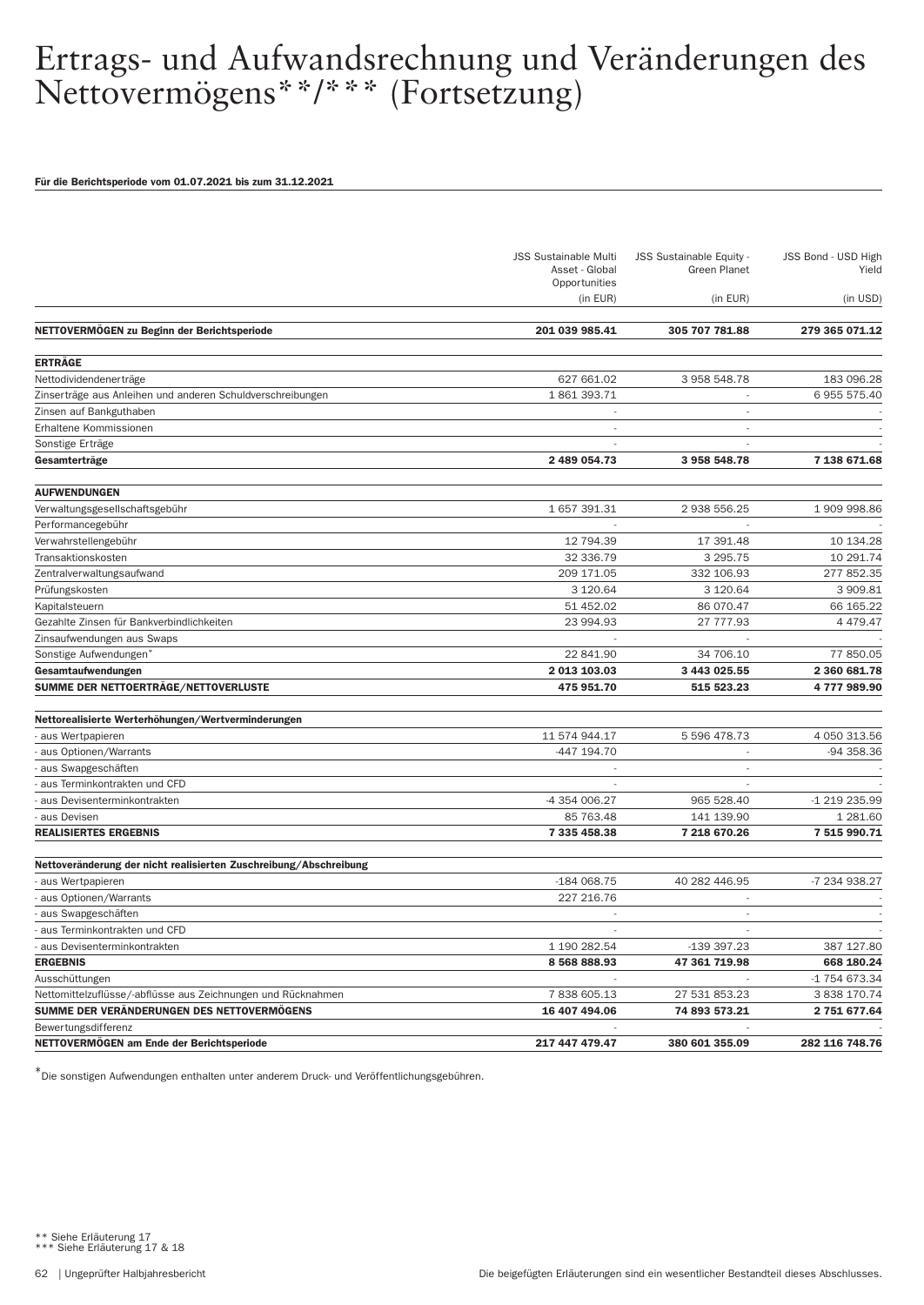# Ertrags- und Aufwandsrechnung und Veränderungen des Nettovermögens**/*** (Fortsetzung)

**Für die Berichtsperiode vom 01.07.2021 bis zum 31.12.2021**

| | JSS Sustainable Multi Asset - Global Opportunities (in EUR) | JSS Sustainable Equity - Green Planet (in EUR) | JSS Bond - USD High Yield (in USD) |
|---|---|---|---|
| **NETTOVERMÖGEN zu Beginn der Berichtsperiode** | **201 039 985.41** | **305 707 781.88** | **279 365 071.12** |
| **ERTRÄGE** | | | |
| Nettodividendenerträge | 627 661.02 | 3 958 548.78 | 183 096.28 |
| Zinserträge aus Anleihen und anderen Schuldverschreibungen | 1 861 393.71 | - | 6 955 575.40 |
| Zinsen auf Bankguthaben | - | - | - |
| Erhaltene Kommissionen | - | - | - |
| Sonstige Erträge | - | - | - |
| **Gesamterträge** | **2 489 054.73** | **3 958 548.78** | **7 138 671.68** |
| **AUFWENDUNGEN** | | | |
| Verwaltungsgesellschaftsgebühr | 1 657 391.31 | 2 938 556.25 | 1 909 998.86 |
| Performancegebühr | - | - | - |
| Verwahrstellengebühr | 12 794.39 | 17 391.48 | 10 134.28 |
| Transaktionskosten | 32 336.79 | 3 295.75 | 10 291.74 |
| Zentralverwaltungsaufwand | 209 171.05 | 332 106.93 | 277 852.35 |
| Prüfungskosten | 3 120.64 | 3 120.64 | 3 909.81 |
| Kapitalsteuern | 51 452.02 | 86 070.47 | 66 165.22 |
| Gezahlte Zinsen für Bankverbindlichkeiten | 23 994.93 | 27 777.93 | 4 479.47 |
| Zinsaufwendungen aus Swaps | - | - | - |
| Sonstige Aufwendungen* | 22 841.90 | 34 706.10 | 77 850.05 |
| **Gesamtaufwendungen** | **2 013 103.03** | **3 443 025.55** | **2 360 681.78** |
| **SUMME DER NETTOERTRÄGE/NETTOVERLUSTE** | **475 951.70** | **515 523.23** | **4 777 989.90** |
| **Nettorealisierte Werterhöhungen/Wertverminderungen** | | | |
| - aus Wertpapieren | 11 574 944.17 | 5 596 478.73 | 4 050 313.56 |
| - aus Optionen/Warrants | -447 194.70 | - | -94 358.36 |
| - aus Swapgeschäften | - | - | - |
| - aus Terminkontrakten und CFD | - | - | - |
| - aus Devisenterminkontrakten | -4 354 006.27 | 965 528.40 | -1 219 235.99 |
| - aus Devisen | 85 763.48 | 141 139.90 | 1 281.60 |
| **REALISIERTES ERGEBNIS** | **7 335 458.38** | **7 218 670.26** | **7 515 990.71** |
| **Nettoveränderung der nicht realisierten Zuschreibung/Abschreibung** | | | |
| - aus Wertpapieren | -184 068.75 | 40 282 446.95 | -7 234 938.27 |
| - aus Optionen/Warrants | 227 216.76 | - | - |
| - aus Swapgeschäften | - | - | - |
| - aus Terminkontrakten und CFD | - | - | - |
| - aus Devisenterminkontrakten | 1 190 282.54 | -139 397.23 | 387 127.80 |
| **ERGEBNIS** | **8 568 888.93** | **47 361 719.98** | **668 180.24** |
| Ausschüttungen | - | - | -1 754 673.34 |
| Nettomittelzuflüsse/-abflüsse aus Zeichnungen und Rücknahmen | 7 838 605.13 | 27 531 853.23 | 3 838 170.74 |
| **SUMME DER VERÄNDERUNGEN DES NETTOVERMÖGENS** | **16 407 494.06** | **74 893 573.21** | **2 751 677.64** |
| Bewertungsdifferenz | - | - | - |
| **NETTOVERMÖGEN am Ende der Berichtsperiode** | **217 447 479.47** | **380 601 355.09** | **282 116 748.76** |

*Die sonstigen Aufwendungen enthalten unter anderem Druck- und Veröffentlichungsgebühren.

** Siehe Erläuterung 17
*** Siehe Erläuterung 17 & 18

Die beigefügten Erläuterungen sind ein wesentlicher Bestandteil dieses Abschlusses.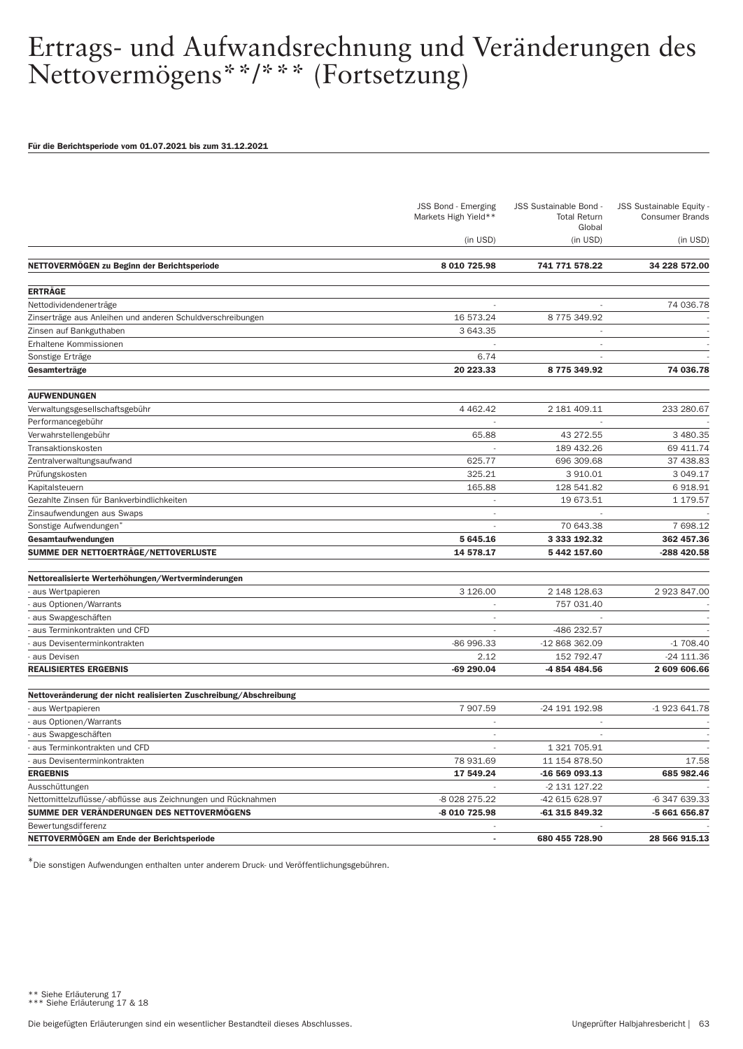# Ertrags- und Aufwandsrechnung und Veränderungen des Nettovermögens**/*** (Fortsetzung)

**Für die Berichtsperiode vom 01.07.2021 bis zum 31.12.2021**

| | JSS Bond - Emerging Markets High Yield** (in USD) | JSS Sustainable Bond - Total Return Global (in USD) | JSS Sustainable Equity - Consumer Brands (in USD) |
|---|---|---|---|
| **NETTOVERMÖGEN zu Beginn der Berichtsperiode** | **8 010 725.98** | **741 771 578.22** | **34 228 572.00** |
| **ERTRÄGE** | | | |
| Nettodividendenerträge | - | - | 74 036.78 |
| Zinserträge aus Anleihen und anderen Schuldverschreibungen | 16 573.24 | 8 775 349.92 | - |
| Zinsen auf Bankguthaben | 3 643.35 | - | - |
| Erhaltene Kommissionen | - | - | - |
| Sonstige Erträge | 6.74 | - | - |
| **Gesamterträge** | **20 223.33** | **8 775 349.92** | **74 036.78** |
| **AUFWENDUNGEN** | | | |
| Verwaltungsgesellschaftsgebühr | 4 462.42 | 2 181 409.11 | 233 280.67 |
| Performancegebühr | - | - | - |
| Verwahrstellengebühr | 65.88 | 43 272.55 | 3 480.35 |
| Transaktionskosten | - | 189 432.26 | 69 411.74 |
| Zentralverwaltungsaufwand | 625.77 | 696 309.68 | 37 438.83 |
| Prüfungskosten | 325.21 | 3 910.01 | 3 049.17 |
| Kapitalsteuern | 165.88 | 128 541.82 | 6 918.91 |
| Gezahlte Zinsen für Bankverbindlichkeiten | - | 19 673.51 | 1 179.57 |
| Zinsaufwendungen aus Swaps | - | - | - |
| Sonstige Aufwendungen* | - | 70 643.38 | 7 698.12 |
| **Gesamtaufwendungen** | **5 645.16** | **3 333 192.32** | **362 457.36** |
| **SUMME DER NETTOERTRÄGE/NETTOVERLUSTE** | **14 578.17** | **5 442 157.60** | **-288 420.58** |
| **Nettorealisierte Werterhöhungen/Wertverminderungen** | | | |
| - aus Wertpapieren | 3 126.00 | 2 148 128.63 | 2 923 847.00 |
| - aus Optionen/Warrants | - | 757 031.40 | - |
| - aus Swapgeschäften | - | - | - |
| - aus Terminkontrakten und CFD | - | -486 232.57 | - |
| - aus Devisenterminkontrakten | -86 996.33 | -12 868 362.09 | -1 708.40 |
| - aus Devisen | 2.12 | 152 792.47 | -24 111.36 |
| **REALISIERTES ERGEBNIS** | **-69 290.04** | **-4 854 484.56** | **2 609 606.66** |
| **Nettoveränderung der nicht realisierten Zuschreibung/Abschreibung** | | | |
| - aus Wertpapieren | 7 907.59 | -24 191 192.98 | -1 923 641.78 |
| - aus Optionen/Warrants | - | - | - |
| - aus Swapgeschäften | - | - | - |
| - aus Terminkontrakten und CFD | - | 1 321 705.91 | - |
| - aus Devisenterminkontrakten | 78 931.69 | 11 154 878.50 | 17.58 |
| **ERGEBNIS** | **17 549.24** | **-16 569 093.13** | **685 982.46** |
| Ausschüttungen | - | -2 131 127.22 | - |
| Nettomittelzuflüsse/-abflüsse aus Zeichnungen und Rücknahmen | -8 028 275.22 | -42 615 628.97 | -6 347 639.33 |
| **SUMME DER VERÄNDERUNGEN DES NETTOVERMÖGENS** | **-8 010 725.98** | **-61 315 849.32** | **-5 661 656.87** |
| Bewertungsdifferenz | - | - | - |
| **NETTOVERMÖGEN am Ende der Berichtsperiode** | **-** | **680 455 728.90** | **28 566 915.13** |

*Die sonstigen Aufwendungen enthalten unter anderem Druck- und Veröffentlichungsgebühren.

** Siehe Erläuterung 17
*** Siehe Erläuterung 17 & 18

Die beigefügten Erläuterungen sind ein wesentlicher Bestandteil dieses Abschlusses.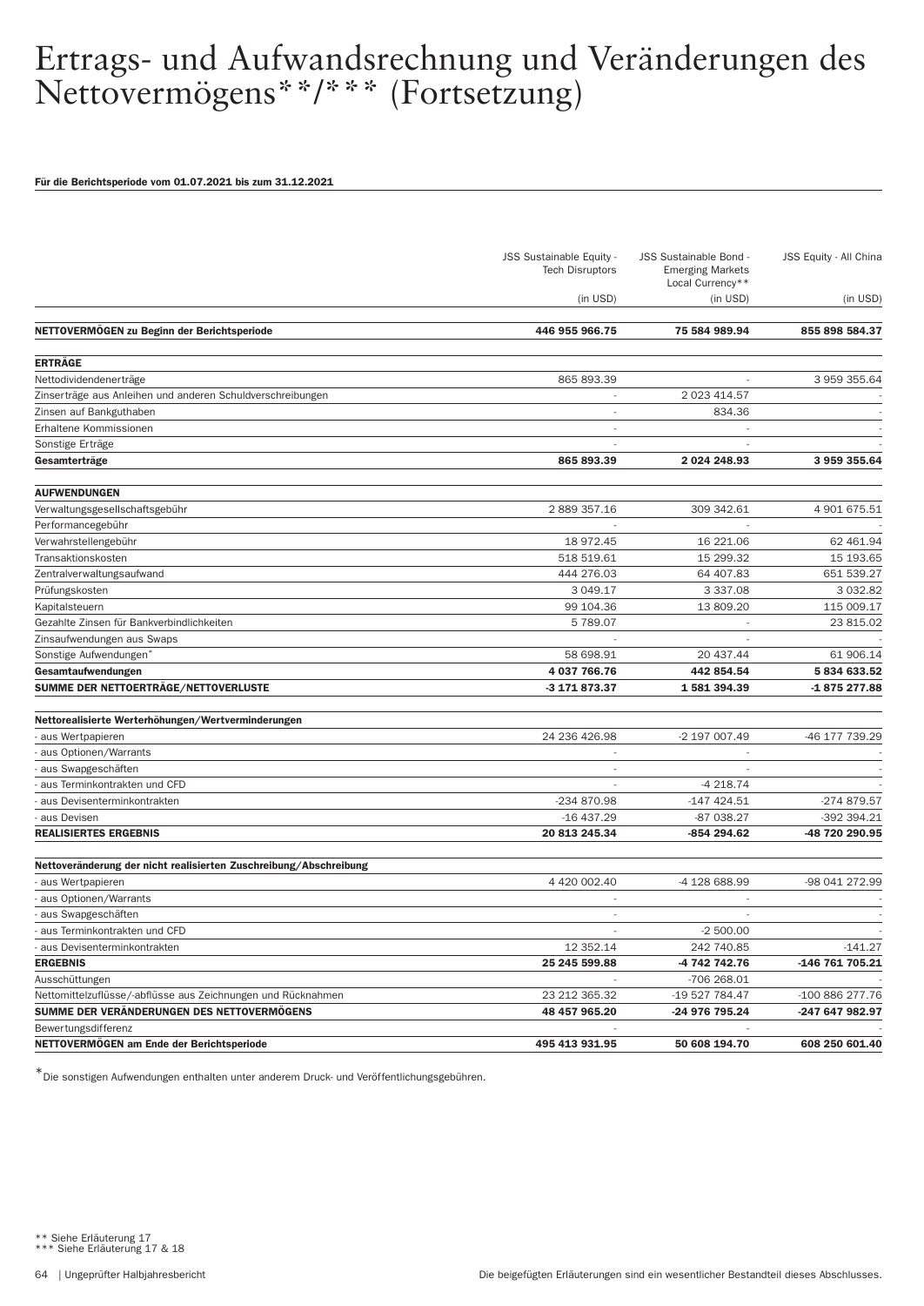# Ertrags- und Aufwandsrechnung und Veränderungen des Nettovermögens**/*** (Fortsetzung)

**Für die Berichtsperiode vom 01.07.2021 bis zum 31.12.2021**

| | JSS Sustainable Equity - Tech Disruptors (in USD) | JSS Sustainable Bond - Emerging Markets Local Currency** (in USD) | JSS Equity - All China (in USD) |
|---|---|---|---|
| **NETTOVERMÖGEN zu Beginn der Berichtsperiode** | **446 955 966.75** | **75 584 989.94** | **855 898 584.37** |
| **ERTRÄGE** | | | |
| Nettodividendenerträge | 865 893.39 | - | 3 959 355.64 |
| Zinserträge aus Anleihen und anderen Schuldverschreibungen | - | 2 023 414.57 | - |
| Zinsen auf Bankguthaben | - | 834.36 | - |
| Erhaltene Kommissionen | - | - | - |
| Sonstige Erträge | - | - | - |
| **Gesamterträge** | **865 893.39** | **2 024 248.93** | **3 959 355.64** |
| **AUFWENDUNGEN** | | | |
| Verwaltungsgesellschaftsgebühr | 2 889 357.16 | 309 342.61 | 4 901 675.51 |
| Performancegebühr | - | - | - |
| Verwahrstellengebühr | 18 972.45 | 16 221.06 | 62 461.94 |
| Transaktionskosten | 518 519.61 | 15 299.32 | 15 193.65 |
| Zentralverwaltungsaufwand | 444 276.03 | 64 407.83 | 651 539.27 |
| Prüfungskosten | 3 049.17 | 3 337.08 | 3 032.82 |
| Kapitalsteuern | 99 104.36 | 13 809.20 | 115 009.17 |
| Gezahlte Zinsen für Bankverbindlichkeiten | 5 789.07 | - | 23 815.02 |
| Zinsaufwendungen aus Swaps | - | - | - |
| Sonstige Aufwendungen* | 58 698.91 | 20 437.44 | 61 906.14 |
| **Gesamtaufwendungen** | **4 037 766.76** | **442 854.54** | **5 834 633.52** |
| **SUMME DER NETTOERTRÄGE/NETTOVERLUSTE** | **-3 171 873.37** | **1 581 394.39** | **-1 875 277.88** |
| **Nettorealisierte Werterhöhungen/Wertverminderungen** | | | |
| - aus Wertpapieren | 24 236 426.98 | -2 197 007.49 | -46 177 739.29 |
| - aus Optionen/Warrants | - | - | - |
| - aus Swapgeschäften | - | - | - |
| - aus Terminkontrakten und CFD | - | -4 218.74 | - |
| - aus Devisenterminkontrakten | -234 870.98 | -147 424.51 | -274 879.57 |
| - aus Devisen | -16 437.29 | -87 038.27 | -392 394.21 |
| **REALISIERTES ERGEBNIS** | **20 813 245.34** | **-854 294.62** | **-48 720 290.95** |
| **Nettoveränderung der nicht realisierten Zuschreibung/Abschreibung** | | | |
| - aus Wertpapieren | 4 420 002.40 | -4 128 688.99 | -98 041 272.99 |
| - aus Optionen/Warrants | - | - | - |
| - aus Swapgeschäften | - | - | - |
| - aus Terminkontrakten und CFD | - | -2 500.00 | - |
| - aus Devisenterminkontrakten | 12 352.14 | 242 740.85 | -141.27 |
| **ERGEBNIS** | **25 245 599.88** | **-4 742 742.76** | **-146 761 705.21** |
| Ausschüttungen | - | -706 268.01 | - |
| Nettomittelzuflüsse/-abflüsse aus Zeichnungen und Rücknahmen | 23 212 365.32 | -19 527 784.47 | -100 886 277.76 |
| **SUMME DER VERÄNDERUNGEN DES NETTOVERMÖGENS** | **48 457 965.20** | **-24 976 795.24** | **-247 647 982.97** |
| Bewertungsdifferenz | - | - | - |
| **NETTOVERMÖGEN am Ende der Berichtsperiode** | **495 413 931.95** | **50 608 194.70** | **608 250 601.40** |

*Die sonstigen Aufwendungen enthalten unter anderem Druck- und Veröffentlichungsgebühren.

** Siehe Erläuterung 17
*** Siehe Erläuterung 17 & 18

Die beigefügten Erläuterungen sind ein wesentlicher Bestandteil dieses Abschlusses.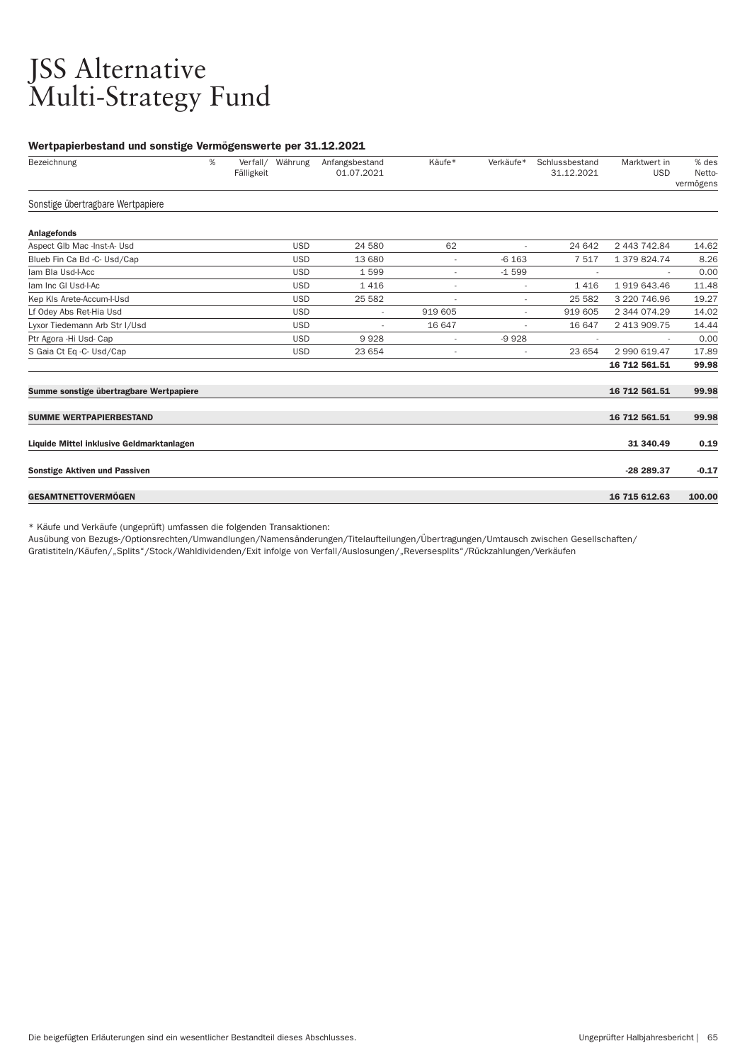# JSS Alternative Multi-Strategy Fund

### Wertpapierbestand und sonstige Vermögenswerte per 31.12.2021

| Bezeichnung | % | Verfall/ Fälligkeit | Währung | Anfangsbestand 01.07.2021 | Käufe* | Verkäufe* | Schlussbestand 31.12.2021 | Marktwert in USD | % des Netto-vermögens |
|---|---|---|---|---|---|---|---|---|---|
| Sonstige übertragbare Wertpapiere | | | | | | | | | |
| **Anlagefonds** | | | | | | | | | |
| Aspect Glb Mac -Inst-A- Usd | | | USD | 24 580 | 62 | - | 24 642 | 2 443 742.84 | 14.62 |
| Blueb Fin Ca Bd -C- Usd/Cap | | | USD | 13 680 | - | -6 163 | 7 517 | 1 379 824.74 | 8.26 |
| Iam Bla Usd-I-Acc | | | USD | 1 599 | - | -1 599 | - | - | 0.00 |
| Iam Inc Gl Usd-I-Ac | | | USD | 1 416 | - | - | 1 416 | 1 919 643.46 | 11.48 |
| Kep Kls Arete-Accum-I-Usd | | | USD | 25 582 | - | - | 25 582 | 3 220 746.96 | 19.27 |
| Lf Odey Abs Ret-Hia Usd | | | USD | - | 919 605 | - | 919 605 | 2 344 074.29 | 14.02 |
| Lyxor Tiedemann Arb Str I/Usd | | | USD | - | 16 647 | - | 16 647 | 2 413 909.75 | 14.44 |
| Ptr Agora -Hi Usd- Cap | | | USD | 9 928 | - | -9 928 | - | - | 0.00 |
| S Gaia Ct Eq -C- Usd/Cap | | | USD | 23 654 | - | - | 23 654 | 2 990 619.47 | 17.89 |
| | | | | | | | | **16 712 561.51** | **99.98** |
| **Summe sonstige übertragbare Wertpapiere** | | | | | | | | **16 712 561.51** | **99.98** |
| **SUMME WERTPAPIERBESTAND** | | | | | | | | **16 712 561.51** | **99.98** |
| **Liquide Mittel inklusive Geldmarktanlagen** | | | | | | | | **31 340.49** | **0.19** |
| **Sonstige Aktiven und Passiven** | | | | | | | | **-28 289.37** | **-0.17** |
| **GESAMTNETTOVERMÖGEN** | | | | | | | | **16 715 612.63** | **100.00** |

* Käufe und Verkäufe (ungeprüft) umfassen die folgenden Transaktionen:
Ausübung von Bezugs-/Optionsrechten/Umwandlungen/Namensänderungen/Titelaufteilungen/Übertragungen/Umtausch zwischen Gesellschaften/ Gratistiteln/Käufen/„Splits"/Stock/Wahldividenden/Exit infolge von Verfall/Auslosungen/„Reversesplits"/Rückzahlungen/Verkäufen

Die beigefügten Erläuterungen sind ein wesentlicher Bestandteil dieses Abschlusses.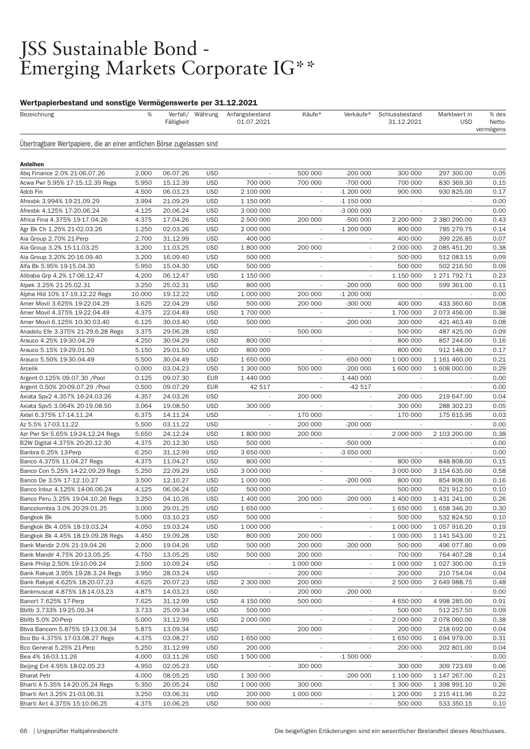# JSS Sustainable Bond - Emerging Markets Corporate IG**

### Wertpapierbestand und sonstige Vermögenswerte per 31.12.2021

| Bezeichnung | % | Verfall/ Fälligkeit | Währung | Anfangsbestand 01.07.2021 | Käufe* | Verkäufe* | Schlussbestand 31.12.2021 | Marktwert in USD | % des Netto-vermögens |
|---|---|---|---|---|---|---|---|---|---|
| Übertragbare Wertpapiere, die an einer amtlichen Börse zugelassen sind | | | | | | | | | |
| **Anleihen** | | | | | | | | | |
| Abq Finance 2.0% 21-06.07.26 | 2.000 | 06.07.26 | USD | - | 500 000 | -200 000 | 300 000 | 297 300.00 | 0.05 |
| Acwa Pwr 5.95% 17-15.12.39 Regs | 5.950 | 15.12.39 | USD | 700 000 | 700 000 | -700 000 | 700 000 | 830 369.30 | 0.15 |
| Adcb Fin | 4.500 | 06.03.23 | USD | 2 100 000 | - | -1 200 000 | 900 000 | 930 825.00 | 0.17 |
| Afrexbk 3.994% 19-21.09.29 | 3.994 | 21.09.29 | USD | 1 150 000 | - | -1 150 000 | - | - | 0.00 |
| Afrexbk 4.125% 17-20.06.24 | 4.125 | 20.06.24 | USD | 3 000 000 | - | -3 000 000 | - | - | 0.00 |
| Africa Fina 4.375% 19-17.04.26 | 4.375 | 17.04.26 | USD | 2 500 000 | 200 000 | -500 000 | 2 200 000 | 2 380 290.00 | 0.43 |
| Agr Bk Ch 1.25% 21-02.03.26 | 1.250 | 02.03.26 | USD | 2 000 000 | - | -1 200 000 | 800 000 | 785 279.75 | 0.14 |
| Aia Group 2.70% 21-Perp | 2.700 | 31.12.99 | USD | 400 000 | - | - | 400 000 | 399 226.85 | 0.07 |
| Aia Group 3.2% 15-11.03.25 | 3.200 | 11.03.25 | USD | 1 800 000 | 200 000 | - | 2 000 000 | 2 085 451.20 | 0.38 |
| Aia Group 3.20% 20-16.09.40 | 3.200 | 16.09.40 | USD | 500 000 | - | - | 500 000 | 512 083.15 | 0.09 |
| Alfa Bk 5.95% 19-15.04.30 | 5.950 | 15.04.30 | USD | 500 000 | - | - | 500 000 | 502 216.50 | 0.09 |
| Alibaba Grp 4.2% 17-06.12.47 | 4.200 | 06.12.47 | USD | 1 150 000 | - | - | 1 150 000 | 1 271 792.71 | 0.23 |
| Alpek 3.25% 21-25.02.31 | 3.250 | 25.02.31 | USD | 800 000 | - | -200 000 | 600 000 | 599 361.00 | 0.11 |
| Alpha Hld 10% 17-19.12.22 Regs | 10.000 | 19.12.22 | USD | 1 000 000 | 200 000 | -1 200 000 | - | - | 0.00 |
| Amer Movil 3.625% 19-22.04.29 | 3.625 | 22.04.29 | USD | 500 000 | 200 000 | -300 000 | 400 000 | 433 360.60 | 0.08 |
| Amer Movil 4.375% 19-22.04.49 | 4.375 | 22.04.49 | USD | 1 700 000 | - | - | 1 700 000 | 2 073 456.00 | 0.38 |
| Amer Movil 6.125% 10-30.03.40 | 6.125 | 30.03.40 | USD | 500 000 | - | -200 000 | 300 000 | 421 463.49 | 0.08 |
| Anadolu Efe 3.375% 21-29.6.28 Regs | 3.375 | 29.06.28 | USD | - | 500 000 | - | 500 000 | 487 425.00 | 0.09 |
| Arauco 4.25% 19-30.04.29 | 4.250 | 30.04.29 | USD | 800 000 | - | - | 800 000 | 857 244.00 | 0.16 |
| Arauco 5.15% 19-29.01.50 | 5.150 | 29.01.50 | USD | 800 000 | - | - | 800 000 | 912 148.00 | 0.17 |
| Arauco 5.50% 19-30.04.49 | 5.500 | 30.04.49 | USD | 1 650 000 | - | -650 000 | 1 000 000 | 1 161 460.00 | 0.21 |
| Arcelik | 0.000 | 03.04.23 | USD | 1 300 000 | 500 000 | -200 000 | 1 600 000 | 1 608 000.00 | 0.29 |
| Argent 0.125% 09.07.30 /Pool | 0.125 | 09.07.30 | EUR | 1 440 000 | - | -1 440 000 | - | - | 0.00 |
| Argent 0.50% 20-09.07.29 /Pool | 0.500 | 09.07.29 | EUR | 42 517 | - | -42 517 | - | - | 0.00 |
| Axiata Spv2 4.357% 16-24.03.26 | 4.357 | 24.03.26 | USD | - | 200 000 | - | 200 000 | 219 647.00 | 0.04 |
| Axiata Spv5 3.064% 20-19.08.50 | 3.064 | 19.08.50 | USD | 300 000 | - | - | 300 000 | 288 302.23 | 0.05 |
| Axtel 6.375% 17-14.11.24 | 6.375 | 14.11.24 | USD | - | 170 000 | - | 170 000 | 175 615.95 | 0.03 |
| Az 5.5% 17-03.11.22 | 5.500 | 03.11.22 | USD | - | 200 000 | -200 000 | - | - | 0.00 |
| Azr Pwr Slr 5.65% 19-24.12.24 Regs | 5.650 | 24.12.24 | USD | 1 800 000 | 200 000 | - | 2 000 000 | 2 103 200.00 | 0.38 |
| B2W Digital 4.375% 20-20.12.30 | 4.375 | 20.12.30 | USD | 500 000 | - | -500 000 | - | - | 0.00 |
| Banbra 6.25% 13-Perp | 6.250 | 31.12.99 | USD | 3 650 000 | - | -3 650 000 | - | - | 0.00 |
| Banco 4.375% 11.04.27 Regs | 4.375 | 11.04.27 | USD | 800 000 | - | - | 800 000 | 848 808.00 | 0.15 |
| Banco Con 5.25% 14-22.09.29 Regs | 5.250 | 22.09.29 | USD | 3 000 000 | - | - | 3 000 000 | 3 154 635.00 | 0.58 |
| Banco De 3.5% 17-12.10.27 | 3.500 | 12.10.27 | USD | 1 000 000 | - | -200 000 | 800 000 | 854 808.00 | 0.16 |
| Banco Inbur 4.125% 14-06.06.24 | 4.125 | 06.06.24 | USD | 500 000 | - | - | 500 000 | 521 912.50 | 0.10 |
| Banco Peru 3.25% 19-04.10.26 Regs | 3.250 | 04.10.26 | USD | 1 400 000 | 200 000 | -200 000 | 1 400 000 | 1 431 241.00 | 0.26 |
| Bancolombia 3.0% 20-29.01.25 | 3.000 | 29.01.25 | USD | 1 650 000 | - | - | 1 650 000 | 1 658 346.20 | 0.30 |
| Bangkok Bk | 5.000 | 03.10.23 | USD | 500 000 | - | - | 500 000 | 532 824.50 | 0.10 |
| Bangkok Bk 4.05% 18-19.03.24 | 4.050 | 19.03.24 | USD | 1 000 000 | - | - | 1 000 000 | 1 057 916.20 | 0.19 |
| Bangkok Bk 4.45% 18-19.09.28 Regs | 4.450 | 19.09.28 | USD | 800 000 | 200 000 | - | 1 000 000 | 1 141 543.00 | 0.21 |
| Bank Mandir 2.0% 21-19.04.26 | 2.000 | 19.04.26 | USD | 500 000 | 200 000 | -200 000 | 500 000 | 496 077.80 | 0.09 |
| Bank Mandir 4.75% 20-13.05.25 | 4.750 | 13.05.25 | USD | 500 000 | 200 000 | - | 700 000 | 764 407.28 | 0.14 |
| Bank Philip 2.50% 19-10.09.24 | 2.500 | 10.09.24 | USD | - | 1 000 000 | - | 1 000 000 | 1 027 300.00 | 0.19 |
| Bank Rakyat 3.95% 19-28.3.24 Regs | 3.950 | 28.03.24 | USD | - | 200 000 | - | 200 000 | 210 754.04 | 0.04 |
| Bank Rakyat 4.625% 18-20.07.23 | 4.625 | 20.07.23 | USD | 2 300 000 | 200 000 | - | 2 500 000 | 2 649 988.75 | 0.48 |
| Bankmuscat 4.875% 18-14.03.23 | 4.875 | 14.03.23 | USD | - | 200 000 | -200 000 | - | - | 0.00 |
| Banort 7.625% 17-Perp | 7.625 | 31.12.99 | USD | 4 150 000 | 500 000 | - | 4 650 000 | 4 998 285.00 | 0.91 |
| Bbltb 3.733% 19-25.09.34 | 3.733 | 25.09.34 | USD | 500 000 | - | - | 500 000 | 512 257.50 | 0.09 |
| Bbltb 5.0% 20-Perp | 5.000 | 31.12.99 | USD | 2 000 000 | - | - | 2 000 000 | 2 078 060.00 | 0.38 |
| Bbva Bancom 5.875% 19-13.09.34 | 5.875 | 13.09.34 | USD | - | 200 000 | - | 200 000 | 218 692.00 | 0.04 |
| Bco Bo 4.375% 17-03.08.27 Regs | 4.375 | 03.08.27 | USD | 1 650 000 | - | - | 1 650 000 | 1 694 979.00 | 0.31 |
| Bco General 5.25% 21-Perp | 5.250 | 31.12.99 | USD | 200 000 | - | - | 200 000 | 202 801.00 | 0.04 |
| Bea 4% 16-03.11.26 | 4.000 | 03.11.26 | USD | 1 500 000 | - | -1 500 000 | - | - | 0.00 |
| Beijing Ent 4.95% 18-02.05.23 | 4.950 | 02.05.23 | USD | - | 300 000 | - | 300 000 | 309 723.69 | 0.06 |
| Bharat Petr | 4.000 | 08.05.25 | USD | 1 300 000 | - | -200 000 | 1 100 000 | 1 147 267.00 | 0.21 |
| Bharti A 5.35% 14-20.05.24 Regs | 5.350 | 20.05.24 | USD | 1 000 000 | 300 000 | - | 1 300 000 | 1 398 991.10 | 0.26 |
| Bharti Airt 3.25% 21-03.06.31 | 3.250 | 03.06.31 | USD | 200 000 | 1 000 000 | - | 1 200 000 | 1 215 411.96 | 0.22 |
| Bharti Airt 4.375% 15-10.06.25 | 4.375 | 10.06.25 | USD | 500 000 | - | - | 500 000 | 533 350.15 | 0.10 |

Die beigefügten Erläuterungen sind ein wesentlicher Bestandteil dieses Abschlusses.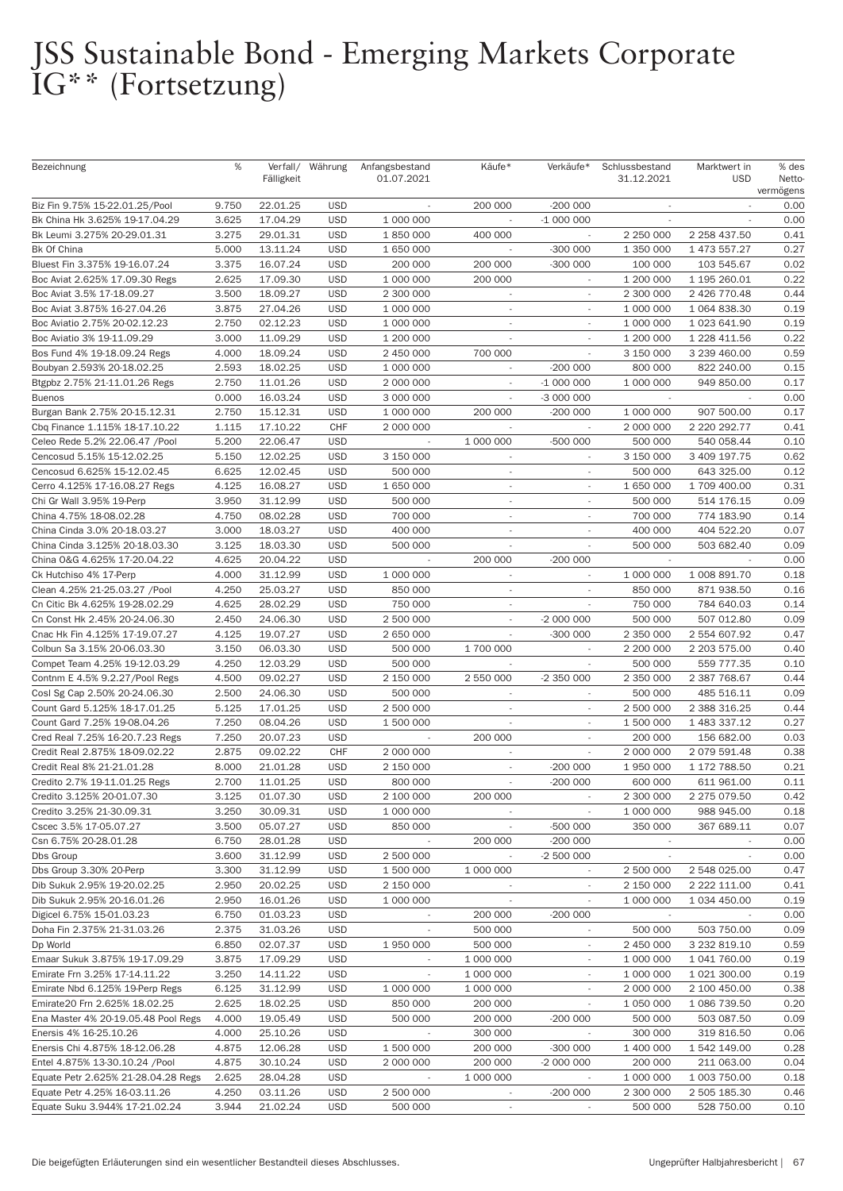# JSS Sustainable Bond - Emerging Markets Corporate IG** (Fortsetzung)

| Bezeichnung | % | Verfall/ Fälligkeit | Währung | Anfangsbestand 01.07.2021 | Käufe* | Verkäufe* | Schlussbestand 31.12.2021 | Marktwert in USD | % des Netto-vermögens |
|---|---|---|---|---|---|---|---|---|---|
| Biz Fin 9.75% 15-22.01.25/Pool | 9.750 | 22.01.25 | USD | - | 200 000 | -200 000 | - | - | 0.00 |
| Bk China Hk 3.625% 19-17.04.29 | 3.625 | 17.04.29 | USD | 1 000 000 | - | -1 000 000 | - | - | 0.00 |
| Bk Leumi 3.275% 20-29.01.31 | 3.275 | 29.01.31 | USD | 1 850 000 | 400 000 | - | 2 250 000 | 2 258 437.50 | 0.41 |
| Bk Of China | 5.000 | 13.11.24 | USD | 1 650 000 | - | -300 000 | 1 350 000 | 1 473 557.27 | 0.27 |
| Bluest Fin 3.375% 19-16.07.24 | 3.375 | 16.07.24 | USD | 200 000 | 200 000 | -300 000 | 100 000 | 103 545.67 | 0.02 |
| Boc Aviat 2.625% 17.09.30 Regs | 2.625 | 17.09.30 | USD | 1 000 000 | 200 000 | - | 1 200 000 | 1 195 260.01 | 0.22 |
| Boc Aviat 3.5% 17-18.09.27 | 3.500 | 18.09.27 | USD | 2 300 000 | - | - | 2 300 000 | 2 426 770.48 | 0.44 |
| Boc Aviat 3.875% 16-27.04.26 | 3.875 | 27.04.26 | USD | 1 000 000 | - | - | 1 000 000 | 1 064 838.30 | 0.19 |
| Boc Aviatio 2.75% 20-02.12.23 | 2.750 | 02.12.23 | USD | 1 000 000 | - | - | 1 000 000 | 1 023 641.90 | 0.19 |
| Boc Aviatio 3% 19-11.09.29 | 3.000 | 11.09.29 | USD | 1 200 000 | - | - | 1 200 000 | 1 228 411.56 | 0.22 |
| Bos Fund 4% 19-18.09.24 Regs | 4.000 | 18.09.24 | USD | 2 450 000 | 700 000 | - | 3 150 000 | 3 239 460.00 | 0.59 |
| Boubyan 2.593% 20-18.02.25 | 2.593 | 18.02.25 | USD | 1 000 000 | - | -200 000 | 800 000 | 822 240.00 | 0.15 |
| Btgpbz 2.75% 21-11.01.26 Regs | 2.750 | 11.01.26 | USD | 2 000 000 | - | -1 000 000 | 1 000 000 | 949 850.00 | 0.17 |
| Buenos | 0.000 | 16.03.24 | USD | 3 000 000 | - | -3 000 000 | - | - | 0.00 |
| Burgan Bank 2.75% 20-15.12.31 | 2.750 | 15.12.31 | USD | 1 000 000 | 200 000 | -200 000 | 1 000 000 | 907 500.00 | 0.17 |
| Cbq Finance 1.115% 18-17.10.22 | 1.115 | 17.10.22 | CHF | 2 000 000 | - | - | 2 000 000 | 2 220 292.77 | 0.41 |
| Celeo Rede 5.2% 22.06.47 /Pool | 5.200 | 22.06.47 | USD | - | 1 000 000 | -500 000 | 500 000 | 540 058.44 | 0.10 |
| Cencosud 5.15% 15-12.02.25 | 5.150 | 12.02.25 | USD | 3 150 000 | - | - | 3 150 000 | 3 409 197.75 | 0.62 |
| Cencosud 6.625% 15-12.02.45 | 6.625 | 12.02.45 | USD | 500 000 | - | - | 500 000 | 643 325.00 | 0.12 |
| Cerro 4.125% 17-16.08.27 Regs | 4.125 | 16.08.27 | USD | 1 650 000 | - | - | 1 650 000 | 1 709 400.00 | 0.31 |
| Chi Gr Wall 3.95% 19-Perp | 3.950 | 31.12.99 | USD | 500 000 | - | - | 500 000 | 514 176.15 | 0.09 |
| China 4.75% 18-08.02.28 | 4.750 | 08.02.28 | USD | 700 000 | - | - | 700 000 | 774 183.90 | 0.14 |
| China Cinda 3.0% 20-18.03.27 | 3.000 | 18.03.27 | USD | 400 000 | - | - | 400 000 | 404 522.20 | 0.07 |
| China Cinda 3.125% 20-18.03.30 | 3.125 | 18.03.30 | USD | 500 000 | - | - | 500 000 | 503 682.40 | 0.09 |
| China O&G 4.625% 17-20.04.22 | 4.625 | 20.04.22 | USD | - | 200 000 | -200 000 | - | - | 0.00 |
| Ck Hutchiso 4% 17-Perp | 4.000 | 31.12.99 | USD | 1 000 000 | - | - | 1 000 000 | 1 008 891.70 | 0.18 |
| Clean 4.25% 21-25.03.27 /Pool | 4.250 | 25.03.27 | USD | 850 000 | - | - | 850 000 | 871 938.50 | 0.16 |
| Cn Citic Bk 4.625% 19-28.02.29 | 4.625 | 28.02.29 | USD | 750 000 | - | - | 750 000 | 784 640.03 | 0.14 |
| Cn Const Hk 2.45% 20-24.06.30 | 2.450 | 24.06.30 | USD | 2 500 000 | - | -2 000 000 | 500 000 | 507 012.80 | 0.09 |
| Cnac Hk Fin 4.125% 17-19.07.27 | 4.125 | 19.07.27 | USD | 2 650 000 | - | -300 000 | 2 350 000 | 2 554 607.92 | 0.47 |
| Colbun Sa 3.15% 20-06.03.30 | 3.150 | 06.03.30 | USD | 500 000 | 1 700 000 | - | 2 200 000 | 2 203 575.00 | 0.40 |
| Compet Team 4.25% 19-12.03.29 | 4.250 | 12.03.29 | USD | 500 000 | - | - | 500 000 | 559 777.35 | 0.10 |
| Contnm E 4.5% 9.2.27/Pool Regs | 4.500 | 09.02.27 | USD | 2 150 000 | 2 550 000 | -2 350 000 | 2 350 000 | 2 387 768.67 | 0.44 |
| Cosl Sg Cap 2.50% 20-24.06.30 | 2.500 | 24.06.30 | USD | 500 000 | - | - | 500 000 | 485 516.11 | 0.09 |
| Count Gard 5.125% 18-17.01.25 | 5.125 | 17.01.25 | USD | 2 500 000 | - | - | 2 500 000 | 2 388 316.25 | 0.44 |
| Count Gard 7.25% 19-08.04.26 | 7.250 | 08.04.26 | USD | 1 500 000 | - | - | 1 500 000 | 1 483 337.12 | 0.27 |
| Cred Real 7.25% 16-20.7.23 Regs | 7.250 | 20.07.23 | USD | - | 200 000 | - | 200 000 | 156 682.00 | 0.03 |
| Credit Real 2.875% 18-09.02.22 | 2.875 | 09.02.22 | CHF | 2 000 000 | - | - | 2 000 000 | 2 079 591.48 | 0.38 |
| Credit Real 8% 21-21.01.28 | 8.000 | 21.01.28 | USD | 2 150 000 | - | -200 000 | 1 950 000 | 1 172 788.50 | 0.21 |
| Credito 2.7% 19-11.01.25 Regs | 2.700 | 11.01.25 | USD | 800 000 | - | -200 000 | 600 000 | 611 961.00 | 0.11 |
| Credito 3.125% 20-01.07.30 | 3.125 | 01.07.30 | USD | 2 100 000 | 200 000 | - | 2 300 000 | 2 275 079.50 | 0.42 |
| Credito 3.25% 21-30.09.31 | 3.250 | 30.09.31 | USD | 1 000 000 | - | - | 1 000 000 | 988 945.00 | 0.18 |
| Cscec 3.5% 17-05.07.27 | 3.500 | 05.07.27 | USD | 850 000 | - | -500 000 | 350 000 | 367 689.11 | 0.07 |
| Csn 6.75% 20-28.01.28 | 6.750 | 28.01.28 | USD | - | 200 000 | -200 000 | - | - | 0.00 |
| Dbs Group | 3.600 | 31.12.99 | USD | 2 500 000 | - | -2 500 000 | - | - | 0.00 |
| Dbs Group 3.30% 20-Perp | 3.300 | 31.12.99 | USD | 1 500 000 | 1 000 000 | - | 2 500 000 | 2 548 025.00 | 0.47 |
| Dib Sukuk 2.95% 19-20.02.25 | 2.950 | 20.02.25 | USD | 2 150 000 | - | - | 2 150 000 | 2 222 111.00 | 0.41 |
| Dib Sukuk 2.95% 20-16.01.26 | 2.950 | 16.01.26 | USD | 1 000 000 | - | - | 1 000 000 | 1 034 450.00 | 0.19 |
| Digicel 6.75% 15-01.03.23 | 6.750 | 01.03.23 | USD | - | 200 000 | -200 000 | - | - | 0.00 |
| Doha Fin 2.375% 21-31.03.26 | 2.375 | 31.03.26 | USD | - | 500 000 | - | 500 000 | 503 750.00 | 0.09 |
| Dp World | 6.850 | 02.07.37 | USD | 1 950 000 | 500 000 | - | 2 450 000 | 3 232 819.10 | 0.59 |
| Emaar Sukuk 3.875% 19-17.09.29 | 3.875 | 17.09.29 | USD | - | 1 000 000 | - | 1 000 000 | 1 041 760.00 | 0.19 |
| Emirate Frn 3.25% 17-14.11.22 | 3.250 | 14.11.22 | USD | - | 1 000 000 | - | 1 000 000 | 1 021 300.00 | 0.19 |
| Emirate Nbd 6.125% 19-Perp Regs | 6.125 | 31.12.99 | USD | 1 000 000 | 1 000 000 | - | 2 000 000 | 2 100 450.00 | 0.38 |
| Emirate20 Frn 2.625% 18.02.25 | 2.625 | 18.02.25 | USD | 850 000 | 200 000 | - | 1 050 000 | 1 086 739.50 | 0.20 |
| Ena Master 4% 20-19.05.49 Pool Regs | 4.000 | 19.05.49 | USD | 500 000 | 200 000 | -200 000 | 500 000 | 503 087.50 | 0.09 |
| Enersis 4% 16-25.10.26 | 4.000 | 25.10.26 | USD | - | 300 000 | - | 300 000 | 319 816.50 | 0.06 |
| Enersis Chi 4.875% 18-12.06.28 | 4.875 | 12.06.28 | USD | 1 500 000 | 200 000 | -300 000 | 1 400 000 | 1 542 149.00 | 0.28 |
| Entel 4.875% 13-30.10.24 /Pool | 4.875 | 30.10.24 | USD | 2 000 000 | 200 000 | -2 000 000 | 200 000 | 211 063.00 | 0.04 |
| Equate Petr 2.625% 21-28.04.28 Regs | 2.625 | 28.04.28 | USD | - | 1 000 000 | - | 1 000 000 | 1 003 750.00 | 0.18 |
| Equate Petr 4.25% 16-03.11.26 | 4.250 | 03.11.26 | USD | 2 500 000 | - | -200 000 | 2 300 000 | 2 505 185.30 | 0.46 |
| Equate Suku 3.944% 17-21.02.24 | 3.944 | 21.02.24 | USD | 500 000 | - | - | 500 000 | 528 750.00 | 0.10 |

Die beigefügten Erläuterungen sind ein wesentlicher Bestandteil dieses Abschlusses.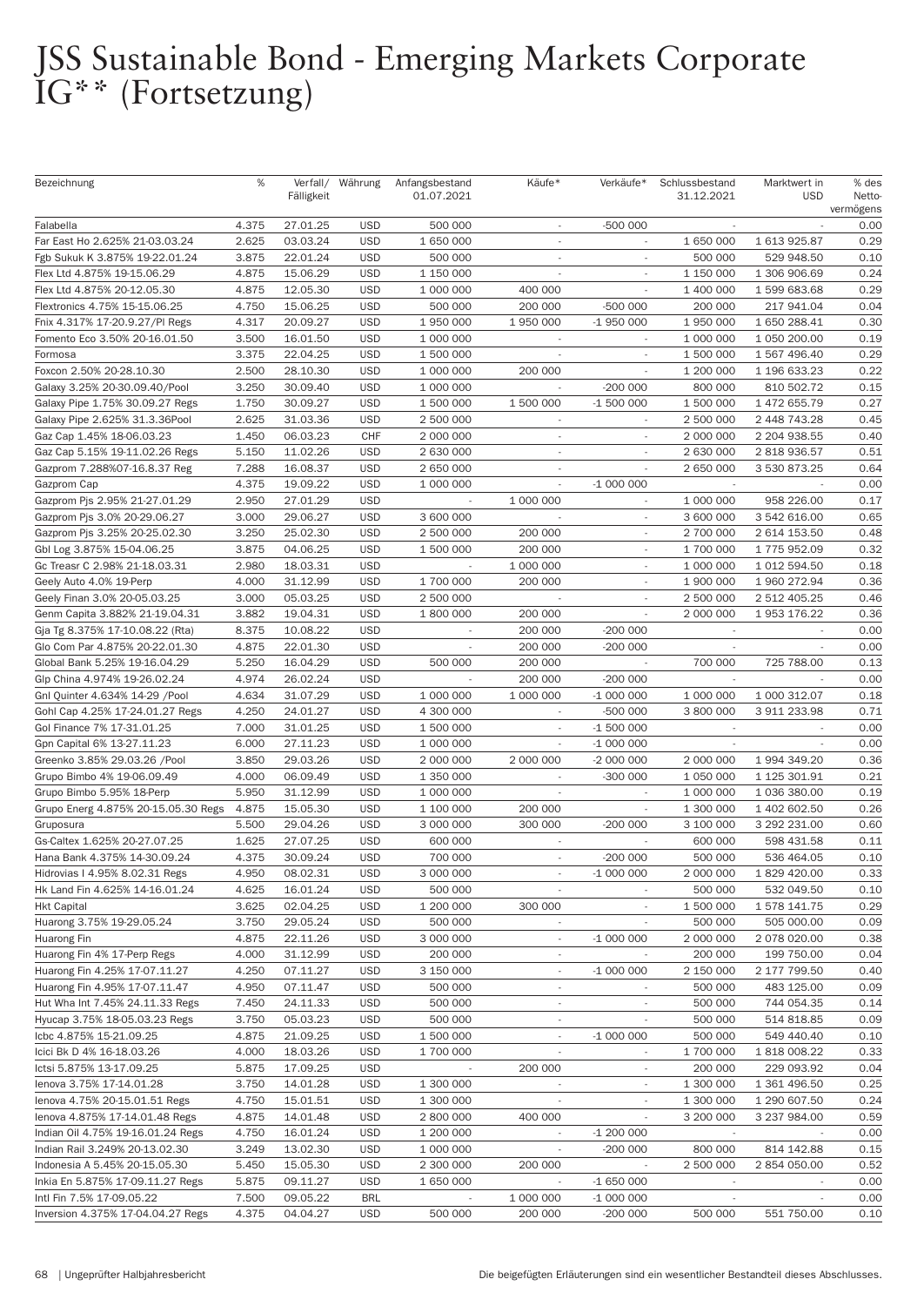# JSS Sustainable Bond - Emerging Markets Corporate IG** (Fortsetzung)

| Bezeichnung | % | Verfall/ Fälligkeit | Währung | Anfangsbestand 01.07.2021 | Käufe* | Verkäufe* | Schlussbestand 31.12.2021 | Marktwert in USD | % des Netto-vermögens |
|---|---|---|---|---|---|---|---|---|---|
| Falabella | 4.375 | 27.01.25 | USD | 500 000 | - | -500 000 | - | - | 0.00 |
| Far East Ho 2.625% 21-03.03.24 | 2.625 | 03.03.24 | USD | 1 650 000 | - | - | 1 650 000 | 1 613 925.87 | 0.29 |
| Fgb Sukuk K 3.875% 19-22.01.24 | 3.875 | 22.01.24 | USD | 500 000 | - | - | 500 000 | 529 948.50 | 0.10 |
| Flex Ltd 4.875% 19-15.06.29 | 4.875 | 15.06.29 | USD | 1 150 000 | - | - | 1 150 000 | 1 306 906.69 | 0.24 |
| Flex Ltd 4.875% 20-12.05.30 | 4.875 | 12.05.30 | USD | 1 000 000 | 400 000 | - | 1 400 000 | 1 599 683.68 | 0.29 |
| Flextronics 4.75% 15-15.06.25 | 4.750 | 15.06.25 | USD | 500 000 | 200 000 | -500 000 | 200 000 | 217 941.04 | 0.04 |
| Fnix 4.317% 17-20.9.27/Pl Regs | 4.317 | 20.09.27 | USD | 1 950 000 | 1 950 000 | -1 950 000 | 1 950 000 | 1 650 288.41 | 0.30 |
| Fomento Eco 3.50% 20-16.01.50 | 3.500 | 16.01.50 | USD | 1 000 000 | - | - | 1 000 000 | 1 050 200.00 | 0.19 |
| Formosa | 3.375 | 22.04.25 | USD | 1 500 000 | - | - | 1 500 000 | 1 567 496.40 | 0.29 |
| Foxcon 2.50% 20-28.10.30 | 2.500 | 28.10.30 | USD | 1 000 000 | 200 000 | - | 1 200 000 | 1 196 633.23 | 0.22 |
| Galaxy 3.25% 20-30.09.40/Pool | 3.250 | 30.09.40 | USD | 1 000 000 | - | -200 000 | 800 000 | 810 502.72 | 0.15 |
| Galaxy Pipe 1.75% 30.09.27 Regs | 1.750 | 30.09.27 | USD | 1 500 000 | 1 500 000 | -1 500 000 | 1 500 000 | 1 472 655.79 | 0.27 |
| Galaxy Pipe 2.625% 31.3.36Pool | 2.625 | 31.03.36 | USD | 2 500 000 | - | - | 2 500 000 | 2 448 743.28 | 0.45 |
| Gaz Cap 1.45% 18-06.03.23 | 1.450 | 06.03.23 | CHF | 2 000 000 | - | - | 2 000 000 | 2 204 938.55 | 0.40 |
| Gaz Cap 5.15% 19-11.02.26 Regs | 5.150 | 11.02.26 | USD | 2 630 000 | - | - | 2 630 000 | 2 818 936.57 | 0.51 |
| Gazprom 7.288%07-16.8.37 Reg | 7.288 | 16.08.37 | USD | 2 650 000 | - | - | 2 650 000 | 3 530 873.25 | 0.64 |
| Gazprom Cap | 4.375 | 19.09.22 | USD | 1 000 000 | - | -1 000 000 | - | - | 0.00 |
| Gazprom Pjs 2.95% 21-27.01.29 | 2.950 | 27.01.29 | USD | - | 1 000 000 | - | 1 000 000 | 958 226.00 | 0.17 |
| Gazprom Pjs 3.0% 20-29.06.27 | 3.000 | 29.06.27 | USD | 3 600 000 | - | - | 3 600 000 | 3 542 616.00 | 0.65 |
| Gazprom Pjs 3.25% 20-25.02.30 | 3.250 | 25.02.30 | USD | 2 500 000 | 200 000 | - | 2 700 000 | 2 614 153.50 | 0.48 |
| Gbl Log 3.875% 15-04.06.25 | 3.875 | 04.06.25 | USD | 1 500 000 | 200 000 | - | 1 700 000 | 1 775 952.09 | 0.32 |
| Gc Treasr C 2.98% 21-18.03.31 | 2.980 | 18.03.31 | USD | - | 1 000 000 | - | 1 000 000 | 1 012 594.50 | 0.18 |
| Geely Auto 4.0% 19-Perp | 4.000 | 31.12.99 | USD | 1 700 000 | 200 000 | - | 1 900 000 | 1 960 272.94 | 0.36 |
| Geely Finan 3.0% 20-05.03.25 | 3.000 | 05.03.25 | USD | 2 500 000 | - | - | 2 500 000 | 2 512 405.25 | 0.46 |
| Genm Capita 3.882% 21-19.04.31 | 3.882 | 19.04.31 | USD | 1 800 000 | 200 000 | - | 2 000 000 | 1 953 176.22 | 0.36 |
| Gja Tg 8.375% 17-10.08.22 (Rta) | 8.375 | 10.08.22 | USD | - | 200 000 | -200 000 | - | - | 0.00 |
| Glo Com Par 4.875% 20-22.01.30 | 4.875 | 22.01.30 | USD | - | 200 000 | -200 000 | - | - | 0.00 |
| Global Bank 5.25% 19-16.04.29 | 5.250 | 16.04.29 | USD | 500 000 | 200 000 | - | 700 000 | 725 788.00 | 0.13 |
| Glp China 4.974% 19-26.02.24 | 4.974 | 26.02.24 | USD | - | 200 000 | -200 000 | - | - | 0.00 |
| Gnl Quinter 4.634% 14-29 /Pool | 4.634 | 31.07.29 | USD | 1 000 000 | 1 000 000 | -1 000 000 | 1 000 000 | 1 000 312.07 | 0.18 |
| Gohl Cap 4.25% 17-24.01.27 Regs | 4.250 | 24.01.27 | USD | 4 300 000 | - | -500 000 | 3 800 000 | 3 911 233.98 | 0.71 |
| Gol Finance 7% 17-31.01.25 | 7.000 | 31.01.25 | USD | 1 500 000 | - | -1 500 000 | - | - | 0.00 |
| Gpn Capital 6% 13-27.11.23 | 6.000 | 27.11.23 | USD | 1 000 000 | - | -1 000 000 | - | - | 0.00 |
| Greenko 3.85% 29.03.26 /Pool | 3.850 | 29.03.26 | USD | 2 000 000 | 2 000 000 | -2 000 000 | 2 000 000 | 1 994 349.20 | 0.36 |
| Grupo Bimbo 4% 19-06.09.49 | 4.000 | 06.09.49 | USD | 1 350 000 | - | -300 000 | 1 050 000 | 1 125 301.91 | 0.21 |
| Grupo Bimbo 5.95% 18-Perp | 5.950 | 31.12.99 | USD | 1 000 000 | - | - | 1 000 000 | 1 036 380.00 | 0.19 |
| Grupo Energ 4.875% 20-15.05.30 Regs | 4.875 | 15.05.30 | USD | 1 100 000 | 200 000 | - | 1 300 000 | 1 402 602.50 | 0.26 |
| Gruposura | 5.500 | 29.04.26 | USD | 3 000 000 | 300 000 | -200 000 | 3 100 000 | 3 292 231.00 | 0.60 |
| Gs-Caltex 1.625% 20-27.07.25 | 1.625 | 27.07.25 | USD | 600 000 | - | - | 600 000 | 598 431.58 | 0.11 |
| Hana Bank 4.375% 14-30.09.24 | 4.375 | 30.09.24 | USD | 700 000 | - | -200 000 | 500 000 | 536 464.05 | 0.10 |
| Hidrovias I 4.95% 8.02.31 Regs | 4.950 | 08.02.31 | USD | 3 000 000 | - | -1 000 000 | 2 000 000 | 1 829 420.00 | 0.33 |
| Hk Land Fin 4.625% 14-16.01.24 | 4.625 | 16.01.24 | USD | 500 000 | - | - | 500 000 | 532 049.50 | 0.10 |
| Hkt Capital | 3.625 | 02.04.25 | USD | 1 200 000 | 300 000 | - | 1 500 000 | 1 578 141.75 | 0.29 |
| Huarong 3.75% 19-29.05.24 | 3.750 | 29.05.24 | USD | 500 000 | - | - | 500 000 | 505 000.00 | 0.09 |
| Huarong Fin | 4.875 | 22.11.26 | USD | 3 000 000 | - | -1 000 000 | 2 000 000 | 2 078 020.00 | 0.38 |
| Huarong Fin 4% 17-Perp Regs | 4.000 | 31.12.99 | USD | 200 000 | - | - | 200 000 | 199 750.00 | 0.04 |
| Huarong Fin 4.25% 17-07.11.27 | 4.250 | 07.11.27 | USD | 3 150 000 | - | -1 000 000 | 2 150 000 | 2 177 799.50 | 0.40 |
| Huarong Fin 4.95% 17-07.11.47 | 4.950 | 07.11.47 | USD | 500 000 | - | - | 500 000 | 483 125.00 | 0.09 |
| Hut Wha Int 7.45% 24.11.33 Regs | 7.450 | 24.11.33 | USD | 500 000 | - | - | 500 000 | 744 054.35 | 0.14 |
| Hyucap 3.75% 18-05.03.23 Regs | 3.750 | 05.03.23 | USD | 500 000 | - | - | 500 000 | 514 818.85 | 0.09 |
| Icbc 4.875% 15-21.09.25 | 4.875 | 21.09.25 | USD | 1 500 000 | - | -1 000 000 | 500 000 | 549 440.40 | 0.10 |
| Icici Bk D 4% 16-18.03.26 | 4.000 | 18.03.26 | USD | 1 700 000 | - | - | 1 700 000 | 1 818 008.22 | 0.33 |
| Ictsi 5.875% 13-17.09.25 | 5.875 | 17.09.25 | USD | - | 200 000 | - | 200 000 | 229 093.92 | 0.04 |
| Ienova 3.75% 17-14.01.28 | 3.750 | 14.01.28 | USD | 1 300 000 | - | - | 1 300 000 | 1 361 496.50 | 0.25 |
| Ienova 4.75% 20-15.01.51 Regs | 4.750 | 15.01.51 | USD | 1 300 000 | - | - | 1 300 000 | 1 290 607.50 | 0.24 |
| Ienova 4.875% 17-14.01.48 Regs | 4.875 | 14.01.48 | USD | 2 800 000 | 400 000 | - | 3 200 000 | 3 237 984.00 | 0.59 |
| Indian Oil 4.75% 19-16.01.24 Regs | 4.750 | 16.01.24 | USD | 1 200 000 | - | -1 200 000 | - | - | 0.00 |
| Indian Rail 3.249% 20-13.02.30 | 3.249 | 13.02.30 | USD | 1 000 000 | - | -200 000 | 800 000 | 814 142.88 | 0.15 |
| Indonesia A 5.45% 20-15.05.30 | 5.450 | 15.05.30 | USD | 2 300 000 | 200 000 | - | 2 500 000 | 2 854 050.00 | 0.52 |
| Inkia En 5.875% 17-09.11.27 Regs | 5.875 | 09.11.27 | USD | 1 650 000 | - | -1 650 000 | - | - | 0.00 |
| Intl Fin 7.5% 17-09.05.22 | 7.500 | 09.05.22 | BRL | - | 1 000 000 | -1 000 000 | - | - | 0.00 |
| Inversion 4.375% 17-04.04.27 Regs | 4.375 | 04.04.27 | USD | 500 000 | 200 000 | -200 000 | 500 000 | 551 750.00 | 0.10 |

Die beigefügten Erläuterungen sind ein wesentlicher Bestandteil dieses Abschlusses.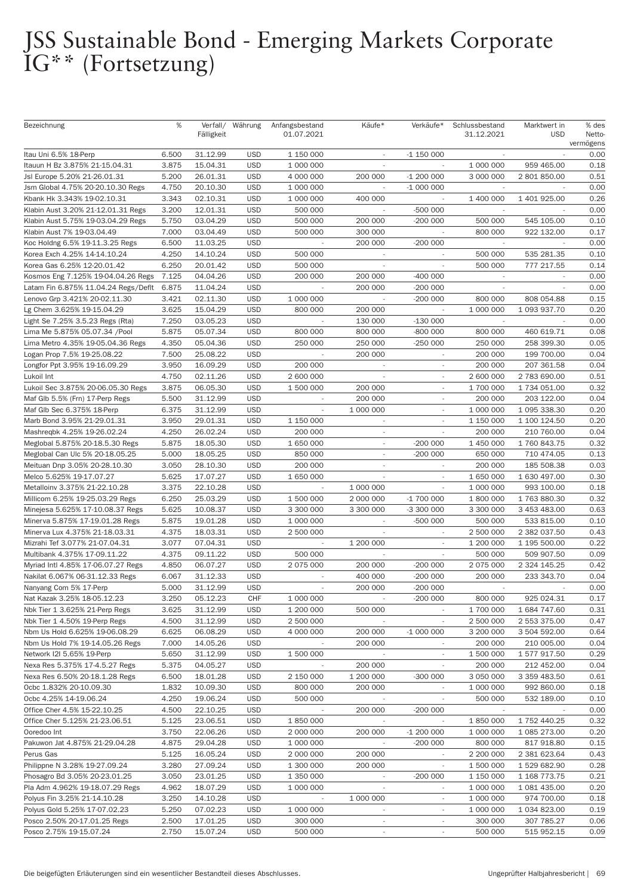# JSS Sustainable Bond - Emerging Markets Corporate IG** (Fortsetzung)

| Bezeichnung | % | Verfall/ Fälligkeit | Währung | Anfangsbestand 01.07.2021 | Käufe* | Verkäufe* | Schlussbestand 31.12.2021 | Marktwert in USD | % des Netto-vermögens |
|---|---|---|---|---|---|---|---|---|---|
| Itau Uni 6.5% 18-Perp | 6.500 | 31.12.99 | USD | 1 150 000 | - | -1 150 000 | - | - | 0.00 |
| Itauun H Bz 3.875% 21-15.04.31 | 3.875 | 15.04.31 | USD | 1 000 000 | - | - | 1 000 000 | 959 465.00 | 0.18 |
| Jsl Europe 5.20% 21-26.01.31 | 5.200 | 26.01.31 | USD | 4 000 000 | 200 000 | -1 200 000 | 3 000 000 | 2 801 850.00 | 0.51 |
| Jsm Global 4.75% 20-20.10.30 Regs | 4.750 | 20.10.30 | USD | 1 000 000 | - | -1 000 000 | - | - | 0.00 |
| Kbank Hk 3.343% 19-02.10.31 | 3.343 | 02.10.31 | USD | 1 000 000 | 400 000 | - | 1 400 000 | 1 401 925.00 | 0.26 |
| Klabin Aust 3.20% 21-12.01.31 Regs | 3.200 | 12.01.31 | USD | 500 000 | - | -500 000 | - | - | 0.00 |
| Klabin Aust 5.75% 19-03.04.29 Regs | 5.750 | 03.04.29 | USD | 500 000 | 200 000 | -200 000 | 500 000 | 545 105.00 | 0.10 |
| Klabin Aust 7% 19-03.04.49 | 7.000 | 03.04.49 | USD | 500 000 | 300 000 | - | 800 000 | 922 132.00 | 0.17 |
| Koc Holdng 6.5% 19-11.3.25 Regs | 6.500 | 11.03.25 | USD | - | 200 000 | -200 000 | - | - | 0.00 |
| Korea Exch 4.25% 14-14.10.24 | 4.250 | 14.10.24 | USD | 500 000 | - | - | 500 000 | 535 281.35 | 0.10 |
| Korea Gas 6.25% 12-20.01.42 | 6.250 | 20.01.42 | USD | 500 000 | - | - | 500 000 | 777 217.55 | 0.14 |
| Kosmos Eng 7.125% 19-04.04.26 Regs | 7.125 | 04.04.26 | USD | 200 000 | 200 000 | -400 000 | - | - | 0.00 |
| Latam Fin 6.875% 11.04.24 Regs/Deflt | 6.875 | 11.04.24 | USD | - | 200 000 | -200 000 | - | - | 0.00 |
| Lenovo Grp 3.421% 20-02.11.30 | 3.421 | 02.11.30 | USD | 1 000 000 | - | -200 000 | 800 000 | 808 054.88 | 0.15 |
| Lg Chem 3.625% 19-15.04.29 | 3.625 | 15.04.29 | USD | 800 000 | 200 000 | - | 1 000 000 | 1 093 937.70 | 0.20 |
| Light Se 7.25% 3.5.23 Regs (Rta) | 7.250 | 03.05.23 | USD | - | 130 000 | -130 000 | - | - | 0.00 |
| Lima Me 5.875% 05.07.34 /Pool | 5.875 | 05.07.34 | USD | 800 000 | 800 000 | -800 000 | 800 000 | 460 619.71 | 0.08 |
| Lima Metro 4.35% 19-05.04.36 Regs | 4.350 | 05.04.36 | USD | 250 000 | 250 000 | -250 000 | 250 000 | 258 399.30 | 0.05 |
| Logan Prop 7.5% 19-25.08.22 | 7.500 | 25.08.22 | USD | - | 200 000 | - | 200 000 | 199 700.00 | 0.04 |
| Longfor Ppt 3.95% 19-16.09.29 | 3.950 | 16.09.29 | USD | 200 000 | - | - | 200 000 | 207 361.58 | 0.04 |
| Lukoil Int | 4.750 | 02.11.26 | USD | 2 600 000 | - | - | 2 600 000 | 2 783 690.00 | 0.51 |
| Lukoil Sec 3.875% 20-06.05.30 Regs | 3.875 | 06.05.30 | USD | 1 500 000 | 200 000 | - | 1 700 000 | 1 734 051.00 | 0.32 |
| Maf Glb 5.5% (Frn) 17-Perp Regs | 5.500 | 31.12.99 | USD | - | 200 000 | - | 200 000 | 203 122.00 | 0.04 |
| Maf Glb Sec 6.375% 18-Perp | 6.375 | 31.12.99 | USD | - | 1 000 000 | - | 1 000 000 | 1 095 338.30 | 0.20 |
| Marb Bond 3.95% 21-29.01.31 | 3.950 | 29.01.31 | USD | 1 150 000 | - | - | 1 150 000 | 1 100 124.50 | 0.20 |
| Mashreqbk 4.25% 19-26.02.24 | 4.250 | 26.02.24 | USD | 200 000 | - | - | 200 000 | 210 760.00 | 0.04 |
| Meglobal 5.875% 20-18.5.30 Regs | 5.875 | 18.05.30 | USD | 1 650 000 | - | -200 000 | 1 450 000 | 1 760 843.75 | 0.32 |
| Meglobal Can Ulc 5% 20-18.05.25 | 5.000 | 18.05.25 | USD | 850 000 | - | -200 000 | 650 000 | 710 474.05 | 0.13 |
| Meituan Dnp 3.05% 20-28.10.30 | 3.050 | 28.10.30 | USD | 200 000 | - | - | 200 000 | 185 508.38 | 0.03 |
| Melco 5.625% 19-17.07.27 | 5.625 | 17.07.27 | USD | 1 650 000 | - | - | 1 650 000 | 1 630 497.00 | 0.30 |
| Metalloinv 3.375% 21-22.10.28 | 3.375 | 22.10.28 | USD | - | 1 000 000 | - | 1 000 000 | 993 100.00 | 0.18 |
| Millicom 6.25% 19-25.03.29 Regs | 6.250 | 25.03.29 | USD | 1 500 000 | 2 000 000 | -1 700 000 | 1 800 000 | 1 763 880.30 | 0.32 |
| Minejesa 5.625% 17-10.08.37 Regs | 5.625 | 10.08.37 | USD | 3 300 000 | 3 300 000 | -3 300 000 | 3 300 000 | 3 453 483.00 | 0.63 |
| Minerva 5.875% 17-19.01.28 Regs | 5.875 | 19.01.28 | USD | 1 000 000 | - | -500 000 | 500 000 | 533 815.00 | 0.10 |
| Minerva Lux 4.375% 21-18.03.31 | 4.375 | 18.03.31 | USD | 2 500 000 | - | - | 2 500 000 | 2 382 037.50 | 0.43 |
| Mizrahi Tef 3.077% 21-07.04.31 | 3.077 | 07.04.31 | USD | - | 1 200 000 | - | 1 200 000 | 1 195 500.00 | 0.22 |
| Multibank 4.375% 17-09.11.22 | 4.375 | 09.11.22 | USD | 500 000 | - | - | 500 000 | 509 907.50 | 0.09 |
| Myriad Intl 4.85% 17-06.07.27 Regs | 4.850 | 06.07.27 | USD | 2 075 000 | 200 000 | -200 000 | 2 075 000 | 2 324 145.25 | 0.42 |
| Nakilat 6.067% 06-31.12.33 Regs | 6.067 | 31.12.33 | USD | - | 400 000 | -200 000 | 200 000 | 233 343.70 | 0.04 |
| Nanyang Com 5% 17-Perp | 5.000 | 31.12.99 | USD | - | 200 000 | -200 000 | - | - | 0.00 |
| Nat Kazak 3.25% 18-05.12.23 | 3.250 | 05.12.23 | CHF | 1 000 000 | - | -200 000 | 800 000 | 925 024.31 | 0.17 |
| Nbk Tier 1 3.625% 21-Perp Regs | 3.625 | 31.12.99 | USD | 1 200 000 | 500 000 | - | 1 700 000 | 1 684 747.60 | 0.31 |
| Nbk Tier 1 4.50% 19-Perp Regs | 4.500 | 31.12.99 | USD | 2 500 000 | - | - | 2 500 000 | 2 553 375.00 | 0.47 |
| Nbm Us Hold 6.625% 19-06.08.29 | 6.625 | 06.08.29 | USD | 4 000 000 | 200 000 | -1 000 000 | 3 200 000 | 3 504 592.00 | 0.64 |
| Nbm Us Hold 7% 19-14.05.26 Regs | 7.000 | 14.05.26 | USD | - | 200 000 | - | 200 000 | 210 005.00 | 0.04 |
| Network I2I 5.65% 19-Perp | 5.650 | 31.12.99 | USD | 1 500 000 | - | - | 1 500 000 | 1 577 917.50 | 0.29 |
| Nexa Res 5.375% 17-4.5.27 Regs | 5.375 | 04.05.27 | USD | - | 200 000 | - | 200 000 | 212 452.00 | 0.04 |
| Nexa Res 6.50% 20-18.1.28 Regs | 6.500 | 18.01.28 | USD | 2 150 000 | 1 200 000 | -300 000 | 3 050 000 | 3 359 483.50 | 0.61 |
| Ocbc 1.832% 20-10.09.30 | 1.832 | 10.09.30 | USD | 800 000 | 200 000 | - | 1 000 000 | 992 860.00 | 0.18 |
| Ocbc 4.25% 14-19.06.24 | 4.250 | 19.06.24 | USD | 500 000 | - | - | 500 000 | 532 189.00 | 0.10 |
| Office Cher 4.5% 15-22.10.25 | 4.500 | 22.10.25 | USD | - | 200 000 | -200 000 | - | - | 0.00 |
| Office Cher 5.125% 21-23.06.51 | 5.125 | 23.06.51 | USD | 1 850 000 | - | - | 1 850 000 | 1 752 440.25 | 0.32 |
| Ooredoo Int | 3.750 | 22.06.26 | USD | 2 000 000 | 200 000 | -1 200 000 | 1 000 000 | 1 085 273.00 | 0.20 |
| Pakuwon Jat 4.875% 21-29.04.28 | 4.875 | 29.04.28 | USD | 1 000 000 | - | -200 000 | 800 000 | 817 918.80 | 0.15 |
| Perus Gas | 5.125 | 16.05.24 | USD | 2 000 000 | 200 000 | - | 2 200 000 | 2 381 623.64 | 0.43 |
| Philippne N 3.28% 19-27.09.24 | 3.280 | 27.09.24 | USD | 1 300 000 | 200 000 | - | 1 500 000 | 1 529 682.90 | 0.28 |
| Phosagro Bd 3.05% 20-23.01.25 | 3.050 | 23.01.25 | USD | 1 350 000 | - | -200 000 | 1 150 000 | 1 168 773.75 | 0.21 |
| Pla Adm 4.962% 19-18.07.29 Regs | 4.962 | 18.07.29 | USD | 1 000 000 | - | - | 1 000 000 | 1 081 435.00 | 0.20 |
| Polyus Fin 3.25% 21-14.10.28 | 3.250 | 14.10.28 | USD | - | 1 000 000 | - | 1 000 000 | 974 700.00 | 0.18 |
| Polyus Gold 5.25% 17-07.02.23 | 5.250 | 07.02.23 | USD | 1 000 000 | - | - | 1 000 000 | 1 034 823.00 | 0.19 |
| Posco 2.50% 20-17.01.25 Regs | 2.500 | 17.01.25 | USD | 300 000 | - | - | 300 000 | 307 785.27 | 0.06 |
| Posco 2.75% 19-15.07.24 | 2.750 | 15.07.24 | USD | 500 000 | - | - | 500 000 | 515 952.15 | 0.09 |

Die beigefügten Erläuterungen sind ein wesentlicher Bestandteil dieses Abschlusses.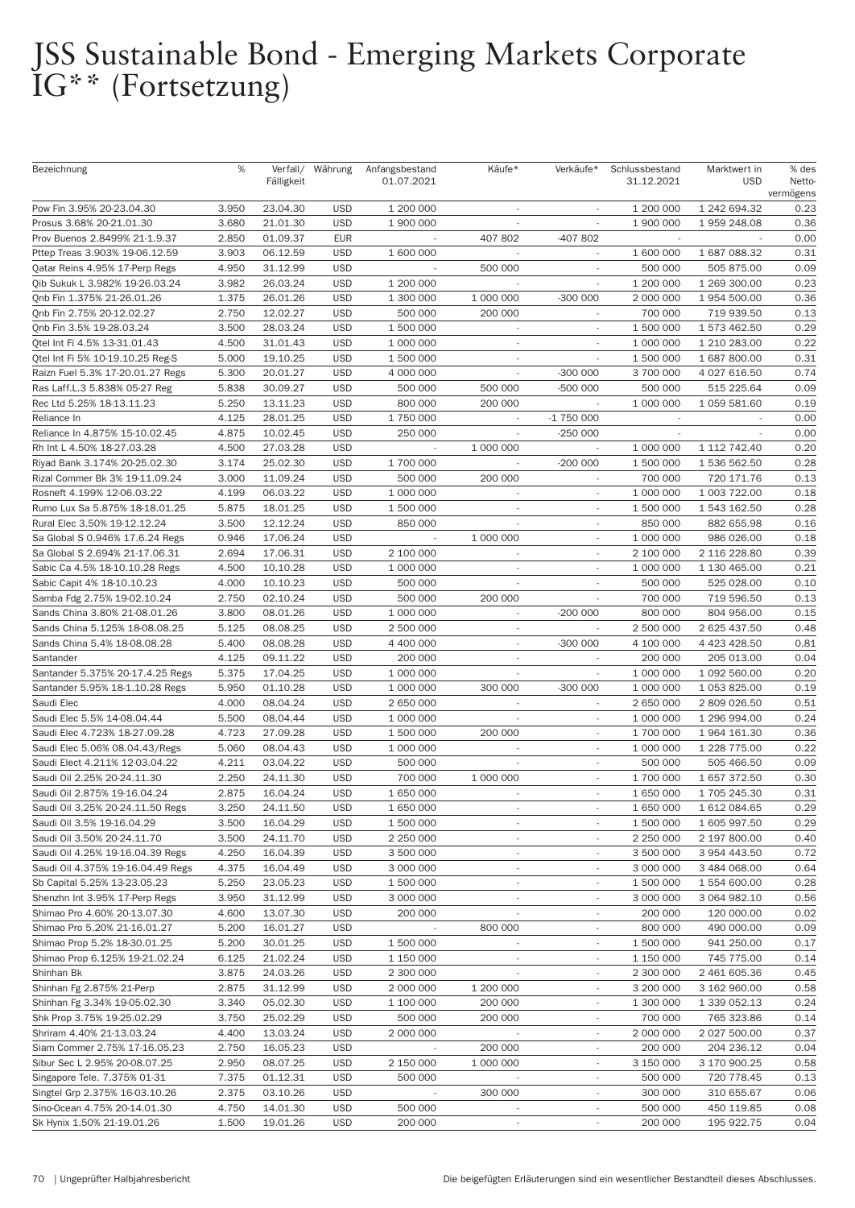# JSS Sustainable Bond - Emerging Markets Corporate IG** (Fortsetzung)

| Bezeichnung | % | Verfall/ Fälligkeit | Währung | Anfangsbestand 01.07.2021 | Käufe* | Verkäufe* | Schlussbestand 31.12.2021 | Marktwert in USD | % des Netto-vermögens |
|---|---|---|---|---|---|---|---|---|---|
| Pow Fin 3.95% 20-23.04.30 | 3.950 | 23.04.30 | USD | 1 200 000 | - | - | 1 200 000 | 1 242 694.32 | 0.23 |
| Prosus 3.68% 20-21.01.30 | 3.680 | 21.01.30 | USD | 1 900 000 | - | - | 1 900 000 | 1 959 248.08 | 0.36 |
| Prov Buenos 2.8499% 21-1.9.37 | 2.850 | 01.09.37 | EUR | - | 407 802 | -407 802 | - | - | 0.00 |
| Pttep Treas 3.903% 19-06.12.59 | 3.903 | 06.12.59 | USD | 1 600 000 | - | - | 1 600 000 | 1 687 088.32 | 0.31 |
| Qatar Reins 4.95% 17-Perp Regs | 4.950 | 31.12.99 | USD | - | 500 000 | - | 500 000 | 505 875.00 | 0.09 |
| Qib Sukuk L 3.982% 19-26.03.24 | 3.982 | 26.03.24 | USD | 1 200 000 | - | - | 1 200 000 | 1 269 300.00 | 0.23 |
| Qnb Fin 1.375% 21-26.01.26 | 1.375 | 26.01.26 | USD | 1 300 000 | 1 000 000 | -300 000 | 2 000 000 | 1 954 500.00 | 0.36 |
| Qnb Fin 2.75% 20-12.02.27 | 2.750 | 12.02.27 | USD | 500 000 | 200 000 | - | 700 000 | 719 939.50 | 0.13 |
| Qnb Fin 3.5% 19-28.03.24 | 3.500 | 28.03.24 | USD | 1 500 000 | - | - | 1 500 000 | 1 573 462.50 | 0.29 |
| Qtel Int Fi 4.5% 13-31.01.43 | 4.500 | 31.01.43 | USD | 1 000 000 | - | - | 1 000 000 | 1 210 283.00 | 0.22 |
| Qtel Int Fi 5% 10-19.10.25 Reg-S | 5.000 | 19.10.25 | USD | 1 500 000 | - | - | 1 500 000 | 1 687 800.00 | 0.31 |
| Raizn Fuel 5.3% 17-20.01.27 Regs | 5.300 | 20.01.27 | USD | 4 000 000 | - | -300 000 | 3 700 000 | 4 027 616.50 | 0.74 |
| Ras Laff.L.3 5.838% 05-27 Reg | 5.838 | 30.09.27 | USD | 500 000 | 500 000 | -500 000 | 500 000 | 515 225.64 | 0.09 |
| Rec Ltd 5.25% 18-13.11.23 | 5.250 | 13.11.23 | USD | 800 000 | 200 000 | - | 1 000 000 | 1 059 581.60 | 0.19 |
| Reliance In | 4.125 | 28.01.25 | USD | 1 750 000 | - | -1 750 000 | - | - | 0.00 |
| Reliance In 4.875% 15-10.02.45 | 4.875 | 10.02.45 | USD | 250 000 | - | -250 000 | - | - | 0.00 |
| Rh Int L 4.50% 18-27.03.28 | 4.500 | 27.03.28 | USD | - | 1 000 000 | - | 1 000 000 | 1 112 742.40 | 0.20 |
| Riyad Bank 3.174% 20-25.02.30 | 3.174 | 25.02.30 | USD | 1 700 000 | - | -200 000 | 1 500 000 | 1 536 562.50 | 0.28 |
| Rizal Commer Bk 3% 19-11.09.24 | 3.000 | 11.09.24 | USD | 500 000 | 200 000 | - | 700 000 | 720 171.76 | 0.13 |
| Rosneft 4.199% 12-06.03.22 | 4.199 | 06.03.22 | USD | 1 000 000 | - | - | 1 000 000 | 1 003 722.00 | 0.18 |
| Rumo Lux Sa 5.875% 18-18.01.25 | 5.875 | 18.01.25 | USD | 1 500 000 | - | - | 1 500 000 | 1 543 162.50 | 0.28 |
| Rural Elec 3.50% 19-12.12.24 | 3.500 | 12.12.24 | USD | 850 000 | - | - | 850 000 | 882 655.98 | 0.16 |
| Sa Global S 0.946% 17.6.24 Regs | 0.946 | 17.06.24 | USD | - | 1 000 000 | - | 1 000 000 | 986 026.00 | 0.18 |
| Sa Global S 2.694% 21-17.06.31 | 2.694 | 17.06.31 | USD | 2 100 000 | - | - | 2 100 000 | 2 116 228.80 | 0.39 |
| Sabic Ca 4.5% 18-10.10.28 Regs | 4.500 | 10.10.28 | USD | 1 000 000 | - | - | 1 000 000 | 1 130 465.00 | 0.21 |
| Sabic Capit 4% 18-10.10.23 | 4.000 | 10.10.23 | USD | 500 000 | - | - | 500 000 | 525 028.00 | 0.10 |
| Samba Fdg 2.75% 19-02.10.24 | 2.750 | 02.10.24 | USD | 500 000 | 200 000 | - | 700 000 | 719 596.50 | 0.13 |
| Sands China 3.80% 21-08.01.26 | 3.800 | 08.01.26 | USD | 1 000 000 | - | -200 000 | 800 000 | 804 956.00 | 0.15 |
| Sands China 5.125% 18-08.08.25 | 5.125 | 08.08.25 | USD | 2 500 000 | - | - | 2 500 000 | 2 625 437.50 | 0.48 |
| Sands China 5.4% 18-08.08.28 | 5.400 | 08.08.28 | USD | 4 400 000 | - | -300 000 | 4 100 000 | 4 423 428.50 | 0.81 |
| Santander | 4.125 | 09.11.22 | USD | 200 000 | - | - | 200 000 | 205 013.00 | 0.04 |
| Santander 5.375% 20-17.4.25 Regs | 5.375 | 17.04.25 | USD | 1 000 000 | - | - | 1 000 000 | 1 092 560.00 | 0.20 |
| Santander 5.95% 18-1.10.28 Regs | 5.950 | 01.10.28 | USD | 1 000 000 | 300 000 | -300 000 | 1 000 000 | 1 053 825.00 | 0.19 |
| Saudi Elec | 4.000 | 08.04.24 | USD | 2 650 000 | - | - | 2 650 000 | 2 809 026.50 | 0.51 |
| Saudi Elec 5.5% 14-08.04.44 | 5.500 | 08.04.44 | USD | 1 000 000 | - | - | 1 000 000 | 1 296 994.00 | 0.24 |
| Saudi Elec 4.723% 18-27.09.28 | 4.723 | 27.09.28 | USD | 1 500 000 | 200 000 | - | 1 700 000 | 1 964 161.30 | 0.36 |
| Saudi Elec 5.06% 08.04.43/Regs | 5.060 | 08.04.43 | USD | 1 000 000 | - | - | 1 000 000 | 1 228 775.00 | 0.22 |
| Saudi Elect 4.211% 12-03.04.22 | 4.211 | 03.04.22 | USD | 500 000 | - | - | 500 000 | 505 466.50 | 0.09 |
| Saudi Oil 2.25% 20-24.11.30 | 2.250 | 24.11.30 | USD | 700 000 | 1 000 000 | - | 1 700 000 | 1 657 372.50 | 0.30 |
| Saudi Oil 2.875% 19-16.04.24 | 2.875 | 16.04.24 | USD | 1 650 000 | - | - | 1 650 000 | 1 705 245.30 | 0.31 |
| Saudi Oil 3.25% 20-24.11.50 Regs | 3.250 | 24.11.50 | USD | 1 650 000 | - | - | 1 650 000 | 1 612 084.65 | 0.29 |
| Saudi Oil 3.5% 19-16.04.29 | 3.500 | 16.04.29 | USD | 1 500 000 | - | - | 1 500 000 | 1 605 997.50 | 0.29 |
| Saudi Oil 3.50% 20-24.11.70 | 3.500 | 24.11.70 | USD | 2 250 000 | - | - | 2 250 000 | 2 197 800.00 | 0.40 |
| Saudi Oil 4.25% 19-16.04.39 Regs | 4.250 | 16.04.39 | USD | 3 500 000 | - | - | 3 500 000 | 3 954 443.50 | 0.72 |
| Saudi Oil 4.375% 19-16.04.49 Regs | 4.375 | 16.04.49 | USD | 3 000 000 | - | - | 3 000 000 | 3 484 068.00 | 0.64 |
| Sb Capital 5.25% 13-23.05.23 | 5.250 | 23.05.23 | USD | 1 500 000 | - | - | 1 500 000 | 1 554 600.00 | 0.28 |
| Shenzhn Int 3.95% 17-Perp Regs | 3.950 | 31.12.99 | USD | 3 000 000 | - | - | 3 000 000 | 3 064 982.10 | 0.56 |
| Shimao Pro 4.60% 20-13.07.30 | 4.600 | 13.07.30 | USD | 200 000 | - | - | 200 000 | 120 000.00 | 0.02 |
| Shimao Pro 5.20% 21-16.01.27 | 5.200 | 16.01.27 | USD | - | 800 000 | - | 800 000 | 490 000.00 | 0.09 |
| Shimao Prop 5.2% 18-30.01.25 | 5.200 | 30.01.25 | USD | 1 500 000 | - | - | 1 500 000 | 941 250.00 | 0.17 |
| Shimao Prop 6.125% 19-21.02.24 | 6.125 | 21.02.24 | USD | 1 150 000 | - | - | 1 150 000 | 745 775.00 | 0.14 |
| Shinhan Bk | 3.875 | 24.03.26 | USD | 2 300 000 | - | - | 2 300 000 | 2 461 605.36 | 0.45 |
| Shinhan Fg 2.875% 21-Perp | 2.875 | 31.12.99 | USD | 2 000 000 | 1 200 000 | - | 3 200 000 | 3 162 960.00 | 0.58 |
| Shinhan Fg 3.34% 19-05.02.30 | 3.340 | 05.02.30 | USD | 1 100 000 | 200 000 | - | 1 300 000 | 1 339 052.13 | 0.24 |
| Shk Prop 3.75% 19-25.02.29 | 3.750 | 25.02.29 | USD | 500 000 | 200 000 | - | 700 000 | 765 323.86 | 0.14 |
| Shriram 4.40% 21-13.03.24 | 4.400 | 13.03.24 | USD | 2 000 000 | - | - | 2 000 000 | 2 027 500.00 | 0.37 |
| Siam Commer 2.75% 17-16.05.23 | 2.750 | 16.05.23 | USD | - | 200 000 | - | 200 000 | 204 236.12 | 0.04 |
| Sibur Sec L 2.95% 20-08.07.25 | 2.950 | 08.07.25 | USD | 2 150 000 | 1 000 000 | - | 3 150 000 | 3 170 900.25 | 0.58 |
| Singapore Tele. 7.375% 01-31 | 7.375 | 01.12.31 | USD | 500 000 | - | - | 500 000 | 720 778.45 | 0.13 |
| Singtel Grp 2.375% 16-03.10.26 | 2.375 | 03.10.26 | USD | - | 300 000 | - | 300 000 | 310 655.67 | 0.06 |
| Sino-Ocean 4.75% 20-14.01.30 | 4.750 | 14.01.30 | USD | 500 000 | - | - | 500 000 | 450 119.85 | 0.08 |
| Sk Hynix 1.50% 21-19.01.26 | 1.500 | 19.01.26 | USD | 200 000 | - | - | 200 000 | 195 922.75 | 0.04 |

Die beigefügten Erläuterungen sind ein wesentlicher Bestandteil dieses Abschlusses.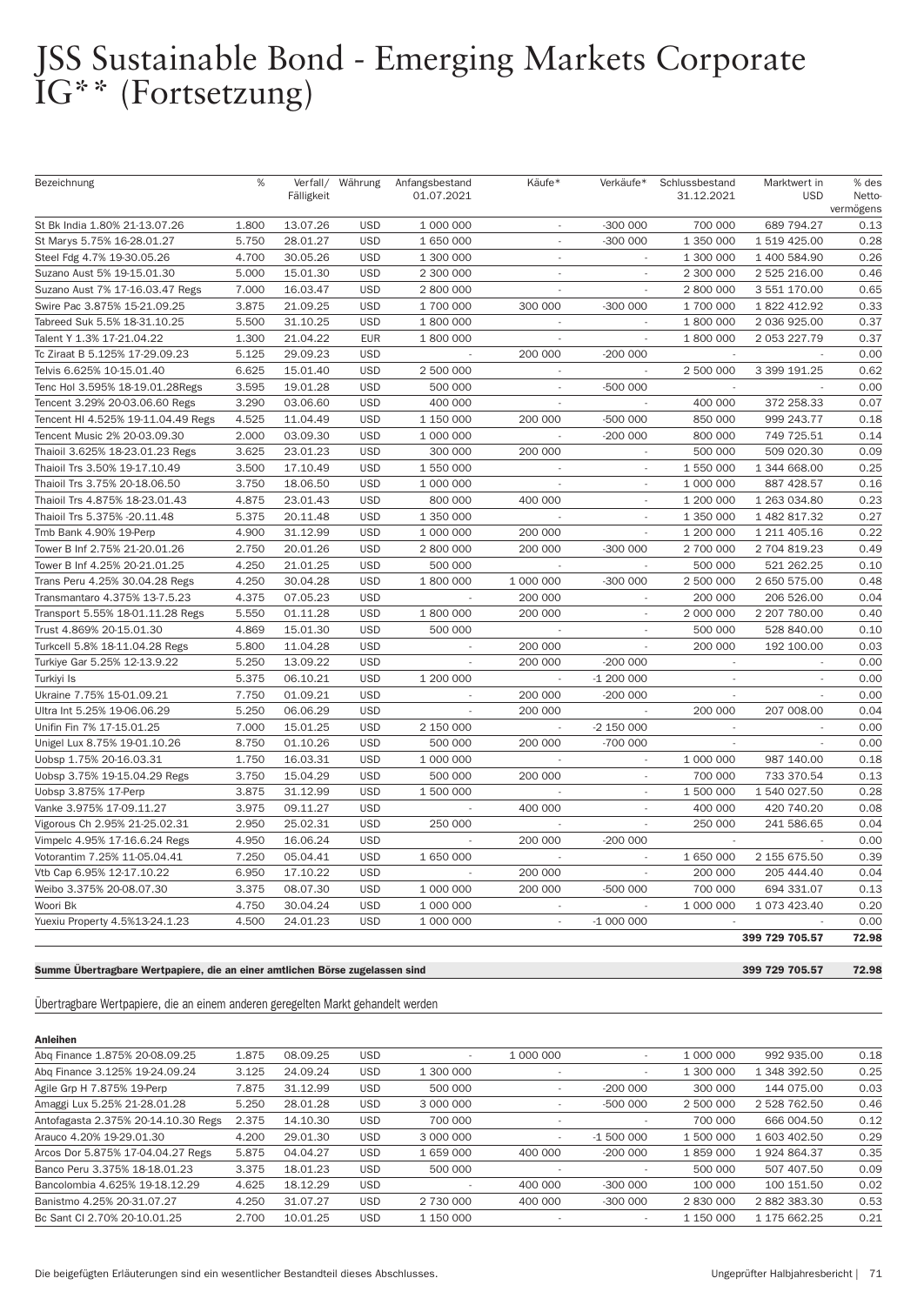# JSS Sustainable Bond - Emerging Markets Corporate IG** (Fortsetzung)

| Bezeichnung | % | Verfall/ Fälligkeit | Währung | Anfangsbestand 01.07.2021 | Käufe* | Verkäufe* | Schlussbestand 31.12.2021 | Marktwert in USD | % des Netto-vermögens |
|---|---|---|---|---|---|---|---|---|---|
| St Bk India 1.80% 21-13.07.26 | 1.800 | 13.07.26 | USD | 1 000 000 | - | -300 000 | 700 000 | 689 794.27 | 0.13 |
| St Marys 5.75% 16-28.01.27 | 5.750 | 28.01.27 | USD | 1 650 000 | - | -300 000 | 1 350 000 | 1 519 425.00 | 0.28 |
| Steel Fdg 4.7% 19-30.05.26 | 4.700 | 30.05.26 | USD | 1 300 000 | - | - | 1 300 000 | 1 400 584.90 | 0.26 |
| Suzano Aust 5% 19-15.01.30 | 5.000 | 15.01.30 | USD | 2 300 000 | - | - | 2 300 000 | 2 525 216.00 | 0.46 |
| Suzano Aust 7% 17-16.03.47 Regs | 7.000 | 16.03.47 | USD | 2 800 000 | - | - | 2 800 000 | 3 551 170.00 | 0.65 |
| Swire Pac 3.875% 15-21.09.25 | 3.875 | 21.09.25 | USD | 1 700 000 | 300 000 | -300 000 | 1 700 000 | 1 822 412.92 | 0.33 |
| Tabreed Suk 5.5% 18-31.10.25 | 5.500 | 31.10.25 | USD | 1 800 000 | - | - | 1 800 000 | 2 036 925.00 | 0.37 |
| Talent Y 1.3% 17-21.04.22 | 1.300 | 21.04.22 | EUR | 1 800 000 | - | - | 1 800 000 | 2 053 227.79 | 0.37 |
| Tc Ziraat B 5.125% 17-29.09.23 | 5.125 | 29.09.23 | USD | - | 200 000 | -200 000 | - | - | 0.00 |
| Telvis 6.625% 10-15.01.40 | 6.625 | 15.01.40 | USD | 2 500 000 | - | - | 2 500 000 | 3 399 191.25 | 0.62 |
| Tenc Hol 3.595% 18-19.01.28Regs | 3.595 | 19.01.28 | USD | 500 000 | - | -500 000 | - | - | 0.00 |
| Tencent 3.29% 20-03.06.60 Regs | 3.290 | 03.06.60 | USD | 400 000 | - | - | 400 000 | 372 258.33 | 0.07 |
| Tencent Hl 4.525% 19-11.04.49 Regs | 4.525 | 11.04.49 | USD | 1 150 000 | 200 000 | -500 000 | 850 000 | 999 243.77 | 0.18 |
| Tencent Music 2% 20-03.09.30 | 2.000 | 03.09.30 | USD | 1 000 000 | - | -200 000 | 800 000 | 749 725.51 | 0.14 |
| Thaioil 3.625% 18-23.01.23 Regs | 3.625 | 23.01.23 | USD | 300 000 | 200 000 | - | 500 000 | 509 020.30 | 0.09 |
| Thaioil Trs 3.50% 19-17.10.49 | 3.500 | 17.10.49 | USD | 1 550 000 | - | - | 1 550 000 | 1 344 668.00 | 0.25 |
| Thaioil Trs 3.75% 20-18.06.50 | 3.750 | 18.06.50 | USD | 1 000 000 | - | - | 1 000 000 | 887 428.57 | 0.16 |
| Thaioil Trs 4.875% 18-23.01.43 | 4.875 | 23.01.43 | USD | 800 000 | 400 000 | - | 1 200 000 | 1 263 034.80 | 0.23 |
| Thaioil Trs 5.375% -20.11.48 | 5.375 | 20.11.48 | USD | 1 350 000 | - | - | 1 350 000 | 1 482 817.32 | 0.27 |
| Tmb Bank 4.90% 19-Perp | 4.900 | 31.12.99 | USD | 1 000 000 | 200 000 | - | 1 200 000 | 1 211 405.16 | 0.22 |
| Tower B Inf 2.75% 21-20.01.26 | 2.750 | 20.01.26 | USD | 2 800 000 | 200 000 | -300 000 | 2 700 000 | 2 704 819.23 | 0.49 |
| Tower B Inf 4.25% 20-21.01.25 | 4.250 | 21.01.25 | USD | 500 000 | - | - | 500 000 | 521 262.25 | 0.10 |
| Trans Peru 4.25% 30.04.28 Regs | 4.250 | 30.04.28 | USD | 1 800 000 | 1 000 000 | -300 000 | 2 500 000 | 2 650 575.00 | 0.48 |
| Transmantaro 4.375% 13-7.5.23 | 4.375 | 07.05.23 | USD | - | 200 000 | - | 200 000 | 206 526.00 | 0.04 |
| Transport 5.55% 18-01.11.28 Regs | 5.550 | 01.11.28 | USD | 1 800 000 | 200 000 | - | 2 000 000 | 2 207 780.00 | 0.40 |
| Trust 4.869% 20-15.01.30 | 4.869 | 15.01.30 | USD | 500 000 | - | - | 500 000 | 528 840.00 | 0.10 |
| Turkcell 5.8% 18-11.04.28 Regs | 5.800 | 11.04.28 | USD | - | 200 000 | - | 200 000 | 192 100.00 | 0.03 |
| Turkiye Gar 5.25% 12-13.9.22 | 5.250 | 13.09.22 | USD | - | 200 000 | -200 000 | - | - | 0.00 |
| Turkiyi Is | 5.375 | 06.10.21 | USD | 1 200 000 | - | -1 200 000 | - | - | 0.00 |
| Ukraine 7.75% 15-01.09.21 | 7.750 | 01.09.21 | USD | - | 200 000 | -200 000 | - | - | 0.00 |
| Ultra Int 5.25% 19-06.06.29 | 5.250 | 06.06.29 | USD | - | 200 000 | - | 200 000 | 207 008.00 | 0.04 |
| Unifin Fin 7% 17-15.01.25 | 7.000 | 15.01.25 | USD | 2 150 000 | - | -2 150 000 | - | - | 0.00 |
| Unigel Lux 8.75% 19-01.10.26 | 8.750 | 01.10.26 | USD | 500 000 | 200 000 | -700 000 | - | - | 0.00 |
| Uobsp 1.75% 20-16.03.31 | 1.750 | 16.03.31 | USD | 1 000 000 | - | - | 1 000 000 | 987 140.00 | 0.18 |
| Uobsp 3.75% 19-15.04.29 Regs | 3.750 | 15.04.29 | USD | 500 000 | 200 000 | - | 700 000 | 733 370.54 | 0.13 |
| Uobsp 3.875% 17-Perp | 3.875 | 31.12.99 | USD | 1 500 000 | - | - | 1 500 000 | 1 540 027.50 | 0.28 |
| Vanke 3.975% 17-09.11.27 | 3.975 | 09.11.27 | USD | - | 400 000 | - | 400 000 | 420 740.20 | 0.08 |
| Vigorous Ch 2.95% 21-25.02.31 | 2.950 | 25.02.31 | USD | 250 000 | - | - | 250 000 | 241 586.65 | 0.04 |
| Vimpelc 4.95% 17-16.6.24 Regs | 4.950 | 16.06.24 | USD | - | 200 000 | -200 000 | - | - | 0.00 |
| Votorantim 7.25% 11-05.04.41 | 7.250 | 05.04.41 | USD | 1 650 000 | - | - | 1 650 000 | 2 155 675.50 | 0.39 |
| Vtb Cap 6.95% 12-17.10.22 | 6.950 | 17.10.22 | USD | - | 200 000 | - | 200 000 | 205 444.40 | 0.04 |
| Weibo 3.375% 20-08.07.30 | 3.375 | 08.07.30 | USD | 1 000 000 | 200 000 | -500 000 | 700 000 | 694 331.07 | 0.13 |
| Woori Bk | 4.750 | 30.04.24 | USD | 1 000 000 | - | - | 1 000 000 | 1 073 423.40 | 0.20 |
| Yuexiu Property 4.5%13-24.1.23 | 4.500 | 24.01.23 | USD | 1 000 000 | - | -1 000 000 | - | - | 0.00 |
| | | | | | | | | **399 729 705.57** | **72.98** |

| | | |
|---|---|---|
| **Summe Übertragbare Wertpapiere, die an einer amtlichen Börse zugelassen sind** | **399 729 705.57** | **72.98** |

Übertragbare Wertpapiere, die an einem anderen geregelten Markt gehandelt werden

**Anleihen**

| Bezeichnung | % | Verfall/ Fälligkeit | Währung | Anfangsbestand 01.07.2021 | Käufe* | Verkäufe* | Schlussbestand 31.12.2021 | Marktwert in USD | % des Netto-vermögens |
|---|---|---|---|---|---|---|---|---|---|
| Abq Finance 1.875% 20-08.09.25 | 1.875 | 08.09.25 | USD | - | 1 000 000 | - | 1 000 000 | 992 935.00 | 0.18 |
| Abq Finance 3.125% 19-24.09.24 | 3.125 | 24.09.24 | USD | 1 300 000 | - | - | 1 300 000 | 1 348 392.50 | 0.25 |
| Agile Grp H 7.875% 19-Perp | 7.875 | 31.12.99 | USD | 500 000 | - | -200 000 | 300 000 | 144 075.00 | 0.03 |
| Amaggi Lux 5.25% 21-28.01.28 | 5.250 | 28.01.28 | USD | 3 000 000 | - | -500 000 | 2 500 000 | 2 528 762.50 | 0.46 |
| Antofagasta 2.375% 20-14.10.30 Regs | 2.375 | 14.10.30 | USD | 700 000 | - | - | 700 000 | 666 004.50 | 0.12 |
| Arauco 4.20% 19-29.01.30 | 4.200 | 29.01.30 | USD | 3 000 000 | - | -1 500 000 | 1 500 000 | 1 603 402.50 | 0.29 |
| Arcos Dor 5.875% 17-04.04.27 Regs | 5.875 | 04.04.27 | USD | 1 659 000 | 400 000 | -200 000 | 1 859 000 | 1 924 864.37 | 0.35 |
| Banco Peru 3.375% 18-18.01.23 | 3.375 | 18.01.23 | USD | 500 000 | - | - | 500 000 | 507 407.50 | 0.09 |
| Bancolombia 4.625% 19-18.12.29 | 4.625 | 18.12.29 | USD | - | 400 000 | -300 000 | 100 000 | 100 151.50 | 0.02 |
| Banistmo 4.25% 20-31.07.27 | 4.250 | 31.07.27 | USD | 2 730 000 | 400 000 | -300 000 | 2 830 000 | 2 882 383.30 | 0.53 |
| Bc Sant Cl 2.70% 20-10.01.25 | 2.700 | 10.01.25 | USD | 1 150 000 | - | - | 1 150 000 | 1 175 662.25 | 0.21 |

Die beigefügten Erläuterungen sind ein wesentlicher Bestandteil dieses Abschlusses.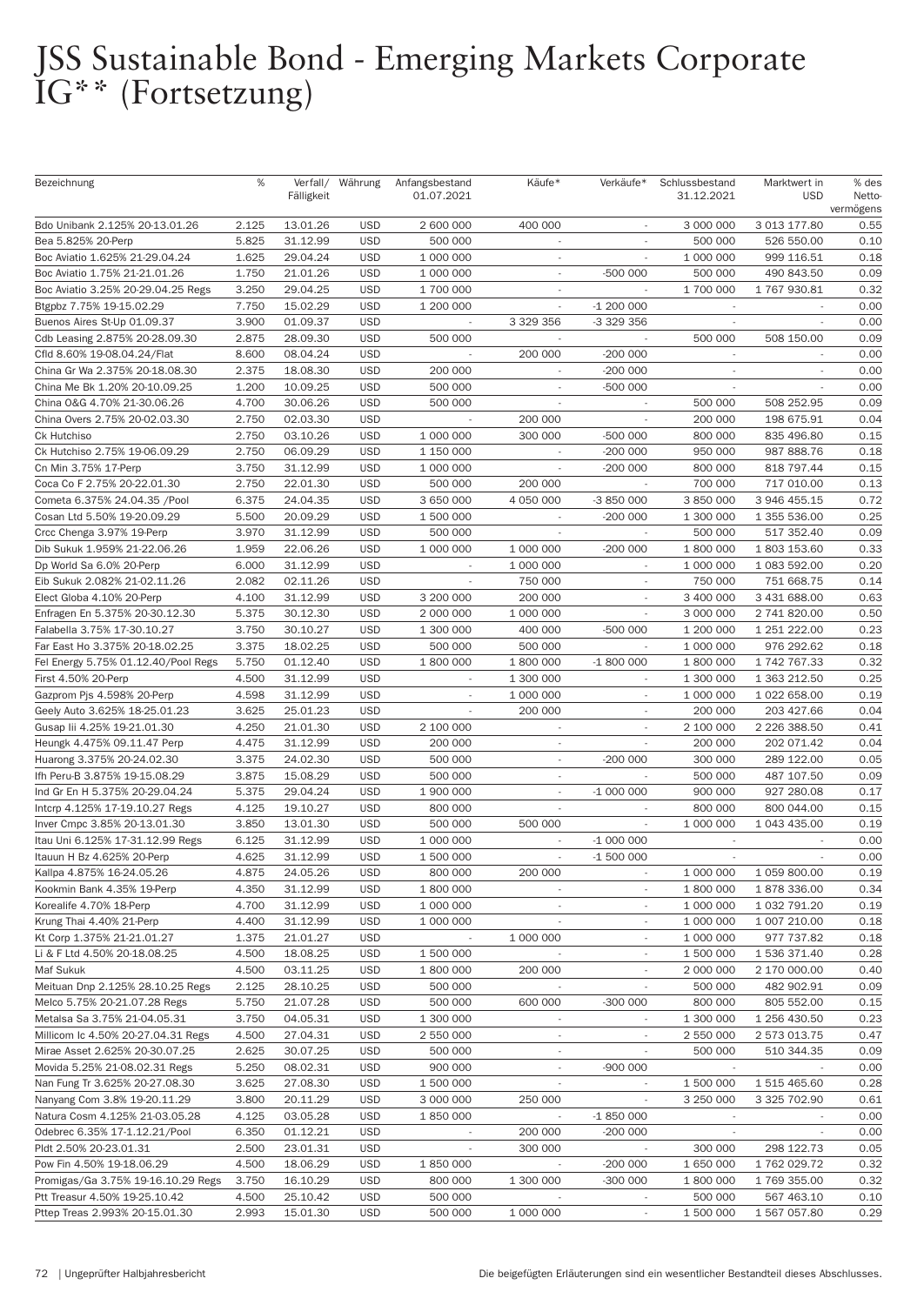# JSS Sustainable Bond - Emerging Markets Corporate IG** (Fortsetzung)

| Bezeichnung | % | Verfall/ Fälligkeit | Währung | Anfangsbestand 01.07.2021 | Käufe* | Verkäufe* | Schlussbestand 31.12.2021 | Marktwert in USD | % des Netto-vermögens |
|---|---|---|---|---|---|---|---|---|---|
| Bdo Unibank 2.125% 20-13.01.26 | 2.125 | 13.01.26 | USD | 2 600 000 | 400 000 | - | 3 000 000 | 3 013 177.80 | 0.55 |
| Bea 5.825% 20-Perp | 5.825 | 31.12.99 | USD | 500 000 | - | - | 500 000 | 526 550.00 | 0.10 |
| Boc Aviatio 1.625% 21-29.04.24 | 1.625 | 29.04.24 | USD | 1 000 000 | - | - | 1 000 000 | 999 116.51 | 0.18 |
| Boc Aviatio 1.75% 21-21.01.26 | 1.750 | 21.01.26 | USD | 1 000 000 | - | -500 000 | 500 000 | 490 843.50 | 0.09 |
| Boc Aviatio 3.25% 20-29.04.25 Regs | 3.250 | 29.04.25 | USD | 1 700 000 | - | - | 1 700 000 | 1 767 930.81 | 0.32 |
| Btgpbz 7.75% 19-15.02.29 | 7.750 | 15.02.29 | USD | 1 200 000 | - | -1 200 000 | - | - | 0.00 |
| Buenos Aires St-Up 01.09.37 | 3.900 | 01.09.37 | USD | - | 3 329 356 | -3 329 356 | - | - | 0.00 |
| Cdb Leasing 2.875% 20-28.09.30 | 2.875 | 28.09.30 | USD | 500 000 | - | - | 500 000 | 508 150.00 | 0.09 |
| Cfld 8.60% 19-08.04.24/Flat | 8.600 | 08.04.24 | USD | - | 200 000 | -200 000 | - | - | 0.00 |
| China Gr Wa 2.375% 20-18.08.30 | 2.375 | 18.08.30 | USD | 200 000 | - | -200 000 | - | - | 0.00 |
| China Me Bk 1.20% 20-10.09.25 | 1.200 | 10.09.25 | USD | 500 000 | - | -500 000 | - | - | 0.00 |
| China O&G 4.70% 21-30.06.26 | 4.700 | 30.06.26 | USD | 500 000 | - | - | 500 000 | 508 252.95 | 0.09 |
| China Overs 2.75% 20-02.03.30 | 2.750 | 02.03.30 | USD | - | 200 000 | - | 200 000 | 198 675.91 | 0.04 |
| Ck Hutchiso | 2.750 | 03.10.26 | USD | 1 000 000 | 300 000 | -500 000 | 800 000 | 835 496.80 | 0.15 |
| Ck Hutchiso 2.75% 19-06.09.29 | 2.750 | 06.09.29 | USD | 1 150 000 | - | -200 000 | 950 000 | 987 888.76 | 0.18 |
| Cn Min 3.75% 17-Perp | 3.750 | 31.12.99 | USD | 1 000 000 | - | -200 000 | 800 000 | 818 797.44 | 0.15 |
| Coca Co F 2.75% 20-22.01.30 | 2.750 | 22.01.30 | USD | 500 000 | 200 000 | - | 700 000 | 717 010.00 | 0.13 |
| Cometa 6.375% 24.04.35 /Pool | 6.375 | 24.04.35 | USD | 3 650 000 | 4 050 000 | -3 850 000 | 3 850 000 | 3 946 455.15 | 0.72 |
| Cosan Ltd 5.50% 19-20.09.29 | 5.500 | 20.09.29 | USD | 1 500 000 | - | -200 000 | 1 300 000 | 1 355 536.00 | 0.25 |
| Crcc Chenga 3.97% 19-Perp | 3.970 | 31.12.99 | USD | 500 000 | - | - | 500 000 | 517 352.40 | 0.09 |
| Dib Sukuk 1.959% 21-22.06.26 | 1.959 | 22.06.26 | USD | 1 000 000 | 1 000 000 | -200 000 | 1 800 000 | 1 803 153.60 | 0.33 |
| Dp World Sa 6.0% 20-Perp | 6.000 | 31.12.99 | USD | - | 1 000 000 | - | 1 000 000 | 1 083 592.00 | 0.20 |
| Eib Sukuk 2.082% 21-02.11.26 | 2.082 | 02.11.26 | USD | - | 750 000 | - | 750 000 | 751 668.75 | 0.14 |
| Elect Globa 4.10% 20-Perp | 4.100 | 31.12.99 | USD | 3 200 000 | 200 000 | - | 3 400 000 | 3 431 688.00 | 0.63 |
| Enfragen En 5.375% 20-30.12.30 | 5.375 | 30.12.30 | USD | 2 000 000 | 1 000 000 | - | 3 000 000 | 2 741 820.00 | 0.50 |
| Falabella 3.75% 17-30.10.27 | 3.750 | 30.10.27 | USD | 1 300 000 | 400 000 | -500 000 | 1 200 000 | 1 251 222.00 | 0.23 |
| Far East Ho 3.375% 20-18.02.25 | 3.375 | 18.02.25 | USD | 500 000 | 500 000 | - | 1 000 000 | 976 292.62 | 0.18 |
| Fel Energy 5.75% 01.12.40/Pool Regs | 5.750 | 01.12.40 | USD | 1 800 000 | 1 800 000 | -1 800 000 | 1 800 000 | 1 742 767.33 | 0.32 |
| First 4.50% 20-Perp | 4.500 | 31.12.99 | USD | - | 1 300 000 | - | 1 300 000 | 1 363 212.50 | 0.25 |
| Gazprom Pjs 4.598% 20-Perp | 4.598 | 31.12.99 | USD | - | 1 000 000 | - | 1 000 000 | 1 022 658.00 | 0.19 |
| Geely Auto 3.625% 18-25.01.23 | 3.625 | 25.01.23 | USD | - | 200 000 | - | 200 000 | 203 427.66 | 0.04 |
| Gusap Iii 4.25% 19-21.01.30 | 4.250 | 21.01.30 | USD | 2 100 000 | - | - | 2 100 000 | 2 226 388.50 | 0.41 |
| Heungk 4.475% 09.11.47 Perp | 4.475 | 31.12.99 | USD | 200 000 | - | - | 200 000 | 202 071.42 | 0.04 |
| Huarong 3.375% 20-24.02.30 | 3.375 | 24.02.30 | USD | 500 000 | - | -200 000 | 300 000 | 289 122.00 | 0.05 |
| Ifh Peru-B 3.875% 19-15.08.29 | 3.875 | 15.08.29 | USD | 500 000 | - | - | 500 000 | 487 107.50 | 0.09 |
| Ind Gr En H 5.375% 20-29.04.24 | 5.375 | 29.04.24 | USD | 1 900 000 | - | -1 000 000 | 900 000 | 927 280.08 | 0.17 |
| Intcrp 4.125% 17-19.10.27 Regs | 4.125 | 19.10.27 | USD | 800 000 | - | - | 800 000 | 800 044.00 | 0.15 |
| Inver Cmpc 3.85% 20-13.01.30 | 3.850 | 13.01.30 | USD | 500 000 | 500 000 | - | 1 000 000 | 1 043 435.00 | 0.19 |
| Itau Uni 6.125% 17-31.12.99 Regs | 6.125 | 31.12.99 | USD | 1 000 000 | - | -1 000 000 | - | - | 0.00 |
| Itauun H Bz 4.625% 20-Perp | 4.625 | 31.12.99 | USD | 1 500 000 | - | -1 500 000 | - | - | 0.00 |
| Kallpa 4.875% 16-24.05.26 | 4.875 | 24.05.26 | USD | 800 000 | 200 000 | - | 1 000 000 | 1 059 800.00 | 0.19 |
| Kookmin Bank 4.35% 19-Perp | 4.350 | 31.12.99 | USD | 1 800 000 | - | - | 1 800 000 | 1 878 336.00 | 0.34 |
| Korealife 4.70% 18-Perp | 4.700 | 31.12.99 | USD | 1 000 000 | - | - | 1 000 000 | 1 032 791.20 | 0.19 |
| Krung Thai 4.40% 21-Perp | 4.400 | 31.12.99 | USD | 1 000 000 | - | - | 1 000 000 | 1 007 210.00 | 0.18 |
| Kt Corp 1.375% 21-21.01.27 | 1.375 | 21.01.27 | USD | - | 1 000 000 | - | 1 000 000 | 977 737.82 | 0.18 |
| Li & F Ltd 4.50% 20-18.08.25 | 4.500 | 18.08.25 | USD | 1 500 000 | - | - | 1 500 000 | 1 536 371.40 | 0.28 |
| Maf Sukuk | 4.500 | 03.11.25 | USD | 1 800 000 | 200 000 | - | 2 000 000 | 2 170 000.00 | 0.40 |
| Meituan Dnp 2.125% 28.10.25 Regs | 2.125 | 28.10.25 | USD | 500 000 | - | - | 500 000 | 482 902.91 | 0.09 |
| Melco 5.75% 20-21.07.28 Regs | 5.750 | 21.07.28 | USD | 500 000 | 600 000 | -300 000 | 800 000 | 805 552.00 | 0.15 |
| Metalsa Sa 3.75% 21-04.05.31 | 3.750 | 04.05.31 | USD | 1 300 000 | - | - | 1 300 000 | 1 256 430.50 | 0.23 |
| Millicom Ic 4.50% 20-27.04.31 Regs | 4.500 | 27.04.31 | USD | 2 550 000 | - | - | 2 550 000 | 2 573 013.75 | 0.47 |
| Mirae Asset 2.625% 20-30.07.25 | 2.625 | 30.07.25 | USD | 500 000 | - | - | 500 000 | 510 344.35 | 0.09 |
| Movida 5.25% 21-08.02.31 Regs | 5.250 | 08.02.31 | USD | 900 000 | - | -900 000 | - | - | 0.00 |
| Nan Fung Tr 3.625% 20-27.08.30 | 3.625 | 27.08.30 | USD | 1 500 000 | - | - | 1 500 000 | 1 515 465.60 | 0.28 |
| Nanyang Com 3.8% 19-20.11.29 | 3.800 | 20.11.29 | USD | 3 000 000 | 250 000 | - | 3 250 000 | 3 325 702.90 | 0.61 |
| Natura Cosm 4.125% 21-03.05.28 | 4.125 | 03.05.28 | USD | 1 850 000 | - | -1 850 000 | - | - | 0.00 |
| Odebrec 6.35% 17-1.12.21/Pool | 6.350 | 01.12.21 | USD | - | 200 000 | -200 000 | - | - | 0.00 |
| Pldt 2.50% 20-23.01.31 | 2.500 | 23.01.31 | USD | - | 300 000 | - | 300 000 | 298 122.73 | 0.05 |
| Pow Fin 4.50% 19-18.06.29 | 4.500 | 18.06.29 | USD | 1 850 000 | - | -200 000 | 1 650 000 | 1 762 029.72 | 0.32 |
| Promigas/Ga 3.75% 19-16.10.29 Regs | 3.750 | 16.10.29 | USD | 800 000 | 1 300 000 | -300 000 | 1 800 000 | 1 769 355.00 | 0.32 |
| Ptt Treasur 4.50% 19-25.10.42 | 4.500 | 25.10.42 | USD | 500 000 | - | - | 500 000 | 567 463.10 | 0.10 |
| Pttep Treas 2.993% 20-15.01.30 | 2.993 | 15.01.30 | USD | 500 000 | 1 000 000 | - | 1 500 000 | 1 567 057.80 | 0.29 |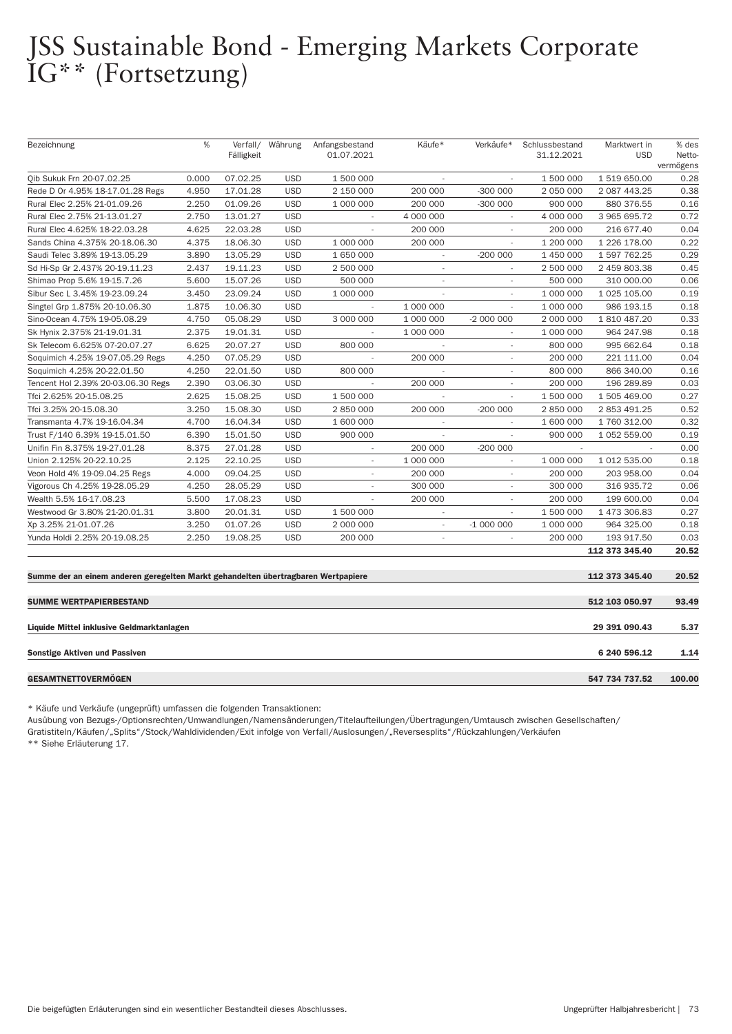# JSS Sustainable Bond - Emerging Markets Corporate IG** (Fortsetzung)

| Bezeichnung | % | Verfall/ Fälligkeit | Währung | Anfangsbestand 01.07.2021 | Käufe* | Verkäufe* | Schlussbestand 31.12.2021 | Marktwert in USD | % des Netto-vermögens |
|---|---|---|---|---|---|---|---|---|---|
| Qib Sukuk Frn 20-07.02.25 | 0.000 | 07.02.25 | USD | 1 500 000 | - | - | 1 500 000 | 1 519 650.00 | 0.28 |
| Rede D Or 4.95% 18-17.01.28 Regs | 4.950 | 17.01.28 | USD | 2 150 000 | 200 000 | -300 000 | 2 050 000 | 2 087 443.25 | 0.38 |
| Rural Elec 2.25% 21-01.09.26 | 2.250 | 01.09.26 | USD | 1 000 000 | 200 000 | -300 000 | 900 000 | 880 376.55 | 0.16 |
| Rural Elec 2.75% 21-13.01.27 | 2.750 | 13.01.27 | USD | - | 4 000 000 | - | 4 000 000 | 3 965 695.72 | 0.72 |
| Rural Elec 4.625% 18-22.03.28 | 4.625 | 22.03.28 | USD | - | 200 000 | - | 200 000 | 216 677.40 | 0.04 |
| Sands China 4.375% 20-18.06.30 | 4.375 | 18.06.30 | USD | 1 000 000 | 200 000 | - | 1 200 000 | 1 226 178.00 | 0.22 |
| Saudi Telec 3.89% 19-13.05.29 | 3.890 | 13.05.29 | USD | 1 650 000 | - | -200 000 | 1 450 000 | 1 597 762.25 | 0.29 |
| Sd Hi-Sp Gr 2.437% 20-19.11.23 | 2.437 | 19.11.23 | USD | 2 500 000 | - | - | 2 500 000 | 2 459 803.38 | 0.45 |
| Shimao Prop 5.6% 19-15.7.26 | 5.600 | 15.07.26 | USD | 500 000 | - | - | 500 000 | 310 000.00 | 0.06 |
| Sibur Sec L 3.45% 19-23.09.24 | 3.450 | 23.09.24 | USD | 1 000 000 | - | - | 1 000 000 | 1 025 105.00 | 0.19 |
| Singtel Grp 1.875% 20-10.06.30 | 1.875 | 10.06.30 | USD | - | 1 000 000 | - | 1 000 000 | 986 193.15 | 0.18 |
| Sino-Ocean 4.75% 19-05.08.29 | 4.750 | 05.08.29 | USD | 3 000 000 | 1 000 000 | -2 000 000 | 2 000 000 | 1 810 487.20 | 0.33 |
| Sk Hynix 2.375% 21-19.01.31 | 2.375 | 19.01.31 | USD | - | 1 000 000 | - | 1 000 000 | 964 247.98 | 0.18 |
| Sk Telecom 6.625% 07-20.07.27 | 6.625 | 20.07.27 | USD | 800 000 | - | - | 800 000 | 995 662.64 | 0.18 |
| Soquimich 4.25% 19-07.05.29 Regs | 4.250 | 07.05.29 | USD | - | 200 000 | - | 200 000 | 221 111.00 | 0.04 |
| Soquimich 4.25% 20-22.01.50 | 4.250 | 22.01.50 | USD | 800 000 | - | - | 800 000 | 866 340.00 | 0.16 |
| Tencent Hol 2.39% 20-03.06.30 Regs | 2.390 | 03.06.30 | USD | - | 200 000 | - | 200 000 | 196 289.89 | 0.03 |
| Tfci 2.625% 20-15.08.25 | 2.625 | 15.08.25 | USD | 1 500 000 | - | - | 1 500 000 | 1 505 469.00 | 0.27 |
| Tfci 3.25% 20-15.08.30 | 3.250 | 15.08.30 | USD | 2 850 000 | 200 000 | -200 000 | 2 850 000 | 2 853 491.25 | 0.52 |
| Transmanta 4.7% 19-16.04.34 | 4.700 | 16.04.34 | USD | 1 600 000 | - | - | 1 600 000 | 1 760 312.00 | 0.32 |
| Trust F/140 6.39% 19-15.01.50 | 6.390 | 15.01.50 | USD | 900 000 | - | - | 900 000 | 1 052 559.00 | 0.19 |
| Unifin Fin 8.375% 19-27.01.28 | 8.375 | 27.01.28 | USD | - | 200 000 | -200 000 | - | - | 0.00 |
| Union 2.125% 20-22.10.25 | 2.125 | 22.10.25 | USD | - | 1 000 000 | - | 1 000 000 | 1 012 535.00 | 0.18 |
| Veon Hold 4% 19-09.04.25 Regs | 4.000 | 09.04.25 | USD | - | 200 000 | - | 200 000 | 203 958.00 | 0.04 |
| Vigorous Ch 4.25% 19-28.05.29 | 4.250 | 28.05.29 | USD | - | 300 000 | - | 300 000 | 316 935.72 | 0.06 |
| Wealth 5.5% 16-17.08.23 | 5.500 | 17.08.23 | USD | - | 200 000 | - | 200 000 | 199 600.00 | 0.04 |
| Westwood Gr 3.80% 21-20.01.31 | 3.800 | 20.01.31 | USD | 1 500 000 | - | - | 1 500 000 | 1 473 306.83 | 0.27 |
| Xp 3.25% 21-01.07.26 | 3.250 | 01.07.26 | USD | 2 000 000 | - | -1 000 000 | 1 000 000 | 964 325.00 | 0.18 |
| Yunda Holdi 2.25% 20-19.08.25 | 2.250 | 19.08.25 | USD | 200 000 | - | - | 200 000 | 193 917.50 | 0.03 |
| | | | | | | | | **112 373 345.40** | **20.52** |
| **Summe der an einem anderen geregelten Markt gehandelten übertragbaren Wertpapiere** | | | | | | | | **112 373 345.40** | **20.52** |
| **SUMME WERTPAPIERBESTAND** | | | | | | | | **512 103 050.97** | **93.49** |
| **Liquide Mittel inklusive Geldmarktanlagen** | | | | | | | | **29 391 090.43** | **5.37** |
| **Sonstige Aktiven und Passiven** | | | | | | | | **6 240 596.12** | **1.14** |
| **GESAMTNETTOVERMÖGEN** | | | | | | | | **547 734 737.52** | **100.00** |

* Käufe und Verkäufe (ungeprüft) umfassen die folgenden Transaktionen:
Ausübung von Bezugs-/Optionsrechten/Umwandlungen/Namensänderungen/Titelaufteilungen/Übertragungen/Umtausch zwischen Gesellschaften/Gratistiteln/Käufen/„Splits"/Stock/Wahldividenden/Exit infolge von Verfall/Auslosungen/„Reversesplits"/Rückzahlungen/Verkäufen

** Siehe Erläuterung 17.

Die beigefügten Erläuterungen sind ein wesentlicher Bestandteil dieses Abschlusses.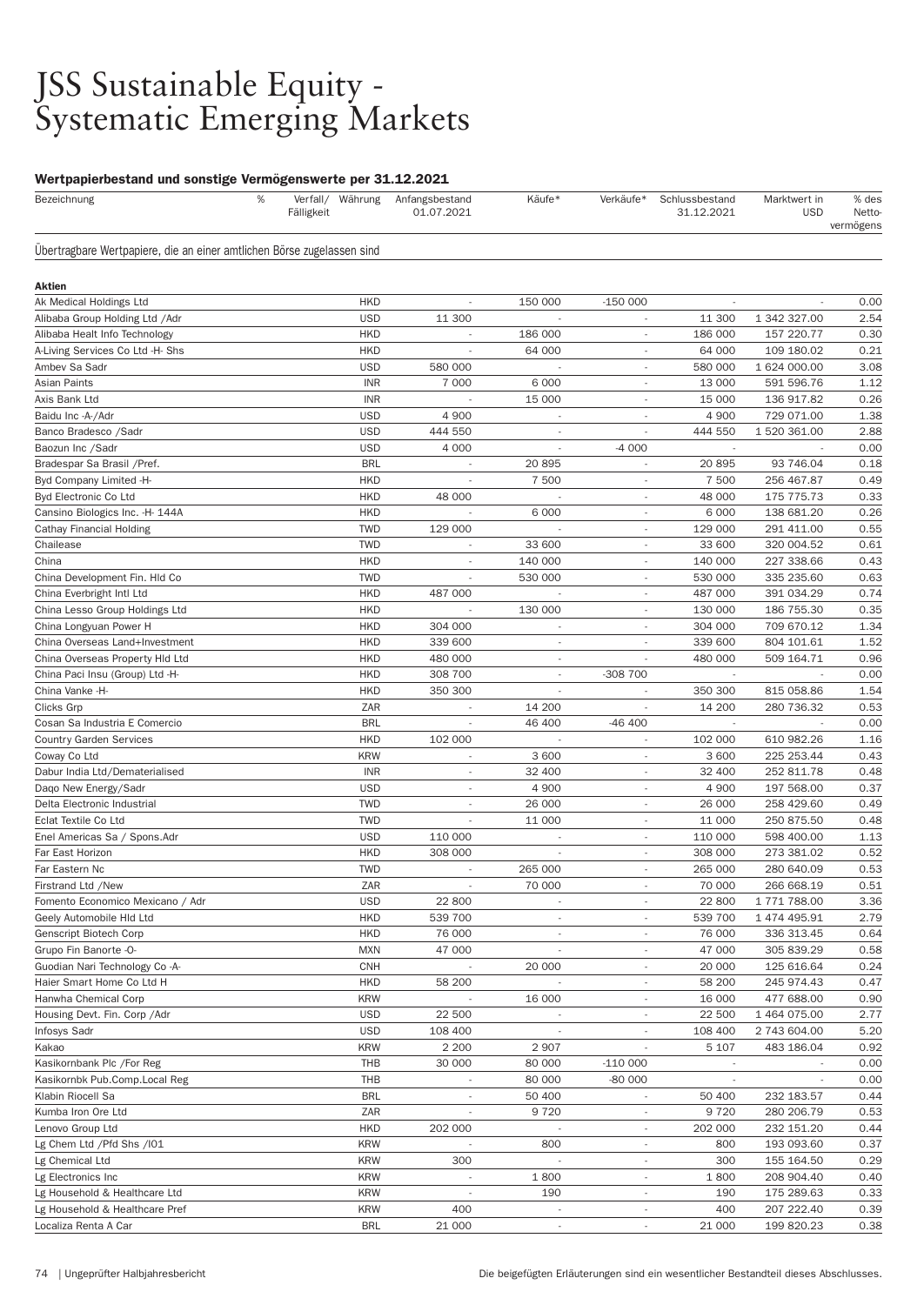# JSS Sustainable Equity - Systematic Emerging Markets

### Wertpapierbestand und sonstige Vermögenswerte per 31.12.2021

| Bezeichnung | % | Verfall/ Fälligkeit | Währung | Anfangsbestand 01.07.2021 | Käufe* | Verkäufe* | Schlussbestand 31.12.2021 | Marktwert in USD | % des Netto-vermögens |
|---|---|---|---|---|---|---|---|---|---|
| Übertragbare Wertpapiere, die an einer amtlichen Börse zugelassen sind | | | | | | | | | |
| **Aktien** | | | | | | | | | |
| Ak Medical Holdings Ltd | | | HKD | - | 150 000 | -150 000 | - | - | 0.00 |
| Alibaba Group Holding Ltd /Adr | | | USD | 11 300 | - | - | 11 300 | 1 342 327.00 | 2.54 |
| Alibaba Healt Info Technology | | | HKD | - | 186 000 | - | 186 000 | 157 220.77 | 0.30 |
| A-Living Services Co Ltd -H- Shs | | | HKD | - | 64 000 | - | 64 000 | 109 180.02 | 0.21 |
| Ambev Sa Sadr | | | USD | 580 000 | - | - | 580 000 | 1 624 000.00 | 3.08 |
| Asian Paints | | | INR | 7 000 | 6 000 | - | 13 000 | 591 596.76 | 1.12 |
| Axis Bank Ltd | | | INR | - | 15 000 | - | 15 000 | 136 917.82 | 0.26 |
| Baidu Inc -A-/Adr | | | USD | 4 900 | - | - | 4 900 | 729 071.00 | 1.38 |
| Banco Bradesco /Sadr | | | USD | 444 550 | - | - | 444 550 | 1 520 361.00 | 2.88 |
| Baozun Inc /Sadr | | | USD | 4 000 | - | -4 000 | - | - | 0.00 |
| Bradespar Sa Brasil /Pref. | | | BRL | - | 20 895 | - | 20 895 | 93 746.04 | 0.18 |
| Byd Company Limited -H- | | | HKD | - | 7 500 | - | 7 500 | 256 467.87 | 0.49 |
| Byd Electronic Co Ltd | | | HKD | 48 000 | - | - | 48 000 | 175 775.73 | 0.33 |
| Cansino Biologics Inc. -H- 144A | | | HKD | - | 6 000 | - | 6 000 | 138 681.20 | 0.26 |
| Cathay Financial Holding | | | TWD | 129 000 | - | - | 129 000 | 291 411.00 | 0.55 |
| Chailease | | | TWD | - | 33 600 | - | 33 600 | 320 004.52 | 0.61 |
| China | | | HKD | - | 140 000 | - | 140 000 | 227 338.66 | 0.43 |
| China Development Fin. Hld Co | | | TWD | - | 530 000 | - | 530 000 | 335 235.60 | 0.63 |
| China Everbright Intl Ltd | | | HKD | 487 000 | - | - | 487 000 | 391 034.29 | 0.74 |
| China Lesso Group Holdings Ltd | | | HKD | - | 130 000 | - | 130 000 | 186 755.30 | 0.35 |
| China Longyuan Power H | | | HKD | 304 000 | - | - | 304 000 | 709 670.12 | 1.34 |
| China Overseas Land+Investment | | | HKD | 339 600 | - | - | 339 600 | 804 101.61 | 1.52 |
| China Overseas Property Hld Ltd | | | HKD | 480 000 | - | - | 480 000 | 509 164.71 | 0.96 |
| China Paci Insu (Group) Ltd -H- | | | HKD | 308 700 | - | -308 700 | - | - | 0.00 |
| China Vanke -H- | | | HKD | 350 300 | - | - | 350 300 | 815 058.86 | 1.54 |
| Clicks Grp | | | ZAR | - | 14 200 | - | 14 200 | 280 736.32 | 0.53 |
| Cosan Sa Industria E Comercio | | | BRL | - | 46 400 | -46 400 | - | - | 0.00 |
| Country Garden Services | | | HKD | 102 000 | - | - | 102 000 | 610 982.26 | 1.16 |
| Coway Co Ltd | | | KRW | - | 3 600 | - | 3 600 | 225 253.44 | 0.43 |
| Dabur India Ltd/Dematerialised | | | INR | - | 32 400 | - | 32 400 | 252 811.78 | 0.48 |
| Daqo New Energy/Sadr | | | USD | - | 4 900 | - | 4 900 | 197 568.00 | 0.37 |
| Delta Electronic Industrial | | | TWD | - | 26 000 | - | 26 000 | 258 429.60 | 0.49 |
| Eclat Textile Co Ltd | | | TWD | - | 11 000 | - | 11 000 | 250 875.50 | 0.48 |
| Enel Americas Sa / Spons.Adr | | | USD | 110 000 | - | - | 110 000 | 598 400.00 | 1.13 |
| Far East Horizon | | | HKD | 308 000 | - | - | 308 000 | 273 381.02 | 0.52 |
| Far Eastern Nc | | | TWD | - | 265 000 | - | 265 000 | 280 640.09 | 0.53 |
| Firstrand Ltd /New | | | ZAR | - | 70 000 | - | 70 000 | 266 668.19 | 0.51 |
| Fomento Economico Mexicano / Adr | | | USD | 22 800 | - | - | 22 800 | 1 771 788.00 | 3.36 |
| Geely Automobile Hld Ltd | | | HKD | 539 700 | - | - | 539 700 | 1 474 495.91 | 2.79 |
| Genscript Biotech Corp | | | HKD | 76 000 | - | - | 76 000 | 336 313.45 | 0.64 |
| Grupo Fin Banorte -O- | | | MXN | 47 000 | - | - | 47 000 | 305 839.29 | 0.58 |
| Guodian Nari Technology Co -A- | | | CNH | - | 20 000 | - | 20 000 | 125 616.64 | 0.24 |
| Haier Smart Home Co Ltd H | | | HKD | 58 200 | - | - | 58 200 | 245 974.43 | 0.47 |
| Hanwha Chemical Corp | | | KRW | - | 16 000 | - | 16 000 | 477 688.00 | 0.90 |
| Housing Devt. Fin. Corp /Adr | | | USD | 22 500 | - | - | 22 500 | 1 464 075.00 | 2.77 |
| Infosys Sadr | | | USD | 108 400 | - | - | 108 400 | 2 743 604.00 | 5.20 |
| Kakao | | | KRW | 2 200 | 2 907 | - | 5 107 | 483 186.04 | 0.92 |
| Kasikornbank Plc /For Reg | | | THB | 30 000 | 80 000 | -110 000 | - | - | 0.00 |
| Kasikornbk Pub.Comp.Local Reg | | | THB | - | 80 000 | -80 000 | - | - | 0.00 |
| Klabin Riocell Sa | | | BRL | - | 50 400 | - | 50 400 | 232 183.57 | 0.44 |
| Kumba Iron Ore Ltd | | | ZAR | - | 9 720 | - | 9 720 | 280 206.79 | 0.53 |
| Lenovo Group Ltd | | | HKD | 202 000 | - | - | 202 000 | 232 151.20 | 0.44 |
| Lg Chem Ltd /Pfd Shs /I01 | | | KRW | - | 800 | - | 800 | 193 093.60 | 0.37 |
| Lg Chemical Ltd | | | KRW | 300 | - | - | 300 | 155 164.50 | 0.29 |
| Lg Electronics Inc | | | KRW | - | 1 800 | - | 1 800 | 208 904.40 | 0.40 |
| Lg Household & Healthcare Ltd | | | KRW | - | 190 | - | 190 | 175 289.63 | 0.33 |
| Lg Household & Healthcare Pref | | | KRW | 400 | - | - | 400 | 207 222.40 | 0.39 |
| Localiza Renta A Car | | | BRL | 21 000 | - | - | 21 000 | 199 820.23 | 0.38 |

Die beigefügten Erläuterungen sind ein wesentlicher Bestandteil dieses Abschlusses.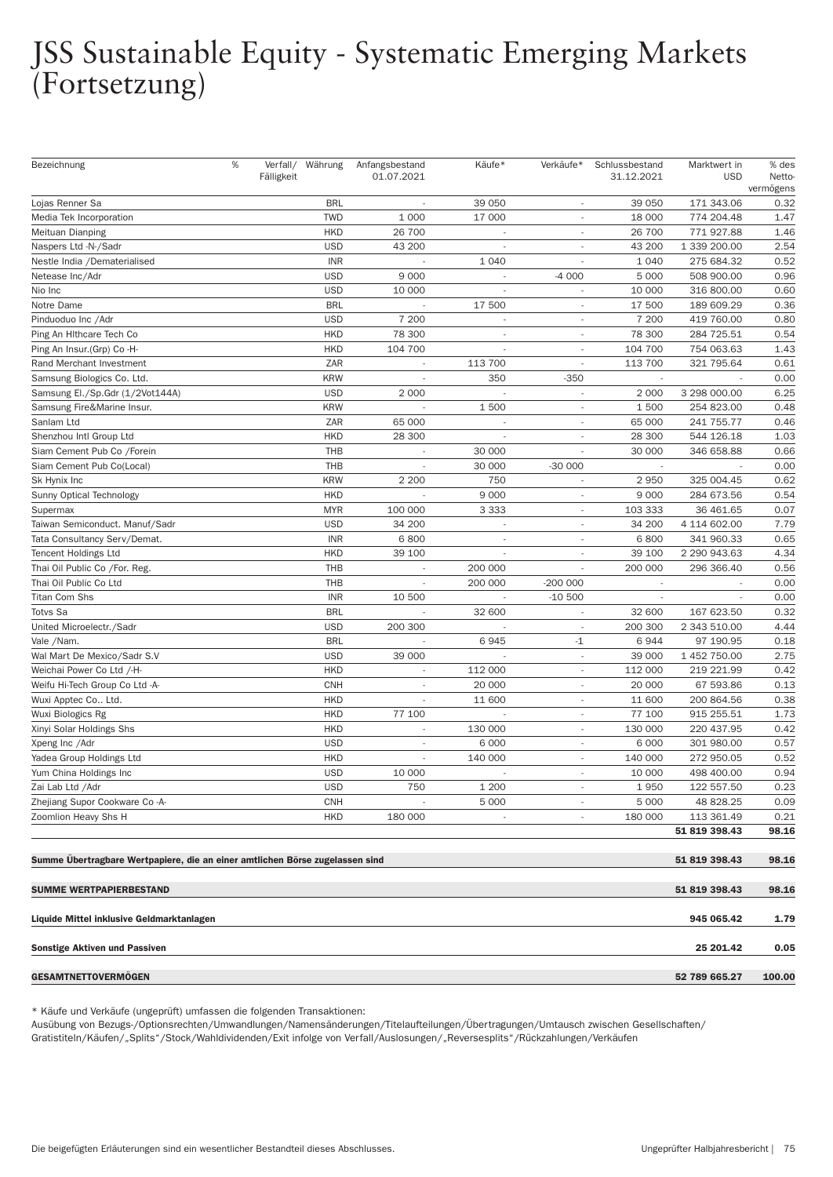# JSS Sustainable Equity - Systematic Emerging Markets (Fortsetzung)

| Bezeichnung | % | Verfall/ Fälligkeit | Währung | Anfangsbestand 01.07.2021 | Käufe* | Verkäufe* | Schlussbestand 31.12.2021 | Marktwert in USD | % des Netto-vermögens |
|---|---|---|---|---|---|---|---|---|---|
| Lojas Renner Sa | | | BRL | - | 39 050 | - | 39 050 | 171 343.06 | 0.32 |
| Media Tek Incorporation | | | TWD | 1 000 | 17 000 | - | 18 000 | 774 204.48 | 1.47 |
| Meituan Dianping | | | HKD | 26 700 | - | - | 26 700 | 771 927.88 | 1.46 |
| Naspers Ltd -N-/Sadr | | | USD | 43 200 | - | - | 43 200 | 1 339 200.00 | 2.54 |
| Nestle India /Dematerialised | | | INR | - | 1 040 | - | 1 040 | 275 684.32 | 0.52 |
| Netease Inc/Adr | | | USD | 9 000 | - | -4 000 | 5 000 | 508 900.00 | 0.96 |
| Nio Inc | | | USD | 10 000 | - | - | 10 000 | 316 800.00 | 0.60 |
| Notre Dame | | | BRL | - | 17 500 | - | 17 500 | 189 609.29 | 0.36 |
| Pinduoduo Inc /Adr | | | USD | 7 200 | - | - | 7 200 | 419 760.00 | 0.80 |
| Ping An Hlthcare Tech Co | | | HKD | 78 300 | - | - | 78 300 | 284 725.51 | 0.54 |
| Ping An Insur.(Grp) Co -H- | | | HKD | 104 700 | - | - | 104 700 | 754 063.63 | 1.43 |
| Rand Merchant Investment | | | ZAR | - | 113 700 | - | 113 700 | 321 795.64 | 0.61 |
| Samsung Biologics Co. Ltd. | | | KRW | - | 350 | -350 | - | - | 0.00 |
| Samsung El./Sp.Gdr (1/2Vot144A) | | | USD | 2 000 | - | - | 2 000 | 3 298 000.00 | 6.25 |
| Samsung Fire&Marine Insur. | | | KRW | - | 1 500 | - | 1 500 | 254 823.00 | 0.48 |
| Sanlam Ltd | | | ZAR | 65 000 | - | - | 65 000 | 241 755.77 | 0.46 |
| Shenzhou Intl Group Ltd | | | HKD | 28 300 | - | - | 28 300 | 544 126.18 | 1.03 |
| Siam Cement Pub Co /Forein | | | THB | - | 30 000 | - | 30 000 | 346 658.88 | 0.66 |
| Siam Cement Pub Co(Local) | | | THB | - | 30 000 | -30 000 | - | - | 0.00 |
| Sk Hynix Inc | | | KRW | 2 200 | 750 | - | 2 950 | 325 004.45 | 0.62 |
| Sunny Optical Technology | | | HKD | - | 9 000 | - | 9 000 | 284 673.56 | 0.54 |
| Supermax | | | MYR | 100 000 | 3 333 | - | 103 333 | 36 461.65 | 0.07 |
| Taiwan Semiconduct. Manuf/Sadr | | | USD | 34 200 | - | - | 34 200 | 4 114 602.00 | 7.79 |
| Tata Consultancy Serv/Demat. | | | INR | 6 800 | - | - | 6 800 | 341 960.33 | 0.65 |
| Tencent Holdings Ltd | | | HKD | 39 100 | - | - | 39 100 | 2 290 943.63 | 4.34 |
| Thai Oil Public Co /For. Reg. | | | THB | - | 200 000 | - | 200 000 | 296 366.40 | 0.56 |
| Thai Oil Public Co Ltd | | | THB | - | 200 000 | -200 000 | - | - | 0.00 |
| Titan Com Shs | | | INR | 10 500 | - | -10 500 | - | - | 0.00 |
| Totvs Sa | | | BRL | - | 32 600 | - | 32 600 | 167 623.50 | 0.32 |
| United Microelectr./Sadr | | | USD | 200 300 | - | - | 200 300 | 2 343 510.00 | 4.44 |
| Vale /Nam. | | | BRL | - | 6 945 | -1 | 6 944 | 97 190.95 | 0.18 |
| Wal Mart De Mexico/Sadr S.V | | | USD | 39 000 | - | - | 39 000 | 1 452 750.00 | 2.75 |
| Weichai Power Co Ltd /-H- | | | HKD | - | 112 000 | - | 112 000 | 219 221.99 | 0.42 |
| Weifu Hi-Tech Group Co Ltd -A- | | | CNH | - | 20 000 | - | 20 000 | 67 593.86 | 0.13 |
| Wuxi Apptec Co.. Ltd. | | | HKD | - | 11 600 | - | 11 600 | 200 864.56 | 0.38 |
| Wuxi Biologics Rg | | | HKD | 77 100 | - | - | 77 100 | 915 255.51 | 1.73 |
| Xinyi Solar Holdings Shs | | | HKD | - | 130 000 | - | 130 000 | 220 437.95 | 0.42 |
| Xpeng Inc /Adr | | | USD | - | 6 000 | - | 6 000 | 301 980.00 | 0.57 |
| Yadea Group Holdings Ltd | | | HKD | - | 140 000 | - | 140 000 | 272 950.05 | 0.52 |
| Yum China Holdings Inc | | | USD | 10 000 | - | - | 10 000 | 498 400.00 | 0.94 |
| Zai Lab Ltd /Adr | | | USD | 750 | 1 200 | - | 1 950 | 122 557.50 | 0.23 |
| Zhejiang Supor Cookware Co -A- | | | CNH | - | 5 000 | - | 5 000 | 48 828.25 | 0.09 |
| Zoomlion Heavy Shs H | | | HKD | 180 000 | - | - | 180 000 | 113 361.49 | 0.21 |
| | | | | | | | | **51 819 398.43** | **98.16** |
| **Summe Übertragbare Wertpapiere, die an einer amtlichen Börse zugelassen sind** | | | | | | | | **51 819 398.43** | **98.16** |
| **SUMME WERTPAPIERBESTAND** | | | | | | | | **51 819 398.43** | **98.16** |
| **Liquide Mittel inklusive Geldmarktanlagen** | | | | | | | | **945 065.42** | **1.79** |
| **Sonstige Aktiven und Passiven** | | | | | | | | **25 201.42** | **0.05** |
| **GESAMTNETTOVERMÖGEN** | | | | | | | | **52 789 665.27** | **100.00** |

* Käufe und Verkäufe (ungeprüft) umfassen die folgenden Transaktionen:
Ausübung von Bezugs-/Optionsrechten/Umwandlungen/Namensänderungen/Titelaufteilungen/Übertragungen/Umtausch zwischen Gesellschaften/Gratistiteln/Käufen/„Splits"/Stock/Wahldividenden/Exit infolge von Verfall/Auslosungen/„Reversesplits"/Rückzahlungen/Verkäufen

Die beigefügten Erläuterungen sind ein wesentlicher Bestandteil dieses Abschlusses.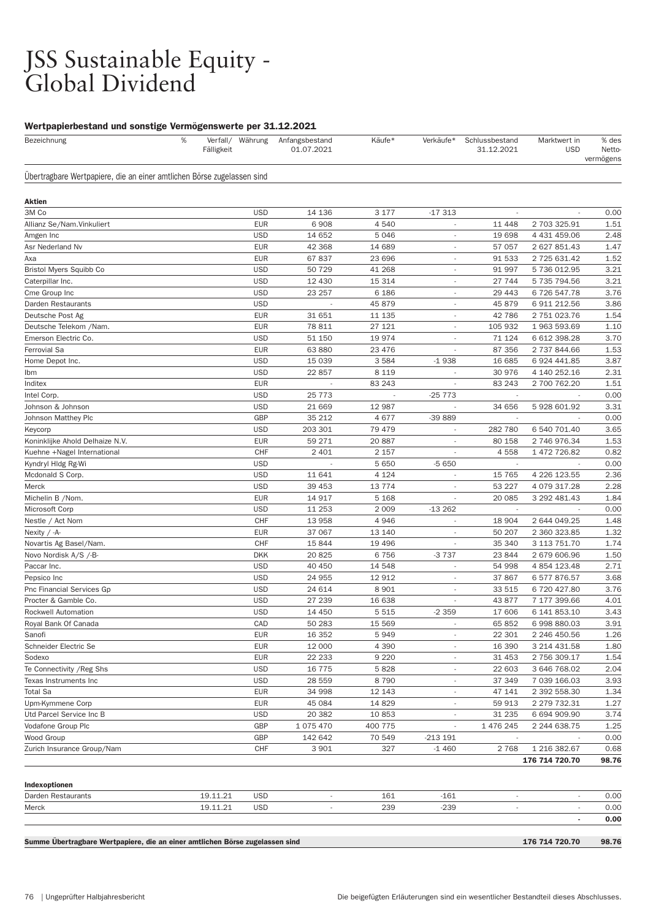# JSS Sustainable Equity - Global Dividend

### Wertpapierbestand und sonstige Vermögenswerte per 31.12.2021

| Bezeichnung | % | Verfall/ Fälligkeit | Währung | Anfangsbestand 01.07.2021 | Käufe* | Verkäufe* | Schlussbestand 31.12.2021 | Marktwert in USD | % des Netto-vermögens |
|---|---|---|---|---|---|---|---|---|---|
| **Übertragbare Wertpapiere, die an einer amtlichen Börse zugelassen sind** | | | | | | | | | |
| **Aktien** | | | | | | | | | |
| 3M Co | | | USD | 14 136 | 3 177 | -17 313 | - | - | 0.00 |
| Allianz Se/Nam.Vinkuliert | | | EUR | 6 908 | 4 540 | - | 11 448 | 2 703 325.91 | 1.51 |
| Amgen Inc | | | USD | 14 652 | 5 046 | - | 19 698 | 4 431 459.06 | 2.48 |
| Asr Nederland Nv | | | EUR | 42 368 | 14 689 | - | 57 057 | 2 627 851.43 | 1.47 |
| Axa | | | EUR | 67 837 | 23 696 | - | 91 533 | 2 725 631.42 | 1.52 |
| Bristol Myers Squibb Co | | | USD | 50 729 | 41 268 | - | 91 997 | 5 736 012.95 | 3.21 |
| Caterpillar Inc. | | | USD | 12 430 | 15 314 | - | 27 744 | 5 735 794.56 | 3.21 |
| Cme Group Inc | | | USD | 23 257 | 6 186 | - | 29 443 | 6 726 547.78 | 3.76 |
| Darden Restaurants | | | USD | - | 45 879 | - | 45 879 | 6 911 212.56 | 3.86 |
| Deutsche Post Ag | | | EUR | 31 651 | 11 135 | - | 42 786 | 2 751 023.76 | 1.54 |
| Deutsche Telekom /Nam. | | | EUR | 78 811 | 27 121 | - | 105 932 | 1 963 593.69 | 1.10 |
| Emerson Electric Co. | | | USD | 51 150 | 19 974 | - | 71 124 | 6 612 398.28 | 3.70 |
| Ferrovial Sa | | | EUR | 63 880 | 23 476 | - | 87 356 | 2 737 844.66 | 1.53 |
| Home Depot Inc. | | | USD | 15 039 | 3 584 | -1 938 | 16 685 | 6 924 441.85 | 3.87 |
| Ibm | | | USD | 22 857 | 8 119 | - | 30 976 | 4 140 252.16 | 2.31 |
| Inditex | | | EUR | - | 83 243 | - | 83 243 | 2 700 762.20 | 1.51 |
| Intel Corp. | | | USD | 25 773 | - | -25 773 | - | - | 0.00 |
| Johnson & Johnson | | | USD | 21 669 | 12 987 | - | 34 656 | 5 928 601.92 | 3.31 |
| Johnson Matthey Plc | | | GBP | 35 212 | 4 677 | -39 889 | - | - | 0.00 |
| Keycorp | | | USD | 203 301 | 79 479 | - | 282 780 | 6 540 701.40 | 3.65 |
| Koninklijke Ahold Delhaize N.V. | | | EUR | 59 271 | 20 887 | - | 80 158 | 2 746 976.34 | 1.53 |
| Kuehne +Nagel International | | | CHF | 2 401 | 2 157 | - | 4 558 | 1 472 726.82 | 0.82 |
| Kyndryl Hldg Rg-Wi | | | USD | - | 5 650 | -5 650 | - | - | 0.00 |
| Mcdonald S Corp. | | | USD | 11 641 | 4 124 | - | 15 765 | 4 226 123.55 | 2.36 |
| Merck | | | USD | 39 453 | 13 774 | - | 53 227 | 4 079 317.28 | 2.28 |
| Michelin B /Nom. | | | EUR | 14 917 | 5 168 | - | 20 085 | 3 292 481.43 | 1.84 |
| Microsoft Corp | | | USD | 11 253 | 2 009 | -13 262 | - | - | 0.00 |
| Nestle / Act Nom | | | CHF | 13 958 | 4 946 | - | 18 904 | 2 644 049.25 | 1.48 |
| Nexity / -A- | | | EUR | 37 067 | 13 140 | - | 50 207 | 2 360 323.85 | 1.32 |
| Novartis Ag Basel/Nam. | | | CHF | 15 844 | 19 496 | - | 35 340 | 3 113 751.70 | 1.74 |
| Novo Nordisk A/S /-B- | | | DKK | 20 825 | 6 756 | -3 737 | 23 844 | 2 679 606.96 | 1.50 |
| Paccar Inc. | | | USD | 40 450 | 14 548 | - | 54 998 | 4 854 123.48 | 2.71 |
| Pepsico Inc | | | USD | 24 955 | 12 912 | - | 37 867 | 6 577 876.57 | 3.68 |
| Pnc Financial Services Gp | | | USD | 24 614 | 8 901 | - | 33 515 | 6 720 427.80 | 3.76 |
| Procter & Gamble Co. | | | USD | 27 239 | 16 638 | - | 43 877 | 7 177 399.66 | 4.01 |
| Rockwell Automation | | | USD | 14 450 | 5 515 | -2 359 | 17 606 | 6 141 853.10 | 3.43 |
| Royal Bank Of Canada | | | CAD | 50 283 | 15 569 | - | 65 852 | 6 998 880.03 | 3.91 |
| Sanofi | | | EUR | 16 352 | 5 949 | - | 22 301 | 2 246 450.56 | 1.26 |
| Schneider Electric Se | | | EUR | 12 000 | 4 390 | - | 16 390 | 3 214 431.58 | 1.80 |
| Sodexo | | | EUR | 22 233 | 9 220 | - | 31 453 | 2 756 309.17 | 1.54 |
| Te Connectivity /Reg Shs | | | USD | 16 775 | 5 828 | - | 22 603 | 3 646 768.02 | 2.04 |
| Texas Instruments Inc | | | USD | 28 559 | 8 790 | - | 37 349 | 7 039 166.03 | 3.93 |
| Total Sa | | | EUR | 34 998 | 12 143 | - | 47 141 | 2 392 558.30 | 1.34 |
| Upm-Kymmene Corp | | | EUR | 45 084 | 14 829 | - | 59 913 | 2 279 732.31 | 1.27 |
| Utd Parcel Service Inc B | | | USD | 20 382 | 10 853 | - | 31 235 | 6 694 909.90 | 3.74 |
| Vodafone Group Plc | | | GBP | 1 075 470 | 400 775 | - | 1 476 245 | 2 244 638.75 | 1.25 |
| Wood Group | | | GBP | 142 642 | 70 549 | -213 191 | - | - | 0.00 |
| Zurich Insurance Group/Nam | | | CHF | 3 901 | 327 | -1 460 | 2 768 | 1 216 382.67 | 0.68 |
| | | | | | | | | **176 714 720.70** | **98.76** |
| **Indexoptionen** | | | | | | | | | |
| Darden Restaurants | | 19.11.21 | USD | - | 161 | -161 | - | - | 0.00 |
| Merck | | 19.11.21 | USD | - | 239 | -239 | - | - | 0.00 |
| | | | | | | | | **-** | **0.00** |
| **Summe Übertragbare Wertpapiere, die an einer amtlichen Börse zugelassen sind** | | | | | | | | **176 714 720.70** | **98.76** |

Die beigefügten Erläuterungen sind ein wesentlicher Bestandteil dieses Abschlusses.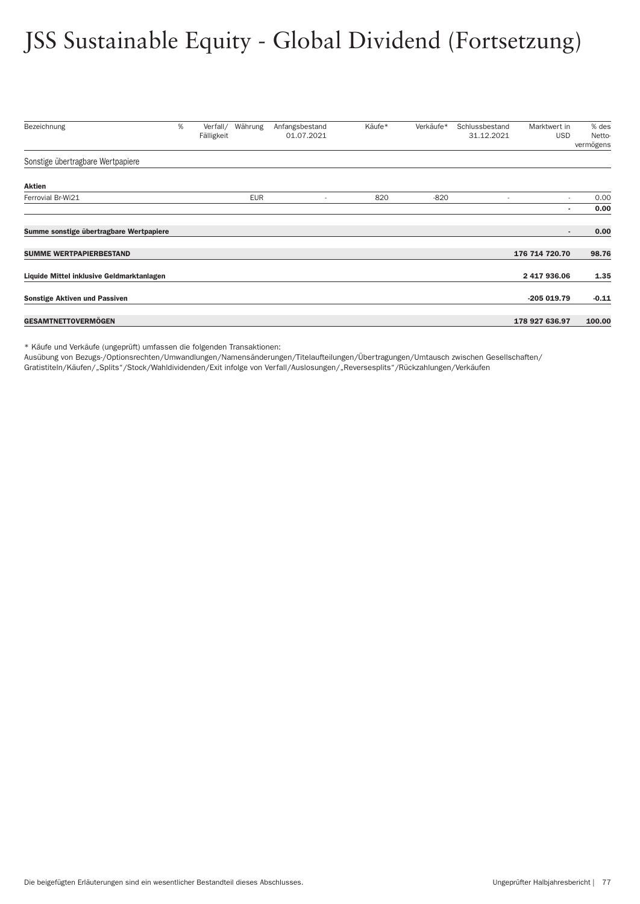# JSS Sustainable Equity - Global Dividend (Fortsetzung)

| Bezeichnung | % | Verfall/ Fälligkeit | Währung | Anfangsbestand 01.07.2021 | Käufe* | Verkäufe* | Schlussbestand 31.12.2021 | Marktwert in USD | % des Netto-vermögens |
|---|---|---|---|---|---|---|---|---|---|
| Sonstige übertragbare Wertpapiere | | | | | | | | | |
| **Aktien** | | | | | | | | | |
| Ferrovial Br-Wi21 | | | EUR | - | 820 | -820 | - | - | 0.00 |
| | | | | | | | | **-** | **0.00** |
| **Summe sonstige übertragbare Wertpapiere** | | | | | | | | **-** | **0.00** |
| **SUMME WERTPAPIERBESTAND** | | | | | | | | **176 714 720.70** | **98.76** |
| **Liquide Mittel inklusive Geldmarktanlagen** | | | | | | | | **2 417 936.06** | **1.35** |
| **Sonstige Aktiven und Passiven** | | | | | | | | **-205 019.79** | **-0.11** |
| **GESAMTNETTOVERMÖGEN** | | | | | | | | **178 927 636.97** | **100.00** |

* Käufe und Verkäufe (ungeprüft) umfassen die folgenden Transaktionen:
Ausübung von Bezugs-/Optionsrechten/Umwandlungen/Namensänderungen/Titelaufteilungen/Übertragungen/Umtausch zwischen Gesellschaften/Gratistiteln/Käufen/„Splits"/Stock/Wahldividenden/Exit infolge von Verfall/Auslosungen/„Reversesplits"/Rückzahlungen/Verkäufen

Die beigefügten Erläuterungen sind ein wesentlicher Bestandteil dieses Abschlusses.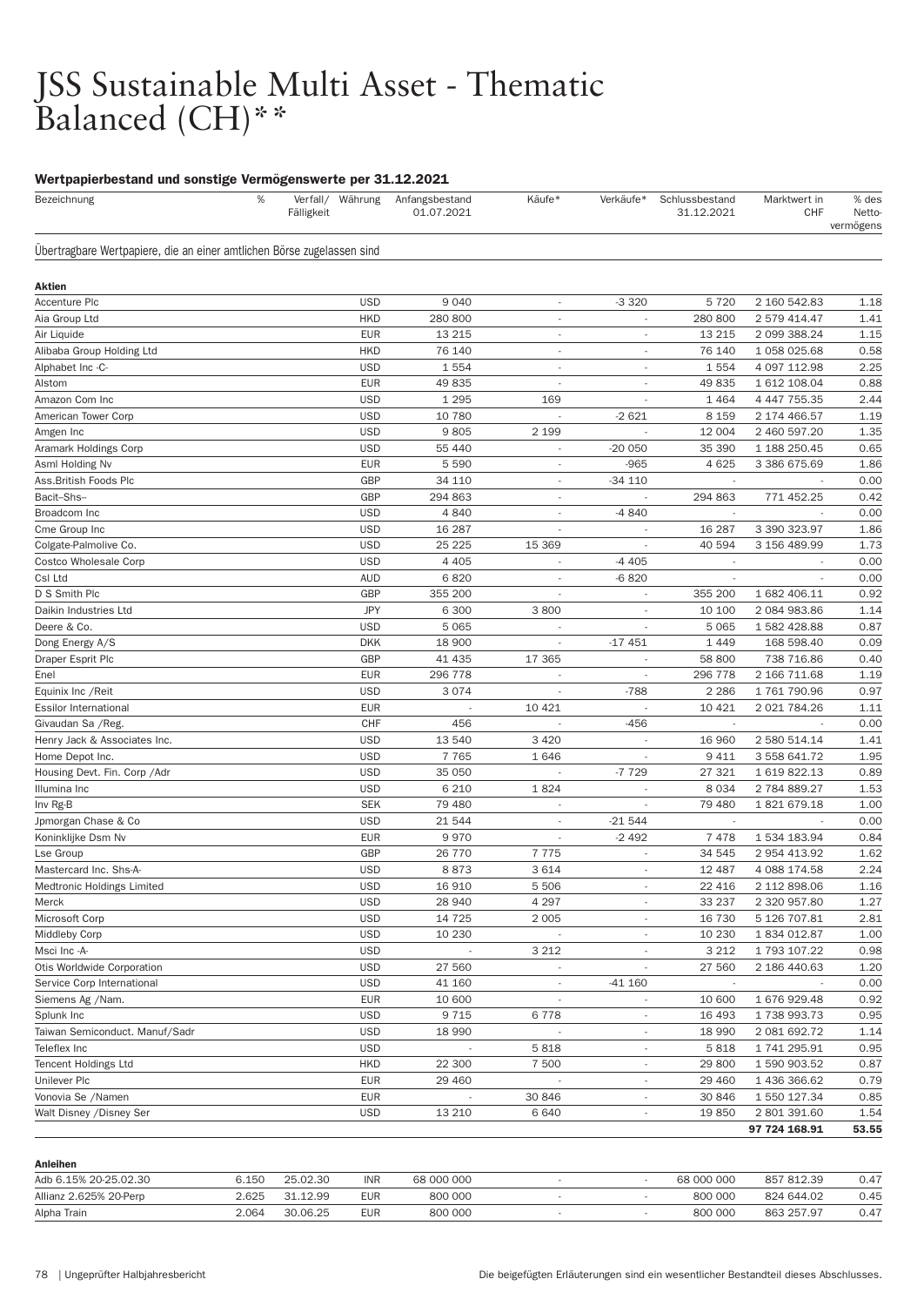# JSS Sustainable Multi Asset - Thematic Balanced (CH)**

### Wertpapierbestand und sonstige Vermögenswerte per 31.12.2021

| Bezeichnung | % | Verfall/ Fälligkeit | Währung | Anfangsbestand 01.07.2021 | Käufe* | Verkäufe* | Schlussbestand 31.12.2021 | Marktwert in CHF | % des Netto-vermögens |
|---|---|---|---|---|---|---|---|---|---|
| Übertragbare Wertpapiere, die an einer amtlichen Börse zugelassen sind | | | | | | | | | |
| **Aktien** | | | | | | | | | |
| Accenture Plc | | | USD | 9 040 | - | -3 320 | 5 720 | 2 160 542.83 | 1.18 |
| Aia Group Ltd | | | HKD | 280 800 | - | - | 280 800 | 2 579 414.47 | 1.41 |
| Air Liquide | | | EUR | 13 215 | - | - | 13 215 | 2 099 388.24 | 1.15 |
| Alibaba Group Holding Ltd | | | HKD | 76 140 | - | - | 76 140 | 1 058 025.68 | 0.58 |
| Alphabet Inc -C- | | | USD | 1 554 | - | - | 1 554 | 4 097 112.98 | 2.25 |
| Alstom | | | EUR | 49 835 | - | - | 49 835 | 1 612 108.04 | 0.88 |
| Amazon Com Inc | | | USD | 1 295 | 169 | - | 1 464 | 4 447 755.35 | 2.44 |
| American Tower Corp | | | USD | 10 780 | - | -2 621 | 8 159 | 2 174 466.57 | 1.19 |
| Amgen Inc | | | USD | 9 805 | 2 199 | - | 12 004 | 2 460 597.20 | 1.35 |
| Aramark Holdings Corp | | | USD | 55 440 | - | -20 050 | 35 390 | 1 188 250.45 | 0.65 |
| Asml Holding Nv | | | EUR | 5 590 | - | -965 | 4 625 | 3 386 675.69 | 1.86 |
| Ass.British Foods Plc | | | GBP | 34 110 | - | -34 110 | - | - | 0.00 |
| Bacit–Shs– | | | GBP | 294 863 | - | - | 294 863 | 771 452.25 | 0.42 |
| Broadcom Inc | | | USD | 4 840 | - | -4 840 | - | - | 0.00 |
| Cme Group Inc | | | USD | 16 287 | - | - | 16 287 | 3 390 323.97 | 1.86 |
| Colgate-Palmolive Co. | | | USD | 25 225 | 15 369 | - | 40 594 | 3 156 489.99 | 1.73 |
| Costco Wholesale Corp | | | USD | 4 405 | - | -4 405 | - | - | 0.00 |
| Csl Ltd | | | AUD | 6 820 | - | -6 820 | - | - | 0.00 |
| D S Smith Plc | | | GBP | 355 200 | - | - | 355 200 | 1 682 406.11 | 0.92 |
| Daikin Industries Ltd | | | JPY | 6 300 | 3 800 | - | 10 100 | 2 084 983.86 | 1.14 |
| Deere & Co. | | | USD | 5 065 | - | - | 5 065 | 1 582 428.88 | 0.87 |
| Dong Energy A/S | | | DKK | 18 900 | - | -17 451 | 1 449 | 168 598.40 | 0.09 |
| Draper Esprit Plc | | | GBP | 41 435 | 17 365 | - | 58 800 | 738 716.86 | 0.40 |
| Enel | | | EUR | 296 778 | - | - | 296 778 | 2 166 711.68 | 1.19 |
| Equinix Inc /Reit | | | USD | 3 074 | - | -788 | 2 286 | 1 761 790.96 | 0.97 |
| Essilor International | | | EUR | - | 10 421 | - | 10 421 | 2 021 784.26 | 1.11 |
| Givaudan Sa /Reg. | | | CHF | 456 | - | -456 | - | - | 0.00 |
| Henry Jack & Associates Inc. | | | USD | 13 540 | 3 420 | - | 16 960 | 2 580 514.14 | 1.41 |
| Home Depot Inc. | | | USD | 7 765 | 1 646 | - | 9 411 | 3 558 641.72 | 1.95 |
| Housing Devt. Fin. Corp /Adr | | | USD | 35 050 | - | -7 729 | 27 321 | 1 619 822.13 | 0.89 |
| Illumina Inc | | | USD | 6 210 | 1 824 | - | 8 034 | 2 784 889.27 | 1.53 |
| Inv Rg-B | | | SEK | 79 480 | - | - | 79 480 | 1 821 679.18 | 1.00 |
| Jpmorgan Chase & Co | | | USD | 21 544 | - | -21 544 | - | - | 0.00 |
| Koninklijke Dsm Nv | | | EUR | 9 970 | - | -2 492 | 7 478 | 1 534 183.94 | 0.84 |
| Lse Group | | | GBP | 26 770 | 7 775 | - | 34 545 | 2 954 413.92 | 1.62 |
| Mastercard Inc. Shs-A- | | | USD | 8 873 | 3 614 | - | 12 487 | 4 088 174.58 | 2.24 |
| Medtronic Holdings Limited | | | USD | 16 910 | 5 506 | - | 22 416 | 2 112 898.06 | 1.16 |
| Merck | | | USD | 28 940 | 4 297 | - | 33 237 | 2 320 957.80 | 1.27 |
| Microsoft Corp | | | USD | 14 725 | 2 005 | - | 16 730 | 5 126 707.81 | 2.81 |
| Middleby Corp | | | USD | 10 230 | - | - | 10 230 | 1 834 012.87 | 1.00 |
| Msci Inc -A- | | | USD | - | 3 212 | - | 3 212 | 1 793 107.22 | 0.98 |
| Otis Worldwide Corporation | | | USD | 27 560 | - | - | 27 560 | 2 186 440.63 | 1.20 |
| Service Corp International | | | USD | 41 160 | - | -41 160 | - | - | 0.00 |
| Siemens Ag /Nam. | | | EUR | 10 600 | - | - | 10 600 | 1 676 929.48 | 0.92 |
| Splunk Inc | | | USD | 9 715 | 6 778 | - | 16 493 | 1 738 993.73 | 0.95 |
| Taiwan Semiconduct. Manuf/Sadr | | | USD | 18 990 | - | - | 18 990 | 2 081 692.72 | 1.14 |
| Teleflex Inc | | | USD | - | 5 818 | - | 5 818 | 1 741 295.91 | 0.95 |
| Tencent Holdings Ltd | | | HKD | 22 300 | 7 500 | - | 29 800 | 1 590 903.52 | 0.87 |
| Unilever Plc | | | EUR | 29 460 | - | - | 29 460 | 1 436 366.62 | 0.79 |
| Vonovia Se /Namen | | | EUR | - | 30 846 | - | 30 846 | 1 550 127.34 | 0.85 |
| Walt Disney /Disney Ser | | | USD | 13 210 | 6 640 | - | 19 850 | 2 801 391.60 | 1.54 |
| | | | | | | | | **97 724 168.91** | **53.55** |
| **Anleihen** | | | | | | | | | |
| Adb 6.15% 20-25.02.30 | 6.150 | 25.02.30 | INR | 68 000 000 | - | - | 68 000 000 | 857 812.39 | 0.47 |
| Allianz 2.625% 20-Perp | 2.625 | 31.12.99 | EUR | 800 000 | - | - | 800 000 | 824 644.02 | 0.45 |
| Alpha Train | 2.064 | 30.06.25 | EUR | 800 000 | - | - | 800 000 | 863 257.97 | 0.47 |

Die beigefügten Erläuterungen sind ein wesentlicher Bestandteil dieses Abschlusses.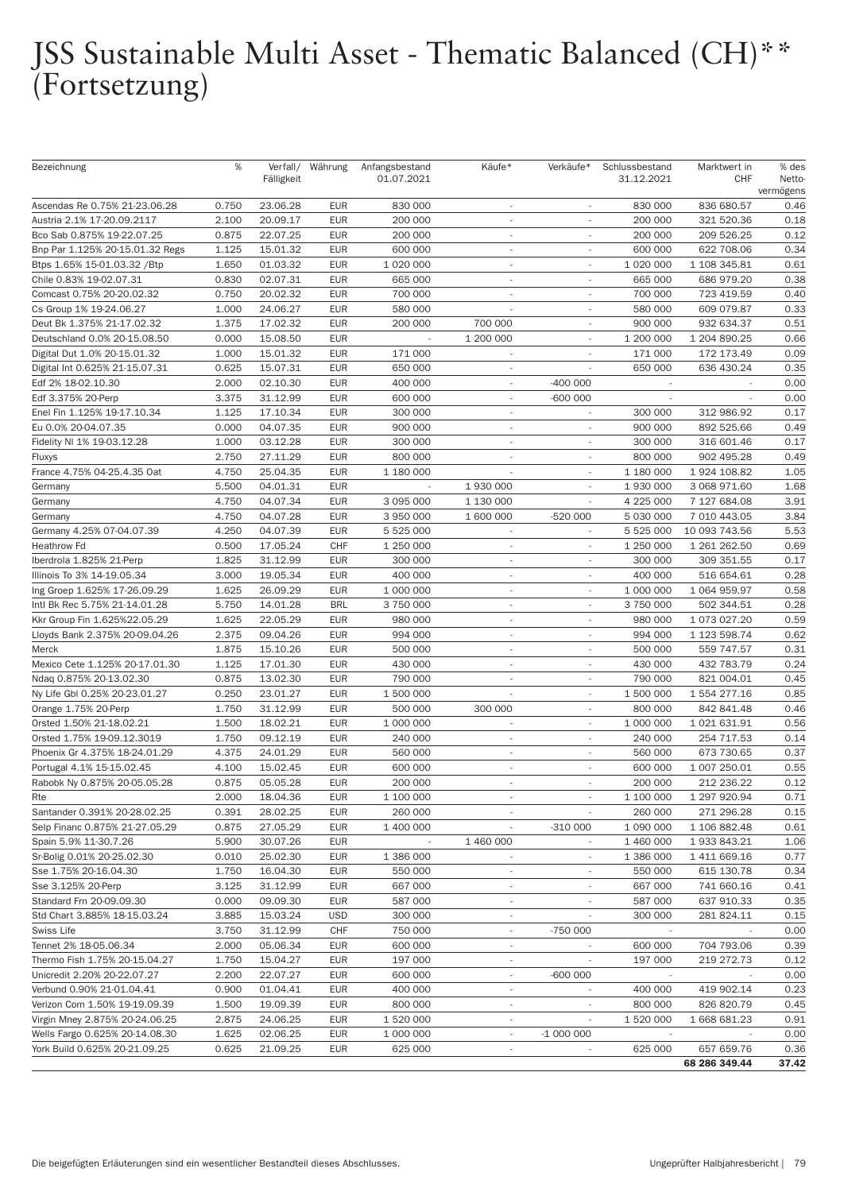# JSS Sustainable Multi Asset - Thematic Balanced (CH)** (Fortsetzung)

| Bezeichnung | % | Verfall/ Fälligkeit | Währung | Anfangsbestand 01.07.2021 | Käufe* | Verkäufe* | Schlussbestand 31.12.2021 | Marktwert in CHF | % des Netto-vermögens |
|---|---|---|---|---|---|---|---|---|---|
| Ascendas Re 0.75% 21-23.06.28 | 0.750 | 23.06.28 | EUR | 830 000 | - | - | 830 000 | 836 680.57 | 0.46 |
| Austria 2.1% 17-20.09.2117 | 2.100 | 20.09.17 | EUR | 200 000 | - | - | 200 000 | 321 520.36 | 0.18 |
| Bco Sab 0.875% 19-22.07.25 | 0.875 | 22.07.25 | EUR | 200 000 | - | - | 200 000 | 209 526.25 | 0.12 |
| Bnp Par 1.125% 20-15.01.32 Regs | 1.125 | 15.01.32 | EUR | 600 000 | - | - | 600 000 | 622 708.06 | 0.34 |
| Btps 1.65% 15-01.03.32 /Btp | 1.650 | 01.03.32 | EUR | 1 020 000 | - | - | 1 020 000 | 1 108 345.81 | 0.61 |
| Chile 0.83% 19-02.07.31 | 0.830 | 02.07.31 | EUR | 665 000 | - | - | 665 000 | 686 979.20 | 0.38 |
| Comcast 0.75% 20-20.02.32 | 0.750 | 20.02.32 | EUR | 700 000 | - | - | 700 000 | 723 419.59 | 0.40 |
| Cs Group 1% 19-24.06.27 | 1.000 | 24.06.27 | EUR | 580 000 | - | - | 580 000 | 609 079.87 | 0.33 |
| Deut Bk 1.375% 21-17.02.32 | 1.375 | 17.02.32 | EUR | 200 000 | 700 000 | - | 900 000 | 932 634.37 | 0.51 |
| Deutschland 0.0% 20-15.08.50 | 0.000 | 15.08.50 | EUR | - | 1 200 000 | - | 1 200 000 | 1 204 890.25 | 0.66 |
| Digital Dut 1.0% 20-15.01.32 | 1.000 | 15.01.32 | EUR | 171 000 | - | - | 171 000 | 172 173.49 | 0.09 |
| Digital Int 0.625% 21-15.07.31 | 0.625 | 15.07.31 | EUR | 650 000 | - | - | 650 000 | 636 430.24 | 0.35 |
| Edf 2% 18-02.10.30 | 2.000 | 02.10.30 | EUR | 400 000 | - | -400 000 | - | - | 0.00 |
| Edf 3.375% 20-Perp | 3.375 | 31.12.99 | EUR | 600 000 | - | -600 000 | - | - | 0.00 |
| Enel Fin 1.125% 19-17.10.34 | 1.125 | 17.10.34 | EUR | 300 000 | - | - | 300 000 | 312 986.92 | 0.17 |
| Eu 0.0% 20-04.07.35 | 0.000 | 04.07.35 | EUR | 900 000 | - | - | 900 000 | 892 525.66 | 0.49 |
| Fidelity Nl 1% 19-03.12.28 | 1.000 | 03.12.28 | EUR | 300 000 | - | - | 300 000 | 316 601.46 | 0.17 |
| Fluxys | 2.750 | 27.11.29 | EUR | 800 000 | - | - | 800 000 | 902 495.28 | 0.49 |
| France 4.75% 04-25.4.35 Oat | 4.750 | 25.04.35 | EUR | 1 180 000 | - | - | 1 180 000 | 1 924 108.82 | 1.05 |
| Germany | 5.500 | 04.01.31 | EUR | - | 1 930 000 | - | 1 930 000 | 3 068 971.60 | 1.68 |
| Germany | 4.750 | 04.07.34 | EUR | 3 095 000 | 1 130 000 | - | 4 225 000 | 7 127 684.08 | 3.91 |
| Germany | 4.750 | 04.07.28 | EUR | 3 950 000 | 1 600 000 | -520 000 | 5 030 000 | 7 010 443.05 | 3.84 |
| Germany 4.25% 07-04.07.39 | 4.250 | 04.07.39 | EUR | 5 525 000 | - | - | 5 525 000 | 10 093 743.56 | 5.53 |
| Heathrow Fd | 0.500 | 17.05.24 | CHF | 1 250 000 | - | - | 1 250 000 | 1 261 262.50 | 0.69 |
| Iberdrola 1.825% 21-Perp | 1.825 | 31.12.99 | EUR | 300 000 | - | - | 300 000 | 309 351.55 | 0.17 |
| Illinois To 3% 14-19.05.34 | 3.000 | 19.05.34 | EUR | 400 000 | - | - | 400 000 | 516 654.61 | 0.28 |
| Ing Groep 1.625% 17-26.09.29 | 1.625 | 26.09.29 | EUR | 1 000 000 | - | - | 1 000 000 | 1 064 959.97 | 0.58 |
| Intl Bk Rec 5.75% 21-14.01.28 | 5.750 | 14.01.28 | BRL | 3 750 000 | - | - | 3 750 000 | 502 344.51 | 0.28 |
| Kkr Group Fin 1.625%22.05.29 | 1.625 | 22.05.29 | EUR | 980 000 | - | - | 980 000 | 1 073 027.20 | 0.59 |
| Lloyds Bank 2.375% 20-09.04.26 | 2.375 | 09.04.26 | EUR | 994 000 | - | - | 994 000 | 1 123 598.74 | 0.62 |
| Merck | 1.875 | 15.10.26 | EUR | 500 000 | - | - | 500 000 | 559 747.57 | 0.31 |
| Mexico Cete 1.125% 20-17.01.30 | 1.125 | 17.01.30 | EUR | 430 000 | - | - | 430 000 | 432 783.79 | 0.24 |
| Ndaq 0.875% 20-13.02.30 | 0.875 | 13.02.30 | EUR | 790 000 | - | - | 790 000 | 821 004.01 | 0.45 |
| Ny Life Gbl 0.25% 20-23.01.27 | 0.250 | 23.01.27 | EUR | 1 500 000 | - | - | 1 500 000 | 1 554 277.16 | 0.85 |
| Orange 1.75% 20-Perp | 1.750 | 31.12.99 | EUR | 500 000 | 300 000 | - | 800 000 | 842 841.48 | 0.46 |
| Orsted 1.50% 21-18.02.21 | 1.500 | 18.02.21 | EUR | 1 000 000 | - | - | 1 000 000 | 1 021 631.91 | 0.56 |
| Orsted 1.75% 19-09.12.3019 | 1.750 | 09.12.19 | EUR | 240 000 | - | - | 240 000 | 254 717.53 | 0.14 |
| Phoenix Gr 4.375% 18-24.01.29 | 4.375 | 24.01.29 | EUR | 560 000 | - | - | 560 000 | 673 730.65 | 0.37 |
| Portugal 4.1% 15-15.02.45 | 4.100 | 15.02.45 | EUR | 600 000 | - | - | 600 000 | 1 007 250.01 | 0.55 |
| Rabobk Ny 0.875% 20-05.05.28 | 0.875 | 05.05.28 | EUR | 200 000 | - | - | 200 000 | 212 236.22 | 0.12 |
| Rte | 2.000 | 18.04.36 | EUR | 1 100 000 | - | - | 1 100 000 | 1 297 920.94 | 0.71 |
| Santander 0.391% 20-28.02.25 | 0.391 | 28.02.25 | EUR | 260 000 | - | - | 260 000 | 271 296.28 | 0.15 |
| Selp Financ 0.875% 21-27.05.29 | 0.875 | 27.05.29 | EUR | 1 400 000 | - | -310 000 | 1 090 000 | 1 106 882.48 | 0.61 |
| Spain 5.9% 11-30.7.26 | 5.900 | 30.07.26 | EUR | - | 1 460 000 | - | 1 460 000 | 1 933 843.21 | 1.06 |
| Sr-Bolig 0.01% 20-25.02.30 | 0.010 | 25.02.30 | EUR | 1 386 000 | - | - | 1 386 000 | 1 411 669.16 | 0.77 |
| Sse 1.75% 20-16.04.30 | 1.750 | 16.04.30 | EUR | 550 000 | - | - | 550 000 | 615 130.78 | 0.34 |
| Sse 3.125% 20-Perp | 3.125 | 31.12.99 | EUR | 667 000 | - | - | 667 000 | 741 660.16 | 0.41 |
| Standard Frn 20-09.09.30 | 0.000 | 09.09.30 | EUR | 587 000 | - | - | 587 000 | 637 910.33 | 0.35 |
| Std Chart 3.885% 18-15.03.24 | 3.885 | 15.03.24 | USD | 300 000 | - | - | 300 000 | 281 824.11 | 0.15 |
| Swiss Life | 3.750 | 31.12.99 | CHF | 750 000 | - | -750 000 | - | - | 0.00 |
| Tennet 2% 18-05.06.34 | 2.000 | 05.06.34 | EUR | 600 000 | - | - | 600 000 | 704 793.06 | 0.39 |
| Thermo Fish 1.75% 20-15.04.27 | 1.750 | 15.04.27 | EUR | 197 000 | - | - | 197 000 | 219 272.73 | 0.12 |
| Unicredit 2.20% 20-22.07.27 | 2.200 | 22.07.27 | EUR | 600 000 | - | -600 000 | - | - | 0.00 |
| Verbund 0.90% 21-01.04.41 | 0.900 | 01.04.41 | EUR | 400 000 | - | - | 400 000 | 419 902.14 | 0.23 |
| Verizon Com 1.50% 19-19.09.39 | 1.500 | 19.09.39 | EUR | 800 000 | - | - | 800 000 | 826 820.79 | 0.45 |
| Virgin Mney 2.875% 20-24.06.25 | 2.875 | 24.06.25 | EUR | 1 520 000 | - | - | 1 520 000 | 1 668 681.23 | 0.91 |
| Wells Fargo 0.625% 20-14.08.30 | 1.625 | 02.06.25 | EUR | 1 000 000 | - | -1 000 000 | - | - | 0.00 |
| York Build 0.625% 20-21.09.25 | 0.625 | 21.09.25 | EUR | 625 000 | - | - | 625 000 | 657 659.76 | 0.36 |
| | | | | | | | | **68 286 349.44** | **37.42** |

Die beigefügten Erläuterungen sind ein wesentlicher Bestandteil dieses Abschlusses.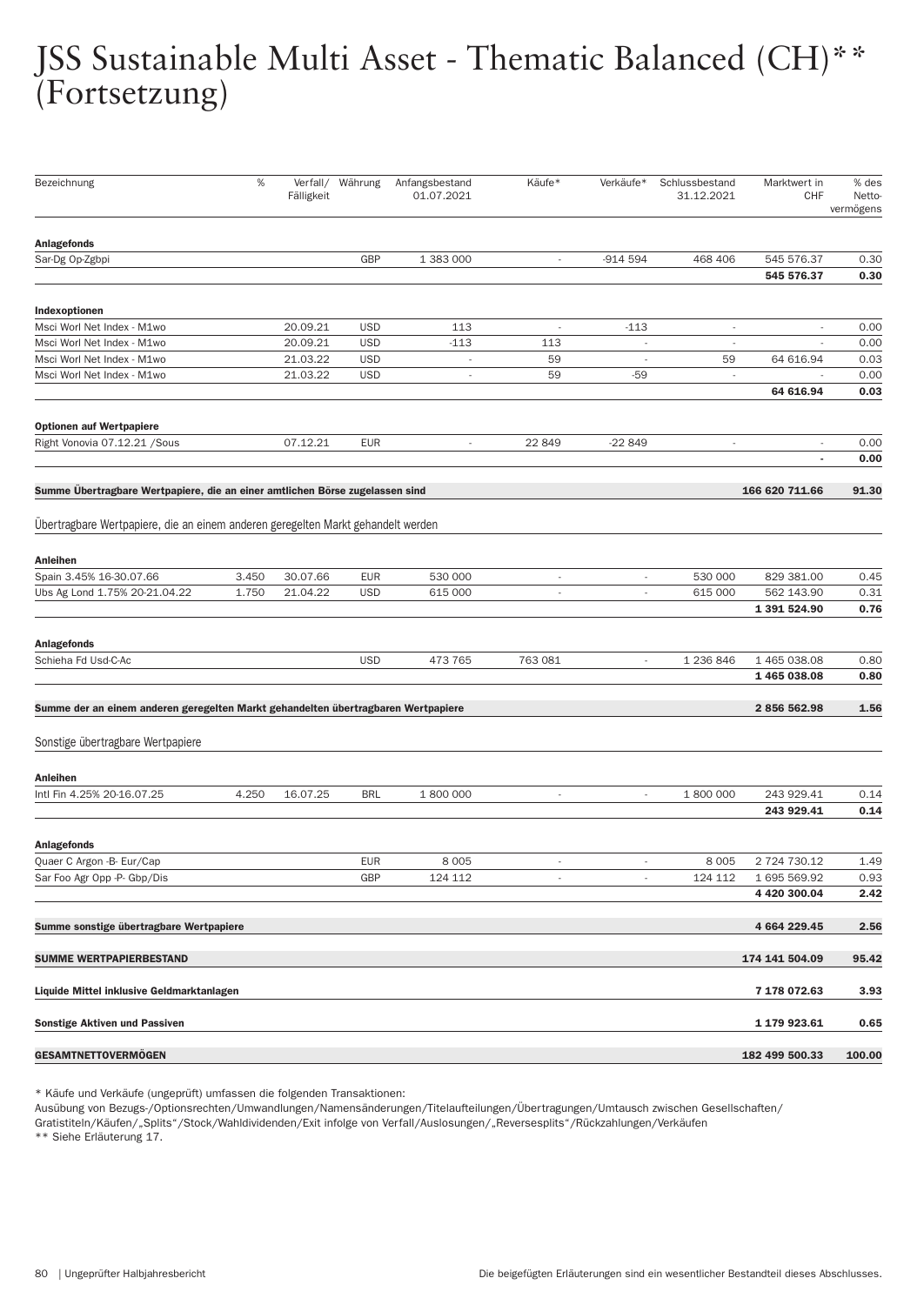# JSS Sustainable Multi Asset - Thematic Balanced (CH)** (Fortsetzung)

| Bezeichnung | % | Verfall/ Fälligkeit | Währung | Anfangsbestand 01.07.2021 | Käufe* | Verkäufe* | Schlussbestand 31.12.2021 | Marktwert in CHF | % des Netto-vermögens |
|---|---|---|---|---|---|---|---|---|---|
| **Anlagefonds** | | | | | | | | | |
| Sar-Dg Op-Zgbpi | | | GBP | 1 383 000 | - | -914 594 | 468 406 | 545 576.37 | 0.30 |
| | | | | | | | | **545 576.37** | **0.30** |
| **Indexoptionen** | | | | | | | | | |
| Msci Worl Net Index - M1wo | | 20.09.21 | USD | 113 | - | -113 | - | - | 0.00 |
| Msci Worl Net Index - M1wo | | 20.09.21 | USD | -113 | 113 | - | - | - | 0.00 |
| Msci Worl Net Index - M1wo | | 21.03.22 | USD | - | 59 | - | 59 | 64 616.94 | 0.03 |
| Msci Worl Net Index - M1wo | | 21.03.22 | USD | - | 59 | -59 | - | - | 0.00 |
| | | | | | | | | **64 616.94** | **0.03** |
| **Optionen auf Wertpapiere** | | | | | | | | | |
| Right Vonovia 07.12.21 /Sous | | 07.12.21 | EUR | - | 22 849 | -22 849 | - | - | 0.00 |
| | | | | | | | | **-** | **0.00** |
| **Summe Übertragbare Wertpapiere, die an einer amtlichen Börse zugelassen sind** | | | | | | | | **166 620 711.66** | **91.30** |
| Übertragbare Wertpapiere, die an einem anderen geregelten Markt gehandelt werden | | | | | | | | | |
| **Anleihen** | | | | | | | | | |
| Spain 3.45% 16-30.07.66 | 3.450 | 30.07.66 | EUR | 530 000 | - | - | 530 000 | 829 381.00 | 0.45 |
| Ubs Ag Lond 1.75% 20-21.04.22 | 1.750 | 21.04.22 | USD | 615 000 | - | - | 615 000 | 562 143.90 | 0.31 |
| | | | | | | | | **1 391 524.90** | **0.76** |
| **Anlagefonds** | | | | | | | | | |
| Schieha Fd Usd-C-Ac | | | USD | 473 765 | 763 081 | - | 1 236 846 | 1 465 038.08 | 0.80 |
| | | | | | | | | **1 465 038.08** | **0.80** |
| **Summe der an einem anderen geregelten Markt gehandelten übertragbaren Wertpapiere** | | | | | | | | **2 856 562.98** | **1.56** |
| Sonstige übertragbare Wertpapiere | | | | | | | | | |
| **Anleihen** | | | | | | | | | |
| Intl Fin 4.25% 20-16.07.25 | 4.250 | 16.07.25 | BRL | 1 800 000 | - | - | 1 800 000 | 243 929.41 | 0.14 |
| | | | | | | | | **243 929.41** | **0.14** |
| **Anlagefonds** | | | | | | | | | |
| Quaer C Argon -B- Eur/Cap | | | EUR | 8 005 | - | - | 8 005 | 2 724 730.12 | 1.49 |
| Sar Foo Agr Opp -P- Gbp/Dis | | | GBP | 124 112 | - | - | 124 112 | 1 695 569.92 | 0.93 |
| | | | | | | | | **4 420 300.04** | **2.42** |
| **Summe sonstige übertragbare Wertpapiere** | | | | | | | | **4 664 229.45** | **2.56** |
| **SUMME WERTPAPIERBESTAND** | | | | | | | | **174 141 504.09** | **95.42** |
| **Liquide Mittel inklusive Geldmarktanlagen** | | | | | | | | **7 178 072.63** | **3.93** |
| **Sonstige Aktiven und Passiven** | | | | | | | | **1 179 923.61** | **0.65** |
| **GESAMTNETTOVERMÖGEN** | | | | | | | | **182 499 500.33** | **100.00** |

* Käufe und Verkäufe (ungeprüft) umfassen die folgenden Transaktionen:
Ausübung von Bezugs-/Optionsrechten/Umwandlungen/Namensänderungen/Titelaufteilungen/Übertragungen/Umtausch zwischen Gesellschaften/Gratistiteln/Käufen/„Splits"/Stock/Wahldividenden/Exit infolge von Verfall/Auslosungen/„Reversesplits"/Rückzahlungen/Verkäufen
** Siehe Erläuterung 17.

Die beigefügten Erläuterungen sind ein wesentlicher Bestandteil dieses Abschlusses.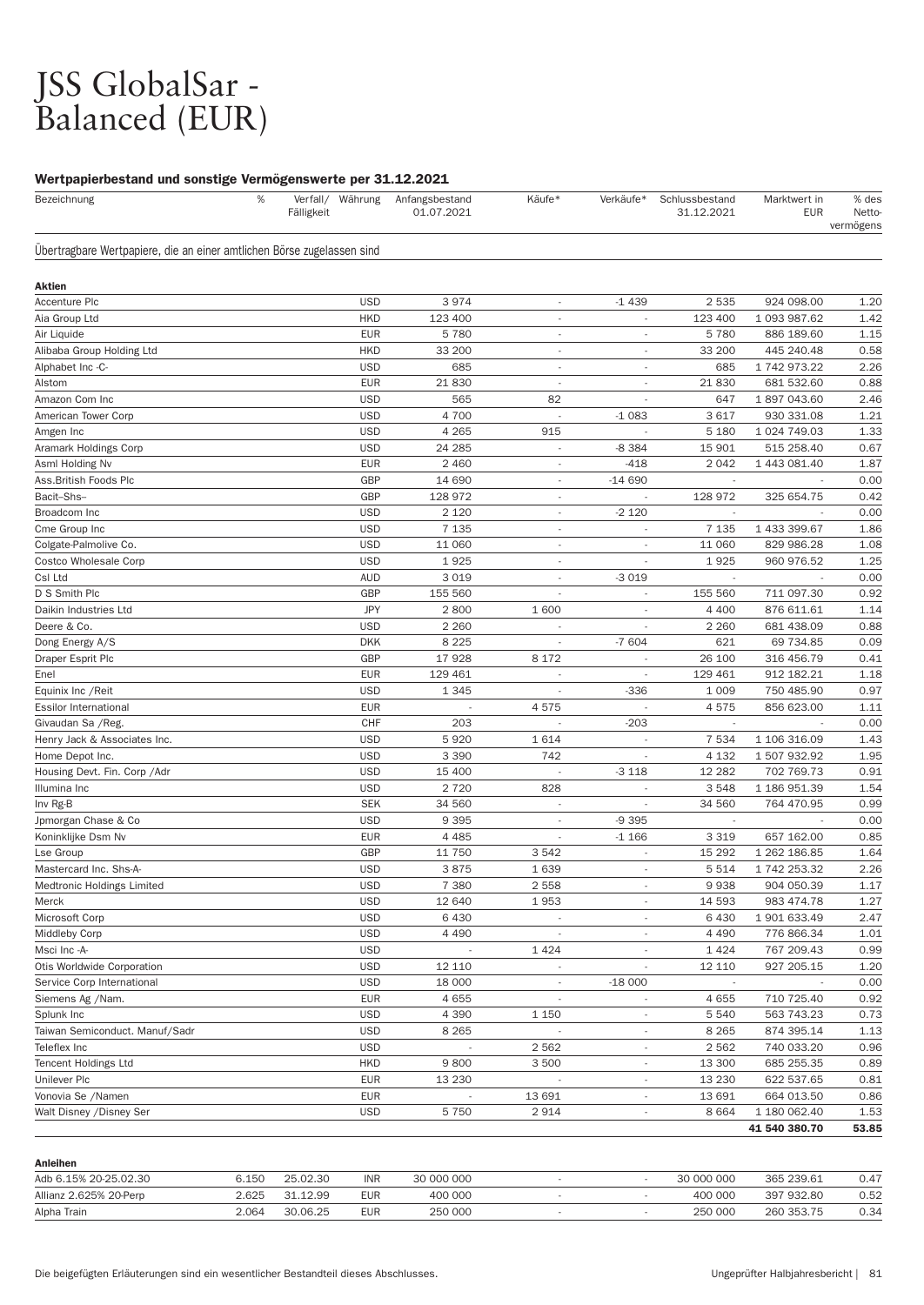# JSS GlobalSar - Balanced (EUR)

### Wertpapierbestand und sonstige Vermögenswerte per 31.12.2021

| Bezeichnung | % | Verfall/ Fälligkeit | Währung | Anfangsbestand 01.07.2021 | Käufe* | Verkäufe* | Schlussbestand 31.12.2021 | Marktwert in EUR | % des Netto-vermögens |
|---|---|---|---|---|---|---|---|---|---|
| **Übertragbare Wertpapiere, die an einer amtlichen Börse zugelassen sind** | | | | | | | | | |
| **Aktien** | | | | | | | | | |
| Accenture Plc | | | USD | 3 974 | - | -1 439 | 2 535 | 924 098.00 | 1.20 |
| Aia Group Ltd | | | HKD | 123 400 | - | - | 123 400 | 1 093 987.62 | 1.42 |
| Air Liquide | | | EUR | 5 780 | - | - | 5 780 | 886 189.60 | 1.15 |
| Alibaba Group Holding Ltd | | | HKD | 33 200 | - | - | 33 200 | 445 240.48 | 0.58 |
| Alphabet Inc -C- | | | USD | 685 | - | - | 685 | 1 742 973.22 | 2.26 |
| Alstom | | | EUR | 21 830 | - | - | 21 830 | 681 532.60 | 0.88 |
| Amazon Com Inc | | | USD | 565 | 82 | - | 647 | 1 897 043.60 | 2.46 |
| American Tower Corp | | | USD | 4 700 | - | -1 083 | 3 617 | 930 331.08 | 1.21 |
| Amgen Inc | | | USD | 4 265 | 915 | - | 5 180 | 1 024 749.03 | 1.33 |
| Aramark Holdings Corp | | | USD | 24 285 | - | -8 384 | 15 901 | 515 258.40 | 0.67 |
| Asml Holding Nv | | | EUR | 2 460 | - | -418 | 2 042 | 1 443 081.40 | 1.87 |
| Ass.British Foods Plc | | | GBP | 14 690 | - | -14 690 | - | - | 0.00 |
| Bacit–Shs– | | | GBP | 128 972 | - | - | 128 972 | 325 654.75 | 0.42 |
| Broadcom Inc | | | USD | 2 120 | - | -2 120 | - | - | 0.00 |
| Cme Group Inc | | | USD | 7 135 | - | - | 7 135 | 1 433 399.67 | 1.86 |
| Colgate-Palmolive Co. | | | USD | 11 060 | - | - | 11 060 | 829 986.28 | 1.08 |
| Costco Wholesale Corp | | | USD | 1 925 | - | - | 1 925 | 960 976.52 | 1.25 |
| Csl Ltd | | | AUD | 3 019 | - | -3 019 | - | - | 0.00 |
| D S Smith Plc | | | GBP | 155 560 | - | - | 155 560 | 711 097.30 | 0.92 |
| Daikin Industries Ltd | | | JPY | 2 800 | 1 600 | - | 4 400 | 876 611.61 | 1.14 |
| Deere & Co. | | | USD | 2 260 | - | - | 2 260 | 681 438.09 | 0.88 |
| Dong Energy A/S | | | DKK | 8 225 | - | -7 604 | 621 | 69 734.85 | 0.09 |
| Draper Esprit Plc | | | GBP | 17 928 | 8 172 | - | 26 100 | 316 456.79 | 0.41 |
| Enel | | | EUR | 129 461 | - | - | 129 461 | 912 182.21 | 1.18 |
| Equinix Inc /Reit | | | USD | 1 345 | - | -336 | 1 009 | 750 485.90 | 0.97 |
| Essilor International | | | EUR | - | 4 575 | - | 4 575 | 856 623.00 | 1.11 |
| Givaudan Sa /Reg. | | | CHF | 203 | - | -203 | - | - | 0.00 |
| Henry Jack & Associates Inc. | | | USD | 5 920 | 1 614 | - | 7 534 | 1 106 316.09 | 1.43 |
| Home Depot Inc. | | | USD | 3 390 | 742 | - | 4 132 | 1 507 932.92 | 1.95 |
| Housing Devt. Fin. Corp /Adr | | | USD | 15 400 | - | -3 118 | 12 282 | 702 769.73 | 0.91 |
| Illumina Inc | | | USD | 2 720 | 828 | - | 3 548 | 1 186 951.39 | 1.54 |
| Inv Rg-B | | | SEK | 34 560 | - | - | 34 560 | 764 470.95 | 0.99 |
| Jpmorgan Chase & Co | | | USD | 9 395 | - | -9 395 | - | - | 0.00 |
| Koninklijke Dsm Nv | | | EUR | 4 485 | - | -1 166 | 3 319 | 657 162.00 | 0.85 |
| Lse Group | | | GBP | 11 750 | 3 542 | - | 15 292 | 1 262 186.85 | 1.64 |
| Mastercard Inc. Shs-A- | | | USD | 3 875 | 1 639 | - | 5 514 | 1 742 253.32 | 2.26 |
| Medtronic Holdings Limited | | | USD | 7 380 | 2 558 | - | 9 938 | 904 050.39 | 1.17 |
| Merck | | | USD | 12 640 | 1 953 | - | 14 593 | 983 474.78 | 1.27 |
| Microsoft Corp | | | USD | 6 430 | - | - | 6 430 | 1 901 633.49 | 2.47 |
| Middleby Corp | | | USD | 4 490 | - | - | 4 490 | 776 866.34 | 1.01 |
| Msci Inc -A- | | | USD | - | 1 424 | - | 1 424 | 767 209.43 | 0.99 |
| Otis Worldwide Corporation | | | USD | 12 110 | - | - | 12 110 | 927 205.15 | 1.20 |
| Service Corp International | | | USD | 18 000 | - | -18 000 | - | - | 0.00 |
| Siemens Ag /Nam. | | | EUR | 4 655 | - | - | 4 655 | 710 725.40 | 0.92 |
| Splunk Inc | | | USD | 4 390 | 1 150 | - | 5 540 | 563 743.23 | 0.73 |
| Taiwan Semiconduct. Manuf/Sadr | | | USD | 8 265 | - | - | 8 265 | 874 395.14 | 1.13 |
| Teleflex Inc | | | USD | - | 2 562 | - | 2 562 | 740 033.20 | 0.96 |
| Tencent Holdings Ltd | | | HKD | 9 800 | 3 500 | - | 13 300 | 685 255.35 | 0.89 |
| Unilever Plc | | | EUR | 13 230 | - | - | 13 230 | 622 537.65 | 0.81 |
| Vonovia Se /Namen | | | EUR | - | 13 691 | - | 13 691 | 664 013.50 | 0.86 |
| Walt Disney /Disney Ser | | | USD | 5 750 | 2 914 | - | 8 664 | 1 180 062.40 | 1.53 |
| | | | | | | | | **41 540 380.70** | **53.85** |
| **Anleihen** | | | | | | | | | |
| Adb 6.15% 20-25.02.30 | 6.150 | 25.02.30 | INR | 30 000 000 | - | - | 30 000 000 | 365 239.61 | 0.47 |
| Allianz 2.625% 20-Perp | 2.625 | 31.12.99 | EUR | 400 000 | - | - | 400 000 | 397 932.80 | 0.52 |
| Alpha Train | 2.064 | 30.06.25 | EUR | 250 000 | - | - | 250 000 | 260 353.75 | 0.34 |

Die beigefügten Erläuterungen sind ein wesentlicher Bestandteil dieses Abschlusses.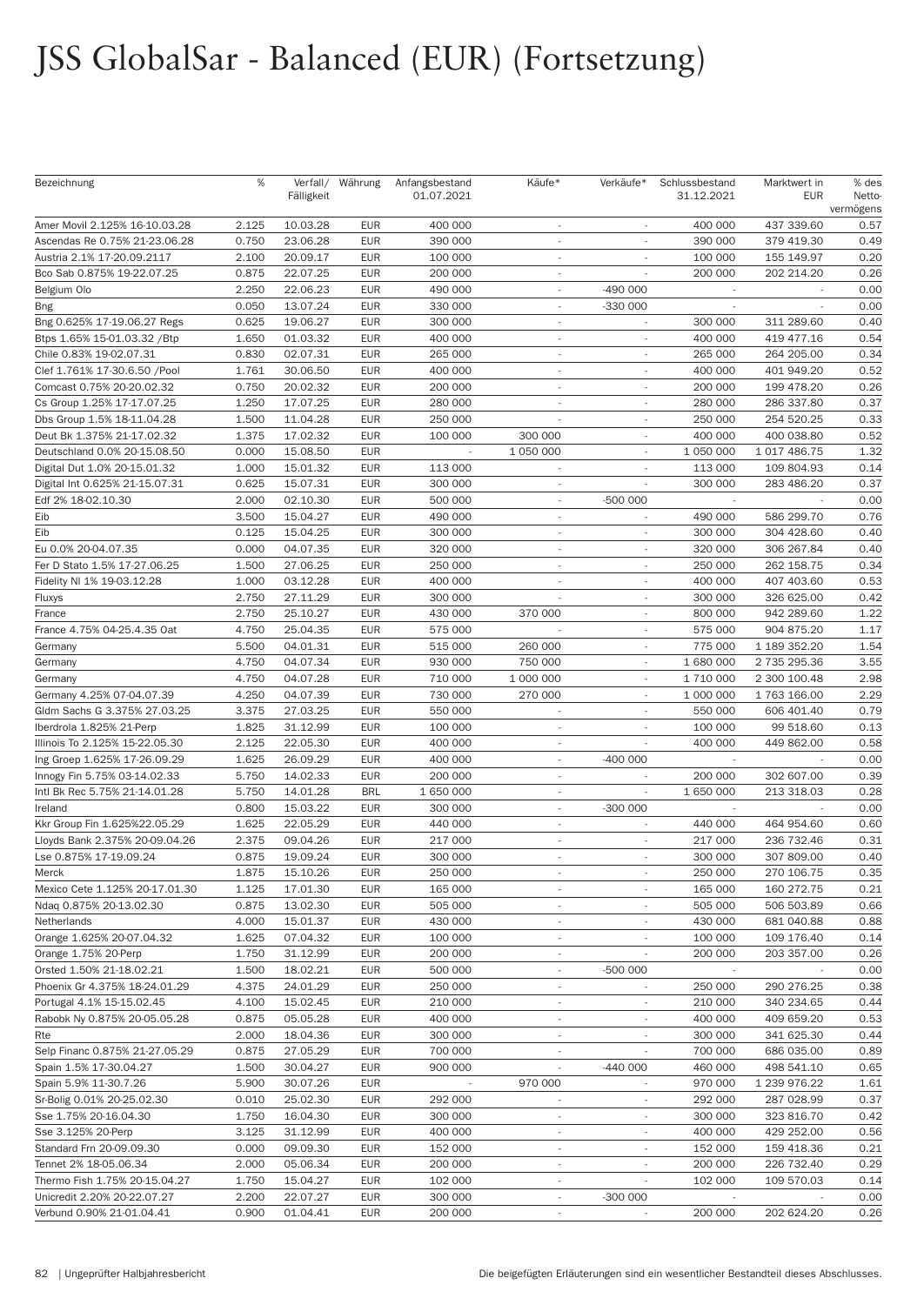# JSS GlobalSar - Balanced (EUR) (Fortsetzung)

| Bezeichnung | % | Verfall/ Fälligkeit | Währung | Anfangsbestand 01.07.2021 | Käufe* | Verkäufe* | Schlussbestand 31.12.2021 | Marktwert in EUR | % des Netto- vermögens |
|---|---|---|---|---|---|---|---|---|---|
| Amer Movil 2.125% 16-10.03.28 | 2.125 | 10.03.28 | EUR | 400 000 | - | - | 400 000 | 437 339.60 | 0.57 |
| Ascendas Re 0.75% 21-23.06.28 | 0.750 | 23.06.28 | EUR | 390 000 | - | - | 390 000 | 379 419.30 | 0.49 |
| Austria 2.1% 17-20.09.2117 | 2.100 | 20.09.17 | EUR | 100 000 | - | - | 100 000 | 155 149.97 | 0.20 |
| Bco Sab 0.875% 19-22.07.25 | 0.875 | 22.07.25 | EUR | 200 000 | - | - | 200 000 | 202 214.20 | 0.26 |
| Belgium Olo | 2.250 | 22.06.23 | EUR | 490 000 | - | -490 000 | - | - | 0.00 |
| Bng | 0.050 | 13.07.24 | EUR | 330 000 | - | -330 000 | - | - | 0.00 |
| Bng 0.625% 17-19.06.27 Regs | 0.625 | 19.06.27 | EUR | 300 000 | - | - | 300 000 | 311 289.60 | 0.40 |
| Btps 1.65% 15-01.03.32 /Btp | 1.650 | 01.03.32 | EUR | 400 000 | - | - | 400 000 | 419 477.16 | 0.54 |
| Chile 0.83% 19-02.07.31 | 0.830 | 02.07.31 | EUR | 265 000 | - | - | 265 000 | 264 205.00 | 0.34 |
| Clef 1.761% 17-30.6.50 /Pool | 1.761 | 30.06.50 | EUR | 400 000 | - | - | 400 000 | 401 949.20 | 0.52 |
| Comcast 0.75% 20-20.02.32 | 0.750 | 20.02.32 | EUR | 200 000 | - | - | 200 000 | 199 478.20 | 0.26 |
| Cs Group 1.25% 17-17.07.25 | 1.250 | 17.07.25 | EUR | 280 000 | - | - | 280 000 | 286 337.80 | 0.37 |
| Dbs Group 1.5% 18-11.04.28 | 1.500 | 11.04.28 | EUR | 250 000 | - | - | 250 000 | 254 520.25 | 0.33 |
| Deut Bk 1.375% 21-17.02.32 | 1.375 | 17.02.32 | EUR | 100 000 | 300 000 | - | 400 000 | 400 038.80 | 0.52 |
| Deutschland 0.0% 20-15.08.50 | 0.000 | 15.08.50 | EUR | - | 1 050 000 | - | 1 050 000 | 1 017 486.75 | 1.32 |
| Digital Dut 1.0% 20-15.01.32 | 1.000 | 15.01.32 | EUR | 113 000 | - | - | 113 000 | 109 804.93 | 0.14 |
| Digital Int 0.625% 21-15.07.31 | 0.625 | 15.07.31 | EUR | 300 000 | - | - | 300 000 | 283 486.20 | 0.37 |
| Edf 2% 18-02.10.30 | 2.000 | 02.10.30 | EUR | 500 000 | - | -500 000 | - | - | 0.00 |
| Eib | 3.500 | 15.04.27 | EUR | 490 000 | - | - | 490 000 | 586 299.70 | 0.76 |
| Eib | 0.125 | 15.04.25 | EUR | 300 000 | - | - | 300 000 | 304 428.60 | 0.40 |
| Eu 0.0% 20-04.07.35 | 0.000 | 04.07.35 | EUR | 320 000 | - | - | 320 000 | 306 267.84 | 0.40 |
| Fer D Stato 1.5% 17-27.06.25 | 1.500 | 27.06.25 | EUR | 250 000 | - | - | 250 000 | 262 158.75 | 0.34 |
| Fidelity Nl 1% 19-03.12.28 | 1.000 | 03.12.28 | EUR | 400 000 | - | - | 400 000 | 407 403.60 | 0.53 |
| Fluxys | 2.750 | 27.11.29 | EUR | 300 000 | - | - | 300 000 | 326 625.00 | 0.42 |
| France | 2.750 | 25.10.27 | EUR | 430 000 | 370 000 | - | 800 000 | 942 289.60 | 1.22 |
| France 4.75% 04-25.4.35 Oat | 4.750 | 25.04.35 | EUR | 575 000 | - | - | 575 000 | 904 875.20 | 1.17 |
| Germany | 5.500 | 04.01.31 | EUR | 515 000 | 260 000 | - | 775 000 | 1 189 352.20 | 1.54 |
| Germany | 4.750 | 04.07.34 | EUR | 930 000 | 750 000 | - | 1 680 000 | 2 735 295.36 | 3.55 |
| Germany | 4.750 | 04.07.28 | EUR | 710 000 | 1 000 000 | - | 1 710 000 | 2 300 100.48 | 2.98 |
| Germany 4.25% 07-04.07.39 | 4.250 | 04.07.39 | EUR | 730 000 | 270 000 | - | 1 000 000 | 1 763 166.00 | 2.29 |
| Gldm Sachs G 3.375% 27.03.25 | 3.375 | 27.03.25 | EUR | 550 000 | - | - | 550 000 | 606 401.40 | 0.79 |
| Iberdrola 1.825% 21-Perp | 1.825 | 31.12.99 | EUR | 100 000 | - | - | 100 000 | 99 518.60 | 0.13 |
| Illinois To 2.125% 15-22.05.30 | 2.125 | 22.05.30 | EUR | 400 000 | - | - | 400 000 | 449 862.00 | 0.58 |
| Ing Groep 1.625% 17-26.09.29 | 1.625 | 26.09.29 | EUR | 400 000 | - | -400 000 | - | - | 0.00 |
| Innogy Fin 5.75% 03-14.02.33 | 5.750 | 14.02.33 | EUR | 200 000 | - | - | 200 000 | 302 607.00 | 0.39 |
| Intl Bk Rec 5.75% 21-14.01.28 | 5.750 | 14.01.28 | BRL | 1 650 000 | - | - | 1 650 000 | 213 318.03 | 0.28 |
| Ireland | 0.800 | 15.03.22 | EUR | 300 000 | - | -300 000 | - | - | 0.00 |
| Kkr Group Fin 1.625%22.05.29 | 1.625 | 22.05.29 | EUR | 440 000 | - | - | 440 000 | 464 954.60 | 0.60 |
| Lloyds Bank 2.375% 20-09.04.26 | 2.375 | 09.04.26 | EUR | 217 000 | - | - | 217 000 | 236 732.46 | 0.31 |
| Lse 0.875% 17-19.09.24 | 0.875 | 19.09.24 | EUR | 300 000 | - | - | 300 000 | 307 809.00 | 0.40 |
| Merck | 1.875 | 15.10.26 | EUR | 250 000 | - | - | 250 000 | 270 106.75 | 0.35 |
| Mexico Cete 1.125% 20-17.01.30 | 1.125 | 17.01.30 | EUR | 165 000 | - | - | 165 000 | 160 272.75 | 0.21 |
| Ndaq 0.875% 20-13.02.30 | 0.875 | 13.02.30 | EUR | 505 000 | - | - | 505 000 | 506 503.89 | 0.66 |
| Netherlands | 4.000 | 15.01.37 | EUR | 430 000 | - | - | 430 000 | 681 040.88 | 0.88 |
| Orange 1.625% 20-07.04.32 | 1.625 | 07.04.32 | EUR | 100 000 | - | - | 100 000 | 109 176.40 | 0.14 |
| Orange 1.75% 20-Perp | 1.750 | 31.12.99 | EUR | 200 000 | - | - | 200 000 | 203 357.00 | 0.26 |
| Orsted 1.50% 21-18.02.21 | 1.500 | 18.02.21 | EUR | 500 000 | - | -500 000 | - | - | 0.00 |
| Phoenix Gr 4.375% 18-24.01.29 | 4.375 | 24.01.29 | EUR | 250 000 | - | - | 250 000 | 290 276.25 | 0.38 |
| Portugal 4.1% 15-15.02.45 | 4.100 | 15.02.45 | EUR | 210 000 | - | - | 210 000 | 340 234.65 | 0.44 |
| Rabobk Ny 0.875% 20-05.05.28 | 0.875 | 05.05.28 | EUR | 400 000 | - | - | 400 000 | 409 659.20 | 0.53 |
| Rte | 2.000 | 18.04.36 | EUR | 300 000 | - | - | 300 000 | 341 625.30 | 0.44 |
| Selp Financ 0.875% 21-27.05.29 | 0.875 | 27.05.29 | EUR | 700 000 | - | - | 700 000 | 686 035.00 | 0.89 |
| Spain 1.5% 17-30.04.27 | 1.500 | 30.04.27 | EUR | 900 000 | - | -440 000 | 460 000 | 498 541.10 | 0.65 |
| Spain 5.9% 11-30.7.26 | 5.900 | 30.07.26 | EUR | - | 970 000 | - | 970 000 | 1 239 976.22 | 1.61 |
| Sr-Bolig 0.01% 20-25.02.30 | 0.010 | 25.02.30 | EUR | 292 000 | - | - | 292 000 | 287 028.99 | 0.37 |
| Sse 1.75% 20-16.04.30 | 1.750 | 16.04.30 | EUR | 300 000 | - | - | 300 000 | 323 816.70 | 0.42 |
| Sse 3.125% 20-Perp | 3.125 | 31.12.99 | EUR | 400 000 | - | - | 400 000 | 429 252.00 | 0.56 |
| Standard Frn 20-09.09.30 | 0.000 | 09.09.30 | EUR | 152 000 | - | - | 152 000 | 159 418.36 | 0.21 |
| Tennet 2% 18-05.06.34 | 2.000 | 05.06.34 | EUR | 200 000 | - | - | 200 000 | 226 732.40 | 0.29 |
| Thermo Fish 1.75% 20-15.04.27 | 1.750 | 15.04.27 | EUR | 102 000 | - | - | 102 000 | 109 570.03 | 0.14 |
| Unicredit 2.20% 20-22.07.27 | 2.200 | 22.07.27 | EUR | 300 000 | - | -300 000 | - | - | 0.00 |
| Verbund 0.90% 21-01.04.41 | 0.900 | 01.04.41 | EUR | 200 000 | - | - | 200 000 | 202 624.20 | 0.26 |

Die beigefügten Erläuterungen sind ein wesentlicher Bestandteil dieses Abschlusses.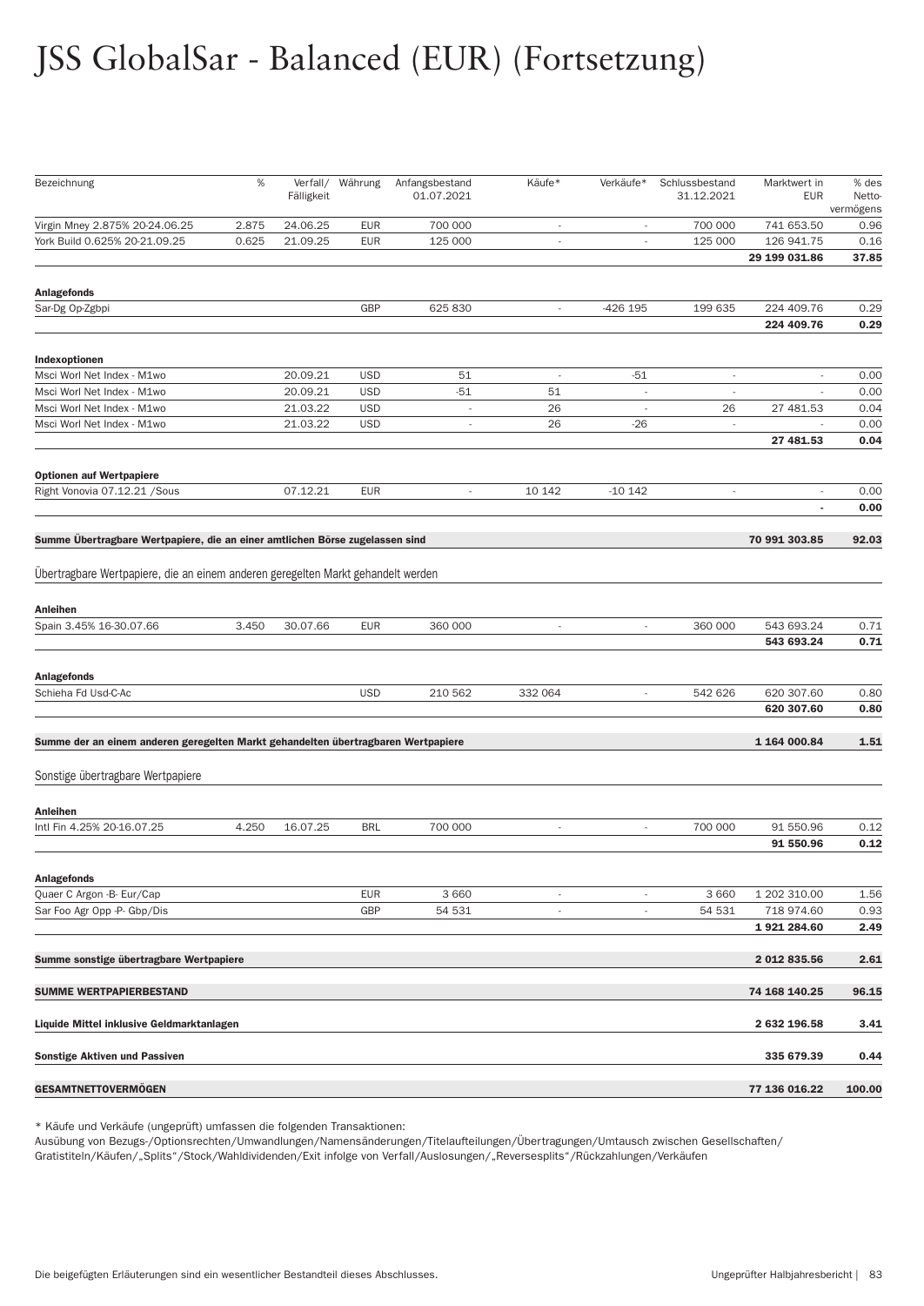# JSS GlobalSar - Balanced (EUR) (Fortsetzung)

| Bezeichnung | % | Verfall/ Fälligkeit | Währung | Anfangsbestand 01.07.2021 | Käufe* | Verkäufe* | Schlussbestand 31.12.2021 | Marktwert in EUR | % des Netto-vermögens |
|---|---|---|---|---|---|---|---|---|---|
| Virgin Mney 2.875% 20-24.06.25 | 2.875 | 24.06.25 | EUR | 700 000 | - | - | 700 000 | 741 653.50 | 0.96 |
| York Build 0.625% 20-21.09.25 | 0.625 | 21.09.25 | EUR | 125 000 | - | - | 125 000 | 126 941.75 | 0.16 |
| | | | | | | | | **29 199 031.86** | **37.85** |
| **Anlagefonds** | | | | | | | | | |
| Sar-Dg Op-Zgbpi | | | GBP | 625 830 | - | -426 195 | 199 635 | 224 409.76 | 0.29 |
| | | | | | | | | **224 409.76** | **0.29** |
| **Indexoptionen** | | | | | | | | | |
| Msci Worl Net Index - M1wo | | 20.09.21 | USD | 51 | - | -51 | - | - | 0.00 |
| Msci Worl Net Index - M1wo | | 20.09.21 | USD | -51 | 51 | - | - | - | 0.00 |
| Msci Worl Net Index - M1wo | | 21.03.22 | USD | - | 26 | - | 26 | 27 481.53 | 0.04 |
| Msci Worl Net Index - M1wo | | 21.03.22 | USD | - | 26 | -26 | - | - | 0.00 |
| | | | | | | | | **27 481.53** | **0.04** |
| **Optionen auf Wertpapiere** | | | | | | | | | |
| Right Vonovia 07.12.21 /Sous | | 07.12.21 | EUR | - | 10 142 | -10 142 | - | - | 0.00 |
| | | | | | | | | **-** | **0.00** |
| **Summe Übertragbare Wertpapiere, die an einer amtlichen Börse zugelassen sind** | | | | | | | | **70 991 303.85** | **92.03** |

Übertragbare Wertpapiere, die an einem anderen geregelten Markt gehandelt werden

| Bezeichnung | % | Verfall/ Fälligkeit | Währung | Anfangsbestand 01.07.2021 | Käufe* | Verkäufe* | Schlussbestand 31.12.2021 | Marktwert in EUR | % des Netto-vermögens |
|---|---|---|---|---|---|---|---|---|---|
| **Anleihen** | | | | | | | | | |
| Spain 3.45% 16-30.07.66 | 3.450 | 30.07.66 | EUR | 360 000 | - | - | 360 000 | 543 693.24 | 0.71 |
| | | | | | | | | **543 693.24** | **0.71** |
| **Anlagefonds** | | | | | | | | | |
| Schieha Fd Usd-C-Ac | | | USD | 210 562 | 332 064 | - | 542 626 | 620 307.60 | 0.80 |
| | | | | | | | | **620 307.60** | **0.80** |
| **Summe der an einem anderen geregelten Markt gehandelten übertragbaren Wertpapiere** | | | | | | | | **1 164 000.84** | **1.51** |

Sonstige übertragbare Wertpapiere

| Bezeichnung | % | Verfall/ Fälligkeit | Währung | Anfangsbestand 01.07.2021 | Käufe* | Verkäufe* | Schlussbestand 31.12.2021 | Marktwert in EUR | % des Netto-vermögens |
|---|---|---|---|---|---|---|---|---|---|
| **Anleihen** | | | | | | | | | |
| Intl Fin 4.25% 20-16.07.25 | 4.250 | 16.07.25 | BRL | 700 000 | - | - | 700 000 | 91 550.96 | 0.12 |
| | | | | | | | | **91 550.96** | **0.12** |
| **Anlagefonds** | | | | | | | | | |
| Quaer C Argon -B- Eur/Cap | | | EUR | 3 660 | - | - | 3 660 | 1 202 310.00 | 1.56 |
| Sar Foo Agr Opp -P- Gbp/Dis | | | GBP | 54 531 | - | - | 54 531 | 718 974.60 | 0.93 |
| | | | | | | | | **1 921 284.60** | **2.49** |
| **Summe sonstige übertragbare Wertpapiere** | | | | | | | | **2 012 835.56** | **2.61** |
| **SUMME WERTPAPIERBESTAND** | | | | | | | | **74 168 140.25** | **96.15** |
| **Liquide Mittel inklusive Geldmarktanlagen** | | | | | | | | **2 632 196.58** | **3.41** |
| **Sonstige Aktiven und Passiven** | | | | | | | | **335 679.39** | **0.44** |
| **GESAMTNETTOVERMÖGEN** | | | | | | | | **77 136 016.22** | **100.00** |

* Käufe und Verkäufe (ungeprüft) umfassen die folgenden Transaktionen:
Ausübung von Bezugs-/Optionsrechten/Umwandlungen/Namensänderungen/Titelaufteilungen/Übertragungen/Umtausch zwischen Gesellschaften/Gratistiteln/Käufen/„Splits“/Stock/Wahldividenden/Exit infolge von Verfall/Auslosungen/„Reversesplits“/Rückzahlungen/Verkäufen

Die beigefügten Erläuterungen sind ein wesentlicher Bestandteil dieses Abschlusses.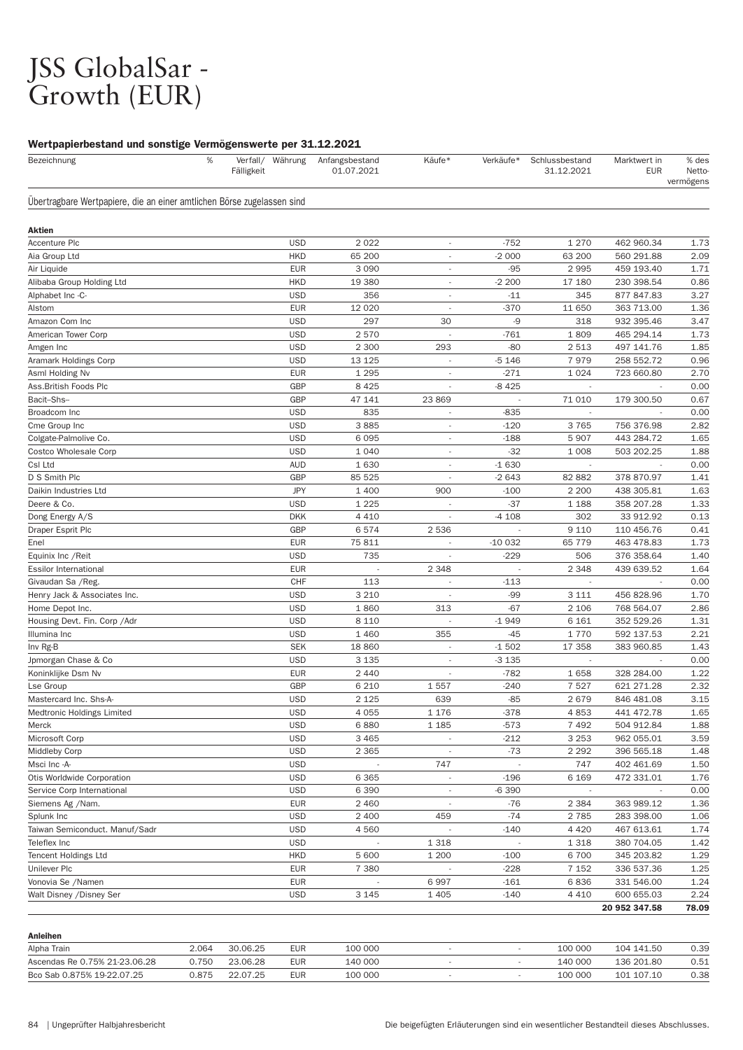# JSS GlobalSar - Growth (EUR)

### Wertpapierbestand und sonstige Vermögenswerte per 31.12.2021

| Bezeichnung | % | Verfall/ Fälligkeit | Währung | Anfangsbestand 01.07.2021 | Käufe* | Verkäufe* | Schlussbestand 31.12.2021 | Marktwert in EUR | % des Netto-vermögens |
|---|---|---|---|---|---|---|---|---|---|
| **Übertragbare Wertpapiere, die an einer amtlichen Börse zugelassen sind** | | | | | | | | | |
| **Aktien** | | | | | | | | | |
| Accenture Plc | | | USD | 2 022 | - | -752 | 1 270 | 462 960.34 | 1.73 |
| Aia Group Ltd | | | HKD | 65 200 | - | -2 000 | 63 200 | 560 291.88 | 2.09 |
| Air Liquide | | | EUR | 3 090 | - | -95 | 2 995 | 459 193.40 | 1.71 |
| Alibaba Group Holding Ltd | | | HKD | 19 380 | - | -2 200 | 17 180 | 230 398.54 | 0.86 |
| Alphabet Inc -C- | | | USD | 356 | - | -11 | 345 | 877 847.83 | 3.27 |
| Alstom | | | EUR | 12 020 | - | -370 | 11 650 | 363 713.00 | 1.36 |
| Amazon Com Inc | | | USD | 297 | 30 | -9 | 318 | 932 395.46 | 3.47 |
| American Tower Corp | | | USD | 2 570 | - | -761 | 1 809 | 465 294.14 | 1.73 |
| Amgen Inc | | | USD | 2 300 | 293 | -80 | 2 513 | 497 141.76 | 1.85 |
| Aramark Holdings Corp | | | USD | 13 125 | - | -5 146 | 7 979 | 258 552.72 | 0.96 |
| Asml Holding Nv | | | EUR | 1 295 | - | -271 | 1 024 | 723 660.80 | 2.70 |
| Ass.British Foods Plc | | | GBP | 8 425 | - | -8 425 | - | - | 0.00 |
| Bacit–Shs– | | | GBP | 47 141 | 23 869 | - | 71 010 | 179 300.50 | 0.67 |
| Broadcom Inc | | | USD | 835 | - | -835 | - | - | 0.00 |
| Cme Group Inc | | | USD | 3 885 | - | -120 | 3 765 | 756 376.98 | 2.82 |
| Colgate-Palmolive Co. | | | USD | 6 095 | - | -188 | 5 907 | 443 284.72 | 1.65 |
| Costco Wholesale Corp | | | USD | 1 040 | - | -32 | 1 008 | 503 202.25 | 1.88 |
| Csl Ltd | | | AUD | 1 630 | - | -1 630 | - | - | 0.00 |
| D S Smith Plc | | | GBP | 85 525 | - | -2 643 | 82 882 | 378 870.97 | 1.41 |
| Daikin Industries Ltd | | | JPY | 1 400 | 900 | -100 | 2 200 | 438 305.81 | 1.63 |
| Deere & Co. | | | USD | 1 225 | - | -37 | 1 188 | 358 207.28 | 1.33 |
| Dong Energy A/S | | | DKK | 4 410 | - | -4 108 | 302 | 33 912.92 | 0.13 |
| Draper Esprit Plc | | | GBP | 6 574 | 2 536 | - | 9 110 | 110 456.76 | 0.41 |
| Enel | | | EUR | 75 811 | - | -10 032 | 65 779 | 463 478.83 | 1.73 |
| Equinix Inc /Reit | | | USD | 735 | - | -229 | 506 | 376 358.64 | 1.40 |
| Essilor International | | | EUR | - | 2 348 | - | 2 348 | 439 639.52 | 1.64 |
| Givaudan Sa /Reg. | | | CHF | 113 | - | -113 | - | - | 0.00 |
| Henry Jack & Associates Inc. | | | USD | 3 210 | - | -99 | 3 111 | 456 828.96 | 1.70 |
| Home Depot Inc. | | | USD | 1 860 | 313 | -67 | 2 106 | 768 564.07 | 2.86 |
| Housing Devt. Fin. Corp /Adr | | | USD | 8 110 | - | -1 949 | 6 161 | 352 529.26 | 1.31 |
| Illumina Inc | | | USD | 1 460 | 355 | -45 | 1 770 | 592 137.53 | 2.21 |
| Inv Rg-B | | | SEK | 18 860 | - | -1 502 | 17 358 | 383 960.85 | 1.43 |
| Jpmorgan Chase & Co | | | USD | 3 135 | - | -3 135 | - | - | 0.00 |
| Koninklijke Dsm Nv | | | EUR | 2 440 | - | -782 | 1 658 | 328 284.00 | 1.22 |
| Lse Group | | | GBP | 6 210 | 1 557 | -240 | 7 527 | 621 271.28 | 2.32 |
| Mastercard Inc. Shs-A- | | | USD | 2 125 | 639 | -85 | 2 679 | 846 481.08 | 3.15 |
| Medtronic Holdings Limited | | | USD | 4 055 | 1 176 | -378 | 4 853 | 441 472.78 | 1.65 |
| Merck | | | USD | 6 880 | 1 185 | -573 | 7 492 | 504 912.84 | 1.88 |
| Microsoft Corp | | | USD | 3 465 | - | -212 | 3 253 | 962 055.01 | 3.59 |
| Middleby Corp | | | USD | 2 365 | - | -73 | 2 292 | 396 565.18 | 1.48 |
| Msci Inc -A- | | | USD | - | 747 | - | 747 | 402 461.69 | 1.50 |
| Otis Worldwide Corporation | | | USD | 6 365 | - | -196 | 6 169 | 472 331.01 | 1.76 |
| Service Corp International | | | USD | 6 390 | - | -6 390 | - | - | 0.00 |
| Siemens Ag /Nam. | | | EUR | 2 460 | - | -76 | 2 384 | 363 989.12 | 1.36 |
| Splunk Inc | | | USD | 2 400 | 459 | -74 | 2 785 | 283 398.00 | 1.06 |
| Taiwan Semiconduct. Manuf/Sadr | | | USD | 4 560 | - | -140 | 4 420 | 467 613.61 | 1.74 |
| Teleflex Inc | | | USD | - | 1 318 | - | 1 318 | 380 704.05 | 1.42 |
| Tencent Holdings Ltd | | | HKD | 5 600 | 1 200 | -100 | 6 700 | 345 203.82 | 1.29 |
| Unilever Plc | | | EUR | 7 380 | - | -228 | 7 152 | 336 537.36 | 1.25 |
| Vonovia Se /Namen | | | EUR | - | 6 997 | -161 | 6 836 | 331 546.00 | 1.24 |
| Walt Disney /Disney Ser | | | USD | 3 145 | 1 405 | -140 | 4 410 | 600 655.03 | 2.24 |
| | | | | | | | | **20 952 347.58** | **78.09** |
| **Anleihen** | | | | | | | | | |
| Alpha Train | 2.064 | 30.06.25 | EUR | 100 000 | - | - | 100 000 | 104 141.50 | 0.39 |
| Ascendas Re 0.75% 21-23.06.28 | 0.750 | 23.06.28 | EUR | 140 000 | - | - | 140 000 | 136 201.80 | 0.51 |
| Bco Sab 0.875% 19-22.07.25 | 0.875 | 22.07.25 | EUR | 100 000 | - | - | 100 000 | 101 107.10 | 0.38 |

Die beigefügten Erläuterungen sind ein wesentlicher Bestandteil dieses Abschlusses.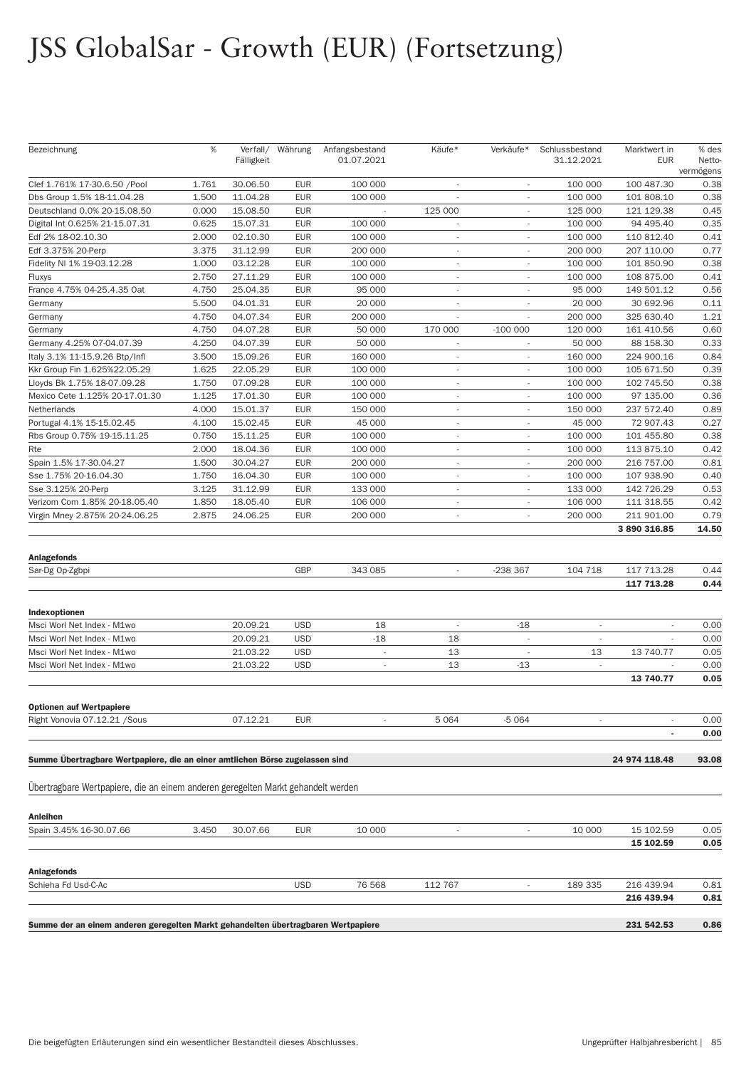# JSS GlobalSar - Growth (EUR) (Fortsetzung)

| Bezeichnung | % | Verfall/ Fälligkeit | Währung | Anfangsbestand 01.07.2021 | Käufe* | Verkäufe* | Schlussbestand 31.12.2021 | Marktwert in EUR | % des Netto-vermögens |
|---|---|---|---|---|---|---|---|---|---|
| Clef 1.761% 17-30.6.50 /Pool | 1.761 | 30.06.50 | EUR | 100 000 | - | - | 100 000 | 100 487.30 | 0.38 |
| Dbs Group 1.5% 18-11.04.28 | 1.500 | 11.04.28 | EUR | 100 000 | - | - | 100 000 | 101 808.10 | 0.38 |
| Deutschland 0.0% 20-15.08.50 | 0.000 | 15.08.50 | EUR | - | 125 000 | - | 125 000 | 121 129.38 | 0.45 |
| Digital Int 0.625% 21-15.07.31 | 0.625 | 15.07.31 | EUR | 100 000 | - | - | 100 000 | 94 495.40 | 0.35 |
| Edf 2% 18-02.10.30 | 2.000 | 02.10.30 | EUR | 100 000 | - | - | 100 000 | 110 812.40 | 0.41 |
| Edf 3.375% 20-Perp | 3.375 | 31.12.99 | EUR | 200 000 | - | - | 200 000 | 207 110.00 | 0.77 |
| Fidelity Nl 1% 19-03.12.28 | 1.000 | 03.12.28 | EUR | 100 000 | - | - | 100 000 | 101 850.90 | 0.38 |
| Fluxys | 2.750 | 27.11.29 | EUR | 100 000 | - | - | 100 000 | 108 875.00 | 0.41 |
| France 4.75% 04-25.4.35 Oat | 4.750 | 25.04.35 | EUR | 95 000 | - | - | 95 000 | 149 501.12 | 0.56 |
| Germany | 5.500 | 04.01.31 | EUR | 20 000 | - | - | 20 000 | 30 692.96 | 0.11 |
| Germany | 4.750 | 04.07.34 | EUR | 200 000 | - | - | 200 000 | 325 630.40 | 1.21 |
| Germany | 4.750 | 04.07.28 | EUR | 50 000 | 170 000 | -100 000 | 120 000 | 161 410.56 | 0.60 |
| Germany 4.25% 07-04.07.39 | 4.250 | 04.07.39 | EUR | 50 000 | - | - | 50 000 | 88 158.30 | 0.33 |
| Italy 3.1% 11-15.9.26 Btp/Infl | 3.500 | 15.09.26 | EUR | 160 000 | - | - | 160 000 | 224 900.16 | 0.84 |
| Kkr Group Fin 1.625%22.05.29 | 1.625 | 22.05.29 | EUR | 100 000 | - | - | 100 000 | 105 671.50 | 0.39 |
| Lloyds Bk 1.75% 18-07.09.28 | 1.750 | 07.09.28 | EUR | 100 000 | - | - | 100 000 | 102 745.50 | 0.38 |
| Mexico Cete 1.125% 20-17.01.30 | 1.125 | 17.01.30 | EUR | 100 000 | - | - | 100 000 | 97 135.00 | 0.36 |
| Netherlands | 4.000 | 15.01.37 | EUR | 150 000 | - | - | 150 000 | 237 572.40 | 0.89 |
| Portugal 4.1% 15-15.02.45 | 4.100 | 15.02.45 | EUR | 45 000 | - | - | 45 000 | 72 907.43 | 0.27 |
| Rbs Group 0.75% 19-15.11.25 | 0.750 | 15.11.25 | EUR | 100 000 | - | - | 100 000 | 101 455.80 | 0.38 |
| Rte | 2.000 | 18.04.36 | EUR | 100 000 | - | - | 100 000 | 113 875.10 | 0.42 |
| Spain 1.5% 17-30.04.27 | 1.500 | 30.04.27 | EUR | 200 000 | - | - | 200 000 | 216 757.00 | 0.81 |
| Sse 1.75% 20-16.04.30 | 1.750 | 16.04.30 | EUR | 100 000 | - | - | 100 000 | 107 938.90 | 0.40 |
| Sse 3.125% 20-Perp | 3.125 | 31.12.99 | EUR | 133 000 | - | - | 133 000 | 142 726.29 | 0.53 |
| Verizom Com 1.85% 20-18.05.40 | 1.850 | 18.05.40 | EUR | 106 000 | - | - | 106 000 | 111 318.55 | 0.42 |
| Virgin Mney 2.875% 20-24.06.25 | 2.875 | 24.06.25 | EUR | 200 000 | - | - | 200 000 | 211 901.00 | 0.79 |
| | | | | | | | | **3 890 316.85** | **14.50** |
| **Anlagefonds** | | | | | | | | | |
| Sar-Dg Op-Zgbpi | | | GBP | 343 085 | - | -238 367 | 104 718 | 117 713.28 | 0.44 |
| | | | | | | | | **117 713.28** | **0.44** |
| **Indexoptionen** | | | | | | | | | |
| Msci Worl Net Index - M1wo | | 20.09.21 | USD | 18 | - | -18 | - | - | 0.00 |
| Msci Worl Net Index - M1wo | | 20.09.21 | USD | -18 | 18 | - | - | - | 0.00 |
| Msci Worl Net Index - M1wo | | 21.03.22 | USD | - | 13 | - | 13 | 13 740.77 | 0.05 |
| Msci Worl Net Index - M1wo | | 21.03.22 | USD | - | 13 | -13 | - | - | 0.00 |
| | | | | | | | | **13 740.77** | **0.05** |
| **Optionen auf Wertpapiere** | | | | | | | | | |
| Right Vonovia 07.12.21 /Sous | | 07.12.21 | EUR | - | 5 064 | -5 064 | - | - | 0.00 |
| | | | | | | | | **-** | **0.00** |
| **Summe Übertragbare Wertpapiere, die an einer amtlichen Börse zugelassen sind** | | | | | | | | **24 974 118.48** | **93.08** |

Übertragbare Wertpapiere, die an einem anderen geregelten Markt gehandelt werden

| Bezeichnung | % | Verfall/ Fälligkeit | Währung | Anfangsbestand 01.07.2021 | Käufe* | Verkäufe* | Schlussbestand 31.12.2021 | Marktwert in EUR | % des Netto-vermögens |
|---|---|---|---|---|---|---|---|---|---|
| **Anleihen** | | | | | | | | | |
| Spain 3.45% 16-30.07.66 | 3.450 | 30.07.66 | EUR | 10 000 | - | - | 10 000 | 15 102.59 | 0.05 |
| | | | | | | | | **15 102.59** | **0.05** |
| **Anlagefonds** | | | | | | | | | |
| Schieha Fd Usd-C-Ac | | | USD | 76 568 | 112 767 | - | 189 335 | 216 439.94 | 0.81 |
| | | | | | | | | **216 439.94** | **0.81** |
| **Summe der an einem anderen geregelten Markt gehandelten übertragbaren Wertpapiere** | | | | | | | | **231 542.53** | **0.86** |

Die beigefügten Erläuterungen sind ein wesentlicher Bestandteil dieses Abschlusses.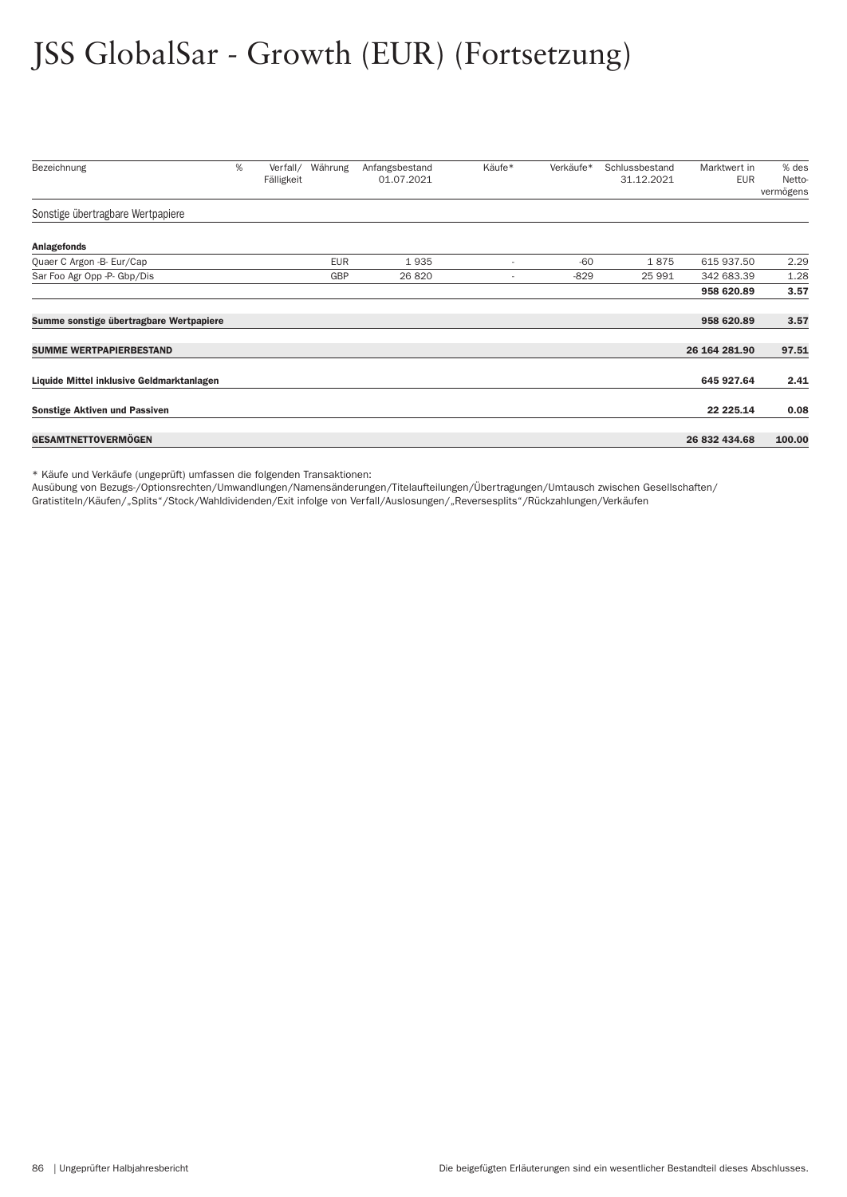# JSS GlobalSar - Growth (EUR) (Fortsetzung)

| Bezeichnung | % | Verfall/ Fälligkeit | Währung | Anfangsbestand 01.07.2021 | Käufe* | Verkäufe* | Schlussbestand 31.12.2021 | Marktwert in EUR | % des Netto-vermögens |
|---|---|---|---|---|---|---|---|---|---|
| Sonstige übertragbare Wertpapiere | | | | | | | | | |
| **Anlagefonds** | | | | | | | | | |
| Quaer C Argon -B- Eur/Cap | | | EUR | 1 935 | - | -60 | 1 875 | 615 937.50 | 2.29 |
| Sar Foo Agr Opp -P- Gbp/Dis | | | GBP | 26 820 | - | -829 | 25 991 | 342 683.39 | 1.28 |
| | | | | | | | | **958 620.89** | **3.57** |
| **Summe sonstige übertragbare Wertpapiere** | | | | | | | | **958 620.89** | **3.57** |
| **SUMME WERTPAPIERBESTAND** | | | | | | | | **26 164 281.90** | **97.51** |
| **Liquide Mittel inklusive Geldmarktanlagen** | | | | | | | | **645 927.64** | **2.41** |
| **Sonstige Aktiven und Passiven** | | | | | | | | **22 225.14** | **0.08** |
| **GESAMTNETTOVERMÖGEN** | | | | | | | | **26 832 434.68** | **100.00** |

* Käufe und Verkäufe (ungeprüft) umfassen die folgenden Transaktionen:
Ausübung von Bezugs-/Optionsrechten/Umwandlungen/Namensänderungen/Titelaufteilungen/Übertragungen/Umtausch zwischen Gesellschaften/Gratistiteln/Käufen/„Splits"/Stock/Wahldividenden/Exit infolge von Verfall/Auslosungen/„Reversesplits"/Rückzahlungen/Verkäufen

Die beigefügten Erläuterungen sind ein wesentlicher Bestandteil dieses Abschlusses.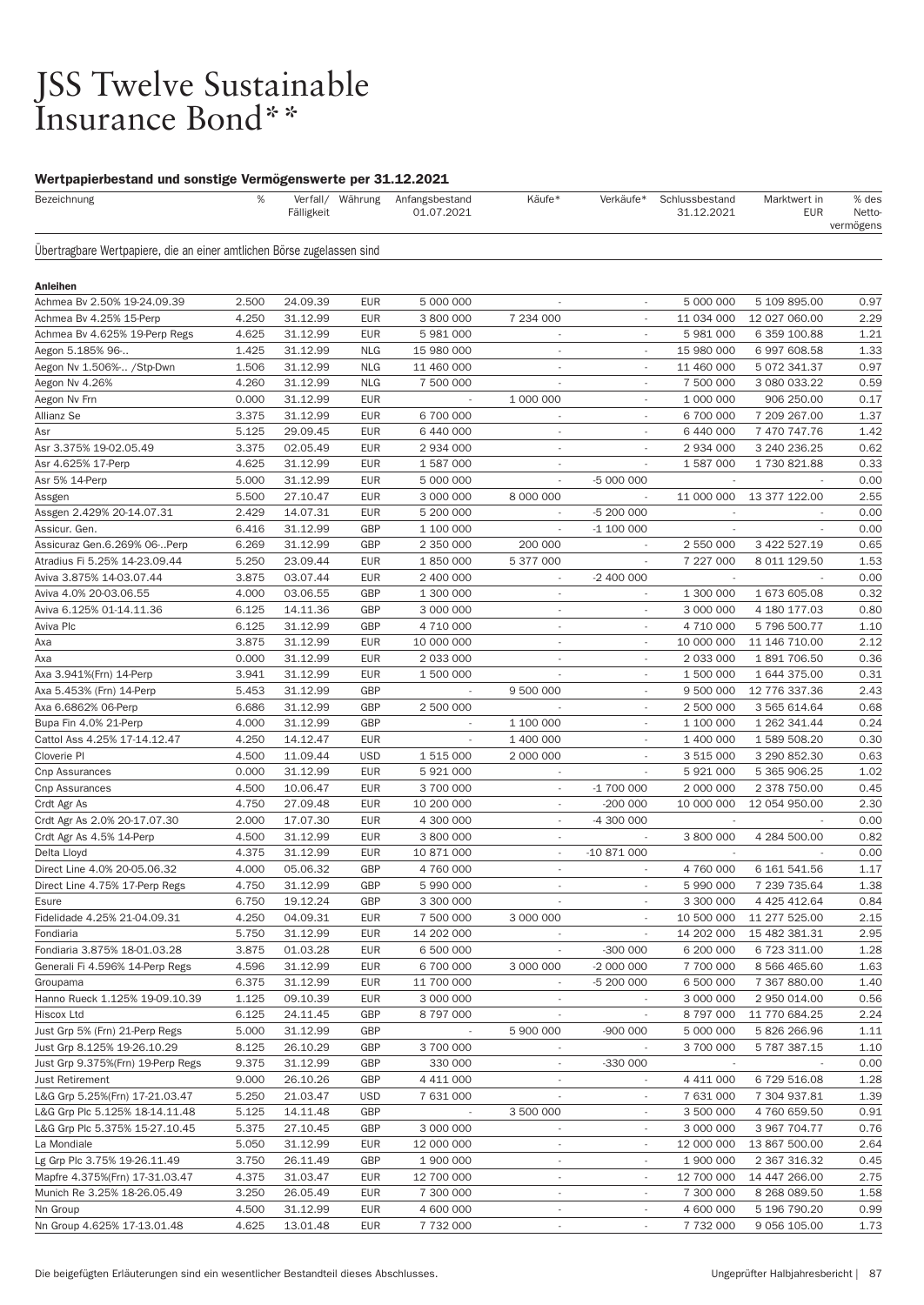# JSS Twelve Sustainable Insurance Bond**

#### Wertpapierbestand und sonstige Vermögenswerte per 31.12.2021

| Bezeichnung | % | Verfall/ Fälligkeit | Währung | Anfangsbestand 01.07.2021 | Käufe* | Verkäufe* | Schlussbestand 31.12.2021 | Marktwert in EUR | % des Netto-vermögens |
|---|---|---|---|---|---|---|---|---|---|
| **Übertragbare Wertpapiere, die an einer amtlichen Börse zugelassen sind** | | | | | | | | | |
| **Anleihen** | | | | | | | | | |
| Achmea Bv 2.50% 19-24.09.39 | 2.500 | 24.09.39 | EUR | 5 000 000 | - | - | 5 000 000 | 5 109 895.00 | 0.97 |
| Achmea Bv 4.25% 15-Perp | 4.250 | 31.12.99 | EUR | 3 800 000 | 7 234 000 | - | 11 034 000 | 12 027 060.00 | 2.29 |
| Achmea Bv 4.625% 19-Perp Regs | 4.625 | 31.12.99 | EUR | 5 981 000 | - | - | 5 981 000 | 6 359 100.88 | 1.21 |
| Aegon 5.185% 96-.. | 1.425 | 31.12.99 | NLG | 15 980 000 | - | - | 15 980 000 | 6 997 608.58 | 1.33 |
| Aegon Nv 1.506%-.. /Stp-Dwn | 1.506 | 31.12.99 | NLG | 11 460 000 | - | - | 11 460 000 | 5 072 341.37 | 0.97 |
| Aegon Nv 4.26% | 4.260 | 31.12.99 | NLG | 7 500 000 | - | - | 7 500 000 | 3 080 033.22 | 0.59 |
| Aegon Nv Frn | 0.000 | 31.12.99 | EUR | - | 1 000 000 | - | 1 000 000 | 906 250.00 | 0.17 |
| Allianz Se | 3.375 | 31.12.99 | EUR | 6 700 000 | - | - | 6 700 000 | 7 209 267.00 | 1.37 |
| Asr | 5.125 | 29.09.45 | EUR | 6 440 000 | - | - | 6 440 000 | 7 470 747.76 | 1.42 |
| Asr 3.375% 19-02.05.49 | 3.375 | 02.05.49 | EUR | 2 934 000 | - | - | 2 934 000 | 3 240 236.25 | 0.62 |
| Asr 4.625% 17-Perp | 4.625 | 31.12.99 | EUR | 1 587 000 | - | - | 1 587 000 | 1 730 821.88 | 0.33 |
| Asr 5% 14-Perp | 5.000 | 31.12.99 | EUR | 5 000 000 | - | -5 000 000 | - | - | 0.00 |
| Assgen | 5.500 | 27.10.47 | EUR | 3 000 000 | 8 000 000 | - | 11 000 000 | 13 377 122.00 | 2.55 |
| Assgen 2.429% 20-14.07.31 | 2.429 | 14.07.31 | EUR | 5 200 000 | - | -5 200 000 | - | - | 0.00 |
| Assicur. Gen. | 6.416 | 31.12.99 | GBP | 1 100 000 | - | -1 100 000 | - | - | 0.00 |
| Assicuraz Gen.6.269% 06-..Perp | 6.269 | 31.12.99 | GBP | 2 350 000 | 200 000 | - | 2 550 000 | 3 422 527.19 | 0.65 |
| Atradius Fi 5.25% 14-23.09.44 | 5.250 | 23.09.44 | EUR | 1 850 000 | 5 377 000 | - | 7 227 000 | 8 011 129.50 | 1.53 |
| Aviva 3.875% 14-03.07.44 | 3.875 | 03.07.44 | EUR | 2 400 000 | - | -2 400 000 | - | - | 0.00 |
| Aviva 4.0% 20-03.06.55 | 4.000 | 03.06.55 | GBP | 1 300 000 | - | - | 1 300 000 | 1 673 605.08 | 0.32 |
| Aviva 6.125% 01-14.11.36 | 6.125 | 14.11.36 | GBP | 3 000 000 | - | - | 3 000 000 | 4 180 177.03 | 0.80 |
| Aviva Plc | 6.125 | 31.12.99 | GBP | 4 710 000 | - | - | 4 710 000 | 5 796 500.77 | 1.10 |
| Axa | 3.875 | 31.12.99 | EUR | 10 000 000 | - | - | 10 000 000 | 11 146 710.00 | 2.12 |
| Axa | 0.000 | 31.12.99 | EUR | 2 033 000 | - | - | 2 033 000 | 1 891 706.50 | 0.36 |
| Axa 3.941%(Frn) 14-Perp | 3.941 | 31.12.99 | EUR | 1 500 000 | - | - | 1 500 000 | 1 644 375.00 | 0.31 |
| Axa 5.453% (Frn) 14-Perp | 5.453 | 31.12.99 | GBP | - | 9 500 000 | - | 9 500 000 | 12 776 337.36 | 2.43 |
| Axa 6.6862% 06-Perp | 6.686 | 31.12.99 | GBP | 2 500 000 | - | - | 2 500 000 | 3 565 614.64 | 0.68 |
| Bupa Fin 4.0% 21-Perp | 4.000 | 31.12.99 | GBP | - | 1 100 000 | - | 1 100 000 | 1 262 341.44 | 0.24 |
| Cattol Ass 4.25% 17-14.12.47 | 4.250 | 14.12.47 | EUR | - | 1 400 000 | - | 1 400 000 | 1 589 508.20 | 0.30 |
| Cloverie Pl | 4.500 | 11.09.44 | USD | 1 515 000 | 2 000 000 | - | 3 515 000 | 3 290 852.30 | 0.63 |
| Cnp Assurances | 0.000 | 31.12.99 | EUR | 5 921 000 | - | - | 5 921 000 | 5 365 906.25 | 1.02 |
| Cnp Assurances | 4.500 | 10.06.47 | EUR | 3 700 000 | - | -1 700 000 | 2 000 000 | 2 378 750.00 | 0.45 |
| Crdt Agr As | 4.750 | 27.09.48 | EUR | 10 200 000 | - | -200 000 | 10 000 000 | 12 054 950.00 | 2.30 |
| Crdt Agr As 2.0% 20-17.07.30 | 2.000 | 17.07.30 | EUR | 4 300 000 | - | -4 300 000 | - | - | 0.00 |
| Crdt Agr As 4.5% 14-Perp | 4.500 | 31.12.99 | EUR | 3 800 000 | - | - | 3 800 000 | 4 284 500.00 | 0.82 |
| Delta Lloyd | 4.375 | 31.12.99 | EUR | 10 871 000 | - | -10 871 000 | - | - | 0.00 |
| Direct Line 4.0% 20-05.06.32 | 4.000 | 05.06.32 | GBP | 4 760 000 | - | - | 4 760 000 | 6 161 541.56 | 1.17 |
| Direct Line 4.75% 17-Perp Regs | 4.750 | 31.12.99 | GBP | 5 990 000 | - | - | 5 990 000 | 7 239 735.64 | 1.38 |
| Esure | 6.750 | 19.12.24 | GBP | 3 300 000 | - | - | 3 300 000 | 4 425 412.64 | 0.84 |
| Fidelidade 4.25% 21-04.09.31 | 4.250 | 04.09.31 | EUR | 7 500 000 | 3 000 000 | - | 10 500 000 | 11 277 525.00 | 2.15 |
| Fondiaria | 5.750 | 31.12.99 | EUR | 14 202 000 | - | - | 14 202 000 | 15 482 381.31 | 2.95 |
| Fondiaria 3.875% 18-01.03.28 | 3.875 | 01.03.28 | EUR | 6 500 000 | - | -300 000 | 6 200 000 | 6 723 311.00 | 1.28 |
| Generali Fi 4.596% 14-Perp Regs | 4.596 | 31.12.99 | EUR | 6 700 000 | 3 000 000 | -2 000 000 | 7 700 000 | 8 566 465.60 | 1.63 |
| Groupama | 6.375 | 31.12.99 | EUR | 11 700 000 | - | -5 200 000 | 6 500 000 | 7 367 880.00 | 1.40 |
| Hanno Rueck 1.125% 19-09.10.39 | 1.125 | 09.10.39 | EUR | 3 000 000 | - | - | 3 000 000 | 2 950 014.00 | 0.56 |
| Hiscox Ltd | 6.125 | 24.11.45 | GBP | 8 797 000 | - | - | 8 797 000 | 11 770 684.25 | 2.24 |
| Just Grp 5% (Frn) 21-Perp Regs | 5.000 | 31.12.99 | GBP | - | 5 900 000 | -900 000 | 5 000 000 | 5 826 266.96 | 1.11 |
| Just Grp 8.125% 19-26.10.29 | 8.125 | 26.10.29 | GBP | 3 700 000 | - | - | 3 700 000 | 5 787 387.15 | 1.10 |
| Just Grp 9.375%(Frn) 19-Perp Regs | 9.375 | 31.12.99 | GBP | 330 000 | - | -330 000 | - | - | 0.00 |
| Just Retirement | 9.000 | 26.10.26 | GBP | 4 411 000 | - | - | 4 411 000 | 6 729 516.08 | 1.28 |
| L&G Grp 5.25%(Frn) 17-21.03.47 | 5.250 | 21.03.47 | USD | 7 631 000 | - | - | 7 631 000 | 7 304 937.81 | 1.39 |
| L&G Grp Plc 5.125% 18-14.11.48 | 5.125 | 14.11.48 | GBP | - | 3 500 000 | - | 3 500 000 | 4 760 659.50 | 0.91 |
| L&G Grp Plc 5.375% 15-27.10.45 | 5.375 | 27.10.45 | GBP | 3 000 000 | - | - | 3 000 000 | 3 967 704.77 | 0.76 |
| La Mondiale | 5.050 | 31.12.99 | EUR | 12 000 000 | - | - | 12 000 000 | 13 867 500.00 | 2.64 |
| Lg Grp Plc 3.75% 19-26.11.49 | 3.750 | 26.11.49 | GBP | 1 900 000 | - | - | 1 900 000 | 2 367 316.32 | 0.45 |
| Mapfre 4.375%(Frn) 17-31.03.47 | 4.375 | 31.03.47 | EUR | 12 700 000 | - | - | 12 700 000 | 14 447 266.00 | 2.75 |
| Munich Re 3.25% 18-26.05.49 | 3.250 | 26.05.49 | EUR | 7 300 000 | - | - | 7 300 000 | 8 268 089.50 | 1.58 |
| Nn Group | 4.500 | 31.12.99 | EUR | 4 600 000 | - | - | 4 600 000 | 5 196 790.20 | 0.99 |
| Nn Group 4.625% 17-13.01.48 | 4.625 | 13.01.48 | EUR | 7 732 000 | - | - | 7 732 000 | 9 056 105.00 | 1.73 |

Die beigefügten Erläuterungen sind ein wesentlicher Bestandteil dieses Abschlusses.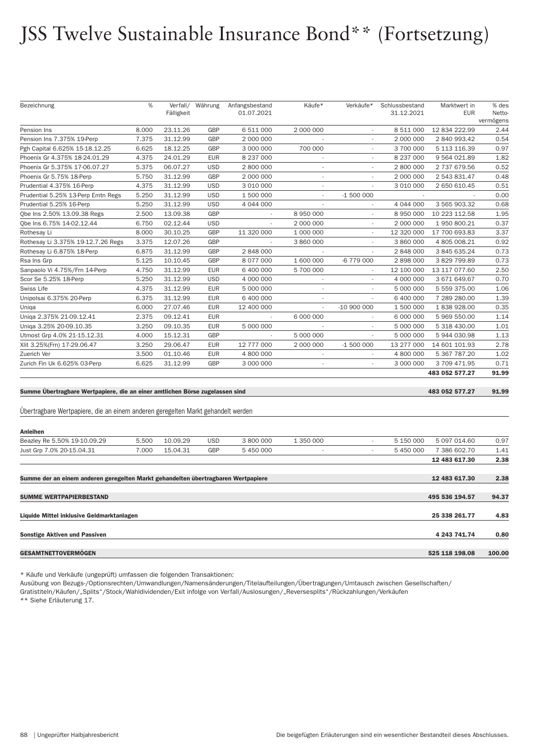# JSS Twelve Sustainable Insurance Bond** (Fortsetzung)

| Bezeichnung | % | Verfall/ Fälligkeit | Währung | Anfangsbestand 01.07.2021 | Käufe* | Verkäufe* | Schlussbestand 31.12.2021 | Marktwert in EUR | % des Netto-vermögens |
|---|---|---|---|---|---|---|---|---|---|
| Pension Ins | 8.000 | 23.11.26 | GBP | 6 511 000 | 2 000 000 | - | 8 511 000 | 12 834 222.99 | 2.44 |
| Pension Ins 7.375% 19-Perp | 7.375 | 31.12.99 | GBP | 2 000 000 | - | - | 2 000 000 | 2 840 993.42 | 0.54 |
| Pgh Capital 6.625% 15-18.12.25 | 6.625 | 18.12.25 | GBP | 3 000 000 | 700 000 | - | 3 700 000 | 5 113 116.39 | 0.97 |
| Phoenix Gr 4.375% 18-24.01.29 | 4.375 | 24.01.29 | EUR | 8 237 000 | - | - | 8 237 000 | 9 564 021.89 | 1.82 |
| Phoenix Gr 5.375% 17-06.07.27 | 5.375 | 06.07.27 | USD | 2 800 000 | - | - | 2 800 000 | 2 737 679.56 | 0.52 |
| Phoenix Gr 5.75% 18-Perp | 5.750 | 31.12.99 | GBP | 2 000 000 | - | - | 2 000 000 | 2 543 831.47 | 0.48 |
| Prudential 4.375% 16-Perp | 4.375 | 31.12.99 | USD | 3 010 000 | - | - | 3 010 000 | 2 650 610.45 | 0.51 |
| Prudential 5.25% 13-Perp Emtn Regs | 5.250 | 31.12.99 | USD | 1 500 000 | - | -1 500 000 | - | - | 0.00 |
| Prudential 5.25% 16-Perp | 5.250 | 31.12.99 | USD | 4 044 000 | - | - | 4 044 000 | 3 565 903.32 | 0.68 |
| Qbe Ins 2.50% 13.09.38 Regs | 2.500 | 13.09.38 | GBP | - | 8 950 000 | - | 8 950 000 | 10 223 112.58 | 1.95 |
| Qbe Ins 6.75% 14-02.12.44 | 6.750 | 02.12.44 | USD | - | 2 000 000 | - | 2 000 000 | 1 950 800.21 | 0.37 |
| Rothesay Li | 8.000 | 30.10.25 | GBP | 11 320 000 | 1 000 000 | - | 12 320 000 | 17 700 693.83 | 3.37 |
| Rothesay Li 3.375% 19-12.7.26 Regs | 3.375 | 12.07.26 | GBP | - | 3 860 000 | - | 3 860 000 | 4 805 008.21 | 0.92 |
| Rothesay Li 6.875% 18-Perp | 6.875 | 31.12.99 | GBP | 2 848 000 | - | - | 2 848 000 | 3 845 635.24 | 0.73 |
| Rsa Ins Grp | 5.125 | 10.10.45 | GBP | 8 077 000 | 1 600 000 | -6 779 000 | 2 898 000 | 3 829 799.89 | 0.73 |
| Sanpaolo Vi 4.75%/Frn 14-Perp | 4.750 | 31.12.99 | EUR | 6 400 000 | 5 700 000 | - | 12 100 000 | 13 117 077.60 | 2.50 |
| Scor Se 5.25% 18-Perp | 5.250 | 31.12.99 | USD | 4 000 000 | - | - | 4 000 000 | 3 671 649.67 | 0.70 |
| Swiss Life | 4.375 | 31.12.99 | EUR | 5 000 000 | - | - | 5 000 000 | 5 559 375.00 | 1.06 |
| Unipolsai 6.375% 20-Perp | 6.375 | 31.12.99 | EUR | 6 400 000 | - | - | 6 400 000 | 7 289 280.00 | 1.39 |
| Uniqa | 6.000 | 27.07.46 | EUR | 12 400 000 | - | -10 900 000 | 1 500 000 | 1 838 928.00 | 0.35 |
| Uniqa 2.375% 21-09.12.41 | 2.375 | 09.12.41 | EUR | - | 6 000 000 | - | 6 000 000 | 5 969 550.00 | 1.14 |
| Uniqa 3.25% 20-09.10.35 | 3.250 | 09.10.35 | EUR | 5 000 000 | - | - | 5 000 000 | 5 318 430.00 | 1.01 |
| Utmost Grp 4.0% 21-15.12.31 | 4.000 | 15.12.31 | GBP | - | 5 000 000 | - | 5 000 000 | 5 944 030.98 | 1.13 |
| Xlit 3.25%(Frn) 17-29.06.47 | 3.250 | 29.06.47 | EUR | 12 777 000 | 2 000 000 | -1 500 000 | 13 277 000 | 14 601 101.93 | 2.78 |
| Zuerich Ver | 3.500 | 01.10.46 | EUR | 4 800 000 | - | - | 4 800 000 | 5 367 787.20 | 1.02 |
| Zurich Fin Uk 6.625% 03-Perp | 6.625 | 31.12.99 | GBP | 3 000 000 | - | - | 3 000 000 | 3 709 471.95 | 0.71 |
| | | | | | | | | **483 052 577.27** | **91.99** |
| **Summe Übertragbare Wertpapiere, die an einer amtlichen Börse zugelassen sind** | | | | | | | | **483 052 577.27** | **91.99** |

Übertragbare Wertpapiere, die an einem anderen geregelten Markt gehandelt werden

| Bezeichnung | % | Verfall/ Fälligkeit | Währung | Anfangsbestand 01.07.2021 | Käufe* | Verkäufe* | Schlussbestand 31.12.2021 | Marktwert in EUR | % des Netto-vermögens |
|---|---|---|---|---|---|---|---|---|---|
| **Anleihen** | | | | | | | | | |
| Beazley Re 5.50% 19-10.09.29 | 5.500 | 10.09.29 | USD | 3 800 000 | 1 350 000 | - | 5 150 000 | 5 097 014.60 | 0.97 |
| Just Grp 7.0% 20-15.04.31 | 7.000 | 15.04.31 | GBP | 5 450 000 | - | - | 5 450 000 | 7 386 602.70 | 1.41 |
| | | | | | | | | **12 483 617.30** | **2.38** |
| **Summe der an einem anderen geregelten Markt gehandelten übertragbaren Wertpapiere** | | | | | | | | **12 483 617.30** | **2.38** |
| **SUMME WERTPAPIERBESTAND** | | | | | | | | **495 536 194.57** | **94.37** |
| **Liquide Mittel inklusive Geldmarktanlagen** | | | | | | | | **25 338 261.77** | **4.83** |
| **Sonstige Aktiven und Passiven** | | | | | | | | **4 243 741.74** | **0.80** |
| **GESAMTNETTOVERMÖGEN** | | | | | | | | **525 118 198.08** | **100.00** |

* Käufe und Verkäufe (ungeprüft) umfassen die folgenden Transaktionen:
Ausübung von Bezugs-/Optionsrechten/Umwandlungen/Namensänderungen/Titelaufteilungen/Übertragungen/Umtausch zwischen Gesellschaften/Gratistiteln/Käufen/„Splits"/Stock/Wahldividenden/Exit infolge von Verfall/Auslosungen/„Reversesplits"/Rückzahlungen/Verkäufen
** Siehe Erläuterung 17.

Die beigefügten Erläuterungen sind ein wesentlicher Bestandteil dieses Abschlusses.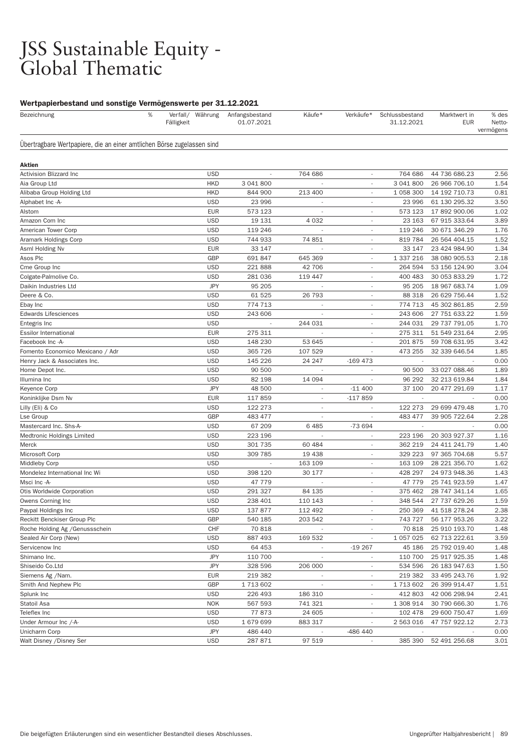# JSS Sustainable Equity - Global Thematic

### Wertpapierbestand und sonstige Vermögenswerte per 31.12.2021

| Bezeichnung | % | Verfall/ Fälligkeit | Währung | Anfangsbestand 01.07.2021 | Käufe* | Verkäufe* | Schlussbestand 31.12.2021 | Marktwert in EUR | % des Netto-vermögens |
|---|---|---|---|---|---|---|---|---|---|
| Übertragbare Wertpapiere, die an einer amtlichen Börse zugelassen sind | | | | | | | | | |
| **Aktien** | | | | | | | | | |
| Activision Blizzard Inc | | | USD | - | 764 686 | - | 764 686 | 44 736 686.23 | 2.56 |
| Aia Group Ltd | | | HKD | 3 041 800 | - | - | 3 041 800 | 26 966 706.10 | 1.54 |
| Alibaba Group Holding Ltd | | | HKD | 844 900 | 213 400 | - | 1 058 300 | 14 192 710.73 | 0.81 |
| Alphabet Inc -A- | | | USD | 23 996 | - | - | 23 996 | 61 130 295.32 | 3.50 |
| Alstom | | | EUR | 573 123 | - | - | 573 123 | 17 892 900.06 | 1.02 |
| Amazon Com Inc | | | USD | 19 131 | 4 032 | - | 23 163 | 67 915 333.64 | 3.89 |
| American Tower Corp | | | USD | 119 246 | - | - | 119 246 | 30 671 346.29 | 1.76 |
| Aramark Holdings Corp | | | USD | 744 933 | 74 851 | - | 819 784 | 26 564 404.15 | 1.52 |
| Asml Holding Nv | | | EUR | 33 147 | - | - | 33 147 | 23 424 984.90 | 1.34 |
| Asos Plc | | | GBP | 691 847 | 645 369 | - | 1 337 216 | 38 080 905.53 | 2.18 |
| Cme Group Inc | | | USD | 221 888 | 42 706 | - | 264 594 | 53 156 124.90 | 3.04 |
| Colgate-Palmolive Co. | | | USD | 281 036 | 119 447 | - | 400 483 | 30 053 833.29 | 1.72 |
| Daikin Industries Ltd | | | JPY | 95 205 | - | - | 95 205 | 18 967 683.74 | 1.09 |
| Deere & Co. | | | USD | 61 525 | 26 793 | - | 88 318 | 26 629 756.44 | 1.52 |
| Ebay Inc | | | USD | 774 713 | - | - | 774 713 | 45 302 861.85 | 2.59 |
| Edwards Lifesciences | | | USD | 243 606 | - | - | 243 606 | 27 751 633.22 | 1.59 |
| Entegris Inc | | | USD | - | 244 031 | - | 244 031 | 29 737 791.05 | 1.70 |
| Essilor International | | | EUR | 275 311 | - | - | 275 311 | 51 549 231.64 | 2.95 |
| Facebook Inc -A- | | | USD | 148 230 | 53 645 | - | 201 875 | 59 708 631.95 | 3.42 |
| Fomento Economico Mexicano / Adr | | | USD | 365 726 | 107 529 | - | 473 255 | 32 339 646.54 | 1.85 |
| Henry Jack & Associates Inc. | | | USD | 145 226 | 24 247 | -169 473 | - | - | 0.00 |
| Home Depot Inc. | | | USD | 90 500 | - | - | 90 500 | 33 027 088.46 | 1.89 |
| Illumina Inc | | | USD | 82 198 | 14 094 | - | 96 292 | 32 213 619.84 | 1.84 |
| Keyence Corp | | | JPY | 48 500 | - | -11 400 | 37 100 | 20 477 291.69 | 1.17 |
| Koninklijke Dsm Nv | | | EUR | 117 859 | - | -117 859 | - | - | 0.00 |
| Lilly (Eli) & Co | | | USD | 122 273 | - | - | 122 273 | 29 699 479.48 | 1.70 |
| Lse Group | | | GBP | 483 477 | - | - | 483 477 | 39 905 722.64 | 2.28 |
| Mastercard Inc. Shs-A- | | | USD | 67 209 | 6 485 | -73 694 | - | - | 0.00 |
| Medtronic Holdings Limited | | | USD | 223 196 | - | - | 223 196 | 20 303 927.37 | 1.16 |
| Merck | | | USD | 301 735 | 60 484 | - | 362 219 | 24 411 241.79 | 1.40 |
| Microsoft Corp | | | USD | 309 785 | 19 438 | - | 329 223 | 97 365 704.68 | 5.57 |
| Middleby Corp | | | USD | - | 163 109 | - | 163 109 | 28 221 356.70 | 1.62 |
| Mondelez International Inc Wi | | | USD | 398 120 | 30 177 | - | 428 297 | 24 973 948.36 | 1.43 |
| Msci Inc -A- | | | USD | 47 779 | - | - | 47 779 | 25 741 923.59 | 1.47 |
| Otis Worldwide Corporation | | | USD | 291 327 | 84 135 | - | 375 462 | 28 747 341.14 | 1.65 |
| Owens Corning Inc | | | USD | 238 401 | 110 143 | - | 348 544 | 27 737 629.26 | 1.59 |
| Paypal Holdings Inc | | | USD | 137 877 | 112 492 | - | 250 369 | 41 518 278.24 | 2.38 |
| Reckitt Benckiser Group Plc | | | GBP | 540 185 | 203 542 | - | 743 727 | 56 177 953.26 | 3.22 |
| Roche Holding Ag /Genussschein | | | CHF | 70 818 | - | - | 70 818 | 25 910 193.70 | 1.48 |
| Sealed Air Corp (New) | | | USD | 887 493 | 169 532 | - | 1 057 025 | 62 713 222.61 | 3.59 |
| Servicenow Inc | | | USD | 64 453 | - | -19 267 | 45 186 | 25 792 019.40 | 1.48 |
| Shimano Inc. | | | JPY | 110 700 | - | - | 110 700 | 25 917 925.35 | 1.48 |
| Shiseido Co.Ltd | | | JPY | 328 596 | 206 000 | - | 534 596 | 26 183 947.63 | 1.50 |
| Siemens Ag /Nam. | | | EUR | 219 382 | - | - | 219 382 | 33 495 243.76 | 1.92 |
| Smith And Nephew Plc | | | GBP | 1 713 602 | - | - | 1 713 602 | 26 399 914.47 | 1.51 |
| Splunk Inc | | | USD | 226 493 | 186 310 | - | 412 803 | 42 006 298.94 | 2.41 |
| Statoil Asa | | | NOK | 567 593 | 741 321 | - | 1 308 914 | 30 790 666.30 | 1.76 |
| Teleflex Inc | | | USD | 77 873 | 24 605 | - | 102 478 | 29 600 750.47 | 1.69 |
| Under Armour Inc /-A- | | | USD | 1 679 699 | 883 317 | - | 2 563 016 | 47 757 922.12 | 2.73 |
| Unicharm Corp | | | JPY | 486 440 | - | -486 440 | - | - | 0.00 |
| Walt Disney /Disney Ser | | | USD | 287 871 | 97 519 | - | 385 390 | 52 491 256.68 | 3.01 |

Die beigefügten Erläuterungen sind ein wesentlicher Bestandteil dieses Abschlusses.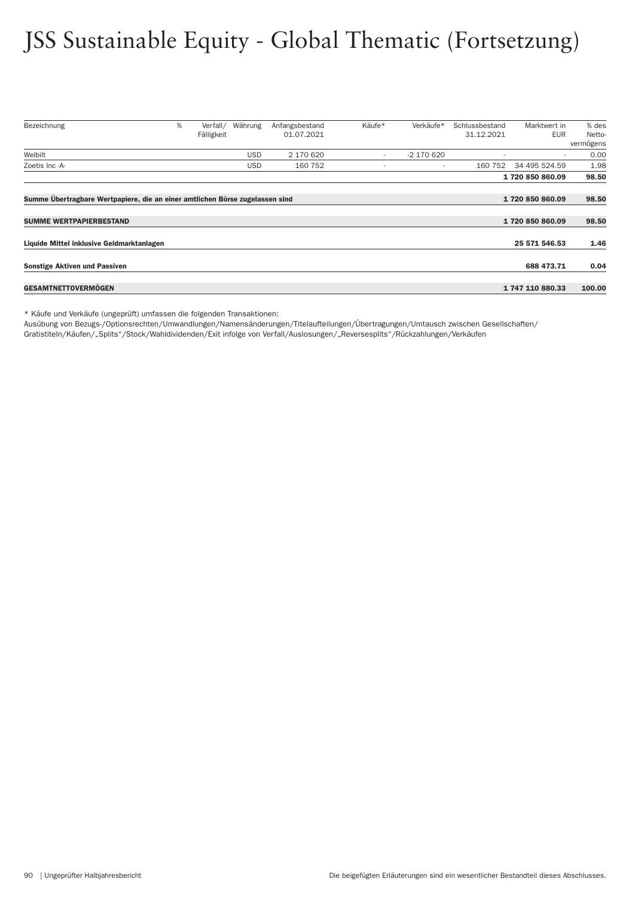# JSS Sustainable Equity - Global Thematic (Fortsetzung)

| Bezeichnung | % | Verfall/ Fälligkeit | Währung | Anfangsbestand 01.07.2021 | Käufe* | Verkäufe* | Schlussbestand 31.12.2021 | Marktwert in EUR | % des Netto-vermögens |
|---|---|---|---|---|---|---|---|---|---|
| Welbilt | | | USD | 2 170 620 | - | -2 170 620 | - | - | 0.00 |
| Zoetis Inc -A- | | | USD | 160 752 | - | - | 160 752 | 34 495 524.59 | 1.98 |
| | | | | | | | | **1 720 850 860.09** | **98.50** |
| **Summe Übertragbare Wertpapiere, die an einer amtlichen Börse zugelassen sind** | | | | | | | | **1 720 850 860.09** | **98.50** |
| **SUMME WERTPAPIERBESTAND** | | | | | | | | **1 720 850 860.09** | **98.50** |
| **Liquide Mittel inklusive Geldmarktanlagen** | | | | | | | | **25 571 546.53** | **1.46** |
| **Sonstige Aktiven und Passiven** | | | | | | | | **688 473.71** | **0.04** |
| **GESAMTNETTOVERMÖGEN** | | | | | | | | **1 747 110 880.33** | **100.00** |

* Käufe und Verkäufe (ungeprüft) umfassen die folgenden Transaktionen:
Ausübung von Bezugs-/Optionsrechten/Umwandlungen/Namensänderungen/Titelaufteilungen/Übertragungen/Umtausch zwischen Gesellschaften/ Gratistiteln/Käufen/„Splits"/Stock/Wahldividenden/Exit infolge von Verfall/Auslosungen/„Reversesplits"/Rückzahlungen/Verkäufen

Die beigefügten Erläuterungen sind ein wesentlicher Bestandteil dieses Abschlusses.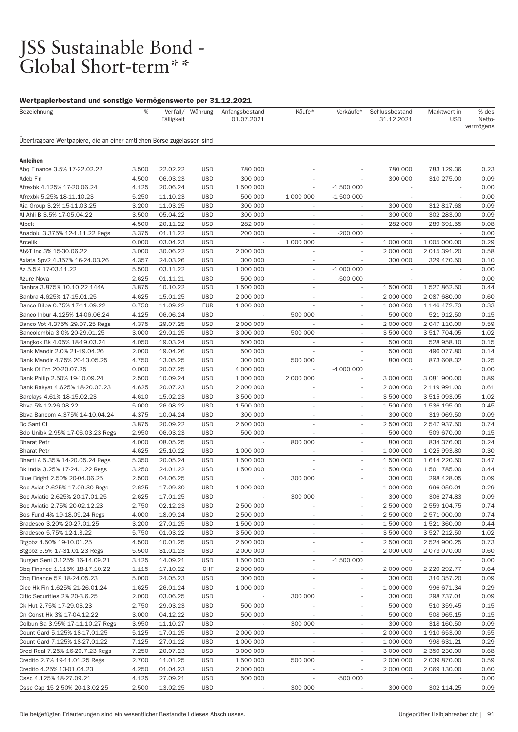# JSS Sustainable Bond - Global Short-term**

### Wertpapierbestand und sonstige Vermögenswerte per 31.12.2021

| Bezeichnung | % | Verfall/ Fälligkeit | Währung | Anfangsbestand 01.07.2021 | Käufe* | Verkäufe* | Schlussbestand 31.12.2021 | Marktwert in USD | % des Netto-vermögens |
|---|---|---|---|---|---|---|---|---|---|
| **Übertragbare Wertpapiere, die an einer amtlichen Börse zugelassen sind** | | | | | | | | | |
| **Anleihen** | | | | | | | | | |
| Abq Finance 3.5% 17-22.02.22 | 3.500 | 22.02.22 | USD | 780 000 | - | - | 780 000 | 783 129.36 | 0.23 |
| Adcb Fin | 4.500 | 06.03.23 | USD | 300 000 | - | - | 300 000 | 310 275.00 | 0.09 |
| Afrexbk 4.125% 17-20.06.24 | 4.125 | 20.06.24 | USD | 1 500 000 | - | -1 500 000 | - | - | 0.00 |
| Afrexbk 5.25% 18-11.10.23 | 5.250 | 11.10.23 | USD | 500 000 | 1 000 000 | -1 500 000 | - | - | 0.00 |
| Aia Group 3.2% 15-11.03.25 | 3.200 | 11.03.25 | USD | 300 000 | - | - | 300 000 | 312 817.68 | 0.09 |
| Al Ahli B 3.5% 17-05.04.22 | 3.500 | 05.04.22 | USD | 300 000 | - | - | 300 000 | 302 283.00 | 0.09 |
| Alpek | 4.500 | 20.11.22 | USD | 282 000 | - | - | 282 000 | 289 691.55 | 0.08 |
| Anadolu 3.375% 12-1.11.22 Regs | 3.375 | 01.11.22 | USD | 200 000 | - | -200 000 | - | - | 0.00 |
| Arcelik | 0.000 | 03.04.23 | USD | - | 1 000 000 | - | 1 000 000 | 1 005 000.00 | 0.29 |
| At&T Inc 3% 15-30.06.22 | 3.000 | 30.06.22 | USD | 2 000 000 | - | - | 2 000 000 | 2 015 391.20 | 0.58 |
| Axiata Spv2 4.357% 16-24.03.26 | 4.357 | 24.03.26 | USD | 300 000 | - | - | 300 000 | 329 470.50 | 0.10 |
| Az 5.5% 17-03.11.22 | 5.500 | 03.11.22 | USD | 1 000 000 | - | -1 000 000 | - | - | 0.00 |
| Azure Nova | 2.625 | 01.11.21 | USD | 500 000 | - | -500 000 | - | - | 0.00 |
| Banbra 3.875% 10.10.22 144A | 3.875 | 10.10.22 | USD | 1 500 000 | - | - | 1 500 000 | 1 527 862.50 | 0.44 |
| Banbra 4.625% 17-15.01.25 | 4.625 | 15.01.25 | USD | 2 000 000 | - | - | 2 000 000 | 2 087 680.00 | 0.60 |
| Banco Bilba 0.75% 17-11.09.22 | 0.750 | 11.09.22 | EUR | 1 000 000 | - | - | 1 000 000 | 1 146 472.73 | 0.33 |
| Banco Inbur 4.125% 14-06.06.24 | 4.125 | 06.06.24 | USD | - | 500 000 | - | 500 000 | 521 912.50 | 0.15 |
| Banco Vot 4.375% 29.07.25 Regs | 4.375 | 29.07.25 | USD | 2 000 000 | - | - | 2 000 000 | 2 047 110.00 | 0.59 |
| Bancolombia 3.0% 20-29.01.25 | 3.000 | 29.01.25 | USD | 3 000 000 | 500 000 | - | 3 500 000 | 3 517 704.05 | 1.02 |
| Bangkok Bk 4.05% 18-19.03.24 | 4.050 | 19.03.24 | USD | 500 000 | - | - | 500 000 | 528 958.10 | 0.15 |
| Bank Mandir 2.0% 21-19.04.26 | 2.000 | 19.04.26 | USD | 500 000 | - | - | 500 000 | 496 077.80 | 0.14 |
| Bank Mandir 4.75% 20-13.05.25 | 4.750 | 13.05.25 | USD | 300 000 | 500 000 | - | 800 000 | 873 608.32 | 0.25 |
| Bank Of Frn 20-20.07.25 | 0.000 | 20.07.25 | USD | 4 000 000 | - | -4 000 000 | - | - | 0.00 |
| Bank Philip 2.50% 19-10.09.24 | 2.500 | 10.09.24 | USD | 1 000 000 | 2 000 000 | - | 3 000 000 | 3 081 900.00 | 0.89 |
| Bank Rakyat 4.625% 18-20.07.23 | 4.625 | 20.07.23 | USD | 2 000 000 | - | - | 2 000 000 | 2 119 991.00 | 0.61 |
| Barclays 4.61% 18-15.02.23 | 4.610 | 15.02.23 | USD | 3 500 000 | - | - | 3 500 000 | 3 515 093.05 | 1.02 |
| Bbva 5% 12-26.08.22 | 5.000 | 26.08.22 | USD | 1 500 000 | - | - | 1 500 000 | 1 536 195.00 | 0.45 |
| Bbva Bancom 4.375% 14-10.04.24 | 4.375 | 10.04.24 | USD | 300 000 | - | - | 300 000 | 319 069.50 | 0.09 |
| Bc Sant Cl | 3.875 | 20.09.22 | USD | 2 500 000 | - | - | 2 500 000 | 2 547 937.50 | 0.74 |
| Bdo Unibk 2.95% 17-06.03.23 Regs | 2.950 | 06.03.23 | USD | 500 000 | - | - | 500 000 | 509 670.00 | 0.15 |
| Bharat Petr | 4.000 | 08.05.25 | USD | - | 800 000 | - | 800 000 | 834 376.00 | 0.24 |
| Bharat Petr | 4.625 | 25.10.22 | USD | 1 000 000 | - | - | 1 000 000 | 1 025 993.80 | 0.30 |
| Bharti A 5.35% 14-20.05.24 Regs | 5.350 | 20.05.24 | USD | 1 500 000 | - | - | 1 500 000 | 1 614 220.50 | 0.47 |
| Bk India 3.25% 17-24.1.22 Regs | 3.250 | 24.01.22 | USD | 1 500 000 | - | - | 1 500 000 | 1 501 785.00 | 0.44 |
| Blue Bright 2.50% 20-04.06.25 | 2.500 | 04.06.25 | USD | - | 300 000 | - | 300 000 | 298 428.05 | 0.09 |
| Boc Aviat 2.625% 17.09.30 Regs | 2.625 | 17.09.30 | USD | 1 000 000 | - | - | 1 000 000 | 996 050.01 | 0.29 |
| Boc Aviatio 2.625% 20-17.01.25 | 2.625 | 17.01.25 | USD | - | 300 000 | - | 300 000 | 306 274.83 | 0.09 |
| Boc Aviatio 2.75% 20-02.12.23 | 2.750 | 02.12.23 | USD | 2 500 000 | - | - | 2 500 000 | 2 559 104.75 | 0.74 |
| Bos Fund 4% 19-18.09.24 Regs | 4.000 | 18.09.24 | USD | 2 500 000 | - | - | 2 500 000 | 2 571 000.00 | 0.74 |
| Bradesco 3.20% 20-27.01.25 | 3.200 | 27.01.25 | USD | 1 500 000 | - | - | 1 500 000 | 1 521 360.00 | 0.44 |
| Bradesco 5.75% 12-1.3.22 | 5.750 | 01.03.22 | USD | 3 500 000 | - | - | 3 500 000 | 3 527 212.50 | 1.02 |
| Btgpbz 4.50% 19-10.01.25 | 4.500 | 10.01.25 | USD | 2 500 000 | - | - | 2 500 000 | 2 524 900.25 | 0.73 |
| Btgpbz 5.5% 17-31.01.23 Regs | 5.500 | 31.01.23 | USD | 2 000 000 | - | - | 2 000 000 | 2 073 070.00 | 0.60 |
| Burgan Seni 3.125% 16-14.09.21 | 3.125 | 14.09.21 | USD | 1 500 000 | - | -1 500 000 | - | - | 0.00 |
| Cbq Finance 1.115% 18-17.10.22 | 1.115 | 17.10.22 | CHF | 2 000 000 | - | - | 2 000 000 | 2 220 292.77 | 0.64 |
| Cbq Finance 5% 18-24.05.23 | 5.000 | 24.05.23 | USD | 300 000 | - | - | 300 000 | 316 357.20 | 0.09 |
| Cicc Hk Fin 1.625% 21-26.01.24 | 1.625 | 26.01.24 | USD | 1 000 000 | - | - | 1 000 000 | 996 671.34 | 0.29 |
| Citic Securities 2% 20-3.6.25 | 2.000 | 03.06.25 | USD | - | 300 000 | - | 300 000 | 298 737.01 | 0.09 |
| Ck Hut 2.75% 17-29.03.23 | 2.750 | 29.03.23 | USD | 500 000 | - | - | 500 000 | 510 359.45 | 0.15 |
| Cn Const Hk 3% 17-04.12.22 | 3.000 | 04.12.22 | USD | 500 000 | - | - | 500 000 | 508 965.15 | 0.15 |
| Colbun Sa 3.95% 17-11.10.27 Regs | 3.950 | 11.10.27 | USD | - | 300 000 | - | 300 000 | 318 160.50 | 0.09 |
| Count Gard 5.125% 18-17.01.25 | 5.125 | 17.01.25 | USD | 2 000 000 | - | - | 2 000 000 | 1 910 653.00 | 0.55 |
| Count Gard 7.125% 18-27.01.22 | 7.125 | 27.01.22 | USD | 1 000 000 | - | - | 1 000 000 | 998 631.21 | 0.29 |
| Cred Real 7.25% 16-20.7.23 Regs | 7.250 | 20.07.23 | USD | 3 000 000 | - | - | 3 000 000 | 2 350 230.00 | 0.68 |
| Credito 2.7% 19-11.01.25 Regs | 2.700 | 11.01.25 | USD | 1 500 000 | 500 000 | - | 2 000 000 | 2 039 870.00 | 0.59 |
| Credito 4.25% 13-01.04.23 | 4.250 | 01.04.23 | USD | 2 000 000 | - | - | 2 000 000 | 2 069 130.00 | 0.60 |
| Cssc 4.125% 18-27.09.21 | 4.125 | 27.09.21 | USD | 500 000 | - | -500 000 | - | - | 0.00 |
| Cssc Cap 15 2.50% 20-13.02.25 | 2.500 | 13.02.25 | USD | - | 300 000 | - | 300 000 | 302 114.25 | 0.09 |

Die beigefügten Erläuterungen sind ein wesentlicher Bestandteil dieses Abschlusses.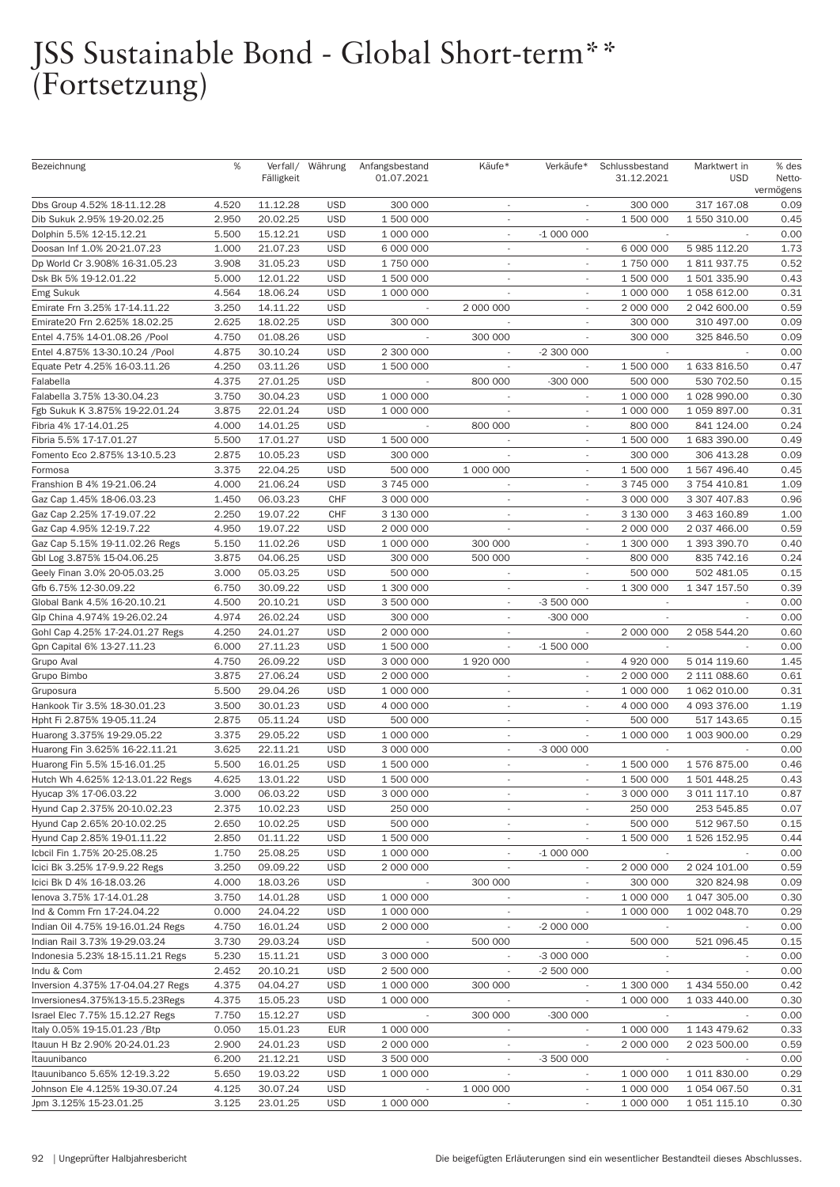# JSS Sustainable Bond - Global Short-term** (Fortsetzung)

| Bezeichnung | % | Verfall/ Fälligkeit | Währung | Anfangsbestand 01.07.2021 | Käufe* | Verkäufe* | Schlussbestand 31.12.2021 | Marktwert in USD | % des Netto-vermögens |
|---|---|---|---|---|---|---|---|---|---|
| Dbs Group 4.52% 18-11.12.28 | 4.520 | 11.12.28 | USD | 300 000 | - | - | 300 000 | 317 167.08 | 0.09 |
| Dib Sukuk 2.95% 19-20.02.25 | 2.950 | 20.02.25 | USD | 1 500 000 | - | - | 1 500 000 | 1 550 310.00 | 0.45 |
| Dolphin 5.5% 12-15.12.21 | 5.500 | 15.12.21 | USD | 1 000 000 | - | -1 000 000 | - | - | 0.00 |
| Doosan Inf 1.0% 20-21.07.23 | 1.000 | 21.07.23 | USD | 6 000 000 | - | - | 6 000 000 | 5 985 112.20 | 1.73 |
| Dp World Cr 3.908% 16-31.05.23 | 3.908 | 31.05.23 | USD | 1 750 000 | - | - | 1 750 000 | 1 811 937.75 | 0.52 |
| Dsk Bk 5% 19-12.01.22 | 5.000 | 12.01.22 | USD | 1 500 000 | - | - | 1 500 000 | 1 501 335.90 | 0.43 |
| Emg Sukuk | 4.564 | 18.06.24 | USD | 1 000 000 | - | - | 1 000 000 | 1 058 612.00 | 0.31 |
| Emirate Frn 3.25% 17-14.11.22 | 3.250 | 14.11.22 | USD | - | 2 000 000 | - | 2 000 000 | 2 042 600.00 | 0.59 |
| Emirate20 Frn 2.625% 18.02.25 | 2.625 | 18.02.25 | USD | 300 000 | - | - | 300 000 | 310 497.00 | 0.09 |
| Entel 4.75% 14-01.08.26 /Pool | 4.750 | 01.08.26 | USD | - | 300 000 | - | 300 000 | 325 846.50 | 0.09 |
| Entel 4.875% 13-30.10.24 /Pool | 4.875 | 30.10.24 | USD | 2 300 000 | - | -2 300 000 | - | - | 0.00 |
| Equate Petr 4.25% 16-03.11.26 | 4.250 | 03.11.26 | USD | 1 500 000 | - | - | 1 500 000 | 1 633 816.50 | 0.47 |
| Falabella | 4.375 | 27.01.25 | USD | - | 800 000 | -300 000 | 500 000 | 530 702.50 | 0.15 |
| Falabella 3.75% 13-30.04.23 | 3.750 | 30.04.23 | USD | 1 000 000 | - | - | 1 000 000 | 1 028 990.00 | 0.30 |
| Fgb Sukuk K 3.875% 19-22.01.24 | 3.875 | 22.01.24 | USD | 1 000 000 | - | - | 1 000 000 | 1 059 897.00 | 0.31 |
| Fibria 4% 17-14.01.25 | 4.000 | 14.01.25 | USD | - | 800 000 | - | 800 000 | 841 124.00 | 0.24 |
| Fibria 5.5% 17-17.01.27 | 5.500 | 17.01.27 | USD | 1 500 000 | - | - | 1 500 000 | 1 683 390.00 | 0.49 |
| Fomento Eco 2.875% 13-10.5.23 | 2.875 | 10.05.23 | USD | 300 000 | - | - | 300 000 | 306 413.28 | 0.09 |
| Formosa | 3.375 | 22.04.25 | USD | 500 000 | 1 000 000 | - | 1 500 000 | 1 567 496.40 | 0.45 |
| Franshion B 4% 19-21.06.24 | 4.000 | 21.06.24 | USD | 3 745 000 | - | - | 3 745 000 | 3 754 410.81 | 1.09 |
| Gaz Cap 1.45% 18-06.03.23 | 1.450 | 06.03.23 | CHF | 3 000 000 | - | - | 3 000 000 | 3 307 407.83 | 0.96 |
| Gaz Cap 2.25% 17-19.07.22 | 2.250 | 19.07.22 | CHF | 3 130 000 | - | - | 3 130 000 | 3 463 160.89 | 1.00 |
| Gaz Cap 4.95% 12-19.7.22 | 4.950 | 19.07.22 | USD | 2 000 000 | - | - | 2 000 000 | 2 037 466.00 | 0.59 |
| Gaz Cap 5.15% 19-11.02.26 Regs | 5.150 | 11.02.26 | USD | 1 000 000 | 300 000 | - | 1 300 000 | 1 393 390.70 | 0.40 |
| Gbl Log 3.875% 15-04.06.25 | 3.875 | 04.06.25 | USD | 300 000 | 500 000 | - | 800 000 | 835 742.16 | 0.24 |
| Geely Finan 3.0% 20-05.03.25 | 3.000 | 05.03.25 | USD | 500 000 | - | - | 500 000 | 502 481.05 | 0.15 |
| Gfb 6.75% 12-30.09.22 | 6.750 | 30.09.22 | USD | 1 300 000 | - | - | 1 300 000 | 1 347 157.50 | 0.39 |
| Global Bank 4.5% 16-20.10.21 | 4.500 | 20.10.21 | USD | 3 500 000 | - | -3 500 000 | - | - | 0.00 |
| Glp China 4.974% 19-26.02.24 | 4.974 | 26.02.24 | USD | 300 000 | - | -300 000 | - | - | 0.00 |
| Gohl Cap 4.25% 17-24.01.27 Regs | 4.250 | 24.01.27 | USD | 2 000 000 | - | - | 2 000 000 | 2 058 544.20 | 0.60 |
| Gpn Capital 6% 13-27.11.23 | 6.000 | 27.11.23 | USD | 1 500 000 | - | -1 500 000 | - | - | 0.00 |
| Grupo Aval | 4.750 | 26.09.22 | USD | 3 000 000 | 1 920 000 | - | 4 920 000 | 5 014 119.60 | 1.45 |
| Grupo Bimbo | 3.875 | 27.06.24 | USD | 2 000 000 | - | - | 2 000 000 | 2 111 088.60 | 0.61 |
| Gruposura | 5.500 | 29.04.26 | USD | 1 000 000 | - | - | 1 000 000 | 1 062 010.00 | 0.31 |
| Hankook Tir 3.5% 18-30.01.23 | 3.500 | 30.01.23 | USD | 4 000 000 | - | - | 4 000 000 | 4 093 376.00 | 1.19 |
| Hpht Fi 2.875% 19-05.11.24 | 2.875 | 05.11.24 | USD | 500 000 | - | - | 500 000 | 517 143.65 | 0.15 |
| Huarong 3.375% 19-29.05.22 | 3.375 | 29.05.22 | USD | 1 000 000 | - | - | 1 000 000 | 1 003 900.00 | 0.29 |
| Huarong Fin 3.625% 16-22.11.21 | 3.625 | 22.11.21 | USD | 3 000 000 | - | -3 000 000 | - | - | 0.00 |
| Huarong Fin 5.5% 15-16.01.25 | 5.500 | 16.01.25 | USD | 1 500 000 | - | - | 1 500 000 | 1 576 875.00 | 0.46 |
| Hutch Wh 4.625% 12-13.01.22 Regs | 4.625 | 13.01.22 | USD | 1 500 000 | - | - | 1 500 000 | 1 501 448.25 | 0.43 |
| Hyucap 3% 17-06.03.22 | 3.000 | 06.03.22 | USD | 3 000 000 | - | - | 3 000 000 | 3 011 117.10 | 0.87 |
| Hyund Cap 2.375% 20-10.02.23 | 2.375 | 10.02.23 | USD | 250 000 | - | - | 250 000 | 253 545.85 | 0.07 |
| Hyund Cap 2.65% 20-10.02.25 | 2.650 | 10.02.25 | USD | 500 000 | - | - | 500 000 | 512 967.50 | 0.15 |
| Hyund Cap 2.85% 19-01.11.22 | 2.850 | 01.11.22 | USD | 1 500 000 | - | - | 1 500 000 | 1 526 152.95 | 0.44 |
| Icbcil Fin 1.75% 20-25.08.25 | 1.750 | 25.08.25 | USD | 1 000 000 | - | -1 000 000 | - | - | 0.00 |
| Icici Bk 3.25% 17-9.9.22 Regs | 3.250 | 09.09.22 | USD | 2 000 000 | - | - | 2 000 000 | 2 024 101.00 | 0.59 |
| Icici Bk D 4% 16-18.03.26 | 4.000 | 18.03.26 | USD | - | 300 000 | - | 300 000 | 320 824.98 | 0.09 |
| Ienova 3.75% 17-14.01.28 | 3.750 | 14.01.28 | USD | 1 000 000 | - | - | 1 000 000 | 1 047 305.00 | 0.30 |
| Ind & Comm Frn 17-24.04.22 | 0.000 | 24.04.22 | USD | 1 000 000 | - | - | 1 000 000 | 1 002 048.70 | 0.29 |
| Indian Oil 4.75% 19-16.01.24 Regs | 4.750 | 16.01.24 | USD | 2 000 000 | - | -2 000 000 | - | - | 0.00 |
| Indian Rail 3.73% 19-29.03.24 | 3.730 | 29.03.24 | USD | - | 500 000 | - | 500 000 | 521 096.45 | 0.15 |
| Indonesia 5.23% 18-15.11.21 Regs | 5.230 | 15.11.21 | USD | 3 000 000 | - | -3 000 000 | - | - | 0.00 |
| Indu & Com | 2.452 | 20.10.21 | USD | 2 500 000 | - | -2 500 000 | - | - | 0.00 |
| Inversion 4.375% 17-04.04.27 Regs | 4.375 | 04.04.27 | USD | 1 000 000 | 300 000 | - | 1 300 000 | 1 434 550.00 | 0.42 |
| Inversiones4.375%13-15.5.23Regs | 4.375 | 15.05.23 | USD | 1 000 000 | - | - | 1 000 000 | 1 033 440.00 | 0.30 |
| Israel Elec 7.75% 15.12.27 Regs | 7.750 | 15.12.27 | USD | - | 300 000 | -300 000 | - | - | 0.00 |
| Italy 0.05% 19-15.01.23 /Btp | 0.050 | 15.01.23 | EUR | 1 000 000 | - | - | 1 000 000 | 1 143 479.62 | 0.33 |
| Itauun H Bz 2.90% 20-24.01.23 | 2.900 | 24.01.23 | USD | 2 000 000 | - | - | 2 000 000 | 2 023 500.00 | 0.59 |
| Itauunibanco | 6.200 | 21.12.21 | USD | 3 500 000 | - | -3 500 000 | - | - | 0.00 |
| Itauunibanco 5.65% 12-19.3.22 | 5.650 | 19.03.22 | USD | 1 000 000 | - | - | 1 000 000 | 1 011 830.00 | 0.29 |
| Johnson Ele 4.125% 19-30.07.24 | 4.125 | 30.07.24 | USD | - | 1 000 000 | - | 1 000 000 | 1 054 067.50 | 0.31 |
| Jpm 3.125% 15-23.01.25 | 3.125 | 23.01.25 | USD | 1 000 000 | - | - | 1 000 000 | 1 051 115.10 | 0.30 |

Die beigefügten Erläuterungen sind ein wesentlicher Bestandteil dieses Abschlusses.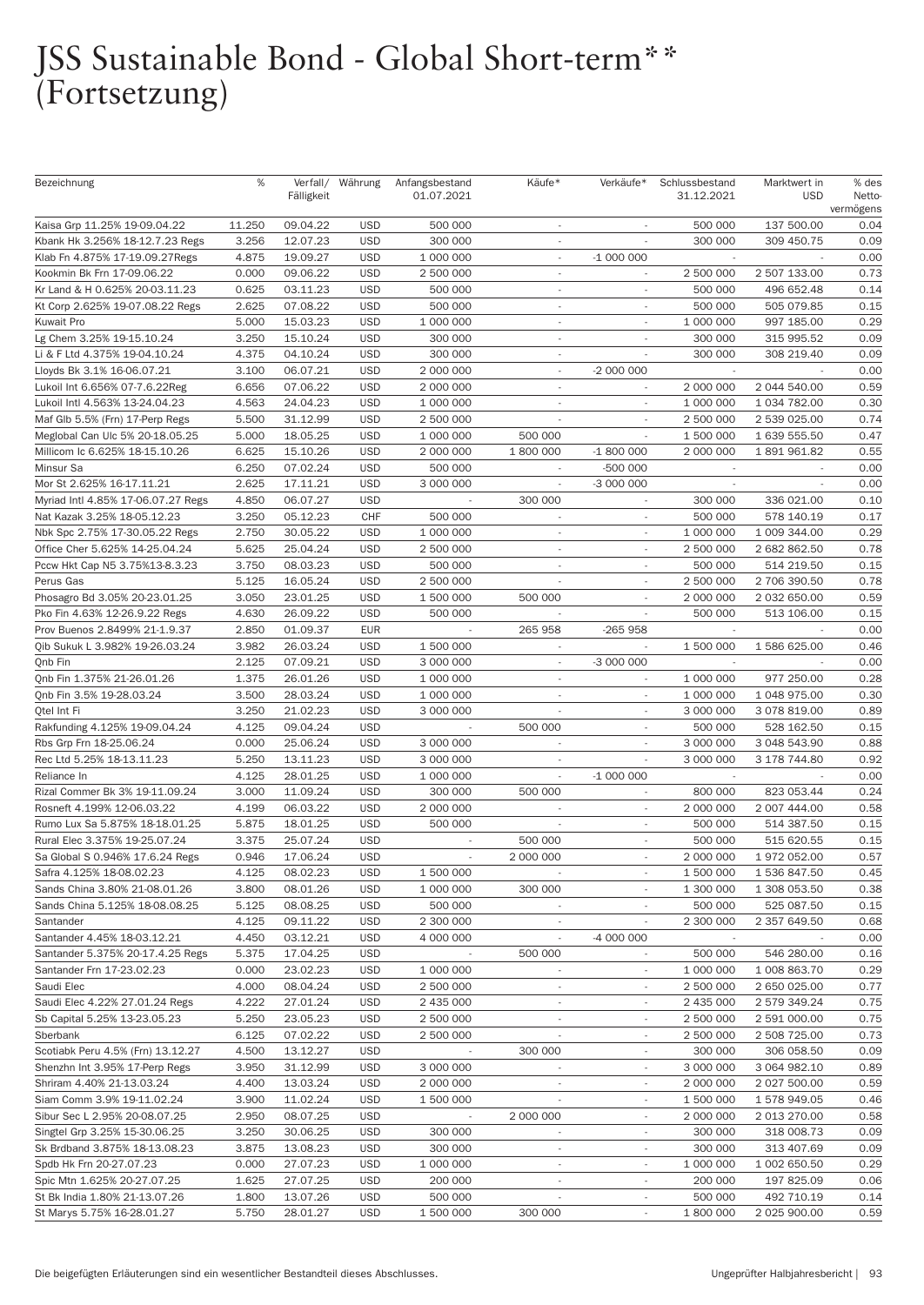# JSS Sustainable Bond - Global Short-term** (Fortsetzung)

| Bezeichnung | % | Verfall/ Fälligkeit | Währung | Anfangsbestand 01.07.2021 | Käufe* | Verkäufe* | Schlussbestand 31.12.2021 | Marktwert in USD | % des Netto-vermögens |
|---|---|---|---|---|---|---|---|---|---|
| Kaisa Grp 11.25% 19-09.04.22 | 11.250 | 09.04.22 | USD | 500 000 | - | - | 500 000 | 137 500.00 | 0.04 |
| Kbank Hk 3.256% 18-12.7.23 Regs | 3.256 | 12.07.23 | USD | 300 000 | - | - | 300 000 | 309 450.75 | 0.09 |
| Klab Fn 4.875% 17-19.09.27Regs | 4.875 | 19.09.27 | USD | 1 000 000 | - | -1 000 000 | - | - | 0.00 |
| Kookmin Bk Frn 17-09.06.22 | 0.000 | 09.06.22 | USD | 2 500 000 | - | - | 2 500 000 | 2 507 133.00 | 0.73 |
| Kr Land & H 0.625% 20-03.11.23 | 0.625 | 03.11.23 | USD | 500 000 | - | - | 500 000 | 496 652.48 | 0.14 |
| Kt Corp 2.625% 19-07.08.22 Regs | 2.625 | 07.08.22 | USD | 500 000 | - | - | 500 000 | 505 079.85 | 0.15 |
| Kuwait Pro | 5.000 | 15.03.23 | USD | 1 000 000 | - | - | 1 000 000 | 997 185.00 | 0.29 |
| Lg Chem 3.25% 19-15.10.24 | 3.250 | 15.10.24 | USD | 300 000 | - | - | 300 000 | 315 995.52 | 0.09 |
| Li & F Ltd 4.375% 19-04.10.24 | 4.375 | 04.10.24 | USD | 300 000 | - | - | 300 000 | 308 219.40 | 0.09 |
| Lloyds Bk 3.1% 16-06.07.21 | 3.100 | 06.07.21 | USD | 2 000 000 | - | -2 000 000 | - | - | 0.00 |
| Lukoil Int 6.656% 07-7.6.22Reg | 6.656 | 07.06.22 | USD | 2 000 000 | - | - | 2 000 000 | 2 044 540.00 | 0.59 |
| Lukoil Intl 4.563% 13-24.04.23 | 4.563 | 24.04.23 | USD | 1 000 000 | - | - | 1 000 000 | 1 034 782.00 | 0.30 |
| Maf Glb 5.5% (Frn) 17-Perp Regs | 5.500 | 31.12.99 | USD | 2 500 000 | - | - | 2 500 000 | 2 539 025.00 | 0.74 |
| Meglobal Can Ulc 5% 20-18.05.25 | 5.000 | 18.05.25 | USD | 1 000 000 | 500 000 | - | 1 500 000 | 1 639 555.50 | 0.47 |
| Millicom Ic 6.625% 18-15.10.26 | 6.625 | 15.10.26 | USD | 2 000 000 | 1 800 000 | -1 800 000 | 2 000 000 | 1 891 961.82 | 0.55 |
| Minsur Sa | 6.250 | 07.02.24 | USD | 500 000 | - | -500 000 | - | - | 0.00 |
| Mor St 2.625% 16-17.11.21 | 2.625 | 17.11.21 | USD | 3 000 000 | - | -3 000 000 | - | - | 0.00 |
| Myriad Intl 4.85% 17-06.07.27 Regs | 4.850 | 06.07.27 | USD | - | 300 000 | - | 300 000 | 336 021.00 | 0.10 |
| Nat Kazak 3.25% 18-05.12.23 | 3.250 | 05.12.23 | CHF | 500 000 | - | - | 500 000 | 578 140.19 | 0.17 |
| Nbk Spc 2.75% 17-30.05.22 Regs | 2.750 | 30.05.22 | USD | 1 000 000 | - | - | 1 000 000 | 1 009 344.00 | 0.29 |
| Office Cher 5.625% 14-25.04.24 | 5.625 | 25.04.24 | USD | 2 500 000 | - | - | 2 500 000 | 2 682 862.50 | 0.78 |
| Pccw Hkt Cap N5 3.75%13-8.3.23 | 3.750 | 08.03.23 | USD | 500 000 | - | - | 500 000 | 514 219.50 | 0.15 |
| Perus Gas | 5.125 | 16.05.24 | USD | 2 500 000 | - | - | 2 500 000 | 2 706 390.50 | 0.78 |
| Phosagro Bd 3.05% 20-23.01.25 | 3.050 | 23.01.25 | USD | 1 500 000 | 500 000 | - | 2 000 000 | 2 032 650.00 | 0.59 |
| Pko Fin 4.63% 12-26.9.22 Regs | 4.630 | 26.09.22 | USD | 500 000 | - | - | 500 000 | 513 106.00 | 0.15 |
| Prov Buenos 2.8499% 21-1.9.37 | 2.850 | 01.09.37 | EUR | - | 265 958 | -265 958 | - | - | 0.00 |
| Qib Sukuk L 3.982% 19-26.03.24 | 3.982 | 26.03.24 | USD | 1 500 000 | - | - | 1 500 000 | 1 586 625.00 | 0.46 |
| Qnb Fin | 2.125 | 07.09.21 | USD | 3 000 000 | - | -3 000 000 | - | - | 0.00 |
| Qnb Fin 1.375% 21-26.01.26 | 1.375 | 26.01.26 | USD | 1 000 000 | - | - | 1 000 000 | 977 250.00 | 0.28 |
| Qnb Fin 3.5% 19-28.03.24 | 3.500 | 28.03.24 | USD | 1 000 000 | - | - | 1 000 000 | 1 048 975.00 | 0.30 |
| Qtel Int Fi | 3.250 | 21.02.23 | USD | 3 000 000 | - | - | 3 000 000 | 3 078 819.00 | 0.89 |
| Rakfunding 4.125% 19-09.04.24 | 4.125 | 09.04.24 | USD | - | 500 000 | - | 500 000 | 528 162.50 | 0.15 |
| Rbs Grp Frn 18-25.06.24 | 0.000 | 25.06.24 | USD | 3 000 000 | - | - | 3 000 000 | 3 048 543.90 | 0.88 |
| Rec Ltd 5.25% 18-13.11.23 | 5.250 | 13.11.23 | USD | 3 000 000 | - | - | 3 000 000 | 3 178 744.80 | 0.92 |
| Reliance In | 4.125 | 28.01.25 | USD | 1 000 000 | - | -1 000 000 | - | - | 0.00 |
| Rizal Commer Bk 3% 19-11.09.24 | 3.000 | 11.09.24 | USD | 300 000 | 500 000 | - | 800 000 | 823 053.44 | 0.24 |
| Rosneft 4.199% 12-06.03.22 | 4.199 | 06.03.22 | USD | 2 000 000 | - | - | 2 000 000 | 2 007 444.00 | 0.58 |
| Rumo Lux Sa 5.875% 18-18.01.25 | 5.875 | 18.01.25 | USD | 500 000 | - | - | 500 000 | 514 387.50 | 0.15 |
| Rural Elec 3.375% 19-25.07.24 | 3.375 | 25.07.24 | USD | - | 500 000 | - | 500 000 | 515 620.55 | 0.15 |
| Sa Global S 0.946% 17.6.24 Regs | 0.946 | 17.06.24 | USD | - | 2 000 000 | - | 2 000 000 | 1 972 052.00 | 0.57 |
| Safra 4.125% 18-08.02.23 | 4.125 | 08.02.23 | USD | 1 500 000 | - | - | 1 500 000 | 1 536 847.50 | 0.45 |
| Sands China 3.80% 21-08.01.26 | 3.800 | 08.01.26 | USD | 1 000 000 | 300 000 | - | 1 300 000 | 1 308 053.50 | 0.38 |
| Sands China 5.125% 18-08.08.25 | 5.125 | 08.08.25 | USD | 500 000 | - | - | 500 000 | 525 087.50 | 0.15 |
| Santander | 4.125 | 09.11.22 | USD | 2 300 000 | - | - | 2 300 000 | 2 357 649.50 | 0.68 |
| Santander 4.45% 18-03.12.21 | 4.450 | 03.12.21 | USD | 4 000 000 | - | -4 000 000 | - | - | 0.00 |
| Santander 5.375% 20-17.4.25 Regs | 5.375 | 17.04.25 | USD | - | 500 000 | - | 500 000 | 546 280.00 | 0.16 |
| Santander Frn 17-23.02.23 | 0.000 | 23.02.23 | USD | 1 000 000 | - | - | 1 000 000 | 1 008 863.70 | 0.29 |
| Saudi Elec | 4.000 | 08.04.24 | USD | 2 500 000 | - | - | 2 500 000 | 2 650 025.00 | 0.77 |
| Saudi Elec 4.22% 27.01.24 Regs | 4.222 | 27.01.24 | USD | 2 435 000 | - | - | 2 435 000 | 2 579 349.24 | 0.75 |
| Sb Capital 5.25% 13-23.05.23 | 5.250 | 23.05.23 | USD | 2 500 000 | - | - | 2 500 000 | 2 591 000.00 | 0.75 |
| Sberbank | 6.125 | 07.02.22 | USD | 2 500 000 | - | - | 2 500 000 | 2 508 725.00 | 0.73 |
| Scotiabk Peru 4.5% (Frn) 13.12.27 | 4.500 | 13.12.27 | USD | - | 300 000 | - | 300 000 | 306 058.50 | 0.09 |
| Shenzhn Int 3.95% 17-Perp Regs | 3.950 | 31.12.99 | USD | 3 000 000 | - | - | 3 000 000 | 3 064 982.10 | 0.89 |
| Shriram 4.40% 21-13.03.24 | 4.400 | 13.03.24 | USD | 2 000 000 | - | - | 2 000 000 | 2 027 500.00 | 0.59 |
| Siam Comm 3.9% 19-11.02.24 | 3.900 | 11.02.24 | USD | 1 500 000 | - | - | 1 500 000 | 1 578 949.05 | 0.46 |
| Sibur Sec L 2.95% 20-08.07.25 | 2.950 | 08.07.25 | USD | - | 2 000 000 | - | 2 000 000 | 2 013 270.00 | 0.58 |
| Singtel Grp 3.25% 15-30.06.25 | 3.250 | 30.06.25 | USD | 300 000 | - | - | 300 000 | 318 008.73 | 0.09 |
| Sk Brdband 3.875% 18-13.08.23 | 3.875 | 13.08.23 | USD | 300 000 | - | - | 300 000 | 313 407.69 | 0.09 |
| Spdb Hk Frn 20-27.07.23 | 0.000 | 27.07.23 | USD | 1 000 000 | - | - | 1 000 000 | 1 002 650.50 | 0.29 |
| Spic Mtn 1.625% 20-27.07.25 | 1.625 | 27.07.25 | USD | 200 000 | - | - | 200 000 | 197 825.09 | 0.06 |
| St Bk India 1.80% 21-13.07.26 | 1.800 | 13.07.26 | USD | 500 000 | - | - | 500 000 | 492 710.19 | 0.14 |
| St Marys 5.75% 16-28.01.27 | 5.750 | 28.01.27 | USD | 1 500 000 | 300 000 | - | 1 800 000 | 2 025 900.00 | 0.59 |

Die beigefügten Erläuterungen sind ein wesentlicher Bestandteil dieses Abschlusses.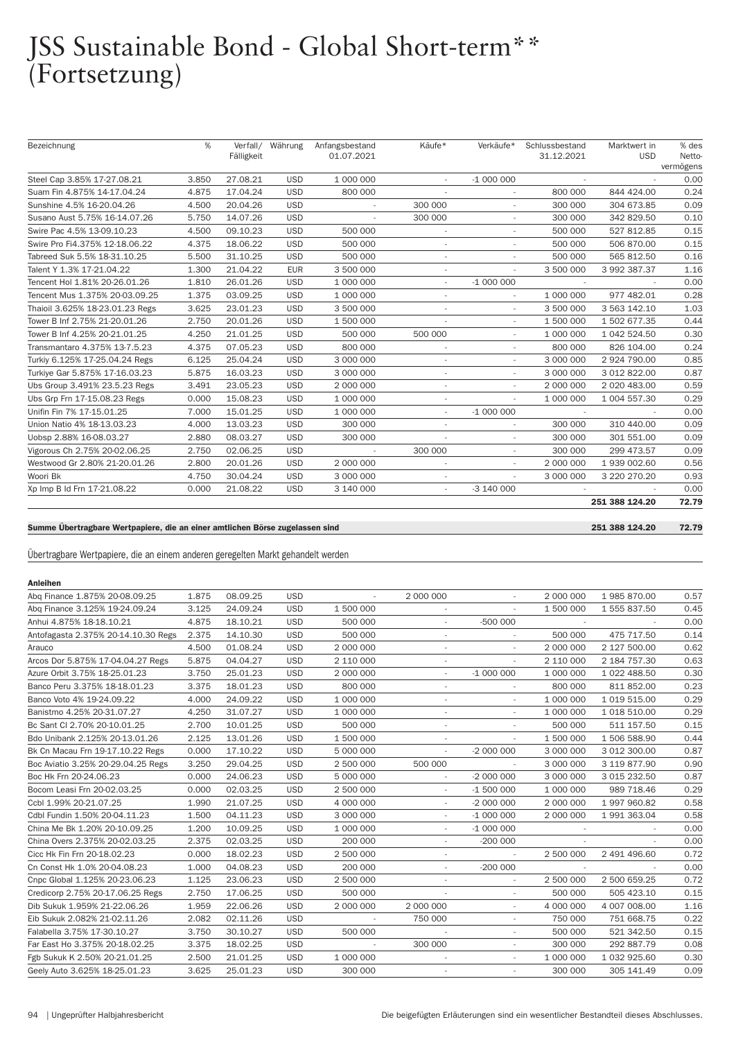# JSS Sustainable Bond - Global Short-term** (Fortsetzung)

| Bezeichnung | % | Verfall/ Fälligkeit | Währung | Anfangsbestand 01.07.2021 | Käufe* | Verkäufe* | Schlussbestand 31.12.2021 | Marktwert in USD | % des Netto-vermögens |
|---|---|---|---|---|---|---|---|---|---|
| Steel Cap 3.85% 17-27.08.21 | 3.850 | 27.08.21 | USD | 1 000 000 | - | -1 000 000 | - | - | 0.00 |
| Suam Fin 4.875% 14-17.04.24 | 4.875 | 17.04.24 | USD | 800 000 | - | - | 800 000 | 844 424.00 | 0.24 |
| Sunshine 4.5% 16-20.04.26 | 4.500 | 20.04.26 | USD | - | 300 000 | - | 300 000 | 304 673.85 | 0.09 |
| Susano Aust 5.75% 16-14.07.26 | 5.750 | 14.07.26 | USD | - | 300 000 | - | 300 000 | 342 829.50 | 0.10 |
| Swire Pac 4.5% 13-09.10.23 | 4.500 | 09.10.23 | USD | 500 000 | - | - | 500 000 | 527 812.85 | 0.15 |
| Swire Pro Fi4.375% 12-18.06.22 | 4.375 | 18.06.22 | USD | 500 000 | - | - | 500 000 | 506 870.00 | 0.15 |
| Tabreed Suk 5.5% 18-31.10.25 | 5.500 | 31.10.25 | USD | 500 000 | - | - | 500 000 | 565 812.50 | 0.16 |
| Talent Y 1.3% 17-21.04.22 | 1.300 | 21.04.22 | EUR | 3 500 000 | - | - | 3 500 000 | 3 992 387.37 | 1.16 |
| Tencent Hol 1.81% 20-26.01.26 | 1.810 | 26.01.26 | USD | 1 000 000 | - | -1 000 000 | - | - | 0.00 |
| Tencent Mus 1.375% 20-03.09.25 | 1.375 | 03.09.25 | USD | 1 000 000 | - | - | 1 000 000 | 977 482.01 | 0.28 |
| Thaioil 3.625% 18-23.01.23 Regs | 3.625 | 23.01.23 | USD | 3 500 000 | - | - | 3 500 000 | 3 563 142.10 | 1.03 |
| Tower B Inf 2.75% 21-20.01.26 | 2.750 | 20.01.26 | USD | 1 500 000 | - | - | 1 500 000 | 1 502 677.35 | 0.44 |
| Tower B Inf 4.25% 20-21.01.25 | 4.250 | 21.01.25 | USD | 500 000 | 500 000 | - | 1 000 000 | 1 042 524.50 | 0.30 |
| Transmantaro 4.375% 13-7.5.23 | 4.375 | 07.05.23 | USD | 800 000 | - | - | 800 000 | 826 104.00 | 0.24 |
| Turkiy 6.125% 17-25.04.24 Regs | 6.125 | 25.04.24 | USD | 3 000 000 | - | - | 3 000 000 | 2 924 790.00 | 0.85 |
| Turkiye Gar 5.875% 17-16.03.23 | 5.875 | 16.03.23 | USD | 3 000 000 | - | - | 3 000 000 | 3 012 822.00 | 0.87 |
| Ubs Group 3.491% 23.5.23 Regs | 3.491 | 23.05.23 | USD | 2 000 000 | - | - | 2 000 000 | 2 020 483.00 | 0.59 |
| Ubs Grp Frn 17-15.08.23 Regs | 0.000 | 15.08.23 | USD | 1 000 000 | - | - | 1 000 000 | 1 004 557.30 | 0.29 |
| Unifin Fin 7% 17-15.01.25 | 7.000 | 15.01.25 | USD | 1 000 000 | - | -1 000 000 | - | - | 0.00 |
| Union Natio 4% 18-13.03.23 | 4.000 | 13.03.23 | USD | 300 000 | - | - | 300 000 | 310 440.00 | 0.09 |
| Uobsp 2.88% 16-08.03.27 | 2.880 | 08.03.27 | USD | 300 000 | - | - | 300 000 | 301 551.00 | 0.09 |
| Vigorous Ch 2.75% 20-02.06.25 | 2.750 | 02.06.25 | USD | - | 300 000 | - | 300 000 | 299 473.57 | 0.09 |
| Westwood Gr 2.80% 21-20.01.26 | 2.800 | 20.01.26 | USD | 2 000 000 | - | - | 2 000 000 | 1 939 002.60 | 0.56 |
| Woori Bk | 4.750 | 30.04.24 | USD | 3 000 000 | - | - | 3 000 000 | 3 220 270.20 | 0.93 |
| Xp Imp B Id Frn 17-21.08.22 | 0.000 | 21.08.22 | USD | 3 140 000 | - | -3 140 000 | - | - | 0.00 |
| | | | | | | | | **251 388 124.20** | **72.79** |
| **Summe Übertragbare Wertpapiere, die an einer amtlichen Börse zugelassen sind** | | | | | | | | **251 388 124.20** | **72.79** |

Übertragbare Wertpapiere, die an einem anderen geregelten Markt gehandelt werden

**Anleihen**

| Bezeichnung | % | Verfall/ Fälligkeit | Währung | Anfangsbestand 01.07.2021 | Käufe* | Verkäufe* | Schlussbestand 31.12.2021 | Marktwert in USD | % des Netto-vermögens |
|---|---|---|---|---|---|---|---|---|---|
| Abq Finance 1.875% 20-08.09.25 | 1.875 | 08.09.25 | USD | - | 2 000 000 | - | 2 000 000 | 1 985 870.00 | 0.57 |
| Abq Finance 3.125% 19-24.09.24 | 3.125 | 24.09.24 | USD | 1 500 000 | - | - | 1 500 000 | 1 555 837.50 | 0.45 |
| Anhui 4.875% 18-18.10.21 | 4.875 | 18.10.21 | USD | 500 000 | - | -500 000 | - | - | 0.00 |
| Antofagasta 2.375% 20-14.10.30 Regs | 2.375 | 14.10.30 | USD | 500 000 | - | - | 500 000 | 475 717.50 | 0.14 |
| Arauco | 4.500 | 01.08.24 | USD | 2 000 000 | - | - | 2 000 000 | 2 127 500.00 | 0.62 |
| Arcos Dor 5.875% 17-04.04.27 Regs | 5.875 | 04.04.27 | USD | 2 110 000 | - | - | 2 110 000 | 2 184 757.30 | 0.63 |
| Azure Orbit 3.75% 18-25.01.23 | 3.750 | 25.01.23 | USD | 2 000 000 | - | -1 000 000 | 1 000 000 | 1 022 488.50 | 0.30 |
| Banco Peru 3.375% 18-18.01.23 | 3.375 | 18.01.23 | USD | 800 000 | - | - | 800 000 | 811 852.00 | 0.23 |
| Banco Voto 4% 19-24.09.22 | 4.000 | 24.09.22 | USD | 1 000 000 | - | - | 1 000 000 | 1 019 515.00 | 0.29 |
| Banistmo 4.25% 20-31.07.27 | 4.250 | 31.07.27 | USD | 1 000 000 | - | - | 1 000 000 | 1 018 510.00 | 0.29 |
| Bc Sant Cl 2.70% 20-10.01.25 | 2.700 | 10.01.25 | USD | 500 000 | - | - | 500 000 | 511 157.50 | 0.15 |
| Bdo Unibank 2.125% 20-13.01.26 | 2.125 | 13.01.26 | USD | 1 500 000 | - | - | 1 500 000 | 1 506 588.90 | 0.44 |
| Bk Cn Macau Frn 19-17.10.22 Regs | 0.000 | 17.10.22 | USD | 5 000 000 | - | -2 000 000 | 3 000 000 | 3 012 300.00 | 0.87 |
| Boc Aviatio 3.25% 20-29.04.25 Regs | 3.250 | 29.04.25 | USD | 2 500 000 | 500 000 | - | 3 000 000 | 3 119 877.90 | 0.90 |
| Boc Hk Frn 20-24.06.23 | 0.000 | 24.06.23 | USD | 5 000 000 | - | -2 000 000 | 3 000 000 | 3 015 232.50 | 0.87 |
| Bocom Leasi Frn 20-02.03.25 | 0.000 | 02.03.25 | USD | 2 500 000 | - | -1 500 000 | 1 000 000 | 989 718.46 | 0.29 |
| Ccbl 1.99% 20-21.07.25 | 1.990 | 21.07.25 | USD | 4 000 000 | - | -2 000 000 | 2 000 000 | 1 997 960.82 | 0.58 |
| Cdbl Fundin 1.50% 20-04.11.23 | 1.500 | 04.11.23 | USD | 3 000 000 | - | -1 000 000 | 2 000 000 | 1 991 363.04 | 0.58 |
| China Me Bk 1.20% 20-10.09.25 | 1.200 | 10.09.25 | USD | 1 000 000 | - | -1 000 000 | - | - | 0.00 |
| China Overs 2.375% 20-02.03.25 | 2.375 | 02.03.25 | USD | 200 000 | - | -200 000 | - | - | 0.00 |
| Cicc Hk Fin Frn 20-18.02.23 | 0.000 | 18.02.23 | USD | 2 500 000 | - | - | 2 500 000 | 2 491 496.60 | 0.72 |
| Cn Const Hk 1.0% 20-04.08.23 | 1.000 | 04.08.23 | USD | 200 000 | - | -200 000 | - | - | 0.00 |
| Cnpc Global 1.125% 20-23.06.23 | 1.125 | 23.06.23 | USD | 2 500 000 | - | - | 2 500 000 | 2 500 659.25 | 0.72 |
| Credicorp 2.75% 20-17.06.25 Regs | 2.750 | 17.06.25 | USD | 500 000 | - | - | 500 000 | 505 423.10 | 0.15 |
| Dib Sukuk 1.959% 21-22.06.26 | 1.959 | 22.06.26 | USD | 2 000 000 | 2 000 000 | - | 4 000 000 | 4 007 008.00 | 1.16 |
| Eib Sukuk 2.082% 21-02.11.26 | 2.082 | 02.11.26 | USD | - | 750 000 | - | 750 000 | 751 668.75 | 0.22 |
| Falabella 3.75% 17-30.10.27 | 3.750 | 30.10.27 | USD | 500 000 | - | - | 500 000 | 521 342.50 | 0.15 |
| Far East Ho 3.375% 20-18.02.25 | 3.375 | 18.02.25 | USD | - | 300 000 | - | 300 000 | 292 887.79 | 0.08 |
| Fgb Sukuk K 2.50% 20-21.01.25 | 2.500 | 21.01.25 | USD | 1 000 000 | - | - | 1 000 000 | 1 032 925.60 | 0.30 |
| Geely Auto 3.625% 18-25.01.23 | 3.625 | 25.01.23 | USD | 300 000 | - | - | 300 000 | 305 141.49 | 0.09 |

Die beigefügten Erläuterungen sind ein wesentlicher Bestandteil dieses Abschlusses.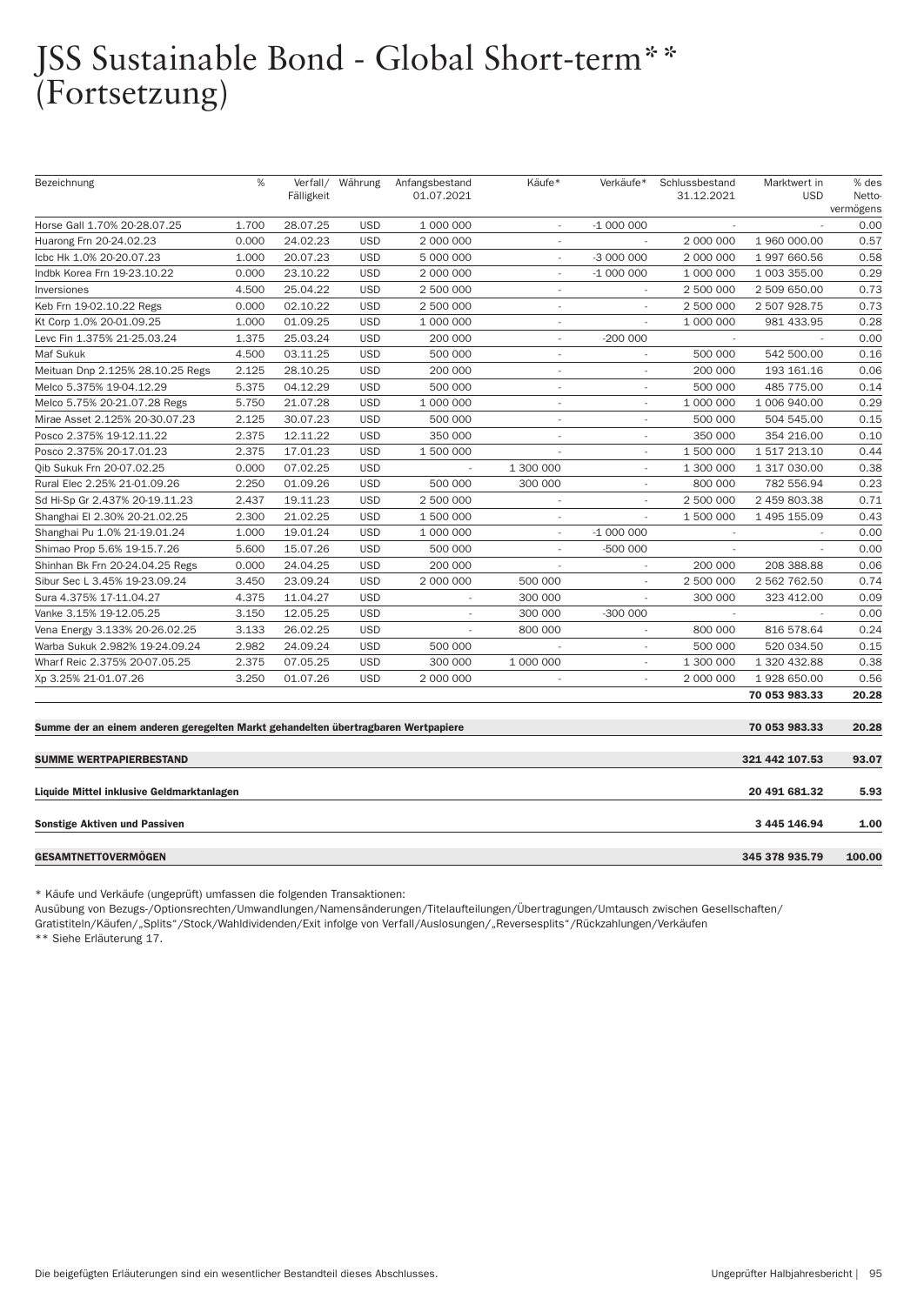# JSS Sustainable Bond - Global Short-term** (Fortsetzung)

| Bezeichnung | % | Verfall/ Fälligkeit | Währung | Anfangsbestand 01.07.2021 | Käufe* | Verkäufe* | Schlussbestand 31.12.2021 | Marktwert in USD | % des Netto-vermögens |
|---|---|---|---|---|---|---|---|---|---|
| Horse Gall 1.70% 20-28.07.25 | 1.700 | 28.07.25 | USD | 1 000 000 | - | -1 000 000 | - | - | 0.00 |
| Huarong Frn 20-24.02.23 | 0.000 | 24.02.23 | USD | 2 000 000 | - | - | 2 000 000 | 1 960 000.00 | 0.57 |
| Icbc Hk 1.0% 20-20.07.23 | 1.000 | 20.07.23 | USD | 5 000 000 | - | -3 000 000 | 2 000 000 | 1 997 660.56 | 0.58 |
| Indbk Korea Frn 19-23.10.22 | 0.000 | 23.10.22 | USD | 2 000 000 | - | -1 000 000 | 1 000 000 | 1 003 355.00 | 0.29 |
| Inversiones | 4.500 | 25.04.22 | USD | 2 500 000 | - | - | 2 500 000 | 2 509 650.00 | 0.73 |
| Keb Frn 19-02.10.22 Regs | 0.000 | 02.10.22 | USD | 2 500 000 | - | - | 2 500 000 | 2 507 928.75 | 0.73 |
| Kt Corp 1.0% 20-01.09.25 | 1.000 | 01.09.25 | USD | 1 000 000 | - | - | 1 000 000 | 981 433.95 | 0.28 |
| Levc Fin 1.375% 21-25.03.24 | 1.375 | 25.03.24 | USD | 200 000 | - | -200 000 | - | - | 0.00 |
| Maf Sukuk | 4.500 | 03.11.25 | USD | 500 000 | - | - | 500 000 | 542 500.00 | 0.16 |
| Meituan Dnp 2.125% 28.10.25 Regs | 2.125 | 28.10.25 | USD | 200 000 | - | - | 200 000 | 193 161.16 | 0.06 |
| Melco 5.375% 19-04.12.29 | 5.375 | 04.12.29 | USD | 500 000 | - | - | 500 000 | 485 775.00 | 0.14 |
| Melco 5.75% 20-21.07.28 Regs | 5.750 | 21.07.28 | USD | 1 000 000 | - | - | 1 000 000 | 1 006 940.00 | 0.29 |
| Mirae Asset 2.125% 20-30.07.23 | 2.125 | 30.07.23 | USD | 500 000 | - | - | 500 000 | 504 545.00 | 0.15 |
| Posco 2.375% 19-12.11.22 | 2.375 | 12.11.22 | USD | 350 000 | - | - | 350 000 | 354 216.00 | 0.10 |
| Posco 2.375% 20-17.01.23 | 2.375 | 17.01.23 | USD | 1 500 000 | - | - | 1 500 000 | 1 517 213.10 | 0.44 |
| Qib Sukuk Frn 20-07.02.25 | 0.000 | 07.02.25 | USD | - | 1 300 000 | - | 1 300 000 | 1 317 030.00 | 0.38 |
| Rural Elec 2.25% 21-01.09.26 | 2.250 | 01.09.26 | USD | 500 000 | 300 000 | - | 800 000 | 782 556.94 | 0.23 |
| Sd Hi-Sp Gr 2.437% 20-19.11.23 | 2.437 | 19.11.23 | USD | 2 500 000 | - | - | 2 500 000 | 2 459 803.38 | 0.71 |
| Shanghai El 2.30% 20-21.02.25 | 2.300 | 21.02.25 | USD | 1 500 000 | - | - | 1 500 000 | 1 495 155.09 | 0.43 |
| Shanghai Pu 1.0% 21-19.01.24 | 1.000 | 19.01.24 | USD | 1 000 000 | - | -1 000 000 | - | - | 0.00 |
| Shimao Prop 5.6% 19-15.7.26 | 5.600 | 15.07.26 | USD | 500 000 | - | -500 000 | - | - | 0.00 |
| Shinhan Bk Frn 20-24.04.25 Regs | 0.000 | 24.04.25 | USD | 200 000 | - | - | 200 000 | 208 388.88 | 0.06 |
| Sibur Sec L 3.45% 19-23.09.24 | 3.450 | 23.09.24 | USD | 2 000 000 | 500 000 | - | 2 500 000 | 2 562 762.50 | 0.74 |
| Sura 4.375% 17-11.04.27 | 4.375 | 11.04.27 | USD | - | 300 000 | - | 300 000 | 323 412.00 | 0.09 |
| Vanke 3.15% 19-12.05.25 | 3.150 | 12.05.25 | USD | - | 300 000 | -300 000 | - | - | 0.00 |
| Vena Energy 3.133% 20-26.02.25 | 3.133 | 26.02.25 | USD | - | 800 000 | - | 800 000 | 816 578.64 | 0.24 |
| Warba Sukuk 2.982% 19-24.09.24 | 2.982 | 24.09.24 | USD | 500 000 | - | - | 500 000 | 520 034.50 | 0.15 |
| Wharf Reic 2.375% 20-07.05.25 | 2.375 | 07.05.25 | USD | 300 000 | 1 000 000 | - | 1 300 000 | 1 320 432.88 | 0.38 |
| Xp 3.25% 21-01.07.26 | 3.250 | 01.07.26 | USD | 2 000 000 | - | - | 2 000 000 | 1 928 650.00 | 0.56 |
| | | | | | | | | **70 053 983.33** | **20.28** |
| **Summe der an einem anderen geregelten Markt gehandelten übertragbaren Wertpapiere** | | | | | | | | **70 053 983.33** | **20.28** |
| **SUMME WERTPAPIERBESTAND** | | | | | | | | **321 442 107.53** | **93.07** |
| **Liquide Mittel inklusive Geldmarktanlagen** | | | | | | | | **20 491 681.32** | **5.93** |
| **Sonstige Aktiven und Passiven** | | | | | | | | **3 445 146.94** | **1.00** |
| **GESAMTNETTOVERMÖGEN** | | | | | | | | **345 378 935.79** | **100.00** |

* Käufe und Verkäufe (ungeprüft) umfassen die folgenden Transaktionen:
Ausübung von Bezugs-/Optionsrechten/Umwandlungen/Namensänderungen/Titelaufteilungen/Übertragungen/Umtausch zwischen Gesellschaften/ Gratistiteln/Käufen/„Splits"/Stock/Wahldividenden/Exit infolge von Verfall/Auslosungen/„Reversesplits"/Rückzahlungen/Verkäufen

** Siehe Erläuterung 17.

Die beigefügten Erläuterungen sind ein wesentlicher Bestandteil dieses Abschlusses.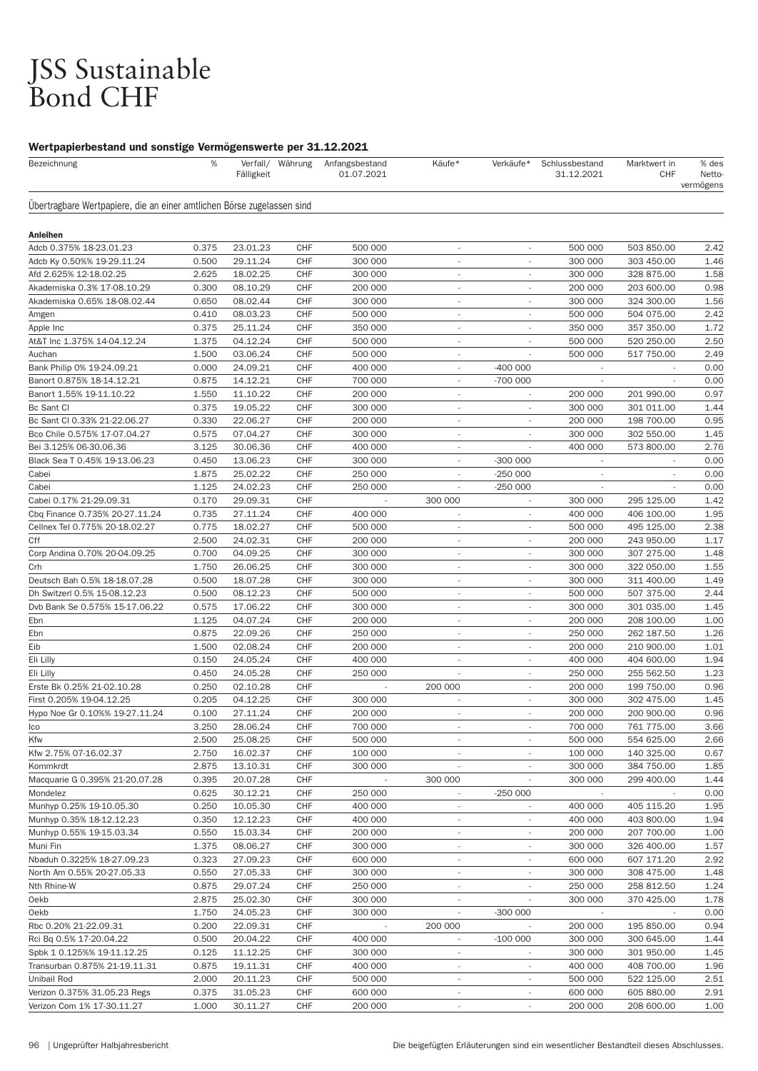# JSS Sustainable Bond CHF

### Wertpapierbestand und sonstige Vermögenswerte per 31.12.2021

| Bezeichnung | % | Verfall/ Fälligkeit | Währung | Anfangsbestand 01.07.2021 | Käufe* | Verkäufe* | Schlussbestand 31.12.2021 | Marktwert in CHF | % des Netto-vermögens |
|---|---|---|---|---|---|---|---|---|---|
| Übertragbare Wertpapiere, die an einer amtlichen Börse zugelassen sind | | | | | | | | | |
| **Anleihen** | | | | | | | | | |
| Adcb 0.375% 18-23.01.23 | 0.375 | 23.01.23 | CHF | 500 000 | - | - | 500 000 | 503 850.00 | 2.42 |
| Adcb Ky 0.50%% 19-29.11.24 | 0.500 | 29.11.24 | CHF | 300 000 | - | - | 300 000 | 303 450.00 | 1.46 |
| Afd 2.625% 12-18.02.25 | 2.625 | 18.02.25 | CHF | 300 000 | - | - | 300 000 | 328 875.00 | 1.58 |
| Akademiska 0.3% 17-08.10.29 | 0.300 | 08.10.29 | CHF | 200 000 | - | - | 200 000 | 203 600.00 | 0.98 |
| Akademiska 0.65% 18-08.02.44 | 0.650 | 08.02.44 | CHF | 300 000 | - | - | 300 000 | 324 300.00 | 1.56 |
| Amgen | 0.410 | 08.03.23 | CHF | 500 000 | - | - | 500 000 | 504 075.00 | 2.42 |
| Apple Inc | 0.375 | 25.11.24 | CHF | 350 000 | - | - | 350 000 | 357 350.00 | 1.72 |
| At&T Inc 1.375% 14-04.12.24 | 1.375 | 04.12.24 | CHF | 500 000 | - | - | 500 000 | 520 250.00 | 2.50 |
| Auchan | 1.500 | 03.06.24 | CHF | 500 000 | - | - | 500 000 | 517 750.00 | 2.49 |
| Bank Philip 0% 19-24.09.21 | 0.000 | 24.09.21 | CHF | 400 000 | - | -400 000 | - | - | 0.00 |
| Banort 0.875% 18-14.12.21 | 0.875 | 14.12.21 | CHF | 700 000 | - | -700 000 | - | - | 0.00 |
| Banort 1.55% 19-11.10.22 | 1.550 | 11.10.22 | CHF | 200 000 | - | - | 200 000 | 201 990.00 | 0.97 |
| Bc Sant Cl | 0.375 | 19.05.22 | CHF | 300 000 | - | - | 300 000 | 301 011.00 | 1.44 |
| Bc Sant Cl 0.33% 21-22.06.27 | 0.330 | 22.06.27 | CHF | 200 000 | - | - | 200 000 | 198 700.00 | 0.95 |
| Bco Chile 0.575% 17-07.04.27 | 0.575 | 07.04.27 | CHF | 300 000 | - | - | 300 000 | 302 550.00 | 1.45 |
| Bei 3.125% 06-30.06.36 | 3.125 | 30.06.36 | CHF | 400 000 | - | - | 400 000 | 573 800.00 | 2.76 |
| Black Sea T 0.45% 19-13.06.23 | 0.450 | 13.06.23 | CHF | 300 000 | - | -300 000 | - | - | 0.00 |
| Cabei | 1.875 | 25.02.22 | CHF | 250 000 | - | -250 000 | - | - | 0.00 |
| Cabei | 1.125 | 24.02.23 | CHF | 250 000 | - | -250 000 | - | - | 0.00 |
| Cabei 0.17% 21-29.09.31 | 0.170 | 29.09.31 | CHF | - | 300 000 | - | 300 000 | 295 125.00 | 1.42 |
| Cbq Finance 0.735% 20-27.11.24 | 0.735 | 27.11.24 | CHF | 400 000 | - | - | 400 000 | 406 100.00 | 1.95 |
| Cellnex Tel 0.775% 20-18.02.27 | 0.775 | 18.02.27 | CHF | 500 000 | - | - | 500 000 | 495 125.00 | 2.38 |
| Cff | 2.500 | 24.02.31 | CHF | 200 000 | - | - | 200 000 | 243 950.00 | 1.17 |
| Corp Andina 0.70% 20-04.09.25 | 0.700 | 04.09.25 | CHF | 300 000 | - | - | 300 000 | 307 275.00 | 1.48 |
| Crh | 1.750 | 26.06.25 | CHF | 300 000 | - | - | 300 000 | 322 050.00 | 1.55 |
| Deutsch Bah 0.5% 18-18.07.28 | 0.500 | 18.07.28 | CHF | 300 000 | - | - | 300 000 | 311 400.00 | 1.49 |
| Dh Switzerl 0.5% 15-08.12.23 | 0.500 | 08.12.23 | CHF | 500 000 | - | - | 500 000 | 507 375.00 | 2.44 |
| Dvb Bank Se 0.575% 15-17.06.22 | 0.575 | 17.06.22 | CHF | 300 000 | - | - | 300 000 | 301 035.00 | 1.45 |
| Ebn | 1.125 | 04.07.24 | CHF | 200 000 | - | - | 200 000 | 208 100.00 | 1.00 |
| Ebn | 0.875 | 22.09.26 | CHF | 250 000 | - | - | 250 000 | 262 187.50 | 1.26 |
| Eib | 1.500 | 02.08.24 | CHF | 200 000 | - | - | 200 000 | 210 900.00 | 1.01 |
| Eli Lilly | 0.150 | 24.05.24 | CHF | 400 000 | - | - | 400 000 | 404 600.00 | 1.94 |
| Eli Lilly | 0.450 | 24.05.28 | CHF | 250 000 | - | - | 250 000 | 255 562.50 | 1.23 |
| Erste Bk 0.25% 21-02.10.28 | 0.250 | 02.10.28 | CHF | - | 200 000 | - | 200 000 | 199 750.00 | 0.96 |
| First 0.205% 19-04.12.25 | 0.205 | 04.12.25 | CHF | 300 000 | - | - | 300 000 | 302 475.00 | 1.45 |
| Hypo Noe Gr 0.10%% 19-27.11.24 | 0.100 | 27.11.24 | CHF | 200 000 | - | - | 200 000 | 200 900.00 | 0.96 |
| Ico | 3.250 | 28.06.24 | CHF | 700 000 | - | - | 700 000 | 761 775.00 | 3.66 |
| Kfw | 2.500 | 25.08.25 | CHF | 500 000 | - | - | 500 000 | 554 625.00 | 2.66 |
| Kfw 2.75% 07-16.02.37 | 2.750 | 16.02.37 | CHF | 100 000 | - | - | 100 000 | 140 325.00 | 0.67 |
| Kommkrdt | 2.875 | 13.10.31 | CHF | 300 000 | - | - | 300 000 | 384 750.00 | 1.85 |
| Macquarie G 0.395% 21-20.07.28 | 0.395 | 20.07.28 | CHF | - | 300 000 | - | 300 000 | 299 400.00 | 1.44 |
| Mondelez | 0.625 | 30.12.21 | CHF | 250 000 | - | -250 000 | - | - | 0.00 |
| Munhyp 0.25% 19-10.05.30 | 0.250 | 10.05.30 | CHF | 400 000 | - | - | 400 000 | 405 115.20 | 1.95 |
| Munhyp 0.35% 18-12.12.23 | 0.350 | 12.12.23 | CHF | 400 000 | - | - | 400 000 | 403 800.00 | 1.94 |
| Munhyp 0.55% 19-15.03.34 | 0.550 | 15.03.34 | CHF | 200 000 | - | - | 200 000 | 207 700.00 | 1.00 |
| Muni Fin | 1.375 | 08.06.27 | CHF | 300 000 | - | - | 300 000 | 326 400.00 | 1.57 |
| Nbaduh 0.3225% 18-27.09.23 | 0.323 | 27.09.23 | CHF | 600 000 | - | - | 600 000 | 607 171.20 | 2.92 |
| North Am 0.55% 20-27.05.33 | 0.550 | 27.05.33 | CHF | 300 000 | - | - | 300 000 | 308 475.00 | 1.48 |
| Nth Rhine-W | 0.875 | 29.07.24 | CHF | 250 000 | - | - | 250 000 | 258 812.50 | 1.24 |
| Oekb | 2.875 | 25.02.30 | CHF | 300 000 | - | - | 300 000 | 370 425.00 | 1.78 |
| Oekb | 1.750 | 24.05.23 | CHF | 300 000 | - | -300 000 | - | - | 0.00 |
| Rbc 0.20% 21-22.09.31 | 0.200 | 22.09.31 | CHF | - | 200 000 | - | 200 000 | 195 850.00 | 0.94 |
| Rci Bq 0.5% 17-20.04.22 | 0.500 | 20.04.22 | CHF | 400 000 | - | -100 000 | 300 000 | 300 645.00 | 1.44 |
| Spbk 1 0.125%% 19-11.12.25 | 0.125 | 11.12.25 | CHF | 300 000 | - | - | 300 000 | 301 950.00 | 1.45 |
| Transurban 0.875% 21-19.11.31 | 0.875 | 19.11.31 | CHF | 400 000 | - | - | 400 000 | 408 700.00 | 1.96 |
| Unibail Rod | 2.000 | 20.11.23 | CHF | 500 000 | - | - | 500 000 | 522 125.00 | 2.51 |
| Verizon 0.375% 31.05.23 Regs | 0.375 | 31.05.23 | CHF | 600 000 | - | - | 600 000 | 605 880.00 | 2.91 |
| Verizon Com 1% 17-30.11.27 | 1.000 | 30.11.27 | CHF | 200 000 | - | - | 200 000 | 208 600.00 | 1.00 |

Die beigefügten Erläuterungen sind ein wesentlicher Bestandteil dieses Abschlusses.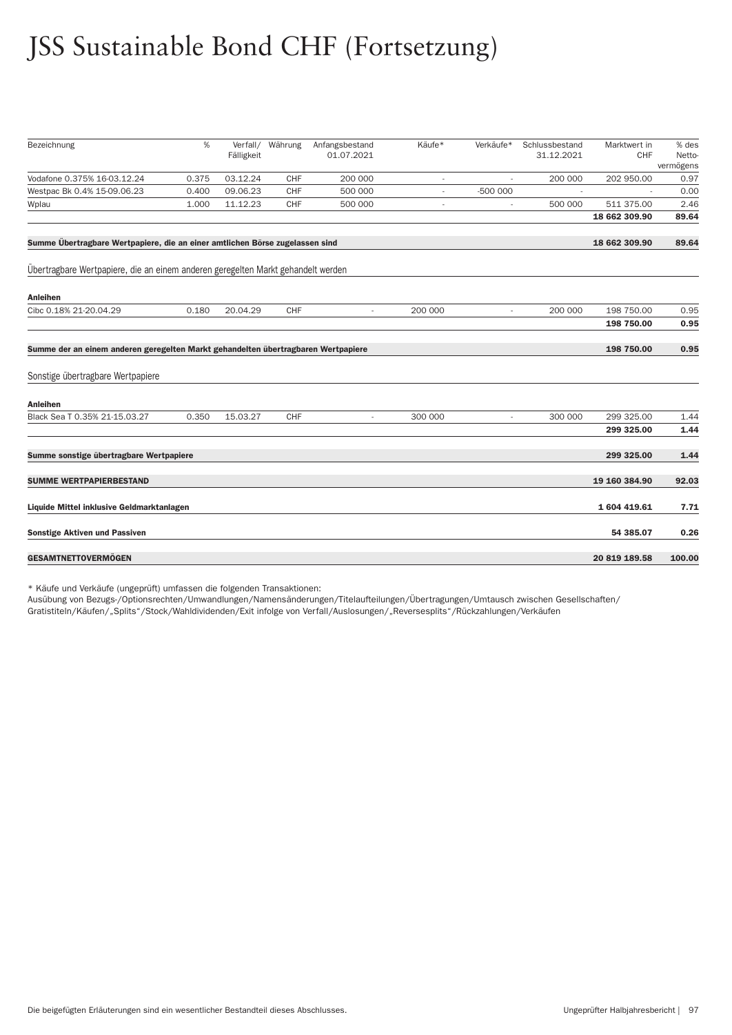# JSS Sustainable Bond CHF (Fortsetzung)

| Bezeichnung | % | Verfall/ Fälligkeit | Währung | Anfangsbestand 01.07.2021 | Käufe* | Verkäufe* | Schlussbestand 31.12.2021 | Marktwert in CHF | % des Netto-vermögens |
|---|---|---|---|---|---|---|---|---|---|
| Vodafone 0.375% 16-03.12.24 | 0.375 | 03.12.24 | CHF | 200 000 | - | - | 200 000 | 202 950.00 | 0.97 |
| Westpac Bk 0.4% 15-09.06.23 | 0.400 | 09.06.23 | CHF | 500 000 | - | -500 000 | - | - | 0.00 |
| Wplau | 1.000 | 11.12.23 | CHF | 500 000 | - | - | 500 000 | 511 375.00 | 2.46 |
| | | | | | | | | **18 662 309.90** | **89.64** |
| **Summe Übertragbare Wertpapiere, die an einer amtlichen Börse zugelassen sind** | | | | | | | | **18 662 309.90** | **89.64** |
| Übertragbare Wertpapiere, die an einem anderen geregelten Markt gehandelt werden | | | | | | | | | |
| **Anleihen** | | | | | | | | | |
| Cibc 0.18% 21-20.04.29 | 0.180 | 20.04.29 | CHF | - | 200 000 | - | 200 000 | 198 750.00 | 0.95 |
| | | | | | | | | **198 750.00** | **0.95** |
| **Summe der an einem anderen geregelten Markt gehandelten übertragbaren Wertpapiere** | | | | | | | | **198 750.00** | **0.95** |
| Sonstige übertragbare Wertpapiere | | | | | | | | | |
| **Anleihen** | | | | | | | | | |
| Black Sea T 0.35% 21-15.03.27 | 0.350 | 15.03.27 | CHF | - | 300 000 | - | 300 000 | 299 325.00 | 1.44 |
| | | | | | | | | **299 325.00** | **1.44** |
| **Summe sonstige übertragbare Wertpapiere** | | | | | | | | **299 325.00** | **1.44** |
| **SUMME WERTPAPIERBESTAND** | | | | | | | | **19 160 384.90** | **92.03** |
| **Liquide Mittel inklusive Geldmarktanlagen** | | | | | | | | **1 604 419.61** | **7.71** |
| **Sonstige Aktiven und Passiven** | | | | | | | | **54 385.07** | **0.26** |
| **GESAMTNETTOVERMÖGEN** | | | | | | | | **20 819 189.58** | **100.00** |

* Käufe und Verkäufe (ungeprüft) umfassen die folgenden Transaktionen:
Ausübung von Bezugs-/Optionsrechten/Umwandlungen/Namensänderungen/Titelaufteilungen/Übertragungen/Umtausch zwischen Gesellschaften/Gratistiteln/Käufen/„Splits"/Stock/Wahldividenden/Exit infolge von Verfall/Auslosungen/„Reversesplits"/Rückzahlungen/Verkäufen

Die beigefügten Erläuterungen sind ein wesentlicher Bestandteil dieses Abschlusses.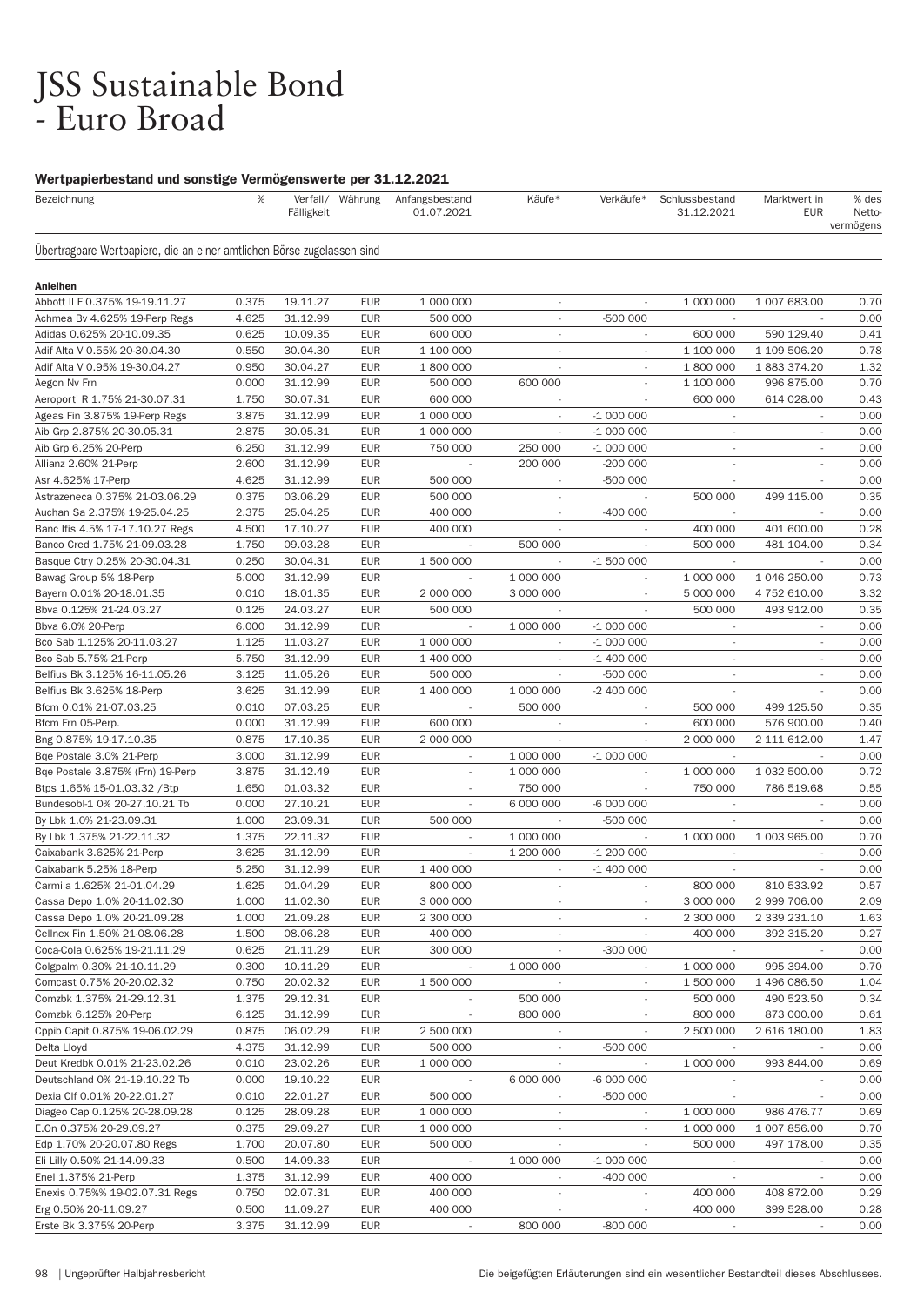# JSS Sustainable Bond - Euro Broad

### Wertpapierbestand und sonstige Vermögenswerte per 31.12.2021

| Bezeichnung | % | Verfall/ Fälligkeit | Währung | Anfangsbestand 01.07.2021 | Käufe* | Verkäufe* | Schlussbestand 31.12.2021 | Marktwert in EUR | % des Netto-vermögens |
|---|---|---|---|---|---|---|---|---|---|
| Übertragbare Wertpapiere, die an einer amtlichen Börse zugelassen sind | | | | | | | | | |
| **Anleihen** | | | | | | | | | |
| Abbott Il F 0.375% 19-19.11.27 | 0.375 | 19.11.27 | EUR | 1 000 000 | - | - | 1 000 000 | 1 007 683.00 | 0.70 |
| Achmea Bv 4.625% 19-Perp Regs | 4.625 | 31.12.99 | EUR | 500 000 | - | -500 000 | - | - | 0.00 |
| Adidas 0.625% 20-10.09.35 | 0.625 | 10.09.35 | EUR | 600 000 | - | - | 600 000 | 590 129.40 | 0.41 |
| Adif Alta V 0.55% 20-30.04.30 | 0.550 | 30.04.30 | EUR | 1 100 000 | - | - | 1 100 000 | 1 109 506.20 | 0.78 |
| Adif Alta V 0.95% 19-30.04.27 | 0.950 | 30.04.27 | EUR | 1 800 000 | - | - | 1 800 000 | 1 883 374.20 | 1.32 |
| Aegon Nv Frn | 0.000 | 31.12.99 | EUR | 500 000 | 600 000 | - | 1 100 000 | 996 875.00 | 0.70 |
| Aeroporti R 1.75% 21-30.07.31 | 1.750 | 30.07.31 | EUR | 600 000 | - | - | 600 000 | 614 028.00 | 0.43 |
| Ageas Fin 3.875% 19-Perp Regs | 3.875 | 31.12.99 | EUR | 1 000 000 | - | -1 000 000 | - | - | 0.00 |
| Aib Grp 2.875% 20-30.05.31 | 2.875 | 30.05.31 | EUR | 1 000 000 | - | -1 000 000 | - | - | 0.00 |
| Aib Grp 6.25% 20-Perp | 6.250 | 31.12.99 | EUR | 750 000 | 250 000 | -1 000 000 | - | - | 0.00 |
| Allianz 2.60% 21-Perp | 2.600 | 31.12.99 | EUR | - | 200 000 | -200 000 | - | - | 0.00 |
| Asr 4.625% 17-Perp | 4.625 | 31.12.99 | EUR | 500 000 | - | -500 000 | - | - | 0.00 |
| Astrazeneca 0.375% 21-03.06.29 | 0.375 | 03.06.29 | EUR | 500 000 | - | - | 500 000 | 499 115.00 | 0.35 |
| Auchan Sa 2.375% 19-25.04.25 | 2.375 | 25.04.25 | EUR | 400 000 | - | -400 000 | - | - | 0.00 |
| Banc Ifis 4.5% 17-17.10.27 Regs | 4.500 | 17.10.27 | EUR | 400 000 | - | - | 400 000 | 401 600.00 | 0.28 |
| Banco Cred 1.75% 21-09.03.28 | 1.750 | 09.03.28 | EUR | - | 500 000 | - | 500 000 | 481 104.00 | 0.34 |
| Basque Ctry 0.25% 20-30.04.31 | 0.250 | 30.04.31 | EUR | 1 500 000 | - | -1 500 000 | - | - | 0.00 |
| Bawag Group 5% 18-Perp | 5.000 | 31.12.99 | EUR | - | 1 000 000 | - | 1 000 000 | 1 046 250.00 | 0.73 |
| Bayern 0.01% 20-18.01.35 | 0.010 | 18.01.35 | EUR | 2 000 000 | 3 000 000 | - | 5 000 000 | 4 752 610.00 | 3.32 |
| Bbva 0.125% 21-24.03.27 | 0.125 | 24.03.27 | EUR | 500 000 | - | - | 500 000 | 493 912.00 | 0.35 |
| Bbva 6.0% 20-Perp | 6.000 | 31.12.99 | EUR | - | 1 000 000 | -1 000 000 | - | - | 0.00 |
| Bco Sab 1.125% 20-11.03.27 | 1.125 | 11.03.27 | EUR | 1 000 000 | - | -1 000 000 | - | - | 0.00 |
| Bco Sab 5.75% 21-Perp | 5.750 | 31.12.99 | EUR | 1 400 000 | - | -1 400 000 | - | - | 0.00 |
| Belfius Bk 3.125% 16-11.05.26 | 3.125 | 11.05.26 | EUR | 500 000 | - | -500 000 | - | - | 0.00 |
| Belfius Bk 3.625% 18-Perp | 3.625 | 31.12.99 | EUR | 1 400 000 | 1 000 000 | -2 400 000 | - | - | 0.00 |
| Bfcm 0.01% 21-07.03.25 | 0.010 | 07.03.25 | EUR | - | 500 000 | - | 500 000 | 499 125.50 | 0.35 |
| Bfcm Frn 05-Perp. | 0.000 | 31.12.99 | EUR | 600 000 | - | - | 600 000 | 576 900.00 | 0.40 |
| Bng 0.875% 19-17.10.35 | 0.875 | 17.10.35 | EUR | 2 000 000 | - | - | 2 000 000 | 2 111 612.00 | 1.47 |
| Bqe Postale 3.0% 21-Perp | 3.000 | 31.12.99 | EUR | - | 1 000 000 | -1 000 000 | - | - | 0.00 |
| Bqe Postale 3.875% (Frn) 19-Perp | 3.875 | 31.12.49 | EUR | - | 1 000 000 | - | 1 000 000 | 1 032 500.00 | 0.72 |
| Btps 1.65% 15-01.03.32 /Btp | 1.650 | 01.03.32 | EUR | - | 750 000 | - | 750 000 | 786 519.68 | 0.55 |
| Bundesobl-1 0% 20-27.10.21 Tb | 0.000 | 27.10.21 | EUR | - | 6 000 000 | -6 000 000 | - | - | 0.00 |
| By Lbk 1.0% 21-23.09.31 | 1.000 | 23.09.31 | EUR | 500 000 | - | -500 000 | - | - | 0.00 |
| By Lbk 1.375% 21-22.11.32 | 1.375 | 22.11.32 | EUR | - | 1 000 000 | - | 1 000 000 | 1 003 965.00 | 0.70 |
| Caixabank 3.625% 21-Perp | 3.625 | 31.12.99 | EUR | - | 1 200 000 | -1 200 000 | - | - | 0.00 |
| Caixabank 5.25% 18-Perp | 5.250 | 31.12.99 | EUR | 1 400 000 | - | -1 400 000 | - | - | 0.00 |
| Carmila 1.625% 21-01.04.29 | 1.625 | 01.04.29 | EUR | 800 000 | - | - | 800 000 | 810 533.92 | 0.57 |
| Cassa Depo 1.0% 20-11.02.30 | 1.000 | 11.02.30 | EUR | 3 000 000 | - | - | 3 000 000 | 2 999 706.00 | 2.09 |
| Cassa Depo 1.0% 20-21.09.28 | 1.000 | 21.09.28 | EUR | 2 300 000 | - | - | 2 300 000 | 2 339 231.10 | 1.63 |
| Cellnex Fin 1.50% 21-08.06.28 | 1.500 | 08.06.28 | EUR | 400 000 | - | - | 400 000 | 392 315.20 | 0.27 |
| Coca-Cola 0.625% 19-21.11.29 | 0.625 | 21.11.29 | EUR | 300 000 | - | -300 000 | - | - | 0.00 |
| Colgpalm 0.30% 21-10.11.29 | 0.300 | 10.11.29 | EUR | - | 1 000 000 | - | 1 000 000 | 995 394.00 | 0.70 |
| Comcast 0.75% 20-20.02.32 | 0.750 | 20.02.32 | EUR | 1 500 000 | - | - | 1 500 000 | 1 496 086.50 | 1.04 |
| Comzbk 1.375% 21-29.12.31 | 1.375 | 29.12.31 | EUR | - | 500 000 | - | 500 000 | 490 523.50 | 0.34 |
| Comzbk 6.125% 20-Perp | 6.125 | 31.12.99 | EUR | - | 800 000 | - | 800 000 | 873 000.00 | 0.61 |
| Cppib Capit 0.875% 19-06.02.29 | 0.875 | 06.02.29 | EUR | 2 500 000 | - | - | 2 500 000 | 2 616 180.00 | 1.83 |
| Delta Lloyd | 4.375 | 31.12.99 | EUR | 500 000 | - | -500 000 | - | - | 0.00 |
| Deut Kredbk 0.01% 21-23.02.26 | 0.010 | 23.02.26 | EUR | 1 000 000 | - | - | 1 000 000 | 993 844.00 | 0.69 |
| Deutschland 0% 21-19.10.22 Tb | 0.000 | 19.10.22 | EUR | - | 6 000 000 | -6 000 000 | - | - | 0.00 |
| Dexia Clf 0.01% 20-22.01.27 | 0.010 | 22.01.27 | EUR | 500 000 | - | -500 000 | - | - | 0.00 |
| Diageo Cap 0.125% 20-28.09.28 | 0.125 | 28.09.28 | EUR | 1 000 000 | - | - | 1 000 000 | 986 476.77 | 0.69 |
| E.On 0.375% 20-29.09.27 | 0.375 | 29.09.27 | EUR | 1 000 000 | - | - | 1 000 000 | 1 007 856.00 | 0.70 |
| Edp 1.70% 20-20.07.80 Regs | 1.700 | 20.07.80 | EUR | 500 000 | - | - | 500 000 | 497 178.00 | 0.35 |
| Eli Lilly 0.50% 21-14.09.33 | 0.500 | 14.09.33 | EUR | - | 1 000 000 | -1 000 000 | - | - | 0.00 |
| Enel 1.375% 21-Perp | 1.375 | 31.12.99 | EUR | 400 000 | - | -400 000 | - | - | 0.00 |
| Enexis 0.75%% 19-02.07.31 Regs | 0.750 | 02.07.31 | EUR | 400 000 | - | - | 400 000 | 408 872.00 | 0.29 |
| Erg 0.50% 20-11.09.27 | 0.500 | 11.09.27 | EUR | 400 000 | - | - | 400 000 | 399 528.00 | 0.28 |
| Erste Bk 3.375% 20-Perp | 3.375 | 31.12.99 | EUR | - | 800 000 | -800 000 | - | - | 0.00 |

Die beigefügten Erläuterungen sind ein wesentlicher Bestandteil dieses Abschlusses.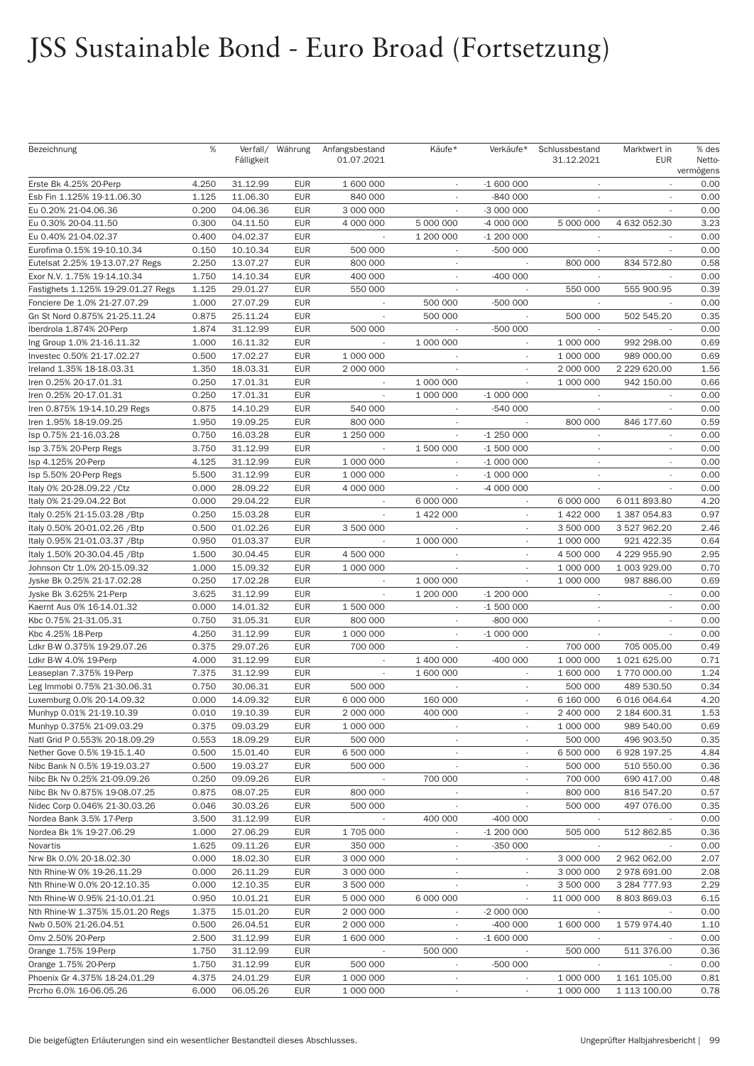# JSS Sustainable Bond - Euro Broad (Fortsetzung)

| Bezeichnung | % | Verfall/ Fälligkeit | Währung | Anfangsbestand 01.07.2021 | Käufe* | Verkäufe* | Schlussbestand 31.12.2021 | Marktwert in EUR | % des Netto-vermögens |
|---|---|---|---|---|---|---|---|---|---|
| Erste Bk 4.25% 20-Perp | 4.250 | 31.12.99 | EUR | 1 600 000 | - | -1 600 000 | - | - | 0.00 |
| Esb Fin 1.125% 19-11.06.30 | 1.125 | 11.06.30 | EUR | 840 000 | - | -840 000 | - | - | 0.00 |
| Eu 0.20% 21-04.06.36 | 0.200 | 04.06.36 | EUR | 3 000 000 | - | -3 000 000 | - | - | 0.00 |
| Eu 0.30% 20-04.11.50 | 0.300 | 04.11.50 | EUR | 4 000 000 | 5 000 000 | -4 000 000 | 5 000 000 | 4 632 052.30 | 3.23 |
| Eu 0.40% 21-04.02.37 | 0.400 | 04.02.37 | EUR | - | 1 200 000 | -1 200 000 | - | - | 0.00 |
| Eurofima 0.15% 19-10.10.34 | 0.150 | 10.10.34 | EUR | 500 000 | - | -500 000 | - | - | 0.00 |
| Eutelsat 2.25% 19-13.07.27 Regs | 2.250 | 13.07.27 | EUR | 800 000 | - | - | 800 000 | 834 572.80 | 0.58 |
| Exor N.V. 1.75% 19-14.10.34 | 1.750 | 14.10.34 | EUR | 400 000 | - | -400 000 | - | - | 0.00 |
| Fastighets 1.125% 19-29.01.27 Regs | 1.125 | 29.01.27 | EUR | 550 000 | - | - | 550 000 | 555 900.95 | 0.39 |
| Fonciere De 1.0% 21-27.07.29 | 1.000 | 27.07.29 | EUR | - | 500 000 | -500 000 | - | - | 0.00 |
| Gn St Nord 0.875% 21-25.11.24 | 0.875 | 25.11.24 | EUR | - | 500 000 | - | 500 000 | 502 545.20 | 0.35 |
| Iberdrola 1.874% 20-Perp | 1.874 | 31.12.99 | EUR | 500 000 | - | -500 000 | - | - | 0.00 |
| Ing Group 1.0% 21-16.11.32 | 1.000 | 16.11.32 | EUR | - | 1 000 000 | - | 1 000 000 | 992 298.00 | 0.69 |
| Investec 0.50% 21-17.02.27 | 0.500 | 17.02.27 | EUR | 1 000 000 | - | - | 1 000 000 | 989 000.00 | 0.69 |
| Ireland 1.35% 18-18.03.31 | 1.350 | 18.03.31 | EUR | 2 000 000 | - | - | 2 000 000 | 2 229 620.00 | 1.56 |
| Iren 0.25% 20-17.01.31 | 0.250 | 17.01.31 | EUR | - | 1 000 000 | - | 1 000 000 | 942 150.00 | 0.66 |
| Iren 0.25% 20-17.01.31 | 0.250 | 17.01.31 | EUR | - | 1 000 000 | -1 000 000 | - | - | 0.00 |
| Iren 0.875% 19-14.10.29 Regs | 0.875 | 14.10.29 | EUR | 540 000 | - | -540 000 | - | - | 0.00 |
| Iren 1.95% 18-19.09.25 | 1.950 | 19.09.25 | EUR | 800 000 | - | - | 800 000 | 846 177.60 | 0.59 |
| Isp 0.75% 21-16.03.28 | 0.750 | 16.03.28 | EUR | 1 250 000 | - | -1 250 000 | - | - | 0.00 |
| Isp 3.75% 20-Perp Regs | 3.750 | 31.12.99 | EUR | - | 1 500 000 | -1 500 000 | - | - | 0.00 |
| Isp 4.125% 20-Perp | 4.125 | 31.12.99 | EUR | 1 000 000 | - | -1 000 000 | - | - | 0.00 |
| Isp 5.50% 20-Perp Regs | 5.500 | 31.12.99 | EUR | 1 000 000 | - | -1 000 000 | - | - | 0.00 |
| Italy 0% 20-28.09.22 /Ctz | 0.000 | 28.09.22 | EUR | 4 000 000 | - | -4 000 000 | - | - | 0.00 |
| Italy 0% 21-29.04.22 Bot | 0.000 | 29.04.22 | EUR | - | 6 000 000 | - | 6 000 000 | 6 011 893.80 | 4.20 |
| Italy 0.25% 21-15.03.28 /Btp | 0.250 | 15.03.28 | EUR | - | 1 422 000 | - | 1 422 000 | 1 387 054.83 | 0.97 |
| Italy 0.50% 20-01.02.26 /Btp | 0.500 | 01.02.26 | EUR | 3 500 000 | - | - | 3 500 000 | 3 527 962.20 | 2.46 |
| Italy 0.95% 21-01.03.37 /Btp | 0.950 | 01.03.37 | EUR | - | 1 000 000 | - | 1 000 000 | 921 422.35 | 0.64 |
| Italy 1.50% 20-30.04.45 /Btp | 1.500 | 30.04.45 | EUR | 4 500 000 | - | - | 4 500 000 | 4 229 955.90 | 2.95 |
| Johnson Ctr 1.0% 20-15.09.32 | 1.000 | 15.09.32 | EUR | 1 000 000 | - | - | 1 000 000 | 1 003 929.00 | 0.70 |
| Jyske Bk 0.25% 21-17.02.28 | 0.250 | 17.02.28 | EUR | - | 1 000 000 | - | 1 000 000 | 987 886.00 | 0.69 |
| Jyske Bk 3.625% 21-Perp | 3.625 | 31.12.99 | EUR | - | 1 200 000 | -1 200 000 | - | - | 0.00 |
| Kaernt Aus 0% 16-14.01.32 | 0.000 | 14.01.32 | EUR | 1 500 000 | - | -1 500 000 | - | - | 0.00 |
| Kbc 0.75% 21-31.05.31 | 0.750 | 31.05.31 | EUR | 800 000 | - | -800 000 | - | - | 0.00 |
| Kbc 4.25% 18-Perp | 4.250 | 31.12.99 | EUR | 1 000 000 | - | -1 000 000 | - | - | 0.00 |
| Ldkr B-W 0.375% 19-29.07.26 | 0.375 | 29.07.26 | EUR | 700 000 | - | - | 700 000 | 705 005.00 | 0.49 |
| Ldkr B-W 4.0% 19-Perp | 4.000 | 31.12.99 | EUR | - | 1 400 000 | -400 000 | 1 000 000 | 1 021 625.00 | 0.71 |
| Leaseplan 7.375% 19-Perp | 7.375 | 31.12.99 | EUR | - | 1 600 000 | - | 1 600 000 | 1 770 000.00 | 1.24 |
| Leg Immobi 0.75% 21-30.06.31 | 0.750 | 30.06.31 | EUR | 500 000 | - | - | 500 000 | 489 530.50 | 0.34 |
| Luxemburg 0.0% 20-14.09.32 | 0.000 | 14.09.32 | EUR | 6 000 000 | 160 000 | - | 6 160 000 | 6 016 064.64 | 4.20 |
| Munhyp 0.01% 21-19.10.39 | 0.010 | 19.10.39 | EUR | 2 000 000 | 400 000 | - | 2 400 000 | 2 184 600.31 | 1.53 |
| Munhyp 0.375% 21-09.03.29 | 0.375 | 09.03.29 | EUR | 1 000 000 | - | - | 1 000 000 | 989 540.00 | 0.69 |
| Natl Grid P 0.553% 20-18.09.29 | 0.553 | 18.09.29 | EUR | 500 000 | - | - | 500 000 | 496 903.50 | 0.35 |
| Nether Gove 0.5% 19-15.1.40 | 0.500 | 15.01.40 | EUR | 6 500 000 | - | - | 6 500 000 | 6 928 197.25 | 4.84 |
| Nibc Bank N 0.5% 19-19.03.27 | 0.500 | 19.03.27 | EUR | 500 000 | - | - | 500 000 | 510 550.00 | 0.36 |
| Nibc Bk Nv 0.25% 21-09.09.26 | 0.250 | 09.09.26 | EUR | - | 700 000 | - | 700 000 | 690 417.00 | 0.48 |
| Nibc Bk Nv 0.875% 19-08.07.25 | 0.875 | 08.07.25 | EUR | 800 000 | - | - | 800 000 | 816 547.20 | 0.57 |
| Nidec Corp 0.046% 21-30.03.26 | 0.046 | 30.03.26 | EUR | 500 000 | - | - | 500 000 | 497 076.00 | 0.35 |
| Nordea Bank 3.5% 17-Perp | 3.500 | 31.12.99 | EUR | - | 400 000 | -400 000 | - | - | 0.00 |
| Nordea Bk 1% 19-27.06.29 | 1.000 | 27.06.29 | EUR | 1 705 000 | - | -1 200 000 | 505 000 | 512 862.85 | 0.36 |
| Novartis | 1.625 | 09.11.26 | EUR | 350 000 | - | -350 000 | - | - | 0.00 |
| Nrw Bk 0.0% 20-18.02.30 | 0.000 | 18.02.30 | EUR | 3 000 000 | - | - | 3 000 000 | 2 962 062.00 | 2.07 |
| Nth Rhine-W 0% 19-26.11.29 | 0.000 | 26.11.29 | EUR | 3 000 000 | - | - | 3 000 000 | 2 978 691.00 | 2.08 |
| Nth Rhine-W 0.0% 20-12.10.35 | 0.000 | 12.10.35 | EUR | 3 500 000 | - | - | 3 500 000 | 3 284 777.93 | 2.29 |
| Nth Rhine-W 0.95% 21-10.01.21 | 0.950 | 10.01.21 | EUR | 5 000 000 | 6 000 000 | - | 11 000 000 | 8 803 869.03 | 6.15 |
| Nth Rhine-W 1.375% 15.01.20 Regs | 1.375 | 15.01.20 | EUR | 2 000 000 | - | -2 000 000 | - | - | 0.00 |
| Nwb 0.50% 21-26.04.51 | 0.500 | 26.04.51 | EUR | 2 000 000 | - | -400 000 | 1 600 000 | 1 579 974.40 | 1.10 |
| Omv 2.50% 20-Perp | 2.500 | 31.12.99 | EUR | 1 600 000 | - | -1 600 000 | - | - | 0.00 |
| Orange 1.75% 19-Perp | 1.750 | 31.12.99 | EUR | - | 500 000 | - | 500 000 | 511 376.00 | 0.36 |
| Orange 1.75% 20-Perp | 1.750 | 31.12.99 | EUR | 500 000 | - | -500 000 | - | - | 0.00 |
| Phoenix Gr 4.375% 18-24.01.29 | 4.375 | 24.01.29 | EUR | 1 000 000 | - | - | 1 000 000 | 1 161 105.00 | 0.81 |
| Prcrho 6.0% 16-06.05.26 | 6.000 | 06.05.26 | EUR | 1 000 000 | - | - | 1 000 000 | 1 113 100.00 | 0.78 |

Die beigefügten Erläuterungen sind ein wesentlicher Bestandteil dieses Abschlusses.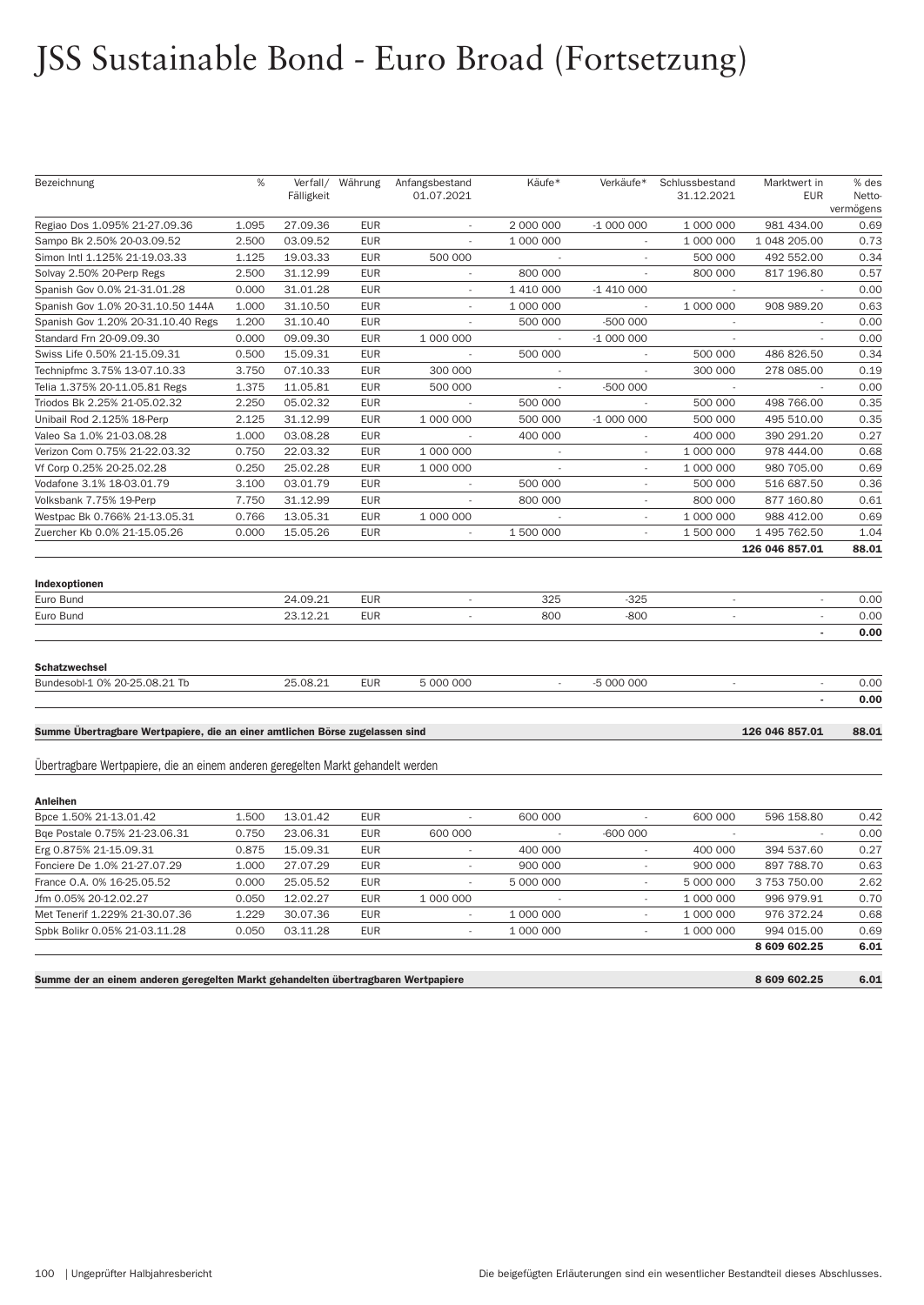# JSS Sustainable Bond - Euro Broad (Fortsetzung)

| Bezeichnung | % | Verfall/ Fälligkeit | Währung | Anfangsbestand 01.07.2021 | Käufe* | Verkäufe* | Schlussbestand 31.12.2021 | Marktwert in EUR | % des Netto-vermögens |
|---|---|---|---|---|---|---|---|---|---|
| Regiao Dos 1.095% 21-27.09.36 | 1.095 | 27.09.36 | EUR | - | 2 000 000 | -1 000 000 | 1 000 000 | 981 434.00 | 0.69 |
| Sampo Bk 2.50% 20-03.09.52 | 2.500 | 03.09.52 | EUR | - | 1 000 000 | - | 1 000 000 | 1 048 205.00 | 0.73 |
| Simon Intl 1.125% 21-19.03.33 | 1.125 | 19.03.33 | EUR | 500 000 | - | - | 500 000 | 492 552.00 | 0.34 |
| Solvay 2.50% 20-Perp Regs | 2.500 | 31.12.99 | EUR | - | 800 000 | - | 800 000 | 817 196.80 | 0.57 |
| Spanish Gov 0.0% 21-31.01.28 | 0.000 | 31.01.28 | EUR | - | 1 410 000 | -1 410 000 | - | - | 0.00 |
| Spanish Gov 1.0% 20-31.10.50 144A | 1.000 | 31.10.50 | EUR | - | 1 000 000 | - | 1 000 000 | 908 989.20 | 0.63 |
| Spanish Gov 1.20% 20-31.10.40 Regs | 1.200 | 31.10.40 | EUR | - | 500 000 | -500 000 | - | - | 0.00 |
| Standard Frn 20-09.09.30 | 0.000 | 09.09.30 | EUR | 1 000 000 | - | -1 000 000 | - | - | 0.00 |
| Swiss Life 0.50% 21-15.09.31 | 0.500 | 15.09.31 | EUR | - | 500 000 | - | 500 000 | 486 826.50 | 0.34 |
| Technipfmc 3.75% 13-07.10.33 | 3.750 | 07.10.33 | EUR | 300 000 | - | - | 300 000 | 278 085.00 | 0.19 |
| Telia 1.375% 20-11.05.81 Regs | 1.375 | 11.05.81 | EUR | 500 000 | - | -500 000 | - | - | 0.00 |
| Triodos Bk 2.25% 21-05.02.32 | 2.250 | 05.02.32 | EUR | - | 500 000 | - | 500 000 | 498 766.00 | 0.35 |
| Unibail Rod 2.125% 18-Perp | 2.125 | 31.12.99 | EUR | 1 000 000 | 500 000 | -1 000 000 | 500 000 | 495 510.00 | 0.35 |
| Valeo Sa 1.0% 21-03.08.28 | 1.000 | 03.08.28 | EUR | - | 400 000 | - | 400 000 | 390 291.20 | 0.27 |
| Verizon Com 0.75% 21-22.03.32 | 0.750 | 22.03.32 | EUR | 1 000 000 | - | - | 1 000 000 | 978 444.00 | 0.68 |
| Vf Corp 0.25% 20-25.02.28 | 0.250 | 25.02.28 | EUR | 1 000 000 | - | - | 1 000 000 | 980 705.00 | 0.69 |
| Vodafone 3.1% 18-03.01.79 | 3.100 | 03.01.79 | EUR | - | 500 000 | - | 500 000 | 516 687.50 | 0.36 |
| Volksbank 7.75% 19-Perp | 7.750 | 31.12.99 | EUR | - | 800 000 | - | 800 000 | 877 160.80 | 0.61 |
| Westpac Bk 0.766% 21-13.05.31 | 0.766 | 13.05.31 | EUR | 1 000 000 | - | - | 1 000 000 | 988 412.00 | 0.69 |
| Zuercher Kb 0.0% 21-15.05.26 | 0.000 | 15.05.26 | EUR | - | 1 500 000 | - | 1 500 000 | 1 495 762.50 | 1.04 |
| | | | | | | | | **126 046 857.01** | **88.01** |
| **Indexoptionen** | | | | | | | | | |
| Euro Bund | | 24.09.21 | EUR | - | 325 | -325 | - | - | 0.00 |
| Euro Bund | | 23.12.21 | EUR | - | 800 | -800 | - | - | 0.00 |
| | | | | | | | | **-** | **0.00** |
| **Schatzwechsel** | | | | | | | | | |
| Bundesobl-1 0% 20-25.08.21 Tb | | 25.08.21 | EUR | 5 000 000 | - | -5 000 000 | - | - | 0.00 |
| | | | | | | | | **-** | **0.00** |
| **Summe Übertragbare Wertpapiere, die an einer amtlichen Börse zugelassen sind** | | | | | | | | **126 046 857.01** | **88.01** |

Übertragbare Wertpapiere, die an einem anderen geregelten Markt gehandelt werden

| Bezeichnung | % | Verfall/ Fälligkeit | Währung | Anfangsbestand 01.07.2021 | Käufe* | Verkäufe* | Schlussbestand 31.12.2021 | Marktwert in EUR | % des Netto-vermögens |
|---|---|---|---|---|---|---|---|---|---|
| **Anleihen** | | | | | | | | | |
| Bpce 1.50% 21-13.01.42 | 1.500 | 13.01.42 | EUR | - | 600 000 | - | 600 000 | 596 158.80 | 0.42 |
| Bqe Postale 0.75% 21-23.06.31 | 0.750 | 23.06.31 | EUR | 600 000 | - | -600 000 | - | - | 0.00 |
| Erg 0.875% 21-15.09.31 | 0.875 | 15.09.31 | EUR | - | 400 000 | - | 400 000 | 394 537.60 | 0.27 |
| Fonciere De 1.0% 21-27.07.29 | 1.000 | 27.07.29 | EUR | - | 900 000 | - | 900 000 | 897 788.70 | 0.63 |
| France O.A. 0% 16-25.05.52 | 0.000 | 25.05.52 | EUR | - | 5 000 000 | - | 5 000 000 | 3 753 750.00 | 2.62 |
| Jfm 0.05% 20-12.02.27 | 0.050 | 12.02.27 | EUR | 1 000 000 | - | - | 1 000 000 | 996 979.91 | 0.70 |
| Met Tenerif 1.229% 21-30.07.36 | 1.229 | 30.07.36 | EUR | - | 1 000 000 | - | 1 000 000 | 976 372.24 | 0.68 |
| Spbk Bolikr 0.05% 21-03.11.28 | 0.050 | 03.11.28 | EUR | - | 1 000 000 | - | 1 000 000 | 994 015.00 | 0.69 |
| | | | | | | | | **8 609 602.25** | **6.01** |
| **Summe der an einem anderen geregelten Markt gehandelten übertragbaren Wertpapiere** | | | | | | | | **8 609 602.25** | **6.01** |

Die beigefügten Erläuterungen sind ein wesentlicher Bestandteil dieses Abschlusses.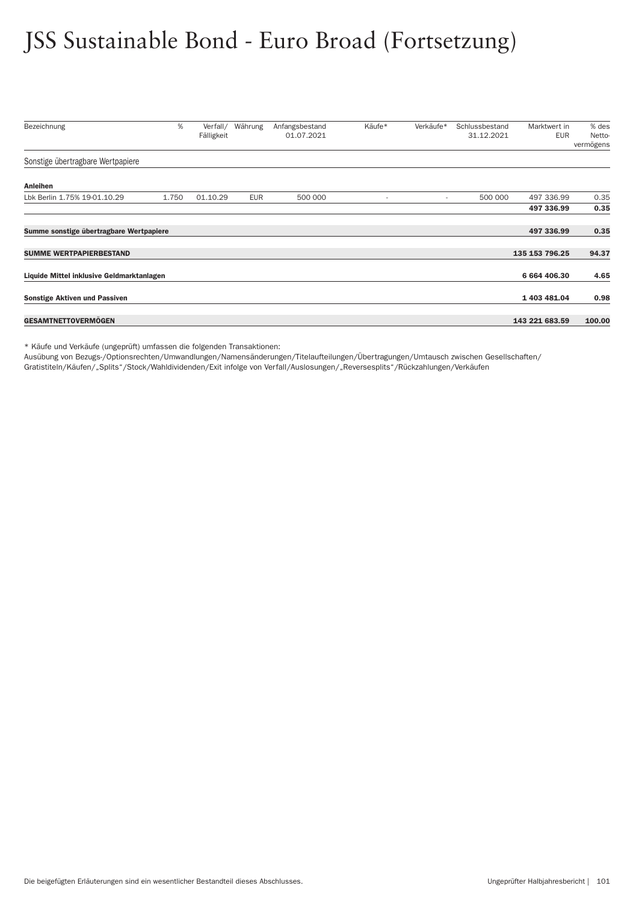# JSS Sustainable Bond - Euro Broad (Fortsetzung)

| Bezeichnung | % | Verfall/ Fälligkeit | Währung | Anfangsbestand 01.07.2021 | Käufe* | Verkäufe* | Schlussbestand 31.12.2021 | Marktwert in EUR | % des Netto-vermögens |
|---|---|---|---|---|---|---|---|---|---|
| Sonstige übertragbare Wertpapiere | | | | | | | | | |
| **Anleihen** | | | | | | | | | |
| Lbk Berlin 1.75% 19-01.10.29 | 1.750 | 01.10.29 | EUR | 500 000 | - | - | 500 000 | 497 336.99 | 0.35 |
| | | | | | | | | **497 336.99** | **0.35** |
| **Summe sonstige übertragbare Wertpapiere** | | | | | | | | **497 336.99** | **0.35** |
| **SUMME WERTPAPIERBESTAND** | | | | | | | | **135 153 796.25** | **94.37** |
| **Liquide Mittel inklusive Geldmarktanlagen** | | | | | | | | **6 664 406.30** | **4.65** |
| **Sonstige Aktiven und Passiven** | | | | | | | | **1 403 481.04** | **0.98** |
| **GESAMTNETTOVERMÖGEN** | | | | | | | | **143 221 683.59** | **100.00** |

* Käufe und Verkäufe (ungeprüft) umfassen die folgenden Transaktionen:
Ausübung von Bezugs-/Optionsrechten/Umwandlungen/Namensänderungen/Titelaufteilungen/Übertragungen/Umtausch zwischen Gesellschaften/Gratistiteln/Käufen/„Splits"/Stock/Wahldividenden/Exit infolge von Verfall/Auslosungen/„Reversesplits"/Rückzahlungen/Verkäufen

Die beigefügten Erläuterungen sind ein wesentlicher Bestandteil dieses Abschlusses.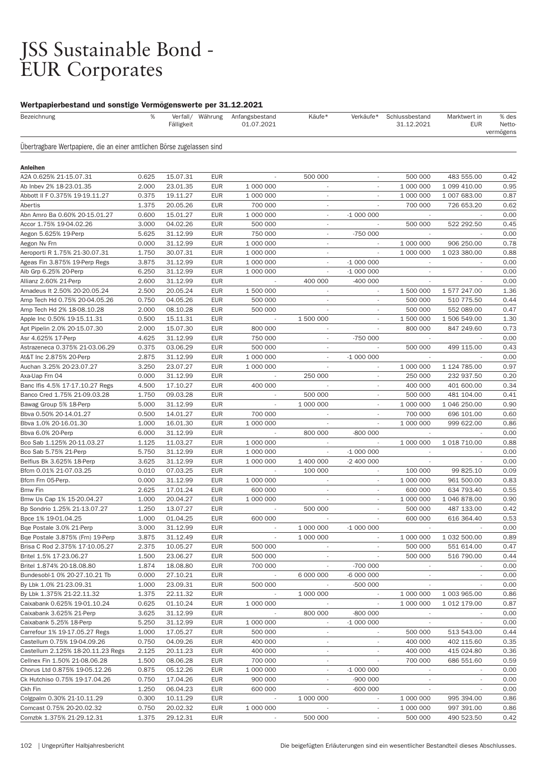# JSS Sustainable Bond - EUR Corporates

### Wertpapierbestand und sonstige Vermögenswerte per 31.12.2021

| Bezeichnung | % | Verfall/ Fälligkeit | Währung | Anfangsbestand 01.07.2021 | Käufe* | Verkäufe* | Schlussbestand 31.12.2021 | Marktwert in EUR | % des Netto- vermögens |
|---|---|---|---|---|---|---|---|---|---|
| **Übertragbare Wertpapiere, die an einer amtlichen Börse zugelassen sind** | | | | | | | | | |
| **Anleihen** | | | | | | | | | |
| A2A 0.625% 21-15.07.31 | 0.625 | 15.07.31 | EUR | - | 500 000 | - | 500 000 | 483 555.00 | 0.42 |
| Ab Inbev 2% 18-23.01.35 | 2.000 | 23.01.35 | EUR | 1 000 000 | - | - | 1 000 000 | 1 099 410.00 | 0.95 |
| Abbott II F 0.375% 19-19.11.27 | 0.375 | 19.11.27 | EUR | 1 000 000 | - | - | 1 000 000 | 1 007 683.00 | 0.87 |
| Abertis | 1.375 | 20.05.26 | EUR | 700 000 | - | - | 700 000 | 726 653.20 | 0.62 |
| Abn Amro Ba 0.60% 20-15.01.27 | 0.600 | 15.01.27 | EUR | 1 000 000 | - | -1 000 000 | - | - | 0.00 |
| Accor 1.75% 19-04.02.26 | 3.000 | 04.02.26 | EUR | 500 000 | - | - | 500 000 | 522 292.50 | 0.45 |
| Aegon 5.625% 19-Perp | 5.625 | 31.12.99 | EUR | 750 000 | - | -750 000 | - | - | 0.00 |
| Aegon Nv Frn | 0.000 | 31.12.99 | EUR | 1 000 000 | - | - | 1 000 000 | 906 250.00 | 0.78 |
| Aeroporti R 1.75% 21-30.07.31 | 1.750 | 30.07.31 | EUR | 1 000 000 | - | - | 1 000 000 | 1 023 380.00 | 0.88 |
| Ageas Fin 3.875% 19-Perp Regs | 3.875 | 31.12.99 | EUR | 1 000 000 | - | -1 000 000 | - | - | 0.00 |
| Aib Grp 6.25% 20-Perp | 6.250 | 31.12.99 | EUR | 1 000 000 | - | -1 000 000 | - | - | 0.00 |
| Allianz 2.60% 21-Perp | 2.600 | 31.12.99 | EUR | - | 400 000 | -400 000 | - | - | 0.00 |
| Amadeus It 2.50% 20-20.05.24 | 2.500 | 20.05.24 | EUR | 1 500 000 | - | - | 1 500 000 | 1 577 247.00 | 1.36 |
| Amp Tech Hd 0.75% 20-04.05.26 | 0.750 | 04.05.26 | EUR | 500 000 | - | - | 500 000 | 510 775.50 | 0.44 |
| Amp Tech Hd 2% 18-08.10.28 | 2.000 | 08.10.28 | EUR | 500 000 | - | - | 500 000 | 552 089.00 | 0.47 |
| Apple Inc 0.50% 19-15.11.31 | 0.500 | 15.11.31 | EUR | - | 1 500 000 | - | 1 500 000 | 1 506 549.00 | 1.30 |
| Apt Pipelin 2.0% 20-15.07.30 | 2.000 | 15.07.30 | EUR | 800 000 | - | - | 800 000 | 847 249.60 | 0.73 |
| Asr 4.625% 17-Perp | 4.625 | 31.12.99 | EUR | 750 000 | - | -750 000 | - | - | 0.00 |
| Astrazeneca 0.375% 21-03.06.29 | 0.375 | 03.06.29 | EUR | 500 000 | - | - | 500 000 | 499 115.00 | 0.43 |
| At&T Inc 2.875% 20-Perp | 2.875 | 31.12.99 | EUR | 1 000 000 | - | -1 000 000 | - | - | 0.00 |
| Auchan 3.25% 20-23.07.27 | 3.250 | 23.07.27 | EUR | 1 000 000 | - | - | 1 000 000 | 1 124 785.00 | 0.97 |
| Axa-Uap Frn 04 | 0.000 | 31.12.99 | EUR | - | 250 000 | - | 250 000 | 232 937.50 | 0.20 |
| Banc Ifis 4.5% 17-17.10.27 Regs | 4.500 | 17.10.27 | EUR | 400 000 | - | - | 400 000 | 401 600.00 | 0.34 |
| Banco Cred 1.75% 21-09.03.28 | 1.750 | 09.03.28 | EUR | - | 500 000 | - | 500 000 | 481 104.00 | 0.41 |
| Bawag Group 5% 18-Perp | 5.000 | 31.12.99 | EUR | - | 1 000 000 | - | 1 000 000 | 1 046 250.00 | 0.90 |
| Bbva 0.50% 20-14.01.27 | 0.500 | 14.01.27 | EUR | 700 000 | - | - | 700 000 | 696 101.00 | 0.60 |
| Bbva 1.0% 20-16.01.30 | 1.000 | 16.01.30 | EUR | 1 000 000 | - | - | 1 000 000 | 999 622.00 | 0.86 |
| Bbva 6.0% 20-Perp | 6.000 | 31.12.99 | EUR | - | 800 000 | -800 000 | - | - | 0.00 |
| Bco Sab 1.125% 20-11.03.27 | 1.125 | 11.03.27 | EUR | 1 000 000 | - | - | 1 000 000 | 1 018 710.00 | 0.88 |
| Bco Sab 5.75% 21-Perp | 5.750 | 31.12.99 | EUR | 1 000 000 | - | -1 000 000 | - | - | 0.00 |
| Belfius Bk 3.625% 18-Perp | 3.625 | 31.12.99 | EUR | 1 000 000 | 1 400 000 | -2 400 000 | - | - | 0.00 |
| Bfcm 0.01% 21-07.03.25 | 0.010 | 07.03.25 | EUR | - | 100 000 | - | 100 000 | 99 825.10 | 0.09 |
| Bfcm Frn 05-Perp. | 0.000 | 31.12.99 | EUR | 1 000 000 | - | - | 1 000 000 | 961 500.00 | 0.83 |
| Bmw Fin | 2.625 | 17.01.24 | EUR | 600 000 | - | - | 600 000 | 634 793.40 | 0.55 |
| Bmw Us Cap 1% 15-20.04.27 | 1.000 | 20.04.27 | EUR | 1 000 000 | - | - | 1 000 000 | 1 046 878.00 | 0.90 |
| Bp Sondrio 1.25% 21-13.07.27 | 1.250 | 13.07.27 | EUR | - | 500 000 | - | 500 000 | 487 133.00 | 0.42 |
| Bpce 1% 19-01.04.25 | 1.000 | 01.04.25 | EUR | 600 000 | - | - | 600 000 | 616 364.40 | 0.53 |
| Bqe Postale 3.0% 21-Perp | 3.000 | 31.12.99 | EUR | - | 1 000 000 | -1 000 000 | - | - | 0.00 |
| Bqe Postale 3.875% (Frn) 19-Perp | 3.875 | 31.12.49 | EUR | - | 1 000 000 | - | 1 000 000 | 1 032 500.00 | 0.89 |
| Brisa C Rod 2.375% 17-10.05.27 | 2.375 | 10.05.27 | EUR | 500 000 | - | - | 500 000 | 551 614.00 | 0.47 |
| Britel 1.5% 17-23.06.27 | 1.500 | 23.06.27 | EUR | 500 000 | - | - | 500 000 | 516 790.00 | 0.44 |
| Britel 1.874% 20-18.08.80 | 1.874 | 18.08.80 | EUR | 700 000 | - | -700 000 | - | - | 0.00 |
| Bundesobl-1 0% 20-27.10.21 Tb | 0.000 | 27.10.21 | EUR | - | 6 000 000 | -6 000 000 | - | - | 0.00 |
| By Lbk 1.0% 21-23.09.31 | 1.000 | 23.09.31 | EUR | 500 000 | - | -500 000 | - | - | 0.00 |
| By Lbk 1.375% 21-22.11.32 | 1.375 | 22.11.32 | EUR | - | 1 000 000 | - | 1 000 000 | 1 003 965.00 | 0.86 |
| Caixabank 0.625% 19-01.10.24 | 0.625 | 01.10.24 | EUR | 1 000 000 | - | - | 1 000 000 | 1 012 179.00 | 0.87 |
| Caixabank 3.625% 21-Perp | 3.625 | 31.12.99 | EUR | - | 800 000 | -800 000 | - | - | 0.00 |
| Caixabank 5.25% 18-Perp | 5.250 | 31.12.99 | EUR | 1 000 000 | - | -1 000 000 | - | - | 0.00 |
| Carrefour 1% 19-17.05.27 Regs | 1.000 | 17.05.27 | EUR | 500 000 | - | - | 500 000 | 513 543.00 | 0.44 |
| Castellum 0.75% 19-04.09.26 | 0.750 | 04.09.26 | EUR | 400 000 | - | - | 400 000 | 402 115.60 | 0.35 |
| Castellum 2.125% 18-20.11.23 Regs | 2.125 | 20.11.23 | EUR | 400 000 | - | - | 400 000 | 415 024.80 | 0.36 |
| Cellnex Fin 1.50% 21-08.06.28 | 1.500 | 08.06.28 | EUR | 700 000 | - | - | 700 000 | 686 551.60 | 0.59 |
| Chorus Ltd 0.875% 19-05.12.26 | 0.875 | 05.12.26 | EUR | 1 000 000 | - | -1 000 000 | - | - | 0.00 |
| Ck Hutchiso 0.75% 19-17.04.26 | 0.750 | 17.04.26 | EUR | 900 000 | - | -900 000 | - | - | 0.00 |
| Ckh Fin | 1.250 | 06.04.23 | EUR | 600 000 | - | -600 000 | - | - | 0.00 |
| Colgpalm 0.30% 21-10.11.29 | 0.300 | 10.11.29 | EUR | - | 1 000 000 | - | 1 000 000 | 995 394.00 | 0.86 |
| Comcast 0.75% 20-20.02.32 | 0.750 | 20.02.32 | EUR | 1 000 000 | - | - | 1 000 000 | 997 391.00 | 0.86 |
| Comzbk 1.375% 21-29.12.31 | 1.375 | 29.12.31 | EUR | - | 500 000 | - | 500 000 | 490 523.50 | 0.42 |

Die beigefügten Erläuterungen sind ein wesentlicher Bestandteil dieses Abschlusses.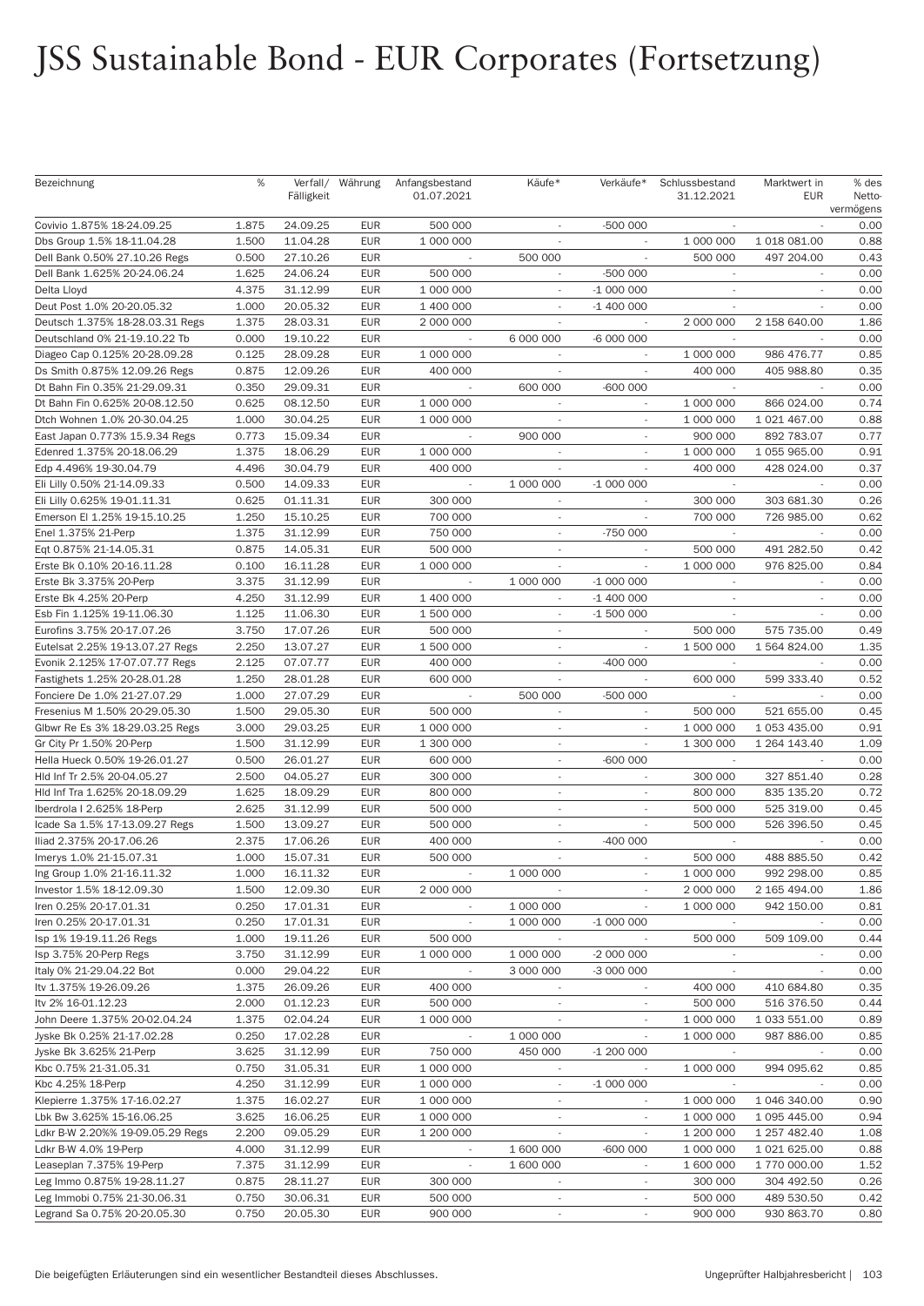# JSS Sustainable Bond - EUR Corporates (Fortsetzung)

| Bezeichnung | % | Verfall/ Fälligkeit | Währung | Anfangsbestand 01.07.2021 | Käufe* | Verkäufe* | Schlussbestand 31.12.2021 | Marktwert in EUR | % des Netto-vermögens |
|---|---|---|---|---|---|---|---|---|---|
| Covivio 1.875% 18-24.09.25 | 1.875 | 24.09.25 | EUR | 500 000 | - | -500 000 | - | - | 0.00 |
| Dbs Group 1.5% 18-11.04.28 | 1.500 | 11.04.28 | EUR | 1 000 000 | - | - | 1 000 000 | 1 018 081.00 | 0.88 |
| Dell Bank 0.50% 27.10.26 Regs | 0.500 | 27.10.26 | EUR | - | 500 000 | - | 500 000 | 497 204.00 | 0.43 |
| Dell Bank 1.625% 20-24.06.24 | 1.625 | 24.06.24 | EUR | 500 000 | - | -500 000 | - | - | 0.00 |
| Delta Lloyd | 4.375 | 31.12.99 | EUR | 1 000 000 | - | -1 000 000 | - | - | 0.00 |
| Deut Post 1.0% 20-20.05.32 | 1.000 | 20.05.32 | EUR | 1 400 000 | - | -1 400 000 | - | - | 0.00 |
| Deutsch 1.375% 18-28.03.31 Regs | 1.375 | 28.03.31 | EUR | 2 000 000 | - | - | 2 000 000 | 2 158 640.00 | 1.86 |
| Deutschland 0% 21-19.10.22 Tb | 0.000 | 19.10.22 | EUR | - | 6 000 000 | -6 000 000 | - | - | 0.00 |
| Diageo Cap 0.125% 20-28.09.28 | 0.125 | 28.09.28 | EUR | 1 000 000 | - | - | 1 000 000 | 986 476.77 | 0.85 |
| Ds Smith 0.875% 12.09.26 Regs | 0.875 | 12.09.26 | EUR | 400 000 | - | - | 400 000 | 405 988.80 | 0.35 |
| Dt Bahn Fin 0.35% 21-29.09.31 | 0.350 | 29.09.31 | EUR | - | 600 000 | -600 000 | - | - | 0.00 |
| Dt Bahn Fin 0.625% 20-08.12.50 | 0.625 | 08.12.50 | EUR | 1 000 000 | - | - | 1 000 000 | 866 024.00 | 0.74 |
| Dtch Wohnen 1.0% 20-30.04.25 | 1.000 | 30.04.25 | EUR | 1 000 000 | - | - | 1 000 000 | 1 021 467.00 | 0.88 |
| East Japan 0.773% 15.9.34 Regs | 0.773 | 15.09.34 | EUR | - | 900 000 | - | 900 000 | 892 783.07 | 0.77 |
| Edenred 1.375% 20-18.06.29 | 1.375 | 18.06.29 | EUR | 1 000 000 | - | - | 1 000 000 | 1 055 965.00 | 0.91 |
| Edp 4.496% 19-30.04.79 | 4.496 | 30.04.79 | EUR | 400 000 | - | - | 400 000 | 428 024.00 | 0.37 |
| Eli Lilly 0.50% 21-14.09.33 | 0.500 | 14.09.33 | EUR | - | 1 000 000 | -1 000 000 | - | - | 0.00 |
| Eli Lilly 0.625% 19-01.11.31 | 0.625 | 01.11.31 | EUR | 300 000 | - | - | 300 000 | 303 681.30 | 0.26 |
| Emerson El 1.25% 19-15.10.25 | 1.250 | 15.10.25 | EUR | 700 000 | - | - | 700 000 | 726 985.00 | 0.62 |
| Enel 1.375% 21-Perp | 1.375 | 31.12.99 | EUR | 750 000 | - | -750 000 | - | - | 0.00 |
| Eqt 0.875% 21-14.05.31 | 0.875 | 14.05.31 | EUR | 500 000 | - | - | 500 000 | 491 282.50 | 0.42 |
| Erste Bk 0.10% 20-16.11.28 | 0.100 | 16.11.28 | EUR | 1 000 000 | - | - | 1 000 000 | 976 825.00 | 0.84 |
| Erste Bk 3.375% 20-Perp | 3.375 | 31.12.99 | EUR | - | 1 000 000 | -1 000 000 | - | - | 0.00 |
| Erste Bk 4.25% 20-Perp | 4.250 | 31.12.99 | EUR | 1 400 000 | - | -1 400 000 | - | - | 0.00 |
| Esb Fin 1.125% 19-11.06.30 | 1.125 | 11.06.30 | EUR | 1 500 000 | - | -1 500 000 | - | - | 0.00 |
| Eurofins 3.75% 20-17.07.26 | 3.750 | 17.07.26 | EUR | 500 000 | - | - | 500 000 | 575 735.00 | 0.49 |
| Eutelsat 2.25% 19-13.07.27 Regs | 2.250 | 13.07.27 | EUR | 1 500 000 | - | - | 1 500 000 | 1 564 824.00 | 1.35 |
| Evonik 2.125% 17-07.07.77 Regs | 2.125 | 07.07.77 | EUR | 400 000 | - | -400 000 | - | - | 0.00 |
| Fastighets 1.25% 20-28.01.28 | 1.250 | 28.01.28 | EUR | 600 000 | - | - | 600 000 | 599 333.40 | 0.52 |
| Fonciere De 1.0% 21-27.07.29 | 1.000 | 27.07.29 | EUR | - | 500 000 | -500 000 | - | - | 0.00 |
| Fresenius M 1.50% 20-29.05.30 | 1.500 | 29.05.30 | EUR | 500 000 | - | - | 500 000 | 521 655.00 | 0.45 |
| Glbwr Re Es 3% 18-29.03.25 Regs | 3.000 | 29.03.25 | EUR | 1 000 000 | - | - | 1 000 000 | 1 053 435.00 | 0.91 |
| Gr City Pr 1.50% 20-Perp | 1.500 | 31.12.99 | EUR | 1 300 000 | - | - | 1 300 000 | 1 264 143.40 | 1.09 |
| Hella Hueck 0.50% 19-26.01.27 | 0.500 | 26.01.27 | EUR | 600 000 | - | -600 000 | - | - | 0.00 |
| Hld Inf Tr 2.5% 20-04.05.27 | 2.500 | 04.05.27 | EUR | 300 000 | - | - | 300 000 | 327 851.40 | 0.28 |
| Hld Inf Tra 1.625% 20-18.09.29 | 1.625 | 18.09.29 | EUR | 800 000 | - | - | 800 000 | 835 135.20 | 0.72 |
| Iberdrola I 2.625% 18-Perp | 2.625 | 31.12.99 | EUR | 500 000 | - | - | 500 000 | 525 319.00 | 0.45 |
| Icade Sa 1.5% 17-13.09.27 Regs | 1.500 | 13.09.27 | EUR | 500 000 | - | - | 500 000 | 526 396.50 | 0.45 |
| Iliad 2.375% 20-17.06.26 | 2.375 | 17.06.26 | EUR | 400 000 | - | -400 000 | - | - | 0.00 |
| Imerys 1.0% 21-15.07.31 | 1.000 | 15.07.31 | EUR | 500 000 | - | - | 500 000 | 488 885.50 | 0.42 |
| Ing Group 1.0% 21-16.11.32 | 1.000 | 16.11.32 | EUR | - | 1 000 000 | - | 1 000 000 | 992 298.00 | 0.85 |
| Investor 1.5% 18-12.09.30 | 1.500 | 12.09.30 | EUR | 2 000 000 | - | - | 2 000 000 | 2 165 494.00 | 1.86 |
| Iren 0.25% 20-17.01.31 | 0.250 | 17.01.31 | EUR | - | 1 000 000 | - | 1 000 000 | 942 150.00 | 0.81 |
| Iren 0.25% 20-17.01.31 | 0.250 | 17.01.31 | EUR | - | 1 000 000 | -1 000 000 | - | - | 0.00 |
| Isp 1% 19-19.11.26 Regs | 1.000 | 19.11.26 | EUR | 500 000 | - | - | 500 000 | 509 109.00 | 0.44 |
| Isp 3.75% 20-Perp Regs | 3.750 | 31.12.99 | EUR | 1 000 000 | 1 000 000 | -2 000 000 | - | - | 0.00 |
| Italy 0% 21-29.04.22 Bot | 0.000 | 29.04.22 | EUR | - | 3 000 000 | -3 000 000 | - | - | 0.00 |
| Itv 1.375% 19-26.09.26 | 1.375 | 26.09.26 | EUR | 400 000 | - | - | 400 000 | 410 684.80 | 0.35 |
| Itv 2% 16-01.12.23 | 2.000 | 01.12.23 | EUR | 500 000 | - | - | 500 000 | 516 376.50 | 0.44 |
| John Deere 1.375% 20-02.04.24 | 1.375 | 02.04.24 | EUR | 1 000 000 | - | - | 1 000 000 | 1 033 551.00 | 0.89 |
| Jyske Bk 0.25% 21-17.02.28 | 0.250 | 17.02.28 | EUR | - | 1 000 000 | - | 1 000 000 | 987 886.00 | 0.85 |
| Jyske Bk 3.625% 21-Perp | 3.625 | 31.12.99 | EUR | 750 000 | 450 000 | -1 200 000 | - | - | 0.00 |
| Kbc 0.75% 21-31.05.31 | 0.750 | 31.05.31 | EUR | 1 000 000 | - | - | 1 000 000 | 994 095.62 | 0.85 |
| Kbc 4.25% 18-Perp | 4.250 | 31.12.99 | EUR | 1 000 000 | - | -1 000 000 | - | - | 0.00 |
| Klepierre 1.375% 17-16.02.27 | 1.375 | 16.02.27 | EUR | 1 000 000 | - | - | 1 000 000 | 1 046 340.00 | 0.90 |
| Lbk Bw 3.625% 15-16.06.25 | 3.625 | 16.06.25 | EUR | 1 000 000 | - | - | 1 000 000 | 1 095 445.00 | 0.94 |
| Ldkr B-W 2.20%% 19-09.05.29 Regs | 2.200 | 09.05.29 | EUR | 1 200 000 | - | - | 1 200 000 | 1 257 482.40 | 1.08 |
| Ldkr B-W 4.0% 19-Perp | 4.000 | 31.12.99 | EUR | - | 1 600 000 | -600 000 | 1 000 000 | 1 021 625.00 | 0.88 |
| Leaseplan 7.375% 19-Perp | 7.375 | 31.12.99 | EUR | - | 1 600 000 | - | 1 600 000 | 1 770 000.00 | 1.52 |
| Leg Immo 0.875% 19-28.11.27 | 0.875 | 28.11.27 | EUR | 300 000 | - | - | 300 000 | 304 492.50 | 0.26 |
| Leg Immobi 0.75% 21-30.06.31 | 0.750 | 30.06.31 | EUR | 500 000 | - | - | 500 000 | 489 530.50 | 0.42 |
| Legrand Sa 0.75% 20-20.05.30 | 0.750 | 20.05.30 | EUR | 900 000 | - | - | 900 000 | 930 863.70 | 0.80 |

Die beigefügten Erläuterungen sind ein wesentlicher Bestandteil dieses Abschlusses.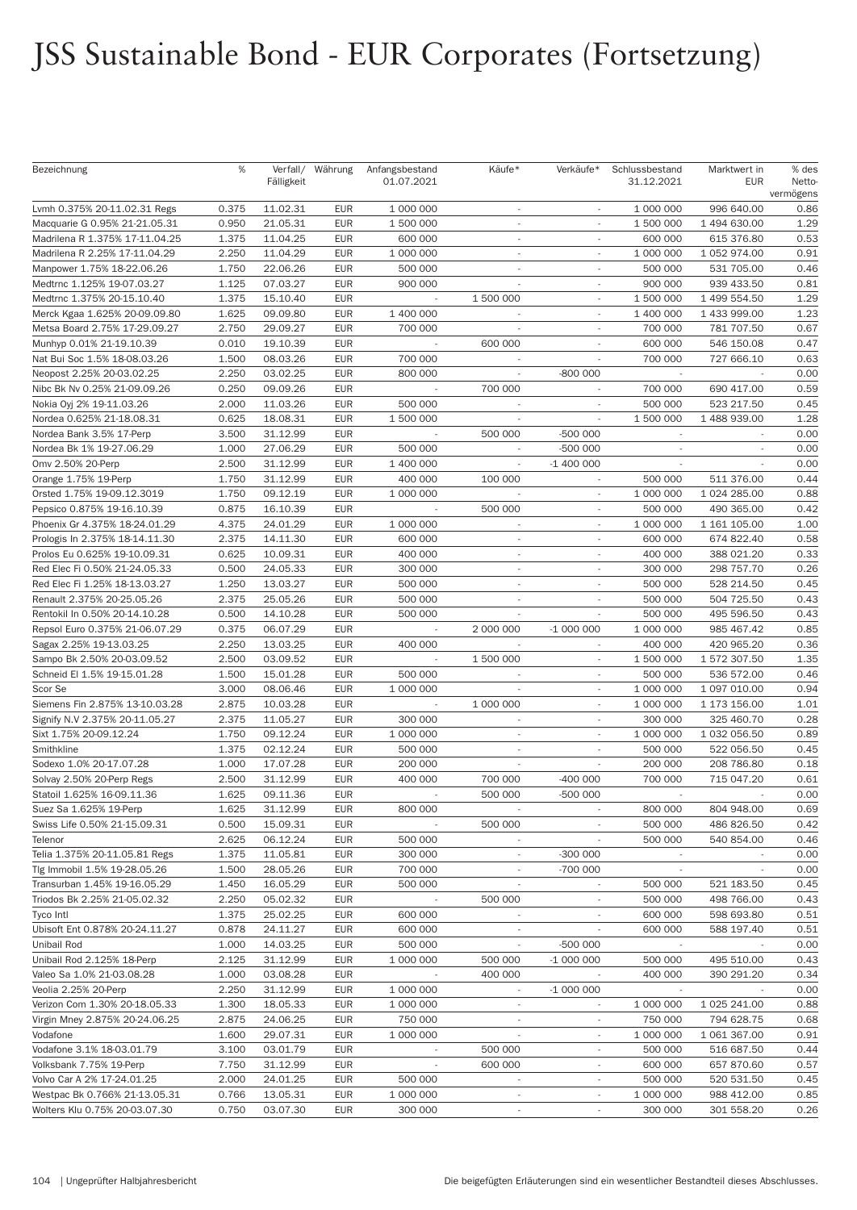# JSS Sustainable Bond - EUR Corporates (Fortsetzung)

| Bezeichnung | % | Verfall/ Fälligkeit | Währung | Anfangsbestand 01.07.2021 | Käufe* | Verkäufe* | Schlussbestand 31.12.2021 | Marktwert in EUR | % des Netto-vermögens |
|---|---|---|---|---|---|---|---|---|---|
| Lvmh 0.375% 20-11.02.31 Regs | 0.375 | 11.02.31 | EUR | 1 000 000 | - | - | 1 000 000 | 996 640.00 | 0.86 |
| Macquarie G 0.95% 21-21.05.31 | 0.950 | 21.05.31 | EUR | 1 500 000 | - | - | 1 500 000 | 1 494 630.00 | 1.29 |
| Madrilena R 1.375% 17-11.04.25 | 1.375 | 11.04.25 | EUR | 600 000 | - | - | 600 000 | 615 376.80 | 0.53 |
| Madrilena R 2.25% 17-11.04.29 | 2.250 | 11.04.29 | EUR | 1 000 000 | - | - | 1 000 000 | 1 052 974.00 | 0.91 |
| Manpower 1.75% 18-22.06.26 | 1.750 | 22.06.26 | EUR | 500 000 | - | - | 500 000 | 531 705.00 | 0.46 |
| Medtrnc 1.125% 19-07.03.27 | 1.125 | 07.03.27 | EUR | 900 000 | - | - | 900 000 | 939 433.50 | 0.81 |
| Medtrnc 1.375% 20-15.10.40 | 1.375 | 15.10.40 | EUR | - | 1 500 000 | - | 1 500 000 | 1 499 554.50 | 1.29 |
| Merck Kgaa 1.625% 20-09.09.80 | 1.625 | 09.09.80 | EUR | 1 400 000 | - | - | 1 400 000 | 1 433 999.00 | 1.23 |
| Metsa Board 2.75% 17-29.09.27 | 2.750 | 29.09.27 | EUR | 700 000 | - | - | 700 000 | 781 707.50 | 0.67 |
| Munhyp 0.01% 21-19.10.39 | 0.010 | 19.10.39 | EUR | - | 600 000 | - | 600 000 | 546 150.08 | 0.47 |
| Nat Bui Soc 1.5% 18-08.03.26 | 1.500 | 08.03.26 | EUR | 700 000 | - | - | 700 000 | 727 666.10 | 0.63 |
| Neopost 2.25% 20-03.02.25 | 2.250 | 03.02.25 | EUR | 800 000 | - | -800 000 | - | - | 0.00 |
| Nibc Bk Nv 0.25% 21-09.09.26 | 0.250 | 09.09.26 | EUR | - | 700 000 | - | 700 000 | 690 417.00 | 0.59 |
| Nokia Oyj 2% 19-11.03.26 | 2.000 | 11.03.26 | EUR | 500 000 | - | - | 500 000 | 523 217.50 | 0.45 |
| Nordea 0.625% 21-18.08.31 | 0.625 | 18.08.31 | EUR | 1 500 000 | - | - | 1 500 000 | 1 488 939.00 | 1.28 |
| Nordea Bank 3.5% 17-Perp | 3.500 | 31.12.99 | EUR | - | 500 000 | -500 000 | - | - | 0.00 |
| Nordea Bk 1% 19-27.06.29 | 1.000 | 27.06.29 | EUR | 500 000 | - | -500 000 | - | - | 0.00 |
| Omv 2.50% 20-Perp | 2.500 | 31.12.99 | EUR | 1 400 000 | - | -1 400 000 | - | - | 0.00 |
| Orange 1.75% 19-Perp | 1.750 | 31.12.99 | EUR | 400 000 | 100 000 | - | 500 000 | 511 376.00 | 0.44 |
| Orsted 1.75% 19-09.12.3019 | 1.750 | 09.12.19 | EUR | 1 000 000 | - | - | 1 000 000 | 1 024 285.00 | 0.88 |
| Pepsico 0.875% 19-16.10.39 | 0.875 | 16.10.39 | EUR | - | 500 000 | - | 500 000 | 490 365.00 | 0.42 |
| Phoenix Gr 4.375% 18-24.01.29 | 4.375 | 24.01.29 | EUR | 1 000 000 | - | - | 1 000 000 | 1 161 105.00 | 1.00 |
| Prologis In 2.375% 18-14.11.30 | 2.375 | 14.11.30 | EUR | 600 000 | - | - | 600 000 | 674 822.40 | 0.58 |
| Prolos Eu 0.625% 19-10.09.31 | 0.625 | 10.09.31 | EUR | 400 000 | - | - | 400 000 | 388 021.20 | 0.33 |
| Red Elec Fi 0.50% 21-24.05.33 | 0.500 | 24.05.33 | EUR | 300 000 | - | - | 300 000 | 298 757.70 | 0.26 |
| Red Elec Fi 1.25% 18-13.03.27 | 1.250 | 13.03.27 | EUR | 500 000 | - | - | 500 000 | 528 214.50 | 0.45 |
| Renault 2.375% 20-25.05.26 | 2.375 | 25.05.26 | EUR | 500 000 | - | - | 500 000 | 504 725.50 | 0.43 |
| Rentokil In 0.50% 20-14.10.28 | 0.500 | 14.10.28 | EUR | 500 000 | - | - | 500 000 | 495 596.50 | 0.43 |
| Repsol Euro 0.375% 21-06.07.29 | 0.375 | 06.07.29 | EUR | - | 2 000 000 | -1 000 000 | 1 000 000 | 985 467.42 | 0.85 |
| Sagax 2.25% 19-13.03.25 | 2.250 | 13.03.25 | EUR | 400 000 | - | - | 400 000 | 420 965.20 | 0.36 |
| Sampo Bk 2.50% 20-03.09.52 | 2.500 | 03.09.52 | EUR | - | 1 500 000 | - | 1 500 000 | 1 572 307.50 | 1.35 |
| Schneid El 1.5% 19-15.01.28 | 1.500 | 15.01.28 | EUR | 500 000 | - | - | 500 000 | 536 572.00 | 0.46 |
| Scor Se | 3.000 | 08.06.46 | EUR | 1 000 000 | - | - | 1 000 000 | 1 097 010.00 | 0.94 |
| Siemens Fin 2.875% 13-10.03.28 | 2.875 | 10.03.28 | EUR | - | 1 000 000 | - | 1 000 000 | 1 173 156.00 | 1.01 |
| Signify N.V 2.375% 20-11.05.27 | 2.375 | 11.05.27 | EUR | 300 000 | - | - | 300 000 | 325 460.70 | 0.28 |
| Sixt 1.75% 20-09.12.24 | 1.750 | 09.12.24 | EUR | 1 000 000 | - | - | 1 000 000 | 1 032 056.50 | 0.89 |
| Smithkline | 1.375 | 02.12.24 | EUR | 500 000 | - | - | 500 000 | 522 056.50 | 0.45 |
| Sodexo 1.0% 20-17.07.28 | 1.000 | 17.07.28 | EUR | 200 000 | - | - | 200 000 | 208 786.80 | 0.18 |
| Solvay 2.50% 20-Perp Regs | 2.500 | 31.12.99 | EUR | 400 000 | 700 000 | -400 000 | 700 000 | 715 047.20 | 0.61 |
| Statoil 1.625% 16-09.11.36 | 1.625 | 09.11.36 | EUR | - | 500 000 | -500 000 | - | - | 0.00 |
| Suez Sa 1.625% 19-Perp | 1.625 | 31.12.99 | EUR | 800 000 | - | - | 800 000 | 804 948.00 | 0.69 |
| Swiss Life 0.50% 21-15.09.31 | 0.500 | 15.09.31 | EUR | - | 500 000 | - | 500 000 | 486 826.50 | 0.42 |
| Telenor | 2.625 | 06.12.24 | EUR | 500 000 | - | - | 500 000 | 540 854.00 | 0.46 |
| Telia 1.375% 20-11.05.81 Regs | 1.375 | 11.05.81 | EUR | 300 000 | - | -300 000 | - | - | 0.00 |
| Tlg Immobil 1.5% 19-28.05.26 | 1.500 | 28.05.26 | EUR | 700 000 | - | -700 000 | - | - | 0.00 |
| Transurban 1.45% 19-16.05.29 | 1.450 | 16.05.29 | EUR | 500 000 | - | - | 500 000 | 521 183.50 | 0.45 |
| Triodos Bk 2.25% 21-05.02.32 | 2.250 | 05.02.32 | EUR | - | 500 000 | - | 500 000 | 498 766.00 | 0.43 |
| Tyco Intl | 1.375 | 25.02.25 | EUR | 600 000 | - | - | 600 000 | 598 693.80 | 0.51 |
| Ubisoft Ent 0.878% 20-24.11.27 | 0.878 | 24.11.27 | EUR | 600 000 | - | - | 600 000 | 588 197.40 | 0.51 |
| Unibail Rod | 1.000 | 14.03.25 | EUR | 500 000 | - | -500 000 | - | - | 0.00 |
| Unibail Rod 2.125% 18-Perp | 2.125 | 31.12.99 | EUR | 1 000 000 | 500 000 | -1 000 000 | 500 000 | 495 510.00 | 0.43 |
| Valeo Sa 1.0% 21-03.08.28 | 1.000 | 03.08.28 | EUR | - | 400 000 | - | 400 000 | 390 291.20 | 0.34 |
| Veolia 2.25% 20-Perp | 2.250 | 31.12.99 | EUR | 1 000 000 | - | -1 000 000 | - | - | 0.00 |
| Verizon Com 1.30% 20-18.05.33 | 1.300 | 18.05.33 | EUR | 1 000 000 | - | - | 1 000 000 | 1 025 241.00 | 0.88 |
| Virgin Mney 2.875% 20-24.06.25 | 2.875 | 24.06.25 | EUR | 750 000 | - | - | 750 000 | 794 628.75 | 0.68 |
| Vodafone | 1.600 | 29.07.31 | EUR | 1 000 000 | - | - | 1 000 000 | 1 061 367.00 | 0.91 |
| Vodafone 3.1% 18-03.01.79 | 3.100 | 03.01.79 | EUR | - | 500 000 | - | 500 000 | 516 687.50 | 0.44 |
| Volksbank 7.75% 19-Perp | 7.750 | 31.12.99 | EUR | - | 600 000 | - | 600 000 | 657 870.60 | 0.57 |
| Volvo Car A 2% 17-24.01.25 | 2.000 | 24.01.25 | EUR | 500 000 | - | - | 500 000 | 520 531.50 | 0.45 |
| Westpac Bk 0.766% 21-13.05.31 | 0.766 | 13.05.31 | EUR | 1 000 000 | - | - | 1 000 000 | 988 412.00 | 0.85 |
| Wolters Klu 0.75% 20-03.07.30 | 0.750 | 03.07.30 | EUR | 300 000 | - | - | 300 000 | 301 558.20 | 0.26 |

Die beigefügten Erläuterungen sind ein wesentlicher Bestandteil dieses Abschlusses.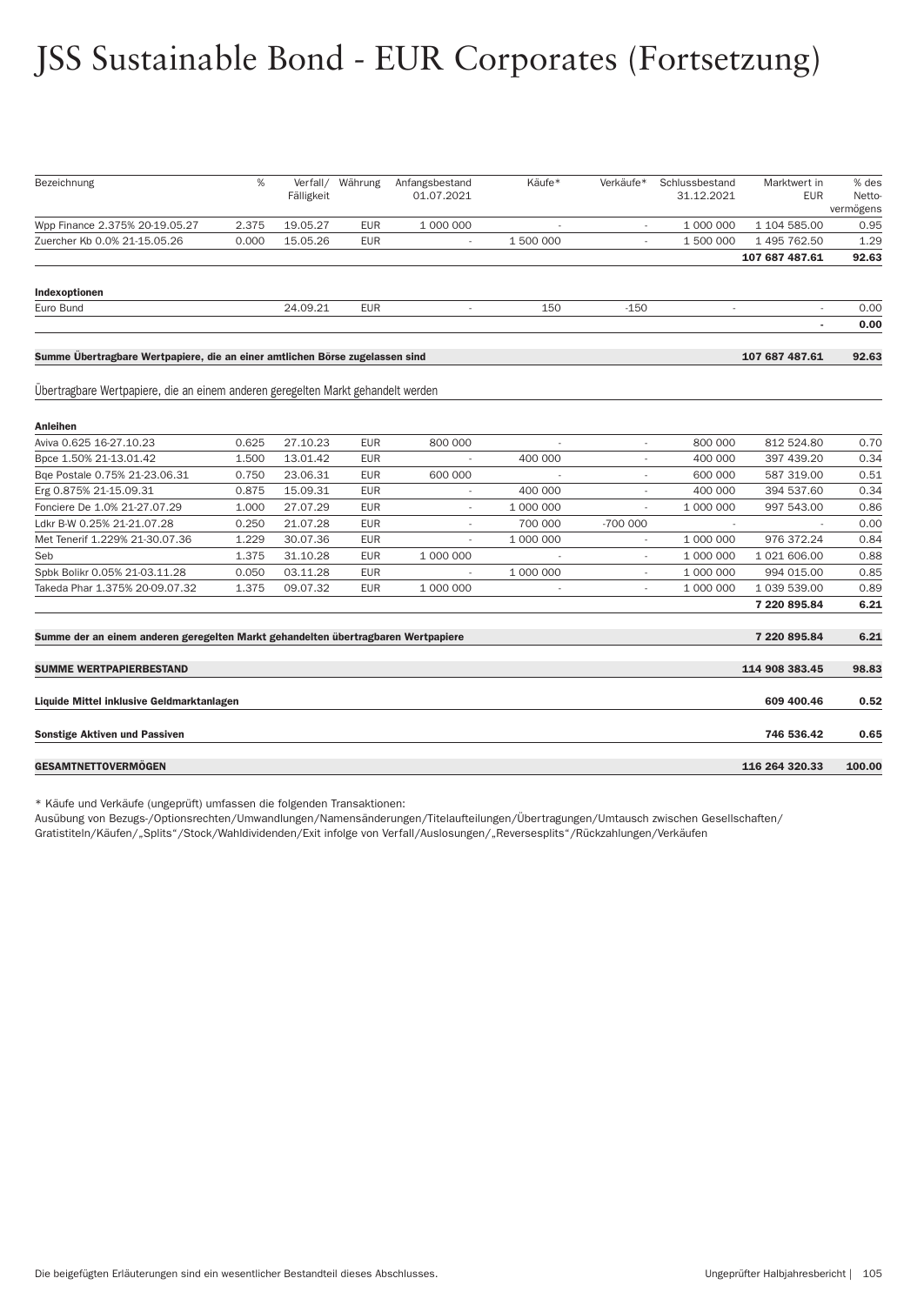# JSS Sustainable Bond - EUR Corporates (Fortsetzung)

| Bezeichnung | % | Verfall/ Fälligkeit | Währung | Anfangsbestand 01.07.2021 | Käufe* | Verkäufe* | Schlussbestand 31.12.2021 | Marktwert in EUR | % des Netto-vermögens |
|---|---|---|---|---|---|---|---|---|---|
| Wpp Finance 2.375% 20-19.05.27 | 2.375 | 19.05.27 | EUR | 1 000 000 | - | - | 1 000 000 | 1 104 585.00 | 0.95 |
| Zuercher Kb 0.0% 21-15.05.26 | 0.000 | 15.05.26 | EUR | - | 1 500 000 | - | 1 500 000 | 1 495 762.50 | 1.29 |
| | | | | | | | | **107 687 487.61** | **92.63** |
| **Indexoptionen** | | | | | | | | | |
| Euro Bund | | 24.09.21 | EUR | - | 150 | -150 | - | - | 0.00 |
| | | | | | | | | **-** | **0.00** |
| **Summe Übertragbare Wertpapiere, die an einer amtlichen Börse zugelassen sind** | | | | | | | | **107 687 487.61** | **92.63** |

Übertragbare Wertpapiere, die an einem anderen geregelten Markt gehandelt werden

| Bezeichnung | % | Verfall/ Fälligkeit | Währung | Anfangsbestand 01.07.2021 | Käufe* | Verkäufe* | Schlussbestand 31.12.2021 | Marktwert in EUR | % des Netto-vermögens |
|---|---|---|---|---|---|---|---|---|---|
| **Anleihen** | | | | | | | | | |
| Aviva 0.625 16-27.10.23 | 0.625 | 27.10.23 | EUR | 800 000 | - | - | 800 000 | 812 524.80 | 0.70 |
| Bpce 1.50% 21-13.01.42 | 1.500 | 13.01.42 | EUR | - | 400 000 | - | 400 000 | 397 439.20 | 0.34 |
| Bqe Postale 0.75% 21-23.06.31 | 0.750 | 23.06.31 | EUR | 600 000 | - | - | 600 000 | 587 319.00 | 0.51 |
| Erg 0.875% 21-15.09.31 | 0.875 | 15.09.31 | EUR | - | 400 000 | - | 400 000 | 394 537.60 | 0.34 |
| Fonciere De 1.0% 21-27.07.29 | 1.000 | 27.07.29 | EUR | - | 1 000 000 | - | 1 000 000 | 997 543.00 | 0.86 |
| Ldkr B-W 0.25% 21-21.07.28 | 0.250 | 21.07.28 | EUR | - | 700 000 | -700 000 | - | - | 0.00 |
| Met Tenerif 1.229% 21-30.07.36 | 1.229 | 30.07.36 | EUR | - | 1 000 000 | - | 1 000 000 | 976 372.24 | 0.84 |
| Seb | 1.375 | 31.10.28 | EUR | 1 000 000 | - | - | 1 000 000 | 1 021 606.00 | 0.88 |
| Spbk Bolikr 0.05% 21-03.11.28 | 0.050 | 03.11.28 | EUR | - | 1 000 000 | - | 1 000 000 | 994 015.00 | 0.85 |
| Takeda Phar 1.375% 20-09.07.32 | 1.375 | 09.07.32 | EUR | 1 000 000 | - | - | 1 000 000 | 1 039 539.00 | 0.89 |
| | | | | | | | | **7 220 895.84** | **6.21** |
| **Summe der an einem anderen geregelten Markt gehandelten übertragbaren Wertpapiere** | | | | | | | | **7 220 895.84** | **6.21** |
| **SUMME WERTPAPIERBESTAND** | | | | | | | | **114 908 383.45** | **98.83** |
| **Liquide Mittel inklusive Geldmarktanlagen** | | | | | | | | **609 400.46** | **0.52** |
| **Sonstige Aktiven und Passiven** | | | | | | | | **746 536.42** | **0.65** |
| **GESAMTNETTOVERMÖGEN** | | | | | | | | **116 264 320.33** | **100.00** |

* Käufe und Verkäufe (ungeprüft) umfassen die folgenden Transaktionen:
Ausübung von Bezugs-/Optionsrechten/Umwandlungen/Namensänderungen/Titelaufteilungen/Übertragungen/Umtausch zwischen Gesellschaften/ Gratistiteln/Käufen/„Splits"/Stock/Wahldividenden/Exit infolge von Verfall/Auslosungen/„Reversesplits"/Rückzahlungen/Verkäufen

Die beigefügten Erläuterungen sind ein wesentlicher Bestandteil dieses Abschlusses.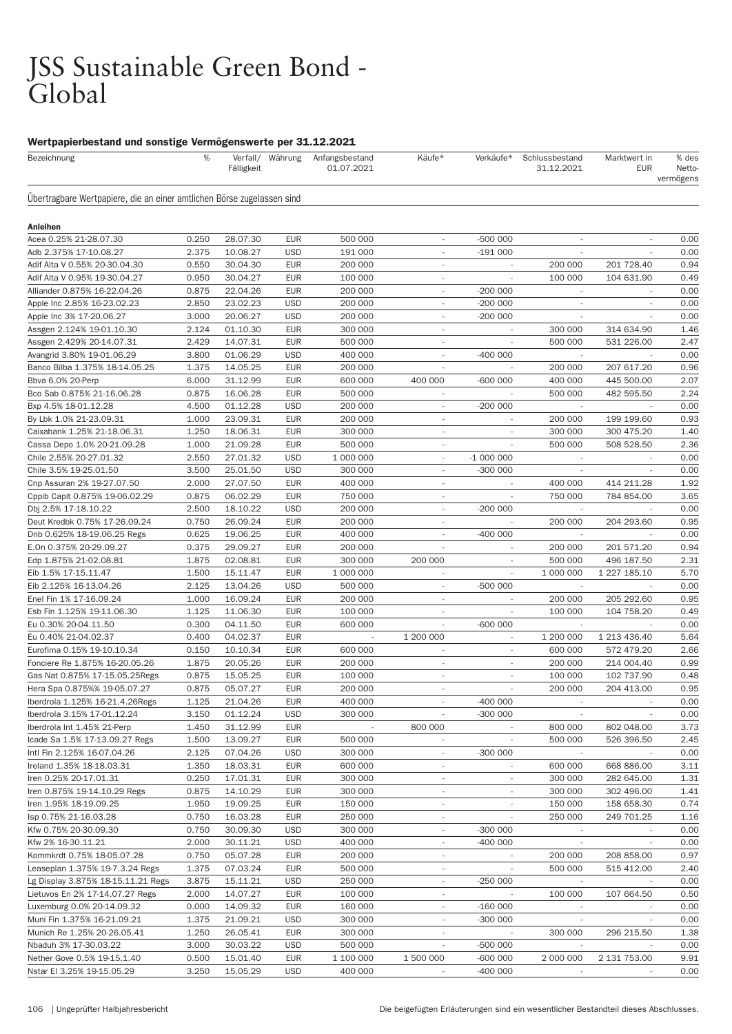# JSS Sustainable Green Bond - Global

### Wertpapierbestand und sonstige Vermögenswerte per 31.12.2021

| Bezeichnung | % | Verfall/ Fälligkeit | Währung | Anfangsbestand 01.07.2021 | Käufe* | Verkäufe* | Schlussbestand 31.12.2021 | Marktwert in EUR | % des Netto-vermögens |
|---|---|---|---|---|---|---|---|---|---|
| **Übertragbare Wertpapiere, die an einer amtlichen Börse zugelassen sind** | | | | | | | | | |
| **Anleihen** | | | | | | | | | |
| Acea 0.25% 21-28.07.30 | 0.250 | 28.07.30 | EUR | 500 000 | - | -500 000 | - | - | 0.00 |
| Adb 2.375% 17-10.08.27 | 2.375 | 10.08.27 | USD | 191 000 | - | -191 000 | - | - | 0.00 |
| Adif Alta V 0.55% 20-30.04.30 | 0.550 | 30.04.30 | EUR | 200 000 | - | - | 200 000 | 201 728.40 | 0.94 |
| Adif Alta V 0.95% 19-30.04.27 | 0.950 | 30.04.27 | EUR | 100 000 | - | - | 100 000 | 104 631.90 | 0.49 |
| Alliander 0.875% 16-22.04.26 | 0.875 | 22.04.26 | EUR | 200 000 | - | -200 000 | - | - | 0.00 |
| Apple Inc 2.85% 16-23.02.23 | 2.850 | 23.02.23 | USD | 200 000 | - | -200 000 | - | - | 0.00 |
| Apple Inc 3% 17-20.06.27 | 3.000 | 20.06.27 | USD | 200 000 | - | -200 000 | - | - | 0.00 |
| Assgen 2.124% 19-01.10.30 | 2.124 | 01.10.30 | EUR | 300 000 | - | - | 300 000 | 314 634.90 | 1.46 |
| Assgen 2.429% 20-14.07.31 | 2.429 | 14.07.31 | EUR | 500 000 | - | - | 500 000 | 531 226.00 | 2.47 |
| Avangrid 3.80% 19-01.06.29 | 3.800 | 01.06.29 | USD | 400 000 | - | -400 000 | - | - | 0.00 |
| Banco Bilba 1.375% 18-14.05.25 | 1.375 | 14.05.25 | EUR | 200 000 | - | - | 200 000 | 207 617.20 | 0.96 |
| Bbva 6.0% 20-Perp | 6.000 | 31.12.99 | EUR | 600 000 | 400 000 | -600 000 | 400 000 | 445 500.00 | 2.07 |
| Bco Sab 0.875% 21-16.06.28 | 0.875 | 16.06.28 | EUR | 500 000 | - | - | 500 000 | 482 595.50 | 2.24 |
| Bxp 4.5% 18-01.12.28 | 4.500 | 01.12.28 | USD | 200 000 | - | -200 000 | - | - | 0.00 |
| By Lbk 1.0% 21-23.09.31 | 1.000 | 23.09.31 | EUR | 200 000 | - | - | 200 000 | 199 199.60 | 0.93 |
| Caixabank 1.25% 21-18.06.31 | 1.250 | 18.06.31 | EUR | 300 000 | - | - | 300 000 | 300 475.20 | 1.40 |
| Cassa Depo 1.0% 20-21.09.28 | 1.000 | 21.09.28 | EUR | 500 000 | - | - | 500 000 | 508 528.50 | 2.36 |
| Chile 2.55% 20-27.01.32 | 2.550 | 27.01.32 | USD | 1 000 000 | - | -1 000 000 | - | - | 0.00 |
| Chile 3.5% 19-25.01.50 | 3.500 | 25.01.50 | USD | 300 000 | - | -300 000 | - | - | 0.00 |
| Cnp Assuran 2% 19-27.07.50 | 2.000 | 27.07.50 | EUR | 400 000 | - | - | 400 000 | 414 211.28 | 1.92 |
| Cppib Capit 0.875% 19-06.02.29 | 0.875 | 06.02.29 | EUR | 750 000 | - | - | 750 000 | 784 854.00 | 3.65 |
| Dbj 2.5% 17-18.10.22 | 2.500 | 18.10.22 | USD | 200 000 | - | -200 000 | - | - | 0.00 |
| Deut Kredbk 0.75% 17-26.09.24 | 0.750 | 26.09.24 | EUR | 200 000 | - | - | 200 000 | 204 293.60 | 0.95 |
| Dnb 0.625% 18-19.06.25 Regs | 0.625 | 19.06.25 | EUR | 400 000 | - | -400 000 | - | - | 0.00 |
| E.On 0.375% 20-29.09.27 | 0.375 | 29.09.27 | EUR | 200 000 | - | - | 200 000 | 201 571.20 | 0.94 |
| Edp 1.875% 21-02.08.81 | 1.875 | 02.08.81 | EUR | 300 000 | 200 000 | - | 500 000 | 496 187.50 | 2.31 |
| Eib 1.5% 17-15.11.47 | 1.500 | 15.11.47 | EUR | 1 000 000 | - | - | 1 000 000 | 1 227 185.10 | 5.70 |
| Eib 2.125% 16-13.04.26 | 2.125 | 13.04.26 | USD | 500 000 | - | -500 000 | - | - | 0.00 |
| Enel Fin 1% 17-16.09.24 | 1.000 | 16.09.24 | EUR | 200 000 | - | - | 200 000 | 205 292.60 | 0.95 |
| Esb Fin 1.125% 19-11.06.30 | 1.125 | 11.06.30 | EUR | 100 000 | - | - | 100 000 | 104 758.20 | 0.49 |
| Eu 0.30% 20-04.11.50 | 0.300 | 04.11.50 | EUR | 600 000 | - | -600 000 | - | - | 0.00 |
| Eu 0.40% 21-04.02.37 | 0.400 | 04.02.37 | EUR | - | 1 200 000 | - | 1 200 000 | 1 213 436.40 | 5.64 |
| Eurofima 0.15% 19-10.10.34 | 0.150 | 10.10.34 | EUR | 600 000 | - | - | 600 000 | 572 479.20 | 2.66 |
| Fonciere Re 1.875% 16-20.05.26 | 1.875 | 20.05.26 | EUR | 200 000 | - | - | 200 000 | 214 004.40 | 0.99 |
| Gas Nat 0.875% 17-15.05.25Regs | 0.875 | 15.05.25 | EUR | 100 000 | - | - | 100 000 | 102 737.90 | 0.48 |
| Hera Spa 0.875%% 19-05.07.27 | 0.875 | 05.07.27 | EUR | 200 000 | - | - | 200 000 | 204 413.00 | 0.95 |
| Iberdrola 1.125% 16-21.4.26Regs | 1.125 | 21.04.26 | EUR | 400 000 | - | -400 000 | - | - | 0.00 |
| Iberdrola 3.15% 17-01.12.24 | 3.150 | 01.12.24 | USD | 300 000 | - | -300 000 | - | - | 0.00 |
| Iberdrola Int 1.45% 21-Perp | 1.450 | 31.12.99 | EUR | - | 800 000 | - | 800 000 | 802 048.00 | 3.73 |
| Icade Sa 1.5% 17-13.09.27 Regs | 1.500 | 13.09.27 | EUR | 500 000 | - | - | 500 000 | 526 396.50 | 2.45 |
| Intl Fin 2.125% 16-07.04.26 | 2.125 | 07.04.26 | USD | 300 000 | - | -300 000 | - | - | 0.00 |
| Ireland 1.35% 18-18.03.31 | 1.350 | 18.03.31 | EUR | 600 000 | - | - | 600 000 | 668 886.00 | 3.11 |
| Iren 0.25% 20-17.01.31 | 0.250 | 17.01.31 | EUR | 300 000 | - | - | 300 000 | 282 645.00 | 1.31 |
| Iren 0.875% 19-14.10.29 Regs | 0.875 | 14.10.29 | EUR | 300 000 | - | - | 300 000 | 302 496.00 | 1.41 |
| Iren 1.95% 18-19.09.25 | 1.950 | 19.09.25 | EUR | 150 000 | - | - | 150 000 | 158 658.30 | 0.74 |
| Isp 0.75% 21-16.03.28 | 0.750 | 16.03.28 | EUR | 250 000 | - | - | 250 000 | 249 701.25 | 1.16 |
| Kfw 0.75% 20-30.09.30 | 0.750 | 30.09.30 | USD | 300 000 | - | -300 000 | - | - | 0.00 |
| Kfw 2% 16-30.11.21 | 2.000 | 30.11.21 | USD | 400 000 | - | -400 000 | - | - | 0.00 |
| Kommkrdt 0.75% 18-05.07.28 | 0.750 | 05.07.28 | EUR | 200 000 | - | - | 200 000 | 208 858.00 | 0.97 |
| Leaseplan 1.375% 19-7.3.24 Regs | 1.375 | 07.03.24 | EUR | 500 000 | - | - | 500 000 | 515 412.00 | 2.40 |
| Lg Display 3.875% 18-15.11.21 Regs | 3.875 | 15.11.21 | USD | 250 000 | - | -250 000 | - | - | 0.00 |
| Lietuvos En 2% 17-14.07.27 Regs | 2.000 | 14.07.27 | EUR | 100 000 | - | - | 100 000 | 107 664.50 | 0.50 |
| Luxemburg 0.0% 20-14.09.32 | 0.000 | 14.09.32 | EUR | 160 000 | - | -160 000 | - | - | 0.00 |
| Muni Fin 1.375% 16-21.09.21 | 1.375 | 21.09.21 | USD | 300 000 | - | -300 000 | - | - | 0.00 |
| Munich Re 1.25% 20-26.05.41 | 1.250 | 26.05.41 | EUR | 300 000 | - | - | 300 000 | 296 215.50 | 1.38 |
| Nbaduh 3% 17-30.03.22 | 3.000 | 30.03.22 | USD | 500 000 | - | -500 000 | - | - | 0.00 |
| Nether Gove 0.5% 19-15.1.40 | 0.500 | 15.01.40 | EUR | 1 100 000 | 1 500 000 | -600 000 | 2 000 000 | 2 131 753.00 | 9.91 |
| Nstar El 3.25% 19-15.05.29 | 3.250 | 15.05.29 | USD | 400 000 | - | -400 000 | - | - | 0.00 |

Die beigefügten Erläuterungen sind ein wesentlicher Bestandteil dieses Abschlusses.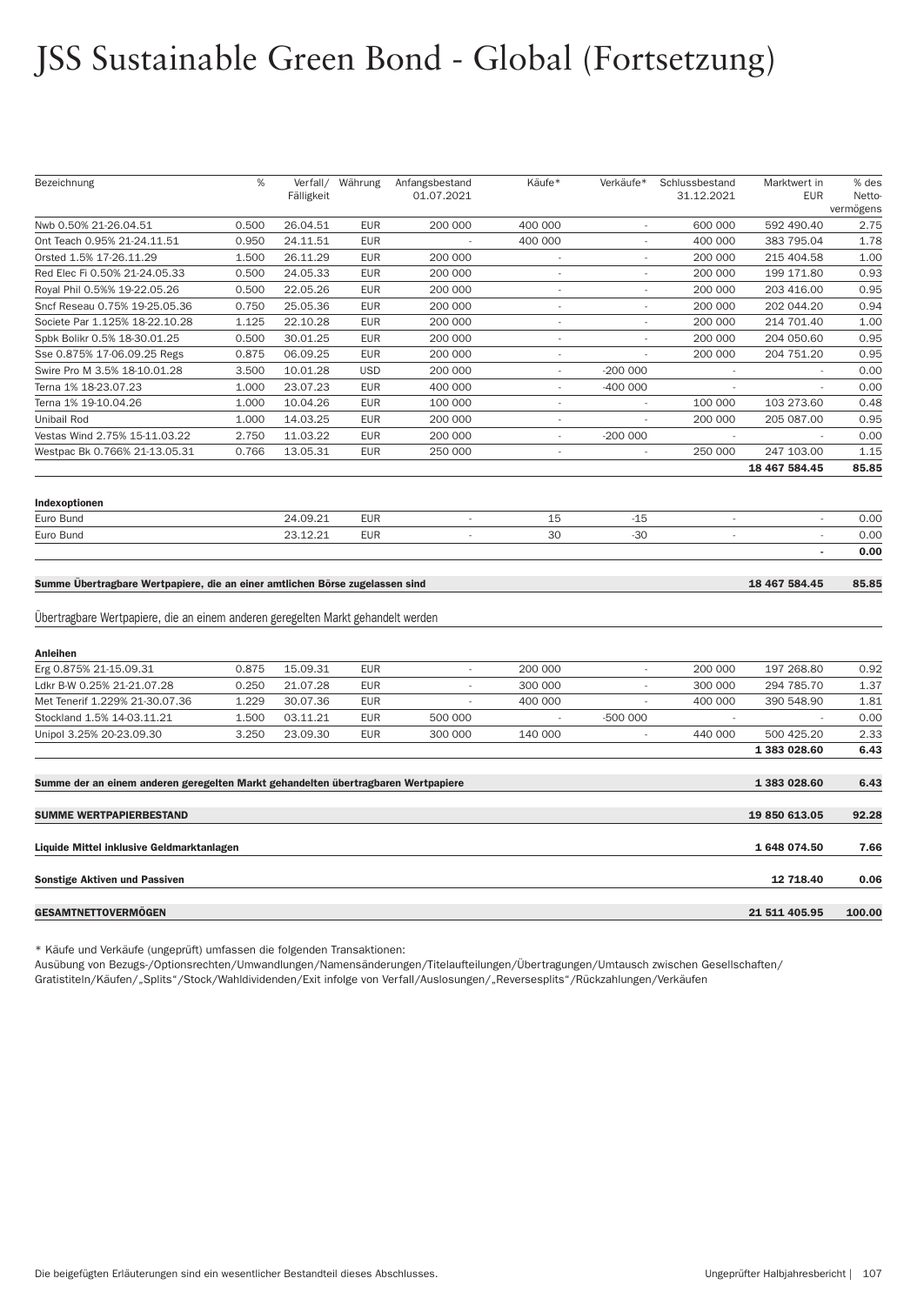# JSS Sustainable Green Bond - Global (Fortsetzung)

| Bezeichnung | % | Verfall/ Fälligkeit | Währung | Anfangsbestand 01.07.2021 | Käufe* | Verkäufe* | Schlussbestand 31.12.2021 | Marktwert in EUR | % des Netto-vermögens |
|---|---|---|---|---|---|---|---|---|---|
| Nwb 0.50% 21-26.04.51 | 0.500 | 26.04.51 | EUR | 200 000 | 400 000 | - | 600 000 | 592 490.40 | 2.75 |
| Ont Teach 0.95% 21-24.11.51 | 0.950 | 24.11.51 | EUR | - | 400 000 | - | 400 000 | 383 795.04 | 1.78 |
| Orsted 1.5% 17-26.11.29 | 1.500 | 26.11.29 | EUR | 200 000 | - | - | 200 000 | 215 404.58 | 1.00 |
| Red Elec Fi 0.50% 21-24.05.33 | 0.500 | 24.05.33 | EUR | 200 000 | - | - | 200 000 | 199 171.80 | 0.93 |
| Royal Phil 0.5%% 19-22.05.26 | 0.500 | 22.05.26 | EUR | 200 000 | - | - | 200 000 | 203 416.00 | 0.95 |
| Sncf Reseau 0.75% 19-25.05.36 | 0.750 | 25.05.36 | EUR | 200 000 | - | - | 200 000 | 202 044.20 | 0.94 |
| Societe Par 1.125% 18-22.10.28 | 1.125 | 22.10.28 | EUR | 200 000 | - | - | 200 000 | 214 701.40 | 1.00 |
| Spbk Bolikr 0.5% 18-30.01.25 | 0.500 | 30.01.25 | EUR | 200 000 | - | - | 200 000 | 204 050.60 | 0.95 |
| Sse 0.875% 17-06.09.25 Regs | 0.875 | 06.09.25 | EUR | 200 000 | - | - | 200 000 | 204 751.20 | 0.95 |
| Swire Pro M 3.5% 18-10.01.28 | 3.500 | 10.01.28 | USD | 200 000 | - | -200 000 | - | - | 0.00 |
| Terna 1% 18-23.07.23 | 1.000 | 23.07.23 | EUR | 400 000 | - | -400 000 | - | - | 0.00 |
| Terna 1% 19-10.04.26 | 1.000 | 10.04.26 | EUR | 100 000 | - | - | 100 000 | 103 273.60 | 0.48 |
| Unibail Rod | 1.000 | 14.03.25 | EUR | 200 000 | - | - | 200 000 | 205 087.00 | 0.95 |
| Vestas Wind 2.75% 15-11.03.22 | 2.750 | 11.03.22 | EUR | 200 000 | - | -200 000 | - | - | 0.00 |
| Westpac Bk 0.766% 21-13.05.31 | 0.766 | 13.05.31 | EUR | 250 000 | - | - | 250 000 | 247 103.00 | 1.15 |
| | | | | | | | | **18 467 584.45** | **85.85** |
| **Indexoptionen** | | | | | | | | | |
| Euro Bund | | 24.09.21 | EUR | - | 15 | -15 | - | - | 0.00 |
| Euro Bund | | 23.12.21 | EUR | - | 30 | -30 | - | - | 0.00 |
| | | | | | | | | **-** | **0.00** |
| **Summe Übertragbare Wertpapiere, die an einer amtlichen Börse zugelassen sind** | | | | | | | | **18 467 584.45** | **85.85** |
| Übertragbare Wertpapiere, die an einem anderen geregelten Markt gehandelt werden | | | | | | | | | |
| **Anleihen** | | | | | | | | | |
| Erg 0.875% 21-15.09.31 | 0.875 | 15.09.31 | EUR | - | 200 000 | - | 200 000 | 197 268.80 | 0.92 |
| Ldkr B-W 0.25% 21-21.07.28 | 0.250 | 21.07.28 | EUR | - | 300 000 | - | 300 000 | 294 785.70 | 1.37 |
| Met Tenerif 1.229% 21-30.07.36 | 1.229 | 30.07.36 | EUR | - | 400 000 | - | 400 000 | 390 548.90 | 1.81 |
| Stockland 1.5% 14-03.11.21 | 1.500 | 03.11.21 | EUR | 500 000 | - | -500 000 | - | - | 0.00 |
| Unipol 3.25% 20-23.09.30 | 3.250 | 23.09.30 | EUR | 300 000 | 140 000 | - | 440 000 | 500 425.20 | 2.33 |
| | | | | | | | | **1 383 028.60** | **6.43** |
| **Summe der an einem anderen geregelten Markt gehandelten übertragbaren Wertpapiere** | | | | | | | | **1 383 028.60** | **6.43** |
| **SUMME WERTPAPIERBESTAND** | | | | | | | | **19 850 613.05** | **92.28** |
| **Liquide Mittel inklusive Geldmarktanlagen** | | | | | | | | **1 648 074.50** | **7.66** |
| **Sonstige Aktiven und Passiven** | | | | | | | | **12 718.40** | **0.06** |
| **GESAMTNETTOVERMÖGEN** | | | | | | | | **21 511 405.95** | **100.00** |

* Käufe und Verkäufe (ungeprüft) umfassen die folgenden Transaktionen:
Ausübung von Bezugs-/Optionsrechten/Umwandlungen/Namensänderungen/Titelaufteilungen/Übertragungen/Umtausch zwischen Gesellschaften/ Gratistiteln/Käufen/„Splits"/Stock/Wahldividenden/Exit infolge von Verfall/Auslosungen/„Reversesplits"/Rückzahlungen/Verkäufen

Die beigefügten Erläuterungen sind ein wesentlicher Bestandteil dieses Abschlusses.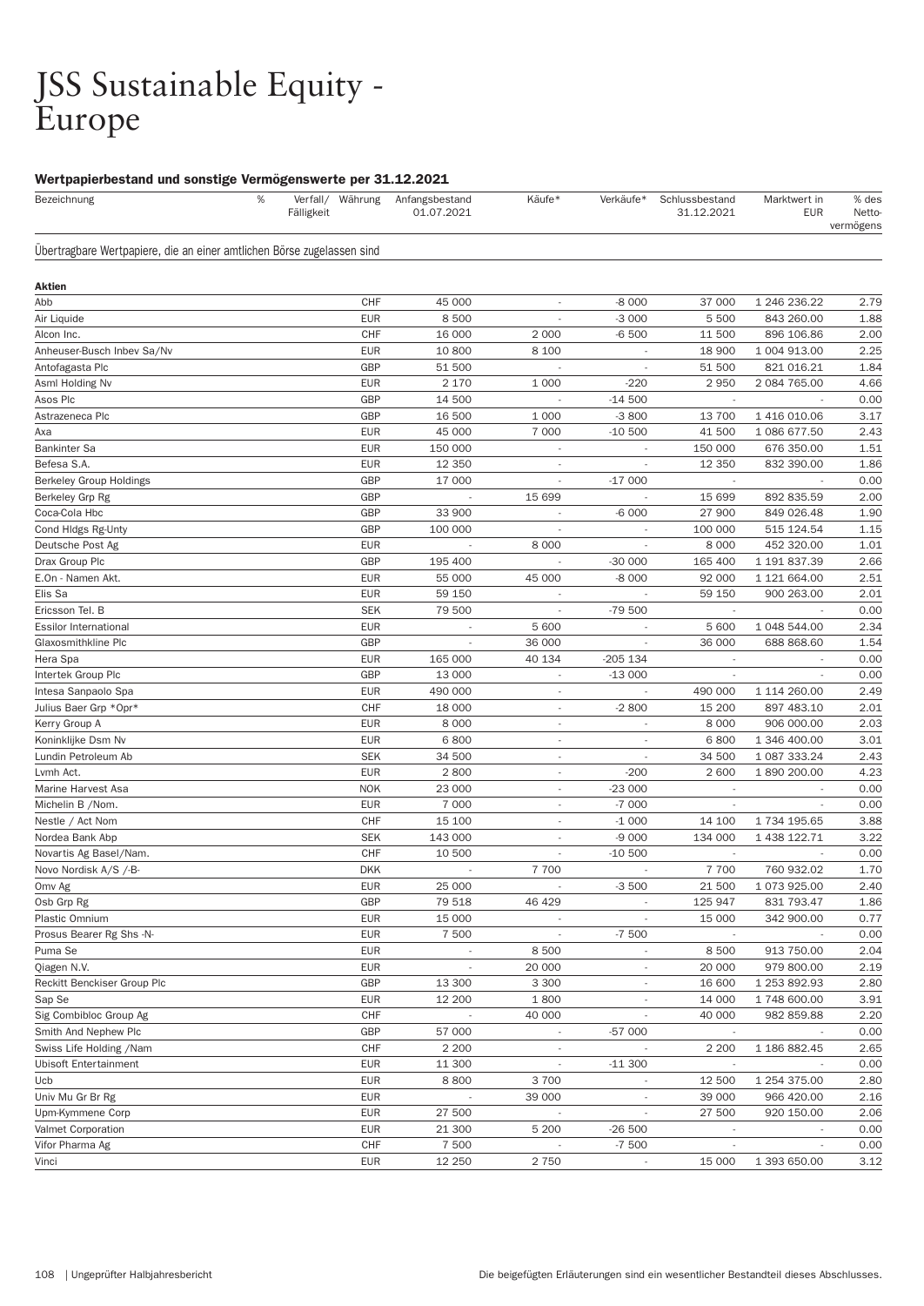# JSS Sustainable Equity - Europe

### Wertpapierbestand und sonstige Vermögenswerte per 31.12.2021

| Bezeichnung | % | Verfall/ Fälligkeit | Währung | Anfangsbestand 01.07.2021 | Käufe* | Verkäufe* | Schlussbestand 31.12.2021 | Marktwert in EUR | % des Netto-vermögens |
|---|---|---|---|---|---|---|---|---|---|
| **Übertragbare Wertpapiere, die an einer amtlichen Börse zugelassen sind** | | | | | | | | | |
| **Aktien** | | | | | | | | | |
| Abb | | | CHF | 45 000 | - | -8 000 | 37 000 | 1 246 236.22 | 2.79 |
| Air Liquide | | | EUR | 8 500 | - | -3 000 | 5 500 | 843 260.00 | 1.88 |
| Alcon Inc. | | | CHF | 16 000 | 2 000 | -6 500 | 11 500 | 896 106.86 | 2.00 |
| Anheuser-Busch Inbev Sa/Nv | | | EUR | 10 800 | 8 100 | - | 18 900 | 1 004 913.00 | 2.25 |
| Antofagasta Plc | | | GBP | 51 500 | - | - | 51 500 | 821 016.21 | 1.84 |
| Asml Holding Nv | | | EUR | 2 170 | 1 000 | -220 | 2 950 | 2 084 765.00 | 4.66 |
| Asos Plc | | | GBP | 14 500 | - | -14 500 | - | - | 0.00 |
| Astrazeneca Plc | | | GBP | 16 500 | 1 000 | -3 800 | 13 700 | 1 416 010.06 | 3.17 |
| Axa | | | EUR | 45 000 | 7 000 | -10 500 | 41 500 | 1 086 677.50 | 2.43 |
| Bankinter Sa | | | EUR | 150 000 | - | - | 150 000 | 676 350.00 | 1.51 |
| Befesa S.A. | | | EUR | 12 350 | - | - | 12 350 | 832 390.00 | 1.86 |
| Berkeley Group Holdings | | | GBP | 17 000 | - | -17 000 | - | - | 0.00 |
| Berkeley Grp Rg | | | GBP | - | 15 699 | - | 15 699 | 892 835.59 | 2.00 |
| Coca-Cola Hbc | | | GBP | 33 900 | - | -6 000 | 27 900 | 849 026.48 | 1.90 |
| Cond Hldgs Rg-Unty | | | GBP | 100 000 | - | - | 100 000 | 515 124.54 | 1.15 |
| Deutsche Post Ag | | | EUR | - | 8 000 | - | 8 000 | 452 320.00 | 1.01 |
| Drax Group Plc | | | GBP | 195 400 | - | -30 000 | 165 400 | 1 191 837.39 | 2.66 |
| E.On - Namen Akt. | | | EUR | 55 000 | 45 000 | -8 000 | 92 000 | 1 121 664.00 | 2.51 |
| Elis Sa | | | EUR | 59 150 | - | - | 59 150 | 900 263.00 | 2.01 |
| Ericsson Tel. B | | | SEK | 79 500 | - | -79 500 | - | - | 0.00 |
| Essilor International | | | EUR | - | 5 600 | - | 5 600 | 1 048 544.00 | 2.34 |
| Glaxosmithkline Plc | | | GBP | - | 36 000 | - | 36 000 | 688 868.60 | 1.54 |
| Hera Spa | | | EUR | 165 000 | 40 134 | -205 134 | - | - | 0.00 |
| Intertek Group Plc | | | GBP | 13 000 | - | -13 000 | - | - | 0.00 |
| Intesa Sanpaolo Spa | | | EUR | 490 000 | - | - | 490 000 | 1 114 260.00 | 2.49 |
| Julius Baer Grp *Opr* | | | CHF | 18 000 | - | -2 800 | 15 200 | 897 483.10 | 2.01 |
| Kerry Group A | | | EUR | 8 000 | - | - | 8 000 | 906 000.00 | 2.03 |
| Koninklijke Dsm Nv | | | EUR | 6 800 | - | - | 6 800 | 1 346 400.00 | 3.01 |
| Lundin Petroleum Ab | | | SEK | 34 500 | - | - | 34 500 | 1 087 333.24 | 2.43 |
| Lvmh Act. | | | EUR | 2 800 | - | -200 | 2 600 | 1 890 200.00 | 4.23 |
| Marine Harvest Asa | | | NOK | 23 000 | - | -23 000 | - | - | 0.00 |
| Michelin B /Nom. | | | EUR | 7 000 | - | -7 000 | - | - | 0.00 |
| Nestle / Act Nom | | | CHF | 15 100 | - | -1 000 | 14 100 | 1 734 195.65 | 3.88 |
| Nordea Bank Abp | | | SEK | 143 000 | - | -9 000 | 134 000 | 1 438 122.71 | 3.22 |
| Novartis Ag Basel/Nam. | | | CHF | 10 500 | - | -10 500 | - | - | 0.00 |
| Novo Nordisk A/S /-B- | | | DKK | - | 7 700 | - | 7 700 | 760 932.02 | 1.70 |
| Omv Ag | | | EUR | 25 000 | - | -3 500 | 21 500 | 1 073 925.00 | 2.40 |
| Osb Grp Rg | | | GBP | 79 518 | 46 429 | - | 125 947 | 831 793.47 | 1.86 |
| Plastic Omnium | | | EUR | 15 000 | - | - | 15 000 | 342 900.00 | 0.77 |
| Prosus Bearer Rg Shs -N- | | | EUR | 7 500 | - | -7 500 | - | - | 0.00 |
| Puma Se | | | EUR | - | 8 500 | - | 8 500 | 913 750.00 | 2.04 |
| Qiagen N.V. | | | EUR | - | 20 000 | - | 20 000 | 979 800.00 | 2.19 |
| Reckitt Benckiser Group Plc | | | GBP | 13 300 | 3 300 | - | 16 600 | 1 253 892.93 | 2.80 |
| Sap Se | | | EUR | 12 200 | 1 800 | - | 14 000 | 1 748 600.00 | 3.91 |
| Sig Combibloc Group Ag | | | CHF | - | 40 000 | - | 40 000 | 982 859.88 | 2.20 |
| Smith And Nephew Plc | | | GBP | 57 000 | - | -57 000 | - | - | 0.00 |
| Swiss Life Holding /Nam | | | CHF | 2 200 | - | - | 2 200 | 1 186 882.45 | 2.65 |
| Ubisoft Entertainment | | | EUR | 11 300 | - | -11 300 | - | - | 0.00 |
| Ucb | | | EUR | 8 800 | 3 700 | - | 12 500 | 1 254 375.00 | 2.80 |
| Univ Mu Gr Br Rg | | | EUR | - | 39 000 | - | 39 000 | 966 420.00 | 2.16 |
| Upm-Kymmene Corp | | | EUR | 27 500 | - | - | 27 500 | 920 150.00 | 2.06 |
| Valmet Corporation | | | EUR | 21 300 | 5 200 | -26 500 | - | - | 0.00 |
| Vifor Pharma Ag | | | CHF | 7 500 | - | -7 500 | - | - | 0.00 |
| Vinci | | | EUR | 12 250 | 2 750 | - | 15 000 | 1 393 650.00 | 3.12 |

Ungeprüfter Halbjahresbericht

Die beigefügten Erläuterungen sind ein wesentlicher Bestandteil dieses Abschlusses.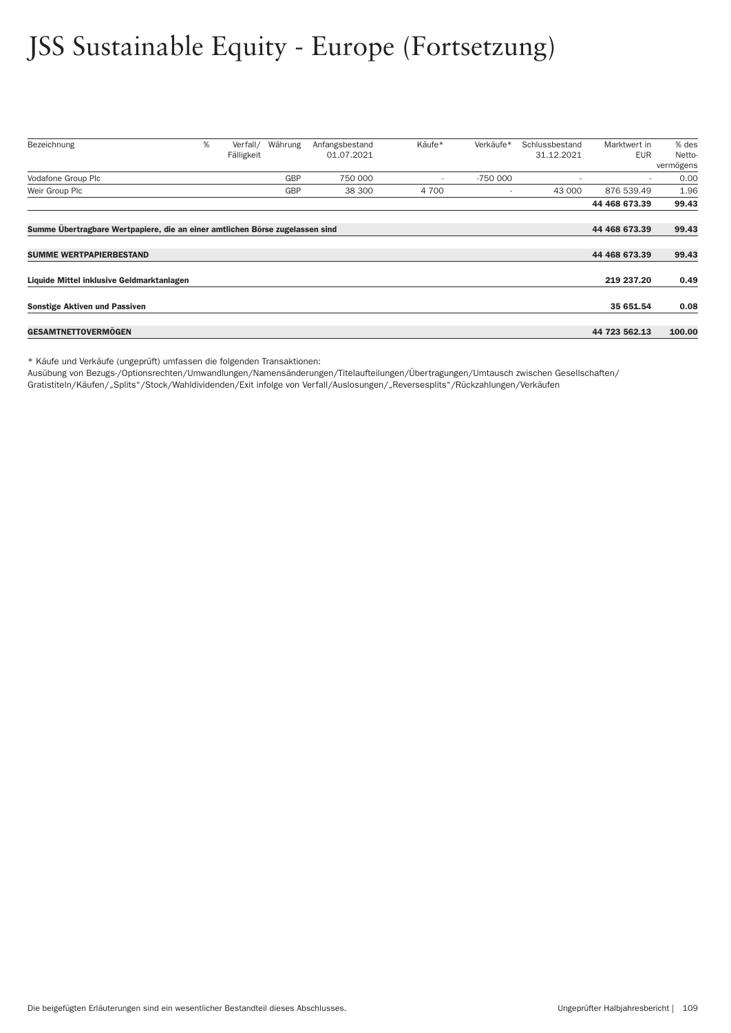# JSS Sustainable Equity - Europe (Fortsetzung)

| Bezeichnung | % | Verfall/ Fälligkeit | Währung | Anfangsbestand 01.07.2021 | Käufe* | Verkäufe* | Schlussbestand 31.12.2021 | Marktwert in EUR | % des Netto-vermögens |
|---|---|---|---|---|---|---|---|---|---|
| Vodafone Group Plc | | | GBP | 750 000 | - | -750 000 | - | - | 0.00 |
| Weir Group Plc | | | GBP | 38 300 | 4 700 | - | 43 000 | 876 539.49 | 1.96 |
| | | | | | | | | **44 468 673.39** | **99.43** |
| **Summe Übertragbare Wertpapiere, die an einer amtlichen Börse zugelassen sind** | | | | | | | | **44 468 673.39** | **99.43** |
| **SUMME WERTPAPIERBESTAND** | | | | | | | | **44 468 673.39** | **99.43** |
| **Liquide Mittel inklusive Geldmarktanlagen** | | | | | | | | **219 237.20** | **0.49** |
| **Sonstige Aktiven und Passiven** | | | | | | | | **35 651.54** | **0.08** |
| **GESAMTNETTOVERMÖGEN** | | | | | | | | **44 723 562.13** | **100.00** |

* Käufe und Verkäufe (ungeprüft) umfassen die folgenden Transaktionen:
Ausübung von Bezugs-/Optionsrechten/Umwandlungen/Namensänderungen/Titelaufteilungen/Übertragungen/Umtausch zwischen Gesellschaften/Gratistiteln/Käufen/„Splits"/Stock/Wahldividenden/Exit infolge von Verfall/Auslosungen/„Reversesplits"/Rückzahlungen/Verkäufen

Die beigefügten Erläuterungen sind ein wesentlicher Bestandteil dieses Abschlusses.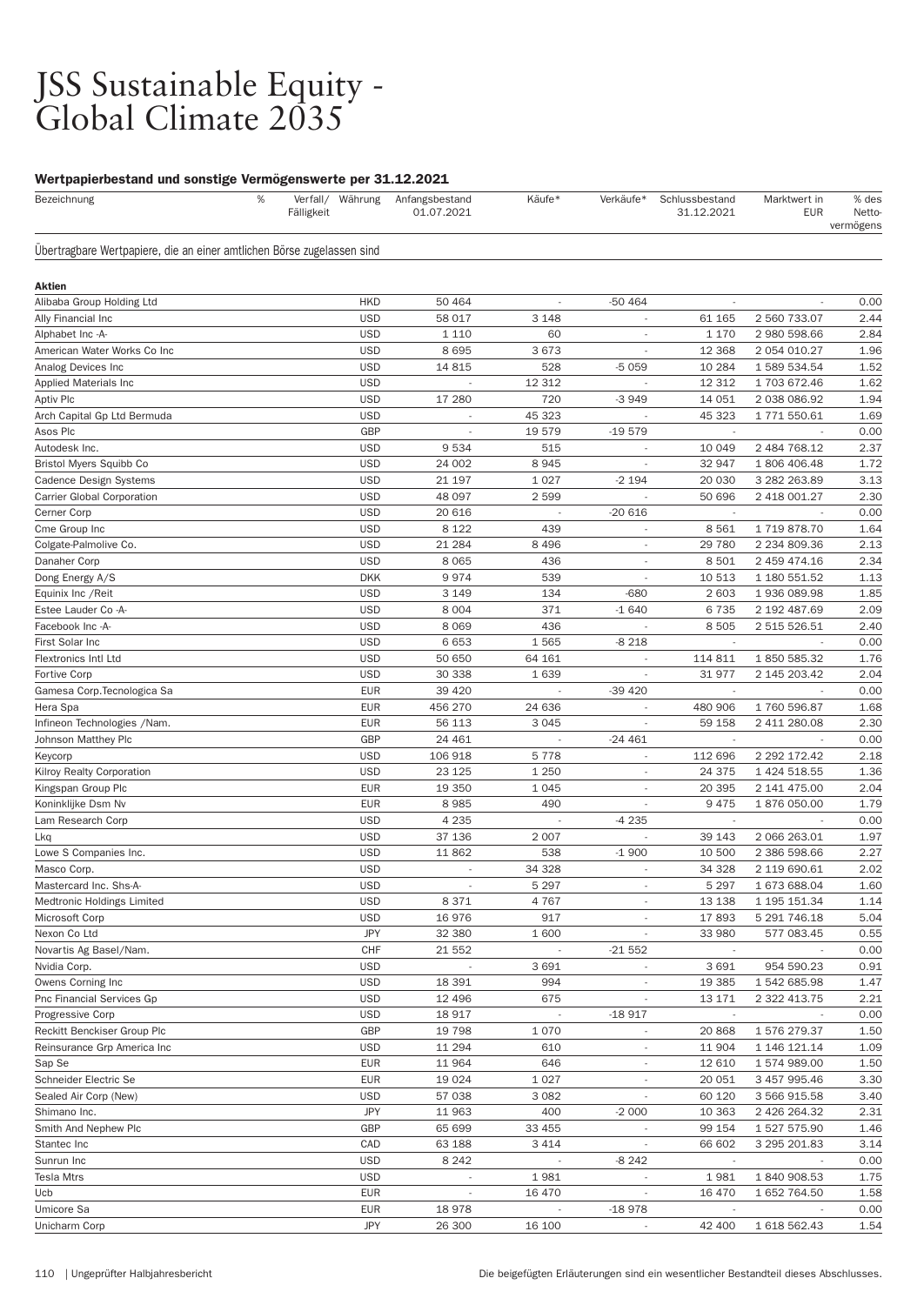# JSS Sustainable Equity - Global Climate 2035

### Wertpapierbestand und sonstige Vermögenswerte per 31.12.2021

| Bezeichnung | % | Verfall/ Fälligkeit | Währung | Anfangsbestand 01.07.2021 | Käufe* | Verkäufe* | Schlussbestand 31.12.2021 | Marktwert in EUR | % des Netto-vermögens |
|---|---|---|---|---|---|---|---|---|---|
| **Übertragbare Wertpapiere, die an einer amtlichen Börse zugelassen sind** | | | | | | | | | |
| **Aktien** | | | | | | | | | |
| Alibaba Group Holding Ltd | | | HKD | 50 464 | - | -50 464 | - | - | 0.00 |
| Ally Financial Inc | | | USD | 58 017 | 3 148 | - | 61 165 | 2 560 733.07 | 2.44 |
| Alphabet Inc -A- | | | USD | 1 110 | 60 | - | 1 170 | 2 980 598.66 | 2.84 |
| American Water Works Co Inc | | | USD | 8 695 | 3 673 | - | 12 368 | 2 054 010.27 | 1.96 |
| Analog Devices Inc | | | USD | 14 815 | 528 | -5 059 | 10 284 | 1 589 534.54 | 1.52 |
| Applied Materials Inc | | | USD | - | 12 312 | - | 12 312 | 1 703 672.46 | 1.62 |
| Aptiv Plc | | | USD | 17 280 | 720 | -3 949 | 14 051 | 2 038 086.92 | 1.94 |
| Arch Capital Gp Ltd Bermuda | | | USD | - | 45 323 | - | 45 323 | 1 771 550.61 | 1.69 |
| Asos Plc | | | GBP | - | 19 579 | -19 579 | - | - | 0.00 |
| Autodesk Inc. | | | USD | 9 534 | 515 | - | 10 049 | 2 484 768.12 | 2.37 |
| Bristol Myers Squibb Co | | | USD | 24 002 | 8 945 | - | 32 947 | 1 806 406.48 | 1.72 |
| Cadence Design Systems | | | USD | 21 197 | 1 027 | -2 194 | 20 030 | 3 282 263.89 | 3.13 |
| Carrier Global Corporation | | | USD | 48 097 | 2 599 | - | 50 696 | 2 418 001.27 | 2.30 |
| Cerner Corp | | | USD | 20 616 | - | -20 616 | - | - | 0.00 |
| Cme Group Inc | | | USD | 8 122 | 439 | - | 8 561 | 1 719 878.70 | 1.64 |
| Colgate-Palmolive Co. | | | USD | 21 284 | 8 496 | - | 29 780 | 2 234 809.36 | 2.13 |
| Danaher Corp | | | USD | 8 065 | 436 | - | 8 501 | 2 459 474.16 | 2.34 |
| Dong Energy A/S | | | DKK | 9 974 | 539 | - | 10 513 | 1 180 551.52 | 1.13 |
| Equinix Inc /Reit | | | USD | 3 149 | 134 | -680 | 2 603 | 1 936 089.98 | 1.85 |
| Estee Lauder Co -A- | | | USD | 8 004 | 371 | -1 640 | 6 735 | 2 192 487.69 | 2.09 |
| Facebook Inc -A- | | | USD | 8 069 | 436 | - | 8 505 | 2 515 526.51 | 2.40 |
| First Solar Inc | | | USD | 6 653 | 1 565 | -8 218 | - | - | 0.00 |
| Flextronics Intl Ltd | | | USD | 50 650 | 64 161 | - | 114 811 | 1 850 585.32 | 1.76 |
| Fortive Corp | | | USD | 30 338 | 1 639 | - | 31 977 | 2 145 203.42 | 2.04 |
| Gamesa Corp.Tecnologica Sa | | | EUR | 39 420 | - | -39 420 | - | - | 0.00 |
| Hera Spa | | | EUR | 456 270 | 24 636 | - | 480 906 | 1 760 596.87 | 1.68 |
| Infineon Technologies /Nam. | | | EUR | 56 113 | 3 045 | - | 59 158 | 2 411 280.08 | 2.30 |
| Johnson Matthey Plc | | | GBP | 24 461 | - | -24 461 | - | - | 0.00 |
| Keycorp | | | USD | 106 918 | 5 778 | - | 112 696 | 2 292 172.42 | 2.18 |
| Kilroy Realty Corporation | | | USD | 23 125 | 1 250 | - | 24 375 | 1 424 518.55 | 1.36 |
| Kingspan Group Plc | | | EUR | 19 350 | 1 045 | - | 20 395 | 2 141 475.00 | 2.04 |
| Koninklijke Dsm Nv | | | EUR | 8 985 | 490 | - | 9 475 | 1 876 050.00 | 1.79 |
| Lam Research Corp | | | USD | 4 235 | - | -4 235 | - | - | 0.00 |
| Lkq | | | USD | 37 136 | 2 007 | - | 39 143 | 2 066 263.01 | 1.97 |
| Lowe S Companies Inc. | | | USD | 11 862 | 538 | -1 900 | 10 500 | 2 386 598.66 | 2.27 |
| Masco Corp. | | | USD | - | 34 328 | - | 34 328 | 2 119 690.61 | 2.02 |
| Mastercard Inc. Shs-A- | | | USD | - | 5 297 | - | 5 297 | 1 673 688.04 | 1.60 |
| Medtronic Holdings Limited | | | USD | 8 371 | 4 767 | - | 13 138 | 1 195 151.34 | 1.14 |
| Microsoft Corp | | | USD | 16 976 | 917 | - | 17 893 | 5 291 746.18 | 5.04 |
| Nexon Co Ltd | | | JPY | 32 380 | 1 600 | - | 33 980 | 577 083.45 | 0.55 |
| Novartis Ag Basel/Nam. | | | CHF | 21 552 | - | -21 552 | - | - | 0.00 |
| Nvidia Corp. | | | USD | - | 3 691 | - | 3 691 | 954 590.23 | 0.91 |
| Owens Corning Inc | | | USD | 18 391 | 994 | - | 19 385 | 1 542 685.98 | 1.47 |
| Pnc Financial Services Gp | | | USD | 12 496 | 675 | - | 13 171 | 2 322 413.75 | 2.21 |
| Progressive Corp | | | USD | 18 917 | - | -18 917 | - | - | 0.00 |
| Reckitt Benckiser Group Plc | | | GBP | 19 798 | 1 070 | - | 20 868 | 1 576 279.37 | 1.50 |
| Reinsurance Grp America Inc | | | USD | 11 294 | 610 | - | 11 904 | 1 146 121.14 | 1.09 |
| Sap Se | | | EUR | 11 964 | 646 | - | 12 610 | 1 574 989.00 | 1.50 |
| Schneider Electric Se | | | EUR | 19 024 | 1 027 | - | 20 051 | 3 457 995.46 | 3.30 |
| Sealed Air Corp (New) | | | USD | 57 038 | 3 082 | - | 60 120 | 3 566 915.58 | 3.40 |
| Shimano Inc. | | | JPY | 11 963 | 400 | -2 000 | 10 363 | 2 426 264.32 | 2.31 |
| Smith And Nephew Plc | | | GBP | 65 699 | 33 455 | - | 99 154 | 1 527 575.90 | 1.46 |
| Stantec Inc | | | CAD | 63 188 | 3 414 | - | 66 602 | 3 295 201.83 | 3.14 |
| Sunrun Inc | | | USD | 8 242 | - | -8 242 | - | - | 0.00 |
| Tesla Mtrs | | | USD | - | 1 981 | - | 1 981 | 1 840 908.53 | 1.75 |
| Ucb | | | EUR | - | 16 470 | - | 16 470 | 1 652 764.50 | 1.58 |
| Umicore Sa | | | EUR | 18 978 | - | -18 978 | - | - | 0.00 |
| Unicharm Corp | | | JPY | 26 300 | 16 100 | - | 42 400 | 1 618 562.43 | 1.54 |

Die beigefügten Erläuterungen sind ein wesentlicher Bestandteil dieses Abschlusses.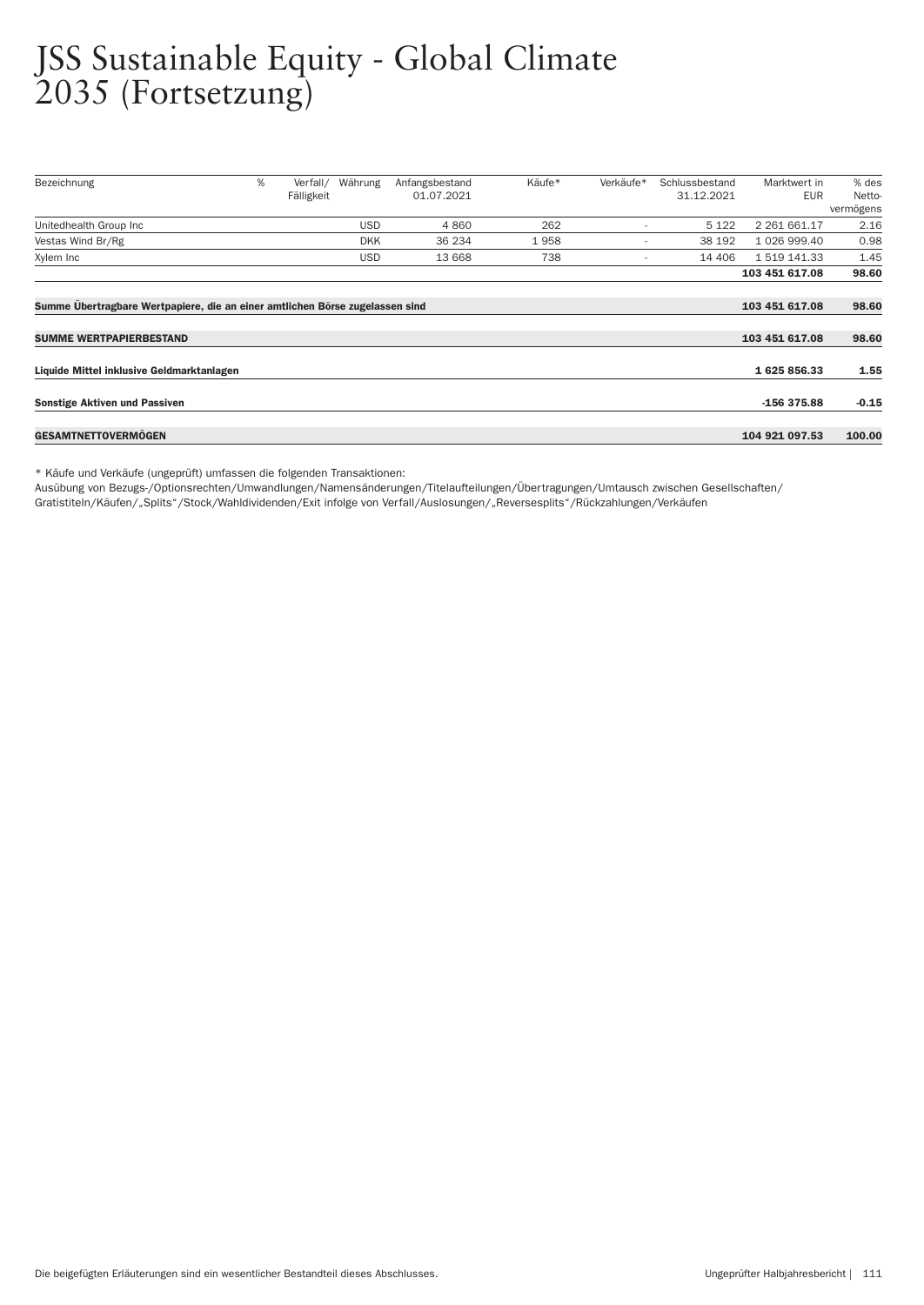# JSS Sustainable Equity - Global Climate 2035 (Fortsetzung)

| Bezeichnung | % | Verfall/ Fälligkeit | Währung | Anfangsbestand 01.07.2021 | Käufe* | Verkäufe* | Schlussbestand 31.12.2021 | Marktwert in EUR | % des Netto-vermögens |
|---|---|---|---|---|---|---|---|---|---|
| Unitedhealth Group Inc | | | USD | 4 860 | 262 | - | 5 122 | 2 261 661.17 | 2.16 |
| Vestas Wind Br/Rg | | | DKK | 36 234 | 1 958 | - | 38 192 | 1 026 999.40 | 0.98 |
| Xylem Inc | | | USD | 13 668 | 738 | - | 14 406 | 1 519 141.33 | 1.45 |
| | | | | | | | | **103 451 617.08** | **98.60** |
| **Summe Übertragbare Wertpapiere, die an einer amtlichen Börse zugelassen sind** | | | | | | | | **103 451 617.08** | **98.60** |
| **SUMME WERTPAPIERBESTAND** | | | | | | | | **103 451 617.08** | **98.60** |
| **Liquide Mittel inklusive Geldmarktanlagen** | | | | | | | | **1 625 856.33** | **1.55** |
| **Sonstige Aktiven und Passiven** | | | | | | | | **-156 375.88** | **-0.15** |
| **GESAMTNETTOVERMÖGEN** | | | | | | | | **104 921 097.53** | **100.00** |

* Käufe und Verkäufe (ungeprüft) umfassen die folgenden Transaktionen:
Ausübung von Bezugs-/Optionsrechten/Umwandlungen/Namensänderungen/Titelaufteilungen/Übertragungen/Umtausch zwischen Gesellschaften/Gratistiteln/Käufen/„Splits"/Stock/Wahldividenden/Exit infolge von Verfall/Auslosungen/„Reversesplits"/Rückzahlungen/Verkäufen

Die beigefügten Erläuterungen sind ein wesentlicher Bestandteil dieses Abschlusses.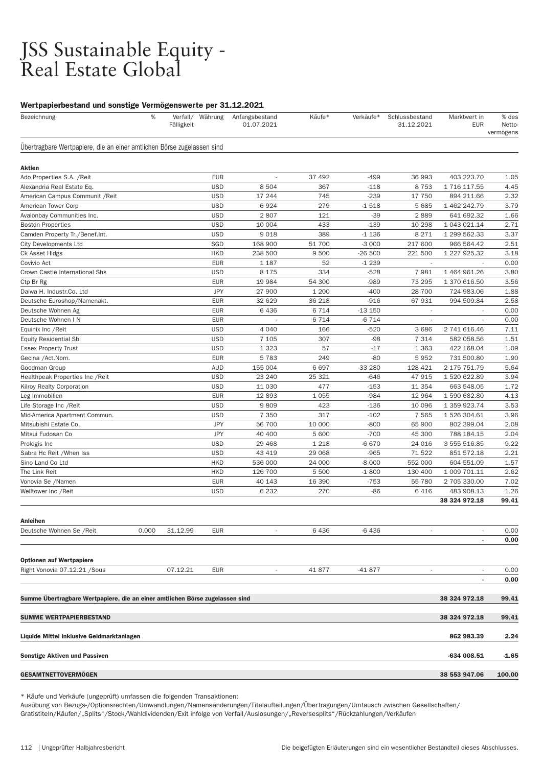# JSS Sustainable Equity - Real Estate Global

### Wertpapierbestand und sonstige Vermögenswerte per 31.12.2021

| Bezeichnung | % | Verfall/ Fälligkeit | Währung | Anfangsbestand 01.07.2021 | Käufe* | Verkäufe* | Schlussbestand 31.12.2021 | Marktwert in EUR | % des Netto-vermögens |
|---|---|---|---|---|---|---|---|---|---|
| **Übertragbare Wertpapiere, die an einer amtlichen Börse zugelassen sind** | | | | | | | | | |
| **Aktien** | | | | | | | | | |
| Ado Properties S.A. /Reit | | | EUR | - | 37 492 | -499 | 36 993 | 403 223.70 | 1.05 |
| Alexandria Real Estate Eq. | | | USD | 8 504 | 367 | -118 | 8 753 | 1 716 117.55 | 4.45 |
| American Campus Communit /Reit | | | USD | 17 244 | 745 | -239 | 17 750 | 894 211.66 | 2.32 |
| American Tower Corp | | | USD | 6 924 | 279 | -1 518 | 5 685 | 1 462 242.79 | 3.79 |
| Avalonbay Communities Inc. | | | USD | 2 807 | 121 | -39 | 2 889 | 641 692.32 | 1.66 |
| Boston Properties | | | USD | 10 004 | 433 | -139 | 10 298 | 1 043 021.14 | 2.71 |
| Camden Property Tr./Benef.Int. | | | USD | 9 018 | 389 | -1 136 | 8 271 | 1 299 562.33 | 3.37 |
| City Developments Ltd | | | SGD | 168 900 | 51 700 | -3 000 | 217 600 | 966 564.42 | 2.51 |
| Ck Asset Hldgs | | | HKD | 238 500 | 9 500 | -26 500 | 221 500 | 1 227 925.32 | 3.18 |
| Covivio Act | | | EUR | 1 187 | 52 | -1 239 | - | - | 0.00 |
| Crown Castle International Shs | | | USD | 8 175 | 334 | -528 | 7 981 | 1 464 961.26 | 3.80 |
| Ctp Br Rg | | | EUR | 19 984 | 54 300 | -989 | 73 295 | 1 370 616.50 | 3.56 |
| Daiwa H. Industr.Co. Ltd | | | JPY | 27 900 | 1 200 | -400 | 28 700 | 724 983.06 | 1.88 |
| Deutsche Euroshop/Namenakt. | | | EUR | 32 629 | 36 218 | -916 | 67 931 | 994 509.84 | 2.58 |
| Deutsche Wohnen Ag | | | EUR | 6 436 | 6 714 | -13 150 | - | - | 0.00 |
| Deutsche Wohnen I N | | | EUR | - | 6 714 | -6 714 | - | - | 0.00 |
| Equinix Inc /Reit | | | USD | 4 040 | 166 | -520 | 3 686 | 2 741 616.46 | 7.11 |
| Equity Residential Sbi | | | USD | 7 105 | 307 | -98 | 7 314 | 582 058.56 | 1.51 |
| Essex Property Trust | | | USD | 1 323 | 57 | -17 | 1 363 | 422 168.04 | 1.09 |
| Gecina /Act.Nom. | | | EUR | 5 783 | 249 | -80 | 5 952 | 731 500.80 | 1.90 |
| Goodman Group | | | AUD | 155 004 | 6 697 | -33 280 | 128 421 | 2 175 751.79 | 5.64 |
| Healthpeak Properties Inc /Reit | | | USD | 23 240 | 25 321 | -646 | 47 915 | 1 520 622.89 | 3.94 |
| Kilroy Realty Corporation | | | USD | 11 030 | 477 | -153 | 11 354 | 663 548.05 | 1.72 |
| Leg Immobilien | | | EUR | 12 893 | 1 055 | -984 | 12 964 | 1 590 682.80 | 4.13 |
| Life Storage Inc /Reit | | | USD | 9 809 | 423 | -136 | 10 096 | 1 359 923.74 | 3.53 |
| Mid-America Apartment Commun. | | | USD | 7 350 | 317 | -102 | 7 565 | 1 526 304.61 | 3.96 |
| Mitsubishi Estate Co. | | | JPY | 56 700 | 10 000 | -800 | 65 900 | 802 399.04 | 2.08 |
| Mitsui Fudosan Co | | | JPY | 40 400 | 5 600 | -700 | 45 300 | 788 184.15 | 2.04 |
| Prologis Inc | | | USD | 29 468 | 1 218 | -6 670 | 24 016 | 3 555 516.85 | 9.22 |
| Sabra Hc Reit /When Iss | | | USD | 43 419 | 29 068 | -965 | 71 522 | 851 572.18 | 2.21 |
| Sino Land Co Ltd | | | HKD | 536 000 | 24 000 | -8 000 | 552 000 | 604 551.09 | 1.57 |
| The Link Reit | | | HKD | 126 700 | 5 500 | -1 800 | 130 400 | 1 009 701.11 | 2.62 |
| Vonovia Se /Namen | | | EUR | 40 143 | 16 390 | -753 | 55 780 | 2 705 330.00 | 7.02 |
| Welltower Inc /Reit | | | USD | 6 232 | 270 | -86 | 6 416 | 483 908.13 | 1.26 |
| | | | | | | | | **38 324 972.18** | **99.41** |
| **Anleihen** | | | | | | | | | |
| Deutsche Wohnen Se /Reit | 0.000 | 31.12.99 | EUR | - | 6 436 | -6 436 | - | - | 0.00 |
| | | | | | | | | **-** | **0.00** |
| **Optionen auf Wertpapiere** | | | | | | | | | |
| Right Vonovia 07.12.21 /Sous | | 07.12.21 | EUR | - | 41 877 | -41 877 | - | - | 0.00 |
| | | | | | | | | **-** | **0.00** |
| **Summe Übertragbare Wertpapiere, die an einer amtlichen Börse zugelassen sind** | | | | | | | | **38 324 972.18** | **99.41** |
| **SUMME WERTPAPIERBESTAND** | | | | | | | | **38 324 972.18** | **99.41** |
| **Liquide Mittel inklusive Geldmarktanlagen** | | | | | | | | **862 983.39** | **2.24** |
| **Sonstige Aktiven und Passiven** | | | | | | | | **-634 008.51** | **-1.65** |
| **GESAMTNETTOVERMÖGEN** | | | | | | | | **38 553 947.06** | **100.00** |

\* Käufe und Verkäufe (ungeprüft) umfassen die folgenden Transaktionen:
Ausübung von Bezugs-/Optionsrechten/Umwandlungen/Namensänderungen/Titelaufteilungen/Übertragungen/Umtausch zwischen Gesellschaften/Gratistiteln/Käufen/„Splits"/Stock/Wahldividenden/Exit infolge von Verfall/Auslosungen/„Reversesplits"/Rückzahlungen/Verkäufen

Die beigefügten Erläuterungen sind ein wesentlicher Bestandteil dieses Abschlusses.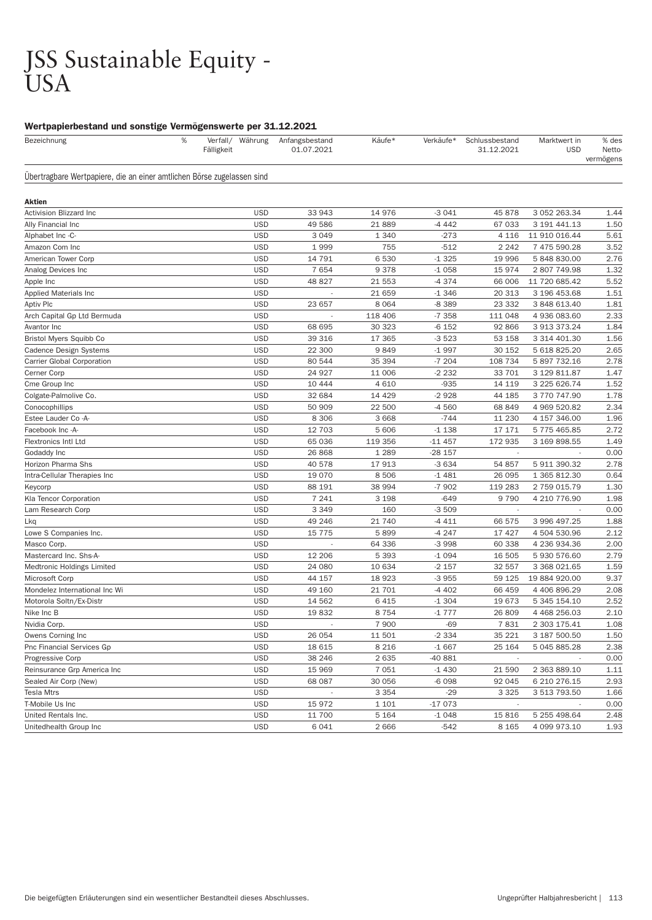# JSS Sustainable Equity - USA

### Wertpapierbestand und sonstige Vermögenswerte per 31.12.2021

| Bezeichnung | % | Verfall/ Fälligkeit | Währung | Anfangsbestand 01.07.2021 | Käufe* | Verkäufe* | Schlussbestand 31.12.2021 | Marktwert in USD | % des Netto-vermögens |
|---|---|---|---|---|---|---|---|---|---|
| Übertragbare Wertpapiere, die an einer amtlichen Börse zugelassen sind | | | | | | | | | |
| **Aktien** | | | | | | | | | |
| Activision Blizzard Inc | | | USD | 33 943 | 14 976 | -3 041 | 45 878 | 3 052 263.34 | 1.44 |
| Ally Financial Inc | | | USD | 49 586 | 21 889 | -4 442 | 67 033 | 3 191 441.13 | 1.50 |
| Alphabet Inc -C- | | | USD | 3 049 | 1 340 | -273 | 4 116 | 11 910 016.44 | 5.61 |
| Amazon Com Inc | | | USD | 1 999 | 755 | -512 | 2 242 | 7 475 590.28 | 3.52 |
| American Tower Corp | | | USD | 14 791 | 6 530 | -1 325 | 19 996 | 5 848 830.00 | 2.76 |
| Analog Devices Inc | | | USD | 7 654 | 9 378 | -1 058 | 15 974 | 2 807 749.98 | 1.32 |
| Apple Inc | | | USD | 48 827 | 21 553 | -4 374 | 66 006 | 11 720 685.42 | 5.52 |
| Applied Materials Inc | | | USD | - | 21 659 | -1 346 | 20 313 | 3 196 453.68 | 1.51 |
| Aptiv Plc | | | USD | 23 657 | 8 064 | -8 389 | 23 332 | 3 848 613.40 | 1.81 |
| Arch Capital Gp Ltd Bermuda | | | USD | - | 118 406 | -7 358 | 111 048 | 4 936 083.60 | 2.33 |
| Avantor Inc | | | USD | 68 695 | 30 323 | -6 152 | 92 866 | 3 913 373.24 | 1.84 |
| Bristol Myers Squibb Co | | | USD | 39 316 | 17 365 | -3 523 | 53 158 | 3 314 401.30 | 1.56 |
| Cadence Design Systems | | | USD | 22 300 | 9 849 | -1 997 | 30 152 | 5 618 825.20 | 2.65 |
| Carrier Global Corporation | | | USD | 80 544 | 35 394 | -7 204 | 108 734 | 5 897 732.16 | 2.78 |
| Cerner Corp | | | USD | 24 927 | 11 006 | -2 232 | 33 701 | 3 129 811.87 | 1.47 |
| Cme Group Inc | | | USD | 10 444 | 4 610 | -935 | 14 119 | 3 225 626.74 | 1.52 |
| Colgate-Palmolive Co. | | | USD | 32 684 | 14 429 | -2 928 | 44 185 | 3 770 747.90 | 1.78 |
| Conocophillips | | | USD | 50 909 | 22 500 | -4 560 | 68 849 | 4 969 520.82 | 2.34 |
| Estee Lauder Co -A- | | | USD | 8 306 | 3 668 | -744 | 11 230 | 4 157 346.00 | 1.96 |
| Facebook Inc -A- | | | USD | 12 703 | 5 606 | -1 138 | 17 171 | 5 775 465.85 | 2.72 |
| Flextronics Intl Ltd | | | USD | 65 036 | 119 356 | -11 457 | 172 935 | 3 169 898.55 | 1.49 |
| Godaddy Inc | | | USD | 26 868 | 1 289 | -28 157 | - | - | 0.00 |
| Horizon Pharma Shs | | | USD | 40 578 | 17 913 | -3 634 | 54 857 | 5 911 390.32 | 2.78 |
| Intra-Cellular Therapies Inc | | | USD | 19 070 | 8 506 | -1 481 | 26 095 | 1 365 812.30 | 0.64 |
| Keycorp | | | USD | 88 191 | 38 994 | -7 902 | 119 283 | 2 759 015.79 | 1.30 |
| Kla Tencor Corporation | | | USD | 7 241 | 3 198 | -649 | 9 790 | 4 210 776.90 | 1.98 |
| Lam Research Corp | | | USD | 3 349 | 160 | -3 509 | - | - | 0.00 |
| Lkq | | | USD | 49 246 | 21 740 | -4 411 | 66 575 | 3 996 497.25 | 1.88 |
| Lowe S Companies Inc. | | | USD | 15 775 | 5 899 | -4 247 | 17 427 | 4 504 530.96 | 2.12 |
| Masco Corp. | | | USD | - | 64 336 | -3 998 | 60 338 | 4 236 934.36 | 2.00 |
| Mastercard Inc. Shs-A- | | | USD | 12 206 | 5 393 | -1 094 | 16 505 | 5 930 576.60 | 2.79 |
| Medtronic Holdings Limited | | | USD | 24 080 | 10 634 | -2 157 | 32 557 | 3 368 021.65 | 1.59 |
| Microsoft Corp | | | USD | 44 157 | 18 923 | -3 955 | 59 125 | 19 884 920.00 | 9.37 |
| Mondelez International Inc Wi | | | USD | 49 160 | 21 701 | -4 402 | 66 459 | 4 406 896.29 | 2.08 |
| Motorola Soltn/Ex-Distr | | | USD | 14 562 | 6 415 | -1 304 | 19 673 | 5 345 154.10 | 2.52 |
| Nike Inc B | | | USD | 19 832 | 8 754 | -1 777 | 26 809 | 4 468 256.03 | 2.10 |
| Nvidia Corp. | | | USD | - | 7 900 | -69 | 7 831 | 2 303 175.41 | 1.08 |
| Owens Corning Inc | | | USD | 26 054 | 11 501 | -2 334 | 35 221 | 3 187 500.50 | 1.50 |
| Pnc Financial Services Gp | | | USD | 18 615 | 8 216 | -1 667 | 25 164 | 5 045 885.28 | 2.38 |
| Progressive Corp | | | USD | 38 246 | 2 635 | -40 881 | - | - | 0.00 |
| Reinsurance Grp America Inc | | | USD | 15 969 | 7 051 | -1 430 | 21 590 | 2 363 889.10 | 1.11 |
| Sealed Air Corp (New) | | | USD | 68 087 | 30 056 | -6 098 | 92 045 | 6 210 276.15 | 2.93 |
| Tesla Mtrs | | | USD | - | 3 354 | -29 | 3 325 | 3 513 793.50 | 1.66 |
| T-Mobile Us Inc | | | USD | 15 972 | 1 101 | -17 073 | - | - | 0.00 |
| United Rentals Inc. | | | USD | 11 700 | 5 164 | -1 048 | 15 816 | 5 255 498.64 | 2.48 |
| Unitedhealth Group Inc | | | USD | 6 041 | 2 666 | -542 | 8 165 | 4 099 973.10 | 1.93 |

Die beigefügten Erläuterungen sind ein wesentlicher Bestandteil dieses Abschlusses.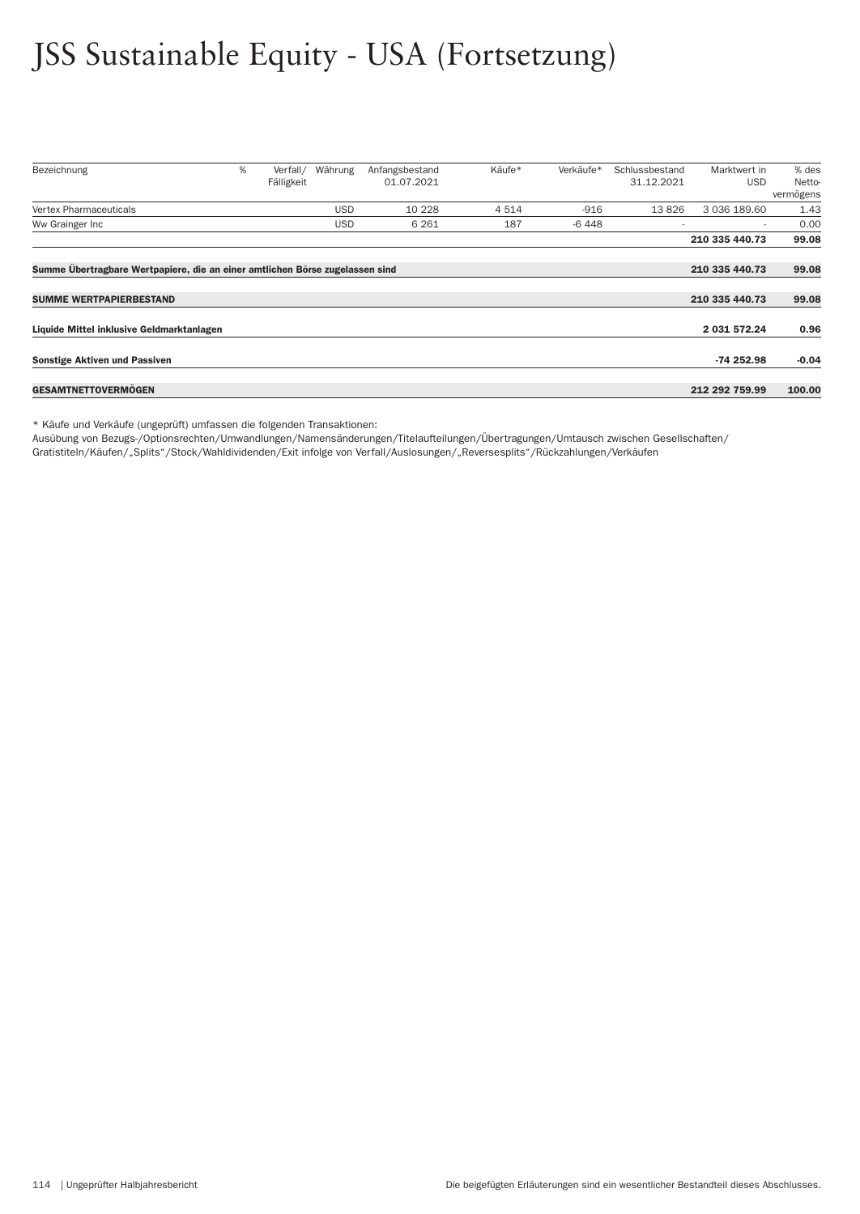# JSS Sustainable Equity - USA (Fortsetzung)

| Bezeichnung | % | Verfall/ Fälligkeit | Währung | Anfangsbestand 01.07.2021 | Käufe* | Verkäufe* | Schlussbestand 31.12.2021 | Marktwert in USD | % des Netto-vermögens |
|---|---|---|---|---|---|---|---|---|---|
| Vertex Pharmaceuticals | | | USD | 10 228 | 4 514 | -916 | 13 826 | 3 036 189.60 | 1.43 |
| Ww Grainger Inc | | | USD | 6 261 | 187 | -6 448 | - | - | 0.00 |
| | | | | | | | | **210 335 440.73** | **99.08** |
| **Summe Übertragbare Wertpapiere, die an einer amtlichen Börse zugelassen sind** | | | | | | | | **210 335 440.73** | **99.08** |
| **SUMME WERTPAPIERBESTAND** | | | | | | | | **210 335 440.73** | **99.08** |
| **Liquide Mittel inklusive Geldmarktanlagen** | | | | | | | | **2 031 572.24** | **0.96** |
| **Sonstige Aktiven und Passiven** | | | | | | | | **-74 252.98** | **-0.04** |
| **GESAMTNETTOVERMÖGEN** | | | | | | | | **212 292 759.99** | **100.00** |

* Käufe und Verkäufe (ungeprüft) umfassen die folgenden Transaktionen:
Ausübung von Bezugs-/Optionsrechten/Umwandlungen/Namensänderungen/Titelaufteilungen/Übertragungen/Umtausch zwischen Gesellschaften/Gratistiteln/Käufen/„Splits"/Stock/Wahldividenden/Exit infolge von Verfall/Auslosungen/„Reversesplits"/Rückzahlungen/Verkäufen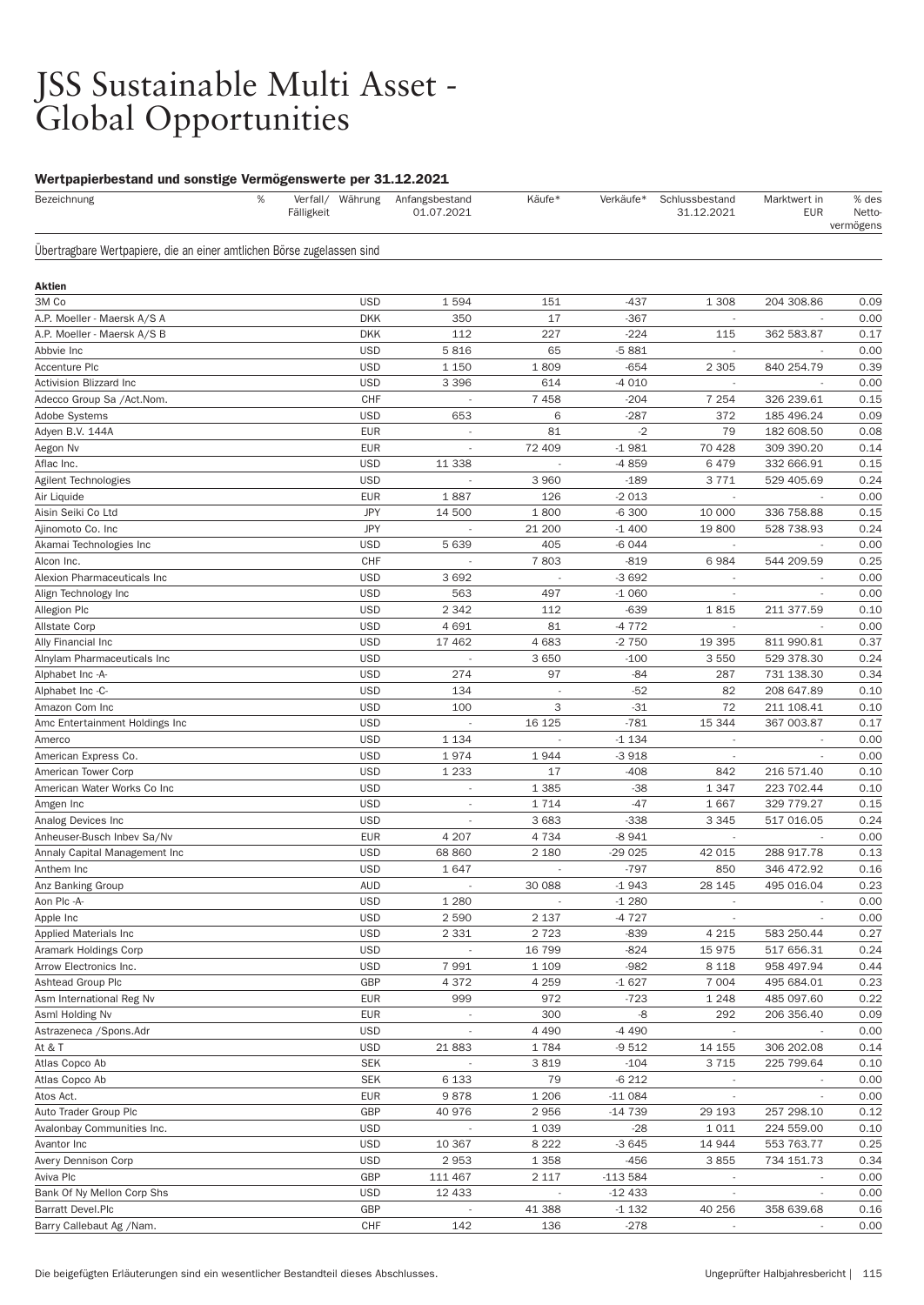# JSS Sustainable Multi Asset - Global Opportunities

### Wertpapierbestand und sonstige Vermögenswerte per 31.12.2021

| Bezeichnung | % | Verfall/ Fälligkeit | Währung | Anfangsbestand 01.07.2021 | Käufe* | Verkäufe* | Schlussbestand 31.12.2021 | Marktwert in EUR | % des Netto-vermögens |
|---|---|---|---|---|---|---|---|---|---|
| Übertragbare Wertpapiere, die an einer amtlichen Börse zugelassen sind | | | | | | | | | |
| **Aktien** | | | | | | | | | |
| 3M Co | | | USD | 1 594 | 151 | -437 | 1 308 | 204 308.86 | 0.09 |
| A.P. Moeller - Maersk A/S A | | | DKK | 350 | 17 | -367 | - | - | 0.00 |
| A.P. Moeller - Maersk A/S B | | | DKK | 112 | 227 | -224 | 115 | 362 583.87 | 0.17 |
| Abbvie Inc | | | USD | 5 816 | 65 | -5 881 | - | - | 0.00 |
| Accenture Plc | | | USD | 1 150 | 1 809 | -654 | 2 305 | 840 254.79 | 0.39 |
| Activision Blizzard Inc | | | USD | 3 396 | 614 | -4 010 | - | - | 0.00 |
| Adecco Group Sa /Act.Nom. | | | CHF | - | 7 458 | -204 | 7 254 | 326 239.61 | 0.15 |
| Adobe Systems | | | USD | 653 | 6 | -287 | 372 | 185 496.24 | 0.09 |
| Adyen B.V. 144A | | | EUR | - | 81 | -2 | 79 | 182 608.50 | 0.08 |
| Aegon Nv | | | EUR | - | 72 409 | -1 981 | 70 428 | 309 390.20 | 0.14 |
| Aflac Inc. | | | USD | 11 338 | - | -4 859 | 6 479 | 332 666.91 | 0.15 |
| Agilent Technologies | | | USD | - | 3 960 | -189 | 3 771 | 529 405.69 | 0.24 |
| Air Liquide | | | EUR | 1 887 | 126 | -2 013 | - | - | 0.00 |
| Aisin Seiki Co Ltd | | | JPY | 14 500 | 1 800 | -6 300 | 10 000 | 336 758.88 | 0.15 |
| Ajinomoto Co. Inc | | | JPY | - | 21 200 | -1 400 | 19 800 | 528 738.93 | 0.24 |
| Akamai Technologies Inc | | | USD | 5 639 | 405 | -6 044 | - | - | 0.00 |
| Alcon Inc. | | | CHF | - | 7 803 | -819 | 6 984 | 544 209.59 | 0.25 |
| Alexion Pharmaceuticals Inc | | | USD | 3 692 | - | -3 692 | - | - | 0.00 |
| Align Technology Inc | | | USD | 563 | 497 | -1 060 | - | - | 0.00 |
| Allegion Plc | | | USD | 2 342 | 112 | -639 | 1 815 | 211 377.59 | 0.10 |
| Allstate Corp | | | USD | 4 691 | 81 | -4 772 | - | - | 0.00 |
| Ally Financial Inc | | | USD | 17 462 | 4 683 | -2 750 | 19 395 | 811 990.81 | 0.37 |
| Alnylam Pharmaceuticals Inc | | | USD | - | 3 650 | -100 | 3 550 | 529 378.30 | 0.24 |
| Alphabet Inc -A- | | | USD | 274 | 97 | -84 | 287 | 731 138.30 | 0.34 |
| Alphabet Inc -C- | | | USD | 134 | - | -52 | 82 | 208 647.89 | 0.10 |
| Amazon Com Inc | | | USD | 100 | 3 | -31 | 72 | 211 108.41 | 0.10 |
| Amc Entertainment Holdings Inc | | | USD | - | 16 125 | -781 | 15 344 | 367 003.87 | 0.17 |
| Amerco | | | USD | 1 134 | - | -1 134 | - | - | 0.00 |
| American Express Co. | | | USD | 1 974 | 1 944 | -3 918 | - | - | 0.00 |
| American Tower Corp | | | USD | 1 233 | 17 | -408 | 842 | 216 571.40 | 0.10 |
| American Water Works Co Inc | | | USD | - | 1 385 | -38 | 1 347 | 223 702.44 | 0.10 |
| Amgen Inc | | | USD | - | 1 714 | -47 | 1 667 | 329 779.27 | 0.15 |
| Analog Devices Inc | | | USD | - | 3 683 | -338 | 3 345 | 517 016.05 | 0.24 |
| Anheuser-Busch Inbev Sa/Nv | | | EUR | 4 207 | 4 734 | -8 941 | - | - | 0.00 |
| Annaly Capital Management Inc | | | USD | 68 860 | 2 180 | -29 025 | 42 015 | 288 917.78 | 0.13 |
| Anthem Inc | | | USD | 1 647 | - | -797 | 850 | 346 472.92 | 0.16 |
| Anz Banking Group | | | AUD | - | 30 088 | -1 943 | 28 145 | 495 016.04 | 0.23 |
| Aon Plc -A- | | | USD | 1 280 | - | -1 280 | - | - | 0.00 |
| Apple Inc | | | USD | 2 590 | 2 137 | -4 727 | - | - | 0.00 |
| Applied Materials Inc | | | USD | 2 331 | 2 723 | -839 | 4 215 | 583 250.44 | 0.27 |
| Aramark Holdings Corp | | | USD | - | 16 799 | -824 | 15 975 | 517 656.31 | 0.24 |
| Arrow Electronics Inc. | | | USD | 7 991 | 1 109 | -982 | 8 118 | 958 497.94 | 0.44 |
| Ashtead Group Plc | | | GBP | 4 372 | 4 259 | -1 627 | 7 004 | 495 684.01 | 0.23 |
| Asm International Reg Nv | | | EUR | 999 | 972 | -723 | 1 248 | 485 097.60 | 0.22 |
| Asml Holding Nv | | | EUR | - | 300 | -8 | 292 | 206 356.40 | 0.09 |
| Astrazeneca /Spons.Adr | | | USD | - | 4 490 | -4 490 | - | - | 0.00 |
| At & T | | | USD | 21 883 | 1 784 | -9 512 | 14 155 | 306 202.08 | 0.14 |
| Atlas Copco Ab | | | SEK | - | 3 819 | -104 | 3 715 | 225 799.64 | 0.10 |
| Atlas Copco Ab | | | SEK | 6 133 | 79 | -6 212 | - | - | 0.00 |
| Atos Act. | | | EUR | 9 878 | 1 206 | -11 084 | - | - | 0.00 |
| Auto Trader Group Plc | | | GBP | 40 976 | 2 956 | -14 739 | 29 193 | 257 298.10 | 0.12 |
| Avalonbay Communities Inc. | | | USD | - | 1 039 | -28 | 1 011 | 224 559.00 | 0.10 |
| Avantor Inc | | | USD | 10 367 | 8 222 | -3 645 | 14 944 | 553 763.77 | 0.25 |
| Avery Dennison Corp | | | USD | 2 953 | 1 358 | -456 | 3 855 | 734 151.73 | 0.34 |
| Aviva Plc | | | GBP | 111 467 | 2 117 | -113 584 | - | - | 0.00 |
| Bank Of Ny Mellon Corp Shs | | | USD | 12 433 | - | -12 433 | - | - | 0.00 |
| Barratt Devel.Plc | | | GBP | - | 41 388 | -1 132 | 40 256 | 358 639.68 | 0.16 |
| Barry Callebaut Ag /Nam. | | | CHF | 142 | 136 | -278 | - | - | 0.00 |

Die beigefügten Erläuterungen sind ein wesentlicher Bestandteil dieses Abschlusses.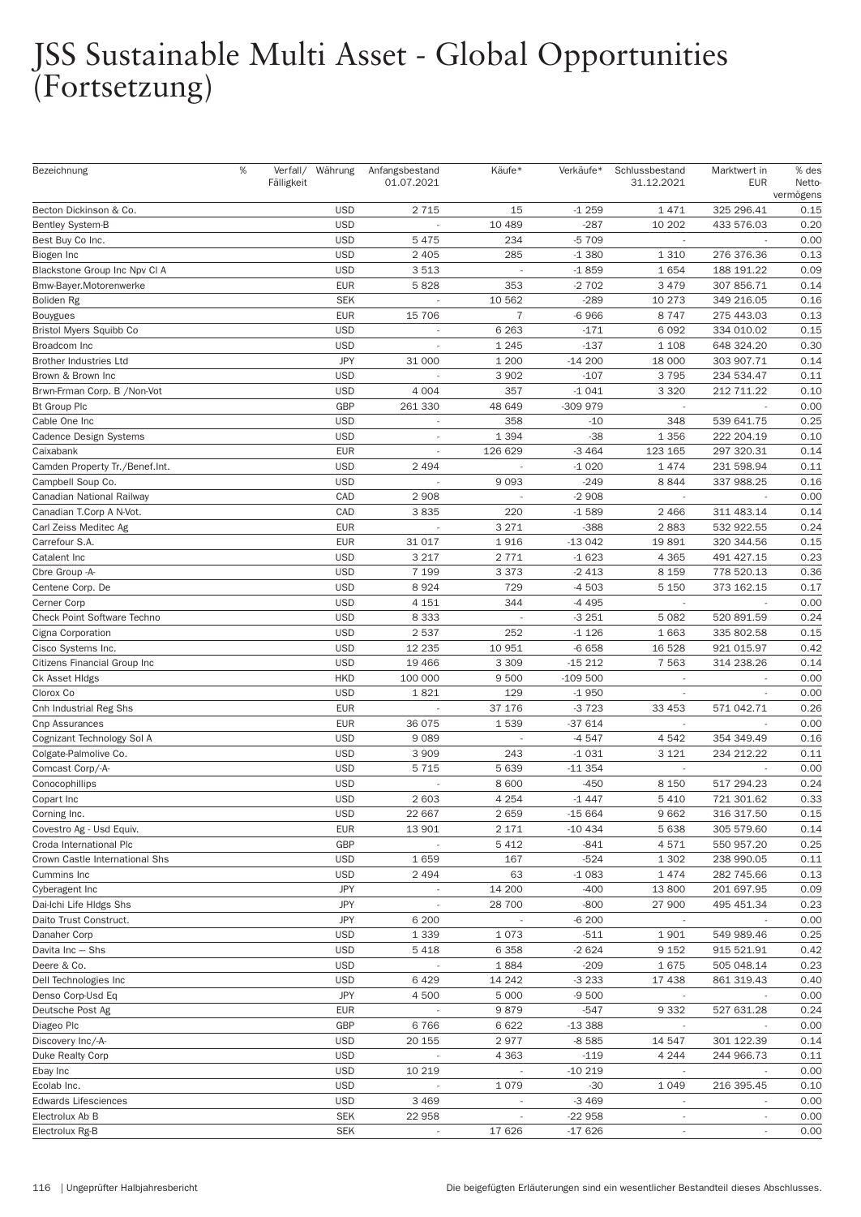# JSS Sustainable Multi Asset - Global Opportunities (Fortsetzung)

| Bezeichnung | % | Verfall/ Fälligkeit | Währung | Anfangsbestand 01.07.2021 | Käufe* | Verkäufe* | Schlussbestand 31.12.2021 | Marktwert in EUR | % des Netto-vermögens |
|---|---|---|---|---|---|---|---|---|---|
| Becton Dickinson & Co. | | | USD | 2 715 | 15 | -1 259 | 1 471 | 325 296.41 | 0.15 |
| Bentley System-B | | | USD | - | 10 489 | -287 | 10 202 | 433 576.03 | 0.20 |
| Best Buy Co Inc. | | | USD | 5 475 | 234 | -5 709 | - | - | 0.00 |
| Biogen Inc | | | USD | 2 405 | 285 | -1 380 | 1 310 | 276 376.36 | 0.13 |
| Blackstone Group Inc Npv Cl A | | | USD | 3 513 | - | -1 859 | 1 654 | 188 191.22 | 0.09 |
| Bmw-Bayer.Motorenwerke | | | EUR | 5 828 | 353 | -2 702 | 3 479 | 307 856.71 | 0.14 |
| Boliden Rg | | | SEK | - | 10 562 | -289 | 10 273 | 349 216.05 | 0.16 |
| Bouygues | | | EUR | 15 706 | 7 | -6 966 | 8 747 | 275 443.03 | 0.13 |
| Bristol Myers Squibb Co | | | USD | - | 6 263 | -171 | 6 092 | 334 010.02 | 0.15 |
| Broadcom Inc | | | USD | - | 1 245 | -137 | 1 108 | 648 324.20 | 0.30 |
| Brother Industries Ltd | | | JPY | 31 000 | 1 200 | -14 200 | 18 000 | 303 907.71 | 0.14 |
| Brown & Brown Inc | | | USD | - | 3 902 | -107 | 3 795 | 234 534.47 | 0.11 |
| Brwn-Frman Corp. B /Non-Vot | | | USD | 4 004 | 357 | -1 041 | 3 320 | 212 711.22 | 0.10 |
| Bt Group Plc | | | GBP | 261 330 | 48 649 | -309 979 | - | - | 0.00 |
| Cable One Inc | | | USD | - | 358 | -10 | 348 | 539 641.75 | 0.25 |
| Cadence Design Systems | | | USD | - | 1 394 | -38 | 1 356 | 222 204.19 | 0.10 |
| Caixabank | | | EUR | - | 126 629 | -3 464 | 123 165 | 297 320.31 | 0.14 |
| Camden Property Tr./Benef.Int. | | | USD | 2 494 | - | -1 020 | 1 474 | 231 598.94 | 0.11 |
| Campbell Soup Co. | | | USD | - | 9 093 | -249 | 8 844 | 337 988.25 | 0.16 |
| Canadian National Railway | | | CAD | 2 908 | - | -2 908 | - | - | 0.00 |
| Canadian T.Corp A N-Vot. | | | CAD | 3 835 | 220 | -1 589 | 2 466 | 311 483.14 | 0.14 |
| Carl Zeiss Meditec Ag | | | EUR | - | 3 271 | -388 | 2 883 | 532 922.55 | 0.24 |
| Carrefour S.A. | | | EUR | 31 017 | 1 916 | -13 042 | 19 891 | 320 344.56 | 0.15 |
| Catalent Inc | | | USD | 3 217 | 2 771 | -1 623 | 4 365 | 491 427.15 | 0.23 |
| Cbre Group -A- | | | USD | 7 199 | 3 373 | -2 413 | 8 159 | 778 520.13 | 0.36 |
| Centene Corp. De | | | USD | 8 924 | 729 | -4 503 | 5 150 | 373 162.15 | 0.17 |
| Cerner Corp | | | USD | 4 151 | 344 | -4 495 | - | - | 0.00 |
| Check Point Software Techno | | | USD | 8 333 | - | -3 251 | 5 082 | 520 891.59 | 0.24 |
| Cigna Corporation | | | USD | 2 537 | 252 | -1 126 | 1 663 | 335 802.58 | 0.15 |
| Cisco Systems Inc. | | | USD | 12 235 | 10 951 | -6 658 | 16 528 | 921 015.97 | 0.42 |
| Citizens Financial Group Inc | | | USD | 19 466 | 3 309 | -15 212 | 7 563 | 314 238.26 | 0.14 |
| Ck Asset Hldgs | | | HKD | 100 000 | 9 500 | -109 500 | - | - | 0.00 |
| Clorox Co | | | USD | 1 821 | 129 | -1 950 | - | - | 0.00 |
| Cnh Industrial Reg Shs | | | EUR | - | 37 176 | -3 723 | 33 453 | 571 042.71 | 0.26 |
| Cnp Assurances | | | EUR | 36 075 | 1 539 | -37 614 | - | - | 0.00 |
| Cognizant Technology Sol A | | | USD | 9 089 | - | -4 547 | 4 542 | 354 349.49 | 0.16 |
| Colgate-Palmolive Co. | | | USD | 3 909 | 243 | -1 031 | 3 121 | 234 212.22 | 0.11 |
| Comcast Corp/-A- | | | USD | 5 715 | 5 639 | -11 354 | - | - | 0.00 |
| Conocophillips | | | USD | - | 8 600 | -450 | 8 150 | 517 294.23 | 0.24 |
| Copart Inc | | | USD | 2 603 | 4 254 | -1 447 | 5 410 | 721 301.62 | 0.33 |
| Corning Inc. | | | USD | 22 667 | 2 659 | -15 664 | 9 662 | 316 317.50 | 0.15 |
| Covestro Ag - Usd Equiv. | | | EUR | 13 901 | 2 171 | -10 434 | 5 638 | 305 579.60 | 0.14 |
| Croda International Plc | | | GBP | - | 5 412 | -841 | 4 571 | 550 957.20 | 0.25 |
| Crown Castle International Shs | | | USD | 1 659 | 167 | -524 | 1 302 | 238 990.05 | 0.11 |
| Cummins Inc | | | USD | 2 494 | 63 | -1 083 | 1 474 | 282 745.66 | 0.13 |
| Cyberagent Inc | | | JPY | - | 14 200 | -400 | 13 800 | 201 697.95 | 0.09 |
| Dai-Ichi Life Hldgs Shs | | | JPY | - | 28 700 | -800 | 27 900 | 495 451.34 | 0.23 |
| Daito Trust Construct. | | | JPY | 6 200 | - | -6 200 | - | - | 0.00 |
| Danaher Corp | | | USD | 1 339 | 1 073 | -511 | 1 901 | 549 989.46 | 0.25 |
| Davita Inc — Shs | | | USD | 5 418 | 6 358 | -2 624 | 9 152 | 915 521.91 | 0.42 |
| Deere & Co. | | | USD | - | 1 884 | -209 | 1 675 | 505 048.14 | 0.23 |
| Dell Technologies Inc | | | USD | 6 429 | 14 242 | -3 233 | 17 438 | 861 319.43 | 0.40 |
| Denso Corp-Usd Eq | | | JPY | 4 500 | 5 000 | -9 500 | - | - | 0.00 |
| Deutsche Post Ag | | | EUR | - | 9 879 | -547 | 9 332 | 527 631.28 | 0.24 |
| Diageo Plc | | | GBP | 6 766 | 6 622 | -13 388 | - | - | 0.00 |
| Discovery Inc/-A- | | | USD | 20 155 | 2 977 | -8 585 | 14 547 | 301 122.39 | 0.14 |
| Duke Realty Corp | | | USD | - | 4 363 | -119 | 4 244 | 244 966.73 | 0.11 |
| Ebay Inc | | | USD | 10 219 | - | -10 219 | - | - | 0.00 |
| Ecolab Inc. | | | USD | - | 1 079 | -30 | 1 049 | 216 395.45 | 0.10 |
| Edwards Lifesciences | | | USD | 3 469 | - | -3 469 | - | - | 0.00 |
| Electrolux Ab B | | | SEK | 22 958 | - | -22 958 | - | - | 0.00 |
| Electrolux Rg-B | | | SEK | - | 17 626 | -17 626 | - | - | 0.00 |

Die beigefügten Erläuterungen sind ein wesentlicher Bestandteil dieses Abschlusses.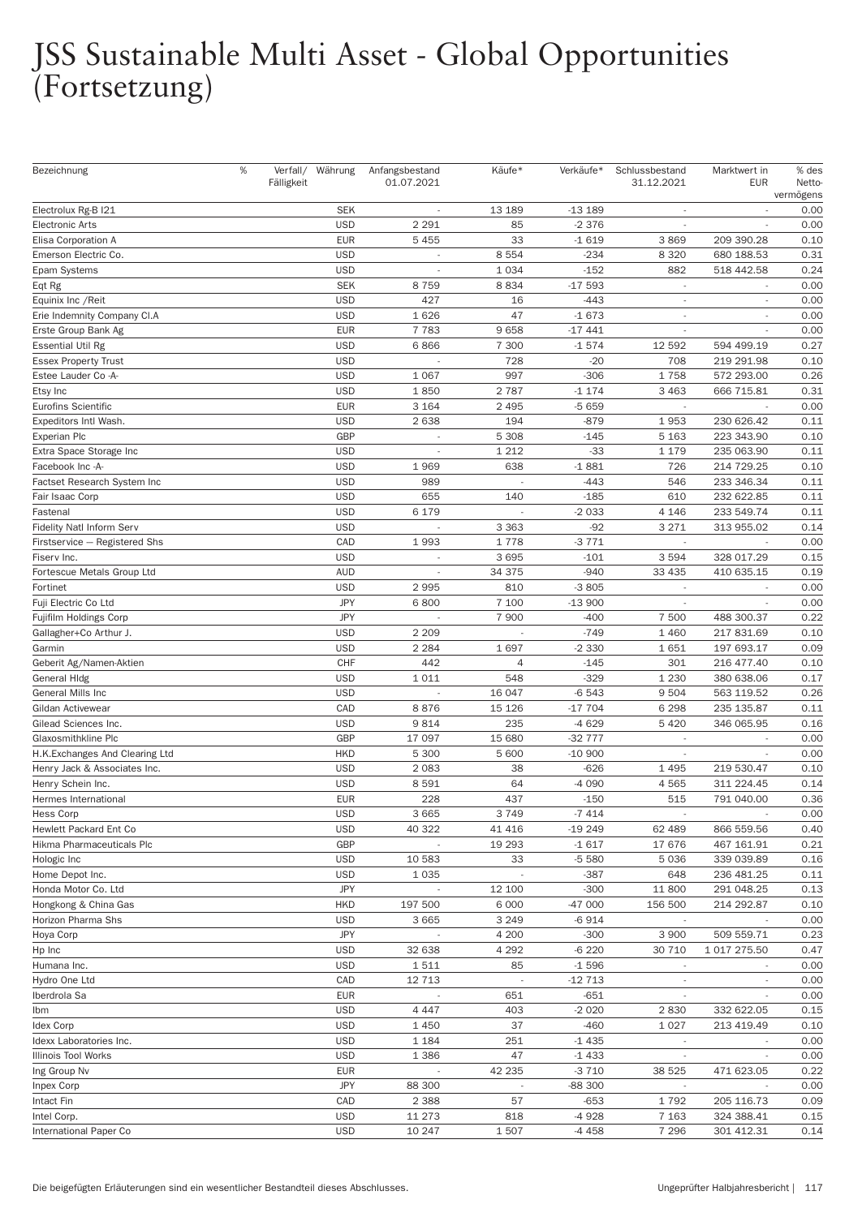# JSS Sustainable Multi Asset - Global Opportunities (Fortsetzung)

| Bezeichnung | % | Verfall/ Fälligkeit | Währung | Anfangsbestand 01.07.2021 | Käufe* | Verkäufe* | Schlussbestand 31.12.2021 | Marktwert in EUR | % des Netto-vermögens |
|---|---|---|---|---|---|---|---|---|---|
| Electrolux Rg-B I21 | | | SEK | - | 13 189 | -13 189 | - | - | 0.00 |
| Electronic Arts | | | USD | 2 291 | 85 | -2 376 | - | - | 0.00 |
| Elisa Corporation A | | | EUR | 5 455 | 33 | -1 619 | 3 869 | 209 390.28 | 0.10 |
| Emerson Electric Co. | | | USD | - | 8 554 | -234 | 8 320 | 680 188.53 | 0.31 |
| Epam Systems | | | USD | - | 1 034 | -152 | 882 | 518 442.58 | 0.24 |
| Eqt Rg | | | SEK | 8 759 | 8 834 | -17 593 | - | - | 0.00 |
| Equinix Inc /Reit | | | USD | 427 | 16 | -443 | - | - | 0.00 |
| Erie Indemnity Company Cl.A | | | USD | 1 626 | 47 | -1 673 | - | - | 0.00 |
| Erste Group Bank Ag | | | EUR | 7 783 | 9 658 | -17 441 | - | - | 0.00 |
| Essential Util Rg | | | USD | 6 866 | 7 300 | -1 574 | 12 592 | 594 499.19 | 0.27 |
| Essex Property Trust | | | USD | - | 728 | -20 | 708 | 219 291.98 | 0.10 |
| Estee Lauder Co -A- | | | USD | 1 067 | 997 | -306 | 1 758 | 572 293.00 | 0.26 |
| Etsy Inc | | | USD | 1 850 | 2 787 | -1 174 | 3 463 | 666 715.81 | 0.31 |
| Eurofins Scientific | | | EUR | 3 164 | 2 495 | -5 659 | - | - | 0.00 |
| Expeditors Intl Wash. | | | USD | 2 638 | 194 | -879 | 1 953 | 230 626.42 | 0.11 |
| Experian Plc | | | GBP | - | 5 308 | -145 | 5 163 | 223 343.90 | 0.10 |
| Extra Space Storage Inc | | | USD | - | 1 212 | -33 | 1 179 | 235 063.90 | 0.11 |
| Facebook Inc -A- | | | USD | 1 969 | 638 | -1 881 | 726 | 214 729.25 | 0.10 |
| Factset Research System Inc | | | USD | 989 | - | -443 | 546 | 233 346.34 | 0.11 |
| Fair Isaac Corp | | | USD | 655 | 140 | -185 | 610 | 232 622.85 | 0.11 |
| Fastenal | | | USD | 6 179 | - | -2 033 | 4 146 | 233 549.74 | 0.11 |
| Fidelity Natl Inform Serv | | | USD | - | 3 363 | -92 | 3 271 | 313 955.02 | 0.14 |
| Firstservice — Registered Shs | | | CAD | 1 993 | 1 778 | -3 771 | - | - | 0.00 |
| Fiserv Inc. | | | USD | - | 3 695 | -101 | 3 594 | 328 017.29 | 0.15 |
| Fortescue Metals Group Ltd | | | AUD | - | 34 375 | -940 | 33 435 | 410 635.15 | 0.19 |
| Fortinet | | | USD | 2 995 | 810 | -3 805 | - | - | 0.00 |
| Fuji Electric Co Ltd | | | JPY | 6 800 | 7 100 | -13 900 | - | - | 0.00 |
| Fujifilm Holdings Corp | | | JPY | - | 7 900 | -400 | 7 500 | 488 300.37 | 0.22 |
| Gallagher+Co Arthur J. | | | USD | 2 209 | - | -749 | 1 460 | 217 831.69 | 0.10 |
| Garmin | | | USD | 2 284 | 1 697 | -2 330 | 1 651 | 197 693.17 | 0.09 |
| Geberit Ag/Namen-Aktien | | | CHF | 442 | 4 | -145 | 301 | 216 477.40 | 0.10 |
| General Hldg | | | USD | 1 011 | 548 | -329 | 1 230 | 380 638.06 | 0.17 |
| General Mills Inc | | | USD | - | 16 047 | -6 543 | 9 504 | 563 119.52 | 0.26 |
| Gildan Activewear | | | CAD | 8 876 | 15 126 | -17 704 | 6 298 | 235 135.87 | 0.11 |
| Gilead Sciences Inc. | | | USD | 9 814 | 235 | -4 629 | 5 420 | 346 065.95 | 0.16 |
| Glaxosmithkline Plc | | | GBP | 17 097 | 15 680 | -32 777 | - | - | 0.00 |
| H.K.Exchanges And Clearing Ltd | | | HKD | 5 300 | 5 600 | -10 900 | - | - | 0.00 |
| Henry Jack & Associates Inc. | | | USD | 2 083 | 38 | -626 | 1 495 | 219 530.47 | 0.10 |
| Henry Schein Inc. | | | USD | 8 591 | 64 | -4 090 | 4 565 | 311 224.45 | 0.14 |
| Hermes International | | | EUR | 228 | 437 | -150 | 515 | 791 040.00 | 0.36 |
| Hess Corp | | | USD | 3 665 | 3 749 | -7 414 | - | - | 0.00 |
| Hewlett Packard Ent Co | | | USD | 40 322 | 41 416 | -19 249 | 62 489 | 866 559.56 | 0.40 |
| Hikma Pharmaceuticals Plc | | | GBP | - | 19 293 | -1 617 | 17 676 | 467 161.91 | 0.21 |
| Hologic Inc | | | USD | 10 583 | 33 | -5 580 | 5 036 | 339 039.89 | 0.16 |
| Home Depot Inc. | | | USD | 1 035 | - | -387 | 648 | 236 481.25 | 0.11 |
| Honda Motor Co. Ltd | | | JPY | - | 12 100 | -300 | 11 800 | 291 048.25 | 0.13 |
| Hongkong & China Gas | | | HKD | 197 500 | 6 000 | -47 000 | 156 500 | 214 292.87 | 0.10 |
| Horizon Pharma Shs | | | USD | 3 665 | 3 249 | -6 914 | - | - | 0.00 |
| Hoya Corp | | | JPY | - | 4 200 | -300 | 3 900 | 509 559.71 | 0.23 |
| Hp Inc | | | USD | 32 638 | 4 292 | -6 220 | 30 710 | 1 017 275.50 | 0.47 |
| Humana Inc. | | | USD | 1 511 | 85 | -1 596 | - | - | 0.00 |
| Hydro One Ltd | | | CAD | 12 713 | - | -12 713 | - | - | 0.00 |
| Iberdrola Sa | | | EUR | - | 651 | -651 | - | - | 0.00 |
| Ibm | | | USD | 4 447 | 403 | -2 020 | 2 830 | 332 622.05 | 0.15 |
| Idex Corp | | | USD | 1 450 | 37 | -460 | 1 027 | 213 419.49 | 0.10 |
| Idexx Laboratories Inc. | | | USD | 1 184 | 251 | -1 435 | - | - | 0.00 |
| Illinois Tool Works | | | USD | 1 386 | 47 | -1 433 | - | - | 0.00 |
| Ing Group Nv | | | EUR | - | 42 235 | -3 710 | 38 525 | 471 623.05 | 0.22 |
| Inpex Corp | | | JPY | 88 300 | - | -88 300 | - | - | 0.00 |
| Intact Fin | | | CAD | 2 388 | 57 | -653 | 1 792 | 205 116.73 | 0.09 |
| Intel Corp. | | | USD | 11 273 | 818 | -4 928 | 7 163 | 324 388.41 | 0.15 |
| International Paper Co | | | USD | 10 247 | 1 507 | -4 458 | 7 296 | 301 412.31 | 0.14 |

Die beigefügten Erläuterungen sind ein wesentlicher Bestandteil dieses Abschlusses.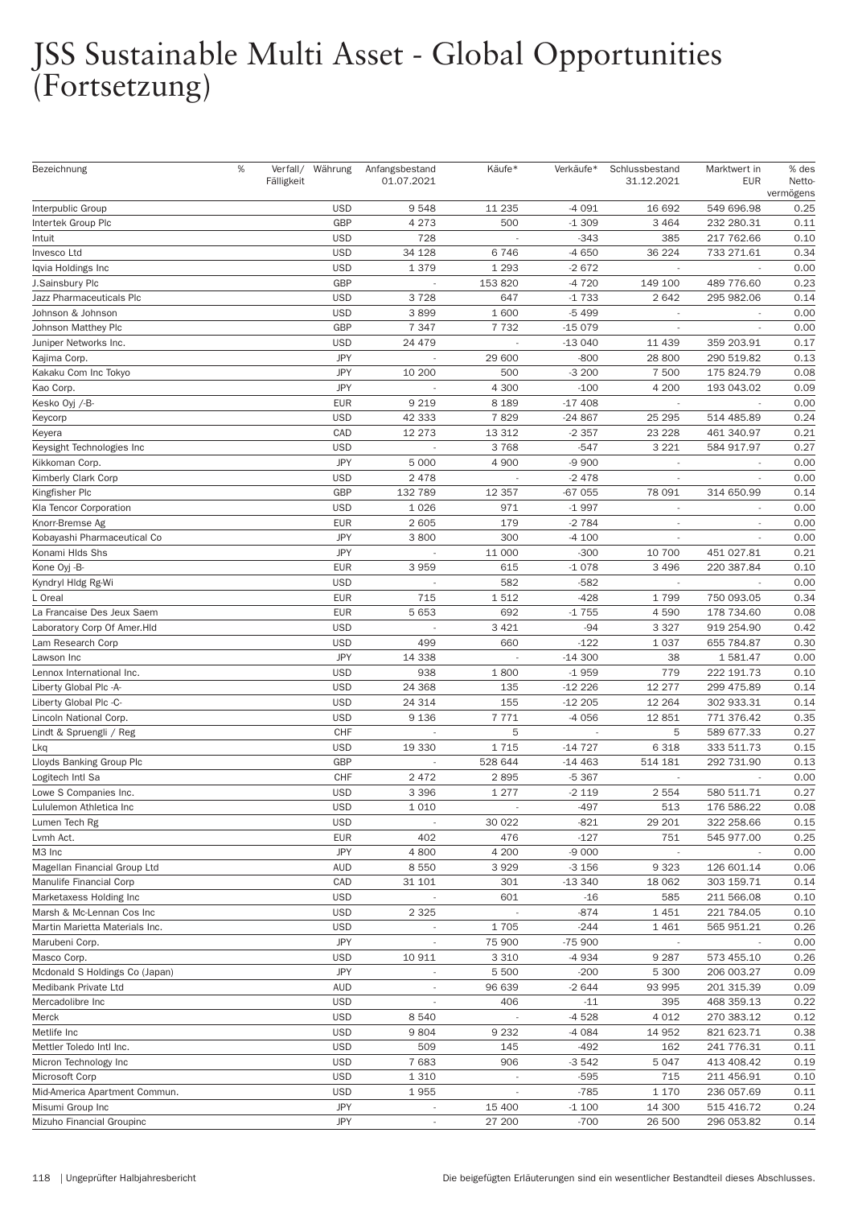# JSS Sustainable Multi Asset - Global Opportunities (Fortsetzung)

| Bezeichnung | % | Verfall/ Fälligkeit | Währung | Anfangsbestand 01.07.2021 | Käufe* | Verkäufe* | Schlussbestand 31.12.2021 | Marktwert in EUR | % des Netto-vermögens |
|---|---|---|---|---|---|---|---|---|---|
| Interpublic Group | | | USD | 9 548 | 11 235 | -4 091 | 16 692 | 549 696.98 | 0.25 |
| Intertek Group Plc | | | GBP | 4 273 | 500 | -1 309 | 3 464 | 232 280.31 | 0.11 |
| Intuit | | | USD | 728 | - | -343 | 385 | 217 762.66 | 0.10 |
| Invesco Ltd | | | USD | 34 128 | 6 746 | -4 650 | 36 224 | 733 271.61 | 0.34 |
| Iqvia Holdings Inc | | | USD | 1 379 | 1 293 | -2 672 | - | - | 0.00 |
| J.Sainsbury Plc | | | GBP | - | 153 820 | -4 720 | 149 100 | 489 776.60 | 0.23 |
| Jazz Pharmaceuticals Plc | | | USD | 3 728 | 647 | -1 733 | 2 642 | 295 982.06 | 0.14 |
| Johnson & Johnson | | | USD | 3 899 | 1 600 | -5 499 | - | - | 0.00 |
| Johnson Matthey Plc | | | GBP | 7 347 | 7 732 | -15 079 | - | - | 0.00 |
| Juniper Networks Inc. | | | USD | 24 479 | - | -13 040 | 11 439 | 359 203.91 | 0.17 |
| Kajima Corp. | | | JPY | - | 29 600 | -800 | 28 800 | 290 519.82 | 0.13 |
| Kakaku Com Inc Tokyo | | | JPY | 10 200 | 500 | -3 200 | 7 500 | 175 824.79 | 0.08 |
| Kao Corp. | | | JPY | - | 4 300 | -100 | 4 200 | 193 043.02 | 0.09 |
| Kesko Oyj /-B- | | | EUR | 9 219 | 8 189 | -17 408 | - | - | 0.00 |
| Keycorp | | | USD | 42 333 | 7 829 | -24 867 | 25 295 | 514 485.89 | 0.24 |
| Keyera | | | CAD | 12 273 | 13 312 | -2 357 | 23 228 | 461 340.97 | 0.21 |
| Keysight Technologies Inc | | | USD | - | 3 768 | -547 | 3 221 | 584 917.97 | 0.27 |
| Kikkoman Corp. | | | JPY | 5 000 | 4 900 | -9 900 | - | - | 0.00 |
| Kimberly Clark Corp | | | USD | 2 478 | - | -2 478 | - | - | 0.00 |
| Kingfisher Plc | | | GBP | 132 789 | 12 357 | -67 055 | 78 091 | 314 650.99 | 0.14 |
| Kla Tencor Corporation | | | USD | 1 026 | 971 | -1 997 | - | - | 0.00 |
| Knorr-Bremse Ag | | | EUR | 2 605 | 179 | -2 784 | - | - | 0.00 |
| Kobayashi Pharmaceutical Co | | | JPY | 3 800 | 300 | -4 100 | - | - | 0.00 |
| Konami Hlds Shs | | | JPY | - | 11 000 | -300 | 10 700 | 451 027.81 | 0.21 |
| Kone Oyj -B- | | | EUR | 3 959 | 615 | -1 078 | 3 496 | 220 387.84 | 0.10 |
| Kyndryl Hldg Rg-Wi | | | USD | - | 582 | -582 | - | - | 0.00 |
| L Oreal | | | EUR | 715 | 1 512 | -428 | 1 799 | 750 093.05 | 0.34 |
| La Francaise Des Jeux Saem | | | EUR | 5 653 | 692 | -1 755 | 4 590 | 178 734.60 | 0.08 |
| Laboratory Corp Of Amer.Hld | | | USD | - | 3 421 | -94 | 3 327 | 919 254.90 | 0.42 |
| Lam Research Corp | | | USD | 499 | 660 | -122 | 1 037 | 655 784.87 | 0.30 |
| Lawson Inc | | | JPY | 14 338 | - | -14 300 | 38 | 1 581.47 | 0.00 |
| Lennox International Inc. | | | USD | 938 | 1 800 | -1 959 | 779 | 222 191.73 | 0.10 |
| Liberty Global Plc -A- | | | USD | 24 368 | 135 | -12 226 | 12 277 | 299 475.89 | 0.14 |
| Liberty Global Plc -C- | | | USD | 24 314 | 155 | -12 205 | 12 264 | 302 933.31 | 0.14 |
| Lincoln National Corp. | | | USD | 9 136 | 7 771 | -4 056 | 12 851 | 771 376.42 | 0.35 |
| Lindt & Spruengli / Reg | | | CHF | - | 5 | - | 5 | 589 677.33 | 0.27 |
| Lkq | | | USD | 19 330 | 1 715 | -14 727 | 6 318 | 333 511.73 | 0.15 |
| Lloyds Banking Group Plc | | | GBP | - | 528 644 | -14 463 | 514 181 | 292 731.90 | 0.13 |
| Logitech Intl Sa | | | CHF | 2 472 | 2 895 | -5 367 | - | - | 0.00 |
| Lowe S Companies Inc. | | | USD | 3 396 | 1 277 | -2 119 | 2 554 | 580 511.71 | 0.27 |
| Lululemon Athletica Inc | | | USD | 1 010 | - | -497 | 513 | 176 586.22 | 0.08 |
| Lumen Tech Rg | | | USD | - | 30 022 | -821 | 29 201 | 322 258.66 | 0.15 |
| Lvmh Act. | | | EUR | 402 | 476 | -127 | 751 | 545 977.00 | 0.25 |
| M3 Inc | | | JPY | 4 800 | 4 200 | -9 000 | - | - | 0.00 |
| Magellan Financial Group Ltd | | | AUD | 8 550 | 3 929 | -3 156 | 9 323 | 126 601.14 | 0.06 |
| Manulife Financial Corp | | | CAD | 31 101 | 301 | -13 340 | 18 062 | 303 159.71 | 0.14 |
| Marketaxess Holding Inc | | | USD | - | 601 | -16 | 585 | 211 566.08 | 0.10 |
| Marsh & Mc-Lennan Cos Inc | | | USD | 2 325 | - | -874 | 1 451 | 221 784.05 | 0.10 |
| Martin Marietta Materials Inc. | | | USD | - | 1 705 | -244 | 1 461 | 565 951.21 | 0.26 |
| Marubeni Corp. | | | JPY | - | 75 900 | -75 900 | - | - | 0.00 |
| Masco Corp. | | | USD | 10 911 | 3 310 | -4 934 | 9 287 | 573 455.10 | 0.26 |
| Mcdonald S Holdings Co (Japan) | | | JPY | - | 5 500 | -200 | 5 300 | 206 003.27 | 0.09 |
| Medibank Private Ltd | | | AUD | - | 96 639 | -2 644 | 93 995 | 201 315.39 | 0.09 |
| Mercadolibre Inc | | | USD | - | 406 | -11 | 395 | 468 359.13 | 0.22 |
| Merck | | | USD | 8 540 | - | -4 528 | 4 012 | 270 383.12 | 0.12 |
| Metlife Inc | | | USD | 9 804 | 9 232 | -4 084 | 14 952 | 821 623.71 | 0.38 |
| Mettler Toledo Intl Inc. | | | USD | 509 | 145 | -492 | 162 | 241 776.31 | 0.11 |
| Micron Technology Inc | | | USD | 7 683 | 906 | -3 542 | 5 047 | 413 408.42 | 0.19 |
| Microsoft Corp | | | USD | 1 310 | - | -595 | 715 | 211 456.91 | 0.10 |
| Mid-America Apartment Commun. | | | USD | 1 955 | - | -785 | 1 170 | 236 057.69 | 0.11 |
| Misumi Group Inc | | | JPY | - | 15 400 | -1 100 | 14 300 | 515 416.72 | 0.24 |
| Mizuho Financial Groupinc | | | JPY | - | 27 200 | -700 | 26 500 | 296 053.82 | 0.14 |

Die beigefügten Erläuterungen sind ein wesentlicher Bestandteil dieses Abschlusses.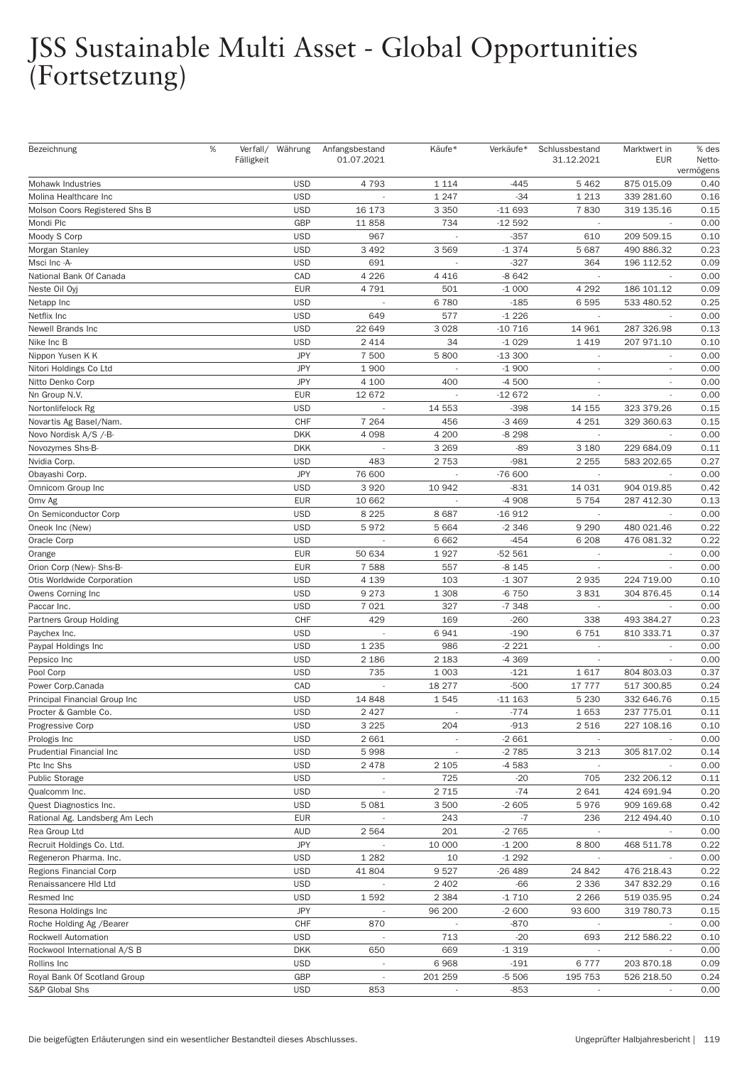# JSS Sustainable Multi Asset - Global Opportunities (Fortsetzung)

| Bezeichnung | % | Verfall/ Fälligkeit | Währung | Anfangsbestand 01.07.2021 | Käufe* | Verkäufe* | Schlussbestand 31.12.2021 | Marktwert in EUR | % des Netto-vermögens |
|---|---|---|---|---|---|---|---|---|---|
| Mohawk Industries | | | USD | 4 793 | 1 114 | -445 | 5 462 | 875 015.09 | 0.40 |
| Molina Healthcare Inc | | | USD | - | 1 247 | -34 | 1 213 | 339 281.60 | 0.16 |
| Molson Coors Registered Shs B | | | USD | 16 173 | 3 350 | -11 693 | 7 830 | 319 135.16 | 0.15 |
| Mondi Plc | | | GBP | 11 858 | 734 | -12 592 | - | - | 0.00 |
| Moody S Corp | | | USD | 967 | - | -357 | 610 | 209 509.15 | 0.10 |
| Morgan Stanley | | | USD | 3 492 | 3 569 | -1 374 | 5 687 | 490 886.32 | 0.23 |
| Msci Inc -A- | | | USD | 691 | - | -327 | 364 | 196 112.52 | 0.09 |
| National Bank Of Canada | | | CAD | 4 226 | 4 416 | -8 642 | - | - | 0.00 |
| Neste Oil Oyj | | | EUR | 4 791 | 501 | -1 000 | 4 292 | 186 101.12 | 0.09 |
| Netapp Inc | | | USD | - | 6 780 | -185 | 6 595 | 533 480.52 | 0.25 |
| Netflix Inc | | | USD | 649 | 577 | -1 226 | - | - | 0.00 |
| Newell Brands Inc | | | USD | 22 649 | 3 028 | -10 716 | 14 961 | 287 326.98 | 0.13 |
| Nike Inc B | | | USD | 2 414 | 34 | -1 029 | 1 419 | 207 971.10 | 0.10 |
| Nippon Yusen K K | | | JPY | 7 500 | 5 800 | -13 300 | - | - | 0.00 |
| Nitori Holdings Co Ltd | | | JPY | 1 900 | - | -1 900 | - | - | 0.00 |
| Nitto Denko Corp | | | JPY | 4 100 | 400 | -4 500 | - | - | 0.00 |
| Nn Group N.V. | | | EUR | 12 672 | - | -12 672 | - | - | 0.00 |
| Nortonlifelock Rg | | | USD | - | 14 553 | -398 | 14 155 | 323 379.26 | 0.15 |
| Novartis Ag Basel/Nam. | | | CHF | 7 264 | 456 | -3 469 | 4 251 | 329 360.63 | 0.15 |
| Novo Nordisk A/S /-B- | | | DKK | 4 098 | 4 200 | -8 298 | - | - | 0.00 |
| Novozymes Shs-B- | | | DKK | - | 3 269 | -89 | 3 180 | 229 684.09 | 0.11 |
| Nvidia Corp. | | | USD | 483 | 2 753 | -981 | 2 255 | 583 202.65 | 0.27 |
| Obayashi Corp. | | | JPY | 76 600 | - | -76 600 | - | - | 0.00 |
| Omnicom Group Inc | | | USD | 3 920 | 10 942 | -831 | 14 031 | 904 019.85 | 0.42 |
| Omv Ag | | | EUR | 10 662 | - | -4 908 | 5 754 | 287 412.30 | 0.13 |
| On Semiconductor Corp | | | USD | 8 225 | 8 687 | -16 912 | - | - | 0.00 |
| Oneok Inc (New) | | | USD | 5 972 | 5 664 | -2 346 | 9 290 | 480 021.46 | 0.22 |
| Oracle Corp | | | USD | - | 6 662 | -454 | 6 208 | 476 081.32 | 0.22 |
| Orange | | | EUR | 50 634 | 1 927 | -52 561 | - | - | 0.00 |
| Orion Corp (New)- Shs-B- | | | EUR | 7 588 | 557 | -8 145 | - | - | 0.00 |
| Otis Worldwide Corporation | | | USD | 4 139 | 103 | -1 307 | 2 935 | 224 719.00 | 0.10 |
| Owens Corning Inc | | | USD | 9 273 | 1 308 | -6 750 | 3 831 | 304 876.45 | 0.14 |
| Paccar Inc. | | | USD | 7 021 | 327 | -7 348 | - | - | 0.00 |
| Partners Group Holding | | | CHF | 429 | 169 | -260 | 338 | 493 384.27 | 0.23 |
| Paychex Inc. | | | USD | - | 6 941 | -190 | 6 751 | 810 333.71 | 0.37 |
| Paypal Holdings Inc | | | USD | 1 235 | 986 | -2 221 | - | - | 0.00 |
| Pepsico Inc | | | USD | 2 186 | 2 183 | -4 369 | - | - | 0.00 |
| Pool Corp | | | USD | 735 | 1 003 | -121 | 1 617 | 804 803.03 | 0.37 |
| Power Corp.Canada | | | CAD | - | 18 277 | -500 | 17 777 | 517 300.85 | 0.24 |
| Principal Financial Group Inc | | | USD | 14 848 | 1 545 | -11 163 | 5 230 | 332 646.76 | 0.15 |
| Procter & Gamble Co. | | | USD | 2 427 | - | -774 | 1 653 | 237 775.01 | 0.11 |
| Progressive Corp | | | USD | 3 225 | 204 | -913 | 2 516 | 227 108.16 | 0.10 |
| Prologis Inc | | | USD | 2 661 | - | -2 661 | - | - | 0.00 |
| Prudential Financial Inc | | | USD | 5 998 | - | -2 785 | 3 213 | 305 817.02 | 0.14 |
| Ptc Inc Shs | | | USD | 2 478 | 2 105 | -4 583 | - | - | 0.00 |
| Public Storage | | | USD | - | 725 | -20 | 705 | 232 206.12 | 0.11 |
| Qualcomm Inc. | | | USD | - | 2 715 | -74 | 2 641 | 424 691.94 | 0.20 |
| Quest Diagnostics Inc. | | | USD | 5 081 | 3 500 | -2 605 | 5 976 | 909 169.68 | 0.42 |
| Rational Ag. Landsberg Am Lech | | | EUR | - | 243 | -7 | 236 | 212 494.40 | 0.10 |
| Rea Group Ltd | | | AUD | 2 564 | 201 | -2 765 | - | - | 0.00 |
| Recruit Holdings Co. Ltd. | | | JPY | - | 10 000 | -1 200 | 8 800 | 468 511.78 | 0.22 |
| Regeneron Pharma. Inc. | | | USD | 1 282 | 10 | -1 292 | - | - | 0.00 |
| Regions Financial Corp | | | USD | 41 804 | 9 527 | -26 489 | 24 842 | 476 218.43 | 0.22 |
| Renaissancere Hld Ltd | | | USD | - | 2 402 | -66 | 2 336 | 347 832.29 | 0.16 |
| Resmed Inc | | | USD | 1 592 | 2 384 | -1 710 | 2 266 | 519 035.95 | 0.24 |
| Resona Holdings Inc | | | JPY | - | 96 200 | -2 600 | 93 600 | 319 780.73 | 0.15 |
| Roche Holding Ag /Bearer | | | CHF | 870 | - | -870 | - | - | 0.00 |
| Rockwell Automation | | | USD | - | 713 | -20 | 693 | 212 586.22 | 0.10 |
| Rockwool International A/S B | | | DKK | 650 | 669 | -1 319 | - | - | 0.00 |
| Rollins Inc | | | USD | - | 6 968 | -191 | 6 777 | 203 870.18 | 0.09 |
| Royal Bank Of Scotland Group | | | GBP | - | 201 259 | -5 506 | 195 753 | 526 218.50 | 0.24 |
| S&P Global Shs | | | USD | 853 | - | -853 | - | - | 0.00 |

Die beigefügten Erläuterungen sind ein wesentlicher Bestandteil dieses Abschlusses.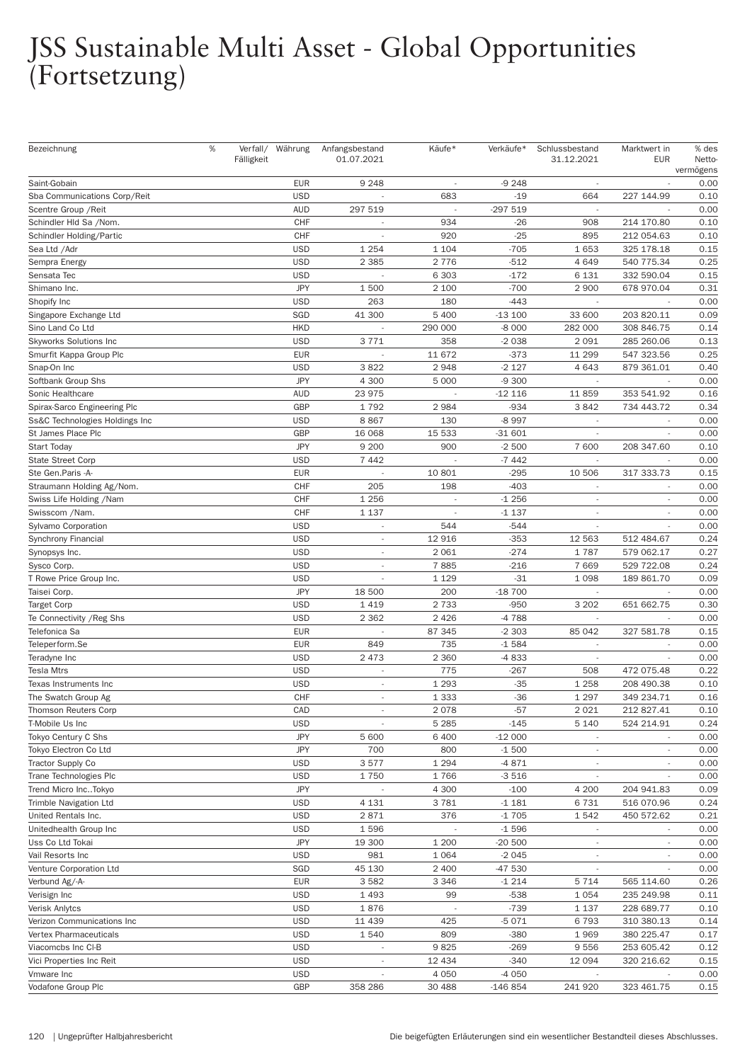# JSS Sustainable Multi Asset - Global Opportunities (Fortsetzung)

| Bezeichnung | % | Verfall/ Fälligkeit | Währung | Anfangsbestand 01.07.2021 | Käufe* | Verkäufe* | Schlussbestand 31.12.2021 | Marktwert in EUR | % des Netto-vermögens |
|---|---|---|---|---|---|---|---|---|---|
| Saint-Gobain | | | EUR | 9 248 | - | -9 248 | - | - | 0.00 |
| Sba Communications Corp/Reit | | | USD | - | 683 | -19 | 664 | 227 144.99 | 0.10 |
| Scentre Group /Reit | | | AUD | 297 519 | - | -297 519 | - | - | 0.00 |
| Schindler Hld Sa /Nom. | | | CHF | - | 934 | -26 | 908 | 214 170.80 | 0.10 |
| Schindler Holding/Partic | | | CHF | - | 920 | -25 | 895 | 212 054.63 | 0.10 |
| Sea Ltd /Adr | | | USD | 1 254 | 1 104 | -705 | 1 653 | 325 178.18 | 0.15 |
| Sempra Energy | | | USD | 2 385 | 2 776 | -512 | 4 649 | 540 775.34 | 0.25 |
| Sensata Tec | | | USD | - | 6 303 | -172 | 6 131 | 332 590.04 | 0.15 |
| Shimano Inc. | | | JPY | 1 500 | 2 100 | -700 | 2 900 | 678 970.04 | 0.31 |
| Shopify Inc | | | USD | 263 | 180 | -443 | - | - | 0.00 |
| Singapore Exchange Ltd | | | SGD | 41 300 | 5 400 | -13 100 | 33 600 | 203 820.11 | 0.09 |
| Sino Land Co Ltd | | | HKD | - | 290 000 | -8 000 | 282 000 | 308 846.75 | 0.14 |
| Skyworks Solutions Inc | | | USD | 3 771 | 358 | -2 038 | 2 091 | 285 260.06 | 0.13 |
| Smurfit Kappa Group Plc | | | EUR | - | 11 672 | -373 | 11 299 | 547 323.56 | 0.25 |
| Snap-On Inc | | | USD | 3 822 | 2 948 | -2 127 | 4 643 | 879 361.01 | 0.40 |
| Softbank Group Shs | | | JPY | 4 300 | 5 000 | -9 300 | - | - | 0.00 |
| Sonic Healthcare | | | AUD | 23 975 | - | -12 116 | 11 859 | 353 541.92 | 0.16 |
| Spirax-Sarco Engineering Plc | | | GBP | 1 792 | 2 984 | -934 | 3 842 | 734 443.72 | 0.34 |
| Ss&C Technologies Holdings Inc | | | USD | 8 867 | 130 | -8 997 | - | - | 0.00 |
| St James Place Plc | | | GBP | 16 068 | 15 533 | -31 601 | - | - | 0.00 |
| Start Today | | | JPY | 9 200 | 900 | -2 500 | 7 600 | 208 347.60 | 0.10 |
| State Street Corp | | | USD | 7 442 | - | -7 442 | - | - | 0.00 |
| Ste Gen.Paris -A- | | | EUR | - | 10 801 | -295 | 10 506 | 317 333.73 | 0.15 |
| Straumann Holding Ag/Nom. | | | CHF | 205 | 198 | -403 | - | - | 0.00 |
| Swiss Life Holding /Nam | | | CHF | 1 256 | - | -1 256 | - | - | 0.00 |
| Swisscom /Nam. | | | CHF | 1 137 | - | -1 137 | - | - | 0.00 |
| Sylvamo Corporation | | | USD | - | 544 | -544 | - | - | 0.00 |
| Synchrony Financial | | | USD | - | 12 916 | -353 | 12 563 | 512 484.67 | 0.24 |
| Synopsys Inc. | | | USD | - | 2 061 | -274 | 1 787 | 579 062.17 | 0.27 |
| Sysco Corp. | | | USD | - | 7 885 | -216 | 7 669 | 529 722.08 | 0.24 |
| T Rowe Price Group Inc. | | | USD | - | 1 129 | -31 | 1 098 | 189 861.70 | 0.09 |
| Taisei Corp. | | | JPY | 18 500 | 200 | -18 700 | - | - | 0.00 |
| Target Corp | | | USD | 1 419 | 2 733 | -950 | 3 202 | 651 662.75 | 0.30 |
| Te Connectivity /Reg Shs | | | USD | 2 362 | 2 426 | -4 788 | - | - | 0.00 |
| Telefonica Sa | | | EUR | - | 87 345 | -2 303 | 85 042 | 327 581.78 | 0.15 |
| Teleperform.Se | | | EUR | 849 | 735 | -1 584 | - | - | 0.00 |
| Teradyne Inc | | | USD | 2 473 | 2 360 | -4 833 | - | - | 0.00 |
| Tesla Mtrs | | | USD | - | 775 | -267 | 508 | 472 075.48 | 0.22 |
| Texas Instruments Inc | | | USD | - | 1 293 | -35 | 1 258 | 208 490.38 | 0.10 |
| The Swatch Group Ag | | | CHF | - | 1 333 | -36 | 1 297 | 349 234.71 | 0.16 |
| Thomson Reuters Corp | | | CAD | - | 2 078 | -57 | 2 021 | 212 827.41 | 0.10 |
| T-Mobile Us Inc | | | USD | - | 5 285 | -145 | 5 140 | 524 214.91 | 0.24 |
| Tokyo Century C Shs | | | JPY | 5 600 | 6 400 | -12 000 | - | - | 0.00 |
| Tokyo Electron Co Ltd | | | JPY | 700 | 800 | -1 500 | - | - | 0.00 |
| Tractor Supply Co | | | USD | 3 577 | 1 294 | -4 871 | - | - | 0.00 |
| Trane Technologies Plc | | | USD | 1 750 | 1 766 | -3 516 | - | - | 0.00 |
| Trend Micro Inc..Tokyo | | | JPY | - | 4 300 | -100 | 4 200 | 204 941.83 | 0.09 |
| Trimble Navigation Ltd | | | USD | 4 131 | 3 781 | -1 181 | 6 731 | 516 070.96 | 0.24 |
| United Rentals Inc. | | | USD | 2 871 | 376 | -1 705 | 1 542 | 450 572.62 | 0.21 |
| Unitedhealth Group Inc | | | USD | 1 596 | - | -1 596 | - | - | 0.00 |
| Uss Co Ltd Tokai | | | JPY | 19 300 | 1 200 | -20 500 | - | - | 0.00 |
| Vail Resorts Inc | | | USD | 981 | 1 064 | -2 045 | - | - | 0.00 |
| Venture Corporation Ltd | | | SGD | 45 130 | 2 400 | -47 530 | - | - | 0.00 |
| Verbund Ag/-A- | | | EUR | 3 582 | 3 346 | -1 214 | 5 714 | 565 114.60 | 0.26 |
| Verisign Inc | | | USD | 1 493 | 99 | -538 | 1 054 | 235 249.98 | 0.11 |
| Verisk Anlytcs | | | USD | 1 876 | - | -739 | 1 137 | 228 689.77 | 0.10 |
| Verizon Communications Inc | | | USD | 11 439 | 425 | -5 071 | 6 793 | 310 380.13 | 0.14 |
| Vertex Pharmaceuticals | | | USD | 1 540 | 809 | -380 | 1 969 | 380 225.47 | 0.17 |
| Viacomcbs Inc Cl-B | | | USD | - | 9 825 | -269 | 9 556 | 253 605.42 | 0.12 |
| Vici Properties Inc Reit | | | USD | - | 12 434 | -340 | 12 094 | 320 216.62 | 0.15 |
| Vmware Inc | | | USD | - | 4 050 | -4 050 | - | - | 0.00 |
| Vodafone Group Plc | | | GBP | 358 286 | 30 488 | -146 854 | 241 920 | 323 461.75 | 0.15 |

Die beigefügten Erläuterungen sind ein wesentlicher Bestandteil dieses Abschlusses.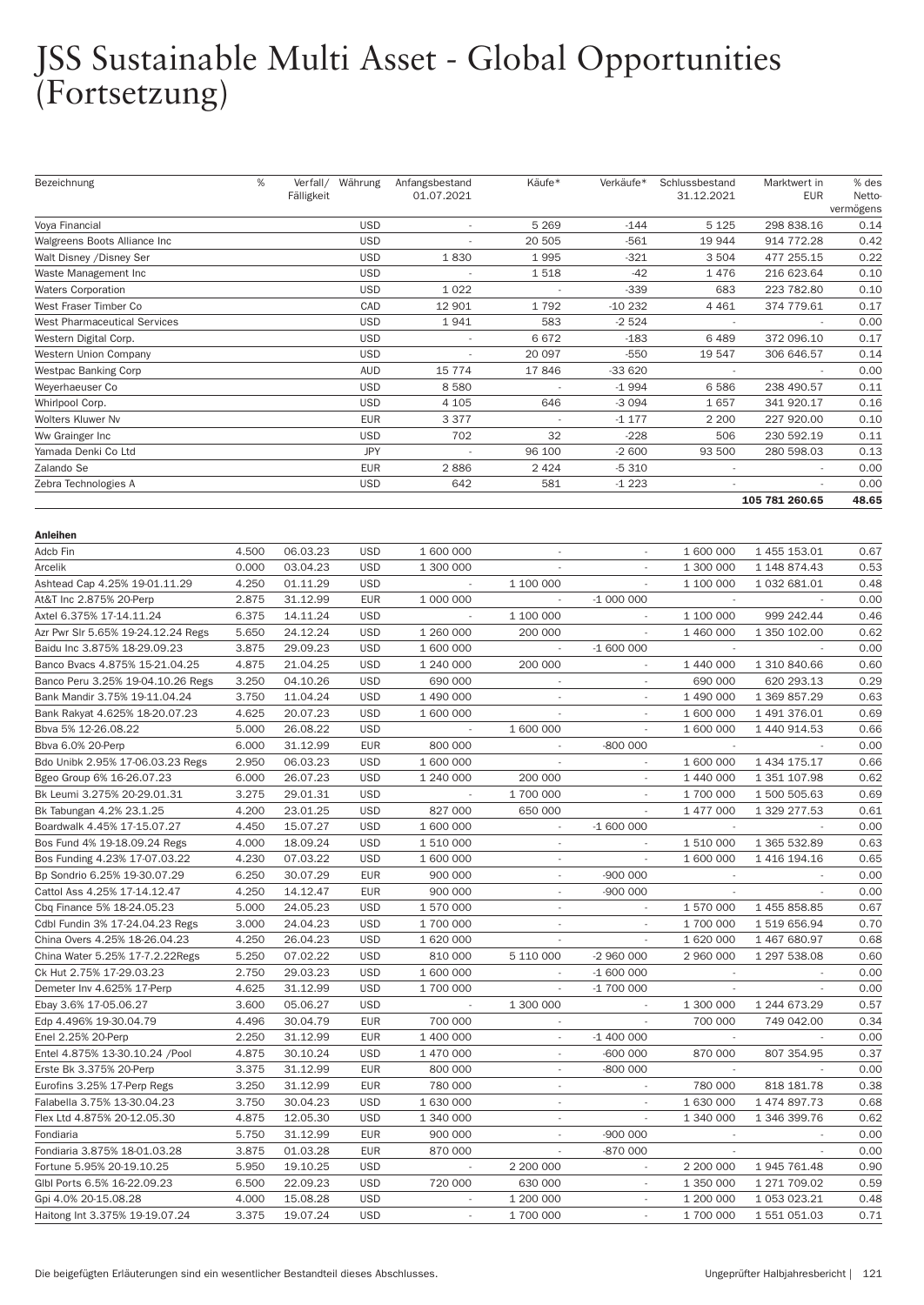# JSS Sustainable Multi Asset - Global Opportunities (Fortsetzung)

| Bezeichnung | % | Verfall/ Fälligkeit | Währung | Anfangsbestand 01.07.2021 | Käufe* | Verkäufe* | Schlussbestand 31.12.2021 | Marktwert in EUR | % des Netto-vermögens |
|---|---|---|---|---|---|---|---|---|---|
| Voya Financial | | | USD | - | 5 269 | -144 | 5 125 | 298 838.16 | 0.14 |
| Walgreens Boots Alliance Inc | | | USD | - | 20 505 | -561 | 19 944 | 914 772.28 | 0.42 |
| Walt Disney /Disney Ser | | | USD | 1 830 | 1 995 | -321 | 3 504 | 477 255.15 | 0.22 |
| Waste Management Inc | | | USD | - | 1 518 | -42 | 1 476 | 216 623.64 | 0.10 |
| Waters Corporation | | | USD | 1 022 | - | -339 | 683 | 223 782.80 | 0.10 |
| West Fraser Timber Co | | | CAD | 12 901 | 1 792 | -10 232 | 4 461 | 374 779.61 | 0.17 |
| West Pharmaceutical Services | | | USD | 1 941 | 583 | -2 524 | - | - | 0.00 |
| Western Digital Corp. | | | USD | - | 6 672 | -183 | 6 489 | 372 096.10 | 0.17 |
| Western Union Company | | | USD | - | 20 097 | -550 | 19 547 | 306 646.57 | 0.14 |
| Westpac Banking Corp | | | AUD | 15 774 | 17 846 | -33 620 | - | - | 0.00 |
| Weyerhaeuser Co | | | USD | 8 580 | - | -1 994 | 6 586 | 238 490.57 | 0.11 |
| Whirlpool Corp. | | | USD | 4 105 | 646 | -3 094 | 1 657 | 341 920.17 | 0.16 |
| Wolters Kluwer Nv | | | EUR | 3 377 | - | -1 177 | 2 200 | 227 920.00 | 0.10 |
| Ww Grainger Inc | | | USD | 702 | 32 | -228 | 506 | 230 592.19 | 0.11 |
| Yamada Denki Co Ltd | | | JPY | - | 96 100 | -2 600 | 93 500 | 280 598.03 | 0.13 |
| Zalando Se | | | EUR | 2 886 | 2 424 | -5 310 | - | - | 0.00 |
| Zebra Technologies A | | | USD | 642 | 581 | -1 223 | - | - | 0.00 |
| | | | | | | | | **105 781 260.65** | **48.65** |

**Anleihen**

| Bezeichnung | % | Verfall/ Fälligkeit | Währung | Anfangsbestand 01.07.2021 | Käufe* | Verkäufe* | Schlussbestand 31.12.2021 | Marktwert in EUR | % des Netto-vermögens |
|---|---|---|---|---|---|---|---|---|---|
| Adcb Fin | 4.500 | 06.03.23 | USD | 1 600 000 | - | - | 1 600 000 | 1 455 153.01 | 0.67 |
| Arcelik | 0.000 | 03.04.23 | USD | 1 300 000 | - | - | 1 300 000 | 1 148 874.43 | 0.53 |
| Ashtead Cap 4.25% 19-01.11.29 | 4.250 | 01.11.29 | USD | - | 1 100 000 | - | 1 100 000 | 1 032 681.01 | 0.48 |
| At&T Inc 2.875% 20-Perp | 2.875 | 31.12.99 | EUR | 1 000 000 | - | -1 000 000 | - | - | 0.00 |
| Axtel 6.375% 17-14.11.24 | 6.375 | 14.11.24 | USD | - | 1 100 000 | - | 1 100 000 | 999 242.44 | 0.46 |
| Azr Pwr Slr 5.65% 19-24.12.24 Regs | 5.650 | 24.12.24 | USD | 1 260 000 | 200 000 | - | 1 460 000 | 1 350 102.00 | 0.62 |
| Baidu Inc 3.875% 18-29.09.23 | 3.875 | 29.09.23 | USD | 1 600 000 | - | -1 600 000 | - | - | 0.00 |
| Banco Bvacs 4.875% 15-21.04.25 | 4.875 | 21.04.25 | USD | 1 240 000 | 200 000 | - | 1 440 000 | 1 310 840.66 | 0.60 |
| Banco Peru 3.25% 19-04.10.26 Regs | 3.250 | 04.10.26 | USD | 690 000 | - | - | 690 000 | 620 293.13 | 0.29 |
| Bank Mandir 3.75% 19-11.04.24 | 3.750 | 11.04.24 | USD | 1 490 000 | - | - | 1 490 000 | 1 369 857.29 | 0.63 |
| Bank Rakyat 4.625% 18-20.07.23 | 4.625 | 20.07.23 | USD | 1 600 000 | - | - | 1 600 000 | 1 491 376.01 | 0.69 |
| Bbva 5% 12-26.08.22 | 5.000 | 26.08.22 | USD | - | 1 600 000 | - | 1 600 000 | 1 440 914.53 | 0.66 |
| Bbva 6.0% 20-Perp | 6.000 | 31.12.99 | EUR | 800 000 | - | -800 000 | - | - | 0.00 |
| Bdo Unibk 2.95% 17-06.03.23 Regs | 2.950 | 06.03.23 | USD | 1 600 000 | - | - | 1 600 000 | 1 434 175.17 | 0.66 |
| Bgeo Group 6% 16-26.07.23 | 6.000 | 26.07.23 | USD | 1 240 000 | 200 000 | - | 1 440 000 | 1 351 107.98 | 0.62 |
| Bk Leumi 3.275% 20-29.01.31 | 3.275 | 29.01.31 | USD | - | 1 700 000 | - | 1 700 000 | 1 500 505.63 | 0.69 |
| Bk Tabungan 4.2% 23.1.25 | 4.200 | 23.01.25 | USD | 827 000 | 650 000 | - | 1 477 000 | 1 329 277.53 | 0.61 |
| Boardwalk 4.45% 17-15.07.27 | 4.450 | 15.07.27 | USD | 1 600 000 | - | -1 600 000 | - | - | 0.00 |
| Bos Fund 4% 19-18.09.24 Regs | 4.000 | 18.09.24 | USD | 1 510 000 | - | - | 1 510 000 | 1 365 532.89 | 0.63 |
| Bos Funding 4.23% 17-07.03.22 | 4.230 | 07.03.22 | USD | 1 600 000 | - | - | 1 600 000 | 1 416 194.16 | 0.65 |
| Bp Sondrio 6.25% 19-30.07.29 | 6.250 | 30.07.29 | EUR | 900 000 | - | -900 000 | - | - | 0.00 |
| Cattol Ass 4.25% 17-14.12.47 | 4.250 | 14.12.47 | EUR | 900 000 | - | -900 000 | - | - | 0.00 |
| Cbq Finance 5% 18-24.05.23 | 5.000 | 24.05.23 | USD | 1 570 000 | - | - | 1 570 000 | 1 455 858.85 | 0.67 |
| Cdbl Fundin 3% 17-24.04.23 Regs | 3.000 | 24.04.23 | USD | 1 700 000 | - | - | 1 700 000 | 1 519 656.94 | 0.70 |
| China Overs 4.25% 18-26.04.23 | 4.250 | 26.04.23 | USD | 1 620 000 | - | - | 1 620 000 | 1 467 680.97 | 0.68 |
| China Water 5.25% 17-7.2.22Regs | 5.250 | 07.02.22 | USD | 810 000 | 5 110 000 | -2 960 000 | 2 960 000 | 1 297 538.08 | 0.60 |
| Ck Hut 2.75% 17-29.03.23 | 2.750 | 29.03.23 | USD | 1 600 000 | - | -1 600 000 | - | - | 0.00 |
| Demeter Inv 4.625% 17-Perp | 4.625 | 31.12.99 | USD | 1 700 000 | - | -1 700 000 | - | - | 0.00 |
| Ebay 3.6% 17-05.06.27 | 3.600 | 05.06.27 | USD | - | 1 300 000 | - | 1 300 000 | 1 244 673.29 | 0.57 |
| Edp 4.496% 19-30.04.79 | 4.496 | 30.04.79 | EUR | 700 000 | - | - | 700 000 | 749 042.00 | 0.34 |
| Enel 2.25% 20-Perp | 2.250 | 31.12.99 | EUR | 1 400 000 | - | -1 400 000 | - | - | 0.00 |
| Entel 4.875% 13-30.10.24 /Pool | 4.875 | 30.10.24 | USD | 1 470 000 | - | -600 000 | 870 000 | 807 354.95 | 0.37 |
| Erste Bk 3.375% 20-Perp | 3.375 | 31.12.99 | EUR | 800 000 | - | -800 000 | - | - | 0.00 |
| Eurofins 3.25% 17-Perp Regs | 3.250 | 31.12.99 | EUR | 780 000 | - | - | 780 000 | 818 181.78 | 0.38 |
| Falabella 3.75% 13-30.04.23 | 3.750 | 30.04.23 | USD | 1 630 000 | - | - | 1 630 000 | 1 474 897.73 | 0.68 |
| Flex Ltd 4.875% 20-12.05.30 | 4.875 | 12.05.30 | USD | 1 340 000 | - | - | 1 340 000 | 1 346 399.76 | 0.62 |
| Fondiaria | 5.750 | 31.12.99 | EUR | 900 000 | - | -900 000 | - | - | 0.00 |
| Fondiaria 3.875% 18-01.03.28 | 3.875 | 01.03.28 | EUR | 870 000 | - | -870 000 | - | - | 0.00 |
| Fortune 5.95% 20-19.10.25 | 5.950 | 19.10.25 | USD | - | 2 200 000 | - | 2 200 000 | 1 945 761.48 | 0.90 |
| Glbl Ports 6.5% 16-22.09.23 | 6.500 | 22.09.23 | USD | 720 000 | 630 000 | - | 1 350 000 | 1 271 709.02 | 0.59 |
| Gpi 4.0% 20-15.08.28 | 4.000 | 15.08.28 | USD | - | 1 200 000 | - | 1 200 000 | 1 053 023.21 | 0.48 |
| Haitong Int 3.375% 19-19.07.24 | 3.375 | 19.07.24 | USD | - | 1 700 000 | - | 1 700 000 | 1 551 051.03 | 0.71 |

Die beigefügten Erläuterungen sind ein wesentlicher Bestandteil dieses Abschlusses.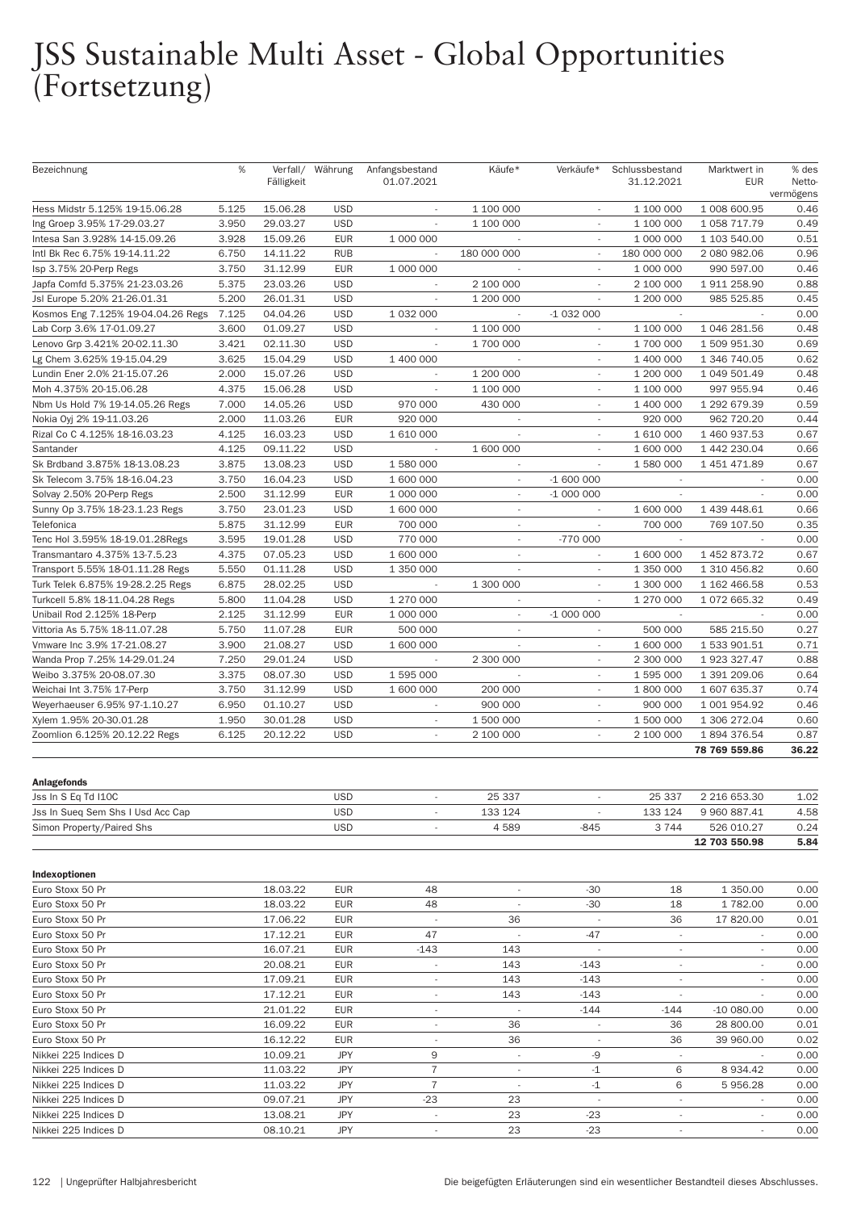# JSS Sustainable Multi Asset - Global Opportunities (Fortsetzung)

| Bezeichnung | % | Verfall/ Fälligkeit | Währung | Anfangsbestand 01.07.2021 | Käufe* | Verkäufe* | Schlussbestand 31.12.2021 | Marktwert in EUR | % des Netto-vermögens |
|---|---|---|---|---|---|---|---|---|---|
| Hess Midstr 5.125% 19-15.06.28 | 5.125 | 15.06.28 | USD | - | 1 100 000 | - | 1 100 000 | 1 008 600.95 | 0.46 |
| Ing Groep 3.95% 17-29.03.27 | 3.950 | 29.03.27 | USD | - | 1 100 000 | - | 1 100 000 | 1 058 717.79 | 0.49 |
| Intesa San 3.928% 14-15.09.26 | 3.928 | 15.09.26 | EUR | 1 000 000 | - | - | 1 000 000 | 1 103 540.00 | 0.51 |
| Intl Bk Rec 6.75% 19-14.11.22 | 6.750 | 14.11.22 | RUB | - | 180 000 000 | - | 180 000 000 | 2 080 982.06 | 0.96 |
| Isp 3.75% 20-Perp Regs | 3.750 | 31.12.99 | EUR | 1 000 000 | - | - | 1 000 000 | 990 597.00 | 0.46 |
| Japfa Comfd 5.375% 21-23.03.26 | 5.375 | 23.03.26 | USD | - | 2 100 000 | - | 2 100 000 | 1 911 258.90 | 0.88 |
| Jsl Europe 5.20% 21-26.01.31 | 5.200 | 26.01.31 | USD | - | 1 200 000 | - | 1 200 000 | 985 525.85 | 0.45 |
| Kosmos Eng 7.125% 19-04.04.26 Regs | 7.125 | 04.04.26 | USD | 1 032 000 | - | -1 032 000 | - | - | 0.00 |
| Lab Corp 3.6% 17-01.09.27 | 3.600 | 01.09.27 | USD | - | 1 100 000 | - | 1 100 000 | 1 046 281.56 | 0.48 |
| Lenovo Grp 3.421% 20-02.11.30 | 3.421 | 02.11.30 | USD | - | 1 700 000 | - | 1 700 000 | 1 509 951.30 | 0.69 |
| Lg Chem 3.625% 19-15.04.29 | 3.625 | 15.04.29 | USD | 1 400 000 | - | - | 1 400 000 | 1 346 740.05 | 0.62 |
| Lundin Ener 2.0% 21-15.07.26 | 2.000 | 15.07.26 | USD | - | 1 200 000 | - | 1 200 000 | 1 049 501.49 | 0.48 |
| Moh 4.375% 20-15.06.28 | 4.375 | 15.06.28 | USD | - | 1 100 000 | - | 1 100 000 | 997 955.94 | 0.46 |
| Nbm Us Hold 7% 19-14.05.26 Regs | 7.000 | 14.05.26 | USD | 970 000 | 430 000 | - | 1 400 000 | 1 292 679.39 | 0.59 |
| Nokia Oyj 2% 19-11.03.26 | 2.000 | 11.03.26 | EUR | 920 000 | - | - | 920 000 | 962 720.20 | 0.44 |
| Rizal Co C 4.125% 18-16.03.23 | 4.125 | 16.03.23 | USD | 1 610 000 | - | - | 1 610 000 | 1 460 937.53 | 0.67 |
| Santander | 4.125 | 09.11.22 | USD | - | 1 600 000 | - | 1 600 000 | 1 442 230.04 | 0.66 |
| Sk Brdband 3.875% 18-13.08.23 | 3.875 | 13.08.23 | USD | 1 580 000 | - | - | 1 580 000 | 1 451 471.89 | 0.67 |
| Sk Telecom 3.75% 18-16.04.23 | 3.750 | 16.04.23 | USD | 1 600 000 | - | -1 600 000 | - | - | 0.00 |
| Solvay 2.50% 20-Perp Regs | 2.500 | 31.12.99 | EUR | 1 000 000 | - | -1 000 000 | - | - | 0.00 |
| Sunny Op 3.75% 18-23.1.23 Regs | 3.750 | 23.01.23 | USD | 1 600 000 | - | - | 1 600 000 | 1 439 448.61 | 0.66 |
| Telefonica | 5.875 | 31.12.99 | EUR | 700 000 | - | - | 700 000 | 769 107.50 | 0.35 |
| Tenc Hol 3.595% 18-19.01.28Regs | 3.595 | 19.01.28 | USD | 770 000 | - | -770 000 | - | - | 0.00 |
| Transmantaro 4.375% 13-7.5.23 | 4.375 | 07.05.23 | USD | 1 600 000 | - | - | 1 600 000 | 1 452 873.72 | 0.67 |
| Transport 5.55% 18-01.11.28 Regs | 5.550 | 01.11.28 | USD | 1 350 000 | - | - | 1 350 000 | 1 310 456.82 | 0.60 |
| Turk Telek 6.875% 19-28.2.25 Regs | 6.875 | 28.02.25 | USD | - | 1 300 000 | - | 1 300 000 | 1 162 466.58 | 0.53 |
| Turkcell 5.8% 18-11.04.28 Regs | 5.800 | 11.04.28 | USD | 1 270 000 | - | - | 1 270 000 | 1 072 665.32 | 0.49 |
| Unibail Rod 2.125% 18-Perp | 2.125 | 31.12.99 | EUR | 1 000 000 | - | -1 000 000 | - | - | 0.00 |
| Vittoria As 5.75% 18-11.07.28 | 5.750 | 11.07.28 | EUR | 500 000 | - | - | 500 000 | 585 215.50 | 0.27 |
| Vmware Inc 3.9% 17-21.08.27 | 3.900 | 21.08.27 | USD | 1 600 000 | - | - | 1 600 000 | 1 533 901.51 | 0.71 |
| Wanda Prop 7.25% 14-29.01.24 | 7.250 | 29.01.24 | USD | - | 2 300 000 | - | 2 300 000 | 1 923 327.47 | 0.88 |
| Weibo 3.375% 20-08.07.30 | 3.375 | 08.07.30 | USD | 1 595 000 | - | - | 1 595 000 | 1 391 209.06 | 0.64 |
| Weichai Int 3.75% 17-Perp | 3.750 | 31.12.99 | USD | 1 600 000 | 200 000 | - | 1 800 000 | 1 607 635.37 | 0.74 |
| Weyerhaeuser 6.95% 97-1.10.27 | 6.950 | 01.10.27 | USD | - | 900 000 | - | 900 000 | 1 001 954.92 | 0.46 |
| Xylem 1.95% 20-30.01.28 | 1.950 | 30.01.28 | USD | - | 1 500 000 | - | 1 500 000 | 1 306 272.04 | 0.60 |
| Zoomlion 6.125% 20.12.22 Regs | 6.125 | 20.12.22 | USD | - | 2 100 000 | - | 2 100 000 | 1 894 376.54 | 0.87 |
| | | | | | | | | **78 769 559.86** | **36.22** |
| **Anlagefonds** | | | | | | | | | |
| Jss In S Eq Td I10C | | | USD | - | 25 337 | - | 25 337 | 2 216 653.30 | 1.02 |
| Jss In Sueq Sem Shs I Usd Acc Cap | | | USD | - | 133 124 | - | 133 124 | 9 960 887.41 | 4.58 |
| Simon Property/Paired Shs | | | USD | - | 4 589 | -845 | 3 744 | 526 010.27 | 0.24 |
| | | | | | | | | **12 703 550.98** | **5.84** |
| **Indexoptionen** | | | | | | | | | |
| Euro Stoxx 50 Pr | | 18.03.22 | EUR | 48 | - | -30 | 18 | 1 350.00 | 0.00 |
| Euro Stoxx 50 Pr | | 18.03.22 | EUR | 48 | - | -30 | 18 | 1 782.00 | 0.00 |
| Euro Stoxx 50 Pr | | 17.06.22 | EUR | - | 36 | - | 36 | 17 820.00 | 0.01 |
| Euro Stoxx 50 Pr | | 17.12.21 | EUR | 47 | - | -47 | - | - | 0.00 |
| Euro Stoxx 50 Pr | | 16.07.21 | EUR | -143 | 143 | - | - | - | 0.00 |
| Euro Stoxx 50 Pr | | 20.08.21 | EUR | - | 143 | -143 | - | - | 0.00 |
| Euro Stoxx 50 Pr | | 17.09.21 | EUR | - | 143 | -143 | - | - | 0.00 |
| Euro Stoxx 50 Pr | | 17.12.21 | EUR | - | 143 | -143 | - | - | 0.00 |
| Euro Stoxx 50 Pr | | 21.01.22 | EUR | - | - | -144 | -144 | -10 080.00 | 0.00 |
| Euro Stoxx 50 Pr | | 16.09.22 | EUR | - | 36 | - | 36 | 28 800.00 | 0.01 |
| Euro Stoxx 50 Pr | | 16.12.22 | EUR | - | 36 | - | 36 | 39 960.00 | 0.02 |
| Nikkei 225 Indices D | | 10.09.21 | JPY | 9 | - | -9 | - | - | 0.00 |
| Nikkei 225 Indices D | | 11.03.22 | JPY | 7 | - | -1 | 6 | 8 934.42 | 0.00 |
| Nikkei 225 Indices D | | 11.03.22 | JPY | 7 | - | -1 | 6 | 5 956.28 | 0.00 |
| Nikkei 225 Indices D | | 09.07.21 | JPY | -23 | 23 | - | - | - | 0.00 |
| Nikkei 225 Indices D | | 13.08.21 | JPY | - | 23 | -23 | - | - | 0.00 |
| Nikkei 225 Indices D | | 08.10.21 | JPY | - | 23 | -23 | - | - | 0.00 |

Die beigefügten Erläuterungen sind ein wesentlicher Bestandteil dieses Abschlusses.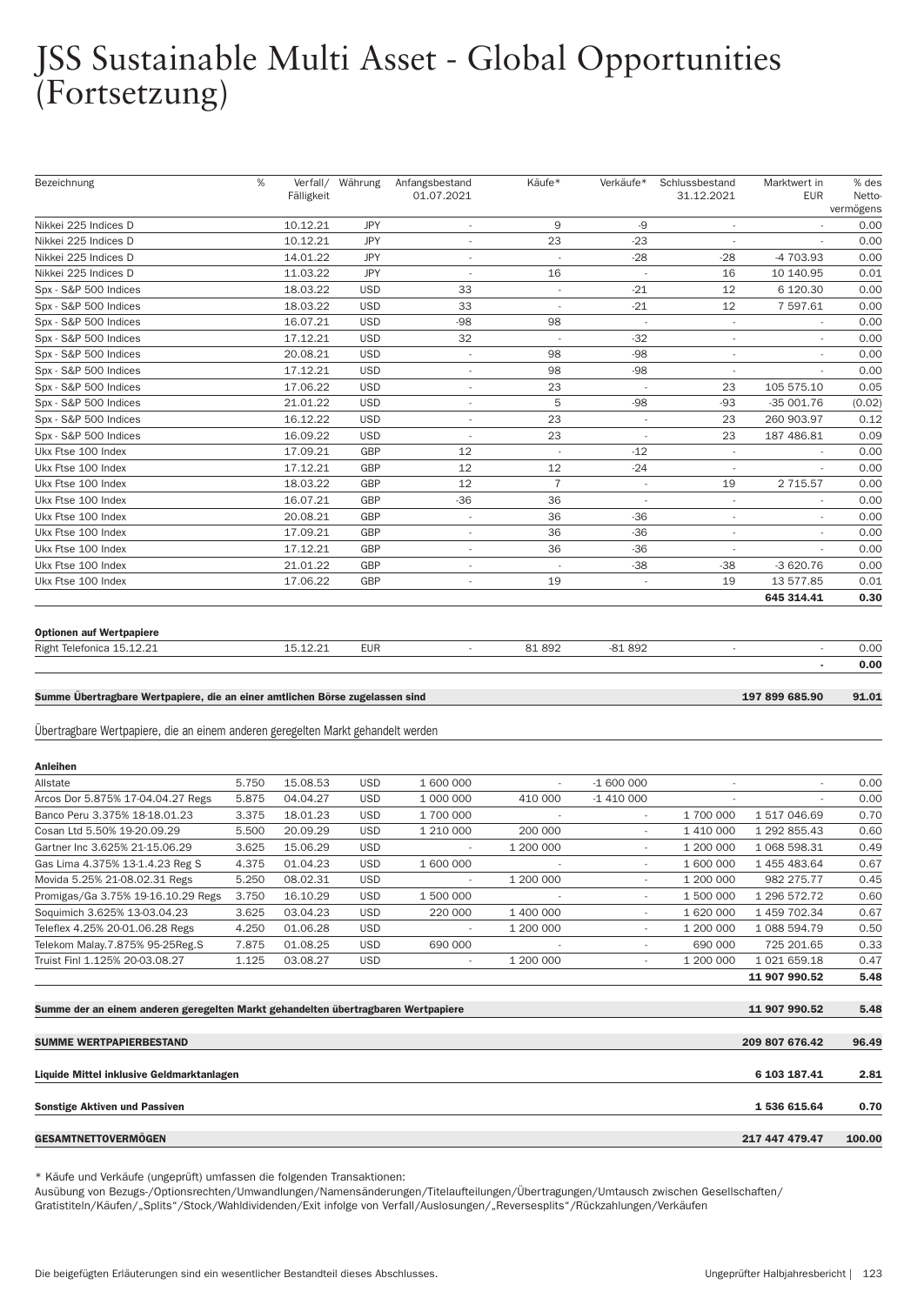# JSS Sustainable Multi Asset - Global Opportunities (Fortsetzung)

| Bezeichnung | % | Verfall/ Fälligkeit | Währung | Anfangsbestand 01.07.2021 | Käufe* | Verkäufe* | Schlussbestand 31.12.2021 | Marktwert in EUR | % des Netto-vermögens |
|---|---|---|---|---|---|---|---|---|---|
| Nikkei 225 Indices D | | 10.12.21 | JPY | - | 9 | -9 | - | - | 0.00 |
| Nikkei 225 Indices D | | 10.12.21 | JPY | - | 23 | -23 | - | - | 0.00 |
| Nikkei 225 Indices D | | 14.01.22 | JPY | - | - | -28 | -28 | -4 703.93 | 0.00 |
| Nikkei 225 Indices D | | 11.03.22 | JPY | - | 16 | - | 16 | 10 140.95 | 0.01 |
| Spx - S&P 500 Indices | | 18.03.22 | USD | 33 | - | -21 | 12 | 6 120.30 | 0.00 |
| Spx - S&P 500 Indices | | 18.03.22 | USD | 33 | - | -21 | 12 | 7 597.61 | 0.00 |
| Spx - S&P 500 Indices | | 16.07.21 | USD | -98 | 98 | - | - | - | 0.00 |
| Spx - S&P 500 Indices | | 17.12.21 | USD | 32 | - | -32 | - | - | 0.00 |
| Spx - S&P 500 Indices | | 20.08.21 | USD | - | 98 | -98 | - | - | 0.00 |
| Spx - S&P 500 Indices | | 17.12.21 | USD | - | 98 | -98 | - | - | 0.00 |
| Spx - S&P 500 Indices | | 17.06.22 | USD | - | 23 | - | 23 | 105 575.10 | 0.05 |
| Spx - S&P 500 Indices | | 21.01.22 | USD | - | 5 | -98 | -93 | -35 001.76 | (0.02) |
| Spx - S&P 500 Indices | | 16.12.22 | USD | - | 23 | - | 23 | 260 903.97 | 0.12 |
| Spx - S&P 500 Indices | | 16.09.22 | USD | - | 23 | - | 23 | 187 486.81 | 0.09 |
| Ukx Ftse 100 Index | | 17.09.21 | GBP | 12 | - | -12 | - | - | 0.00 |
| Ukx Ftse 100 Index | | 17.12.21 | GBP | 12 | 12 | -24 | - | - | 0.00 |
| Ukx Ftse 100 Index | | 18.03.22 | GBP | 12 | 7 | - | 19 | 2 715.57 | 0.00 |
| Ukx Ftse 100 Index | | 16.07.21 | GBP | -36 | 36 | - | - | - | 0.00 |
| Ukx Ftse 100 Index | | 20.08.21 | GBP | - | 36 | -36 | - | - | 0.00 |
| Ukx Ftse 100 Index | | 17.09.21 | GBP | - | 36 | -36 | - | - | 0.00 |
| Ukx Ftse 100 Index | | 17.12.21 | GBP | - | 36 | -36 | - | - | 0.00 |
| Ukx Ftse 100 Index | | 21.01.22 | GBP | - | - | -38 | -38 | -3 620.76 | 0.00 |
| Ukx Ftse 100 Index | | 17.06.22 | GBP | - | 19 | - | 19 | 13 577.85 | 0.01 |
| | | | | | | | | **645 314.41** | **0.30** |
| **Optionen auf Wertpapiere** | | | | | | | | | |
| Right Telefonica 15.12.21 | | 15.12.21 | EUR | - | 81 892 | -81 892 | - | - | 0.00 |
| | | | | | | | | **-** | **0.00** |
| **Summe Übertragbare Wertpapiere, die an einer amtlichen Börse zugelassen sind** | | | | | | | | **197 899 685.90** | **91.01** |

Übertragbare Wertpapiere, die an einem anderen geregelten Markt gehandelt werden

| Bezeichnung | % | Verfall/ Fälligkeit | Währung | Anfangsbestand 01.07.2021 | Käufe* | Verkäufe* | Schlussbestand 31.12.2021 | Marktwert in EUR | % des Netto-vermögens |
|---|---|---|---|---|---|---|---|---|---|
| **Anleihen** | | | | | | | | | |
| Allstate | 5.750 | 15.08.53 | USD | 1 600 000 | - | -1 600 000 | - | - | 0.00 |
| Arcos Dor 5.875% 17-04.04.27 Regs | 5.875 | 04.04.27 | USD | 1 000 000 | 410 000 | -1 410 000 | - | - | 0.00 |
| Banco Peru 3.375% 18-18.01.23 | 3.375 | 18.01.23 | USD | 1 700 000 | - | - | 1 700 000 | 1 517 046.69 | 0.70 |
| Cosan Ltd 5.50% 19-20.09.29 | 5.500 | 20.09.29 | USD | 1 210 000 | 200 000 | - | 1 410 000 | 1 292 855.43 | 0.60 |
| Gartner Inc 3.625% 21-15.06.29 | 3.625 | 15.06.29 | USD | - | 1 200 000 | - | 1 200 000 | 1 068 598.31 | 0.49 |
| Gas Lima 4.375% 13-1.4.23 Reg S | 4.375 | 01.04.23 | USD | 1 600 000 | - | - | 1 600 000 | 1 455 483.64 | 0.67 |
| Movida 5.25% 21-08.02.31 Regs | 5.250 | 08.02.31 | USD | - | 1 200 000 | - | 1 200 000 | 982 275.77 | 0.45 |
| Promigas/Ga 3.75% 19-16.10.29 Regs | 3.750 | 16.10.29 | USD | 1 500 000 | - | - | 1 500 000 | 1 296 572.72 | 0.60 |
| Soquimich 3.625% 13-03.04.23 | 3.625 | 03.04.23 | USD | 220 000 | 1 400 000 | - | 1 620 000 | 1 459 702.34 | 0.67 |
| Teleflex 4.25% 20-01.06.28 Regs | 4.250 | 01.06.28 | USD | - | 1 200 000 | - | 1 200 000 | 1 088 594.79 | 0.50 |
| Telekom Malay.7.875% 95-25Reg.S | 7.875 | 01.08.25 | USD | 690 000 | - | - | 690 000 | 725 201.65 | 0.33 |
| Truist Finl 1.125% 20-03.08.27 | 1.125 | 03.08.27 | USD | - | 1 200 000 | - | 1 200 000 | 1 021 659.18 | 0.47 |
| | | | | | | | | **11 907 990.52** | **5.48** |
| **Summe der an einem anderen geregelten Markt gehandelten übertragbaren Wertpapiere** | | | | | | | | **11 907 990.52** | **5.48** |
| **SUMME WERTPAPIERBESTAND** | | | | | | | | **209 807 676.42** | **96.49** |
| **Liquide Mittel inklusive Geldmarktanlagen** | | | | | | | | **6 103 187.41** | **2.81** |
| **Sonstige Aktiven und Passiven** | | | | | | | | **1 536 615.64** | **0.70** |
| **GESAMTNETTOVERMÖGEN** | | | | | | | | **217 447 479.47** | **100.00** |

* Käufe und Verkäufe (ungeprüft) umfassen die folgenden Transaktionen:
Ausübung von Bezugs-/Optionsrechten/Umwandlungen/Namensänderungen/Titelaufteilungen/Übertragungen/Umtausch zwischen Gesellschaften/ Gratistiteln/Käufen/„Splits"/Stock/Wahldividenden/Exit infolge von Verfall/Auslosungen/„Reversesplits"/Rückzahlungen/Verkäufen

Die beigefügten Erläuterungen sind ein wesentlicher Bestandteil dieses Abschlusses.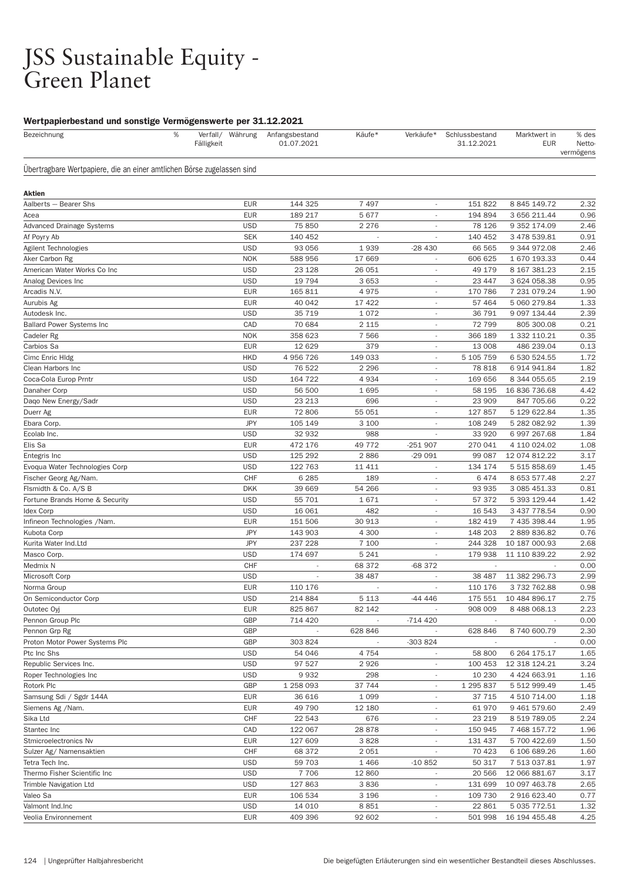# JSS Sustainable Equity - Green Planet

### Wertpapierbestand und sonstige Vermögenswerte per 31.12.2021

| Bezeichnung | % | Verfall/ Fälligkeit | Währung | Anfangsbestand 01.07.2021 | Käufe* | Verkäufe* | Schlussbestand 31.12.2021 | Marktwert in EUR | % des Netto-vermögens |
|---|---|---|---|---|---|---|---|---|---|
| Übertragbare Wertpapiere, die an einer amtlichen Börse zugelassen sind | | | | | | | | | |
| **Aktien** | | | | | | | | | |
| Aalberts — Bearer Shs | | | EUR | 144 325 | 7 497 | - | 151 822 | 8 845 149.72 | 2.32 |
| Acea | | | EUR | 189 217 | 5 677 | - | 194 894 | 3 656 211.44 | 0.96 |
| Advanced Drainage Systems | | | USD | 75 850 | 2 276 | - | 78 126 | 9 352 174.09 | 2.46 |
| Af Poyry Ab | | | SEK | 140 452 | - | - | 140 452 | 3 478 539.81 | 0.91 |
| Agilent Technologies | | | USD | 93 056 | 1 939 | -28 430 | 66 565 | 9 344 972.08 | 2.46 |
| Aker Carbon Rg | | | NOK | 588 956 | 17 669 | - | 606 625 | 1 670 193.33 | 0.44 |
| American Water Works Co Inc | | | USD | 23 128 | 26 051 | - | 49 179 | 8 167 381.23 | 2.15 |
| Analog Devices Inc | | | USD | 19 794 | 3 653 | - | 23 447 | 3 624 058.38 | 0.95 |
| Arcadis N.V. | | | EUR | 165 811 | 4 975 | - | 170 786 | 7 231 079.24 | 1.90 |
| Aurubis Ag | | | EUR | 40 042 | 17 422 | - | 57 464 | 5 060 279.84 | 1.33 |
| Autodesk Inc. | | | USD | 35 719 | 1 072 | - | 36 791 | 9 097 134.44 | 2.39 |
| Ballard Power Systems Inc | | | CAD | 70 684 | 2 115 | - | 72 799 | 805 300.08 | 0.21 |
| Cadeler Rg | | | NOK | 358 623 | 7 566 | - | 366 189 | 1 332 110.21 | 0.35 |
| Carbios Sa | | | EUR | 12 629 | 379 | - | 13 008 | 486 239.04 | 0.13 |
| Cimc Enric Hldg | | | HKD | 4 956 726 | 149 033 | - | 5 105 759 | 6 530 524.55 | 1.72 |
| Clean Harbors Inc | | | USD | 76 522 | 2 296 | - | 78 818 | 6 914 941.84 | 1.82 |
| Coca-Cola Europ Prntr | | | USD | 164 722 | 4 934 | - | 169 656 | 8 344 055.65 | 2.19 |
| Danaher Corp | | | USD | 56 500 | 1 695 | - | 58 195 | 16 836 736.68 | 4.42 |
| Daqo New Energy/Sadr | | | USD | 23 213 | 696 | - | 23 909 | 847 705.66 | 0.22 |
| Duerr Ag | | | EUR | 72 806 | 55 051 | - | 127 857 | 5 129 622.84 | 1.35 |
| Ebara Corp. | | | JPY | 105 149 | 3 100 | - | 108 249 | 5 282 082.92 | 1.39 |
| Ecolab Inc. | | | USD | 32 932 | 988 | - | 33 920 | 6 997 267.68 | 1.84 |
| Elis Sa | | | EUR | 472 176 | 49 772 | -251 907 | 270 041 | 4 110 024.02 | 1.08 |
| Entegris Inc | | | USD | 125 292 | 2 886 | -29 091 | 99 087 | 12 074 812.22 | 3.17 |
| Evoqua Water Technologies Corp | | | USD | 122 763 | 11 411 | - | 134 174 | 5 515 858.69 | 1.45 |
| Fischer Georg Ag/Nam. | | | CHF | 6 285 | 189 | - | 6 474 | 8 653 577.48 | 2.27 |
| Flsmidth & Co. A/S B | | | DKK | 39 669 | 54 266 | - | 93 935 | 3 085 451.33 | 0.81 |
| Fortune Brands Home & Security | | | USD | 55 701 | 1 671 | - | 57 372 | 5 393 129.44 | 1.42 |
| Idex Corp | | | USD | 16 061 | 482 | - | 16 543 | 3 437 778.54 | 0.90 |
| Infineon Technologies /Nam. | | | EUR | 151 506 | 30 913 | - | 182 419 | 7 435 398.44 | 1.95 |
| Kubota Corp | | | JPY | 143 903 | 4 300 | - | 148 203 | 2 889 836.82 | 0.76 |
| Kurita Water Ind.Ltd | | | JPY | 237 228 | 7 100 | - | 244 328 | 10 187 000.93 | 2.68 |
| Masco Corp. | | | USD | 174 697 | 5 241 | - | 179 938 | 11 110 839.22 | 2.92 |
| Medmix N | | | CHF | - | 68 372 | -68 372 | - | - | 0.00 |
| Microsoft Corp | | | USD | - | 38 487 | - | 38 487 | 11 382 296.73 | 2.99 |
| Norma Group | | | EUR | 110 176 | - | - | 110 176 | 3 732 762.88 | 0.98 |
| On Semiconductor Corp | | | USD | 214 884 | 5 113 | -44 446 | 175 551 | 10 484 896.17 | 2.75 |
| Outotec Oyj | | | EUR | 825 867 | 82 142 | - | 908 009 | 8 488 068.13 | 2.23 |
| Pennon Group Plc | | | GBP | 714 420 | - | -714 420 | - | - | 0.00 |
| Pennon Grp Rg | | | GBP | - | 628 846 | - | 628 846 | 8 740 600.79 | 2.30 |
| Proton Motor Power Systems Plc | | | GBP | 303 824 | - | -303 824 | - | - | 0.00 |
| Ptc Inc Shs | | | USD | 54 046 | 4 754 | - | 58 800 | 6 264 175.17 | 1.65 |
| Republic Services Inc. | | | USD | 97 527 | 2 926 | - | 100 453 | 12 318 124.21 | 3.24 |
| Roper Technologies Inc | | | USD | 9 932 | 298 | - | 10 230 | 4 424 663.91 | 1.16 |
| Rotork Plc | | | GBP | 1 258 093 | 37 744 | - | 1 295 837 | 5 512 999.49 | 1.45 |
| Samsung Sdi / Sgdr 144A | | | EUR | 36 616 | 1 099 | - | 37 715 | 4 510 714.00 | 1.18 |
| Siemens Ag /Nam. | | | EUR | 49 790 | 12 180 | - | 61 970 | 9 461 579.60 | 2.49 |
| Sika Ltd | | | CHF | 22 543 | 676 | - | 23 219 | 8 519 789.05 | 2.24 |
| Stantec Inc | | | CAD | 122 067 | 28 878 | - | 150 945 | 7 468 157.72 | 1.96 |
| Stmicroelectronics Nv | | | EUR | 127 609 | 3 828 | - | 131 437 | 5 700 422.69 | 1.50 |
| Sulzer Ag/ Namensaktien | | | CHF | 68 372 | 2 051 | - | 70 423 | 6 106 689.26 | 1.60 |
| Tetra Tech Inc. | | | USD | 59 703 | 1 466 | -10 852 | 50 317 | 7 513 037.81 | 1.97 |
| Thermo Fisher Scientific Inc | | | USD | 7 706 | 12 860 | - | 20 566 | 12 066 881.67 | 3.17 |
| Trimble Navigation Ltd | | | USD | 127 863 | 3 836 | - | 131 699 | 10 097 463.78 | 2.65 |
| Valeo Sa | | | EUR | 106 534 | 3 196 | - | 109 730 | 2 916 623.40 | 0.77 |
| Valmont Ind.Inc | | | USD | 14 010 | 8 851 | - | 22 861 | 5 035 772.51 | 1.32 |
| Veolia Environnement | | | EUR | 409 396 | 92 602 | - | 501 998 | 16 194 455.48 | 4.25 |

Die beigefügten Erläuterungen sind ein wesentlicher Bestandteil dieses Abschlusses.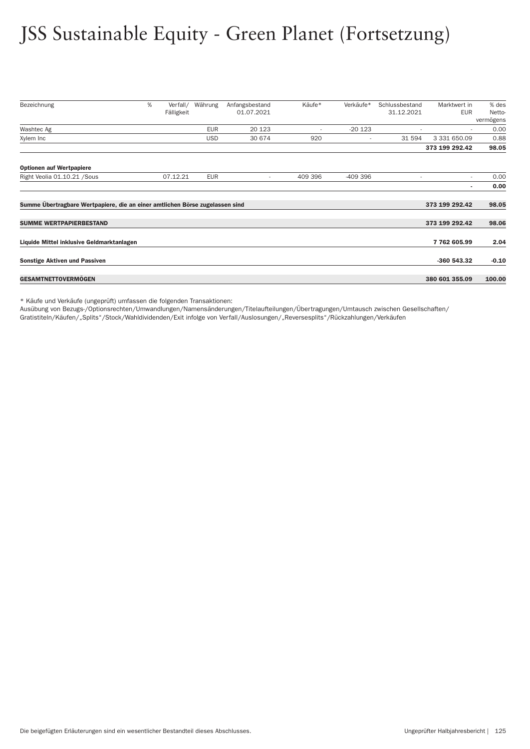# JSS Sustainable Equity - Green Planet (Fortsetzung)

| Bezeichnung | % | Verfall/ Fälligkeit | Währung | Anfangsbestand 01.07.2021 | Käufe* | Verkäufe* | Schlussbestand 31.12.2021 | Marktwert in EUR | % des Netto-vermögens |
|---|---|---|---|---|---|---|---|---|---|
| Washtec Ag | | | EUR | 20 123 | - | -20 123 | - | - | 0.00 |
| Xylem Inc | | | USD | 30 674 | 920 | - | 31 594 | 3 331 650.09 | 0.88 |
| | | | | | | | | **373 199 292.42** | **98.05** |
| **Optionen auf Wertpapiere** | | | | | | | | | |
| Right Veolia 01.10.21 /Sous | | 07.12.21 | EUR | - | 409 396 | -409 396 | - | - | 0.00 |
| | | | | | | | | **-** | **0.00** |
| **Summe Übertragbare Wertpapiere, die an einer amtlichen Börse zugelassen sind** | | | | | | | | **373 199 292.42** | **98.05** |
| **SUMME WERTPAPIERBESTAND** | | | | | | | | **373 199 292.42** | **98.06** |
| **Liquide Mittel inklusive Geldmarktanlagen** | | | | | | | | **7 762 605.99** | **2.04** |
| **Sonstige Aktiven und Passiven** | | | | | | | | **-360 543.32** | **-0.10** |
| **GESAMTNETTOVERMÖGEN** | | | | | | | | **380 601 355.09** | **100.00** |

* Käufe und Verkäufe (ungeprüft) umfassen die folgenden Transaktionen:
Ausübung von Bezugs-/Optionsrechten/Umwandlungen/Namensänderungen/Titelaufteilungen/Übertragungen/Umtausch zwischen Gesellschaften/Gratistiteln/Käufen/„Splits"/Stock/Wahldividenden/Exit infolge von Verfall/Auslosungen/„Reversesplits"/Rückzahlungen/Verkäufen

Die beigefügten Erläuterungen sind ein wesentlicher Bestandteil dieses Abschlusses.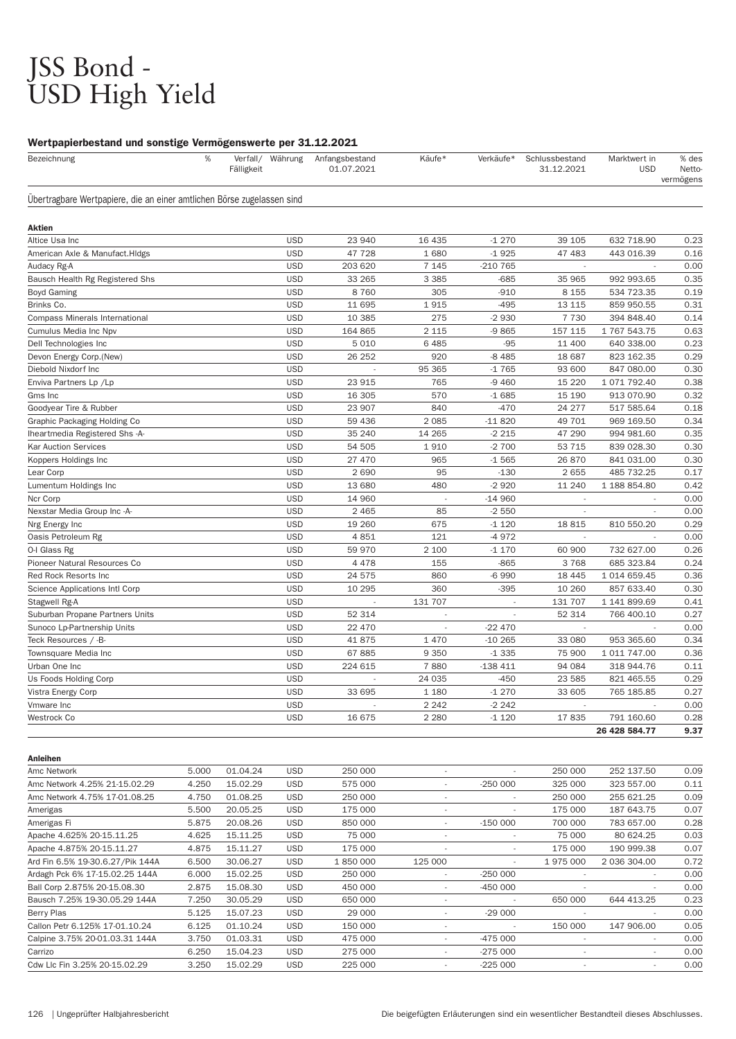# JSS Bond - USD High Yield

### Wertpapierbestand und sonstige Vermögenswerte per 31.12.2021

| Bezeichnung | % | Verfall/ Fälligkeit | Währung | Anfangsbestand 01.07.2021 | Käufe* | Verkäufe* | Schlussbestand 31.12.2021 | Marktwert in USD | % des Netto-vermögens |
|---|---|---|---|---|---|---|---|---|---|
| Übertragbare Wertpapiere, die an einer amtlichen Börse zugelassen sind | | | | | | | | | |
| **Aktien** | | | | | | | | | |
| Altice Usa Inc | | | USD | 23 940 | 16 435 | -1 270 | 39 105 | 632 718.90 | 0.23 |
| American Axle & Manufact.Hldgs | | | USD | 47 728 | 1 680 | -1 925 | 47 483 | 443 016.39 | 0.16 |
| Audacy Rg-A | | | USD | 203 620 | 7 145 | -210 765 | - | - | 0.00 |
| Bausch Health Rg Registered Shs | | | USD | 33 265 | 3 385 | -685 | 35 965 | 992 993.65 | 0.35 |
| Boyd Gaming | | | USD | 8 760 | 305 | -910 | 8 155 | 534 723.35 | 0.19 |
| Brinks Co. | | | USD | 11 695 | 1 915 | -495 | 13 115 | 859 950.55 | 0.31 |
| Compass Minerals International | | | USD | 10 385 | 275 | -2 930 | 7 730 | 394 848.40 | 0.14 |
| Cumulus Media Inc Npv | | | USD | 164 865 | 2 115 | -9 865 | 157 115 | 1 767 543.75 | 0.63 |
| Dell Technologies Inc | | | USD | 5 010 | 6 485 | -95 | 11 400 | 640 338.00 | 0.23 |
| Devon Energy Corp.(New) | | | USD | 26 252 | 920 | -8 485 | 18 687 | 823 162.35 | 0.29 |
| Diebold Nixdorf Inc | | | USD | - | 95 365 | -1 765 | 93 600 | 847 080.00 | 0.30 |
| Enviva Partners Lp /Lp | | | USD | 23 915 | 765 | -9 460 | 15 220 | 1 071 792.40 | 0.38 |
| Gms Inc | | | USD | 16 305 | 570 | -1 685 | 15 190 | 913 070.90 | 0.32 |
| Goodyear Tire & Rubber | | | USD | 23 907 | 840 | -470 | 24 277 | 517 585.64 | 0.18 |
| Graphic Packaging Holding Co | | | USD | 59 436 | 2 085 | -11 820 | 49 701 | 969 169.50 | 0.34 |
| Iheartmedia Registered Shs -A- | | | USD | 35 240 | 14 265 | -2 215 | 47 290 | 994 981.60 | 0.35 |
| Kar Auction Services | | | USD | 54 505 | 1 910 | -2 700 | 53 715 | 839 028.30 | 0.30 |
| Koppers Holdings Inc | | | USD | 27 470 | 965 | -1 565 | 26 870 | 841 031.00 | 0.30 |
| Lear Corp | | | USD | 2 690 | 95 | -130 | 2 655 | 485 732.25 | 0.17 |
| Lumentum Holdings Inc | | | USD | 13 680 | 480 | -2 920 | 11 240 | 1 188 854.80 | 0.42 |
| Ncr Corp | | | USD | 14 960 | - | -14 960 | - | - | 0.00 |
| Nexstar Media Group Inc -A- | | | USD | 2 465 | 85 | -2 550 | - | - | 0.00 |
| Nrg Energy Inc | | | USD | 19 260 | 675 | -1 120 | 18 815 | 810 550.20 | 0.29 |
| Oasis Petroleum Rg | | | USD | 4 851 | 121 | -4 972 | - | - | 0.00 |
| O-I Glass Rg | | | USD | 59 970 | 2 100 | -1 170 | 60 900 | 732 627.00 | 0.26 |
| Pioneer Natural Resources Co | | | USD | 4 478 | 155 | -865 | 3 768 | 685 323.84 | 0.24 |
| Red Rock Resorts Inc | | | USD | 24 575 | 860 | -6 990 | 18 445 | 1 014 659.45 | 0.36 |
| Science Applications Intl Corp | | | USD | 10 295 | 360 | -395 | 10 260 | 857 633.40 | 0.30 |
| Stagwell Rg-A | | | USD | - | 131 707 | - | 131 707 | 1 141 899.69 | 0.41 |
| Suburban Propane Partners Units | | | USD | 52 314 | - | - | 52 314 | 766 400.10 | 0.27 |
| Sunoco Lp-Partnership Units | | | USD | 22 470 | - | -22 470 | - | - | 0.00 |
| Teck Resources / -B- | | | USD | 41 875 | 1 470 | -10 265 | 33 080 | 953 365.60 | 0.34 |
| Townsquare Media Inc | | | USD | 67 885 | 9 350 | -1 335 | 75 900 | 1 011 747.00 | 0.36 |
| Urban One Inc | | | USD | 224 615 | 7 880 | -138 411 | 94 084 | 318 944.76 | 0.11 |
| Us Foods Holding Corp | | | USD | - | 24 035 | -450 | 23 585 | 821 465.55 | 0.29 |
| Vistra Energy Corp | | | USD | 33 695 | 1 180 | -1 270 | 33 605 | 765 185.85 | 0.27 |
| Vmware Inc | | | USD | - | 2 242 | -2 242 | - | - | 0.00 |
| Westrock Co | | | USD | 16 675 | 2 280 | -1 120 | 17 835 | 791 160.60 | 0.28 |
| | | | | | | | | **26 428 584.77** | **9.37** |
| **Anleihen** | | | | | | | | | |
| Amc Network | 5.000 | 01.04.24 | USD | 250 000 | - | - | 250 000 | 252 137.50 | 0.09 |
| Amc Network 4.25% 21-15.02.29 | 4.250 | 15.02.29 | USD | 575 000 | - | -250 000 | 325 000 | 323 557.00 | 0.11 |
| Amc Network 4.75% 17-01.08.25 | 4.750 | 01.08.25 | USD | 250 000 | - | - | 250 000 | 255 621.25 | 0.09 |
| Amerigas | 5.500 | 20.05.25 | USD | 175 000 | - | - | 175 000 | 187 643.75 | 0.07 |
| Amerigas Fi | 5.875 | 20.08.26 | USD | 850 000 | - | -150 000 | 700 000 | 783 657.00 | 0.28 |
| Apache 4.625% 20-15.11.25 | 4.625 | 15.11.25 | USD | 75 000 | - | - | 75 000 | 80 624.25 | 0.03 |
| Apache 4.875% 20-15.11.27 | 4.875 | 15.11.27 | USD | 175 000 | - | - | 175 000 | 190 999.38 | 0.07 |
| Ard Fin 6.5% 19-30.6.27/Pik 144A | 6.500 | 30.06.27 | USD | 1 850 000 | 125 000 | - | 1 975 000 | 2 036 304.00 | 0.72 |
| Ardagh Pck 6% 17-15.02.25 144A | 6.000 | 15.02.25 | USD | 250 000 | - | -250 000 | - | - | 0.00 |
| Ball Corp 2.875% 20-15.08.30 | 2.875 | 15.08.30 | USD | 450 000 | - | -450 000 | - | - | 0.00 |
| Bausch 7.25% 19-30.05.29 144A | 7.250 | 30.05.29 | USD | 650 000 | - | - | 650 000 | 644 413.25 | 0.23 |
| Berry Plas | 5.125 | 15.07.23 | USD | 29 000 | - | -29 000 | - | - | 0.00 |
| Callon Petr 6.125% 17-01.10.24 | 6.125 | 01.10.24 | USD | 150 000 | - | - | 150 000 | 147 906.00 | 0.05 |
| Calpine 3.75% 20-01.03.31 144A | 3.750 | 01.03.31 | USD | 475 000 | - | -475 000 | - | - | 0.00 |
| Carrizo | 6.250 | 15.04.23 | USD | 275 000 | - | -275 000 | - | - | 0.00 |
| Cdw Llc Fin 3.25% 20-15.02.29 | 3.250 | 15.02.29 | USD | 225 000 | - | -225 000 | - | - | 0.00 |

Die beigefügten Erläuterungen sind ein wesentlicher Bestandteil dieses Abschlusses.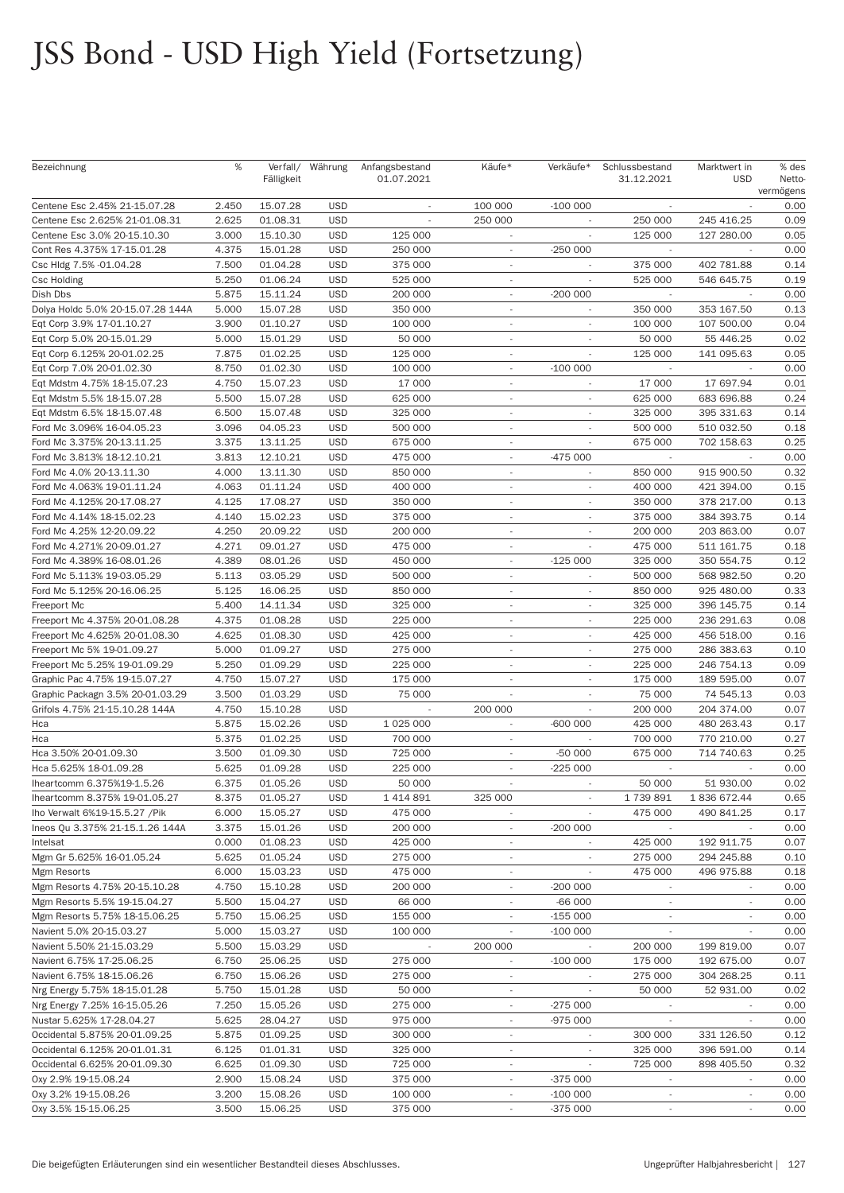# JSS Bond - USD High Yield (Fortsetzung)

| Bezeichnung | % | Verfall/ Fälligkeit | Währung | Anfangsbestand 01.07.2021 | Käufe* | Verkäufe* | Schlussbestand 31.12.2021 | Marktwert in USD | % des Netto-vermögens |
|---|---|---|---|---|---|---|---|---|---|
| Centene Esc 2.45% 21-15.07.28 | 2.450 | 15.07.28 | USD | - | 100 000 | -100 000 | - | - | 0.00 |
| Centene Esc 2.625% 21-01.08.31 | 2.625 | 01.08.31 | USD | - | 250 000 | - | 250 000 | 245 416.25 | 0.09 |
| Centene Esc 3.0% 20-15.10.30 | 3.000 | 15.10.30 | USD | 125 000 | - | - | 125 000 | 127 280.00 | 0.05 |
| Cont Res 4.375% 17-15.01.28 | 4.375 | 15.01.28 | USD | 250 000 | - | -250 000 | - | - | 0.00 |
| Csc Hldg 7.5% -01.04.28 | 7.500 | 01.04.28 | USD | 375 000 | - | - | 375 000 | 402 781.88 | 0.14 |
| Csc Holding | 5.250 | 01.06.24 | USD | 525 000 | - | - | 525 000 | 546 645.75 | 0.19 |
| Dish Dbs | 5.875 | 15.11.24 | USD | 200 000 | - | -200 000 | - | - | 0.00 |
| Dolya Holdc 5.0% 20-15.07.28 144A | 5.000 | 15.07.28 | USD | 350 000 | - | - | 350 000 | 353 167.50 | 0.13 |
| Eqt Corp 3.9% 17-01.10.27 | 3.900 | 01.10.27 | USD | 100 000 | - | - | 100 000 | 107 500.00 | 0.04 |
| Eqt Corp 5.0% 20-15.01.29 | 5.000 | 15.01.29 | USD | 50 000 | - | - | 50 000 | 55 446.25 | 0.02 |
| Eqt Corp 6.125% 20-01.02.25 | 7.875 | 01.02.25 | USD | 125 000 | - | - | 125 000 | 141 095.63 | 0.05 |
| Eqt Corp 7.0% 20-01.02.30 | 8.750 | 01.02.30 | USD | 100 000 | - | -100 000 | - | - | 0.00 |
| Eqt Mdstm 4.75% 18-15.07.23 | 4.750 | 15.07.23 | USD | 17 000 | - | - | 17 000 | 17 697.94 | 0.01 |
| Eqt Mdstm 5.5% 18-15.07.28 | 5.500 | 15.07.28 | USD | 625 000 | - | - | 625 000 | 683 696.88 | 0.24 |
| Eqt Mdstm 6.5% 18-15.07.48 | 6.500 | 15.07.48 | USD | 325 000 | - | - | 325 000 | 395 331.63 | 0.14 |
| Ford Mc 3.096% 16-04.05.23 | 3.096 | 04.05.23 | USD | 500 000 | - | - | 500 000 | 510 032.50 | 0.18 |
| Ford Mc 3.375% 20-13.11.25 | 3.375 | 13.11.25 | USD | 675 000 | - | - | 675 000 | 702 158.63 | 0.25 |
| Ford Mc 3.813% 18-12.10.21 | 3.813 | 12.10.21 | USD | 475 000 | - | -475 000 | - | - | 0.00 |
| Ford Mc 4.0% 20-13.11.30 | 4.000 | 13.11.30 | USD | 850 000 | - | - | 850 000 | 915 900.50 | 0.32 |
| Ford Mc 4.063% 19-01.11.24 | 4.063 | 01.11.24 | USD | 400 000 | - | - | 400 000 | 421 394.00 | 0.15 |
| Ford Mc 4.125% 20-17.08.27 | 4.125 | 17.08.27 | USD | 350 000 | - | - | 350 000 | 378 217.00 | 0.13 |
| Ford Mc 4.14% 18-15.02.23 | 4.140 | 15.02.23 | USD | 375 000 | - | - | 375 000 | 384 393.75 | 0.14 |
| Ford Mc 4.25% 12-20.09.22 | 4.250 | 20.09.22 | USD | 200 000 | - | - | 200 000 | 203 863.00 | 0.07 |
| Ford Mc 4.271% 20-09.01.27 | 4.271 | 09.01.27 | USD | 475 000 | - | - | 475 000 | 511 161.75 | 0.18 |
| Ford Mc 4.389% 16-08.01.26 | 4.389 | 08.01.26 | USD | 450 000 | - | -125 000 | 325 000 | 350 554.75 | 0.12 |
| Ford Mc 5.113% 19-03.05.29 | 5.113 | 03.05.29 | USD | 500 000 | - | - | 500 000 | 568 982.50 | 0.20 |
| Ford Mc 5.125% 20-16.06.25 | 5.125 | 16.06.25 | USD | 850 000 | - | - | 850 000 | 925 480.00 | 0.33 |
| Freeport Mc | 5.400 | 14.11.34 | USD | 325 000 | - | - | 325 000 | 396 145.75 | 0.14 |
| Freeport Mc 4.375% 20-01.08.28 | 4.375 | 01.08.28 | USD | 225 000 | - | - | 225 000 | 236 291.63 | 0.08 |
| Freeport Mc 4.625% 20-01.08.30 | 4.625 | 01.08.30 | USD | 425 000 | - | - | 425 000 | 456 518.00 | 0.16 |
| Freeport Mc 5% 19-01.09.27 | 5.000 | 01.09.27 | USD | 275 000 | - | - | 275 000 | 286 383.63 | 0.10 |
| Freeport Mc 5.25% 19-01.09.29 | 5.250 | 01.09.29 | USD | 225 000 | - | - | 225 000 | 246 754.13 | 0.09 |
| Graphic Pac 4.75% 19-15.07.27 | 4.750 | 15.07.27 | USD | 175 000 | - | - | 175 000 | 189 595.00 | 0.07 |
| Graphic Packagn 3.5% 20-01.03.29 | 3.500 | 01.03.29 | USD | 75 000 | - | - | 75 000 | 74 545.13 | 0.03 |
| Grifols 4.75% 21-15.10.28 144A | 4.750 | 15.10.28 | USD | - | 200 000 | - | 200 000 | 204 374.00 | 0.07 |
| Hca | 5.875 | 15.02.26 | USD | 1 025 000 | - | -600 000 | 425 000 | 480 263.43 | 0.17 |
| Hca | 5.375 | 01.02.25 | USD | 700 000 | - | - | 700 000 | 770 210.00 | 0.27 |
| Hca 3.50% 20-01.09.30 | 3.500 | 01.09.30 | USD | 725 000 | - | -50 000 | 675 000 | 714 740.63 | 0.25 |
| Hca 5.625% 18-01.09.28 | 5.625 | 01.09.28 | USD | 225 000 | - | -225 000 | - | - | 0.00 |
| Iheartcomm 6.375%19-1.5.26 | 6.375 | 01.05.26 | USD | 50 000 | - | - | 50 000 | 51 930.00 | 0.02 |
| Iheartcomm 8.375% 19-01.05.27 | 8.375 | 01.05.27 | USD | 1 414 891 | 325 000 | - | 1 739 891 | 1 836 672.44 | 0.65 |
| Iho Verwalt 6%19-15.5.27 /Pik | 6.000 | 15.05.27 | USD | 475 000 | - | - | 475 000 | 490 841.25 | 0.17 |
| Ineos Qu 3.375% 21-15.1.26 144A | 3.375 | 15.01.26 | USD | 200 000 | - | -200 000 | - | - | 0.00 |
| Intelsat | 0.000 | 01.08.23 | USD | 425 000 | - | - | 425 000 | 192 911.75 | 0.07 |
| Mgm Gr 5.625% 16-01.05.24 | 5.625 | 01.05.24 | USD | 275 000 | - | - | 275 000 | 294 245.88 | 0.10 |
| Mgm Resorts | 6.000 | 15.03.23 | USD | 475 000 | - | - | 475 000 | 496 975.88 | 0.18 |
| Mgm Resorts 4.75% 20-15.10.28 | 4.750 | 15.10.28 | USD | 200 000 | - | -200 000 | - | - | 0.00 |
| Mgm Resorts 5.5% 19-15.04.27 | 5.500 | 15.04.27 | USD | 66 000 | - | -66 000 | - | - | 0.00 |
| Mgm Resorts 5.75% 18-15.06.25 | 5.750 | 15.06.25 | USD | 155 000 | - | -155 000 | - | - | 0.00 |
| Navient 5.0% 20-15.03.27 | 5.000 | 15.03.27 | USD | 100 000 | - | -100 000 | - | - | 0.00 |
| Navient 5.50% 21-15.03.29 | 5.500 | 15.03.29 | USD | - | 200 000 | - | 200 000 | 199 819.00 | 0.07 |
| Navient 6.75% 17-25.06.25 | 6.750 | 25.06.25 | USD | 275 000 | - | -100 000 | 175 000 | 192 675.00 | 0.07 |
| Navient 6.75% 18-15.06.26 | 6.750 | 15.06.26 | USD | 275 000 | - | - | 275 000 | 304 268.25 | 0.11 |
| Nrg Energy 5.75% 18-15.01.28 | 5.750 | 15.01.28 | USD | 50 000 | - | - | 50 000 | 52 931.00 | 0.02 |
| Nrg Energy 7.25% 16-15.05.26 | 7.250 | 15.05.26 | USD | 275 000 | - | -275 000 | - | - | 0.00 |
| Nustar 5.625% 17-28.04.27 | 5.625 | 28.04.27 | USD | 975 000 | - | -975 000 | - | - | 0.00 |
| Occidental 5.875% 20-01.09.25 | 5.875 | 01.09.25 | USD | 300 000 | - | - | 300 000 | 331 126.50 | 0.12 |
| Occidental 6.125% 20-01.01.31 | 6.125 | 01.01.31 | USD | 325 000 | - | - | 325 000 | 396 591.00 | 0.14 |
| Occidental 6.625% 20-01.09.30 | 6.625 | 01.09.30 | USD | 725 000 | - | - | 725 000 | 898 405.50 | 0.32 |
| Oxy 2.9% 19-15.08.24 | 2.900 | 15.08.24 | USD | 375 000 | - | -375 000 | - | - | 0.00 |
| Oxy 3.2% 19-15.08.26 | 3.200 | 15.08.26 | USD | 100 000 | - | -100 000 | - | - | 0.00 |
| Oxy 3.5% 15-15.06.25 | 3.500 | 15.06.25 | USD | 375 000 | - | -375 000 | - | - | 0.00 |

Die beigefügten Erläuterungen sind ein wesentlicher Bestandteil dieses Abschlusses.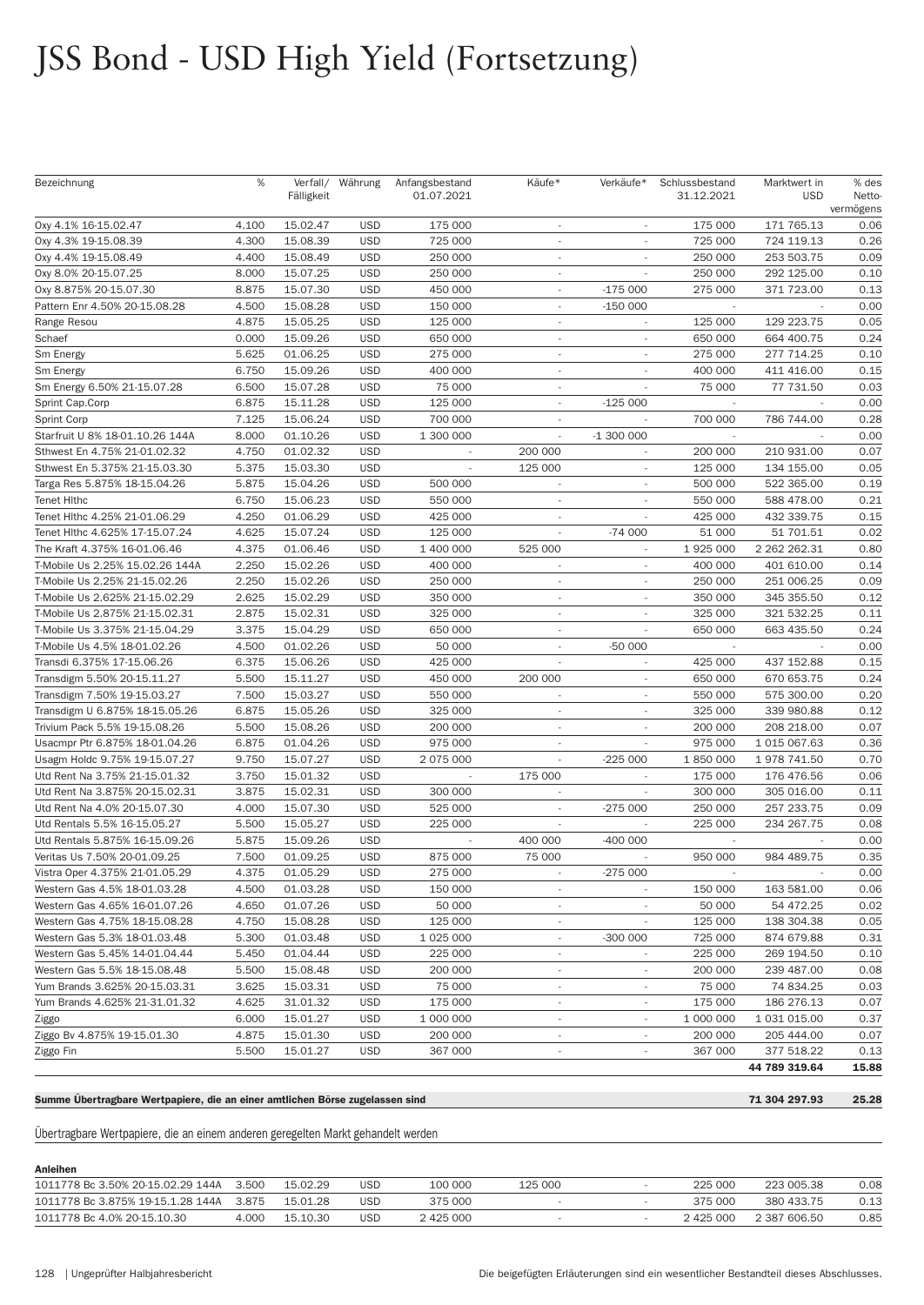# JSS Bond - USD High Yield (Fortsetzung)

| Bezeichnung | % | Verfall/ Fälligkeit | Währung | Anfangsbestand 01.07.2021 | Käufe* | Verkäufe* | Schlussbestand 31.12.2021 | Marktwert in USD | % des Netto-vermögens |
|---|---|---|---|---|---|---|---|---|---|
| Oxy 4.1% 16-15.02.47 | 4.100 | 15.02.47 | USD | 175 000 | - | - | 175 000 | 171 765.13 | 0.06 |
| Oxy 4.3% 19-15.08.39 | 4.300 | 15.08.39 | USD | 725 000 | - | - | 725 000 | 724 119.13 | 0.26 |
| Oxy 4.4% 19-15.08.49 | 4.400 | 15.08.49 | USD | 250 000 | - | - | 250 000 | 253 503.75 | 0.09 |
| Oxy 8.0% 20-15.07.25 | 8.000 | 15.07.25 | USD | 250 000 | - | - | 250 000 | 292 125.00 | 0.10 |
| Oxy 8.875% 20-15.07.30 | 8.875 | 15.07.30 | USD | 450 000 | - | -175 000 | 275 000 | 371 723.00 | 0.13 |
| Pattern Enr 4.50% 20-15.08.28 | 4.500 | 15.08.28 | USD | 150 000 | - | -150 000 | - | - | 0.00 |
| Range Resou | 4.875 | 15.05.25 | USD | 125 000 | - | - | 125 000 | 129 223.75 | 0.05 |
| Schaef | 0.000 | 15.09.26 | USD | 650 000 | - | - | 650 000 | 664 400.75 | 0.24 |
| Sm Energy | 5.625 | 01.06.25 | USD | 275 000 | - | - | 275 000 | 277 714.25 | 0.10 |
| Sm Energy | 6.750 | 15.09.26 | USD | 400 000 | - | - | 400 000 | 411 416.00 | 0.15 |
| Sm Energy 6.50% 21-15.07.28 | 6.500 | 15.07.28 | USD | 75 000 | - | - | 75 000 | 77 731.50 | 0.03 |
| Sprint Cap.Corp | 6.875 | 15.11.28 | USD | 125 000 | - | -125 000 | - | - | 0.00 |
| Sprint Corp | 7.125 | 15.06.24 | USD | 700 000 | - | - | 700 000 | 786 744.00 | 0.28 |
| Starfruit U 8% 18-01.10.26 144A | 8.000 | 01.10.26 | USD | 1 300 000 | - | -1 300 000 | - | - | 0.00 |
| Sthwest En 4.75% 21-01.02.32 | 4.750 | 01.02.32 | USD | - | 200 000 | - | 200 000 | 210 931.00 | 0.07 |
| Sthwest En 5.375% 21-15.03.30 | 5.375 | 15.03.30 | USD | - | 125 000 | - | 125 000 | 134 155.00 | 0.05 |
| Targa Res 5.875% 18-15.04.26 | 5.875 | 15.04.26 | USD | 500 000 | - | - | 500 000 | 522 365.00 | 0.19 |
| Tenet Hlthc | 6.750 | 15.06.23 | USD | 550 000 | - | - | 550 000 | 588 478.00 | 0.21 |
| Tenet Hlthc 4.25% 21-01.06.29 | 4.250 | 01.06.29 | USD | 425 000 | - | - | 425 000 | 432 339.75 | 0.15 |
| Tenet Hlthc 4.625% 17-15.07.24 | 4.625 | 15.07.24 | USD | 125 000 | - | -74 000 | 51 000 | 51 701.51 | 0.02 |
| The Kraft 4.375% 16-01.06.46 | 4.375 | 01.06.46 | USD | 1 400 000 | 525 000 | - | 1 925 000 | 2 262 262.31 | 0.80 |
| T-Mobile Us 2.25% 15.02.26 144A | 2.250 | 15.02.26 | USD | 400 000 | - | - | 400 000 | 401 610.00 | 0.14 |
| T-Mobile Us 2.25% 21-15.02.26 | 2.250 | 15.02.26 | USD | 250 000 | - | - | 250 000 | 251 006.25 | 0.09 |
| T-Mobile Us 2.625% 21-15.02.29 | 2.625 | 15.02.29 | USD | 350 000 | - | - | 350 000 | 345 355.50 | 0.12 |
| T-Mobile Us 2.875% 21-15.02.31 | 2.875 | 15.02.31 | USD | 325 000 | - | - | 325 000 | 321 532.25 | 0.11 |
| T-Mobile Us 3.375% 21-15.04.29 | 3.375 | 15.04.29 | USD | 650 000 | - | - | 650 000 | 663 435.50 | 0.24 |
| T-Mobile Us 4.5% 18-01.02.26 | 4.500 | 01.02.26 | USD | 50 000 | - | -50 000 | - | - | 0.00 |
| Transdi 6.375% 17-15.06.26 | 6.375 | 15.06.26 | USD | 425 000 | - | - | 425 000 | 437 152.88 | 0.15 |
| Transdigm 5.50% 20-15.11.27 | 5.500 | 15.11.27 | USD | 450 000 | 200 000 | - | 650 000 | 670 653.75 | 0.24 |
| Transdigm 7.50% 19-15.03.27 | 7.500 | 15.03.27 | USD | 550 000 | - | - | 550 000 | 575 300.00 | 0.20 |
| Transdigm U 6.875% 18-15.05.26 | 6.875 | 15.05.26 | USD | 325 000 | - | - | 325 000 | 339 980.88 | 0.12 |
| Trivium Pack 5.5% 19-15.08.26 | 5.500 | 15.08.26 | USD | 200 000 | - | - | 200 000 | 208 218.00 | 0.07 |
| Usacmpr Ptr 6.875% 18-01.04.26 | 6.875 | 01.04.26 | USD | 975 000 | - | - | 975 000 | 1 015 067.63 | 0.36 |
| Usagm Holdc 9.75% 19-15.07.27 | 9.750 | 15.07.27 | USD | 2 075 000 | - | -225 000 | 1 850 000 | 1 978 741.50 | 0.70 |
| Utd Rent Na 3.75% 21-15.01.32 | 3.750 | 15.01.32 | USD | - | 175 000 | - | 175 000 | 176 476.56 | 0.06 |
| Utd Rent Na 3.875% 20-15.02.31 | 3.875 | 15.02.31 | USD | 300 000 | - | - | 300 000 | 305 016.00 | 0.11 |
| Utd Rent Na 4.0% 20-15.07.30 | 4.000 | 15.07.30 | USD | 525 000 | - | -275 000 | 250 000 | 257 233.75 | 0.09 |
| Utd Rentals 5.5% 16-15.05.27 | 5.500 | 15.05.27 | USD | 225 000 | - | - | 225 000 | 234 267.75 | 0.08 |
| Utd Rentals 5.875% 16-15.09.26 | 5.875 | 15.09.26 | USD | - | 400 000 | -400 000 | - | - | 0.00 |
| Veritas Us 7.50% 20-01.09.25 | 7.500 | 01.09.25 | USD | 875 000 | 75 000 | - | 950 000 | 984 489.75 | 0.35 |
| Vistra Oper 4.375% 21-01.05.29 | 4.375 | 01.05.29 | USD | 275 000 | - | -275 000 | - | - | 0.00 |
| Western Gas 4.5% 18-01.03.28 | 4.500 | 01.03.28 | USD | 150 000 | - | - | 150 000 | 163 581.00 | 0.06 |
| Western Gas 4.65% 16-01.07.26 | 4.650 | 01.07.26 | USD | 50 000 | - | - | 50 000 | 54 472.25 | 0.02 |
| Western Gas 4.75% 18-15.08.28 | 4.750 | 15.08.28 | USD | 125 000 | - | - | 125 000 | 138 304.38 | 0.05 |
| Western Gas 5.3% 18-01.03.48 | 5.300 | 01.03.48 | USD | 1 025 000 | - | -300 000 | 725 000 | 874 679.88 | 0.31 |
| Western Gas 5.45% 14-01.04.44 | 5.450 | 01.04.44 | USD | 225 000 | - | - | 225 000 | 269 194.50 | 0.10 |
| Western Gas 5.5% 18-15.08.48 | 5.500 | 15.08.48 | USD | 200 000 | - | - | 200 000 | 239 487.00 | 0.08 |
| Yum Brands 3.625% 20-15.03.31 | 3.625 | 15.03.31 | USD | 75 000 | - | - | 75 000 | 74 834.25 | 0.03 |
| Yum Brands 4.625% 21-31.01.32 | 4.625 | 31.01.32 | USD | 175 000 | - | - | 175 000 | 186 276.13 | 0.07 |
| Ziggo | 6.000 | 15.01.27 | USD | 1 000 000 | - | - | 1 000 000 | 1 031 015.00 | 0.37 |
| Ziggo Bv 4.875% 19-15.01.30 | 4.875 | 15.01.30 | USD | 200 000 | - | - | 200 000 | 205 444.00 | 0.07 |
| Ziggo Fin | 5.500 | 15.01.27 | USD | 367 000 | - | - | 367 000 | 377 518.22 | 0.13 |
| | | | | | | | | **44 789 319.64** | **15.88** |

| | | |
|---|---|---|
| **Summe Übertragbare Wertpapiere, die an einer amtlichen Börse zugelassen sind** | **71 304 297.93** | **25.28** |

Übertragbare Wertpapiere, die an einem anderen geregelten Markt gehandelt werden

**Anleihen**

| Bezeichnung | % | Verfall/ Fälligkeit | Währung | Anfangsbestand 01.07.2021 | Käufe* | Verkäufe* | Schlussbestand 31.12.2021 | Marktwert in USD | % des Netto-vermögens |
|---|---|---|---|---|---|---|---|---|---|
| 1011778 Bc 3.50% 20-15.02.29 144A | 3.500 | 15.02.29 | USD | 100 000 | 125 000 | - | 225 000 | 223 005.38 | 0.08 |
| 1011778 Bc 3.875% 19-15.1.28 144A | 3.875 | 15.01.28 | USD | 375 000 | - | - | 375 000 | 380 433.75 | 0.13 |
| 1011778 Bc 4.0% 20-15.10.30 | 4.000 | 15.10.30 | USD | 2 425 000 | - | - | 2 425 000 | 2 387 606.50 | 0.85 |

Die beigefügten Erläuterungen sind ein wesentlicher Bestandteil dieses Abschlusses.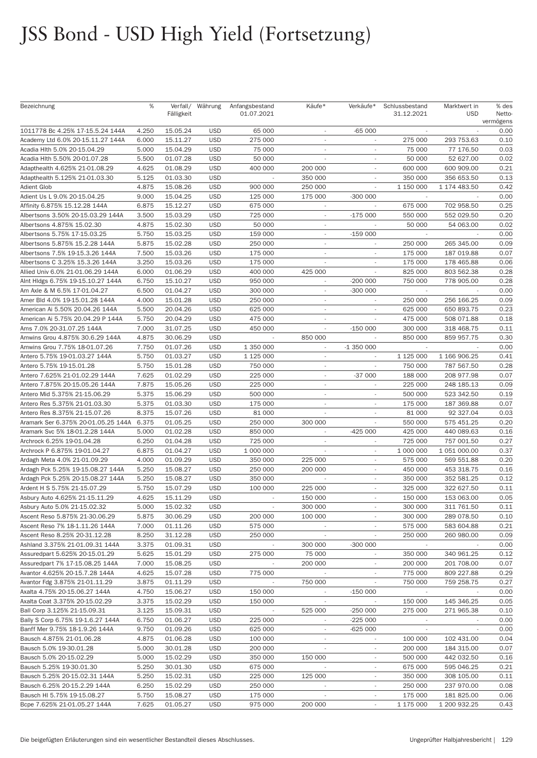# JSS Bond - USD High Yield (Fortsetzung)

| Bezeichnung | % | Verfall/ Fälligkeit | Währung | Anfangsbestand 01.07.2021 | Käufe* | Verkäufe* | Schlussbestand 31.12.2021 | Marktwert in USD | % des Netto-vermögens |
|---|---|---|---|---|---|---|---|---|---|
| 1011778 Bc 4.25% 17-15.5.24 144A | 4.250 | 15.05.24 | USD | 65 000 | - | -65 000 | - | - | 0.00 |
| Academy Ltd 6.0% 20-15.11.27 144A | 6.000 | 15.11.27 | USD | 275 000 | - | - | 275 000 | 293 753.63 | 0.10 |
| Acadia Hlth 5.0% 20-15.04.29 | 5.000 | 15.04.29 | USD | 75 000 | - | - | 75 000 | 77 176.50 | 0.03 |
| Acadia Hlth 5.50% 20-01.07.28 | 5.500 | 01.07.28 | USD | 50 000 | - | - | 50 000 | 52 627.00 | 0.02 |
| Adapthealth 4.625% 21-01.08.29 | 4.625 | 01.08.29 | USD | 400 000 | 200 000 | - | 600 000 | 600 909.00 | 0.21 |
| Adapthealth 5.125% 21-01.03.30 | 5.125 | 01.03.30 | USD | - | 350 000 | - | 350 000 | 356 653.50 | 0.13 |
| Adient Glob | 4.875 | 15.08.26 | USD | 900 000 | 250 000 | - | 1 150 000 | 1 174 483.50 | 0.42 |
| Adient Us L 9.0% 20-15.04.25 | 9.000 | 15.04.25 | USD | 125 000 | 175 000 | -300 000 | - | - | 0.00 |
| Affinity 6.875% 15.12.28 144A | 6.875 | 15.12.27 | USD | 675 000 | - | - | 675 000 | 702 958.50 | 0.25 |
| Albertsons 3.50% 20-15.03.29 144A | 3.500 | 15.03.29 | USD | 725 000 | - | -175 000 | 550 000 | 552 029.50 | 0.20 |
| Albertsons 4.875% 15.02.30 | 4.875 | 15.02.30 | USD | 50 000 | - | - | 50 000 | 54 063.00 | 0.02 |
| Albertsons 5.75% 17-15.03.25 | 5.750 | 15.03.25 | USD | 159 000 | - | -159 000 | - | - | 0.00 |
| Albertsons 5.875% 15.2.28 144A | 5.875 | 15.02.28 | USD | 250 000 | - | - | 250 000 | 265 345.00 | 0.09 |
| Albertsons 7.5% 19-15.3.26 144A | 7.500 | 15.03.26 | USD | 175 000 | - | - | 175 000 | 187 019.88 | 0.07 |
| Albertsons C 3.25% 15.3.26 144A | 3.250 | 15.03.26 | USD | 175 000 | - | - | 175 000 | 178 465.88 | 0.06 |
| Allied Univ 6.0% 21-01.06.29 144A | 6.000 | 01.06.29 | USD | 400 000 | 425 000 | - | 825 000 | 803 562.38 | 0.28 |
| Alnt Hldgs 6.75% 19-15.10.27 144A | 6.750 | 15.10.27 | USD | 950 000 | - | -200 000 | 750 000 | 778 905.00 | 0.28 |
| Am Axle & M 6.5% 17-01.04.27 | 6.500 | 01.04.27 | USD | 300 000 | - | -300 000 | - | - | 0.00 |
| Amer Bld 4.0% 19-15.01.28 144A | 4.000 | 15.01.28 | USD | 250 000 | - | - | 250 000 | 256 166.25 | 0.09 |
| American Ai 5.50% 20.04.26 144A | 5.500 | 20.04.26 | USD | 625 000 | - | - | 625 000 | 650 893.75 | 0.23 |
| American Ai 5.75% 20.04.29 P 144A | 5.750 | 20.04.29 | USD | 475 000 | - | - | 475 000 | 508 071.88 | 0.18 |
| Ams 7.0% 20-31.07.25 144A | 7.000 | 31.07.25 | USD | 450 000 | - | -150 000 | 300 000 | 318 468.75 | 0.11 |
| Amwins Grou 4.875% 30.6.29 144A | 4.875 | 30.06.29 | USD | - | 850 000 | - | 850 000 | 859 957.75 | 0.30 |
| Amwins Grou 7.75% 18-01.07.26 | 7.750 | 01.07.26 | USD | 1 350 000 | - | -1 350 000 | - | - | 0.00 |
| Antero 5.75% 19-01.03.27 144A | 5.750 | 01.03.27 | USD | 1 125 000 | - | - | 1 125 000 | 1 166 906.25 | 0.41 |
| Antero 5.75% 19-15.01.28 | 5.750 | 15.01.28 | USD | 750 000 | - | - | 750 000 | 787 567.50 | 0.28 |
| Antero 7.625% 21-01.02.29 144A | 7.625 | 01.02.29 | USD | 225 000 | - | -37 000 | 188 000 | 208 977.98 | 0.07 |
| Antero 7.875% 20-15.05.26 144A | 7.875 | 15.05.26 | USD | 225 000 | - | - | 225 000 | 248 185.13 | 0.09 |
| Antero Mid 5.375% 21-15.06.29 | 5.375 | 15.06.29 | USD | 500 000 | - | - | 500 000 | 523 342.50 | 0.19 |
| Antero Res 5.375% 21-01.03.30 | 5.375 | 01.03.30 | USD | 175 000 | - | - | 175 000 | 187 369.88 | 0.07 |
| Antero Res 8.375% 21-15.07.26 | 8.375 | 15.07.26 | USD | 81 000 | - | - | 81 000 | 92 327.04 | 0.03 |
| Aramark Ser 6.375% 20-01.05.25 144A | 6.375 | 01.05.25 | USD | 250 000 | 300 000 | - | 550 000 | 575 451.25 | 0.20 |
| Aramark Svc 5% 18-01.2.28 144A | 5.000 | 01.02.28 | USD | 850 000 | - | -425 000 | 425 000 | 440 089.63 | 0.16 |
| Archrock 6.25% 19-01.04.28 | 6.250 | 01.04.28 | USD | 725 000 | - | - | 725 000 | 757 001.50 | 0.27 |
| Archrock P 6.875% 19-01.04.27 | 6.875 | 01.04.27 | USD | 1 000 000 | - | - | 1 000 000 | 1 051 000.00 | 0.37 |
| Ardagh Meta 4.0% 21-01.09.29 | 4.000 | 01.09.29 | USD | 350 000 | 225 000 | - | 575 000 | 569 551.88 | 0.20 |
| Ardagh Pck 5.25% 19-15.08.27 144A | 5.250 | 15.08.27 | USD | 250 000 | 200 000 | - | 450 000 | 453 318.75 | 0.16 |
| Ardagh Pck 5.25% 20-15.08.27 144A | 5.250 | 15.08.27 | USD | 350 000 | - | - | 350 000 | 352 581.25 | 0.12 |
| Ardent H S 5.75% 21-15.07.29 | 5.750 | 15.07.29 | USD | 100 000 | 225 000 | - | 325 000 | 322 627.50 | 0.11 |
| Asbury Auto 4.625% 21-15.11.29 | 4.625 | 15.11.29 | USD | - | 150 000 | - | 150 000 | 153 063.00 | 0.05 |
| Asbury Auto 5.0% 21-15.02.32 | 5.000 | 15.02.32 | USD | - | 300 000 | - | 300 000 | 311 761.50 | 0.11 |
| Ascent Reso 5.875% 21-30.06.29 | 5.875 | 30.06.29 | USD | 200 000 | 100 000 | - | 300 000 | 289 078.50 | 0.10 |
| Ascent Reso 7% 18-1.11.26 144A | 7.000 | 01.11.26 | USD | 575 000 | - | - | 575 000 | 583 604.88 | 0.21 |
| Ascent Reso 8.25% 20-31.12.28 | 8.250 | 31.12.28 | USD | 250 000 | - | - | 250 000 | 260 980.00 | 0.09 |
| Ashland 3.375% 21-01.09.31 144A | 3.375 | 01.09.31 | USD | - | 300 000 | -300 000 | - | - | 0.00 |
| Assuredpart 5.625% 20-15.01.29 | 5.625 | 15.01.29 | USD | 275 000 | 75 000 | - | 350 000 | 340 961.25 | 0.12 |
| Assuredpart 7% 17-15.08.25 144A | 7.000 | 15.08.25 | USD | - | 200 000 | - | 200 000 | 201 708.00 | 0.07 |
| Avantor 4.625% 20-15.7.28 144A | 4.625 | 15.07.28 | USD | 775 000 | - | - | 775 000 | 809 227.88 | 0.29 |
| Avantor Fdg 3.875% 21-01.11.29 | 3.875 | 01.11.29 | USD | - | 750 000 | - | 750 000 | 759 258.75 | 0.27 |
| Axalta 4.75% 20-15.06.27 144A | 4.750 | 15.06.27 | USD | 150 000 | - | -150 000 | - | - | 0.00 |
| Axalta Coat 3.375% 20-15.02.29 | 3.375 | 15.02.29 | USD | 150 000 | - | - | 150 000 | 145 346.25 | 0.05 |
| Ball Corp 3.125% 21-15.09.31 | 3.125 | 15.09.31 | USD | - | 525 000 | -250 000 | 275 000 | 271 965.38 | 0.10 |
| Bally S Corp 6.75% 19-1.6.27 144A | 6.750 | 01.06.27 | USD | 225 000 | - | -225 000 | - | - | 0.00 |
| Banff Mer 9.75% 18-1.9.26 144A | 9.750 | 01.09.26 | USD | 625 000 | - | -625 000 | - | - | 0.00 |
| Bausch 4.875% 21-01.06.28 | 4.875 | 01.06.28 | USD | 100 000 | - | - | 100 000 | 102 431.00 | 0.04 |
| Bausch 5.0% 19-30.01.28 | 5.000 | 30.01.28 | USD | 200 000 | - | - | 200 000 | 184 315.00 | 0.07 |
| Bausch 5.0% 20-15.02.29 | 5.000 | 15.02.29 | USD | 350 000 | 150 000 | - | 500 000 | 442 032.50 | 0.16 |
| Bausch 5.25% 19-30.01.30 | 5.250 | 30.01.30 | USD | 675 000 | - | - | 675 000 | 595 046.25 | 0.21 |
| Bausch 5.25% 20-15.02.31 144A | 5.250 | 15.02.31 | USD | 225 000 | 125 000 | - | 350 000 | 308 105.00 | 0.11 |
| Bausch 6.25% 20-15.2.29 144A | 6.250 | 15.02.29 | USD | 250 000 | - | - | 250 000 | 237 970.00 | 0.08 |
| Bausch Hl 5.75% 19-15.08.27 | 5.750 | 15.08.27 | USD | 175 000 | - | - | 175 000 | 181 825.00 | 0.06 |
| Bcpe 7.625% 21-01.05.27 144A | 7.625 | 01.05.27 | USD | 975 000 | 200 000 | - | 1 175 000 | 1 200 932.25 | 0.43 |

Die beigefügten Erläuterungen sind ein wesentlicher Bestandteil dieses Abschlusses.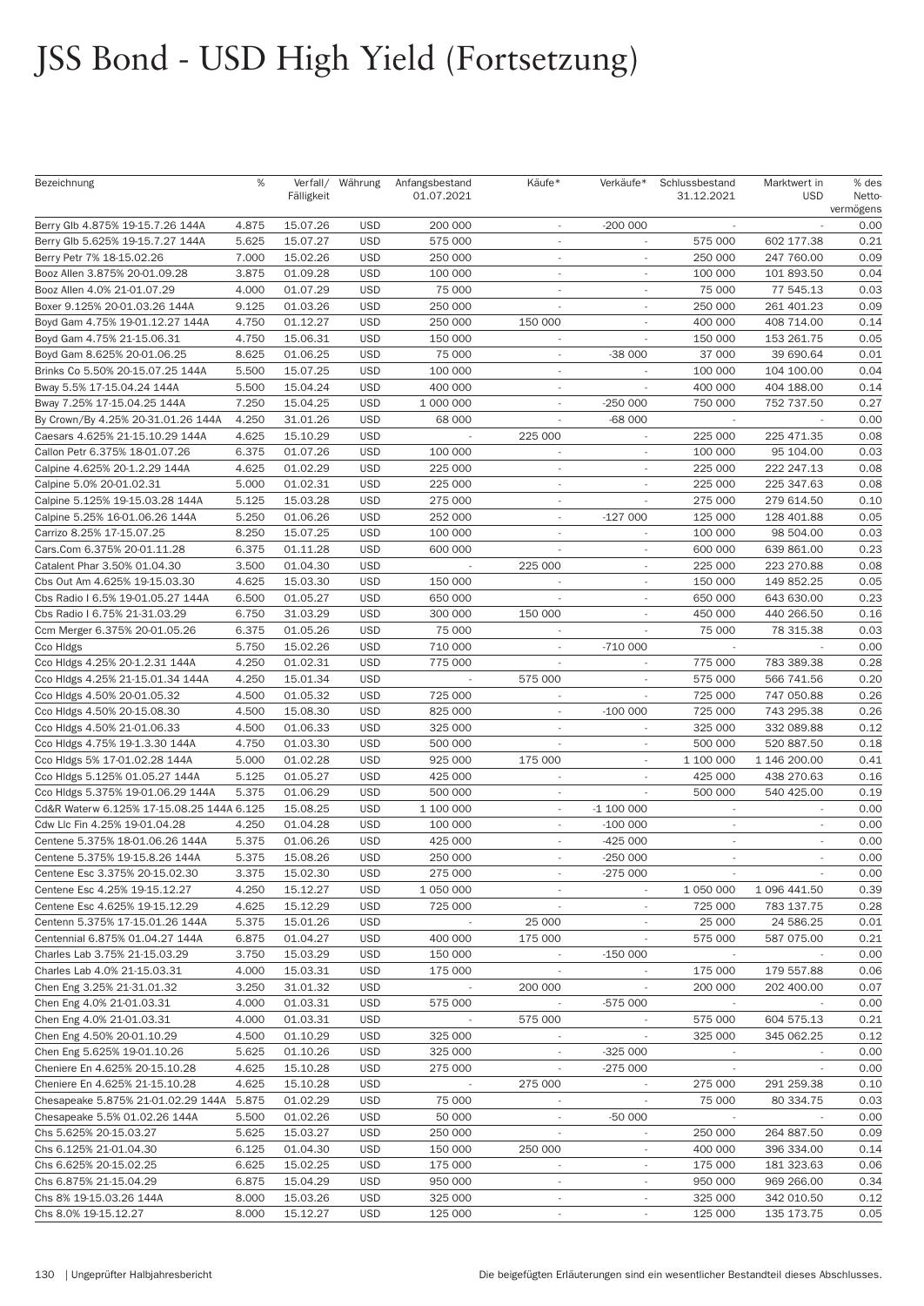# JSS Bond - USD High Yield (Fortsetzung)

| Bezeichnung | % | Verfall/ Fälligkeit | Währung | Anfangsbestand 01.07.2021 | Käufe* | Verkäufe* | Schlussbestand 31.12.2021 | Marktwert in USD | % des Netto-vermögens |
|---|---|---|---|---|---|---|---|---|---|
| Berry Glb 4.875% 19-15.7.26 144A | 4.875 | 15.07.26 | USD | 200 000 | - | -200 000 | - | - | 0.00 |
| Berry Glb 5.625% 19-15.7.27 144A | 5.625 | 15.07.27 | USD | 575 000 | - | - | 575 000 | 602 177.38 | 0.21 |
| Berry Petr 7% 18-15.02.26 | 7.000 | 15.02.26 | USD | 250 000 | - | - | 250 000 | 247 760.00 | 0.09 |
| Booz Allen 3.875% 20-01.09.28 | 3.875 | 01.09.28 | USD | 100 000 | - | - | 100 000 | 101 893.50 | 0.04 |
| Booz Allen 4.0% 21-01.07.29 | 4.000 | 01.07.29 | USD | 75 000 | - | - | 75 000 | 77 545.13 | 0.03 |
| Boxer 9.125% 20-01.03.26 144A | 9.125 | 01.03.26 | USD | 250 000 | - | - | 250 000 | 261 401.23 | 0.09 |
| Boyd Gam 4.75% 19-01.12.27 144A | 4.750 | 01.12.27 | USD | 250 000 | 150 000 | - | 400 000 | 408 714.00 | 0.14 |
| Boyd Gam 4.75% 21-15.06.31 | 4.750 | 15.06.31 | USD | 150 000 | - | - | 150 000 | 153 261.75 | 0.05 |
| Boyd Gam 8.625% 20-01.06.25 | 8.625 | 01.06.25 | USD | 75 000 | - | -38 000 | 37 000 | 39 690.64 | 0.01 |
| Brinks Co 5.50% 20-15.07.25 144A | 5.500 | 15.07.25 | USD | 100 000 | - | - | 100 000 | 104 100.00 | 0.04 |
| Bway 5.5% 17-15.04.24 144A | 5.500 | 15.04.24 | USD | 400 000 | - | - | 400 000 | 404 188.00 | 0.14 |
| Bway 7.25% 17-15.04.25 144A | 7.250 | 15.04.25 | USD | 1 000 000 | - | -250 000 | 750 000 | 752 737.50 | 0.27 |
| By Crown/By 4.25% 20-31.01.26 144A | 4.250 | 31.01.26 | USD | 68 000 | - | -68 000 | - | - | 0.00 |
| Caesars 4.625% 21-15.10.29 144A | 4.625 | 15.10.29 | USD | - | 225 000 | - | 225 000 | 225 471.35 | 0.08 |
| Callon Petr 6.375% 18-01.07.26 | 6.375 | 01.07.26 | USD | 100 000 | - | - | 100 000 | 95 104.00 | 0.03 |
| Calpine 4.625% 20-1.2.29 144A | 4.625 | 01.02.29 | USD | 225 000 | - | - | 225 000 | 222 247.13 | 0.08 |
| Calpine 5.0% 20-01.02.31 | 5.000 | 01.02.31 | USD | 225 000 | - | - | 225 000 | 225 347.63 | 0.08 |
| Calpine 5.125% 19-15.03.28 144A | 5.125 | 15.03.28 | USD | 275 000 | - | - | 275 000 | 279 614.50 | 0.10 |
| Calpine 5.25% 16-01.06.26 144A | 5.250 | 01.06.26 | USD | 252 000 | - | -127 000 | 125 000 | 128 401.88 | 0.05 |
| Carrizo 8.25% 17-15.07.25 | 8.250 | 15.07.25 | USD | 100 000 | - | - | 100 000 | 98 504.00 | 0.03 |
| Cars.Com 6.375% 20-01.11.28 | 6.375 | 01.11.28 | USD | 600 000 | - | - | 600 000 | 639 861.00 | 0.23 |
| Catalent Phar 3.50% 01.04.30 | 3.500 | 01.04.30 | USD | - | 225 000 | - | 225 000 | 223 270.88 | 0.08 |
| Cbs Out Am 4.625% 19-15.03.30 | 4.625 | 15.03.30 | USD | 150 000 | - | - | 150 000 | 149 852.25 | 0.05 |
| Cbs Radio I 6.5% 19-01.05.27 144A | 6.500 | 01.05.27 | USD | 650 000 | - | - | 650 000 | 643 630.00 | 0.23 |
| Cbs Radio I 6.75% 21-31.03.29 | 6.750 | 31.03.29 | USD | 300 000 | 150 000 | - | 450 000 | 440 266.50 | 0.16 |
| Ccm Merger 6.375% 20-01.05.26 | 6.375 | 01.05.26 | USD | 75 000 | - | - | 75 000 | 78 315.38 | 0.03 |
| Cco Hldgs | 5.750 | 15.02.26 | USD | 710 000 | - | -710 000 | - | - | 0.00 |
| Cco Hldgs 4.25% 20-1.2.31 144A | 4.250 | 01.02.31 | USD | 775 000 | - | - | 775 000 | 783 389.38 | 0.28 |
| Cco Hldgs 4.25% 21-15.01.34 144A | 4.250 | 15.01.34 | USD | - | 575 000 | - | 575 000 | 566 741.56 | 0.20 |
| Cco Hldgs 4.50% 20-01.05.32 | 4.500 | 01.05.32 | USD | 725 000 | - | - | 725 000 | 747 050.88 | 0.26 |
| Cco Hldgs 4.50% 20-15.08.30 | 4.500 | 15.08.30 | USD | 825 000 | - | -100 000 | 725 000 | 743 295.38 | 0.26 |
| Cco Hldgs 4.50% 21-01.06.33 | 4.500 | 01.06.33 | USD | 325 000 | - | - | 325 000 | 332 089.88 | 0.12 |
| Cco Hldgs 4.75% 19-1.3.30 144A | 4.750 | 01.03.30 | USD | 500 000 | - | - | 500 000 | 520 887.50 | 0.18 |
| Cco Hldgs 5% 17-01.02.28 144A | 5.000 | 01.02.28 | USD | 925 000 | 175 000 | - | 1 100 000 | 1 146 200.00 | 0.41 |
| Cco Hldgs 5.125% 01.05.27 144A | 5.125 | 01.05.27 | USD | 425 000 | - | - | 425 000 | 438 270.63 | 0.16 |
| Cco Hldgs 5.375% 19-01.06.29 144A | 5.375 | 01.06.29 | USD | 500 000 | - | - | 500 000 | 540 425.00 | 0.19 |
| Cd&R Waterw 6.125% 17-15.08.25 144A | 6.125 | 15.08.25 | USD | 1 100 000 | - | -1 100 000 | - | - | 0.00 |
| Cdw Llc Fin 4.25% 19-01.04.28 | 4.250 | 01.04.28 | USD | 100 000 | - | -100 000 | - | - | 0.00 |
| Centene 5.375% 18-01.06.26 144A | 5.375 | 01.06.26 | USD | 425 000 | - | -425 000 | - | - | 0.00 |
| Centene 5.375% 19-15.8.26 144A | 5.375 | 15.08.26 | USD | 250 000 | - | -250 000 | - | - | 0.00 |
| Centene Esc 3.375% 20-15.02.30 | 3.375 | 15.02.30 | USD | 275 000 | - | -275 000 | - | - | 0.00 |
| Centene Esc 4.25% 19-15.12.27 | 4.250 | 15.12.27 | USD | 1 050 000 | - | - | 1 050 000 | 1 096 441.50 | 0.39 |
| Centene Esc 4.625% 19-15.12.29 | 4.625 | 15.12.29 | USD | 725 000 | - | - | 725 000 | 783 137.75 | 0.28 |
| Centenn 5.375% 17-15.01.26 144A | 5.375 | 15.01.26 | USD | - | 25 000 | - | 25 000 | 24 586.25 | 0.01 |
| Centennial 6.875% 01.04.27 144A | 6.875 | 01.04.27 | USD | 400 000 | 175 000 | - | 575 000 | 587 075.00 | 0.21 |
| Charles Lab 3.75% 21-15.03.29 | 3.750 | 15.03.29 | USD | 150 000 | - | -150 000 | - | - | 0.00 |
| Charles Lab 4.0% 21-15.03.31 | 4.000 | 15.03.31 | USD | 175 000 | - | - | 175 000 | 179 557.88 | 0.06 |
| Chen Eng 3.25% 21-31.01.32 | 3.250 | 31.01.32 | USD | - | 200 000 | - | 200 000 | 202 400.00 | 0.07 |
| Chen Eng 4.0% 21-01.03.31 | 4.000 | 01.03.31 | USD | 575 000 | - | -575 000 | - | - | 0.00 |
| Chen Eng 4.0% 21-01.03.31 | 4.000 | 01.03.31 | USD | - | 575 000 | - | 575 000 | 604 575.13 | 0.21 |
| Chen Eng 4.50% 20-01.10.29 | 4.500 | 01.10.29 | USD | 325 000 | - | - | 325 000 | 345 062.25 | 0.12 |
| Chen Eng 5.625% 19-01.10.26 | 5.625 | 01.10.26 | USD | 325 000 | - | -325 000 | - | - | 0.00 |
| Cheniere En 4.625% 20-15.10.28 | 4.625 | 15.10.28 | USD | 275 000 | - | -275 000 | - | - | 0.00 |
| Cheniere En 4.625% 21-15.10.28 | 4.625 | 15.10.28 | USD | - | 275 000 | - | 275 000 | 291 259.38 | 0.10 |
| Chesapeake 5.875% 21-01.02.29 144A | 5.875 | 01.02.29 | USD | 75 000 | - | - | 75 000 | 80 334.75 | 0.03 |
| Chesapeake 5.5% 01.02.26 144A | 5.500 | 01.02.26 | USD | 50 000 | - | -50 000 | - | - | 0.00 |
| Chs 5.625% 20-15.03.27 | 5.625 | 15.03.27 | USD | 250 000 | - | - | 250 000 | 264 887.50 | 0.09 |
| Chs 6.125% 21-01.04.30 | 6.125 | 01.04.30 | USD | 150 000 | 250 000 | - | 400 000 | 396 334.00 | 0.14 |
| Chs 6.625% 20-15.02.25 | 6.625 | 15.02.25 | USD | 175 000 | - | - | 175 000 | 181 323.63 | 0.06 |
| Chs 6.875% 21-15.04.29 | 6.875 | 15.04.29 | USD | 950 000 | - | - | 950 000 | 969 266.00 | 0.34 |
| Chs 8% 19-15.03.26 144A | 8.000 | 15.03.26 | USD | 325 000 | - | - | 325 000 | 342 010.50 | 0.12 |
| Chs 8.0% 19-15.12.27 | 8.000 | 15.12.27 | USD | 125 000 | - | - | 125 000 | 135 173.75 | 0.05 |

Die beigefügten Erläuterungen sind ein wesentlicher Bestandteil dieses Abschlusses.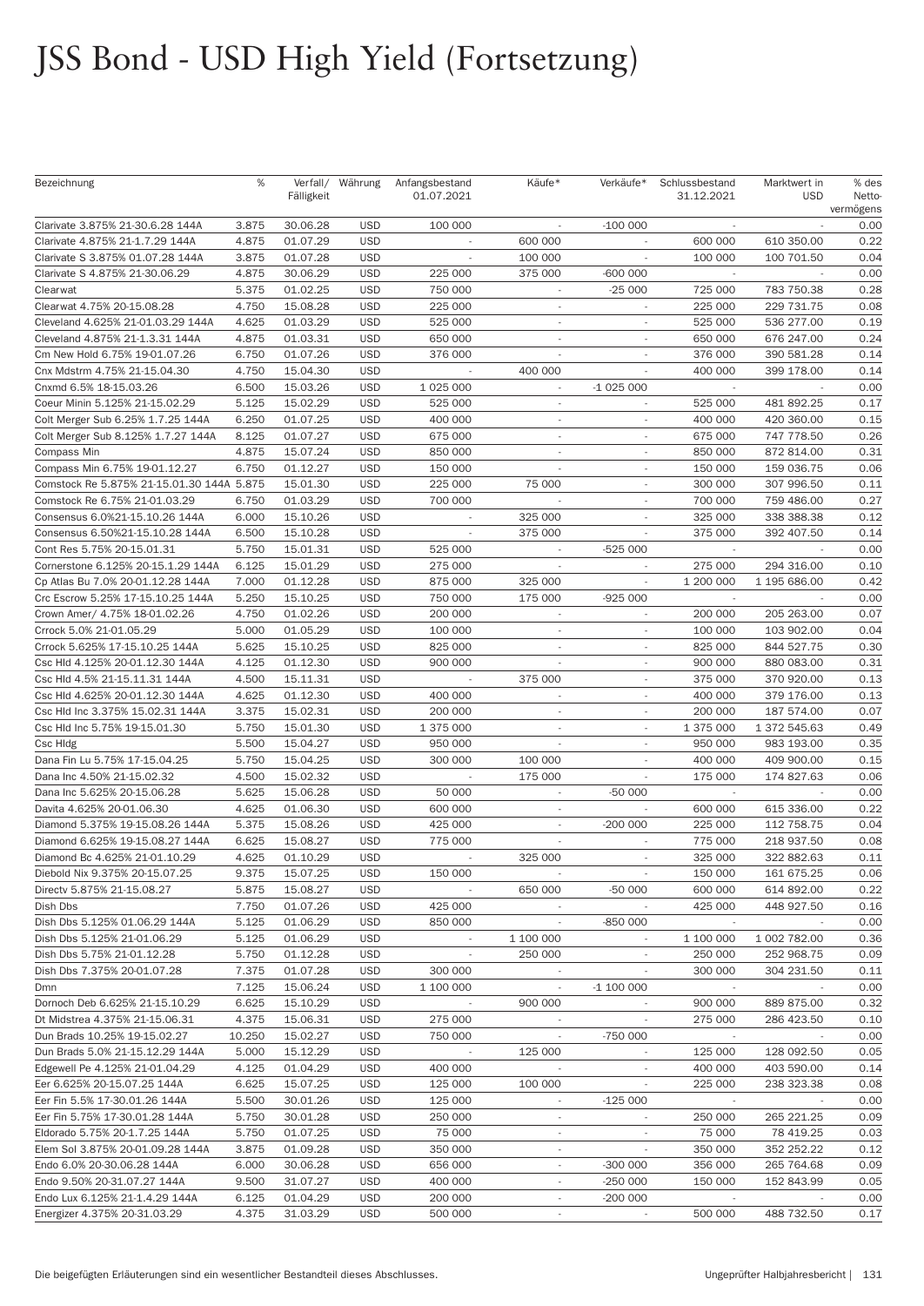# JSS Bond - USD High Yield (Fortsetzung)

| Bezeichnung | % | Verfall/ Fälligkeit | Währung | Anfangsbestand 01.07.2021 | Käufe* | Verkäufe* | Schlussbestand 31.12.2021 | Marktwert in USD | % des Netto-vermögens |
|---|---|---|---|---|---|---|---|---|---|
| Clarivate 3.875% 21-30.6.28 144A | 3.875 | 30.06.28 | USD | 100 000 | - | -100 000 | - | - | 0.00 |
| Clarivate 4.875% 21-1.7.29 144A | 4.875 | 01.07.29 | USD | - | 600 000 | - | 600 000 | 610 350.00 | 0.22 |
| Clarivate S 3.875% 01.07.28 144A | 3.875 | 01.07.28 | USD | - | 100 000 | - | 100 000 | 100 701.50 | 0.04 |
| Clarivate S 4.875% 21-30.06.29 | 4.875 | 30.06.29 | USD | 225 000 | 375 000 | -600 000 | - | - | 0.00 |
| Clearwat | 5.375 | 01.02.25 | USD | 750 000 | - | -25 000 | 725 000 | 783 750.38 | 0.28 |
| Clearwat 4.75% 20-15.08.28 | 4.750 | 15.08.28 | USD | 225 000 | - | - | 225 000 | 229 731.75 | 0.08 |
| Cleveland 4.625% 21-01.03.29 144A | 4.625 | 01.03.29 | USD | 525 000 | - | - | 525 000 | 536 277.00 | 0.19 |
| Cleveland 4.875% 21-1.3.31 144A | 4.875 | 01.03.31 | USD | 650 000 | - | - | 650 000 | 676 247.00 | 0.24 |
| Cm New Hold 6.75% 19-01.07.26 | 6.750 | 01.07.26 | USD | 376 000 | - | - | 376 000 | 390 581.28 | 0.14 |
| Cnx Mdstrm 4.75% 21-15.04.30 | 4.750 | 15.04.30 | USD | - | 400 000 | - | 400 000 | 399 178.00 | 0.14 |
| Cnxmd 6.5% 18-15.03.26 | 6.500 | 15.03.26 | USD | 1 025 000 | - | -1 025 000 | - | - | 0.00 |
| Coeur Minin 5.125% 21-15.02.29 | 5.125 | 15.02.29 | USD | 525 000 | - | - | 525 000 | 481 892.25 | 0.17 |
| Colt Merger Sub 6.25% 1.7.25 144A | 6.250 | 01.07.25 | USD | 400 000 | - | - | 400 000 | 420 360.00 | 0.15 |
| Colt Merger Sub 8.125% 1.7.27 144A | 8.125 | 01.07.27 | USD | 675 000 | - | - | 675 000 | 747 778.50 | 0.26 |
| Compass Min | 4.875 | 15.07.24 | USD | 850 000 | - | - | 850 000 | 872 814.00 | 0.31 |
| Compass Min 6.75% 19-01.12.27 | 6.750 | 01.12.27 | USD | 150 000 | - | - | 150 000 | 159 036.75 | 0.06 |
| Comstock Re 5.875% 21-15.01.30 144A | 5.875 | 15.01.30 | USD | 225 000 | 75 000 | - | 300 000 | 307 996.50 | 0.11 |
| Comstock Re 6.75% 21-01.03.29 | 6.750 | 01.03.29 | USD | 700 000 | - | - | 700 000 | 759 486.00 | 0.27 |
| Consensus 6.0%21-15.10.26 144A | 6.000 | 15.10.26 | USD | - | 325 000 | - | 325 000 | 338 388.38 | 0.12 |
| Consensus 6.50%21-15.10.28 144A | 6.500 | 15.10.28 | USD | - | 375 000 | - | 375 000 | 392 407.50 | 0.14 |
| Cont Res 5.75% 20-15.01.31 | 5.750 | 15.01.31 | USD | 525 000 | - | -525 000 | - | - | 0.00 |
| Cornerstone 6.125% 20-15.1.29 144A | 6.125 | 15.01.29 | USD | 275 000 | - | - | 275 000 | 294 316.00 | 0.10 |
| Cp Atlas Bu 7.0% 20-01.12.28 144A | 7.000 | 01.12.28 | USD | 875 000 | 325 000 | - | 1 200 000 | 1 195 686.00 | 0.42 |
| Crc Escrow 5.25% 17-15.10.25 144A | 5.250 | 15.10.25 | USD | 750 000 | 175 000 | -925 000 | - | - | 0.00 |
| Crown Amer/ 4.75% 18-01.02.26 | 4.750 | 01.02.26 | USD | 200 000 | - | - | 200 000 | 205 263.00 | 0.07 |
| Crrock 5.0% 21-01.05.29 | 5.000 | 01.05.29 | USD | 100 000 | - | - | 100 000 | 103 902.00 | 0.04 |
| Crrock 5.625% 17-15.10.25 144A | 5.625 | 15.10.25 | USD | 825 000 | - | - | 825 000 | 844 527.75 | 0.30 |
| Csc Hld 4.125% 20-01.12.30 144A | 4.125 | 01.12.30 | USD | 900 000 | - | - | 900 000 | 880 083.00 | 0.31 |
| Csc Hld 4.5% 21-15.11.31 144A | 4.500 | 15.11.31 | USD | - | 375 000 | - | 375 000 | 370 920.00 | 0.13 |
| Csc Hld 4.625% 20-01.12.30 144A | 4.625 | 01.12.30 | USD | 400 000 | - | - | 400 000 | 379 176.00 | 0.13 |
| Csc Hld Inc 3.375% 15.02.31 144A | 3.375 | 15.02.31 | USD | 200 000 | - | - | 200 000 | 187 574.00 | 0.07 |
| Csc Hld Inc 5.75% 19-15.01.30 | 5.750 | 15.01.30 | USD | 1 375 000 | - | - | 1 375 000 | 1 372 545.63 | 0.49 |
| Csc Hldg | 5.500 | 15.04.27 | USD | 950 000 | - | - | 950 000 | 983 193.00 | 0.35 |
| Dana Fin Lu 5.75% 17-15.04.25 | 5.750 | 15.04.25 | USD | 300 000 | 100 000 | - | 400 000 | 409 900.00 | 0.15 |
| Dana Inc 4.50% 21-15.02.32 | 4.500 | 15.02.32 | USD | - | 175 000 | - | 175 000 | 174 827.63 | 0.06 |
| Dana Inc 5.625% 20-15.06.28 | 5.625 | 15.06.28 | USD | 50 000 | - | -50 000 | - | - | 0.00 |
| Davita 4.625% 20-01.06.30 | 4.625 | 01.06.30 | USD | 600 000 | - | - | 600 000 | 615 336.00 | 0.22 |
| Diamond 5.375% 19-15.08.26 144A | 5.375 | 15.08.26 | USD | 425 000 | - | -200 000 | 225 000 | 112 758.75 | 0.04 |
| Diamond 6.625% 19-15.08.27 144A | 6.625 | 15.08.27 | USD | 775 000 | - | - | 775 000 | 218 937.50 | 0.08 |
| Diamond Bc 4.625% 21-01.10.29 | 4.625 | 01.10.29 | USD | - | 325 000 | - | 325 000 | 322 882.63 | 0.11 |
| Diebold Nix 9.375% 20-15.07.25 | 9.375 | 15.07.25 | USD | 150 000 | - | - | 150 000 | 161 675.25 | 0.06 |
| Directv 5.875% 21-15.08.27 | 5.875 | 15.08.27 | USD | - | 650 000 | -50 000 | 600 000 | 614 892.00 | 0.22 |
| Dish Dbs | 7.750 | 01.07.26 | USD | 425 000 | - | - | 425 000 | 448 927.50 | 0.16 |
| Dish Dbs 5.125% 01.06.29 144A | 5.125 | 01.06.29 | USD | 850 000 | - | -850 000 | - | - | 0.00 |
| Dish Dbs 5.125% 21-01.06.29 | 5.125 | 01.06.29 | USD | - | 1 100 000 | - | 1 100 000 | 1 002 782.00 | 0.36 |
| Dish Dbs 5.75% 21-01.12.28 | 5.750 | 01.12.28 | USD | - | 250 000 | - | 250 000 | 252 968.75 | 0.09 |
| Dish Dbs 7.375% 20-01.07.28 | 7.375 | 01.07.28 | USD | 300 000 | - | - | 300 000 | 304 231.50 | 0.11 |
| Dmn | 7.125 | 15.06.24 | USD | 1 100 000 | - | -1 100 000 | - | - | 0.00 |
| Dornoch Deb 6.625% 21-15.10.29 | 6.625 | 15.10.29 | USD | - | 900 000 | - | 900 000 | 889 875.00 | 0.32 |
| Dt Midstrea 4.375% 21-15.06.31 | 4.375 | 15.06.31 | USD | 275 000 | - | - | 275 000 | 286 423.50 | 0.10 |
| Dun Brads 10.25% 19-15.02.27 | 10.250 | 15.02.27 | USD | 750 000 | - | -750 000 | - | - | 0.00 |
| Dun Brads 5.0% 21-15.12.29 144A | 5.000 | 15.12.29 | USD | - | 125 000 | - | 125 000 | 128 092.50 | 0.05 |
| Edgewell Pe 4.125% 21-01.04.29 | 4.125 | 01.04.29 | USD | 400 000 | - | - | 400 000 | 403 590.00 | 0.14 |
| Eer 6.625% 20-15.07.25 144A | 6.625 | 15.07.25 | USD | 125 000 | 100 000 | - | 225 000 | 238 323.38 | 0.08 |
| Eer Fin 5.5% 17-30.01.26 144A | 5.500 | 30.01.26 | USD | 125 000 | - | -125 000 | - | - | 0.00 |
| Eer Fin 5.75% 17-30.01.28 144A | 5.750 | 30.01.28 | USD | 250 000 | - | - | 250 000 | 265 221.25 | 0.09 |
| Eldorado 5.75% 20-1.7.25 144A | 5.750 | 01.07.25 | USD | 75 000 | - | - | 75 000 | 78 419.25 | 0.03 |
| Elem Sol 3.875% 20-01.09.28 144A | 3.875 | 01.09.28 | USD | 350 000 | - | - | 350 000 | 352 252.22 | 0.12 |
| Endo 6.0% 20-30.06.28 144A | 6.000 | 30.06.28 | USD | 656 000 | - | -300 000 | 356 000 | 265 764.68 | 0.09 |
| Endo 9.50% 20-31.07.27 144A | 9.500 | 31.07.27 | USD | 400 000 | - | -250 000 | 150 000 | 152 843.99 | 0.05 |
| Endo Lux 6.125% 21-1.4.29 144A | 6.125 | 01.04.29 | USD | 200 000 | - | -200 000 | - | - | 0.00 |
| Energizer 4.375% 20-31.03.29 | 4.375 | 31.03.29 | USD | 500 000 | - | - | 500 000 | 488 732.50 | 0.17 |

Die beigefügten Erläuterungen sind ein wesentlicher Bestandteil dieses Abschlusses.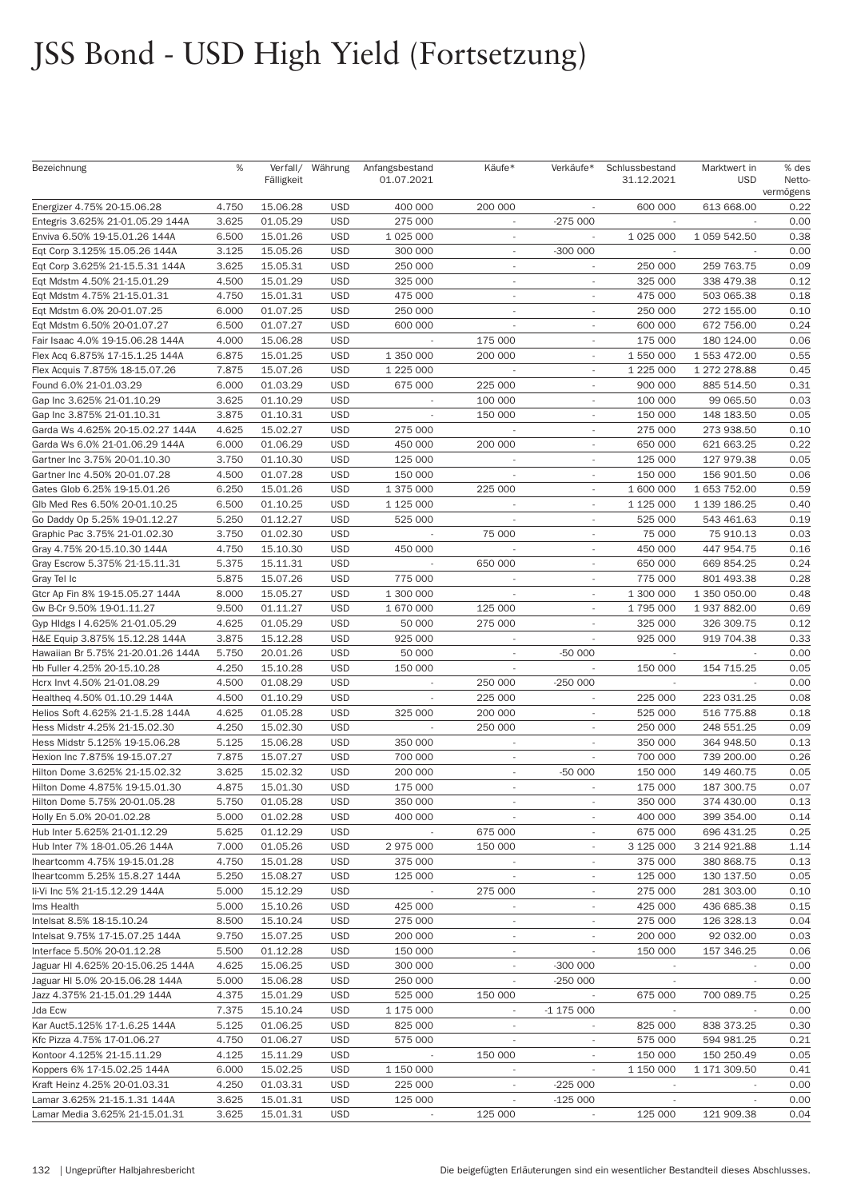# JSS Bond - USD High Yield (Fortsetzung)

| Bezeichnung | % | Verfall/ Fälligkeit | Währung | Anfangsbestand 01.07.2021 | Käufe* | Verkäufe* | Schlussbestand 31.12.2021 | Marktwert in USD | % des Netto-vermögens |
|---|---|---|---|---|---|---|---|---|---|
| Energizer 4.75% 20-15.06.28 | 4.750 | 15.06.28 | USD | 400 000 | 200 000 | - | 600 000 | 613 668.00 | 0.22 |
| Entegris 3.625% 21-01.05.29 144A | 3.625 | 01.05.29 | USD | 275 000 | - | -275 000 | - | - | 0.00 |
| Enviva 6.50% 19-15.01.26 144A | 6.500 | 15.01.26 | USD | 1 025 000 | - | - | 1 025 000 | 1 059 542.50 | 0.38 |
| Eqt Corp 3.125% 15.05.26 144A | 3.125 | 15.05.26 | USD | 300 000 | - | -300 000 | - | - | 0.00 |
| Eqt Corp 3.625% 21-15.5.31 144A | 3.625 | 15.05.31 | USD | 250 000 | - | - | 250 000 | 259 763.75 | 0.09 |
| Eqt Mdstm 4.50% 21-15.01.29 | 4.500 | 15.01.29 | USD | 325 000 | - | - | 325 000 | 338 479.38 | 0.12 |
| Eqt Mdstm 4.75% 21-15.01.31 | 4.750 | 15.01.31 | USD | 475 000 | - | - | 475 000 | 503 065.38 | 0.18 |
| Eqt Mdstm 6.0% 20-01.07.25 | 6.000 | 01.07.25 | USD | 250 000 | - | - | 250 000 | 272 155.00 | 0.10 |
| Eqt Mdstm 6.50% 20-01.07.27 | 6.500 | 01.07.27 | USD | 600 000 | - | - | 600 000 | 672 756.00 | 0.24 |
| Fair Isaac 4.0% 19-15.06.28 144A | 4.000 | 15.06.28 | USD | - | 175 000 | - | 175 000 | 180 124.00 | 0.06 |
| Flex Acq 6.875% 17-15.1.25 144A | 6.875 | 15.01.25 | USD | 1 350 000 | 200 000 | - | 1 550 000 | 1 553 472.00 | 0.55 |
| Flex Acquis 7.875% 18-15.07.26 | 7.875 | 15.07.26 | USD | 1 225 000 | - | - | 1 225 000 | 1 272 278.88 | 0.45 |
| Found 6.0% 21-01.03.29 | 6.000 | 01.03.29 | USD | 675 000 | 225 000 | - | 900 000 | 885 514.50 | 0.31 |
| Gap Inc 3.625% 21-01.10.29 | 3.625 | 01.10.29 | USD | - | 100 000 | - | 100 000 | 99 065.50 | 0.03 |
| Gap Inc 3.875% 21-01.10.31 | 3.875 | 01.10.31 | USD | - | 150 000 | - | 150 000 | 148 183.50 | 0.05 |
| Garda Ws 4.625% 20-15.02.27 144A | 4.625 | 15.02.27 | USD | 275 000 | - | - | 275 000 | 273 938.50 | 0.10 |
| Garda Ws 6.0% 21-01.06.29 144A | 6.000 | 01.06.29 | USD | 450 000 | 200 000 | - | 650 000 | 621 663.25 | 0.22 |
| Gartner Inc 3.75% 20-01.10.30 | 3.750 | 01.10.30 | USD | 125 000 | - | - | 125 000 | 127 979.38 | 0.05 |
| Gartner Inc 4.50% 20-01.07.28 | 4.500 | 01.07.28 | USD | 150 000 | - | - | 150 000 | 156 901.50 | 0.06 |
| Gates Glob 6.25% 19-15.01.26 | 6.250 | 15.01.26 | USD | 1 375 000 | 225 000 | - | 1 600 000 | 1 653 752.00 | 0.59 |
| Glb Med Res 6.50% 20-01.10.25 | 6.500 | 01.10.25 | USD | 1 125 000 | - | - | 1 125 000 | 1 139 186.25 | 0.40 |
| Go Daddy Op 5.25% 19-01.12.27 | 5.250 | 01.12.27 | USD | 525 000 | - | - | 525 000 | 543 461.63 | 0.19 |
| Graphic Pac 3.75% 21-01.02.30 | 3.750 | 01.02.30 | USD | - | 75 000 | - | 75 000 | 75 910.13 | 0.03 |
| Gray 4.75% 20-15.10.30 144A | 4.750 | 15.10.30 | USD | 450 000 | - | - | 450 000 | 447 954.75 | 0.16 |
| Gray Escrow 5.375% 21-15.11.31 | 5.375 | 15.11.31 | USD | - | 650 000 | - | 650 000 | 669 854.25 | 0.24 |
| Gray Tel Ic | 5.875 | 15.07.26 | USD | 775 000 | - | - | 775 000 | 801 493.38 | 0.28 |
| Gtcr Ap Fin 8% 19-15.05.27 144A | 8.000 | 15.05.27 | USD | 1 300 000 | - | - | 1 300 000 | 1 350 050.00 | 0.48 |
| Gw B-Cr 9.50% 19-01.11.27 | 9.500 | 01.11.27 | USD | 1 670 000 | 125 000 | - | 1 795 000 | 1 937 882.00 | 0.69 |
| Gyp Hldgs I 4.625% 21-01.05.29 | 4.625 | 01.05.29 | USD | 50 000 | 275 000 | - | 325 000 | 326 309.75 | 0.12 |
| H&E Equip 3.875% 15.12.28 144A | 3.875 | 15.12.28 | USD | 925 000 | - | - | 925 000 | 919 704.38 | 0.33 |
| Hawaiian Br 5.75% 21-20.01.26 144A | 5.750 | 20.01.26 | USD | 50 000 | - | -50 000 | - | - | 0.00 |
| Hb Fuller 4.25% 20-15.10.28 | 4.250 | 15.10.28 | USD | 150 000 | - | - | 150 000 | 154 715.25 | 0.05 |
| Hcrx Invt 4.50% 21-01.08.29 | 4.500 | 01.08.29 | USD | - | 250 000 | -250 000 | - | - | 0.00 |
| Healtheq 4.50% 01.10.29 144A | 4.500 | 01.10.29 | USD | - | 225 000 | - | 225 000 | 223 031.25 | 0.08 |
| Helios Soft 4.625% 21-1.5.28 144A | 4.625 | 01.05.28 | USD | 325 000 | 200 000 | - | 525 000 | 516 775.88 | 0.18 |
| Hess Midstr 4.25% 21-15.02.30 | 4.250 | 15.02.30 | USD | - | 250 000 | - | 250 000 | 248 551.25 | 0.09 |
| Hess Midstr 5.125% 19-15.06.28 | 5.125 | 15.06.28 | USD | 350 000 | - | - | 350 000 | 364 948.50 | 0.13 |
| Hexion Inc 7.875% 19-15.07.27 | 7.875 | 15.07.27 | USD | 700 000 | - | - | 700 000 | 739 200.00 | 0.26 |
| Hilton Dome 3.625% 21-15.02.32 | 3.625 | 15.02.32 | USD | 200 000 | - | -50 000 | 150 000 | 149 460.75 | 0.05 |
| Hilton Dome 4.875% 19-15.01.30 | 4.875 | 15.01.30 | USD | 175 000 | - | - | 175 000 | 187 300.75 | 0.07 |
| Hilton Dome 5.75% 20-01.05.28 | 5.750 | 01.05.28 | USD | 350 000 | - | - | 350 000 | 374 430.00 | 0.13 |
| Holly En 5.0% 20-01.02.28 | 5.000 | 01.02.28 | USD | 400 000 | - | - | 400 000 | 399 354.00 | 0.14 |
| Hub Inter 5.625% 21-01.12.29 | 5.625 | 01.12.29 | USD | - | 675 000 | - | 675 000 | 696 431.25 | 0.25 |
| Hub Inter 7% 18-01.05.26 144A | 7.000 | 01.05.26 | USD | 2 975 000 | 150 000 | - | 3 125 000 | 3 214 921.88 | 1.14 |
| Iheartcomm 4.75% 19-15.01.28 | 4.750 | 15.01.28 | USD | 375 000 | - | - | 375 000 | 380 868.75 | 0.13 |
| Iheartcomm 5.25% 15.8.27 144A | 5.250 | 15.08.27 | USD | 125 000 | - | - | 125 000 | 130 137.50 | 0.05 |
| Ii-Vi Inc 5% 21-15.12.29 144A | 5.000 | 15.12.29 | USD | - | 275 000 | - | 275 000 | 281 303.00 | 0.10 |
| Ims Health | 5.000 | 15.10.26 | USD | 425 000 | - | - | 425 000 | 436 685.38 | 0.15 |
| Intelsat 8.5% 18-15.10.24 | 8.500 | 15.10.24 | USD | 275 000 | - | - | 275 000 | 126 328.13 | 0.04 |
| Intelsat 9.75% 17-15.07.25 144A | 9.750 | 15.07.25 | USD | 200 000 | - | - | 200 000 | 92 032.00 | 0.03 |
| Interface 5.50% 20-01.12.28 | 5.500 | 01.12.28 | USD | 150 000 | - | - | 150 000 | 157 346.25 | 0.06 |
| Jaguar Hl 4.625% 20-15.06.25 144A | 4.625 | 15.06.25 | USD | 300 000 | - | -300 000 | - | - | 0.00 |
| Jaguar Hl 5.0% 20-15.06.28 144A | 5.000 | 15.06.28 | USD | 250 000 | - | -250 000 | - | - | 0.00 |
| Jazz 4.375% 21-15.01.29 144A | 4.375 | 15.01.29 | USD | 525 000 | 150 000 | - | 675 000 | 700 089.75 | 0.25 |
| Jda Ecw | 7.375 | 15.10.24 | USD | 1 175 000 | - | -1 175 000 | - | - | 0.00 |
| Kar Auct5.125% 17-1.6.25 144A | 5.125 | 01.06.25 | USD | 825 000 | - | - | 825 000 | 838 373.25 | 0.30 |
| Kfc Pizza 4.75% 17-01.06.27 | 4.750 | 01.06.27 | USD | 575 000 | - | - | 575 000 | 594 981.25 | 0.21 |
| Kontoor 4.125% 21-15.11.29 | 4.125 | 15.11.29 | USD | - | 150 000 | - | 150 000 | 150 250.49 | 0.05 |
| Koppers 6% 17-15.02.25 144A | 6.000 | 15.02.25 | USD | 1 150 000 | - | - | 1 150 000 | 1 171 309.50 | 0.41 |
| Kraft Heinz 4.25% 20-01.03.31 | 4.250 | 01.03.31 | USD | 225 000 | - | -225 000 | - | - | 0.00 |
| Lamar 3.625% 21-15.1.31 144A | 3.625 | 15.01.31 | USD | 125 000 | - | -125 000 | - | - | 0.00 |
| Lamar Media 3.625% 21-15.01.31 | 3.625 | 15.01.31 | USD | - | 125 000 | - | 125 000 | 121 909.38 | 0.04 |

Die beigefügten Erläuterungen sind ein wesentlicher Bestandteil dieses Abschlusses.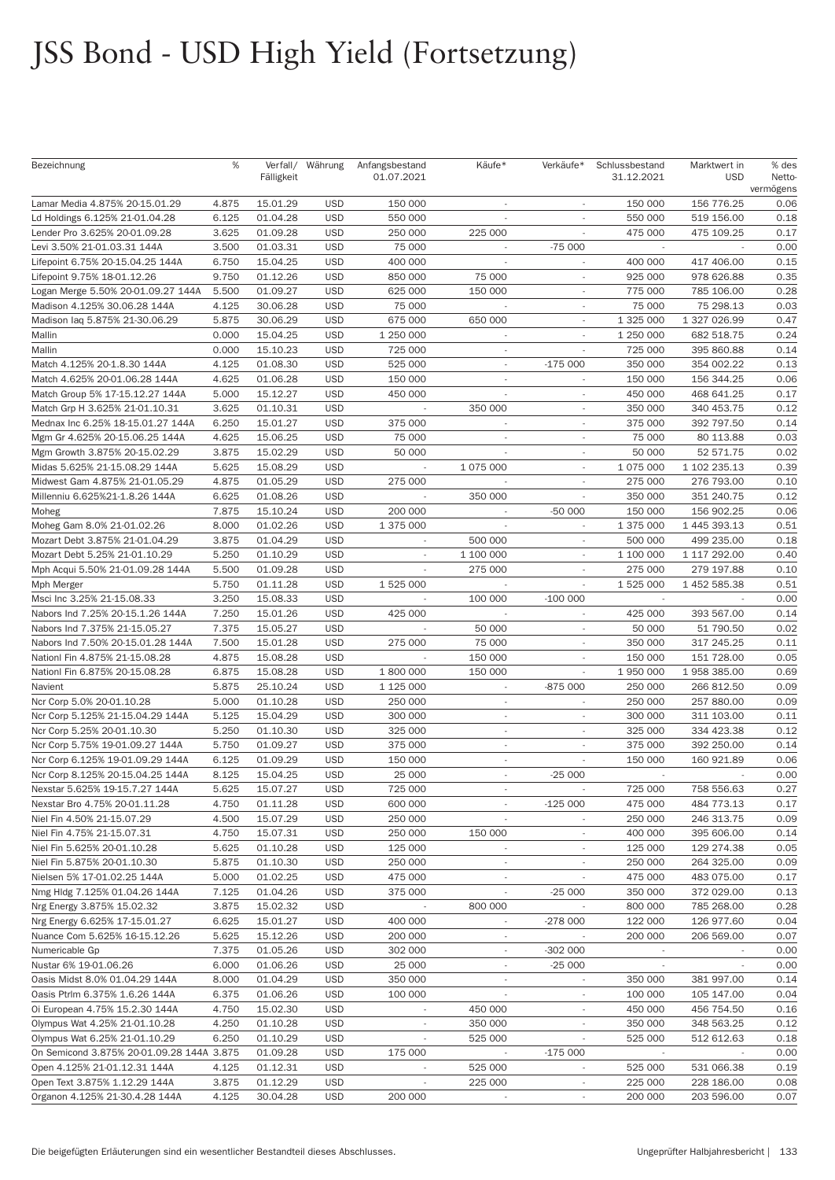# JSS Bond - USD High Yield (Fortsetzung)

| Bezeichnung | % | Verfall/ Fälligkeit | Währung | Anfangsbestand 01.07.2021 | Käufe* | Verkäufe* | Schlussbestand 31.12.2021 | Marktwert in USD | % des Netto-vermögens |
|---|---|---|---|---|---|---|---|---|---|
| Lamar Media 4.875% 20-15.01.29 | 4.875 | 15.01.29 | USD | 150 000 | - | - | 150 000 | 156 776.25 | 0.06 |
| Ld Holdings 6.125% 21-01.04.28 | 6.125 | 01.04.28 | USD | 550 000 | - | - | 550 000 | 519 156.00 | 0.18 |
| Lender Pro 3.625% 20-01.09.28 | 3.625 | 01.09.28 | USD | 250 000 | 225 000 | - | 475 000 | 475 109.25 | 0.17 |
| Levi 3.50% 21-01.03.31 144A | 3.500 | 01.03.31 | USD | 75 000 | - | -75 000 | - | - | 0.00 |
| Lifepoint 6.75% 20-15.04.25 144A | 6.750 | 15.04.25 | USD | 400 000 | - | - | 400 000 | 417 406.00 | 0.15 |
| Lifepoint 9.75% 18-01.12.26 | 9.750 | 01.12.26 | USD | 850 000 | 75 000 | - | 925 000 | 978 626.88 | 0.35 |
| Logan Merge 5.50% 20-01.09.27 144A | 5.500 | 01.09.27 | USD | 625 000 | 150 000 | - | 775 000 | 785 106.00 | 0.28 |
| Madison 4.125% 30.06.28 144A | 4.125 | 30.06.28 | USD | 75 000 | - | - | 75 000 | 75 298.13 | 0.03 |
| Madison Iaq 5.875% 21-30.06.29 | 5.875 | 30.06.29 | USD | 675 000 | 650 000 | - | 1 325 000 | 1 327 026.99 | 0.47 |
| Mallin | 0.000 | 15.04.25 | USD | 1 250 000 | - | - | 1 250 000 | 682 518.75 | 0.24 |
| Mallin | 0.000 | 15.10.23 | USD | 725 000 | - | - | 725 000 | 395 860.88 | 0.14 |
| Match 4.125% 20-1.8.30 144A | 4.125 | 01.08.30 | USD | 525 000 | - | -175 000 | 350 000 | 354 002.22 | 0.13 |
| Match 4.625% 20-01.06.28 144A | 4.625 | 01.06.28 | USD | 150 000 | - | - | 150 000 | 156 344.25 | 0.06 |
| Match Group 5% 17-15.12.27 144A | 5.000 | 15.12.27 | USD | 450 000 | - | - | 450 000 | 468 641.25 | 0.17 |
| Match Grp H 3.625% 21-01.10.31 | 3.625 | 01.10.31 | USD | - | 350 000 | - | 350 000 | 340 453.75 | 0.12 |
| Mednax Inc 6.25% 18-15.01.27 144A | 6.250 | 15.01.27 | USD | 375 000 | - | - | 375 000 | 392 797.50 | 0.14 |
| Mgm Gr 4.625% 20-15.06.25 144A | 4.625 | 15.06.25 | USD | 75 000 | - | - | 75 000 | 80 113.88 | 0.03 |
| Mgm Growth 3.875% 20-15.02.29 | 3.875 | 15.02.29 | USD | 50 000 | - | - | 50 000 | 52 571.75 | 0.02 |
| Midas 5.625% 21-15.08.29 144A | 5.625 | 15.08.29 | USD | - | 1 075 000 | - | 1 075 000 | 1 102 235.13 | 0.39 |
| Midwest Gam 4.875% 21-01.05.29 | 4.875 | 01.05.29 | USD | 275 000 | - | - | 275 000 | 276 793.00 | 0.10 |
| Millenniu 6.625%21-1.8.26 144A | 6.625 | 01.08.26 | USD | - | 350 000 | - | 350 000 | 351 240.75 | 0.12 |
| Moheg | 7.875 | 15.10.24 | USD | 200 000 | - | -50 000 | 150 000 | 156 902.25 | 0.06 |
| Moheg Gam 8.0% 21-01.02.26 | 8.000 | 01.02.26 | USD | 1 375 000 | - | - | 1 375 000 | 1 445 393.13 | 0.51 |
| Mozart Debt 3.875% 21-01.04.29 | 3.875 | 01.04.29 | USD | - | 500 000 | - | 500 000 | 499 235.00 | 0.18 |
| Mozart Debt 5.25% 21-01.10.29 | 5.250 | 01.10.29 | USD | - | 1 100 000 | - | 1 100 000 | 1 117 292.00 | 0.40 |
| Mph Acqui 5.50% 21-01.09.28 144A | 5.500 | 01.09.28 | USD | - | 275 000 | - | 275 000 | 279 197.88 | 0.10 |
| Mph Merger | 5.750 | 01.11.28 | USD | 1 525 000 | - | - | 1 525 000 | 1 452 585.38 | 0.51 |
| Msci Inc 3.25% 21-15.08.33 | 3.250 | 15.08.33 | USD | - | 100 000 | -100 000 | - | - | 0.00 |
| Nabors Ind 7.25% 20-15.1.26 144A | 7.250 | 15.01.26 | USD | 425 000 | - | - | 425 000 | 393 567.00 | 0.14 |
| Nabors Ind 7.375% 21-15.05.27 | 7.375 | 15.05.27 | USD | - | 50 000 | - | 50 000 | 51 790.50 | 0.02 |
| Nabors Ind 7.50% 20-15.01.28 144A | 7.500 | 15.01.28 | USD | 275 000 | 75 000 | - | 350 000 | 317 245.25 | 0.11 |
| Nationl Fin 4.875% 21-15.08.28 | 4.875 | 15.08.28 | USD | - | 150 000 | - | 150 000 | 151 728.00 | 0.05 |
| Nationl Fin 6.875% 20-15.08.28 | 6.875 | 15.08.28 | USD | 1 800 000 | 150 000 | - | 1 950 000 | 1 958 385.00 | 0.69 |
| Navient | 5.875 | 25.10.24 | USD | 1 125 000 | - | -875 000 | 250 000 | 266 812.50 | 0.09 |
| Ncr Corp 5.0% 20-01.10.28 | 5.000 | 01.10.28 | USD | 250 000 | - | - | 250 000 | 257 880.00 | 0.09 |
| Ncr Corp 5.125% 21-15.04.29 144A | 5.125 | 15.04.29 | USD | 300 000 | - | - | 300 000 | 311 103.00 | 0.11 |
| Ncr Corp 5.25% 20-01.10.30 | 5.250 | 01.10.30 | USD | 325 000 | - | - | 325 000 | 334 423.38 | 0.12 |
| Ncr Corp 5.75% 19-01.09.27 144A | 5.750 | 01.09.27 | USD | 375 000 | - | - | 375 000 | 392 250.00 | 0.14 |
| Ncr Corp 6.125% 19-01.09.29 144A | 6.125 | 01.09.29 | USD | 150 000 | - | - | 150 000 | 160 921.89 | 0.06 |
| Ncr Corp 8.125% 20-15.04.25 144A | 8.125 | 15.04.25 | USD | 25 000 | - | -25 000 | - | - | 0.00 |
| Nexstar 5.625% 19-15.7.27 144A | 5.625 | 15.07.27 | USD | 725 000 | - | - | 725 000 | 758 556.63 | 0.27 |
| Nexstar Bro 4.75% 20-01.11.28 | 4.750 | 01.11.28 | USD | 600 000 | - | -125 000 | 475 000 | 484 773.13 | 0.17 |
| Niel Fin 4.50% 21-15.07.29 | 4.500 | 15.07.29 | USD | 250 000 | - | - | 250 000 | 246 313.75 | 0.09 |
| Niel Fin 4.75% 21-15.07.31 | 4.750 | 15.07.31 | USD | 250 000 | 150 000 | - | 400 000 | 395 606.00 | 0.14 |
| Niel Fin 5.625% 20-01.10.28 | 5.625 | 01.10.28 | USD | 125 000 | - | - | 125 000 | 129 274.38 | 0.05 |
| Niel Fin 5.875% 20-01.10.30 | 5.875 | 01.10.30 | USD | 250 000 | - | - | 250 000 | 264 325.00 | 0.09 |
| Nielsen 5% 17-01.02.25 144A | 5.000 | 01.02.25 | USD | 475 000 | - | - | 475 000 | 483 075.00 | 0.17 |
| Nmg Hldg 7.125% 01.04.26 144A | 7.125 | 01.04.26 | USD | 375 000 | - | -25 000 | 350 000 | 372 029.00 | 0.13 |
| Nrg Energy 3.875% 15.02.32 | 3.875 | 15.02.32 | USD | - | 800 000 | - | 800 000 | 785 268.00 | 0.28 |
| Nrg Energy 6.625% 17-15.01.27 | 6.625 | 15.01.27 | USD | 400 000 | - | -278 000 | 122 000 | 126 977.60 | 0.04 |
| Nuance Com 5.625% 16-15.12.26 | 5.625 | 15.12.26 | USD | 200 000 | - | - | 200 000 | 206 569.00 | 0.07 |
| Numericable Gp | 7.375 | 01.05.26 | USD | 302 000 | - | -302 000 | - | - | 0.00 |
| Nustar 6% 19-01.06.26 | 6.000 | 01.06.26 | USD | 25 000 | - | -25 000 | - | - | 0.00 |
| Oasis Midst 8.0% 01.04.29 144A | 8.000 | 01.04.29 | USD | 350 000 | - | - | 350 000 | 381 997.00 | 0.14 |
| Oasis Ptrlm 6.375% 1.6.26 144A | 6.375 | 01.06.26 | USD | 100 000 | - | - | 100 000 | 105 147.00 | 0.04 |
| Oi European 4.75% 15.2.30 144A | 4.750 | 15.02.30 | USD | - | 450 000 | - | 450 000 | 456 754.50 | 0.16 |
| Olympus Wat 4.25% 21-01.10.28 | 4.250 | 01.10.28 | USD | - | 350 000 | - | 350 000 | 348 563.25 | 0.12 |
| Olympus Wat 6.25% 21-01.10.29 | 6.250 | 01.10.29 | USD | - | 525 000 | - | 525 000 | 512 612.63 | 0.18 |
| On Semicond 3.875% 20-01.09.28 144A | 3.875 | 01.09.28 | USD | 175 000 | - | -175 000 | - | - | 0.00 |
| Open 4.125% 21-01.12.31 144A | 4.125 | 01.12.31 | USD | - | 525 000 | - | 525 000 | 531 066.38 | 0.19 |
| Open Text 3.875% 1.12.29 144A | 3.875 | 01.12.29 | USD | - | 225 000 | - | 225 000 | 228 186.00 | 0.08 |
| Organon 4.125% 21-30.4.28 144A | 4.125 | 30.04.28 | USD | 200 000 | - | - | 200 000 | 203 596.00 | 0.07 |

Die beigefügten Erläuterungen sind ein wesentlicher Bestandteil dieses Abschlusses.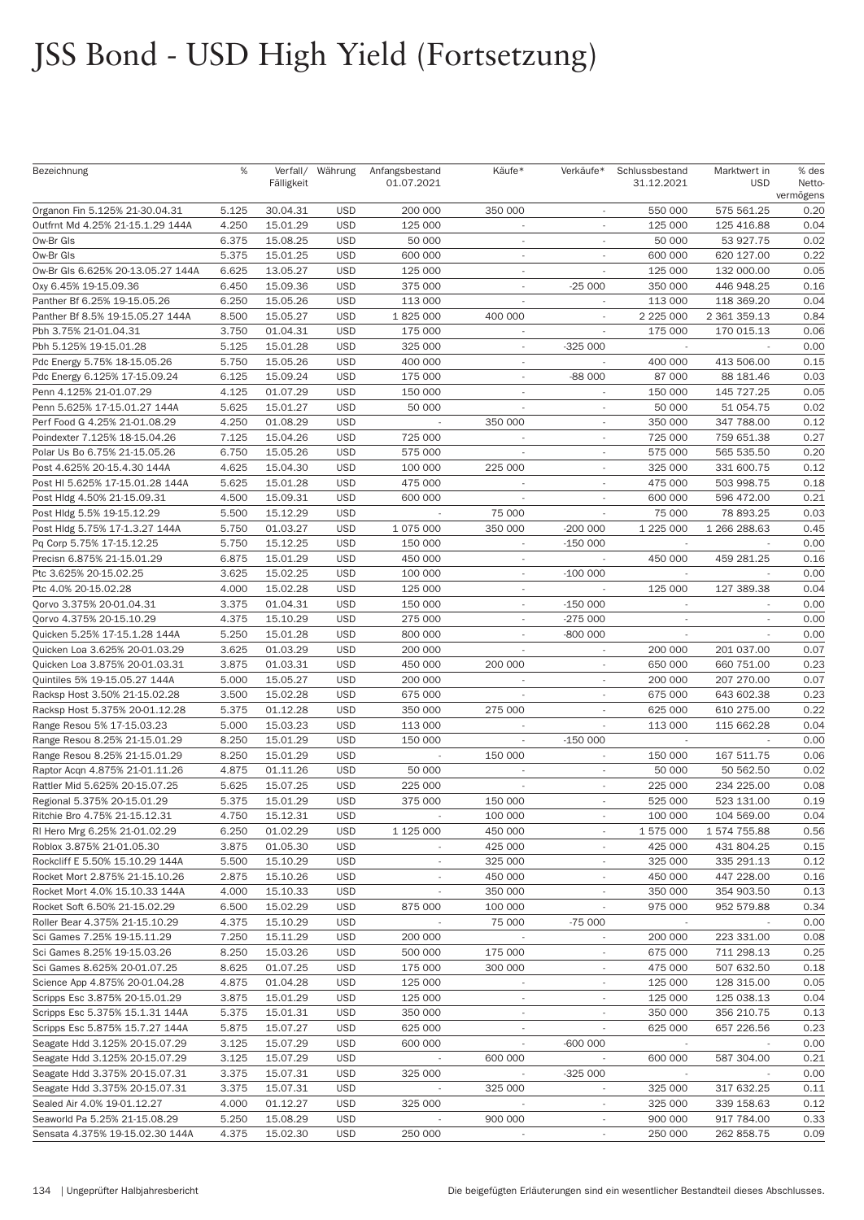# JSS Bond - USD High Yield (Fortsetzung)

| Bezeichnung | % | Verfall/ Fälligkeit | Währung | Anfangsbestand 01.07.2021 | Käufe* | Verkäufe* | Schlussbestand 31.12.2021 | Marktwert in USD | % des Netto-vermögens |
|---|---|---|---|---|---|---|---|---|---|
| Organon Fin 5.125% 21-30.04.31 | 5.125 | 30.04.31 | USD | 200 000 | 350 000 | - | 550 000 | 575 561.25 | 0.20 |
| Outfrnt Md 4.25% 21-15.1.29 144A | 4.250 | 15.01.29 | USD | 125 000 | - | - | 125 000 | 125 416.88 | 0.04 |
| Ow-Br Gls | 6.375 | 15.08.25 | USD | 50 000 | - | - | 50 000 | 53 927.75 | 0.02 |
| Ow-Br Gls | 5.375 | 15.01.25 | USD | 600 000 | - | - | 600 000 | 620 127.00 | 0.22 |
| Ow-Br Gls 6.625% 20-13.05.27 144A | 6.625 | 13.05.27 | USD | 125 000 | - | - | 125 000 | 132 000.00 | 0.05 |
| Oxy 6.45% 19-15.09.36 | 6.450 | 15.09.36 | USD | 375 000 | - | -25 000 | 350 000 | 446 948.25 | 0.16 |
| Panther Bf 6.25% 19-15.05.26 | 6.250 | 15.05.26 | USD | 113 000 | - | - | 113 000 | 118 369.20 | 0.04 |
| Panther Bf 8.5% 19-15.05.27 144A | 8.500 | 15.05.27 | USD | 1 825 000 | 400 000 | - | 2 225 000 | 2 361 359.13 | 0.84 |
| Pbh 3.75% 21-01.04.31 | 3.750 | 01.04.31 | USD | 175 000 | - | - | 175 000 | 170 015.13 | 0.06 |
| Pbh 5.125% 19-15.01.28 | 5.125 | 15.01.28 | USD | 325 000 | - | -325 000 | - | - | 0.00 |
| Pdc Energy 5.75% 18-15.05.26 | 5.750 | 15.05.26 | USD | 400 000 | - | - | 400 000 | 413 506.00 | 0.15 |
| Pdc Energy 6.125% 17-15.09.24 | 6.125 | 15.09.24 | USD | 175 000 | - | -88 000 | 87 000 | 88 181.46 | 0.03 |
| Penn 4.125% 21-01.07.29 | 4.125 | 01.07.29 | USD | 150 000 | - | - | 150 000 | 145 727.25 | 0.05 |
| Penn 5.625% 17-15.01.27 144A | 5.625 | 15.01.27 | USD | 50 000 | - | - | 50 000 | 51 054.75 | 0.02 |
| Perf Food G 4.25% 21-01.08.29 | 4.250 | 01.08.29 | USD | - | 350 000 | - | 350 000 | 347 788.00 | 0.12 |
| Poindexter 7.125% 18-15.04.26 | 7.125 | 15.04.26 | USD | 725 000 | - | - | 725 000 | 759 651.38 | 0.27 |
| Polar Us Bo 6.75% 21-15.05.26 | 6.750 | 15.05.26 | USD | 575 000 | - | - | 575 000 | 565 535.50 | 0.20 |
| Post 4.625% 20-15.4.30 144A | 4.625 | 15.04.30 | USD | 100 000 | 225 000 | - | 325 000 | 331 600.75 | 0.12 |
| Post Hl 5.625% 17-15.01.28 144A | 5.625 | 15.01.28 | USD | 475 000 | - | - | 475 000 | 503 998.75 | 0.18 |
| Post Hldg 4.50% 21-15.09.31 | 4.500 | 15.09.31 | USD | 600 000 | - | - | 600 000 | 596 472.00 | 0.21 |
| Post Hldg 5.5% 19-15.12.29 | 5.500 | 15.12.29 | USD | - | 75 000 | - | 75 000 | 78 893.25 | 0.03 |
| Post Hldg 5.75% 17-1.3.27 144A | 5.750 | 01.03.27 | USD | 1 075 000 | 350 000 | -200 000 | 1 225 000 | 1 266 288.63 | 0.45 |
| Pq Corp 5.75% 17-15.12.25 | 5.750 | 15.12.25 | USD | 150 000 | - | -150 000 | - | - | 0.00 |
| Precisn 6.875% 21-15.01.29 | 6.875 | 15.01.29 | USD | 450 000 | - | - | 450 000 | 459 281.25 | 0.16 |
| Ptc 3.625% 20-15.02.25 | 3.625 | 15.02.25 | USD | 100 000 | - | -100 000 | - | - | 0.00 |
| Ptc 4.0% 20-15.02.28 | 4.000 | 15.02.28 | USD | 125 000 | - | - | 125 000 | 127 389.38 | 0.04 |
| Qorvo 3.375% 20-01.04.31 | 3.375 | 01.04.31 | USD | 150 000 | - | -150 000 | - | - | 0.00 |
| Qorvo 4.375% 20-15.10.29 | 4.375 | 15.10.29 | USD | 275 000 | - | -275 000 | - | - | 0.00 |
| Quicken 5.25% 17-15.1.28 144A | 5.250 | 15.01.28 | USD | 800 000 | - | -800 000 | - | - | 0.00 |
| Quicken Loa 3.625% 20-01.03.29 | 3.625 | 01.03.29 | USD | 200 000 | - | - | 200 000 | 201 037.00 | 0.07 |
| Quicken Loa 3.875% 20-01.03.31 | 3.875 | 01.03.31 | USD | 450 000 | 200 000 | - | 650 000 | 660 751.00 | 0.23 |
| Quintiles 5% 19-15.05.27 144A | 5.000 | 15.05.27 | USD | 200 000 | - | - | 200 000 | 207 270.00 | 0.07 |
| Racksp Host 3.50% 21-15.02.28 | 3.500 | 15.02.28 | USD | 675 000 | - | - | 675 000 | 643 602.38 | 0.23 |
| Racksp Host 5.375% 20-01.12.28 | 5.375 | 01.12.28 | USD | 350 000 | 275 000 | - | 625 000 | 610 275.00 | 0.22 |
| Range Resou 5% 17-15.03.23 | 5.000 | 15.03.23 | USD | 113 000 | - | - | 113 000 | 115 662.28 | 0.04 |
| Range Resou 8.25% 21-15.01.29 | 8.250 | 15.01.29 | USD | 150 000 | - | -150 000 | - | - | 0.00 |
| Range Resou 8.25% 21-15.01.29 | 8.250 | 15.01.29 | USD | - | 150 000 | - | 150 000 | 167 511.75 | 0.06 |
| Raptor Acqn 4.875% 21-01.11.26 | 4.875 | 01.11.26 | USD | 50 000 | - | - | 50 000 | 50 562.50 | 0.02 |
| Rattler Mid 5.625% 20-15.07.25 | 5.625 | 15.07.25 | USD | 225 000 | - | - | 225 000 | 234 225.00 | 0.08 |
| Regional 5.375% 20-15.01.29 | 5.375 | 15.01.29 | USD | 375 000 | 150 000 | - | 525 000 | 523 131.00 | 0.19 |
| Ritchie Bro 4.75% 21-15.12.31 | 4.750 | 15.12.31 | USD | - | 100 000 | - | 100 000 | 104 569.00 | 0.04 |
| Rl Hero Mrg 6.25% 21-01.02.29 | 6.250 | 01.02.29 | USD | 1 125 000 | 450 000 | - | 1 575 000 | 1 574 755.88 | 0.56 |
| Roblox 3.875% 21-01.05.30 | 3.875 | 01.05.30 | USD | - | 425 000 | - | 425 000 | 431 804.25 | 0.15 |
| Rockcliff E 5.50% 15.10.29 144A | 5.500 | 15.10.29 | USD | - | 325 000 | - | 325 000 | 335 291.13 | 0.12 |
| Rocket Mort 2.875% 21-15.10.26 | 2.875 | 15.10.26 | USD | - | 450 000 | - | 450 000 | 447 228.00 | 0.16 |
| Rocket Mort 4.0% 15.10.33 144A | 4.000 | 15.10.33 | USD | - | 350 000 | - | 350 000 | 354 903.50 | 0.13 |
| Rocket Soft 6.50% 21-15.02.29 | 6.500 | 15.02.29 | USD | 875 000 | 100 000 | - | 975 000 | 952 579.88 | 0.34 |
| Roller Bear 4.375% 21-15.10.29 | 4.375 | 15.10.29 | USD | - | 75 000 | -75 000 | - | - | 0.00 |
| Sci Games 7.25% 19-15.11.29 | 7.250 | 15.11.29 | USD | 200 000 | - | - | 200 000 | 223 331.00 | 0.08 |
| Sci Games 8.25% 19-15.03.26 | 8.250 | 15.03.26 | USD | 500 000 | 175 000 | - | 675 000 | 711 298.13 | 0.25 |
| Sci Games 8.625% 20-01.07.25 | 8.625 | 01.07.25 | USD | 175 000 | 300 000 | - | 475 000 | 507 632.50 | 0.18 |
| Science App 4.875% 20-01.04.28 | 4.875 | 01.04.28 | USD | 125 000 | - | - | 125 000 | 128 315.00 | 0.05 |
| Scripps Esc 3.875% 20-15.01.29 | 3.875 | 15.01.29 | USD | 125 000 | - | - | 125 000 | 125 038.13 | 0.04 |
| Scripps Esc 5.375% 15.1.31 144A | 5.375 | 15.01.31 | USD | 350 000 | - | - | 350 000 | 356 210.75 | 0.13 |
| Scripps Esc 5.875% 15.7.27 144A | 5.875 | 15.07.27 | USD | 625 000 | - | - | 625 000 | 657 226.56 | 0.23 |
| Seagate Hdd 3.125% 20-15.07.29 | 3.125 | 15.07.29 | USD | 600 000 | - | -600 000 | - | - | 0.00 |
| Seagate Hdd 3.125% 20-15.07.29 | 3.125 | 15.07.29 | USD | - | 600 000 | - | 600 000 | 587 304.00 | 0.21 |
| Seagate Hdd 3.375% 20-15.07.31 | 3.375 | 15.07.31 | USD | 325 000 | - | -325 000 | - | - | 0.00 |
| Seagate Hdd 3.375% 20-15.07.31 | 3.375 | 15.07.31 | USD | - | 325 000 | - | 325 000 | 317 632.25 | 0.11 |
| Sealed Air 4.0% 19-01.12.27 | 4.000 | 01.12.27 | USD | 325 000 | - | - | 325 000 | 339 158.63 | 0.12 |
| Seaworld Pa 5.25% 21-15.08.29 | 5.250 | 15.08.29 | USD | - | 900 000 | - | 900 000 | 917 784.00 | 0.33 |
| Sensata 4.375% 19-15.02.30 144A | 4.375 | 15.02.30 | USD | 250 000 | - | - | 250 000 | 262 858.75 | 0.09 |

Die beigefügten Erläuterungen sind ein wesentlicher Bestandteil dieses Abschlusses.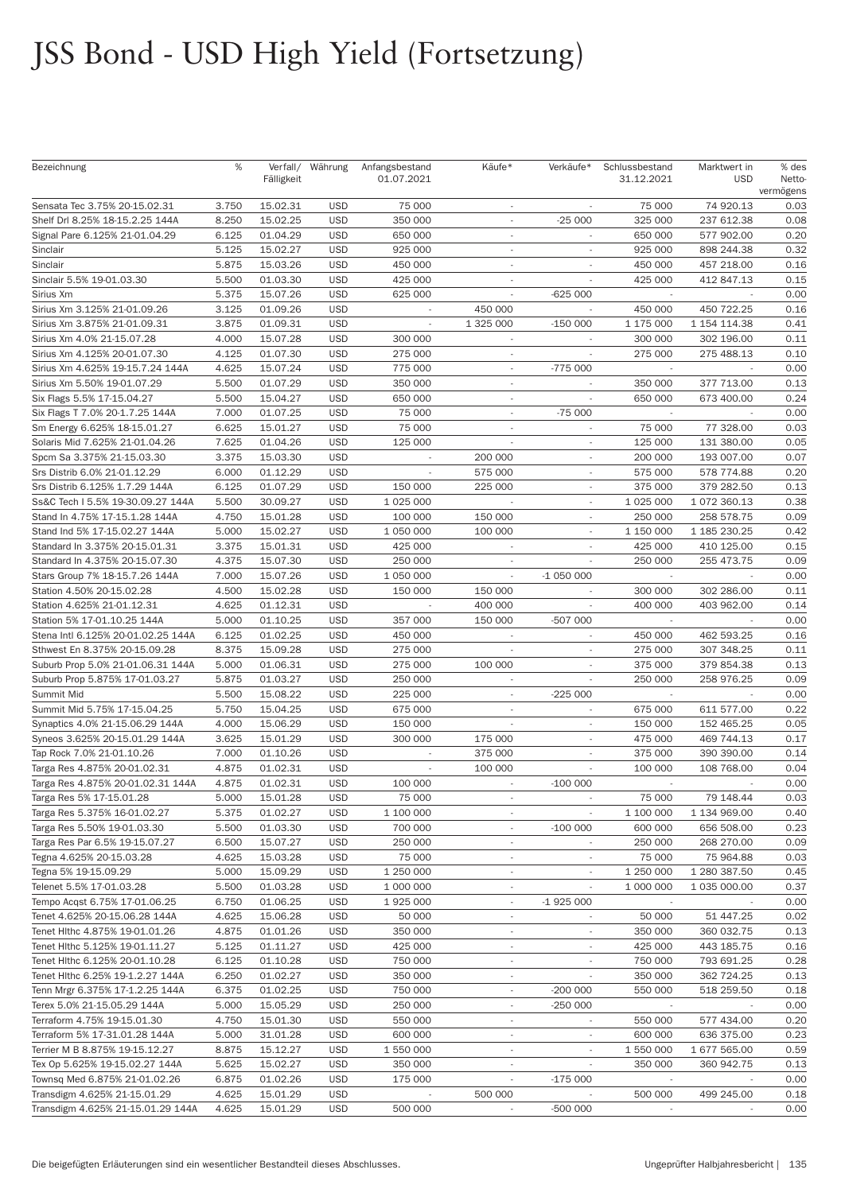# JSS Bond - USD High Yield (Fortsetzung)

| Bezeichnung | % | Verfall/ Fälligkeit | Währung | Anfangsbestand 01.07.2021 | Käufe* | Verkäufe* | Schlussbestand 31.12.2021 | Marktwert in USD | % des Netto-vermögens |
|---|---|---|---|---|---|---|---|---|---|
| Sensata Tec 3.75% 20-15.02.31 | 3.750 | 15.02.31 | USD | 75 000 | - | - | 75 000 | 74 920.13 | 0.03 |
| Shelf Drl 8.25% 18-15.2.25 144A | 8.250 | 15.02.25 | USD | 350 000 | - | -25 000 | 325 000 | 237 612.38 | 0.08 |
| Signal Pare 6.125% 21-01.04.29 | 6.125 | 01.04.29 | USD | 650 000 | - | - | 650 000 | 577 902.00 | 0.20 |
| Sinclair | 5.125 | 15.02.27 | USD | 925 000 | - | - | 925 000 | 898 244.38 | 0.32 |
| Sinclair | 5.875 | 15.03.26 | USD | 450 000 | - | - | 450 000 | 457 218.00 | 0.16 |
| Sinclair 5.5% 19-01.03.30 | 5.500 | 01.03.30 | USD | 425 000 | - | - | 425 000 | 412 847.13 | 0.15 |
| Sirius Xm | 5.375 | 15.07.26 | USD | 625 000 | - | -625 000 | - | - | 0.00 |
| Sirius Xm 3.125% 21-01.09.26 | 3.125 | 01.09.26 | USD | - | 450 000 | - | 450 000 | 450 722.25 | 0.16 |
| Sirius Xm 3.875% 21-01.09.31 | 3.875 | 01.09.31 | USD | - | 1 325 000 | -150 000 | 1 175 000 | 1 154 114.38 | 0.41 |
| Sirius Xm 4.0% 21-15.07.28 | 4.000 | 15.07.28 | USD | 300 000 | - | - | 300 000 | 302 196.00 | 0.11 |
| Sirius Xm 4.125% 20-01.07.30 | 4.125 | 01.07.30 | USD | 275 000 | - | - | 275 000 | 275 488.13 | 0.10 |
| Sirius Xm 4.625% 19-15.7.24 144A | 4.625 | 15.07.24 | USD | 775 000 | - | -775 000 | - | - | 0.00 |
| Sirius Xm 5.50% 19-01.07.29 | 5.500 | 01.07.29 | USD | 350 000 | - | - | 350 000 | 377 713.00 | 0.13 |
| Six Flags 5.5% 17-15.04.27 | 5.500 | 15.04.27 | USD | 650 000 | - | - | 650 000 | 673 400.00 | 0.24 |
| Six Flags T 7.0% 20-1.7.25 144A | 7.000 | 01.07.25 | USD | 75 000 | - | -75 000 | - | - | 0.00 |
| Sm Energy 6.625% 18-15.01.27 | 6.625 | 15.01.27 | USD | 75 000 | - | - | 75 000 | 77 328.00 | 0.03 |
| Solaris Mid 7.625% 21-01.04.26 | 7.625 | 01.04.26 | USD | 125 000 | - | - | 125 000 | 131 380.00 | 0.05 |
| Spcm Sa 3.375% 21-15.03.30 | 3.375 | 15.03.30 | USD | - | 200 000 | - | 200 000 | 193 007.00 | 0.07 |
| Srs Distrib 6.0% 21-01.12.29 | 6.000 | 01.12.29 | USD | - | 575 000 | - | 575 000 | 578 774.88 | 0.20 |
| Srs Distrib 6.125% 1.7.29 144A | 6.125 | 01.07.29 | USD | 150 000 | 225 000 | - | 375 000 | 379 282.50 | 0.13 |
| Ss&C Tech I 5.5% 19-30.09.27 144A | 5.500 | 30.09.27 | USD | 1 025 000 | - | - | 1 025 000 | 1 072 360.13 | 0.38 |
| Stand In 4.75% 17-15.1.28 144A | 4.750 | 15.01.28 | USD | 100 000 | 150 000 | - | 250 000 | 258 578.75 | 0.09 |
| Stand Ind 5% 17-15.02.27 144A | 5.000 | 15.02.27 | USD | 1 050 000 | 100 000 | - | 1 150 000 | 1 185 230.25 | 0.42 |
| Standard In 3.375% 20-15.01.31 | 3.375 | 15.01.31 | USD | 425 000 | - | - | 425 000 | 410 125.00 | 0.15 |
| Standard In 4.375% 20-15.07.30 | 4.375 | 15.07.30 | USD | 250 000 | - | - | 250 000 | 255 473.75 | 0.09 |
| Stars Group 7% 18-15.7.26 144A | 7.000 | 15.07.26 | USD | 1 050 000 | - | -1 050 000 | - | - | 0.00 |
| Station 4.50% 20-15.02.28 | 4.500 | 15.02.28 | USD | 150 000 | 150 000 | - | 300 000 | 302 286.00 | 0.11 |
| Station 4.625% 21-01.12.31 | 4.625 | 01.12.31 | USD | - | 400 000 | - | 400 000 | 403 962.00 | 0.14 |
| Station 5% 17-01.10.25 144A | 5.000 | 01.10.25 | USD | 357 000 | 150 000 | -507 000 | - | - | 0.00 |
| Stena Intl 6.125% 20-01.02.25 144A | 6.125 | 01.02.25 | USD | 450 000 | - | - | 450 000 | 462 593.25 | 0.16 |
| Sthwest En 8.375% 20-15.09.28 | 8.375 | 15.09.28 | USD | 275 000 | - | - | 275 000 | 307 348.25 | 0.11 |
| Suburb Prop 5.0% 21-01.06.31 144A | 5.000 | 01.06.31 | USD | 275 000 | 100 000 | - | 375 000 | 379 854.38 | 0.13 |
| Suburb Prop 5.875% 17-01.03.27 | 5.875 | 01.03.27 | USD | 250 000 | - | - | 250 000 | 258 976.25 | 0.09 |
| Summit Mid | 5.500 | 15.08.22 | USD | 225 000 | - | -225 000 | - | - | 0.00 |
| Summit Mid 5.75% 17-15.04.25 | 5.750 | 15.04.25 | USD | 675 000 | - | - | 675 000 | 611 577.00 | 0.22 |
| Synaptics 4.0% 21-15.06.29 144A | 4.000 | 15.06.29 | USD | 150 000 | - | - | 150 000 | 152 465.25 | 0.05 |
| Syneos 3.625% 20-15.01.29 144A | 3.625 | 15.01.29 | USD | 300 000 | 175 000 | - | 475 000 | 469 744.13 | 0.17 |
| Tap Rock 7.0% 21-01.10.26 | 7.000 | 01.10.26 | USD | - | 375 000 | - | 375 000 | 390 390.00 | 0.14 |
| Targa Res 4.875% 20-01.02.31 | 4.875 | 01.02.31 | USD | - | 100 000 | - | 100 000 | 108 768.00 | 0.04 |
| Targa Res 4.875% 20-01.02.31 144A | 4.875 | 01.02.31 | USD | 100 000 | - | -100 000 | - | - | 0.00 |
| Targa Res 5% 17-15.01.28 | 5.000 | 15.01.28 | USD | 75 000 | - | - | 75 000 | 79 148.44 | 0.03 |
| Targa Res 5.375% 16-01.02.27 | 5.375 | 01.02.27 | USD | 1 100 000 | - | - | 1 100 000 | 1 134 969.00 | 0.40 |
| Targa Res 5.50% 19-01.03.30 | 5.500 | 01.03.30 | USD | 700 000 | - | -100 000 | 600 000 | 656 508.00 | 0.23 |
| Targa Res Par 6.5% 19-15.07.27 | 6.500 | 15.07.27 | USD | 250 000 | - | - | 250 000 | 268 270.00 | 0.09 |
| Tegna 4.625% 20-15.03.28 | 4.625 | 15.03.28 | USD | 75 000 | - | - | 75 000 | 75 964.88 | 0.03 |
| Tegna 5% 19-15.09.29 | 5.000 | 15.09.29 | USD | 1 250 000 | - | - | 1 250 000 | 1 280 387.50 | 0.45 |
| Telenet 5.5% 17-01.03.28 | 5.500 | 01.03.28 | USD | 1 000 000 | - | - | 1 000 000 | 1 035 000.00 | 0.37 |
| Tempo Acqst 6.75% 17-01.06.25 | 6.750 | 01.06.25 | USD | 1 925 000 | - | -1 925 000 | - | - | 0.00 |
| Tenet 4.625% 20-15.06.28 144A | 4.625 | 15.06.28 | USD | 50 000 | - | - | 50 000 | 51 447.25 | 0.02 |
| Tenet Hlthc 4.875% 19-01.01.26 | 4.875 | 01.01.26 | USD | 350 000 | - | - | 350 000 | 360 032.75 | 0.13 |
| Tenet Hlthc 5.125% 19-01.11.27 | 5.125 | 01.11.27 | USD | 425 000 | - | - | 425 000 | 443 185.75 | 0.16 |
| Tenet Hlthc 6.125% 20-01.10.28 | 6.125 | 01.10.28 | USD | 750 000 | - | - | 750 000 | 793 691.25 | 0.28 |
| Tenet Hlthc 6.25% 19-1.2.27 144A | 6.250 | 01.02.27 | USD | 350 000 | - | - | 350 000 | 362 724.25 | 0.13 |
| Tenn Mrgr 6.375% 17-1.2.25 144A | 6.375 | 01.02.25 | USD | 750 000 | - | -200 000 | 550 000 | 518 259.50 | 0.18 |
| Terex 5.0% 21-15.05.29 144A | 5.000 | 15.05.29 | USD | 250 000 | - | -250 000 | - | - | 0.00 |
| Terraform 4.75% 19-15.01.30 | 4.750 | 15.01.30 | USD | 550 000 | - | - | 550 000 | 577 434.00 | 0.20 |
| Terraform 5% 17-31.01.28 144A | 5.000 | 31.01.28 | USD | 600 000 | - | - | 600 000 | 636 375.00 | 0.23 |
| Terrier M B 8.875% 19-15.12.27 | 8.875 | 15.12.27 | USD | 1 550 000 | - | - | 1 550 000 | 1 677 565.00 | 0.59 |
| Tex Op 5.625% 19-15.02.27 144A | 5.625 | 15.02.27 | USD | 350 000 | - | - | 350 000 | 360 942.75 | 0.13 |
| Townsq Med 6.875% 21-01.02.26 | 6.875 | 01.02.26 | USD | 175 000 | - | -175 000 | - | - | 0.00 |
| Transdigm 4.625% 21-15.01.29 | 4.625 | 15.01.29 | USD | - | 500 000 | - | 500 000 | 499 245.00 | 0.18 |
| Transdigm 4.625% 21-15.01.29 144A | 4.625 | 15.01.29 | USD | 500 000 | - | -500 000 | - | - | 0.00 |

Die beigefügten Erläuterungen sind ein wesentlicher Bestandteil dieses Abschlusses.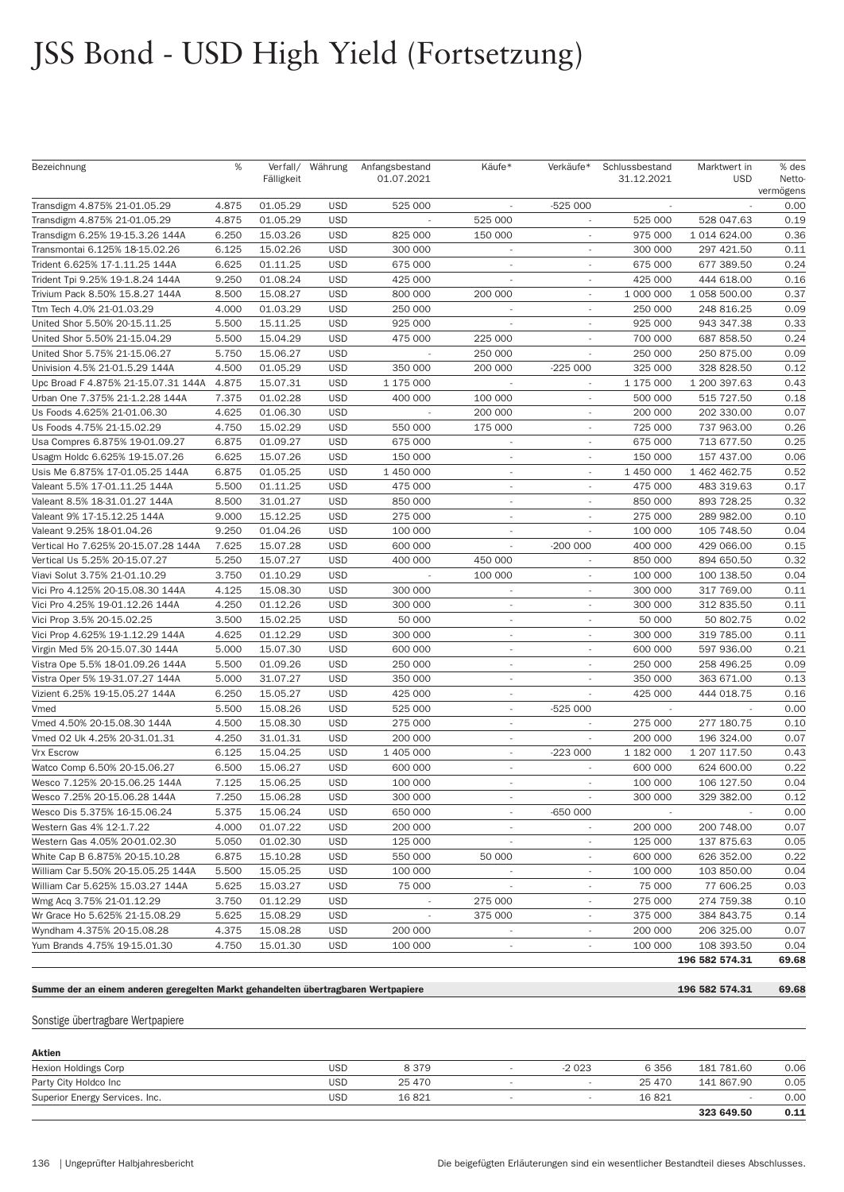# JSS Bond - USD High Yield (Fortsetzung)

| Bezeichnung | % | Verfall/ Fälligkeit | Währung | Anfangsbestand 01.07.2021 | Käufe* | Verkäufe* | Schlussbestand 31.12.2021 | Marktwert in USD | % des Netto-vermögens |
|---|---|---|---|---|---|---|---|---|---|
| Transdigm 4.875% 21-01.05.29 | 4.875 | 01.05.29 | USD | 525 000 | - | -525 000 | - | - | 0.00 |
| Transdigm 4.875% 21-01.05.29 | 4.875 | 01.05.29 | USD | - | 525 000 | - | 525 000 | 528 047.63 | 0.19 |
| Transdigm 6.25% 19-15.3.26 144A | 6.250 | 15.03.26 | USD | 825 000 | 150 000 | - | 975 000 | 1 014 624.00 | 0.36 |
| Transmontai 6.125% 18-15.02.26 | 6.125 | 15.02.26 | USD | 300 000 | - | - | 300 000 | 297 421.50 | 0.11 |
| Trident 6.625% 17-1.11.25 144A | 6.625 | 01.11.25 | USD | 675 000 | - | - | 675 000 | 677 389.50 | 0.24 |
| Trident Tpi 9.25% 19-1.8.24 144A | 9.250 | 01.08.24 | USD | 425 000 | - | - | 425 000 | 444 618.00 | 0.16 |
| Trivium Pack 8.50% 15.8.27 144A | 8.500 | 15.08.27 | USD | 800 000 | 200 000 | - | 1 000 000 | 1 058 500.00 | 0.37 |
| Ttm Tech 4.0% 21-01.03.29 | 4.000 | 01.03.29 | USD | 250 000 | - | - | 250 000 | 248 816.25 | 0.09 |
| United Shor 5.50% 20-15.11.25 | 5.500 | 15.11.25 | USD | 925 000 | - | - | 925 000 | 943 347.38 | 0.33 |
| United Shor 5.50% 21-15.04.29 | 5.500 | 15.04.29 | USD | 475 000 | 225 000 | - | 700 000 | 687 858.50 | 0.24 |
| United Shor 5.75% 21-15.06.27 | 5.750 | 15.06.27 | USD | - | 250 000 | - | 250 000 | 250 875.00 | 0.09 |
| Univision 4.5% 21-01.5.29 144A | 4.500 | 01.05.29 | USD | 350 000 | 200 000 | -225 000 | 325 000 | 328 828.50 | 0.12 |
| Upc Broad F 4.875% 21-15.07.31 144A | 4.875 | 15.07.31 | USD | 1 175 000 | - | - | 1 175 000 | 1 200 397.63 | 0.43 |
| Urban One 7.375% 21-1.2.28 144A | 7.375 | 01.02.28 | USD | 400 000 | 100 000 | - | 500 000 | 515 727.50 | 0.18 |
| Us Foods 4.625% 21-01.06.30 | 4.625 | 01.06.30 | USD | - | 200 000 | - | 200 000 | 202 330.00 | 0.07 |
| Us Foods 4.75% 21-15.02.29 | 4.750 | 15.02.29 | USD | 550 000 | 175 000 | - | 725 000 | 737 963.00 | 0.26 |
| Usa Compres 6.875% 19-01.09.27 | 6.875 | 01.09.27 | USD | 675 000 | - | - | 675 000 | 713 677.50 | 0.25 |
| Usagm Holdc 6.625% 19-15.07.26 | 6.625 | 15.07.26 | USD | 150 000 | - | - | 150 000 | 157 437.00 | 0.06 |
| Usis Me 6.875% 17-01.05.25 144A | 6.875 | 01.05.25 | USD | 1 450 000 | - | - | 1 450 000 | 1 462 462.75 | 0.52 |
| Valeant 5.5% 17-01.11.25 144A | 5.500 | 01.11.25 | USD | 475 000 | - | - | 475 000 | 483 319.63 | 0.17 |
| Valeant 8.5% 18-31.01.27 144A | 8.500 | 31.01.27 | USD | 850 000 | - | - | 850 000 | 893 728.25 | 0.32 |
| Valeant 9% 17-15.12.25 144A | 9.000 | 15.12.25 | USD | 275 000 | - | - | 275 000 | 289 982.00 | 0.10 |
| Valeant 9.25% 18-01.04.26 | 9.250 | 01.04.26 | USD | 100 000 | - | - | 100 000 | 105 748.50 | 0.04 |
| Vertical Ho 7.625% 20-15.07.28 144A | 7.625 | 15.07.28 | USD | 600 000 | - | -200 000 | 400 000 | 429 066.00 | 0.15 |
| Vertical Us 5.25% 20-15.07.27 | 5.250 | 15.07.27 | USD | 400 000 | 450 000 | - | 850 000 | 894 650.50 | 0.32 |
| Viavi Solut 3.75% 21-01.10.29 | 3.750 | 01.10.29 | USD | - | 100 000 | - | 100 000 | 100 138.50 | 0.04 |
| Vici Pro 4.125% 20-15.08.30 144A | 4.125 | 15.08.30 | USD | 300 000 | - | - | 300 000 | 317 769.00 | 0.11 |
| Vici Pro 4.25% 19-01.12.26 144A | 4.250 | 01.12.26 | USD | 300 000 | - | - | 300 000 | 312 835.50 | 0.11 |
| Vici Prop 3.5% 20-15.02.25 | 3.500 | 15.02.25 | USD | 50 000 | - | - | 50 000 | 50 802.75 | 0.02 |
| Vici Prop 4.625% 19-1.12.29 144A | 4.625 | 01.12.29 | USD | 300 000 | - | - | 300 000 | 319 785.00 | 0.11 |
| Virgin Med 5% 20-15.07.30 144A | 5.000 | 15.07.30 | USD | 600 000 | - | - | 600 000 | 597 936.00 | 0.21 |
| Vistra Ope 5.5% 18-01.09.26 144A | 5.500 | 01.09.26 | USD | 250 000 | - | - | 250 000 | 258 496.25 | 0.09 |
| Vistra Oper 5% 19-31.07.27 144A | 5.000 | 31.07.27 | USD | 350 000 | - | - | 350 000 | 363 671.00 | 0.13 |
| Vizient 6.25% 19-15.05.27 144A | 6.250 | 15.05.27 | USD | 425 000 | - | - | 425 000 | 444 018.75 | 0.16 |
| Vmed | 5.500 | 15.08.26 | USD | 525 000 | - | -525 000 | - | - | 0.00 |
| Vmed 4.50% 20-15.08.30 144A | 4.500 | 15.08.30 | USD | 275 000 | - | - | 275 000 | 277 180.75 | 0.10 |
| Vmed O2 Uk 4.25% 20-31.01.31 | 4.250 | 31.01.31 | USD | 200 000 | - | - | 200 000 | 196 324.00 | 0.07 |
| Vrx Escrow | 6.125 | 15.04.25 | USD | 1 405 000 | - | -223 000 | 1 182 000 | 1 207 117.50 | 0.43 |
| Watco Comp 6.50% 20-15.06.27 | 6.500 | 15.06.27 | USD | 600 000 | - | - | 600 000 | 624 600.00 | 0.22 |
| Wesco 7.125% 20-15.06.25 144A | 7.125 | 15.06.25 | USD | 100 000 | - | - | 100 000 | 106 127.50 | 0.04 |
| Wesco 7.25% 20-15.06.28 144A | 7.250 | 15.06.28 | USD | 300 000 | - | - | 300 000 | 329 382.00 | 0.12 |
| Wesco Dis 5.375% 16-15.06.24 | 5.375 | 15.06.24 | USD | 650 000 | - | -650 000 | - | - | 0.00 |
| Western Gas 4% 12-1.7.22 | 4.000 | 01.07.22 | USD | 200 000 | - | - | 200 000 | 200 748.00 | 0.07 |
| Western Gas 4.05% 20-01.02.30 | 5.050 | 01.02.30 | USD | 125 000 | - | - | 125 000 | 137 875.63 | 0.05 |
| White Cap B 6.875% 20-15.10.28 | 6.875 | 15.10.28 | USD | 550 000 | 50 000 | - | 600 000 | 626 352.00 | 0.22 |
| William Car 5.50% 20-15.05.25 144A | 5.500 | 15.05.25 | USD | 100 000 | - | - | 100 000 | 103 850.00 | 0.04 |
| William Car 5.625% 15.03.27 144A | 5.625 | 15.03.27 | USD | 75 000 | - | - | 75 000 | 77 606.25 | 0.03 |
| Wmg Acq 3.75% 21-01.12.29 | 3.750 | 01.12.29 | USD | - | 275 000 | - | 275 000 | 274 759.38 | 0.10 |
| Wr Grace Ho 5.625% 21-15.08.29 | 5.625 | 15.08.29 | USD | - | 375 000 | - | 375 000 | 384 843.75 | 0.14 |
| Wyndham 4.375% 20-15.08.28 | 4.375 | 15.08.28 | USD | 200 000 | - | - | 200 000 | 206 325.00 | 0.07 |
| Yum Brands 4.75% 19-15.01.30 | 4.750 | 15.01.30 | USD | 100 000 | - | - | 100 000 | 108 393.50 | 0.04 |
| | | | | | | | | **196 582 574.31** | **69.68** |

**Summe der an einem anderen geregelten Markt gehandelten übertragbaren Wertpapiere** — **196 582 574.31** — **69.68**

## Sonstige übertragbare Wertpapiere

| Bezeichnung | Währung | Anfangsbestand 01.07.2021 | Käufe* | Verkäufe* | Schlussbestand 31.12.2021 | Marktwert in USD | % des Netto-vermögens |
|---|---|---|---|---|---|---|---|
| **Aktien** | | | | | | | |
| Hexion Holdings Corp | USD | 8 379 | - | -2 023 | 6 356 | 181 781.60 | 0.06 |
| Party City Holdco Inc | USD | 25 470 | - | - | 25 470 | 141 867.90 | 0.05 |
| Superior Energy Services. Inc. | USD | 16 821 | - | - | 16 821 | - | 0.00 |
| | | | | | | **323 649.50** | **0.11** |

Ungeprüfter Halbjahresbericht

Die beigefügten Erläuterungen sind ein wesentlicher Bestandteil dieses Abschlusses.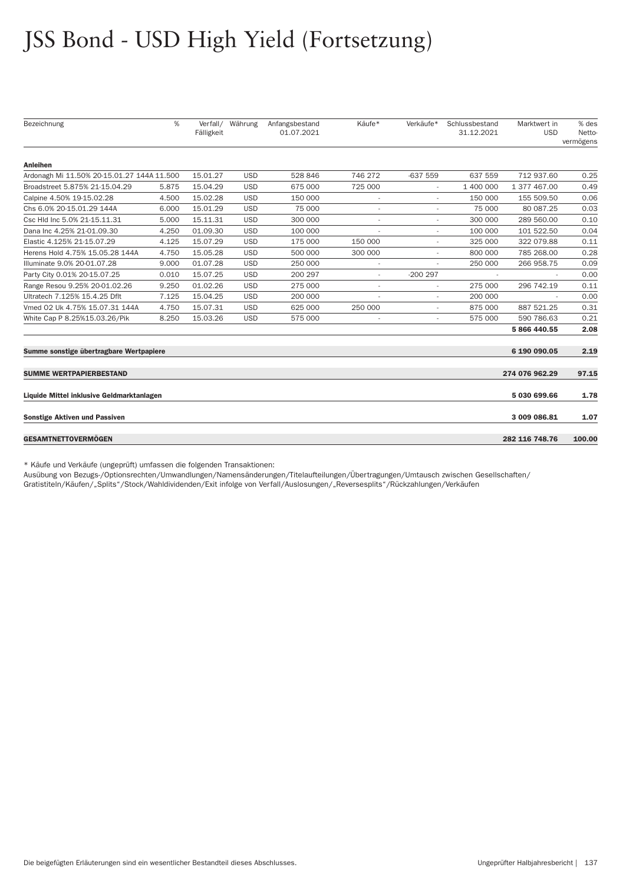# JSS Bond - USD High Yield (Fortsetzung)

| Bezeichnung | % | Verfall/ Fälligkeit | Währung | Anfangsbestand 01.07.2021 | Käufe* | Verkäufe* | Schlussbestand 31.12.2021 | Marktwert in USD | % des Netto-vermögens |
|---|---|---|---|---|---|---|---|---|---|
| **Anleihen** | | | | | | | | | |
| Ardonagh Mi 11.50% 20-15.01.27 144A | 11.500 | 15.01.27 | USD | 528 846 | 746 272 | -637 559 | 637 559 | 712 937.60 | 0.25 |
| Broadstreet 5.875% 21-15.04.29 | 5.875 | 15.04.29 | USD | 675 000 | 725 000 | - | 1 400 000 | 1 377 467.00 | 0.49 |
| Calpine 4.50% 19-15.02.28 | 4.500 | 15.02.28 | USD | 150 000 | - | - | 150 000 | 155 509.50 | 0.06 |
| Chs 6.0% 20-15.01.29 144A | 6.000 | 15.01.29 | USD | 75 000 | - | - | 75 000 | 80 087.25 | 0.03 |
| Csc Hld Inc 5.0% 21-15.11.31 | 5.000 | 15.11.31 | USD | 300 000 | - | - | 300 000 | 289 560.00 | 0.10 |
| Dana Inc 4.25% 21-01.09.30 | 4.250 | 01.09.30 | USD | 100 000 | - | - | 100 000 | 101 522.50 | 0.04 |
| Elastic 4.125% 21-15.07.29 | 4.125 | 15.07.29 | USD | 175 000 | 150 000 | - | 325 000 | 322 079.88 | 0.11 |
| Herens Hold 4.75% 15.05.28 144A | 4.750 | 15.05.28 | USD | 500 000 | 300 000 | - | 800 000 | 785 268.00 | 0.28 |
| Illuminate 9.0% 20-01.07.28 | 9.000 | 01.07.28 | USD | 250 000 | - | - | 250 000 | 266 958.75 | 0.09 |
| Party City 0.01% 20-15.07.25 | 0.010 | 15.07.25 | USD | 200 297 | - | -200 297 | - | - | 0.00 |
| Range Resou 9.25% 20-01.02.26 | 9.250 | 01.02.26 | USD | 275 000 | - | - | 275 000 | 296 742.19 | 0.11 |
| Ultratech 7.125% 15.4.25 Dflt | 7.125 | 15.04.25 | USD | 200 000 | - | - | 200 000 | - | 0.00 |
| Vmed O2 Uk 4.75% 15.07.31 144A | 4.750 | 15.07.31 | USD | 625 000 | 250 000 | - | 875 000 | 887 521.25 | 0.31 |
| White Cap P 8.25%15.03.26/Pik | 8.250 | 15.03.26 | USD | 575 000 | - | - | 575 000 | 590 786.63 | 0.21 |
| | | | | | | | | **5 866 440.55** | **2.08** |
| **Summe sonstige übertragbare Wertpapiere** | | | | | | | | **6 190 090.05** | **2.19** |
| **SUMME WERTPAPIERBESTAND** | | | | | | | | **274 076 962.29** | **97.15** |
| **Liquide Mittel inklusive Geldmarktanlagen** | | | | | | | | **5 030 699.66** | **1.78** |
| **Sonstige Aktiven und Passiven** | | | | | | | | **3 009 086.81** | **1.07** |
| **GESAMTNETTOVERMÖGEN** | | | | | | | | **282 116 748.76** | **100.00** |

\* Käufe und Verkäufe (ungeprüft) umfassen die folgenden Transaktionen:
Ausübung von Bezugs-/Optionsrechten/Umwandlungen/Namensänderungen/Titelaufteilungen/Übertragungen/Umtausch zwischen Gesellschaften/Gratistiteln/Käufen/„Splits"/Stock/Wahldividenden/Exit infolge von Verfall/Auslosungen/„Reversesplits"/Rückzahlungen/Verkäufen

Die beigefügten Erläuterungen sind ein wesentlicher Bestandteil dieses Abschlusses.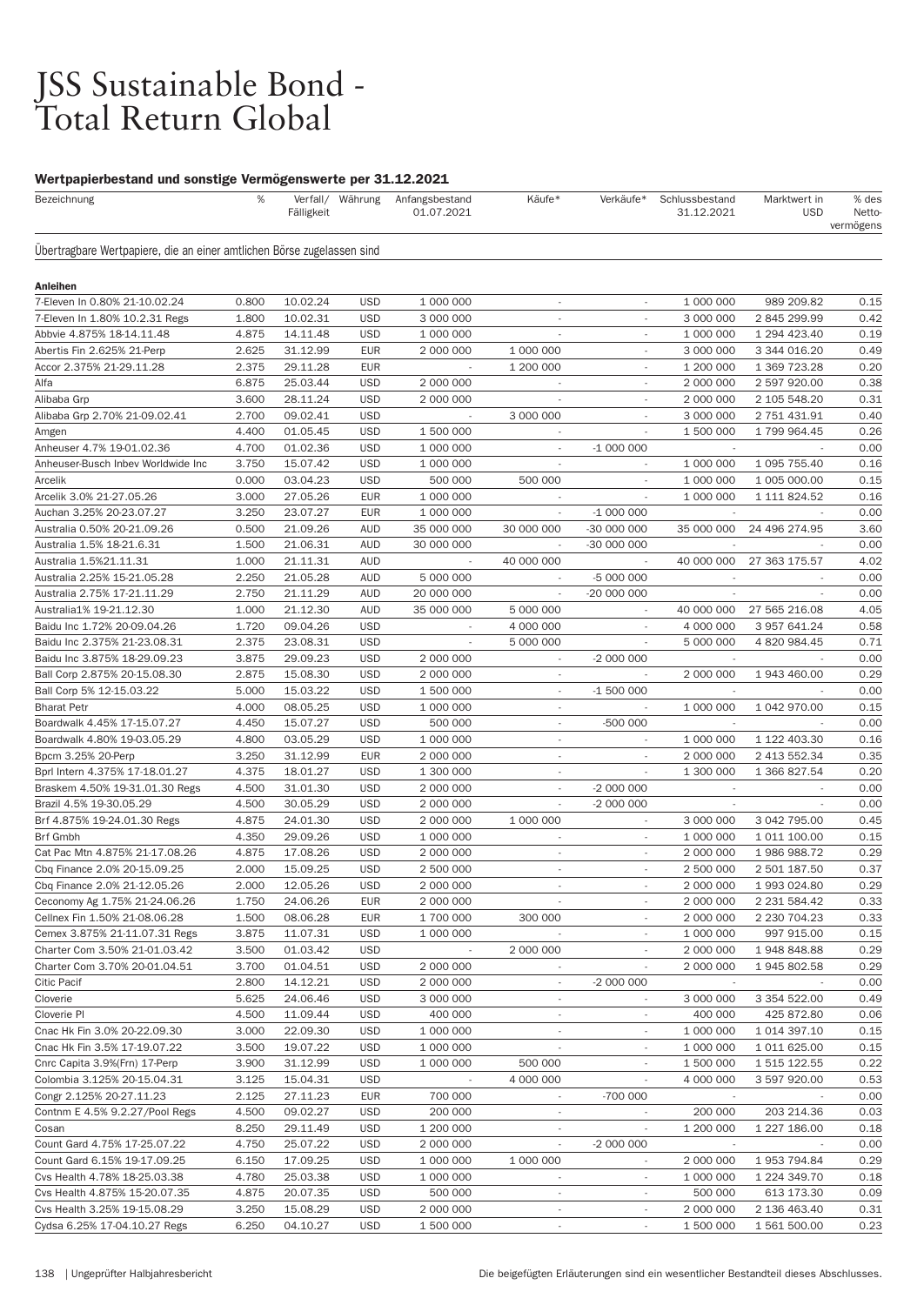# JSS Sustainable Bond - Total Return Global

### Wertpapierbestand und sonstige Vermögenswerte per 31.12.2021

| Bezeichnung | % | Verfall/ Fälligkeit | Währung | Anfangsbestand 01.07.2021 | Käufe* | Verkäufe* | Schlussbestand 31.12.2021 | Marktwert in USD | % des Netto-vermögens |
|---|---|---|---|---|---|---|---|---|---|
| Übertragbare Wertpapiere, die an einer amtlichen Börse zugelassen sind | | | | | | | | | |
| **Anleihen** | | | | | | | | | |
| 7-Eleven In 0.80% 21-10.02.24 | 0.800 | 10.02.24 | USD | 1 000 000 | - | - | 1 000 000 | 989 209.82 | 0.15 |
| 7-Eleven In 1.80% 10.2.31 Regs | 1.800 | 10.02.31 | USD | 3 000 000 | - | - | 3 000 000 | 2 845 299.99 | 0.42 |
| Abbvie 4.875% 18-14.11.48 | 4.875 | 14.11.48 | USD | 1 000 000 | - | - | 1 000 000 | 1 294 423.40 | 0.19 |
| Abertis Fin 2.625% 21-Perp | 2.625 | 31.12.99 | EUR | 2 000 000 | 1 000 000 | - | 3 000 000 | 3 344 016.20 | 0.49 |
| Accor 2.375% 21-29.11.28 | 2.375 | 29.11.28 | EUR | - | 1 200 000 | - | 1 200 000 | 1 369 723.28 | 0.20 |
| Alfa | 6.875 | 25.03.44 | USD | 2 000 000 | - | - | 2 000 000 | 2 597 920.00 | 0.38 |
| Alibaba Grp | 3.600 | 28.11.24 | USD | 2 000 000 | - | - | 2 000 000 | 2 105 548.20 | 0.31 |
| Alibaba Grp 2.70% 21-09.02.41 | 2.700 | 09.02.41 | USD | - | 3 000 000 | - | 3 000 000 | 2 751 431.91 | 0.40 |
| Amgen | 4.400 | 01.05.45 | USD | 1 500 000 | - | - | 1 500 000 | 1 799 964.45 | 0.26 |
| Anheuser 4.7% 19-01.02.36 | 4.700 | 01.02.36 | USD | 1 000 000 | - | -1 000 000 | - | - | 0.00 |
| Anheuser-Busch Inbev Worldwide Inc | 3.750 | 15.07.42 | USD | 1 000 000 | - | - | 1 000 000 | 1 095 755.40 | 0.16 |
| Arcelik | 0.000 | 03.04.23 | USD | 500 000 | 500 000 | - | 1 000 000 | 1 005 000.00 | 0.15 |
| Arcelik 3.0% 21-27.05.26 | 3.000 | 27.05.26 | EUR | 1 000 000 | - | - | 1 000 000 | 1 111 824.52 | 0.16 |
| Auchan 3.25% 20-23.07.27 | 3.250 | 23.07.27 | EUR | 1 000 000 | - | -1 000 000 | - | - | 0.00 |
| Australia 0.50% 20-21.09.26 | 0.500 | 21.09.26 | AUD | 35 000 000 | 30 000 000 | -30 000 000 | 35 000 000 | 24 496 274.95 | 3.60 |
| Australia 1.5% 18-21.6.31 | 1.500 | 21.06.31 | AUD | 30 000 000 | - | -30 000 000 | - | - | 0.00 |
| Australia 1.5%21.11.31 | 1.000 | 21.11.31 | AUD | - | 40 000 000 | - | 40 000 000 | 27 363 175.57 | 4.02 |
| Australia 2.25% 15-21.05.28 | 2.250 | 21.05.28 | AUD | 5 000 000 | - | -5 000 000 | - | - | 0.00 |
| Australia 2.75% 17-21.11.29 | 2.750 | 21.11.29 | AUD | 20 000 000 | - | -20 000 000 | - | - | 0.00 |
| Australia1% 19-21.12.30 | 1.000 | 21.12.30 | AUD | 35 000 000 | 5 000 000 | - | 40 000 000 | 27 565 216.08 | 4.05 |
| Baidu Inc 1.72% 20-09.04.26 | 1.720 | 09.04.26 | USD | - | 4 000 000 | - | 4 000 000 | 3 957 641.24 | 0.58 |
| Baidu Inc 2.375% 21-23.08.31 | 2.375 | 23.08.31 | USD | - | 5 000 000 | - | 5 000 000 | 4 820 984.45 | 0.71 |
| Baidu Inc 3.875% 18-29.09.23 | 3.875 | 29.09.23 | USD | 2 000 000 | - | -2 000 000 | - | - | 0.00 |
| Ball Corp 2.875% 20-15.08.30 | 2.875 | 15.08.30 | USD | 2 000 000 | - | - | 2 000 000 | 1 943 460.00 | 0.29 |
| Ball Corp 5% 12-15.03.22 | 5.000 | 15.03.22 | USD | 1 500 000 | - | -1 500 000 | - | - | 0.00 |
| Bharat Petr | 4.000 | 08.05.25 | USD | 1 000 000 | - | - | 1 000 000 | 1 042 970.00 | 0.15 |
| Boardwalk 4.45% 17-15.07.27 | 4.450 | 15.07.27 | USD | 500 000 | - | -500 000 | - | - | 0.00 |
| Boardwalk 4.80% 19-03.05.29 | 4.800 | 03.05.29 | USD | 1 000 000 | - | - | 1 000 000 | 1 122 403.30 | 0.16 |
| Bpcm 3.25% 20-Perp | 3.250 | 31.12.99 | EUR | 2 000 000 | - | - | 2 000 000 | 2 413 552.34 | 0.35 |
| Bprl Intern 4.375% 17-18.01.27 | 4.375 | 18.01.27 | USD | 1 300 000 | - | - | 1 300 000 | 1 366 827.54 | 0.20 |
| Braskem 4.50% 19-31.01.30 Regs | 4.500 | 31.01.30 | USD | 2 000 000 | - | -2 000 000 | - | - | 0.00 |
| Brazil 4.5% 19-30.05.29 | 4.500 | 30.05.29 | USD | 2 000 000 | - | -2 000 000 | - | - | 0.00 |
| Brf 4.875% 19-24.01.30 Regs | 4.875 | 24.01.30 | USD | 2 000 000 | 1 000 000 | - | 3 000 000 | 3 042 795.00 | 0.45 |
| Brf Gmbh | 4.350 | 29.09.26 | USD | 1 000 000 | - | - | 1 000 000 | 1 011 100.00 | 0.15 |
| Cat Pac Mtn 4.875% 21-17.08.26 | 4.875 | 17.08.26 | USD | 2 000 000 | - | - | 2 000 000 | 1 986 988.72 | 0.29 |
| Cbq Finance 2.0% 20-15.09.25 | 2.000 | 15.09.25 | USD | 2 500 000 | - | - | 2 500 000 | 2 501 187.50 | 0.37 |
| Cbq Finance 2.0% 21-12.05.26 | 2.000 | 12.05.26 | USD | 2 000 000 | - | - | 2 000 000 | 1 993 024.80 | 0.29 |
| Ceconomy Ag 1.75% 21-24.06.26 | 1.750 | 24.06.26 | EUR | 2 000 000 | - | - | 2 000 000 | 2 231 584.42 | 0.33 |
| Cellnex Fin 1.50% 21-08.06.28 | 1.500 | 08.06.28 | EUR | 1 700 000 | 300 000 | - | 2 000 000 | 2 230 704.23 | 0.33 |
| Cemex 3.875% 21-11.07.31 Regs | 3.875 | 11.07.31 | USD | 1 000 000 | - | - | 1 000 000 | 997 915.00 | 0.15 |
| Charter Com 3.50% 21-01.03.42 | 3.500 | 01.03.42 | USD | - | 2 000 000 | - | 2 000 000 | 1 948 848.88 | 0.29 |
| Charter Com 3.70% 20-01.04.51 | 3.700 | 01.04.51 | USD | 2 000 000 | - | - | 2 000 000 | 1 945 802.58 | 0.29 |
| Citic Pacif | 2.800 | 14.12.21 | USD | 2 000 000 | - | -2 000 000 | - | - | 0.00 |
| Cloverie | 5.625 | 24.06.46 | USD | 3 000 000 | - | - | 3 000 000 | 3 354 522.00 | 0.49 |
| Cloverie Pl | 4.500 | 11.09.44 | USD | 400 000 | - | - | 400 000 | 425 872.80 | 0.06 |
| Cnac Hk Fin 3.0% 20-22.09.30 | 3.000 | 22.09.30 | USD | 1 000 000 | - | - | 1 000 000 | 1 014 397.10 | 0.15 |
| Cnac Hk Fin 3.5% 17-19.07.22 | 3.500 | 19.07.22 | USD | 1 000 000 | - | - | 1 000 000 | 1 011 625.00 | 0.15 |
| Cnrc Capita 3.9%(Frn) 17-Perp | 3.900 | 31.12.99 | USD | 1 000 000 | 500 000 | - | 1 500 000 | 1 515 122.55 | 0.22 |
| Colombia 3.125% 20-15.04.31 | 3.125 | 15.04.31 | USD | - | 4 000 000 | - | 4 000 000 | 3 597 920.00 | 0.53 |
| Congr 2.125% 20-27.11.23 | 2.125 | 27.11.23 | EUR | 700 000 | - | -700 000 | - | - | 0.00 |
| Contnm E 4.5% 9.2.27/Pool Regs | 4.500 | 09.02.27 | USD | 200 000 | - | - | 200 000 | 203 214.36 | 0.03 |
| Cosan | 8.250 | 29.11.49 | USD | 1 200 000 | - | - | 1 200 000 | 1 227 186.00 | 0.18 |
| Count Gard 4.75% 17-25.07.22 | 4.750 | 25.07.22 | USD | 2 000 000 | - | -2 000 000 | - | - | 0.00 |
| Count Gard 6.15% 19-17.09.25 | 6.150 | 17.09.25 | USD | 1 000 000 | 1 000 000 | - | 2 000 000 | 1 953 794.84 | 0.29 |
| Cvs Health 4.78% 18-25.03.38 | 4.780 | 25.03.38 | USD | 1 000 000 | - | - | 1 000 000 | 1 224 349.70 | 0.18 |
| Cvs Health 4.875% 15-20.07.35 | 4.875 | 20.07.35 | USD | 500 000 | - | - | 500 000 | 613 173.30 | 0.09 |
| Cvs Health 3.25% 19-15.08.29 | 3.250 | 15.08.29 | USD | 2 000 000 | - | - | 2 000 000 | 2 136 463.40 | 0.31 |
| Cydsa 6.25% 17-04.10.27 Regs | 6.250 | 04.10.27 | USD | 1 500 000 | - | - | 1 500 000 | 1 561 500.00 | 0.23 |

Die beigefügten Erläuterungen sind ein wesentlicher Bestandteil dieses Abschlusses.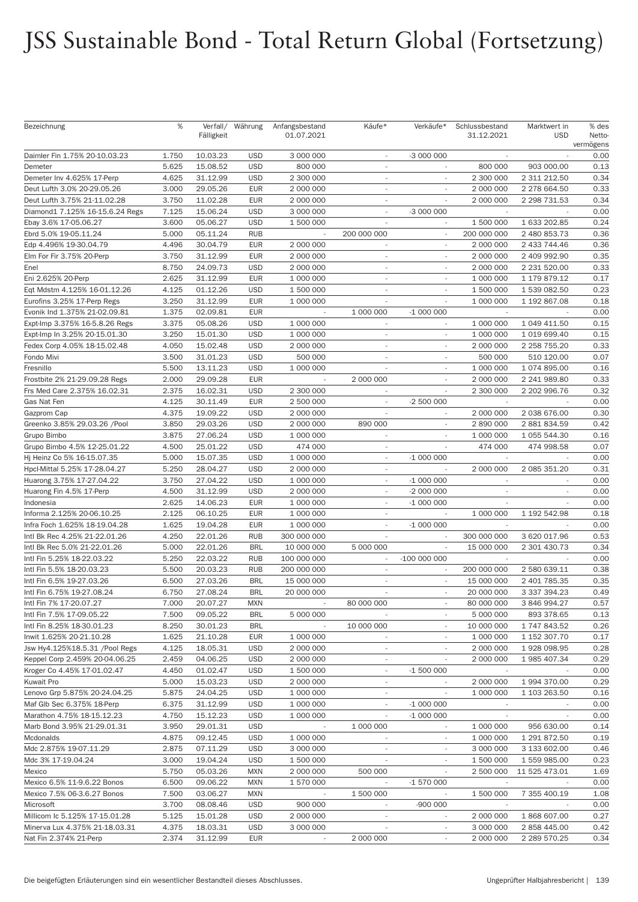# JSS Sustainable Bond - Total Return Global (Fortsetzung)

| Bezeichnung | % | Verfall/ Fälligkeit | Währung | Anfangsbestand 01.07.2021 | Käufe* | Verkäufe* | Schlussbestand 31.12.2021 | Marktwert in USD | % des Netto-vermögens |
|---|---|---|---|---|---|---|---|---|---|
| Daimler Fin 1.75% 20-10.03.23 | 1.750 | 10.03.23 | USD | 3 000 000 | - | -3 000 000 | - | - | 0.00 |
| Demeter | 5.625 | 15.08.52 | USD | 800 000 | - | - | 800 000 | 903 000.00 | 0.13 |
| Demeter Inv 4.625% 17-Perp | 4.625 | 31.12.99 | USD | 2 300 000 | - | - | 2 300 000 | 2 311 212.50 | 0.34 |
| Deut Lufth 3.0% 20-29.05.26 | 3.000 | 29.05.26 | EUR | 2 000 000 | - | - | 2 000 000 | 2 278 664.50 | 0.33 |
| Deut Lufth 3.75% 21-11.02.28 | 3.750 | 11.02.28 | EUR | 2 000 000 | - | - | 2 000 000 | 2 298 731.53 | 0.34 |
| Diamond1 7.125% 16-15.6.24 Regs | 7.125 | 15.06.24 | USD | 3 000 000 | - | -3 000 000 | - | - | 0.00 |
| Ebay 3.6% 17-05.06.27 | 3.600 | 05.06.27 | USD | 1 500 000 | - | - | 1 500 000 | 1 633 202.85 | 0.24 |
| Ebrd 5.0% 19-05.11.24 | 5.000 | 05.11.24 | RUB | - | 200 000 000 | - | 200 000 000 | 2 480 853.73 | 0.36 |
| Edp 4.496% 19-30.04.79 | 4.496 | 30.04.79 | EUR | 2 000 000 | - | - | 2 000 000 | 2 433 744.46 | 0.36 |
| Elm For Fir 3.75% 20-Perp | 3.750 | 31.12.99 | EUR | 2 000 000 | - | - | 2 000 000 | 2 409 992.90 | 0.35 |
| Enel | 8.750 | 24.09.73 | USD | 2 000 000 | - | - | 2 000 000 | 2 231 520.00 | 0.33 |
| Eni 2.625% 20-Perp | 2.625 | 31.12.99 | EUR | 1 000 000 | - | - | 1 000 000 | 1 179 879.12 | 0.17 |
| Eqt Mdstm 4.125% 16-01.12.26 | 4.125 | 01.12.26 | USD | 1 500 000 | - | - | 1 500 000 | 1 539 082.50 | 0.23 |
| Eurofins 3.25% 17-Perp Regs | 3.250 | 31.12.99 | EUR | 1 000 000 | - | - | 1 000 000 | 1 192 867.08 | 0.18 |
| Evonik Ind 1.375% 21-02.09.81 | 1.375 | 02.09.81 | EUR | - | 1 000 000 | -1 000 000 | - | - | 0.00 |
| Expt-Imp 3.375% 16-5.8.26 Regs | 3.375 | 05.08.26 | USD | 1 000 000 | - | - | 1 000 000 | 1 049 411.50 | 0.15 |
| Expt-Imp In 3.25% 20-15.01.30 | 3.250 | 15.01.30 | USD | 1 000 000 | - | - | 1 000 000 | 1 019 699.40 | 0.15 |
| Fedex Corp 4.05% 18-15.02.48 | 4.050 | 15.02.48 | USD | 2 000 000 | - | - | 2 000 000 | 2 258 755.20 | 0.33 |
| Fondo Mivi | 3.500 | 31.01.23 | USD | 500 000 | - | - | 500 000 | 510 120.00 | 0.07 |
| Fresnillo | 5.500 | 13.11.23 | USD | 1 000 000 | - | - | 1 000 000 | 1 074 895.00 | 0.16 |
| Frostbite 2% 21-29.09.28 Regs | 2.000 | 29.09.28 | EUR | - | 2 000 000 | - | 2 000 000 | 2 241 989.80 | 0.33 |
| Frs Med Care 2.375% 16.02.31 | 2.375 | 16.02.31 | USD | 2 300 000 | - | - | 2 300 000 | 2 202 996.76 | 0.32 |
| Gas Nat Fen | 4.125 | 30.11.49 | EUR | 2 500 000 | - | -2 500 000 | - | - | 0.00 |
| Gazprom Cap | 4.375 | 19.09.22 | USD | 2 000 000 | - | - | 2 000 000 | 2 038 676.00 | 0.30 |
| Greenko 3.85% 29.03.26 /Pool | 3.850 | 29.03.26 | USD | 2 000 000 | 890 000 | - | 2 890 000 | 2 881 834.59 | 0.42 |
| Grupo Bimbo | 3.875 | 27.06.24 | USD | 1 000 000 | - | - | 1 000 000 | 1 055 544.30 | 0.16 |
| Grupo Bimbo 4.5% 12-25.01.22 | 4.500 | 25.01.22 | USD | 474 000 | - | - | 474 000 | 474 998.58 | 0.07 |
| Hj Heinz Co 5% 16-15.07.35 | 5.000 | 15.07.35 | USD | 1 000 000 | - | -1 000 000 | - | - | 0.00 |
| Hpcl-Mittal 5.25% 17-28.04.27 | 5.250 | 28.04.27 | USD | 2 000 000 | - | - | 2 000 000 | 2 085 351.20 | 0.31 |
| Huarong 3.75% 17-27.04.22 | 3.750 | 27.04.22 | USD | 1 000 000 | - | -1 000 000 | - | - | 0.00 |
| Huarong Fin 4.5% 17-Perp | 4.500 | 31.12.99 | USD | 2 000 000 | - | -2 000 000 | - | - | 0.00 |
| Indonesia | 2.625 | 14.06.23 | EUR | 1 000 000 | - | -1 000 000 | - | - | 0.00 |
| Informa 2.125% 20-06.10.25 | 2.125 | 06.10.25 | EUR | 1 000 000 | - | - | 1 000 000 | 1 192 542.98 | 0.18 |
| Infra Foch 1.625% 18-19.04.28 | 1.625 | 19.04.28 | EUR | 1 000 000 | - | -1 000 000 | - | - | 0.00 |
| Intl Bk Rec 4.25% 21-22.01.26 | 4.250 | 22.01.26 | RUB | 300 000 000 | - | - | 300 000 000 | 3 620 017.96 | 0.53 |
| Intl Bk Rec 5.0% 21-22.01.26 | 5.000 | 22.01.26 | BRL | 10 000 000 | 5 000 000 | - | 15 000 000 | 2 301 430.73 | 0.34 |
| Intl Fin 5.25% 18-22.03.22 | 5.250 | 22.03.22 | RUB | 100 000 000 | - | -100 000 000 | - | - | 0.00 |
| Intl Fin 5.5% 18-20.03.23 | 5.500 | 20.03.23 | RUB | 200 000 000 | - | - | 200 000 000 | 2 580 639.11 | 0.38 |
| Intl Fin 6.5% 19-27.03.26 | 6.500 | 27.03.26 | BRL | 15 000 000 | - | - | 15 000 000 | 2 401 785.35 | 0.35 |
| Intl Fin 6.75% 19-27.08.24 | 6.750 | 27.08.24 | BRL | 20 000 000 | - | - | 20 000 000 | 3 337 394.23 | 0.49 |
| Intl Fin 7% 17-20.07.27 | 7.000 | 20.07.27 | MXN | - | 80 000 000 | - | 80 000 000 | 3 846 994.27 | 0.57 |
| Intl Fin 7.5% 17-09.05.22 | 7.500 | 09.05.22 | BRL | 5 000 000 | - | - | 5 000 000 | 893 378.65 | 0.13 |
| Intl Fin 8.25% 18-30.01.23 | 8.250 | 30.01.23 | BRL | - | 10 000 000 | - | 10 000 000 | 1 747 843.52 | 0.26 |
| Inwit 1.625% 20-21.10.28 | 1.625 | 21.10.28 | EUR | 1 000 000 | - | - | 1 000 000 | 1 152 307.70 | 0.17 |
| Jsw Hy4.125%18.5.31 /Pool Regs | 4.125 | 18.05.31 | USD | 2 000 000 | - | - | 2 000 000 | 1 928 098.95 | 0.28 |
| Keppel Corp 2.459% 20-04.06.25 | 2.459 | 04.06.25 | USD | 2 000 000 | - | - | 2 000 000 | 1 985 407.34 | 0.29 |
| Kroger Co 4.45% 17-01.02.47 | 4.450 | 01.02.47 | USD | 1 500 000 | - | -1 500 000 | - | - | 0.00 |
| Kuwait Pro | 5.000 | 15.03.23 | USD | 2 000 000 | - | - | 2 000 000 | 1 994 370.00 | 0.29 |
| Lenovo Grp 5.875% 20-24.04.25 | 5.875 | 24.04.25 | USD | 1 000 000 | - | - | 1 000 000 | 1 103 263.50 | 0.16 |
| Maf Glb Sec 6.375% 18-Perp | 6.375 | 31.12.99 | USD | 1 000 000 | - | -1 000 000 | - | - | 0.00 |
| Marathon 4.75% 18-15.12.23 | 4.750 | 15.12.23 | USD | 1 000 000 | - | -1 000 000 | - | - | 0.00 |
| Marb Bond 3.95% 21-29.01.31 | 3.950 | 29.01.31 | USD | - | 1 000 000 | - | 1 000 000 | 956 630.00 | 0.14 |
| Mcdonalds | 4.875 | 09.12.45 | USD | 1 000 000 | - | - | 1 000 000 | 1 291 872.50 | 0.19 |
| Mdc 2.875% 19-07.11.29 | 2.875 | 07.11.29 | USD | 3 000 000 | - | - | 3 000 000 | 3 133 602.00 | 0.46 |
| Mdc 3% 17-19.04.24 | 3.000 | 19.04.24 | USD | 1 500 000 | - | - | 1 500 000 | 1 559 985.00 | 0.23 |
| Mexico | 5.750 | 05.03.26 | MXN | 2 000 000 | 500 000 | - | 2 500 000 | 11 525 473.01 | 1.69 |
| Mexico 6.5% 11-9.6.22 Bonos | 6.500 | 09.06.22 | MXN | 1 570 000 | - | -1 570 000 | - | - | 0.00 |
| Mexico 7.5% 06-3.6.27 Bonos | 7.500 | 03.06.27 | MXN | - | 1 500 000 | - | 1 500 000 | 7 355 400.19 | 1.08 |
| Microsoft | 3.700 | 08.08.46 | USD | 900 000 | - | -900 000 | - | - | 0.00 |
| Millicom Ic 5.125% 17-15.01.28 | 5.125 | 15.01.28 | USD | 2 000 000 | - | - | 2 000 000 | 1 868 607.00 | 0.27 |
| Minerva Lux 4.375% 21-18.03.31 | 4.375 | 18.03.31 | USD | 3 000 000 | - | - | 3 000 000 | 2 858 445.00 | 0.42 |
| Nat Fin 2.374% 21-Perp | 2.374 | 31.12.99 | EUR | - | 2 000 000 | - | 2 000 000 | 2 289 570.25 | 0.34 |

Die beigefügten Erläuterungen sind ein wesentlicher Bestandteil dieses Abschlusses.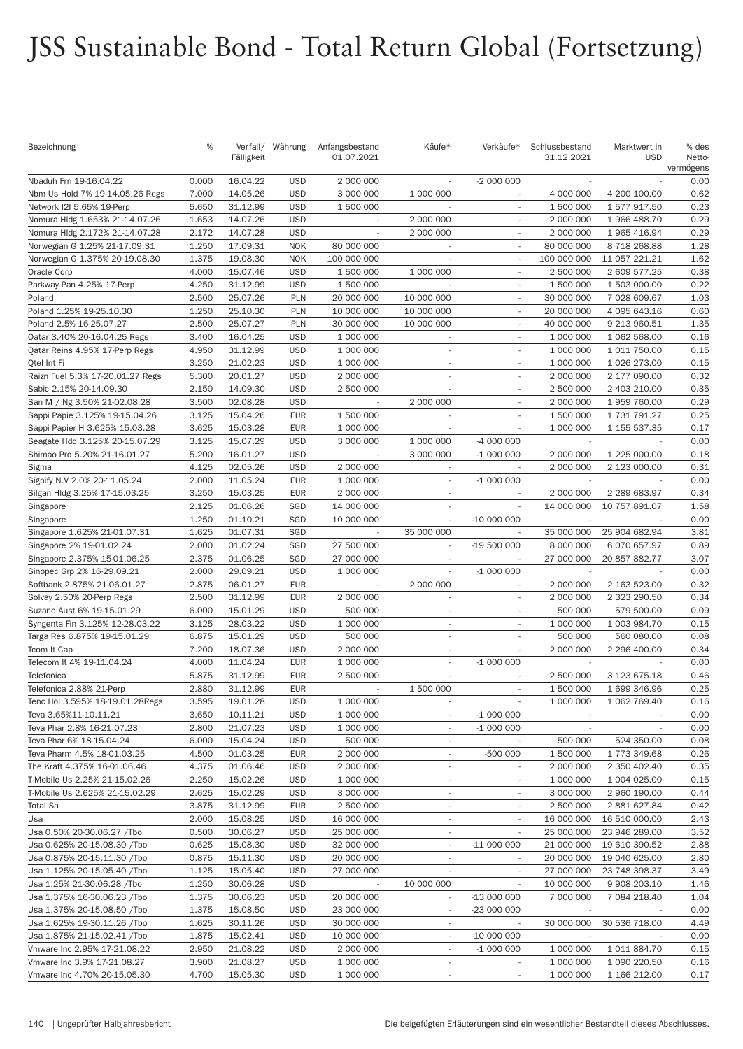# JSS Sustainable Bond - Total Return Global (Fortsetzung)

| Bezeichnung | % | Verfall/ Fälligkeit | Währung | Anfangsbestand 01.07.2021 | Käufe* | Verkäufe* | Schlussbestand 31.12.2021 | Marktwert in USD | % des Netto-vermögens |
|---|---|---|---|---|---|---|---|---|---|
| Nbaduh Frn 19-16.04.22 | 0.000 | 16.04.22 | USD | 2 000 000 | - | -2 000 000 | - | - | 0.00 |
| Nbm Us Hold 7% 19-14.05.26 Regs | 7.000 | 14.05.26 | USD | 3 000 000 | 1 000 000 | - | 4 000 000 | 4 200 100.00 | 0.62 |
| Network I2I 5.65% 19-Perp | 5.650 | 31.12.99 | USD | 1 500 000 | - | - | 1 500 000 | 1 577 917.50 | 0.23 |
| Nomura Hldg 1.653% 21-14.07.26 | 1.653 | 14.07.26 | USD | - | 2 000 000 | - | 2 000 000 | 1 966 488.70 | 0.29 |
| Nomura Hldg 2.172% 21-14.07.28 | 2.172 | 14.07.28 | USD | - | 2 000 000 | - | 2 000 000 | 1 965 416.94 | 0.29 |
| Norwegian G 1.25% 21-17.09.31 | 1.250 | 17.09.31 | NOK | 80 000 000 | - | - | 80 000 000 | 8 718 268.88 | 1.28 |
| Norwegian G 1.375% 20-19.08.30 | 1.375 | 19.08.30 | NOK | 100 000 000 | - | - | 100 000 000 | 11 057 221.21 | 1.62 |
| Oracle Corp | 4.000 | 15.07.46 | USD | 1 500 000 | 1 000 000 | - | 2 500 000 | 2 609 577.25 | 0.38 |
| Parkway Pan 4.25% 17-Perp | 4.250 | 31.12.99 | USD | 1 500 000 | - | - | 1 500 000 | 1 503 000.00 | 0.22 |
| Poland | 2.500 | 25.07.26 | PLN | 20 000 000 | 10 000 000 | - | 30 000 000 | 7 028 609.67 | 1.03 |
| Poland 1.25% 19-25.10.30 | 1.250 | 25.10.30 | PLN | 10 000 000 | 10 000 000 | - | 20 000 000 | 4 095 643.16 | 0.60 |
| Poland 2.5% 16-25.07.27 | 2.500 | 25.07.27 | PLN | 30 000 000 | 10 000 000 | - | 40 000 000 | 9 213 960.51 | 1.35 |
| Qatar 3.40% 20-16.04.25 Regs | 3.400 | 16.04.25 | USD | 1 000 000 | - | - | 1 000 000 | 1 062 568.00 | 0.16 |
| Qatar Reins 4.95% 17-Perp Regs | 4.950 | 31.12.99 | USD | 1 000 000 | - | - | 1 000 000 | 1 011 750.00 | 0.15 |
| Qtel Int Fi | 3.250 | 21.02.23 | USD | 1 000 000 | - | - | 1 000 000 | 1 026 273.00 | 0.15 |
| Raizn Fuel 5.3% 17-20.01.27 Regs | 5.300 | 20.01.27 | USD | 2 000 000 | - | - | 2 000 000 | 2 177 090.00 | 0.32 |
| Sabic 2.15% 20-14.09.30 | 2.150 | 14.09.30 | USD | 2 500 000 | - | - | 2 500 000 | 2 403 210.00 | 0.35 |
| San M / Ng 3.50% 21-02.08.28 | 3.500 | 02.08.28 | USD | - | 2 000 000 | - | 2 000 000 | 1 959 760.00 | 0.29 |
| Sappi Papie 3.125% 19-15.04.26 | 3.125 | 15.04.26 | EUR | 1 500 000 | - | - | 1 500 000 | 1 731 791.27 | 0.25 |
| Sappi Papier H 3.625% 15.03.28 | 3.625 | 15.03.28 | EUR | 1 000 000 | - | - | 1 000 000 | 1 155 537.35 | 0.17 |
| Seagate Hdd 3.125% 20-15.07.29 | 3.125 | 15.07.29 | USD | 3 000 000 | 1 000 000 | -4 000 000 | - | - | 0.00 |
| Shimao Pro 5.20% 21-16.01.27 | 5.200 | 16.01.27 | USD | - | 3 000 000 | -1 000 000 | 2 000 000 | 1 225 000.00 | 0.18 |
| Sigma | 4.125 | 02.05.26 | USD | 2 000 000 | - | - | 2 000 000 | 2 123 000.00 | 0.31 |
| Signify N.V 2.0% 20-11.05.24 | 2.000 | 11.05.24 | EUR | 1 000 000 | - | -1 000 000 | - | - | 0.00 |
| Silgan Hldg 3.25% 17-15.03.25 | 3.250 | 15.03.25 | EUR | 2 000 000 | - | - | 2 000 000 | 2 289 683.97 | 0.34 |
| Singapore | 2.125 | 01.06.26 | SGD | 14 000 000 | - | - | 14 000 000 | 10 757 891.07 | 1.58 |
| Singapore | 1.250 | 01.10.21 | SGD | 10 000 000 | - | -10 000 000 | - | - | 0.00 |
| Singapore 1.625% 21-01.07.31 | 1.625 | 01.07.31 | SGD | - | 35 000 000 | - | 35 000 000 | 25 904 682.94 | 3.81 |
| Singapore 2% 19-01.02.24 | 2.000 | 01.02.24 | SGD | 27 500 000 | - | -19 500 000 | 8 000 000 | 6 070 657.97 | 0.89 |
| Singapore 2.375% 15-01.06.25 | 2.375 | 01.06.25 | SGD | 27 000 000 | - | - | 27 000 000 | 20 857 882.77 | 3.07 |
| Sinopec Grp 2% 16-29.09.21 | 2.000 | 29.09.21 | USD | 1 000 000 | - | -1 000 000 | - | - | 0.00 |
| Softbank 2.875% 21-06.01.27 | 2.875 | 06.01.27 | EUR | - | 2 000 000 | - | 2 000 000 | 2 163 523.00 | 0.32 |
| Solvay 2.50% 20-Perp Regs | 2.500 | 31.12.99 | EUR | 2 000 000 | - | - | 2 000 000 | 2 323 290.50 | 0.34 |
| Suzano Aust 6% 19-15.01.29 | 6.000 | 15.01.29 | USD | 500 000 | - | - | 500 000 | 579 500.00 | 0.09 |
| Syngenta Fin 3.125% 12-28.03.22 | 3.125 | 28.03.22 | USD | 1 000 000 | - | - | 1 000 000 | 1 003 984.70 | 0.15 |
| Targa Res 6.875% 19-15.01.29 | 6.875 | 15.01.29 | USD | 500 000 | - | - | 500 000 | 560 080.00 | 0.08 |
| Tcom It Cap | 7.200 | 18.07.36 | USD | 2 000 000 | - | - | 2 000 000 | 2 296 400.00 | 0.34 |
| Telecom It 4% 19-11.04.24 | 4.000 | 11.04.24 | EUR | 1 000 000 | - | -1 000 000 | - | - | 0.00 |
| Telefonica | 5.875 | 31.12.99 | EUR | 2 500 000 | - | - | 2 500 000 | 3 123 675.18 | 0.46 |
| Telefonica 2.88% 21-Perp | 2.880 | 31.12.99 | EUR | - | 1 500 000 | - | 1 500 000 | 1 699 346.96 | 0.25 |
| Tenc Hol 3.595% 18-19.01.28Regs | 3.595 | 19.01.28 | USD | 1 000 000 | - | - | 1 000 000 | 1 062 769.40 | 0.16 |
| Teva 3.65%11-10.11.21 | 3.650 | 10.11.21 | USD | 1 000 000 | - | -1 000 000 | - | - | 0.00 |
| Teva Phar 2.8% 16-21.07.23 | 2.800 | 21.07.23 | USD | 1 000 000 | - | -1 000 000 | - | - | 0.00 |
| Teva Phar 6% 18-15.04.24 | 6.000 | 15.04.24 | USD | 500 000 | - | - | 500 000 | 524 350.00 | 0.08 |
| Teva Pharm 4.5% 18-01.03.25 | 4.500 | 01.03.25 | EUR | 2 000 000 | - | -500 000 | 1 500 000 | 1 773 349.68 | 0.26 |
| The Kraft 4.375% 16-01.06.46 | 4.375 | 01.06.46 | USD | 2 000 000 | - | - | 2 000 000 | 2 350 402.40 | 0.35 |
| T-Mobile Us 2.25% 21-15.02.26 | 2.250 | 15.02.26 | USD | 1 000 000 | - | - | 1 000 000 | 1 004 025.00 | 0.15 |
| T-Mobile Us 2.625% 21-15.02.29 | 2.625 | 15.02.29 | USD | 3 000 000 | - | - | 3 000 000 | 2 960 190.00 | 0.44 |
| Total Sa | 3.875 | 31.12.99 | EUR | 2 500 000 | - | - | 2 500 000 | 2 881 627.84 | 0.42 |
| Usa | 2.000 | 15.08.25 | USD | 16 000 000 | - | - | 16 000 000 | 16 510 000.00 | 2.43 |
| Usa 0.50% 20-30.06.27 /Tbo | 0.500 | 30.06.27 | USD | 25 000 000 | - | - | 25 000 000 | 23 946 289.00 | 3.52 |
| Usa 0.625% 20-15.08.30 /Tbo | 0.625 | 15.08.30 | USD | 32 000 000 | - | -11 000 000 | 21 000 000 | 19 610 390.52 | 2.88 |
| Usa 0.875% 20-15.11.30 /Tbo | 0.875 | 15.11.30 | USD | 20 000 000 | - | - | 20 000 000 | 19 040 625.00 | 2.80 |
| Usa 1.125% 20-15.05.40 /Tbo | 1.125 | 15.05.40 | USD | 27 000 000 | - | - | 27 000 000 | 23 748 398.37 | 3.49 |
| Usa 1.25% 21-30.06.28 /Tbo | 1.250 | 30.06.28 | USD | - | 10 000 000 | - | 10 000 000 | 9 908 203.10 | 1.46 |
| Usa 1.375% 16-30.06.23 /Tbo | 1.375 | 30.06.23 | USD | 20 000 000 | - | -13 000 000 | 7 000 000 | 7 084 218.40 | 1.04 |
| Usa 1.375% 20-15.08.50 /Tbo | 1.375 | 15.08.50 | USD | 23 000 000 | - | -23 000 000 | - | - | 0.00 |
| Usa 1.625% 19-30.11.26 /Tbo | 1.625 | 30.11.26 | USD | 30 000 000 | - | - | 30 000 000 | 30 536 718.00 | 4.49 |
| Usa 1.875% 21-15.02.41 /Tbo | 1.875 | 15.02.41 | USD | 10 000 000 | - | -10 000 000 | - | - | 0.00 |
| Vmware Inc 2.95% 17-21.08.22 | 2.950 | 21.08.22 | USD | 2 000 000 | - | -1 000 000 | 1 000 000 | 1 011 884.70 | 0.15 |
| Vmware Inc 3.9% 17-21.08.27 | 3.900 | 21.08.27 | USD | 1 000 000 | - | - | 1 000 000 | 1 090 220.50 | 0.16 |
| Vmware Inc 4.70% 20-15.05.30 | 4.700 | 15.05.30 | USD | 1 000 000 | - | - | 1 000 000 | 1 166 212.00 | 0.17 |

Die beigefügten Erläuterungen sind ein wesentlicher Bestandteil dieses Abschlusses.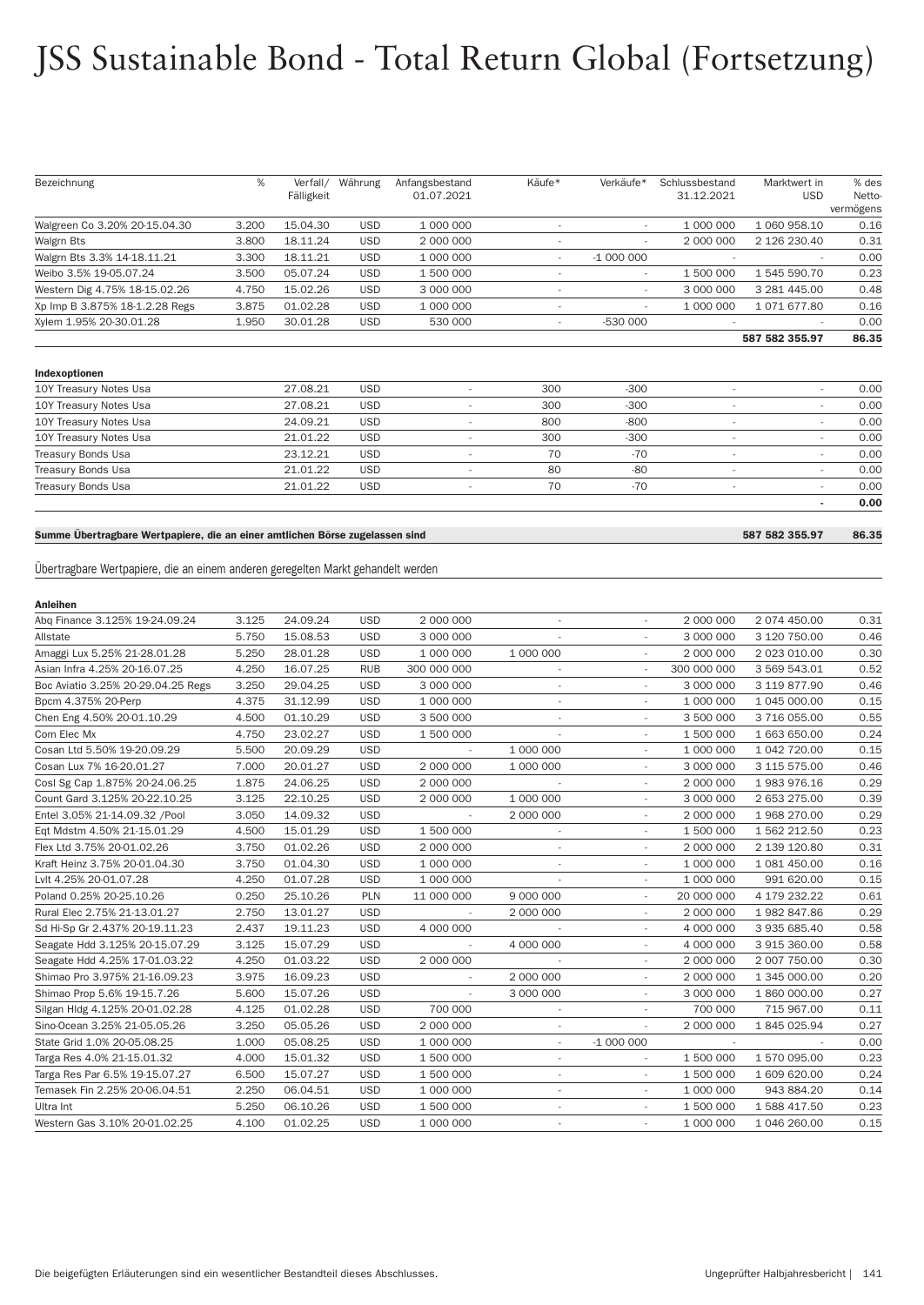# JSS Sustainable Bond - Total Return Global (Fortsetzung)

| Bezeichnung | % | Verfall/ Fälligkeit | Währung | Anfangsbestand 01.07.2021 | Käufe* | Verkäufe* | Schlussbestand 31.12.2021 | Marktwert in USD | % des Netto-vermögens |
|---|---|---|---|---|---|---|---|---|---|
| Walgreen Co 3.20% 20-15.04.30 | 3.200 | 15.04.30 | USD | 1 000 000 | - | - | 1 000 000 | 1 060 958.10 | 0.16 |
| Walgrn Bts | 3.800 | 18.11.24 | USD | 2 000 000 | - | - | 2 000 000 | 2 126 230.40 | 0.31 |
| Walgrn Bts 3.3% 14-18.11.21 | 3.300 | 18.11.21 | USD | 1 000 000 | - | -1 000 000 | - | - | 0.00 |
| Weibo 3.5% 19-05.07.24 | 3.500 | 05.07.24 | USD | 1 500 000 | - | - | 1 500 000 | 1 545 590.70 | 0.23 |
| Western Dig 4.75% 18-15.02.26 | 4.750 | 15.02.26 | USD | 3 000 000 | - | - | 3 000 000 | 3 281 445.00 | 0.48 |
| Xp Imp B 3.875% 18-1.2.28 Regs | 3.875 | 01.02.28 | USD | 1 000 000 | - | - | 1 000 000 | 1 071 677.80 | 0.16 |
| Xylem 1.95% 20-30.01.28 | 1.950 | 30.01.28 | USD | 530 000 | - | -530 000 | - | - | 0.00 |
| | | | | | | | | **587 582 355.97** | **86.35** |

**Indexoptionen**

| Bezeichnung | % | Verfall/ Fälligkeit | Währung | Anfangsbestand 01.07.2021 | Käufe* | Verkäufe* | Schlussbestand 31.12.2021 | Marktwert in USD | % des Netto-vermögens |
|---|---|---|---|---|---|---|---|---|---|
| 10Y Treasury Notes Usa | | 27.08.21 | USD | - | 300 | -300 | - | - | 0.00 |
| 10Y Treasury Notes Usa | | 27.08.21 | USD | - | 300 | -300 | - | - | 0.00 |
| 10Y Treasury Notes Usa | | 24.09.21 | USD | - | 800 | -800 | - | - | 0.00 |
| 10Y Treasury Notes Usa | | 21.01.22 | USD | - | 300 | -300 | - | - | 0.00 |
| Treasury Bonds Usa | | 23.12.21 | USD | - | 70 | -70 | - | - | 0.00 |
| Treasury Bonds Usa | | 21.01.22 | USD | - | 80 | -80 | - | - | 0.00 |
| Treasury Bonds Usa | | 21.01.22 | USD | - | 70 | -70 | - | - | 0.00 |
| | | | | | | | | **-** | **0.00** |

| **Summe Übertragbare Wertpapiere, die an einer amtlichen Börse zugelassen sind** | **587 582 355.97** | **86.35** |
|---|---|---|

Übertragbare Wertpapiere, die an einem anderen geregelten Markt gehandelt werden

**Anleihen**

| Bezeichnung | % | Verfall/ Fälligkeit | Währung | Anfangsbestand 01.07.2021 | Käufe* | Verkäufe* | Schlussbestand 31.12.2021 | Marktwert in USD | % des Netto-vermögens |
|---|---|---|---|---|---|---|---|---|---|
| Abq Finance 3.125% 19-24.09.24 | 3.125 | 24.09.24 | USD | 2 000 000 | - | - | 2 000 000 | 2 074 450.00 | 0.31 |
| Allstate | 5.750 | 15.08.53 | USD | 3 000 000 | - | - | 3 000 000 | 3 120 750.00 | 0.46 |
| Amaggi Lux 5.25% 21-28.01.28 | 5.250 | 28.01.28 | USD | 1 000 000 | 1 000 000 | - | 2 000 000 | 2 023 010.00 | 0.30 |
| Asian Infra 4.25% 20-16.07.25 | 4.250 | 16.07.25 | RUB | 300 000 000 | - | - | 300 000 000 | 3 569 543.01 | 0.52 |
| Boc Aviatio 3.25% 20-29.04.25 Regs | 3.250 | 29.04.25 | USD | 3 000 000 | - | - | 3 000 000 | 3 119 877.90 | 0.46 |
| Bpcm 4.375% 20-Perp | 4.375 | 31.12.99 | USD | 1 000 000 | - | - | 1 000 000 | 1 045 000.00 | 0.15 |
| Chen Eng 4.50% 20-01.10.29 | 4.500 | 01.10.29 | USD | 3 500 000 | - | - | 3 500 000 | 3 716 055.00 | 0.55 |
| Com Elec Mx | 4.750 | 23.02.27 | USD | 1 500 000 | - | - | 1 500 000 | 1 663 650.00 | 0.24 |
| Cosan Ltd 5.50% 19-20.09.29 | 5.500 | 20.09.29 | USD | - | 1 000 000 | - | 1 000 000 | 1 042 720.00 | 0.15 |
| Cosan Lux 7% 16-20.01.27 | 7.000 | 20.01.27 | USD | 2 000 000 | 1 000 000 | - | 3 000 000 | 3 115 575.00 | 0.46 |
| Cosl Sg Cap 1.875% 20-24.06.25 | 1.875 | 24.06.25 | USD | 2 000 000 | - | - | 2 000 000 | 1 983 976.16 | 0.29 |
| Count Gard 3.125% 20-22.10.25 | 3.125 | 22.10.25 | USD | 2 000 000 | 1 000 000 | - | 3 000 000 | 2 653 275.00 | 0.39 |
| Entel 3.05% 21-14.09.32 /Pool | 3.050 | 14.09.32 | USD | - | 2 000 000 | - | 2 000 000 | 1 968 270.00 | 0.29 |
| Eqt Mdstm 4.50% 21-15.01.29 | 4.500 | 15.01.29 | USD | 1 500 000 | - | - | 1 500 000 | 1 562 212.50 | 0.23 |
| Flex Ltd 3.75% 20-01.02.26 | 3.750 | 01.02.26 | USD | 2 000 000 | - | - | 2 000 000 | 2 139 120.80 | 0.31 |
| Kraft Heinz 3.75% 20-01.04.30 | 3.750 | 01.04.30 | USD | 1 000 000 | - | - | 1 000 000 | 1 081 450.00 | 0.16 |
| Lvlt 4.25% 20-01.07.28 | 4.250 | 01.07.28 | USD | 1 000 000 | - | - | 1 000 000 | 991 620.00 | 0.15 |
| Poland 0.25% 20-25.10.26 | 0.250 | 25.10.26 | PLN | 11 000 000 | 9 000 000 | - | 20 000 000 | 4 179 232.22 | 0.61 |
| Rural Elec 2.75% 21-13.01.27 | 2.750 | 13.01.27 | USD | - | 2 000 000 | - | 2 000 000 | 1 982 847.86 | 0.29 |
| Sd Hi-Sp Gr 2.437% 20-19.11.23 | 2.437 | 19.11.23 | USD | 4 000 000 | - | - | 4 000 000 | 3 935 685.40 | 0.58 |
| Seagate Hdd 3.125% 20-15.07.29 | 3.125 | 15.07.29 | USD | - | 4 000 000 | - | 4 000 000 | 3 915 360.00 | 0.58 |
| Seagate Hdd 4.25% 17-01.03.22 | 4.250 | 01.03.22 | USD | 2 000 000 | - | - | 2 000 000 | 2 007 750.00 | 0.30 |
| Shimao Pro 3.975% 21-16.09.23 | 3.975 | 16.09.23 | USD | - | 2 000 000 | - | 2 000 000 | 1 345 000.00 | 0.20 |
| Shimao Prop 5.6% 19-15.7.26 | 5.600 | 15.07.26 | USD | - | 3 000 000 | - | 3 000 000 | 1 860 000.00 | 0.27 |
| Silgan Hldg 4.125% 20-01.02.28 | 4.125 | 01.02.28 | USD | 700 000 | - | - | 700 000 | 715 967.00 | 0.11 |
| Sino-Ocean 3.25% 21-05.05.26 | 3.250 | 05.05.26 | USD | 2 000 000 | - | - | 2 000 000 | 1 845 025.94 | 0.27 |
| State Grid 1.0% 20-05.08.25 | 1.000 | 05.08.25 | USD | 1 000 000 | - | -1 000 000 | - | - | 0.00 |
| Targa Res 4.0% 21-15.01.32 | 4.000 | 15.01.32 | USD | 1 500 000 | - | - | 1 500 000 | 1 570 095.00 | 0.23 |
| Targa Res Par 6.5% 19-15.07.27 | 6.500 | 15.07.27 | USD | 1 500 000 | - | - | 1 500 000 | 1 609 620.00 | 0.24 |
| Temasek Fin 2.25% 20-06.04.51 | 2.250 | 06.04.51 | USD | 1 000 000 | - | - | 1 000 000 | 943 884.20 | 0.14 |
| Ultra Int | 5.250 | 06.10.26 | USD | 1 500 000 | - | - | 1 500 000 | 1 588 417.50 | 0.23 |
| Western Gas 3.10% 20-01.02.25 | 4.100 | 01.02.25 | USD | 1 000 000 | - | - | 1 000 000 | 1 046 260.00 | 0.15 |

Die beigefügten Erläuterungen sind ein wesentlicher Bestandteil dieses Abschlusses.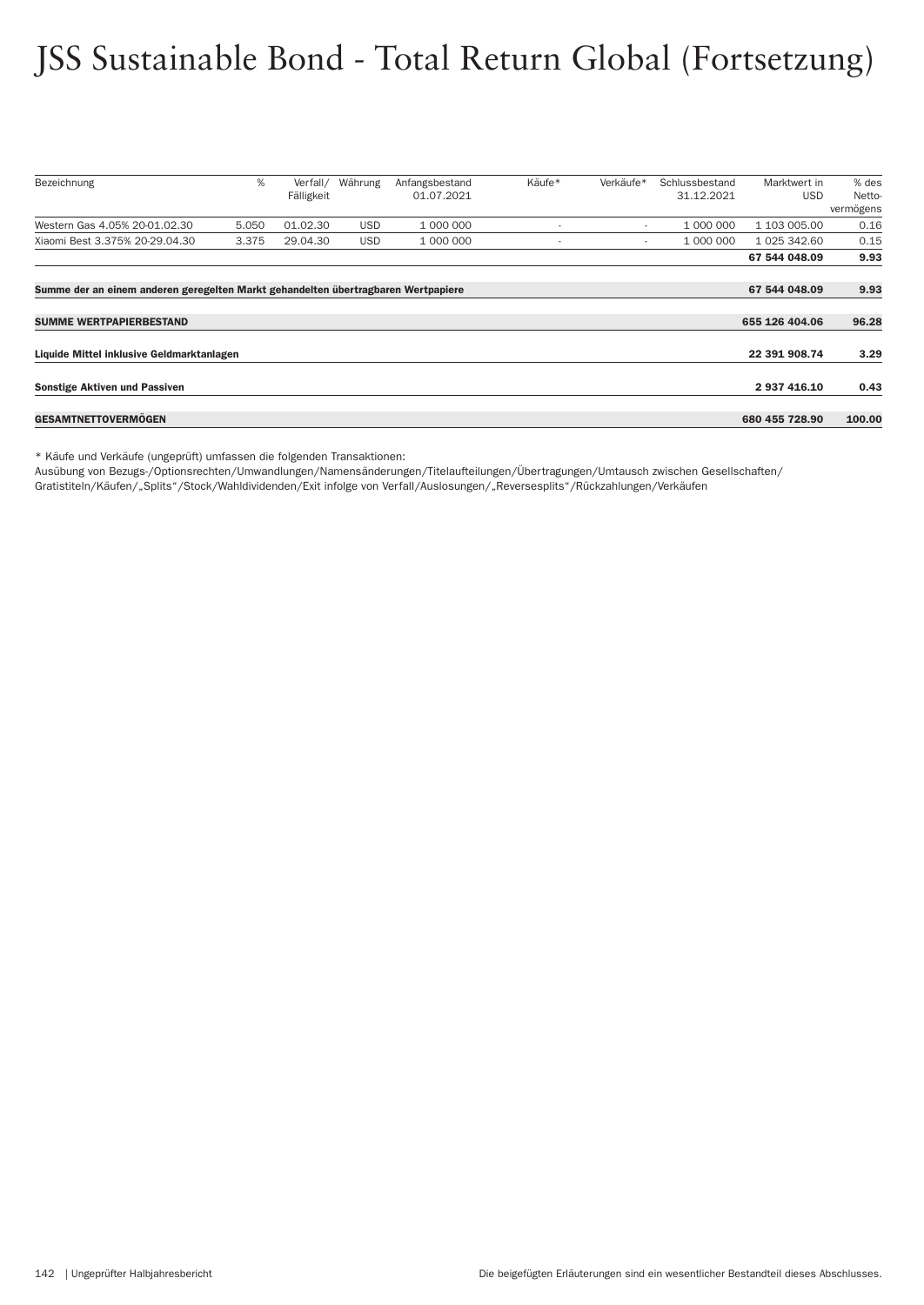# JSS Sustainable Bond - Total Return Global (Fortsetzung)

| Bezeichnung | % | Verfall/ Fälligkeit | Währung | Anfangsbestand 01.07.2021 | Käufe* | Verkäufe* | Schlussbestand 31.12.2021 | Marktwert in USD | % des Nettovermögens |
|---|---|---|---|---|---|---|---|---|---|
| Western Gas 4.05% 20-01.02.30 | 5.050 | 01.02.30 | USD | 1 000 000 | - | - | 1 000 000 | 1 103 005.00 | 0.16 |
| Xiaomi Best 3.375% 20-29.04.30 | 3.375 | 29.04.30 | USD | 1 000 000 | - | - | 1 000 000 | 1 025 342.60 | 0.15 |
| | | | | | | | | **67 544 048.09** | **9.93** |
| **Summe der an einem anderen geregelten Markt gehandelten übertragbaren Wertpapiere** | | | | | | | | **67 544 048.09** | **9.93** |
| **SUMME WERTPAPIERBESTAND** | | | | | | | | **655 126 404.06** | **96.28** |
| **Liquide Mittel inklusive Geldmarktanlagen** | | | | | | | | **22 391 908.74** | **3.29** |
| **Sonstige Aktiven und Passiven** | | | | | | | | **2 937 416.10** | **0.43** |
| **GESAMTNETTOVERMÖGEN** | | | | | | | | **680 455 728.90** | **100.00** |

* Käufe und Verkäufe (ungeprüft) umfassen die folgenden Transaktionen:
Ausübung von Bezugs-/Optionsrechten/Umwandlungen/Namensänderungen/Titelaufteilungen/Übertragungen/Umtausch zwischen Gesellschaften/Gratistiteln/Käufen/„Splits"/Stock/Wahldividenden/Exit infolge von Verfall/Auslosungen/„Reversesplits"/Rückzahlungen/Verkäufen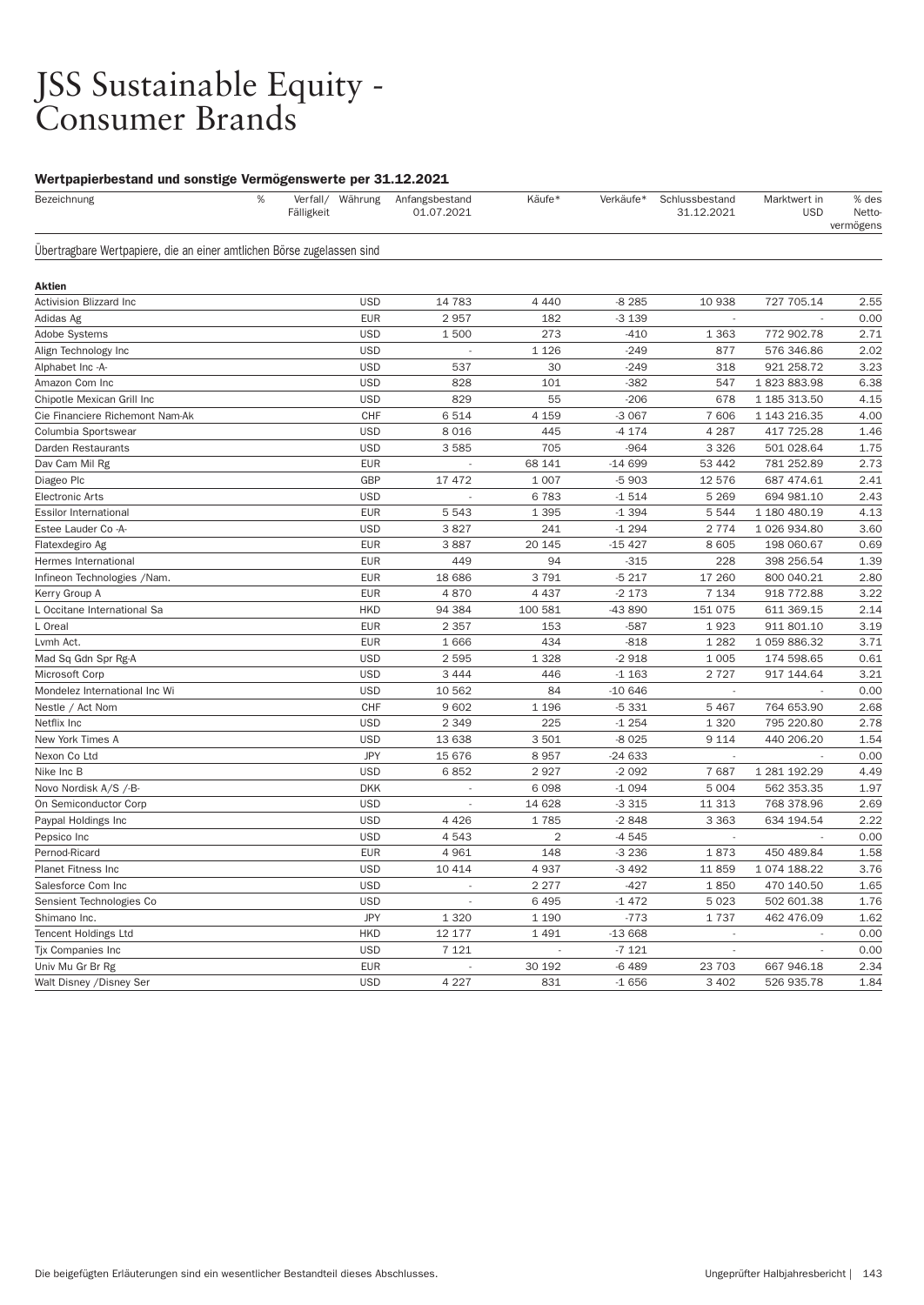# JSS Sustainable Equity - Consumer Brands

### Wertpapierbestand und sonstige Vermögenswerte per 31.12.2021

| Bezeichnung | % | Verfall/ Fälligkeit | Währung | Anfangsbestand 01.07.2021 | Käufe* | Verkäufe* | Schlussbestand 31.12.2021 | Marktwert in USD | % des Netto-vermögens |
|---|---|---|---|---|---|---|---|---|---|
| **Übertragbare Wertpapiere, die an einer amtlichen Börse zugelassen sind** | | | | | | | | | |
| **Aktien** | | | | | | | | | |
| Activision Blizzard Inc | | | USD | 14 783 | 4 440 | -8 285 | 10 938 | 727 705.14 | 2.55 |
| Adidas Ag | | | EUR | 2 957 | 182 | -3 139 | - | - | 0.00 |
| Adobe Systems | | | USD | 1 500 | 273 | -410 | 1 363 | 772 902.78 | 2.71 |
| Align Technology Inc | | | USD | - | 1 126 | -249 | 877 | 576 346.86 | 2.02 |
| Alphabet Inc -A- | | | USD | 537 | 30 | -249 | 318 | 921 258.72 | 3.23 |
| Amazon Com Inc | | | USD | 828 | 101 | -382 | 547 | 1 823 883.98 | 6.38 |
| Chipotle Mexican Grill Inc | | | USD | 829 | 55 | -206 | 678 | 1 185 313.50 | 4.15 |
| Cie Financiere Richemont Nam-Ak | | | CHF | 6 514 | 4 159 | -3 067 | 7 606 | 1 143 216.35 | 4.00 |
| Columbia Sportswear | | | USD | 8 016 | 445 | -4 174 | 4 287 | 417 725.28 | 1.46 |
| Darden Restaurants | | | USD | 3 585 | 705 | -964 | 3 326 | 501 028.64 | 1.75 |
| Dav Cam Mil Rg | | | EUR | - | 68 141 | -14 699 | 53 442 | 781 252.89 | 2.73 |
| Diageo Plc | | | GBP | 17 472 | 1 007 | -5 903 | 12 576 | 687 474.61 | 2.41 |
| Electronic Arts | | | USD | - | 6 783 | -1 514 | 5 269 | 694 981.10 | 2.43 |
| Essilor International | | | EUR | 5 543 | 1 395 | -1 394 | 5 544 | 1 180 480.19 | 4.13 |
| Estee Lauder Co -A- | | | USD | 3 827 | 241 | -1 294 | 2 774 | 1 026 934.80 | 3.60 |
| Flatexdegiro Ag | | | EUR | 3 887 | 20 145 | -15 427 | 8 605 | 198 060.67 | 0.69 |
| Hermes International | | | EUR | 449 | 94 | -315 | 228 | 398 256.54 | 1.39 |
| Infineon Technologies /Nam. | | | EUR | 18 686 | 3 791 | -5 217 | 17 260 | 800 040.21 | 2.80 |
| Kerry Group A | | | EUR | 4 870 | 4 437 | -2 173 | 7 134 | 918 772.88 | 3.22 |
| L Occitane International Sa | | | HKD | 94 384 | 100 581 | -43 890 | 151 075 | 611 369.15 | 2.14 |
| L Oreal | | | EUR | 2 357 | 153 | -587 | 1 923 | 911 801.10 | 3.19 |
| Lvmh Act. | | | EUR | 1 666 | 434 | -818 | 1 282 | 1 059 886.32 | 3.71 |
| Mad Sq Gdn Spr Rg-A | | | USD | 2 595 | 1 328 | -2 918 | 1 005 | 174 598.65 | 0.61 |
| Microsoft Corp | | | USD | 3 444 | 446 | -1 163 | 2 727 | 917 144.64 | 3.21 |
| Mondelez International Inc Wi | | | USD | 10 562 | 84 | -10 646 | - | - | 0.00 |
| Nestle / Act Nom | | | CHF | 9 602 | 1 196 | -5 331 | 5 467 | 764 653.90 | 2.68 |
| Netflix Inc | | | USD | 2 349 | 225 | -1 254 | 1 320 | 795 220.80 | 2.78 |
| New York Times A | | | USD | 13 638 | 3 501 | -8 025 | 9 114 | 440 206.20 | 1.54 |
| Nexon Co Ltd | | | JPY | 15 676 | 8 957 | -24 633 | - | - | 0.00 |
| Nike Inc B | | | USD | 6 852 | 2 927 | -2 092 | 7 687 | 1 281 192.29 | 4.49 |
| Novo Nordisk A/S /-B- | | | DKK | - | 6 098 | -1 094 | 5 004 | 562 353.35 | 1.97 |
| On Semiconductor Corp | | | USD | - | 14 628 | -3 315 | 11 313 | 768 378.96 | 2.69 |
| Paypal Holdings Inc | | | USD | 4 426 | 1 785 | -2 848 | 3 363 | 634 194.54 | 2.22 |
| Pepsico Inc | | | USD | 4 543 | 2 | -4 545 | - | - | 0.00 |
| Pernod-Ricard | | | EUR | 4 961 | 148 | -3 236 | 1 873 | 450 489.84 | 1.58 |
| Planet Fitness Inc | | | USD | 10 414 | 4 937 | -3 492 | 11 859 | 1 074 188.22 | 3.76 |
| Salesforce Com Inc | | | USD | - | 2 277 | -427 | 1 850 | 470 140.50 | 1.65 |
| Sensient Technologies Co | | | USD | - | 6 495 | -1 472 | 5 023 | 502 601.38 | 1.76 |
| Shimano Inc. | | | JPY | 1 320 | 1 190 | -773 | 1 737 | 462 476.09 | 1.62 |
| Tencent Holdings Ltd | | | HKD | 12 177 | 1 491 | -13 668 | - | - | 0.00 |
| Tjx Companies Inc | | | USD | 7 121 | - | -7 121 | - | - | 0.00 |
| Univ Mu Gr Br Rg | | | EUR | - | 30 192 | -6 489 | 23 703 | 667 946.18 | 2.34 |
| Walt Disney /Disney Ser | | | USD | 4 227 | 831 | -1 656 | 3 402 | 526 935.78 | 1.84 |

Die beigefügten Erläuterungen sind ein wesentlicher Bestandteil dieses Abschlusses.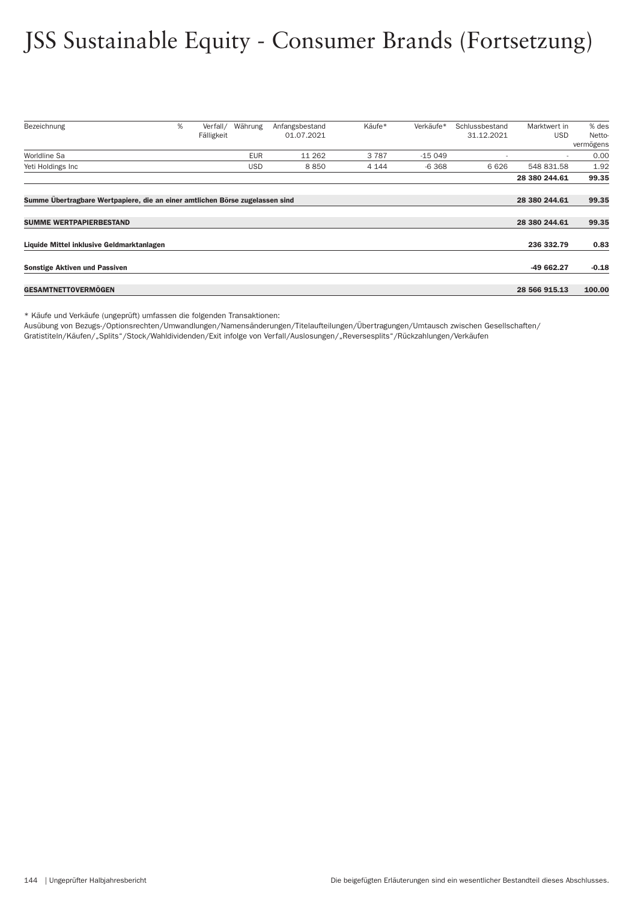# JSS Sustainable Equity - Consumer Brands (Fortsetzung)

| Bezeichnung | % | Verfall/ Fälligkeit | Währung | Anfangsbestand 01.07.2021 | Käufe* | Verkäufe* | Schlussbestand 31.12.2021 | Marktwert in USD | % des Netto-vermögens |
|---|---|---|---|---|---|---|---|---|---|
| Worldline Sa | | | EUR | 11 262 | 3 787 | -15 049 | - | - | 0.00 |
| Yeti Holdings Inc | | | USD | 8 850 | 4 144 | -6 368 | 6 626 | 548 831.58 | 1.92 |
| | | | | | | | | **28 380 244.61** | **99.35** |
| **Summe Übertragbare Wertpapiere, die an einer amtlichen Börse zugelassen sind** | | | | | | | | **28 380 244.61** | **99.35** |
| **SUMME WERTPAPIERBESTAND** | | | | | | | | **28 380 244.61** | **99.35** |
| **Liquide Mittel inklusive Geldmarktanlagen** | | | | | | | | **236 332.79** | **0.83** |
| **Sonstige Aktiven und Passiven** | | | | | | | | **-49 662.27** | **-0.18** |
| **GESAMTNETTOVERMÖGEN** | | | | | | | | **28 566 915.13** | **100.00** |

\* Käufe und Verkäufe (ungeprüft) umfassen die folgenden Transaktionen:
Ausübung von Bezugs-/Optionsrechten/Umwandlungen/Namensänderungen/Titelaufteilungen/Übertragungen/Umtausch zwischen Gesellschaften/Gratistiteln/Käufen/„Splits"/Stock/Wahldividenden/Exit infolge von Verfall/Auslosungen/„Reversesplits"/Rückzahlungen/Verkäufen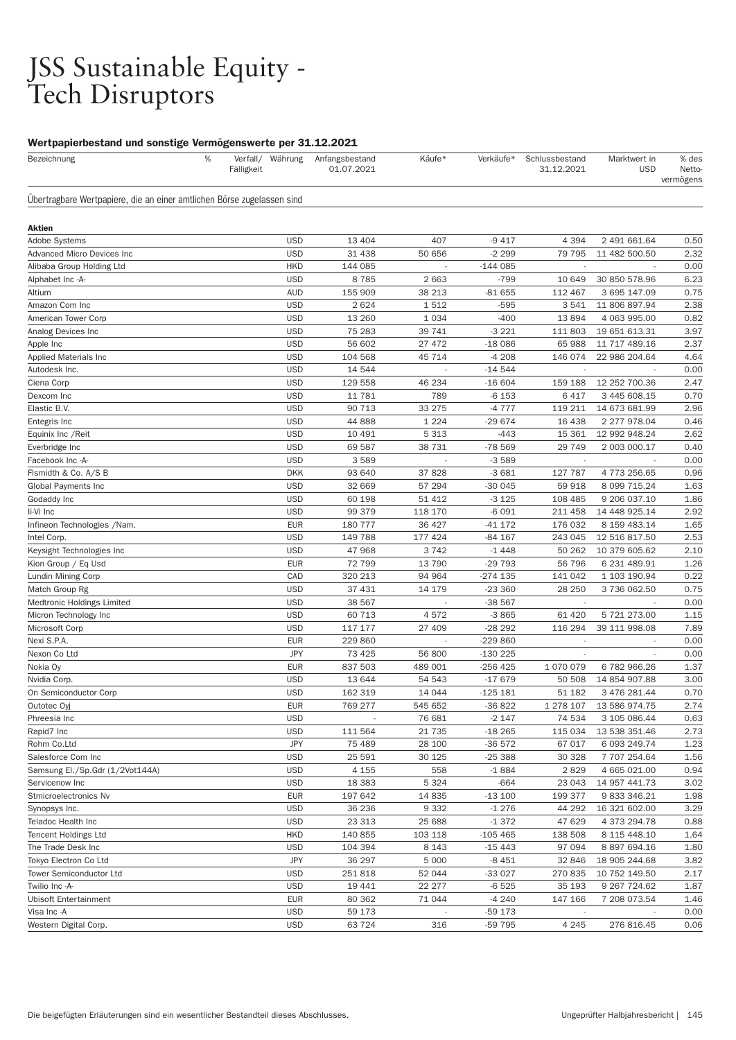# JSS Sustainable Equity - Tech Disruptors

### Wertpapierbestand und sonstige Vermögenswerte per 31.12.2021

| Bezeichnung | % | Verfall/ Fälligkeit | Währung | Anfangsbestand 01.07.2021 | Käufe* | Verkäufe* | Schlussbestand 31.12.2021 | Marktwert in USD | % des Netto-vermögens |
|---|---|---|---|---|---|---|---|---|---|
| Übertragbare Wertpapiere, die an einer amtlichen Börse zugelassen sind | | | | | | | | | |
| **Aktien** | | | | | | | | | |
| Adobe Systems | | | USD | 13 404 | 407 | -9 417 | 4 394 | 2 491 661.64 | 0.50 |
| Advanced Micro Devices Inc | | | USD | 31 438 | 50 656 | -2 299 | 79 795 | 11 482 500.50 | 2.32 |
| Alibaba Group Holding Ltd | | | HKD | 144 085 | - | -144 085 | - | - | 0.00 |
| Alphabet Inc -A- | | | USD | 8 785 | 2 663 | -799 | 10 649 | 30 850 578.96 | 6.23 |
| Altium | | | AUD | 155 909 | 38 213 | -81 655 | 112 467 | 3 695 147.09 | 0.75 |
| Amazon Com Inc | | | USD | 2 624 | 1 512 | -595 | 3 541 | 11 806 897.94 | 2.38 |
| American Tower Corp | | | USD | 13 260 | 1 034 | -400 | 13 894 | 4 063 995.00 | 0.82 |
| Analog Devices Inc | | | USD | 75 283 | 39 741 | -3 221 | 111 803 | 19 651 613.31 | 3.97 |
| Apple Inc | | | USD | 56 602 | 27 472 | -18 086 | 65 988 | 11 717 489.16 | 2.37 |
| Applied Materials Inc | | | USD | 104 568 | 45 714 | -4 208 | 146 074 | 22 986 204.64 | 4.64 |
| Autodesk Inc. | | | USD | 14 544 | - | -14 544 | - | - | 0.00 |
| Ciena Corp | | | USD | 129 558 | 46 234 | -16 604 | 159 188 | 12 252 700.36 | 2.47 |
| Dexcom Inc | | | USD | 11 781 | 789 | -6 153 | 6 417 | 3 445 608.15 | 0.70 |
| Elastic B.V. | | | USD | 90 713 | 33 275 | -4 777 | 119 211 | 14 673 681.99 | 2.96 |
| Entegris Inc | | | USD | 44 888 | 1 224 | -29 674 | 16 438 | 2 277 978.04 | 0.46 |
| Equinix Inc /Reit | | | USD | 10 491 | 5 313 | -443 | 15 361 | 12 992 948.24 | 2.62 |
| Everbridge Inc | | | USD | 69 587 | 38 731 | -78 569 | 29 749 | 2 003 000.17 | 0.40 |
| Facebook Inc -A- | | | USD | 3 589 | - | -3 589 | - | - | 0.00 |
| Flsmidth & Co. A/S B | | | DKK | 93 640 | 37 828 | -3 681 | 127 787 | 4 773 256.65 | 0.96 |
| Global Payments Inc | | | USD | 32 669 | 57 294 | -30 045 | 59 918 | 8 099 715.24 | 1.63 |
| Godaddy Inc | | | USD | 60 198 | 51 412 | -3 125 | 108 485 | 9 206 037.10 | 1.86 |
| Ii-Vi Inc | | | USD | 99 379 | 118 170 | -6 091 | 211 458 | 14 448 925.14 | 2.92 |
| Infineon Technologies /Nam. | | | EUR | 180 777 | 36 427 | -41 172 | 176 032 | 8 159 483.14 | 1.65 |
| Intel Corp. | | | USD | 149 788 | 177 424 | -84 167 | 243 045 | 12 516 817.50 | 2.53 |
| Keysight Technologies Inc | | | USD | 47 968 | 3 742 | -1 448 | 50 262 | 10 379 605.62 | 2.10 |
| Kion Group / Eq Usd | | | EUR | 72 799 | 13 790 | -29 793 | 56 796 | 6 231 489.91 | 1.26 |
| Lundin Mining Corp | | | CAD | 320 213 | 94 964 | -274 135 | 141 042 | 1 103 190.94 | 0.22 |
| Match Group Rg | | | USD | 37 431 | 14 179 | -23 360 | 28 250 | 3 736 062.50 | 0.75 |
| Medtronic Holdings Limited | | | USD | 38 567 | - | -38 567 | - | - | 0.00 |
| Micron Technology Inc | | | USD | 60 713 | 4 572 | -3 865 | 61 420 | 5 721 273.00 | 1.15 |
| Microsoft Corp | | | USD | 117 177 | 27 409 | -28 292 | 116 294 | 39 111 998.08 | 7.89 |
| Nexi S.P.A. | | | EUR | 229 860 | - | -229 860 | - | - | 0.00 |
| Nexon Co Ltd | | | JPY | 73 425 | 56 800 | -130 225 | - | - | 0.00 |
| Nokia Oy | | | EUR | 837 503 | 489 001 | -256 425 | 1 070 079 | 6 782 966.26 | 1.37 |
| Nvidia Corp. | | | USD | 13 644 | 54 543 | -17 679 | 50 508 | 14 854 907.88 | 3.00 |
| On Semiconductor Corp | | | USD | 162 319 | 14 044 | -125 181 | 51 182 | 3 476 281.44 | 0.70 |
| Outotec Oyj | | | EUR | 769 277 | 545 652 | -36 822 | 1 278 107 | 13 586 974.75 | 2.74 |
| Phreesia Inc | | | USD | - | 76 681 | -2 147 | 74 534 | 3 105 086.44 | 0.63 |
| Rapid7 Inc | | | USD | 111 564 | 21 735 | -18 265 | 115 034 | 13 538 351.46 | 2.73 |
| Rohm Co.Ltd | | | JPY | 75 489 | 28 100 | -36 572 | 67 017 | 6 093 249.74 | 1.23 |
| Salesforce Com Inc | | | USD | 25 591 | 30 125 | -25 388 | 30 328 | 7 707 254.64 | 1.56 |
| Samsung El./Sp.Gdr (1/2Vot144A) | | | USD | 4 155 | 558 | -1 884 | 2 829 | 4 665 021.00 | 0.94 |
| Servicenow Inc | | | USD | 18 383 | 5 324 | -664 | 23 043 | 14 957 441.73 | 3.02 |
| Stmicroelectronics Nv | | | EUR | 197 642 | 14 835 | -13 100 | 199 377 | 9 833 346.21 | 1.98 |
| Synopsys Inc. | | | USD | 36 236 | 9 332 | -1 276 | 44 292 | 16 321 602.00 | 3.29 |
| Teladoc Health Inc | | | USD | 23 313 | 25 688 | -1 372 | 47 629 | 4 373 294.78 | 0.88 |
| Tencent Holdings Ltd | | | HKD | 140 855 | 103 118 | -105 465 | 138 508 | 8 115 448.10 | 1.64 |
| The Trade Desk Inc | | | USD | 104 394 | 8 143 | -15 443 | 97 094 | 8 897 694.16 | 1.80 |
| Tokyo Electron Co Ltd | | | JPY | 36 297 | 5 000 | -8 451 | 32 846 | 18 905 244.68 | 3.82 |
| Tower Semiconductor Ltd | | | USD | 251 818 | 52 044 | -33 027 | 270 835 | 10 752 149.50 | 2.17 |
| Twilio Inc -A- | | | USD | 19 441 | 22 277 | -6 525 | 35 193 | 9 267 724.62 | 1.87 |
| Ubisoft Entertainment | | | EUR | 80 362 | 71 044 | -4 240 | 147 166 | 7 208 073.54 | 1.46 |
| Visa Inc -A | | | USD | 59 173 | - | -59 173 | - | - | 0.00 |
| Western Digital Corp. | | | USD | 63 724 | 316 | -59 795 | 4 245 | 276 816.45 | 0.06 |

Die beigefügten Erläuterungen sind ein wesentlicher Bestandteil dieses Abschlusses.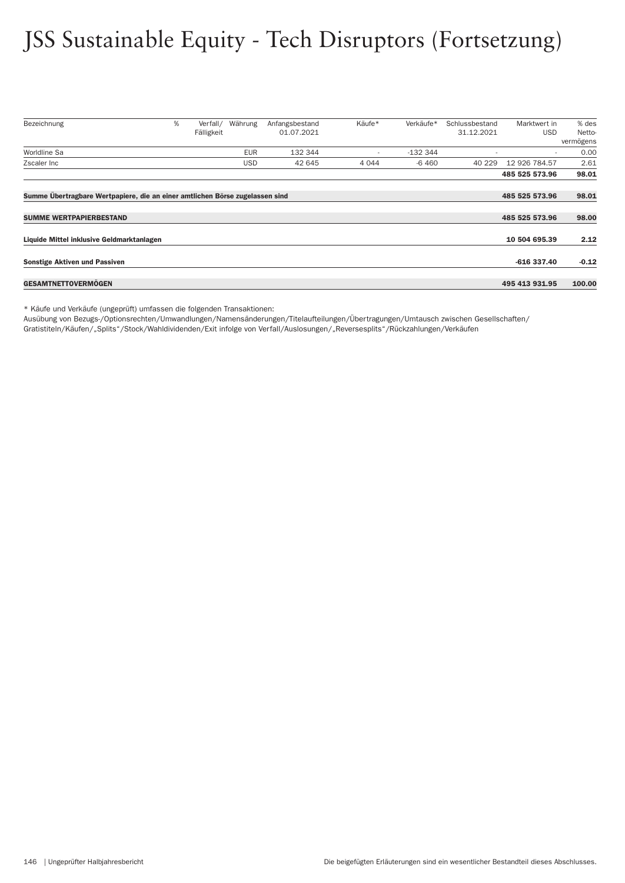# JSS Sustainable Equity - Tech Disruptors (Fortsetzung)

| Bezeichnung | % | Verfall/ Fälligkeit | Währung | Anfangsbestand 01.07.2021 | Käufe* | Verkäufe* | Schlussbestand 31.12.2021 | Marktwert in USD | % des Netto-vermögens |
|---|---|---|---|---|---|---|---|---|---|
| Worldline Sa | | | EUR | 132 344 | - | -132 344 | - | - | 0.00 |
| Zscaler Inc | | | USD | 42 645 | 4 044 | -6 460 | 40 229 | 12 926 784.57 | 2.61 |
| | | | | | | | | **485 525 573.96** | **98.01** |
| **Summe Übertragbare Wertpapiere, die an einer amtlichen Börse zugelassen sind** | | | | | | | | **485 525 573.96** | **98.01** |
| **SUMME WERTPAPIERBESTAND** | | | | | | | | **485 525 573.96** | **98.00** |
| **Liquide Mittel inklusive Geldmarktanlagen** | | | | | | | | **10 504 695.39** | **2.12** |
| **Sonstige Aktiven und Passiven** | | | | | | | | **-616 337.40** | **-0.12** |
| **GESAMTNETTOVERMÖGEN** | | | | | | | | **495 413 931.95** | **100.00** |

* Käufe und Verkäufe (ungeprüft) umfassen die folgenden Transaktionen:
Ausübung von Bezugs-/Optionsrechten/Umwandlungen/Namensänderungen/Titelaufteilungen/Übertragungen/Umtausch zwischen Gesellschaften/Gratistiteln/Käufen/„Splits“/Stock/Wahldividenden/Exit infolge von Verfall/Auslosungen/„Reversesplits“/Rückzahlungen/Verkäufen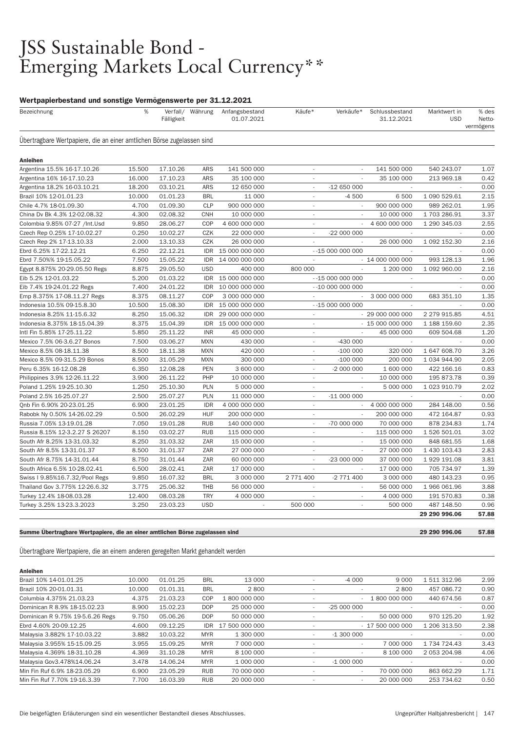# JSS Sustainable Bond - Emerging Markets Local Currency**

### Wertpapierbestand und sonstige Vermögenswerte per 31.12.2021

| Bezeichnung | % | Verfall/ Fälligkeit | Währung | Anfangsbestand 01.07.2021 | Käufe* | Verkäufe* | Schlussbestand 31.12.2021 | Marktwert in USD | % des Netto-vermögens |
|---|---|---|---|---|---|---|---|---|---|
| **Übertragbare Wertpapiere, die an einer amtlichen Börse zugelassen sind** | | | | | | | | | |
| **Anleihen** | | | | | | | | | |
| Argentina 15.5% 16-17.10.26 | 15.500 | 17.10.26 | ARS | 141 500 000 | - | - | 141 500 000 | 540 243.07 | 1.07 |
| Argentina 16% 16-17.10.23 | 16.000 | 17.10.23 | ARS | 35 100 000 | - | - | 35 100 000 | 213 969.18 | 0.42 |
| Argentina 18.2% 16-03.10.21 | 18.200 | 03.10.21 | ARS | 12 650 000 | - | -12 650 000 | - | - | 0.00 |
| Brazil 10% 12-01.01.23 | 10.000 | 01.01.23 | BRL | 11 000 | - | -4 500 | 6 500 | 1 090 529.61 | 2.15 |
| Chile 4.7% 18-01.09.30 | 4.700 | 01.09.30 | CLP | 900 000 000 | - | - | 900 000 000 | 989 262.01 | 1.95 |
| China Dv Bk 4.3% 12-02.08.32 | 4.300 | 02.08.32 | CNH | 10 000 000 | - | - | 10 000 000 | 1 703 286.91 | 3.37 |
| Colombia 9.85% 07-27 /Int.Usd | 9.850 | 28.06.27 | COP | 4 600 000 000 | - | - | 4 600 000 000 | 1 290 345.03 | 2.55 |
| Czech Rep 0.25% 17-10.02.27 | 0.250 | 10.02.27 | CZK | 22 000 000 | - | -22 000 000 | - | - | 0.00 |
| Czech Rep 2% 17-13.10.33 | 2.000 | 13.10.33 | CZK | 26 000 000 | - | - | 26 000 000 | 1 092 152.30 | 2.16 |
| Ebrd 6.25% 17-22.12.21 | 6.250 | 22.12.21 | IDR | 15 000 000 000 | - | -15 000 000 000 | - | - | 0.00 |
| Ebrd 7.50%% 19-15.05.22 | 7.500 | 15.05.22 | IDR | 14 000 000 000 | - | - | 14 000 000 000 | 993 128.13 | 1.96 |
| Egypt 8.875% 20-29.05.50 Regs | 8.875 | 29.05.50 | USD | 400 000 | 800 000 | - | 1 200 000 | 1 092 960.00 | 2.16 |
| Eib 5.2% 12-01.03.22 | 5.200 | 01.03.22 | IDR | 15 000 000 000 | - | -15 000 000 000 | - | - | 0.00 |
| Eib 7.4% 19-24.01.22 Regs | 7.400 | 24.01.22 | IDR | 10 000 000 000 | - | -10 000 000 000 | - | - | 0.00 |
| Emp 8.375% 17-08.11.27 Regs | 8.375 | 08.11.27 | COP | 3 000 000 000 | - | - | 3 000 000 000 | 683 351.10 | 1.35 |
| Indonesia 10.5% 09-15.8.30 | 10.500 | 15.08.30 | IDR | 15 000 000 000 | - | -15 000 000 000 | - | - | 0.00 |
| Indonesia 8.25% 11-15.6.32 | 8.250 | 15.06.32 | IDR | 29 000 000 000 | - | - | 29 000 000 000 | 2 279 915.85 | 4.51 |
| Indonesia 8.375% 18-15.04.39 | 8.375 | 15.04.39 | IDR | 15 000 000 000 | - | - | 15 000 000 000 | 1 188 159.60 | 2.35 |
| Intl Fin 5.85% 17-25.11.22 | 5.850 | 25.11.22 | INR | 45 000 000 | - | - | 45 000 000 | 609 504.68 | 1.20 |
| Mexico 7.5% 06-3.6.27 Bonos | 7.500 | 03.06.27 | MXN | 430 000 | - | -430 000 | - | - | 0.00 |
| Mexico 8.5% 08-18.11.38 | 8.500 | 18.11.38 | MXN | 420 000 | - | -100 000 | 320 000 | 1 647 608.70 | 3.26 |
| Mexico 8.5% 09-31.5.29 Bonos | 8.500 | 31.05.29 | MXN | 300 000 | - | -100 000 | 200 000 | 1 034 944.90 | 2.05 |
| Peru 6.35% 16-12.08.28 | 6.350 | 12.08.28 | PEN | 3 600 000 | - | -2 000 000 | 1 600 000 | 422 166.16 | 0.83 |
| Philippines 3.9% 12-26.11.22 | 3.900 | 26.11.22 | PHP | 10 000 000 | - | - | 10 000 000 | 195 873.78 | 0.39 |
| Poland 1.25% 19-25.10.30 | 1.250 | 25.10.30 | PLN | 5 000 000 | - | - | 5 000 000 | 1 023 910.79 | 2.02 |
| Poland 2.5% 16-25.07.27 | 2.500 | 25.07.27 | PLN | 11 000 000 | - | -11 000 000 | - | - | 0.00 |
| Qnb Fin 6.90% 20-23.01.25 | 6.900 | 23.01.25 | IDR | 4 000 000 000 | - | - | 4 000 000 000 | 284 148.00 | 0.56 |
| Rabobk Ny 0.50% 14-26.02.29 | 0.500 | 26.02.29 | HUF | 200 000 000 | - | - | 200 000 000 | 472 164.87 | 0.93 |
| Russia 7.05% 13-19.01.28 | 7.050 | 19.01.28 | RUB | 140 000 000 | - | -70 000 000 | 70 000 000 | 878 234.83 | 1.74 |
| Russia 8.15% 12-3.2.27 S 26207 | 8.150 | 03.02.27 | RUB | 115 000 000 | - | - | 115 000 000 | 1 526 501.01 | 3.02 |
| South Afr 8.25% 13-31.03.32 | 8.250 | 31.03.32 | ZAR | 15 000 000 | - | - | 15 000 000 | 848 681.55 | 1.68 |
| South Afr 8.5% 13-31.01.37 | 8.500 | 31.01.37 | ZAR | 27 000 000 | - | - | 27 000 000 | 1 430 103.43 | 2.83 |
| South Afr 8.75% 14-31.01.44 | 8.750 | 31.01.44 | ZAR | 60 000 000 | - | -23 000 000 | 37 000 000 | 1 929 191.08 | 3.81 |
| South Africa 6.5% 10-28.02.41 | 6.500 | 28.02.41 | ZAR | 17 000 000 | - | - | 17 000 000 | 705 734.97 | 1.39 |
| Swiss I 9.85%16.7.32/Pool Regs | 9.850 | 16.07.32 | BRL | 3 000 000 | 2 771 400 | -2 771 400 | 3 000 000 | 480 143.23 | 0.95 |
| Thailand Gov 3.775% 12-26.6.32 | 3.775 | 25.06.32 | THB | 56 000 000 | - | - | 56 000 000 | 1 966 061.96 | 3.88 |
| Turkey 12.4% 18-08.03.28 | 12.400 | 08.03.28 | TRY | 4 000 000 | - | - | 4 000 000 | 191 570.83 | 0.38 |
| Turkey 3.25% 13-23.3.2023 | 3.250 | 23.03.23 | USD | - | 500 000 | - | 500 000 | 487 148.50 | 0.96 |
| | | | | | | | | **29 290 996.06** | **57.88** |
| **Summe Übertragbare Wertpapiere, die an einer amtlichen Börse zugelassen sind** | | | | | | | | **29 290 996.06** | **57.88** |
| **Übertragbare Wertpapiere, die an einem anderen geregelten Markt gehandelt werden** | | | | | | | | | |
| **Anleihen** | | | | | | | | | |
| Brazil 10% 14-01.01.25 | 10.000 | 01.01.25 | BRL | 13 000 | - | -4 000 | 9 000 | 1 511 312.96 | 2.99 |
| Brazil 10% 20-01.01.31 | 10.000 | 01.01.31 | BRL | 2 800 | - | - | 2 800 | 457 086.72 | 0.90 |
| Columbia 4.375% 21.03.23 | 4.375 | 21.03.23 | COP | 1 800 000 000 | - | - | 1 800 000 000 | 440 674.56 | 0.87 |
| Dominican R 8.9% 18-15.02.23 | 8.900 | 15.02.23 | DOP | 25 000 000 | - | -25 000 000 | - | - | 0.00 |
| Dominican R 9.75% 19-5.6.26 Regs | 9.750 | 05.06.26 | DOP | 50 000 000 | - | - | 50 000 000 | 970 125.20 | 1.92 |
| Ebrd 4.60% 20-09.12.25 | 4.600 | 09.12.25 | IDR | 17 500 000 000 | - | - | 17 500 000 000 | 1 206 313.50 | 2.38 |
| Malaysia 3.882% 17-10.03.22 | 3.882 | 10.03.22 | MYR | 1 300 000 | - | -1 300 000 | - | - | 0.00 |
| Malaysia 3.955% 15-15.09.25 | 3.955 | 15.09.25 | MYR | 7 000 000 | - | - | 7 000 000 | 1 734 724.43 | 3.43 |
| Malaysia 4.369% 18-31.10.28 | 4.369 | 31.10.28 | MYR | 8 100 000 | - | - | 8 100 000 | 2 053 204.98 | 4.06 |
| Malaysia Gov3.478%14.06.24 | 3.478 | 14.06.24 | MYR | 1 000 000 | - | -1 000 000 | - | - | 0.00 |
| Min Fin Ruf 6.9% 18-23.05.29 | 6.900 | 23.05.29 | RUB | 70 000 000 | - | - | 70 000 000 | 863 662.29 | 1.71 |
| Min Fin Ruf 7.70% 19-16.3.39 | 7.700 | 16.03.39 | RUB | 20 000 000 | - | - | 20 000 000 | 253 734.62 | 0.50 |

Die beigefügten Erläuterungen sind ein wesentlicher Bestandteil dieses Abschlusses.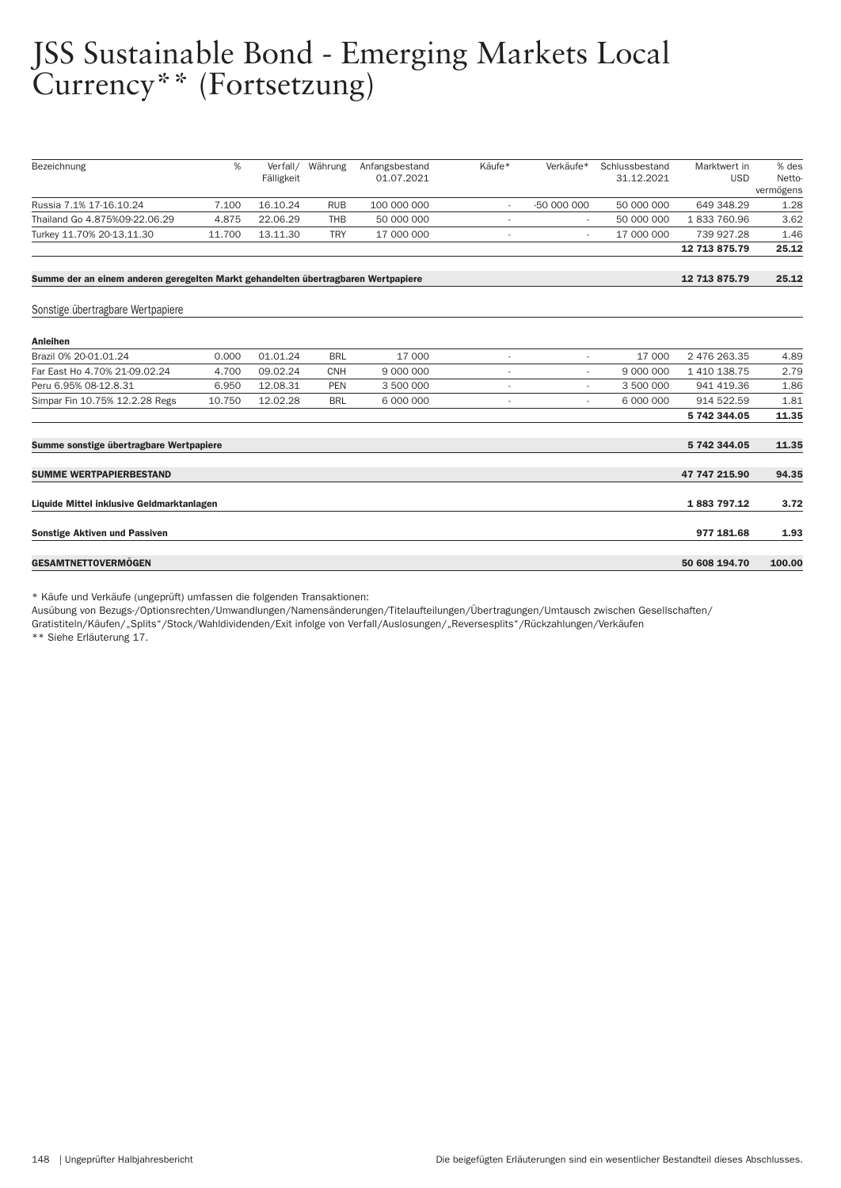# JSS Sustainable Bond - Emerging Markets Local Currency** (Fortsetzung)

| Bezeichnung | % | Verfall/ Fälligkeit | Währung | Anfangsbestand 01.07.2021 | Käufe* | Verkäufe* | Schlussbestand 31.12.2021 | Marktwert in USD | % des Netto-vermögens |
|---|---|---|---|---|---|---|---|---|---|
| Russia 7.1% 17-16.10.24 | 7.100 | 16.10.24 | RUB | 100 000 000 | - | -50 000 000 | 50 000 000 | 649 348.29 | 1.28 |
| Thailand Go 4.875%09-22.06.29 | 4.875 | 22.06.29 | THB | 50 000 000 | - | - | 50 000 000 | 1 833 760.96 | 3.62 |
| Turkey 11.70% 20-13.11.30 | 11.700 | 13.11.30 | TRY | 17 000 000 | - | - | 17 000 000 | 739 927.28 | 1.46 |
| | | | | | | | | **12 713 875.79** | **25.12** |
| **Summe der an einem anderen geregelten Markt gehandelten übertragbaren Wertpapiere** | | | | | | | | **12 713 875.79** | **25.12** |
| Sonstige übertragbare Wertpapiere | | | | | | | | | |
| **Anleihen** | | | | | | | | | |
| Brazil 0% 20-01.01.24 | 0.000 | 01.01.24 | BRL | 17 000 | - | - | 17 000 | 2 476 263.35 | 4.89 |
| Far East Ho 4.70% 21-09.02.24 | 4.700 | 09.02.24 | CNH | 9 000 000 | - | - | 9 000 000 | 1 410 138.75 | 2.79 |
| Peru 6.95% 08-12.8.31 | 6.950 | 12.08.31 | PEN | 3 500 000 | - | - | 3 500 000 | 941 419.36 | 1.86 |
| Simpar Fin 10.75% 12.2.28 Regs | 10.750 | 12.02.28 | BRL | 6 000 000 | - | - | 6 000 000 | 914 522.59 | 1.81 |
| | | | | | | | | **5 742 344.05** | **11.35** |
| **Summe sonstige übertragbare Wertpapiere** | | | | | | | | **5 742 344.05** | **11.35** |
| **SUMME WERTPAPIERBESTAND** | | | | | | | | **47 747 215.90** | **94.35** |
| **Liquide Mittel inklusive Geldmarktanlagen** | | | | | | | | **1 883 797.12** | **3.72** |
| **Sonstige Aktiven und Passiven** | | | | | | | | **977 181.68** | **1.93** |
| **GESAMTNETTOVERMÖGEN** | | | | | | | | **50 608 194.70** | **100.00** |

* Käufe und Verkäufe (ungeprüft) umfassen die folgenden Transaktionen:
Ausübung von Bezugs-/Optionsrechten/Umwandlungen/Namensänderungen/Titelaufteilungen/Übertragungen/Umtausch zwischen Gesellschaften/Gratistiteln/Käufen/„Splits"/Stock/Wahldividenden/Exit infolge von Verfall/Auslosungen/„Reversesplits"/Rückzahlungen/Verkäufen

** Siehe Erläuterung 17.

Die beigefügten Erläuterungen sind ein wesentlicher Bestandteil dieses Abschlusses.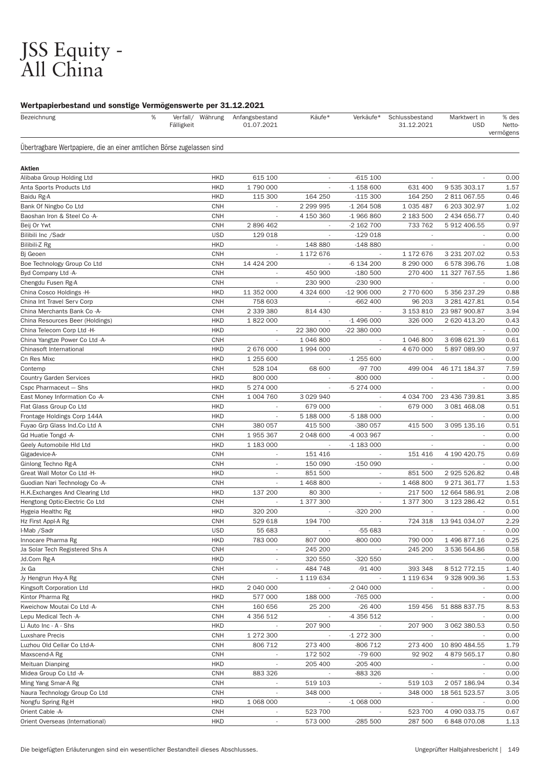# JSS Equity - All China

### Wertpapierbestand und sonstige Vermögenswerte per 31.12.2021

| Bezeichnung | % | Verfall/ Fälligkeit | Währung | Anfangsbestand 01.07.2021 | Käufe* | Verkäufe* | Schlussbestand 31.12.2021 | Marktwert in USD | % des Netto-vermögens |
|---|---|---|---|---|---|---|---|---|---|
| **Übertragbare Wertpapiere, die an einer amtlichen Börse zugelassen sind** | | | | | | | | | |
| **Aktien** | | | | | | | | | |
| Alibaba Group Holding Ltd | | | HKD | 615 100 | - | -615 100 | - | - | 0.00 |
| Anta Sports Products Ltd | | | HKD | 1 790 000 | - | -1 158 600 | 631 400 | 9 535 303.17 | 1.57 |
| Baidu Rg-A | | | HKD | 115 300 | 164 250 | -115 300 | 164 250 | 2 811 067.55 | 0.46 |
| Bank Of Ningbo Co Ltd | | | CNH | - | 2 299 995 | -1 264 508 | 1 035 487 | 6 203 302.97 | 1.02 |
| Baoshan Iron & Steel Co -A- | | | CNH | - | 4 150 360 | -1 966 860 | 2 183 500 | 2 434 656.77 | 0.40 |
| Beij Or Ywt | | | CNH | 2 896 462 | - | -2 162 700 | 733 762 | 5 912 406.55 | 0.97 |
| Bilibili Inc /Sadr | | | USD | 129 018 | - | -129 018 | - | - | 0.00 |
| Bilibili-Z Rg | | | HKD | - | 148 880 | -148 880 | - | - | 0.00 |
| Bj Geoen | | | CNH | - | 1 172 676 | - | 1 172 676 | 3 231 207.02 | 0.53 |
| Boe Technology Group Co Ltd | | | CNH | 14 424 200 | - | -6 134 200 | 8 290 000 | 6 578 396.76 | 1.08 |
| Byd Company Ltd -A- | | | CNH | - | 450 900 | -180 500 | 270 400 | 11 327 767.55 | 1.86 |
| Chengdu Fusen Rg-A | | | CNH | - | 230 900 | -230 900 | - | - | 0.00 |
| China Cosco Holdings -H- | | | HKD | 11 352 000 | 4 324 600 | -12 906 000 | 2 770 600 | 5 356 237.29 | 0.88 |
| China Int Travel Serv Corp | | | CNH | 758 603 | - | -662 400 | 96 203 | 3 281 427.81 | 0.54 |
| China Merchants Bank Co -A- | | | CNH | 2 339 380 | 814 430 | - | 3 153 810 | 23 987 900.87 | 3.94 |
| China Resources Beer (Holdings) | | | HKD | 1 822 000 | - | -1 496 000 | 326 000 | 2 620 413.20 | 0.43 |
| China Telecom Corp Ltd -H- | | | HKD | - | 22 380 000 | -22 380 000 | - | - | 0.00 |
| China Yangtze Power Co Ltd -A- | | | CNH | - | 1 046 800 | - | 1 046 800 | 3 698 621.39 | 0.61 |
| Chinasoft International | | | HKD | 2 676 000 | 1 994 000 | - | 4 670 000 | 5 897 089.90 | 0.97 |
| Cn Res Mixc | | | HKD | 1 255 600 | - | -1 255 600 | - | - | 0.00 |
| Contemp | | | CNH | 528 104 | 68 600 | -97 700 | 499 004 | 46 171 184.37 | 7.59 |
| Country Garden Services | | | HKD | 800 000 | - | -800 000 | - | - | 0.00 |
| Cspc Pharmaceut — Shs | | | HKD | 5 274 000 | - | -5 274 000 | - | - | 0.00 |
| East Money Information Co -A- | | | CNH | 1 004 760 | 3 029 940 | - | 4 034 700 | 23 436 739.81 | 3.85 |
| Flat Glass Group Co Ltd | | | HKD | - | 679 000 | - | 679 000 | 3 081 468.08 | 0.51 |
| Frontage Holdings Corp 144A | | | HKD | - | 5 188 000 | -5 188 000 | - | - | 0.00 |
| Fuyao Grp Glass Ind.Co Ltd A | | | CNH | 380 057 | 415 500 | -380 057 | 415 500 | 3 095 135.16 | 0.51 |
| Gd Huatie Tongd -A- | | | CNH | 1 955 367 | 2 048 600 | -4 003 967 | - | - | 0.00 |
| Geely Automobile Hld Ltd | | | HKD | 1 183 000 | - | -1 183 000 | - | - | 0.00 |
| Gigadevice-A- | | | CNH | - | 151 416 | - | 151 416 | 4 190 420.75 | 0.69 |
| Ginlong Techno Rg-A | | | CNH | - | 150 090 | -150 090 | - | - | 0.00 |
| Great Wall Motor Co Ltd -H- | | | HKD | - | 851 500 | - | 851 500 | 2 925 526.82 | 0.48 |
| Guodian Nari Technology Co -A- | | | CNH | - | 1 468 800 | - | 1 468 800 | 9 271 361.77 | 1.53 |
| H.K.Exchanges And Clearing Ltd | | | HKD | 137 200 | 80 300 | - | 217 500 | 12 664 586.91 | 2.08 |
| Hengtong Optic-Electric Co Ltd | | | CNH | - | 1 377 300 | - | 1 377 300 | 3 123 286.42 | 0.51 |
| Hygeia Healthc Rg | | | HKD | 320 200 | - | -320 200 | - | - | 0.00 |
| Hz First Appl-A Rg | | | CNH | 529 618 | 194 700 | - | 724 318 | 13 941 034.07 | 2.29 |
| I-Mab /Sadr | | | USD | 55 683 | - | -55 683 | - | - | 0.00 |
| Innocare Pharma Rg | | | HKD | 783 000 | 807 000 | -800 000 | 790 000 | 1 496 877.16 | 0.25 |
| Ja Solar Tech Registered Shs A | | | CNH | - | 245 200 | - | 245 200 | 3 536 564.86 | 0.58 |
| Jd.Com Rg-A | | | HKD | - | 320 550 | -320 550 | - | - | 0.00 |
| Jx Ga | | | CNH | - | 484 748 | -91 400 | 393 348 | 8 512 772.15 | 1.40 |
| Jy Hengrun Hvy-A Rg | | | CNH | - | 1 119 634 | - | 1 119 634 | 9 328 909.36 | 1.53 |
| Kingsoft Corporation Ltd | | | HKD | 2 040 000 | - | -2 040 000 | - | - | 0.00 |
| Kintor Pharma Rg | | | HKD | 577 000 | 188 000 | -765 000 | - | - | 0.00 |
| Kweichow Moutai Co Ltd -A- | | | CNH | 160 656 | 25 200 | -26 400 | 159 456 | 51 888 837.75 | 8.53 |
| Lepu Medical Tech -A- | | | CNH | 4 356 512 | - | -4 356 512 | - | - | 0.00 |
| Li Auto Inc - A - Shs | | | HKD | - | 207 900 | - | 207 900 | 3 062 380.53 | 0.50 |
| Luxshare Precis | | | CNH | 1 272 300 | - | -1 272 300 | - | - | 0.00 |
| Luzhou Old Cellar Co Ltd-A- | | | CNH | 806 712 | 273 400 | -806 712 | 273 400 | 10 890 484.55 | 1.79 |
| Maxscend-A Rg | | | CNH | - | 172 502 | -79 600 | 92 902 | 4 879 565.17 | 0.80 |
| Meituan Dianping | | | HKD | - | 205 400 | -205 400 | - | - | 0.00 |
| Midea Group Co Ltd -A- | | | CNH | 883 326 | - | -883 326 | - | - | 0.00 |
| Ming Yang Smar-A Rg | | | CNH | - | 519 103 | - | 519 103 | 2 057 186.94 | 0.34 |
| Naura Technology Group Co Ltd | | | CNH | - | 348 000 | - | 348 000 | 18 561 523.57 | 3.05 |
| Nongfu Spring Rg-H | | | HKD | 1 068 000 | - | -1 068 000 | - | - | 0.00 |
| Orient Cable -A- | | | CNH | - | 523 700 | - | 523 700 | 4 090 033.75 | 0.67 |
| Orient Overseas (International) | | | HKD | - | 573 000 | -285 500 | 287 500 | 6 848 070.08 | 1.13 |

Die beigefügten Erläuterungen sind ein wesentlicher Bestandteil dieses Abschlusses.

Ungeprüfter Halbjahresbericht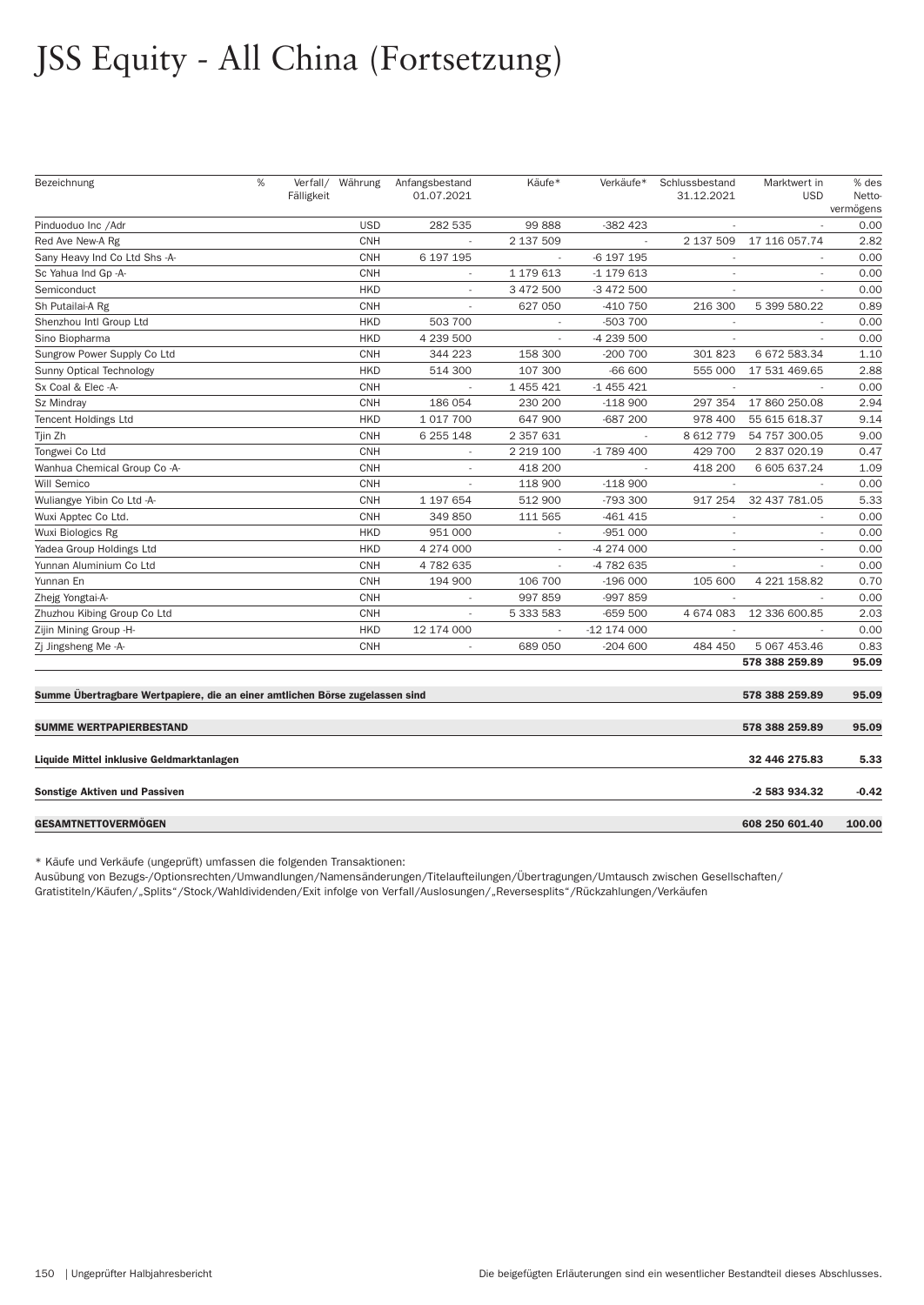# JSS Equity - All China (Fortsetzung)

| Bezeichnung | % | Verfall/ Fälligkeit | Währung | Anfangsbestand 01.07.2021 | Käufe* | Verkäufe* | Schlussbestand 31.12.2021 | Marktwert in USD | % des Netto-vermögens |
|---|---|---|---|---|---|---|---|---|---|
| Pinduoduo Inc /Adr | | | USD | 282 535 | 99 888 | -382 423 | - | - | 0.00 |
| Red Ave New-A Rg | | | CNH | - | 2 137 509 | - | 2 137 509 | 17 116 057.74 | 2.82 |
| Sany Heavy Ind Co Ltd Shs -A- | | | CNH | 6 197 195 | - | -6 197 195 | - | - | 0.00 |
| Sc Yahua Ind Gp -A- | | | CNH | - | 1 179 613 | -1 179 613 | - | - | 0.00 |
| Semiconduct | | | HKD | - | 3 472 500 | -3 472 500 | - | - | 0.00 |
| Sh Putailai-A Rg | | | CNH | - | 627 050 | -410 750 | 216 300 | 5 399 580.22 | 0.89 |
| Shenzhou Intl Group Ltd | | | HKD | 503 700 | - | -503 700 | - | - | 0.00 |
| Sino Biopharma | | | HKD | 4 239 500 | - | -4 239 500 | - | - | 0.00 |
| Sungrow Power Supply Co Ltd | | | CNH | 344 223 | 158 300 | -200 700 | 301 823 | 6 672 583.34 | 1.10 |
| Sunny Optical Technology | | | HKD | 514 300 | 107 300 | -66 600 | 555 000 | 17 531 469.65 | 2.88 |
| Sx Coal & Elec -A- | | | CNH | - | 1 455 421 | -1 455 421 | - | - | 0.00 |
| Sz Mindray | | | CNH | 186 054 | 230 200 | -118 900 | 297 354 | 17 860 250.08 | 2.94 |
| Tencent Holdings Ltd | | | HKD | 1 017 700 | 647 900 | -687 200 | 978 400 | 55 615 618.37 | 9.14 |
| Tjin Zh | | | CNH | 6 255 148 | 2 357 631 | - | 8 612 779 | 54 757 300.05 | 9.00 |
| Tongwei Co Ltd | | | CNH | - | 2 219 100 | -1 789 400 | 429 700 | 2 837 020.19 | 0.47 |
| Wanhua Chemical Group Co -A- | | | CNH | - | 418 200 | - | 418 200 | 6 605 637.24 | 1.09 |
| Will Semico | | | CNH | - | 118 900 | -118 900 | - | - | 0.00 |
| Wuliangye Yibin Co Ltd -A- | | | CNH | 1 197 654 | 512 900 | -793 300 | 917 254 | 32 437 781.05 | 5.33 |
| Wuxi Apptec Co Ltd. | | | CNH | 349 850 | 111 565 | -461 415 | - | - | 0.00 |
| Wuxi Biologics Rg | | | HKD | 951 000 | - | -951 000 | - | - | 0.00 |
| Yadea Group Holdings Ltd | | | HKD | 4 274 000 | - | -4 274 000 | - | - | 0.00 |
| Yunnan Aluminium Co Ltd | | | CNH | 4 782 635 | - | -4 782 635 | - | - | 0.00 |
| Yunnan En | | | CNH | 194 900 | 106 700 | -196 000 | 105 600 | 4 221 158.82 | 0.70 |
| Zhejg Yongtai-A- | | | CNH | - | 997 859 | -997 859 | - | - | 0.00 |
| Zhuzhou Kibing Group Co Ltd | | | CNH | - | 5 333 583 | -659 500 | 4 674 083 | 12 336 600.85 | 2.03 |
| Zijin Mining Group -H- | | | HKD | 12 174 000 | - | -12 174 000 | - | - | 0.00 |
| Zj Jingsheng Me -A- | | | CNH | - | 689 050 | -204 600 | 484 450 | 5 067 453.46 | 0.83 |
| | | | | | | | | **578 388 259.89** | **95.09** |
| **Summe Übertragbare Wertpapiere, die an einer amtlichen Börse zugelassen sind** | | | | | | | | **578 388 259.89** | **95.09** |
| **SUMME WERTPAPIERBESTAND** | | | | | | | | **578 388 259.89** | **95.09** |
| **Liquide Mittel inklusive Geldmarktanlagen** | | | | | | | | **32 446 275.83** | **5.33** |
| **Sonstige Aktiven und Passiven** | | | | | | | | **-2 583 934.32** | **-0.42** |
| **GESAMTNETTOVERMÖGEN** | | | | | | | | **608 250 601.40** | **100.00** |

\* Käufe und Verkäufe (ungeprüft) umfassen die folgenden Transaktionen:
Ausübung von Bezugs-/Optionsrechten/Umwandlungen/Namensänderungen/Titelaufteilungen/Übertragungen/Umtausch zwischen Gesellschaften/Gratistiteln/Käufen/„Splits"/Stock/Wahldividenden/Exit infolge von Verfall/Auslosungen/„Reversesplits"/Rückzahlungen/Verkäufen

Die beigefügten Erläuterungen sind ein wesentlicher Bestandteil dieses Abschlusses.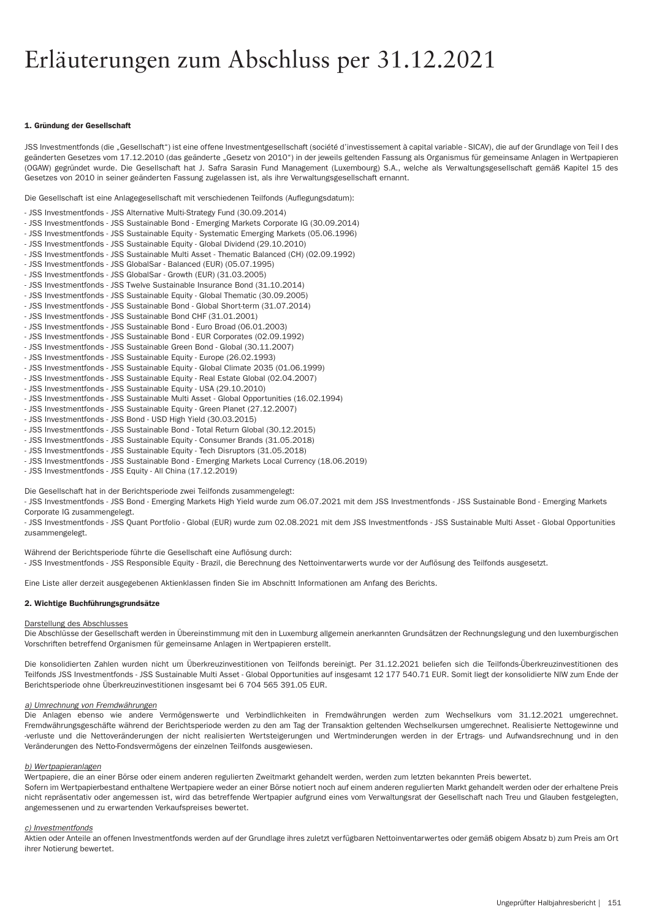# Erläuterungen zum Abschluss per 31.12.2021

**1. Gründung der Gesellschaft**

JSS Investmentfonds (die „Gesellschaft") ist eine offene Investmentgesellschaft (société d'investissement à capital variable - SICAV), die auf der Grundlage von Teil I des geänderten Gesetzes vom 17.12.2010 (das geänderte „Gesetz von 2010") in der jeweils geltenden Fassung als Organismus für gemeinsame Anlagen in Wertpapieren (OGAW) gegründet wurde. Die Gesellschaft hat J. Safra Sarasin Fund Management (Luxembourg) S.A., welche als Verwaltungsgesellschaft gemäß Kapitel 15 des Gesetzes von 2010 in seiner geänderten Fassung zugelassen ist, als ihre Verwaltungsgesellschaft ernannt.

Die Gesellschaft ist eine Anlagegesellschaft mit verschiedenen Teilfonds (Auflegungsdatum):

- JSS Investmentfonds - JSS Alternative Multi-Strategy Fund (30.09.2014)
- JSS Investmentfonds - JSS Sustainable Bond - Emerging Markets Corporate IG (30.09.2014)
- JSS Investmentfonds - JSS Sustainable Equity - Systematic Emerging Markets (05.06.1996)
- JSS Investmentfonds - JSS Sustainable Equity - Global Dividend (29.10.2010)
- JSS Investmentfonds - JSS Sustainable Multi Asset - Thematic Balanced (CH) (02.09.1992)
- JSS Investmentfonds - JSS GlobalSar - Balanced (EUR) (05.07.1995)
- JSS Investmentfonds - JSS GlobalSar - Growth (EUR) (31.03.2005)
- JSS Investmentfonds - JSS Twelve Sustainable Insurance Bond (31.10.2014)
- JSS Investmentfonds - JSS Sustainable Equity - Global Thematic (30.09.2005)
- JSS Investmentfonds - JSS Sustainable Bond - Global Short-term (31.07.2014)
- JSS Investmentfonds - JSS Sustainable Bond CHF (31.01.2001)
- JSS Investmentfonds - JSS Sustainable Bond - Euro Broad (06.01.2003)
- JSS Investmentfonds - JSS Sustainable Bond - EUR Corporates (02.09.1992)
- JSS Investmentfonds - JSS Sustainable Green Bond - Global (30.11.2007)
- JSS Investmentfonds - JSS Sustainable Equity - Europe (26.02.1993)
- JSS Investmentfonds - JSS Sustainable Equity - Global Climate 2035 (01.06.1999)
- JSS Investmentfonds - JSS Sustainable Equity - Real Estate Global (02.04.2007)
- JSS Investmentfonds - JSS Sustainable Equity - USA (29.10.2010)
- JSS Investmentfonds - JSS Sustainable Multi Asset - Global Opportunities (16.02.1994)
- JSS Investmentfonds - JSS Sustainable Equity - Green Planet (27.12.2007)
- JSS Investmentfonds - JSS Bond - USD High Yield (30.03.2015)
- JSS Investmentfonds - JSS Sustainable Bond - Total Return Global (30.12.2015)
- JSS Investmentfonds - JSS Sustainable Equity - Consumer Brands (31.05.2018)
- JSS Investmentfonds - JSS Sustainable Equity - Tech Disruptors (31.05.2018)
- JSS Investmentfonds - JSS Sustainable Bond - Emerging Markets Local Currency (18.06.2019)
- JSS Investmentfonds - JSS Equity - All China (17.12.2019)

Die Gesellschaft hat in der Berichtsperiode zwei Teilfonds zusammengelegt:
- JSS Investmentfonds - JSS Bond - Emerging Markets High Yield wurde zum 06.07.2021 mit dem JSS Investmentfonds - JSS Sustainable Bond - Emerging Markets Corporate IG zusammengelegt.
- JSS Investmentfonds - JSS Quant Portfolio - Global (EUR) wurde zum 02.08.2021 mit dem JSS Investmentfonds - JSS Sustainable Multi Asset - Global Opportunities zusammengelegt.

Während der Berichtsperiode führte die Gesellschaft eine Auflösung durch:
- JSS Investmentfonds - JSS Responsible Equity - Brazil, die Berechnung des Nettoinventarwerts wurde vor der Auflösung des Teilfonds ausgesetzt.

Eine Liste aller derzeit ausgegebenen Aktienklassen finden Sie im Abschnitt Informationen am Anfang des Berichts.

**2. Wichtige Buchführungsgrundsätze**

Darstellung des Abschlusses
Die Abschlüsse der Gesellschaft werden in Übereinstimmung mit den in Luxemburg allgemein anerkannten Grundsätzen der Rechnungslegung und den luxemburgischen Vorschriften betreffend Organismen für gemeinsame Anlagen in Wertpapieren erstellt.

Die konsolidierten Zahlen wurden nicht um Überkreuzinvestitionen von Teilfonds bereinigt. Per 31.12.2021 beliefen sich die Teilfonds-Überkreuzinvestitionen des Teilfonds JSS Investmentfonds - JSS Sustainable Multi Asset - Global Opportunities auf insgesamt 12 177 540.71 EUR. Somit liegt der konsolidierte NIW zum Ende der Berichtsperiode ohne Überkreuzinvestitionen insgesamt bei 6 704 565 391.05 EUR.

*a) Umrechnung von Fremdwährungen*
Die Anlagen ebenso wie andere Vermögenswerte und Verbindlichkeiten in Fremdwährungen werden zum Wechselkurs vom 31.12.2021 umgerechnet. Fremdwährungsgeschäfte während der Berichtsperiode werden zu den am Tag der Transaktion geltenden Wechselkursen umgerechnet. Realisierte Nettogewinne und -verluste und die Nettoveränderungen der nicht realisierten Wertsteigerungen und Wertminderungen werden in der Ertrags- und Aufwandsrechnung und in den Veränderungen des Netto-Fondsvermögens der einzelnen Teilfonds ausgewiesen.

*b) Wertpapieranlagen*
Wertpapiere, die an einer Börse oder einem anderen regulierten Zweitmarkt gehandelt werden, werden zum letzten bekannten Preis bewertet.
Sofern im Wertpapierbestand enthaltene Wertpapiere weder an einer Börse notiert noch auf einem anderen regulierten Markt gehandelt werden oder der erhaltene Preis nicht repräsentativ oder angemessen ist, wird das betreffende Wertpapier aufgrund eines vom Verwaltungsrat der Gesellschaft nach Treu und Glauben festgelegten, angemessenen und zu erwartenden Verkaufspreises bewertet.

*c) Investmentfonds*
Aktien oder Anteile an offenen Investmentfonds werden auf der Grundlage ihres zuletzt verfügbaren Nettoinventarwertes oder gemäß obigem Absatz b) zum Preis am Ort ihrer Notierung bewertet.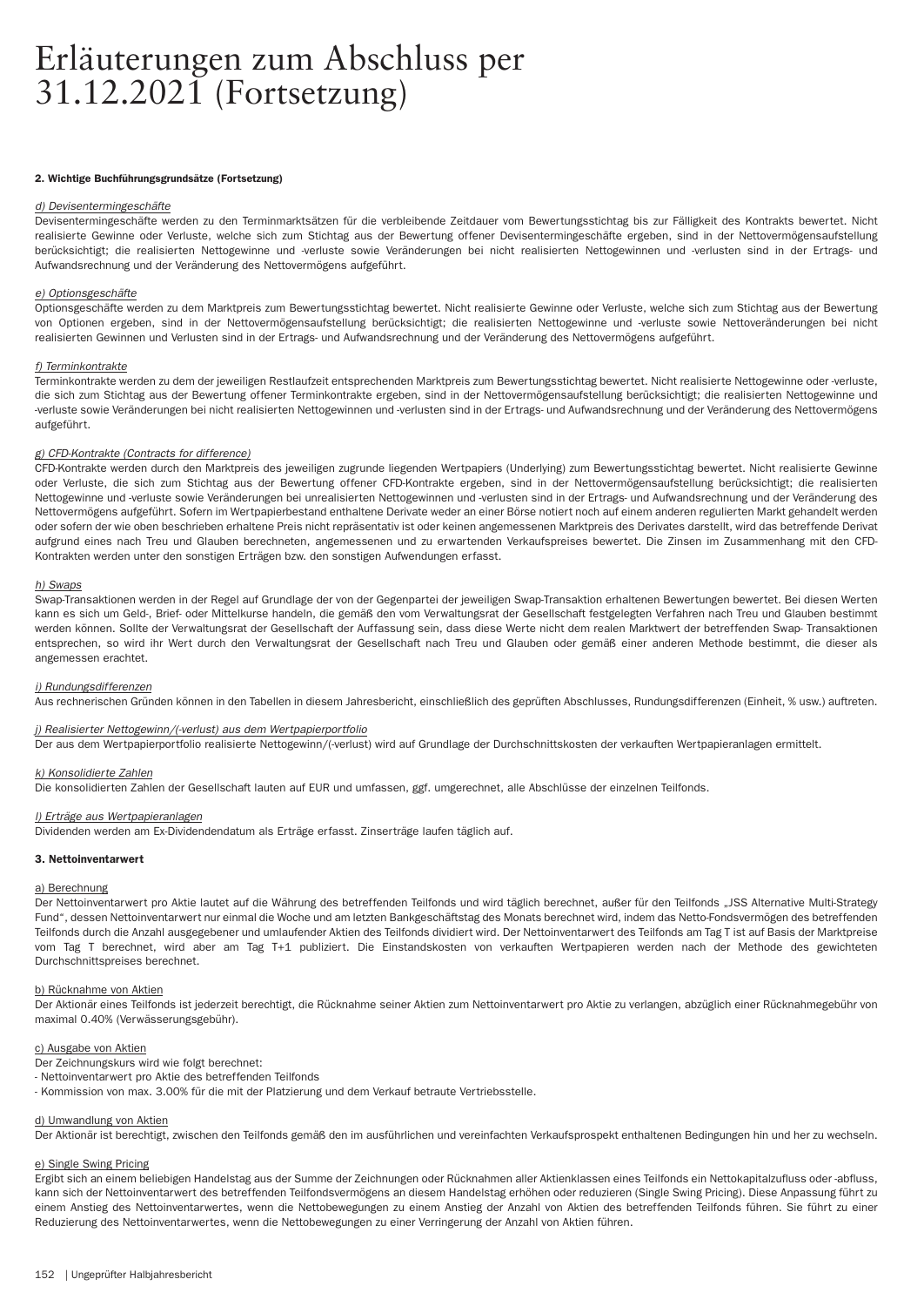# Erläuterungen zum Abschluss per 31.12.2021 (Fortsetzung)

**2. Wichtige Buchführungsgrundsätze (Fortsetzung)**

*d) Devisentermingeschäfte*

Devisentermingeschäfte werden zu den Terminmarktsätzen für die verbleibende Zeitdauer vom Bewertungsstichtag bis zur Fälligkeit des Kontrakts bewertet. Nicht realisierte Gewinne oder Verluste, welche sich zum Stichtag aus der Bewertung offener Devisentermingeschäfte ergeben, sind in der Nettovermögensaufstellung berücksichtigt; die realisierten Nettogewinne und -verluste sowie Veränderungen bei nicht realisierten Nettogewinnen und -verlusten sind in der Ertrags- und Aufwandsrechnung und der Veränderung des Nettovermögens aufgeführt.

*e) Optionsgeschäfte*

Optionsgeschäfte werden zu dem Marktpreis zum Bewertungsstichtag bewertet. Nicht realisierte Gewinne oder Verluste, welche sich zum Stichtag aus der Bewertung von Optionen ergeben, sind in der Nettovermögensaufstellung berücksichtigt; die realisierten Nettogewinne und -verluste sowie Nettoveränderungen bei nicht realisierten Gewinnen und Verlusten sind in der Ertrags- und Aufwandsrechnung und der Veränderung des Nettovermögens aufgeführt.

*f) Terminkontrakte*

Terminkontrakte werden zu dem der jeweiligen Restlaufzeit entsprechenden Marktpreis zum Bewertungsstichtag bewertet. Nicht realisierte Nettogewinne oder -verluste, die sich zum Stichtag aus der Bewertung offener Terminkontrakte ergeben, sind in der Nettovermögensaufstellung berücksichtigt; die realisierten Nettogewinne und -verluste sowie Veränderungen bei nicht realisierten Nettogewinnen und -verlusten sind in der Ertrags- und Aufwandsrechnung und der Veränderung des Nettovermögens aufgeführt.

*g) CFD-Kontrakte (Contracts for difference)*

CFD-Kontrakte werden durch den Marktpreis des jeweiligen zugrunde liegenden Wertpapiers (Underlying) zum Bewertungsstichtag bewertet. Nicht realisierte Gewinne oder Verluste, die sich zum Stichtag aus der Bewertung offener CFD-Kontrakte ergeben, sind in der Nettovermögensaufstellung berücksichtigt; die realisierten Nettogewinne und -verluste sowie Veränderungen bei unrealisierten Nettogewinnen und -verlusten sind in der Ertrags- und Aufwandsrechnung und der Veränderung des Nettovermögens aufgeführt. Sofern im Wertpapierbestand enthaltene Derivate weder an einer Börse notiert noch auf einem anderen regulierten Markt gehandelt werden oder sofern der wie oben beschrieben erhaltene Preis nicht repräsentativ ist oder keinen angemessenen Marktpreis des Derivates darstellt, wird das betreffende Derivat aufgrund eines nach Treu und Glauben berechneten, angemessenen und zu erwartenden Verkaufspreises bewertet. Die Zinsen im Zusammenhang mit den CFD-Kontrakten werden unter den sonstigen Erträgen bzw. den sonstigen Aufwendungen erfasst.

*h) Swaps*

Swap-Transaktionen werden in der Regel auf Grundlage der von der Gegenpartei der jeweiligen Swap-Transaktion erhaltenen Bewertungen bewertet. Bei diesen Werten kann es sich um Geld-, Brief- oder Mittelkurse handeln, die gemäß den vom Verwaltungsrat der Gesellschaft festgelegten Verfahren nach Treu und Glauben bestimmt werden können. Sollte der Verwaltungsrat der Gesellschaft der Auffassung sein, dass diese Werte nicht dem realen Marktwert der betreffenden Swap- Transaktionen entsprechen, so wird ihr Wert durch den Verwaltungsrat der Gesellschaft nach Treu und Glauben oder gemäß einer anderen Methode bestimmt, die dieser als angemessen erachtet.

*i) Rundungsdifferenzen*

Aus rechnerischen Gründen können in den Tabellen in diesem Jahresbericht, einschließlich des geprüften Abschlusses, Rundungsdifferenzen (Einheit, % usw.) auftreten.

*j) Realisierter Nettogewinn/(-verlust) aus dem Wertpapierportfolio*

Der aus dem Wertpapierportfolio realisierte Nettogewinn/(-verlust) wird auf Grundlage der Durchschnittskosten der verkauften Wertpapieranlagen ermittelt.

*k) Konsolidierte Zahlen*

Die konsolidierten Zahlen der Gesellschaft lauten auf EUR und umfassen, ggf. umgerechnet, alle Abschlüsse der einzelnen Teilfonds.

*l) Erträge aus Wertpapieranlagen*

Dividenden werden am Ex-Dividendendatum als Erträge erfasst. Zinserträge laufen täglich auf.

**3. Nettoinventarwert**

a) Berechnung

Der Nettoinventarwert pro Aktie lautet auf die Währung des betreffenden Teilfonds und wird täglich berechnet, außer für den Teilfonds „JSS Alternative Multi-Strategy Fund“, dessen Nettoinventarwert nur einmal die Woche und am letzten Bankgeschäftstag des Monats berechnet wird, indem das Netto-Fondsvermögen des betreffenden Teilfonds durch die Anzahl ausgegebener und umlaufender Aktien des Teilfonds dividiert wird. Der Nettoinventarwert des Teilfonds am Tag T ist auf Basis der Marktpreise vom Tag T berechnet, wird aber am Tag T+1 publiziert. Die Einstandskosten von verkauften Wertpapieren werden nach der Methode des gewichteten Durchschnittspreises berechnet.

b) Rücknahme von Aktien

Der Aktionär eines Teilfonds ist jederzeit berechtigt, die Rücknahme seiner Aktien zum Nettoinventarwert pro Aktie zu verlangen, abzüglich einer Rücknahmegebühr von maximal 0.40% (Verwässerungsgebühr).

c) Ausgabe von Aktien

Der Zeichnungskurs wird wie folgt berechnet:
- Nettoinventarwert pro Aktie des betreffenden Teilfonds
- Kommission von max. 3.00% für die mit der Platzierung und dem Verkauf betraute Vertriebsstelle.

d) Umwandlung von Aktien

Der Aktionär ist berechtigt, zwischen den Teilfonds gemäß den im ausführlichen und vereinfachten Verkaufsprospekt enthaltenen Bedingungen hin und her zu wechseln.

e) Single Swing Pricing

Ergibt sich an einem beliebigen Handelstag aus der Summe der Zeichnungen oder Rücknahmen aller Aktienklassen eines Teilfonds ein Nettokapitalzufluss oder -abfluss, kann sich der Nettoinventarwert des betreffenden Teilfondsvermögens an diesem Handelstag erhöhen oder reduzieren (Single Swing Pricing). Diese Anpassung führt zu einem Anstieg des Nettoinventarwertes, wenn die Nettobewegungen zu einem Anstieg der Anzahl von Aktien des betreffenden Teilfonds führen. Sie führt zu einer Reduzierung des Nettoinventarwertes, wenn die Nettobewegungen zu einer Verringerung der Anzahl von Aktien führen.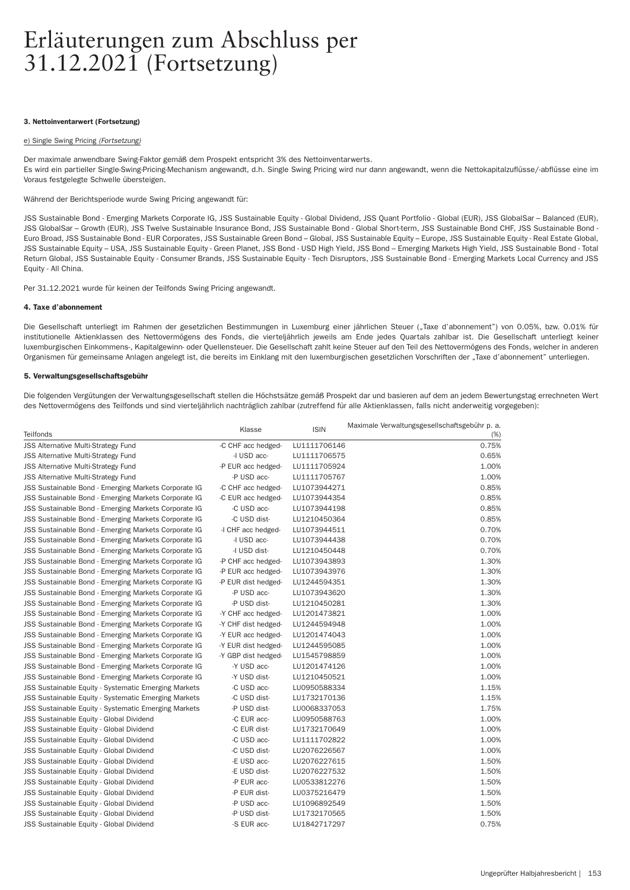// Transcription of page 153
# Erläuterungen zum Abschluss per 31.12.2021 (Fortsetzung)

#### 3. Nettoinventarwert (Fortsetzung)

e) Single Swing Pricing *(Fortsetzung)*

Der maximale anwendbare Swing-Faktor gemäß dem Prospekt entspricht 3% des Nettoinventarwerts.
Es wird ein partieller Single-Swing-Pricing-Mechanism angewandt, d.h. Single Swing Pricing wird nur dann angewandt, wenn die Nettokapitalzuflüsse/-abflüsse eine im Voraus festgelegte Schwelle übersteigen.

Während der Berichtsperiode wurde Swing Pricing angewandt für:

JSS Sustainable Bond - Emerging Markets Corporate IG, JSS Sustainable Equity - Global Dividend, JSS Quant Portfolio - Global (EUR), JSS GlobalSar – Balanced (EUR), JSS GlobalSar – Growth (EUR), JSS Twelve Sustainable Insurance Bond, JSS Sustainable Bond - Global Short-term, JSS Sustainable Bond CHF, JSS Sustainable Bond - Euro Broad, JSS Sustainable Bond - EUR Corporates, JSS Sustainable Green Bond – Global, JSS Sustainable Equity – Europe, JSS Sustainable Equity - Real Estate Global, JSS Sustainable Equity – USA, JSS Sustainable Equity - Green Planet, JSS Bond - USD High Yield, JSS Bond – Emerging Markets High Yield, JSS Sustainable Bond - Total Return Global, JSS Sustainable Equity - Consumer Brands, JSS Sustainable Equity - Tech Disruptors, JSS Sustainable Bond - Emerging Markets Local Currency and JSS Equity - All China.

Per 31.12.2021 wurde für keinen der Teilfonds Swing Pricing angewandt.

#### 4. Taxe d'abonnement

Die Gesellschaft unterliegt im Rahmen der gesetzlichen Bestimmungen in Luxemburg einer jährlichen Steuer („Taxe d'abonnement") von 0.05%, bzw. 0.01% für institutionelle Aktienklassen des Nettovermögens des Fonds, die vierteljährlich jeweils am Ende jedes Quartals zahlbar ist. Die Gesellschaft unterliegt keiner luxemburgischen Einkommens-, Kapitalgewinn- oder Quellensteuer. Die Gesellschaft zahlt keine Steuer auf den Teil des Nettovermögens des Fonds, welcher in anderen Organismen für gemeinsame Anlagen angelegt ist, die bereits im Einklang mit den luxemburgischen gesetzlichen Vorschriften der „Taxe d'abonnement" unterliegen.

#### 5. Verwaltungsgesellschaftsgebühr

Die folgenden Vergütungen der Verwaltungsgesellschaft stellen die Höchstsätze gemäß Prospekt dar und basieren auf dem an jedem Bewertungstag errechneten Wert des Nettovermögens des Teilfonds und sind vierteljährlich nachträglich zahlbar (zutreffend für alle Aktienklassen, falls nicht anderweitig vorgegeben):

| Teilfonds | Klasse | ISIN | Maximale Verwaltungsgesellschaftsgebühr p. a. (%) |
|---|---|---|---|
| JSS Alternative Multi-Strategy Fund | -C CHF acc hedged- | LU1111706146 | 0.75% |
| JSS Alternative Multi-Strategy Fund | -I USD acc- | LU1111706575 | 0.65% |
| JSS Alternative Multi-Strategy Fund | -P EUR acc hedged- | LU1111705924 | 1.00% |
| JSS Alternative Multi-Strategy Fund | -P USD acc- | LU1111705767 | 1.00% |
| JSS Sustainable Bond - Emerging Markets Corporate IG | -C CHF acc hedged- | LU1073944271 | 0.85% |
| JSS Sustainable Bond - Emerging Markets Corporate IG | -C EUR acc hedged- | LU1073944354 | 0.85% |
| JSS Sustainable Bond - Emerging Markets Corporate IG | -C USD acc- | LU1073944198 | 0.85% |
| JSS Sustainable Bond - Emerging Markets Corporate IG | -C USD dist- | LU1210450364 | 0.85% |
| JSS Sustainable Bond - Emerging Markets Corporate IG | -I CHF acc hedged- | LU1073944511 | 0.70% |
| JSS Sustainable Bond - Emerging Markets Corporate IG | -I USD acc- | LU1073944438 | 0.70% |
| JSS Sustainable Bond - Emerging Markets Corporate IG | -I USD dist- | LU1210450448 | 0.70% |
| JSS Sustainable Bond - Emerging Markets Corporate IG | -P CHF acc hedged- | LU1073943893 | 1.30% |
| JSS Sustainable Bond - Emerging Markets Corporate IG | -P EUR acc hedged- | LU1073943976 | 1.30% |
| JSS Sustainable Bond - Emerging Markets Corporate IG | -P EUR dist hedged- | LU1244594351 | 1.30% |
| JSS Sustainable Bond - Emerging Markets Corporate IG | -P USD acc- | LU1073943620 | 1.30% |
| JSS Sustainable Bond - Emerging Markets Corporate IG | -P USD dist- | LU1210450281 | 1.30% |
| JSS Sustainable Bond - Emerging Markets Corporate IG | -Y CHF acc hedged- | LU1201473821 | 1.00% |
| JSS Sustainable Bond - Emerging Markets Corporate IG | -Y CHF dist hedged- | LU1244594948 | 1.00% |
| JSS Sustainable Bond - Emerging Markets Corporate IG | -Y EUR acc hedged- | LU1201474043 | 1.00% |
| JSS Sustainable Bond - Emerging Markets Corporate IG | -Y EUR dist hedged- | LU1244595085 | 1.00% |
| JSS Sustainable Bond - Emerging Markets Corporate IG | -Y GBP dist hedged- | LU1545798859 | 1.00% |
| JSS Sustainable Bond - Emerging Markets Corporate IG | -Y USD acc- | LU1201474126 | 1.00% |
| JSS Sustainable Bond - Emerging Markets Corporate IG | -Y USD dist- | LU1210450521 | 1.00% |
| JSS Sustainable Equity - Systematic Emerging Markets | -C USD acc- | LU0950588334 | 1.15% |
| JSS Sustainable Equity - Systematic Emerging Markets | -C USD dist- | LU1732170136 | 1.15% |
| JSS Sustainable Equity - Systematic Emerging Markets | -P USD dist- | LU0068337053 | 1.75% |
| JSS Sustainable Equity - Global Dividend | -C EUR acc- | LU0950588763 | 1.00% |
| JSS Sustainable Equity - Global Dividend | -C EUR dist- | LU1732170649 | 1.00% |
| JSS Sustainable Equity - Global Dividend | -C USD acc- | LU1111702822 | 1.00% |
| JSS Sustainable Equity - Global Dividend | -C USD dist- | LU2076226567 | 1.00% |
| JSS Sustainable Equity - Global Dividend | -E USD acc- | LU2076227615 | 1.50% |
| JSS Sustainable Equity - Global Dividend | -E USD dist- | LU2076227532 | 1.50% |
| JSS Sustainable Equity - Global Dividend | -P EUR acc- | LU0533812276 | 1.50% |
| JSS Sustainable Equity - Global Dividend | -P EUR dist- | LU0375216479 | 1.50% |
| JSS Sustainable Equity - Global Dividend | -P USD acc- | LU1096892549 | 1.50% |
| JSS Sustainable Equity - Global Dividend | -P USD dist- | LU1732170565 | 1.50% |
| JSS Sustainable Equity - Global Dividend | -S EUR acc- | LU1842717297 | 0.75% |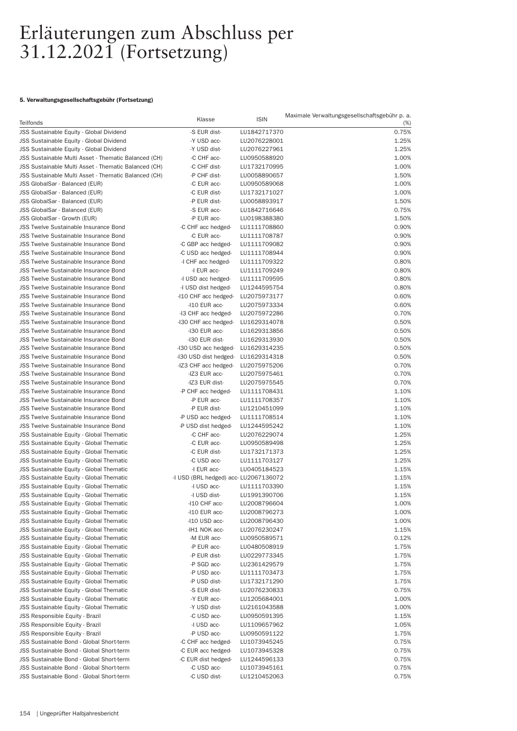# Erläuterungen zum Abschluss per 31.12.2021 (Fortsetzung)

#### 5. Verwaltungsgesellschaftsgebühr (Fortsetzung)

| Teilfonds | Klasse | ISIN | Maximale Verwaltungsgesellschaftsgebühr p. a. (%) |
|---|---|---|---|
| JSS Sustainable Equity - Global Dividend | -S EUR dist- | LU1842717370 | 0.75% |
| JSS Sustainable Equity - Global Dividend | -Y USD acc- | LU2076228001 | 1.25% |
| JSS Sustainable Equity - Global Dividend | -Y USD dist- | LU2076227961 | 1.25% |
| JSS Sustainable Multi Asset - Thematic Balanced (CH) | -C CHF acc- | LU0950588920 | 1.00% |
| JSS Sustainable Multi Asset - Thematic Balanced (CH) | -C CHF dist- | LU1732170995 | 1.00% |
| JSS Sustainable Multi Asset - Thematic Balanced (CH) | -P CHF dist- | LU0058890657 | 1.50% |
| JSS GlobalSar - Balanced (EUR) | -C EUR acc- | LU0950589068 | 1.00% |
| JSS GlobalSar - Balanced (EUR) | -C EUR dist- | LU1732171027 | 1.00% |
| JSS GlobalSar - Balanced (EUR) | -P EUR dist- | LU0058893917 | 1.50% |
| JSS GlobalSar - Balanced (EUR) | -S EUR acc- | LU1842716646 | 0.75% |
| JSS GlobalSar - Growth (EUR) | -P EUR acc- | LU0198388380 | 1.50% |
| JSS Twelve Sustainable Insurance Bond | -C CHF acc hedged- | LU1111708860 | 0.90% |
| JSS Twelve Sustainable Insurance Bond | -C EUR acc- | LU1111708787 | 0.90% |
| JSS Twelve Sustainable Insurance Bond | -C GBP acc hedged- | LU1111709082 | 0.90% |
| JSS Twelve Sustainable Insurance Bond | -C USD acc hedged- | LU1111708944 | 0.90% |
| JSS Twelve Sustainable Insurance Bond | -I CHF acc hedged- | LU1111709322 | 0.80% |
| JSS Twelve Sustainable Insurance Bond | -I EUR acc- | LU1111709249 | 0.80% |
| JSS Twelve Sustainable Insurance Bond | -I USD acc hedged- | LU1111709595 | 0.80% |
| JSS Twelve Sustainable Insurance Bond | -I USD dist hedged- | LU1244595754 | 0.80% |
| JSS Twelve Sustainable Insurance Bond | -I10 CHF acc hedged- | LU2075973177 | 0.60% |
| JSS Twelve Sustainable Insurance Bond | -I10 EUR acc- | LU2075973334 | 0.60% |
| JSS Twelve Sustainable Insurance Bond | -I3 CHF acc hedged- | LU2075972286 | 0.70% |
| JSS Twelve Sustainable Insurance Bond | -I30 CHF acc hedged- | LU1629314078 | 0.50% |
| JSS Twelve Sustainable Insurance Bond | -I30 EUR acc- | LU1629313856 | 0.50% |
| JSS Twelve Sustainable Insurance Bond | -I30 EUR dist- | LU1629313930 | 0.50% |
| JSS Twelve Sustainable Insurance Bond | -I30 USD acc hedged- | LU1629314235 | 0.50% |
| JSS Twelve Sustainable Insurance Bond | -I30 USD dist hedged- | LU1629314318 | 0.50% |
| JSS Twelve Sustainable Insurance Bond | -IZ3 CHF acc hedged- | LU2075975206 | 0.70% |
| JSS Twelve Sustainable Insurance Bond | -IZ3 EUR acc- | LU2075975461 | 0.70% |
| JSS Twelve Sustainable Insurance Bond | -IZ3 EUR dist- | LU2075975545 | 0.70% |
| JSS Twelve Sustainable Insurance Bond | -P CHF acc hedged- | LU1111708431 | 1.10% |
| JSS Twelve Sustainable Insurance Bond | -P EUR acc- | LU1111708357 | 1.10% |
| JSS Twelve Sustainable Insurance Bond | -P EUR dist- | LU1210451099 | 1.10% |
| JSS Twelve Sustainable Insurance Bond | -P USD acc hedged- | LU1111708514 | 1.10% |
| JSS Twelve Sustainable Insurance Bond | -P USD dist hedged- | LU1244595242 | 1.10% |
| JSS Sustainable Equity - Global Thematic | -C CHF acc- | LU2076229074 | 1.25% |
| JSS Sustainable Equity - Global Thematic | -C EUR acc- | LU0950589498 | 1.25% |
| JSS Sustainable Equity - Global Thematic | -C EUR dist- | LU1732171373 | 1.25% |
| JSS Sustainable Equity - Global Thematic | -C USD acc- | LU1111703127 | 1.25% |
| JSS Sustainable Equity - Global Thematic | -I EUR acc- | LU0405184523 | 1.15% |
| JSS Sustainable Equity - Global Thematic | -I USD (BRL hedged) acc- | LU2067136072 | 1.15% |
| JSS Sustainable Equity - Global Thematic | -I USD acc- | LU1111703390 | 1.15% |
| JSS Sustainable Equity - Global Thematic | -I USD dist- | LU1991390706 | 1.15% |
| JSS Sustainable Equity - Global Thematic | -I10 CHF acc- | LU2008796604 | 1.00% |
| JSS Sustainable Equity - Global Thematic | -I10 EUR acc- | LU2008796273 | 1.00% |
| JSS Sustainable Equity - Global Thematic | -I10 USD acc- | LU2008796430 | 1.00% |
| JSS Sustainable Equity - Global Thematic | -IH1 NOK acc- | LU2076230247 | 1.15% |
| JSS Sustainable Equity - Global Thematic | -M EUR acc- | LU0950589571 | 0.12% |
| JSS Sustainable Equity - Global Thematic | -P EUR acc- | LU0480508919 | 1.75% |
| JSS Sustainable Equity - Global Thematic | -P EUR dist- | LU0229773345 | 1.75% |
| JSS Sustainable Equity - Global Thematic | -P SGD acc- | LU2361429579 | 1.75% |
| JSS Sustainable Equity - Global Thematic | -P USD acc- | LU1111703473 | 1.75% |
| JSS Sustainable Equity - Global Thematic | -P USD dist- | LU1732171290 | 1.75% |
| JSS Sustainable Equity - Global Thematic | -S EUR dist- | LU2076230833 | 0.75% |
| JSS Sustainable Equity - Global Thematic | -Y EUR acc- | LU1205684001 | 1.00% |
| JSS Sustainable Equity - Global Thematic | -Y USD dist- | LU2161043588 | 1.00% |
| JSS Responsible Equity - Brazil | -C USD acc- | LU0950591395 | 1.15% |
| JSS Responsible Equity - Brazil | -I USD acc- | LU1109657962 | 1.05% |
| JSS Responsible Equity - Brazil | -P USD acc- | LU0950591122 | 1.75% |
| JSS Sustainable Bond - Global Short-term | -C CHF acc hedged- | LU1073945245 | 0.75% |
| JSS Sustainable Bond - Global Short-term | -C EUR acc hedged- | LU1073945328 | 0.75% |
| JSS Sustainable Bond - Global Short-term | -C EUR dist hedged- | LU1244596133 | 0.75% |
| JSS Sustainable Bond - Global Short-term | -C USD acc- | LU1073945161 | 0.75% |
| JSS Sustainable Bond - Global Short-term | -C USD dist- | LU1210452063 | 0.75% |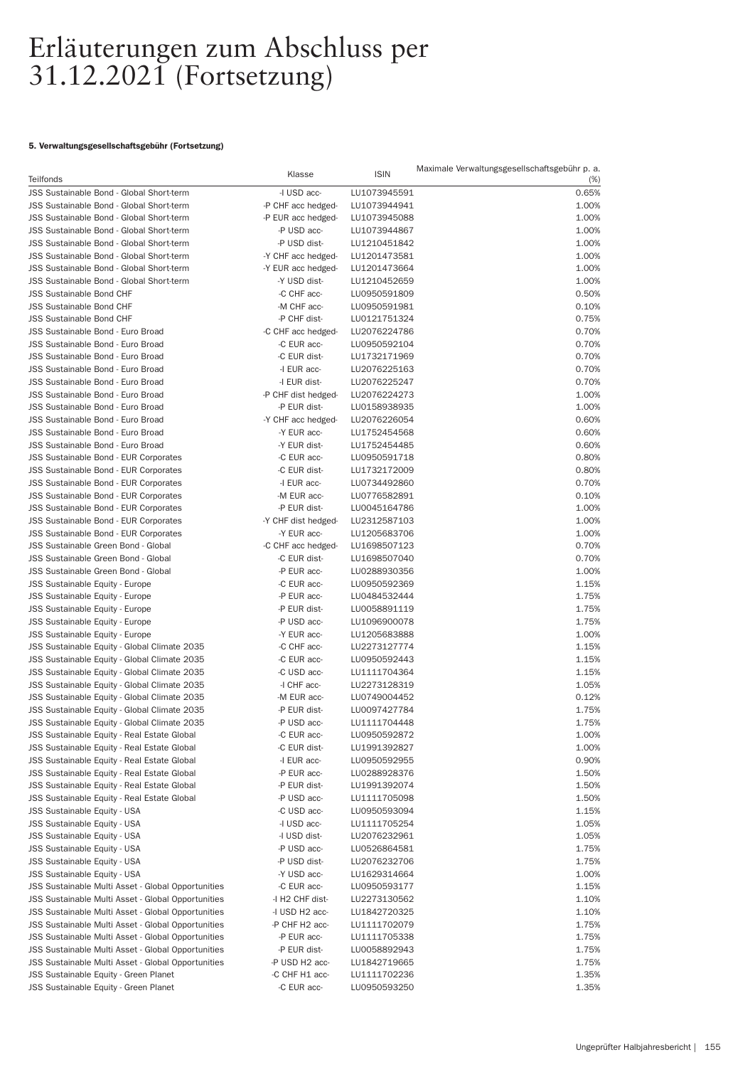# Erläuterungen zum Abschluss per 31.12.2021 (Fortsetzung)

**5. Verwaltungsgesellschaftsgebühr (Fortsetzung)**

| Teilfonds | Klasse | ISIN | Maximale Verwaltungsgesellschaftsgebühr p. a. (%) |
|---|---|---|---|
| JSS Sustainable Bond - Global Short-term | -I USD acc- | LU1073945591 | 0.65% |
| JSS Sustainable Bond - Global Short-term | -P CHF acc hedged- | LU1073944941 | 1.00% |
| JSS Sustainable Bond - Global Short-term | -P EUR acc hedged- | LU1073945088 | 1.00% |
| JSS Sustainable Bond - Global Short-term | -P USD acc- | LU1073944867 | 1.00% |
| JSS Sustainable Bond - Global Short-term | -P USD dist- | LU1210451842 | 1.00% |
| JSS Sustainable Bond - Global Short-term | -Y CHF acc hedged- | LU1201473581 | 1.00% |
| JSS Sustainable Bond - Global Short-term | -Y EUR acc hedged- | LU1201473664 | 1.00% |
| JSS Sustainable Bond - Global Short-term | -Y USD dist- | LU1210452659 | 1.00% |
| JSS Sustainable Bond CHF | -C CHF acc- | LU0950591809 | 0.50% |
| JSS Sustainable Bond CHF | -M CHF acc- | LU0950591981 | 0.10% |
| JSS Sustainable Bond CHF | -P CHF dist- | LU0121751324 | 0.75% |
| JSS Sustainable Bond - Euro Broad | -C CHF acc hedged- | LU2076224786 | 0.70% |
| JSS Sustainable Bond - Euro Broad | -C EUR acc- | LU0950592104 | 0.70% |
| JSS Sustainable Bond - Euro Broad | -C EUR dist- | LU1732171969 | 0.70% |
| JSS Sustainable Bond - Euro Broad | -I EUR acc- | LU2076225163 | 0.70% |
| JSS Sustainable Bond - Euro Broad | -I EUR dist- | LU2076225247 | 0.70% |
| JSS Sustainable Bond - Euro Broad | -P CHF dist hedged- | LU2076224273 | 1.00% |
| JSS Sustainable Bond - Euro Broad | -P EUR dist- | LU0158938935 | 1.00% |
| JSS Sustainable Bond - Euro Broad | -Y CHF acc hedged- | LU2076226054 | 0.60% |
| JSS Sustainable Bond - Euro Broad | -Y EUR acc- | LU1752454568 | 0.60% |
| JSS Sustainable Bond - Euro Broad | -Y EUR dist- | LU1752454485 | 0.60% |
| JSS Sustainable Bond - EUR Corporates | -C EUR acc- | LU0950591718 | 0.80% |
| JSS Sustainable Bond - EUR Corporates | -C EUR dist- | LU1732172009 | 0.80% |
| JSS Sustainable Bond - EUR Corporates | -I EUR acc- | LU0734492860 | 0.70% |
| JSS Sustainable Bond - EUR Corporates | -M EUR acc- | LU0776582891 | 0.10% |
| JSS Sustainable Bond - EUR Corporates | -P EUR dist- | LU0045164786 | 1.00% |
| JSS Sustainable Bond - EUR Corporates | -Y CHF dist hedged- | LU2312587103 | 1.00% |
| JSS Sustainable Bond - EUR Corporates | -Y EUR acc- | LU1205683706 | 1.00% |
| JSS Sustainable Green Bond - Global | -C CHF acc hedged- | LU1698507123 | 0.70% |
| JSS Sustainable Green Bond - Global | -C EUR dist- | LU1698507040 | 0.70% |
| JSS Sustainable Green Bond - Global | -P EUR acc- | LU0288930356 | 1.00% |
| JSS Sustainable Equity - Europe | -C EUR acc- | LU0950592369 | 1.15% |
| JSS Sustainable Equity - Europe | -P EUR acc- | LU0484532444 | 1.75% |
| JSS Sustainable Equity - Europe | -P EUR dist- | LU0058891119 | 1.75% |
| JSS Sustainable Equity - Europe | -P USD acc- | LU1096900078 | 1.75% |
| JSS Sustainable Equity - Europe | -Y EUR acc- | LU1205683888 | 1.00% |
| JSS Sustainable Equity - Global Climate 2035 | -C CHF acc- | LU2273127774 | 1.15% |
| JSS Sustainable Equity - Global Climate 2035 | -C EUR acc- | LU0950592443 | 1.15% |
| JSS Sustainable Equity - Global Climate 2035 | -C USD acc- | LU1111704364 | 1.15% |
| JSS Sustainable Equity - Global Climate 2035 | -I CHF acc- | LU2273128319 | 1.05% |
| JSS Sustainable Equity - Global Climate 2035 | -M EUR acc- | LU0749004452 | 0.12% |
| JSS Sustainable Equity - Global Climate 2035 | -P EUR dist- | LU0097427784 | 1.75% |
| JSS Sustainable Equity - Global Climate 2035 | -P USD acc- | LU1111704448 | 1.75% |
| JSS Sustainable Equity - Real Estate Global | -C EUR acc- | LU0950592872 | 1.00% |
| JSS Sustainable Equity - Real Estate Global | -C EUR dist- | LU1991392827 | 1.00% |
| JSS Sustainable Equity - Real Estate Global | -I EUR acc- | LU0950592955 | 0.90% |
| JSS Sustainable Equity - Real Estate Global | -P EUR acc- | LU0288928376 | 1.50% |
| JSS Sustainable Equity - Real Estate Global | -P EUR dist- | LU1991392074 | 1.50% |
| JSS Sustainable Equity - Real Estate Global | -P USD acc- | LU1111705098 | 1.50% |
| JSS Sustainable Equity - USA | -C USD acc- | LU0950593094 | 1.15% |
| JSS Sustainable Equity - USA | -I USD acc- | LU1111705254 | 1.05% |
| JSS Sustainable Equity - USA | -I USD dist- | LU2076232961 | 1.05% |
| JSS Sustainable Equity - USA | -P USD acc- | LU0526864581 | 1.75% |
| JSS Sustainable Equity - USA | -P USD dist- | LU2076232706 | 1.75% |
| JSS Sustainable Equity - USA | -Y USD acc- | LU1629314664 | 1.00% |
| JSS Sustainable Multi Asset - Global Opportunities | -C EUR acc- | LU0950593177 | 1.15% |
| JSS Sustainable Multi Asset - Global Opportunities | -I H2 CHF dist- | LU2273130562 | 1.10% |
| JSS Sustainable Multi Asset - Global Opportunities | -I USD H2 acc- | LU1842720325 | 1.10% |
| JSS Sustainable Multi Asset - Global Opportunities | -P CHF H2 acc- | LU1111702079 | 1.75% |
| JSS Sustainable Multi Asset - Global Opportunities | -P EUR acc- | LU1111705338 | 1.75% |
| JSS Sustainable Multi Asset - Global Opportunities | -P EUR dist- | LU0058892943 | 1.75% |
| JSS Sustainable Multi Asset - Global Opportunities | -P USD H2 acc- | LU1842719665 | 1.75% |
| JSS Sustainable Equity - Green Planet | -C CHF H1 acc- | LU1111702236 | 1.35% |
| JSS Sustainable Equity - Green Planet | -C EUR acc- | LU0950593250 | 1.35% |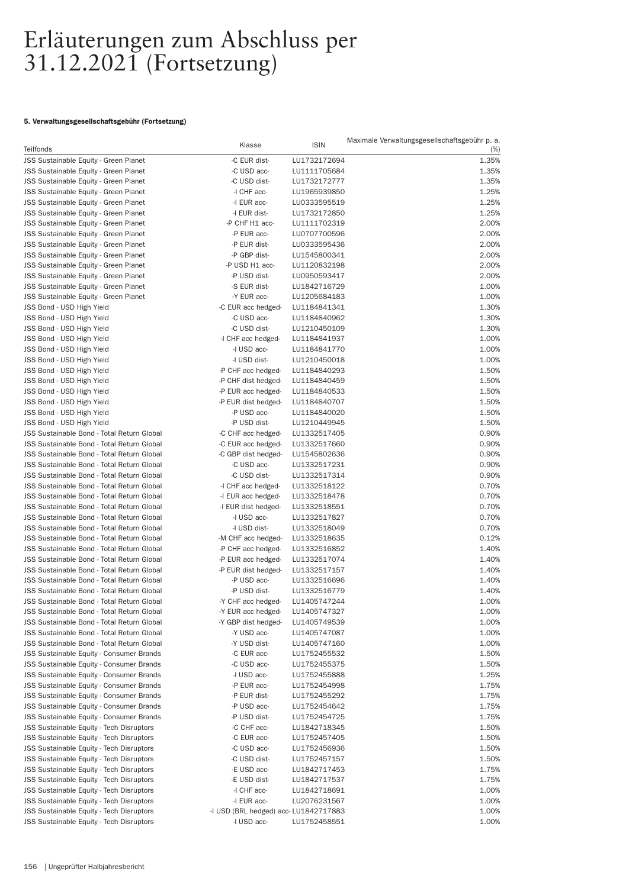# Erläuterungen zum Abschluss per 31.12.2021 (Fortsetzung)

#### 5. Verwaltungsgesellschaftsgebühr (Fortsetzung)

| Teilfonds | Klasse | ISIN | Maximale Verwaltungsgesellschaftsgebühr p. a. (%) |
|---|---|---|---|
| JSS Sustainable Equity - Green Planet | -C EUR dist- | LU1732172694 | 1.35% |
| JSS Sustainable Equity - Green Planet | -C USD acc- | LU1111705684 | 1.35% |
| JSS Sustainable Equity - Green Planet | -C USD dist- | LU1732172777 | 1.35% |
| JSS Sustainable Equity - Green Planet | -I CHF acc- | LU1965939850 | 1.25% |
| JSS Sustainable Equity - Green Planet | -I EUR acc- | LU0333595519 | 1.25% |
| JSS Sustainable Equity - Green Planet | -I EUR dist- | LU1732172850 | 1.25% |
| JSS Sustainable Equity - Green Planet | -P CHF H1 acc- | LU1111702319 | 2.00% |
| JSS Sustainable Equity - Green Planet | -P EUR acc- | LU0707700596 | 2.00% |
| JSS Sustainable Equity - Green Planet | -P EUR dist- | LU0333595436 | 2.00% |
| JSS Sustainable Equity - Green Planet | -P GBP dist- | LU1545800341 | 2.00% |
| JSS Sustainable Equity - Green Planet | -P USD H1 acc- | LU1120832198 | 2.00% |
| JSS Sustainable Equity - Green Planet | -P USD dist- | LU0950593417 | 2.00% |
| JSS Sustainable Equity - Green Planet | -S EUR dist- | LU1842716729 | 1.00% |
| JSS Sustainable Equity - Green Planet | -Y EUR acc- | LU1205684183 | 1.00% |
| JSS Bond - USD High Yield | -C EUR acc hedged- | LU1184841341 | 1.30% |
| JSS Bond - USD High Yield | -C USD acc- | LU1184840962 | 1.30% |
| JSS Bond - USD High Yield | -C USD dist- | LU1210450109 | 1.30% |
| JSS Bond - USD High Yield | -I CHF acc hedged- | LU1184841937 | 1.00% |
| JSS Bond - USD High Yield | -I USD acc- | LU1184841770 | 1.00% |
| JSS Bond - USD High Yield | -I USD dist- | LU1210450018 | 1.00% |
| JSS Bond - USD High Yield | -P CHF acc hedged- | LU1184840293 | 1.50% |
| JSS Bond - USD High Yield | -P CHF dist hedged- | LU1184840459 | 1.50% |
| JSS Bond - USD High Yield | -P EUR acc hedged- | LU1184840533 | 1.50% |
| JSS Bond - USD High Yield | -P EUR dist hedged- | LU1184840707 | 1.50% |
| JSS Bond - USD High Yield | -P USD acc- | LU1184840020 | 1.50% |
| JSS Bond - USD High Yield | -P USD dist- | LU1210449945 | 1.50% |
| JSS Sustainable Bond - Total Return Global | -C CHF acc hedged- | LU1332517405 | 0.90% |
| JSS Sustainable Bond - Total Return Global | -C EUR acc hedged- | LU1332517660 | 0.90% |
| JSS Sustainable Bond - Total Return Global | -C GBP dist hedged- | LU1545802636 | 0.90% |
| JSS Sustainable Bond - Total Return Global | -C USD acc- | LU1332517231 | 0.90% |
| JSS Sustainable Bond - Total Return Global | -C USD dist- | LU1332517314 | 0.90% |
| JSS Sustainable Bond - Total Return Global | -I CHF acc hedged- | LU1332518122 | 0.70% |
| JSS Sustainable Bond - Total Return Global | -I EUR acc hedged- | LU1332518478 | 0.70% |
| JSS Sustainable Bond - Total Return Global | -I EUR dist hedged- | LU1332518551 | 0.70% |
| JSS Sustainable Bond - Total Return Global | -I USD acc- | LU1332517827 | 0.70% |
| JSS Sustainable Bond - Total Return Global | -I USD dist- | LU1332518049 | 0.70% |
| JSS Sustainable Bond - Total Return Global | -M CHF acc hedged- | LU1332518635 | 0.12% |
| JSS Sustainable Bond - Total Return Global | -P CHF acc hedged- | LU1332516852 | 1.40% |
| JSS Sustainable Bond - Total Return Global | -P EUR acc hedged- | LU1332517074 | 1.40% |
| JSS Sustainable Bond - Total Return Global | -P EUR dist hedged- | LU1332517157 | 1.40% |
| JSS Sustainable Bond - Total Return Global | -P USD acc- | LU1332516696 | 1.40% |
| JSS Sustainable Bond - Total Return Global | -P USD dist- | LU1332516779 | 1.40% |
| JSS Sustainable Bond - Total Return Global | -Y CHF acc hedged- | LU1405747244 | 1.00% |
| JSS Sustainable Bond - Total Return Global | -Y EUR acc hedged- | LU1405747327 | 1.00% |
| JSS Sustainable Bond - Total Return Global | -Y GBP dist hedged- | LU1405749539 | 1.00% |
| JSS Sustainable Bond - Total Return Global | -Y USD acc- | LU1405747087 | 1.00% |
| JSS Sustainable Bond - Total Return Global | -Y USD dist- | LU1405747160 | 1.00% |
| JSS Sustainable Equity - Consumer Brands | -C EUR acc- | LU1752455532 | 1.50% |
| JSS Sustainable Equity - Consumer Brands | -C USD acc- | LU1752455375 | 1.50% |
| JSS Sustainable Equity - Consumer Brands | -I USD acc- | LU1752455888 | 1.25% |
| JSS Sustainable Equity - Consumer Brands | -P EUR acc- | LU1752454998 | 1.75% |
| JSS Sustainable Equity - Consumer Brands | -P EUR dist- | LU1752455292 | 1.75% |
| JSS Sustainable Equity - Consumer Brands | -P USD acc- | LU1752454642 | 1.75% |
| JSS Sustainable Equity - Consumer Brands | -P USD dist- | LU1752454725 | 1.75% |
| JSS Sustainable Equity - Tech Disruptors | -C CHF acc- | LU1842718345 | 1.50% |
| JSS Sustainable Equity - Tech Disruptors | -C EUR acc- | LU1752457405 | 1.50% |
| JSS Sustainable Equity - Tech Disruptors | -C USD acc- | LU1752456936 | 1.50% |
| JSS Sustainable Equity - Tech Disruptors | -C USD dist- | LU1752457157 | 1.50% |
| JSS Sustainable Equity - Tech Disruptors | -E USD acc- | LU1842717453 | 1.75% |
| JSS Sustainable Equity - Tech Disruptors | -E USD dist- | LU1842717537 | 1.75% |
| JSS Sustainable Equity - Tech Disruptors | -I CHF acc- | LU1842718691 | 1.00% |
| JSS Sustainable Equity - Tech Disruptors | -I EUR acc- | LU2076231567 | 1.00% |
| JSS Sustainable Equity - Tech Disruptors | -I USD (BRL hedged) acc- | LU1842717883 | 1.00% |
| JSS Sustainable Equity - Tech Disruptors | -I USD acc- | LU1752458551 | 1.00% |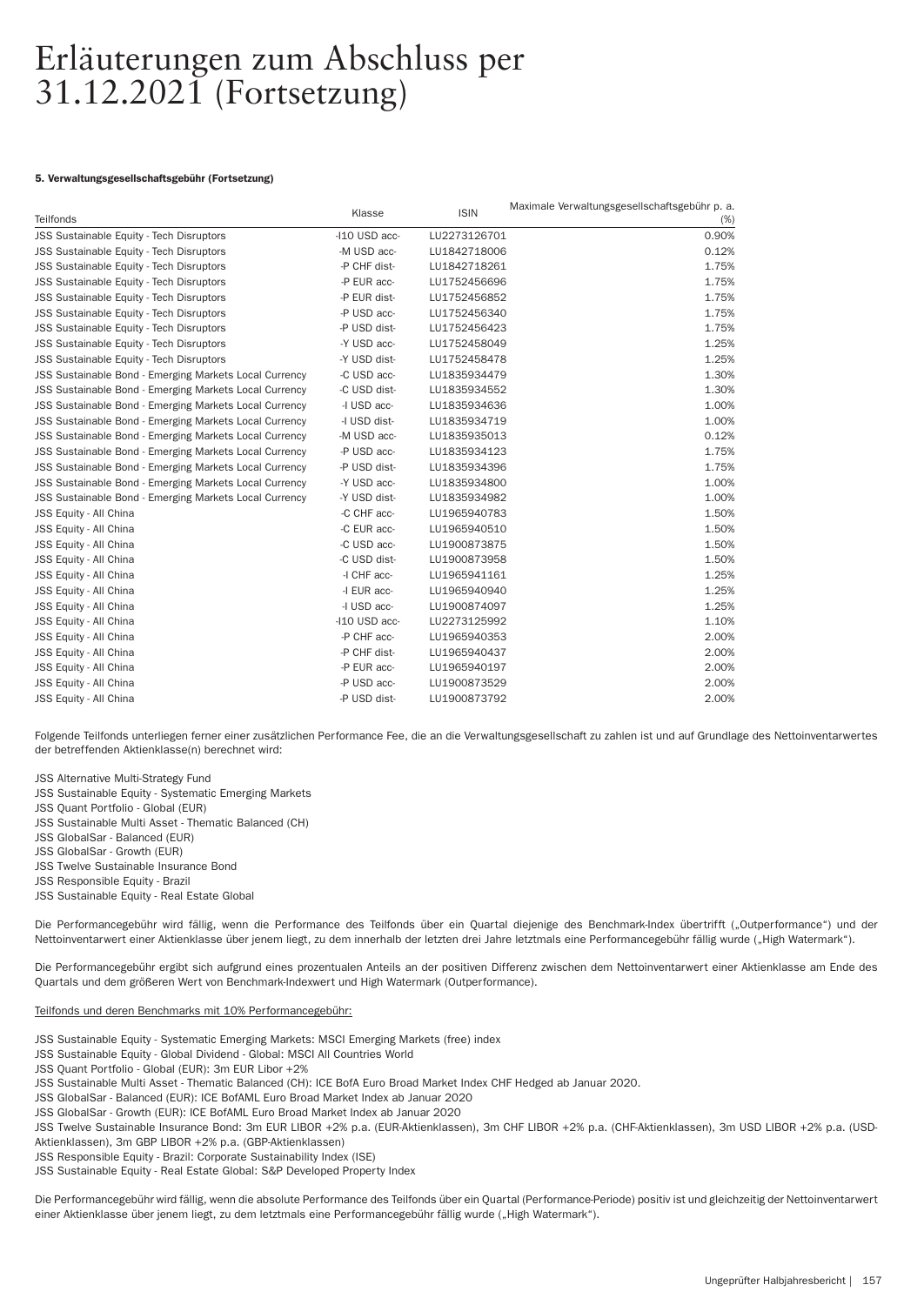# Erläuterungen zum Abschluss per 31.12.2021 (Fortsetzung)

#### 5. Verwaltungsgesellschaftsgebühr (Fortsetzung)

| Teilfonds | Klasse | ISIN | Maximale Verwaltungsgesellschaftsgebühr p. a. (%) |
|---|---|---|---|
| JSS Sustainable Equity - Tech Disruptors | -I10 USD acc- | LU2273126701 | 0.90% |
| JSS Sustainable Equity - Tech Disruptors | -M USD acc- | LU1842718006 | 0.12% |
| JSS Sustainable Equity - Tech Disruptors | -P CHF dist- | LU1842718261 | 1.75% |
| JSS Sustainable Equity - Tech Disruptors | -P EUR acc- | LU1752456696 | 1.75% |
| JSS Sustainable Equity - Tech Disruptors | -P EUR dist- | LU1752456852 | 1.75% |
| JSS Sustainable Equity - Tech Disruptors | -P USD acc- | LU1752456340 | 1.75% |
| JSS Sustainable Equity - Tech Disruptors | -P USD dist- | LU1752456423 | 1.75% |
| JSS Sustainable Equity - Tech Disruptors | -Y USD acc- | LU1752458049 | 1.25% |
| JSS Sustainable Equity - Tech Disruptors | -Y USD dist- | LU1752458478 | 1.25% |
| JSS Sustainable Bond - Emerging Markets Local Currency | -C USD acc- | LU1835934479 | 1.30% |
| JSS Sustainable Bond - Emerging Markets Local Currency | -C USD dist- | LU1835934552 | 1.30% |
| JSS Sustainable Bond - Emerging Markets Local Currency | -I USD acc- | LU1835934636 | 1.00% |
| JSS Sustainable Bond - Emerging Markets Local Currency | -I USD dist- | LU1835934719 | 1.00% |
| JSS Sustainable Bond - Emerging Markets Local Currency | -M USD acc- | LU1835935013 | 0.12% |
| JSS Sustainable Bond - Emerging Markets Local Currency | -P USD acc- | LU1835934123 | 1.75% |
| JSS Sustainable Bond - Emerging Markets Local Currency | -P USD dist- | LU1835934396 | 1.75% |
| JSS Sustainable Bond - Emerging Markets Local Currency | -Y USD acc- | LU1835934800 | 1.00% |
| JSS Sustainable Bond - Emerging Markets Local Currency | -Y USD dist- | LU1835934982 | 1.00% |
| JSS Equity - All China | -C CHF acc- | LU1965940783 | 1.50% |
| JSS Equity - All China | -C EUR acc- | LU1965940510 | 1.50% |
| JSS Equity - All China | -C USD acc- | LU1900873875 | 1.50% |
| JSS Equity - All China | -C USD dist- | LU1900873958 | 1.50% |
| JSS Equity - All China | -I CHF acc- | LU1965941161 | 1.25% |
| JSS Equity - All China | -I EUR acc- | LU1965940940 | 1.25% |
| JSS Equity - All China | -I USD acc- | LU1900874097 | 1.25% |
| JSS Equity - All China | -I10 USD acc- | LU2273125992 | 1.10% |
| JSS Equity - All China | -P CHF acc- | LU1965940353 | 2.00% |
| JSS Equity - All China | -P CHF dist- | LU1965940437 | 2.00% |
| JSS Equity - All China | -P EUR acc- | LU1965940197 | 2.00% |
| JSS Equity - All China | -P USD acc- | LU1900873529 | 2.00% |
| JSS Equity - All China | -P USD dist- | LU1900873792 | 2.00% |

Folgende Teilfonds unterliegen ferner einer zusätzlichen Performance Fee, die an die Verwaltungsgesellschaft zu zahlen ist und auf Grundlage des Nettoinventarwertes der betreffenden Aktienklasse(n) berechnet wird:

JSS Alternative Multi-Strategy Fund
JSS Sustainable Equity - Systematic Emerging Markets
JSS Quant Portfolio - Global (EUR)
JSS Sustainable Multi Asset - Thematic Balanced (CH)
JSS GlobalSar - Balanced (EUR)
JSS GlobalSar - Growth (EUR)
JSS Twelve Sustainable Insurance Bond
JSS Responsible Equity - Brazil
JSS Sustainable Equity - Real Estate Global

Die Performancegebühr wird fällig, wenn die Performance des Teilfonds über ein Quartal diejenige des Benchmark-Index übertrifft („Outperformance") und der Nettoinventarwert einer Aktienklasse über jenem liegt, zu dem innerhalb der letzten drei Jahre letztmals eine Performancegebühr fällig wurde („High Watermark").

Die Performancegebühr ergibt sich aufgrund eines prozentualen Anteils an der positiven Differenz zwischen dem Nettoinventarwert einer Aktienklasse am Ende des Quartals und dem größeren Wert von Benchmark-Indexwert und High Watermark (Outperformance).

<u>Teilfonds und deren Benchmarks mit 10% Performancegebühr:</u>

JSS Sustainable Equity - Systematic Emerging Markets: MSCI Emerging Markets (free) index
JSS Sustainable Equity - Global Dividend - Global: MSCI All Countries World
JSS Quant Portfolio - Global (EUR): 3m EUR Libor +2%
JSS Sustainable Multi Asset - Thematic Balanced (CH): ICE BofA Euro Broad Market Index CHF Hedged ab Januar 2020.
JSS GlobalSar - Balanced (EUR): ICE BofAML Euro Broad Market Index ab Januar 2020
JSS GlobalSar - Growth (EUR): ICE BofAML Euro Broad Market Index ab Januar 2020
JSS Twelve Sustainable Insurance Bond: 3m EUR LIBOR +2% p.a. (EUR-Aktienklassen), 3m CHF LIBOR +2% p.a. (CHF-Aktienklassen), 3m USD LIBOR +2% p.a. (USD-Aktienklassen), 3m GBP LIBOR +2% p.a. (GBP-Aktienklassen)
JSS Responsible Equity - Brazil: Corporate Sustainability Index (ISE)
JSS Sustainable Equity - Real Estate Global: S&P Developed Property Index

Die Performancegebühr wird fällig, wenn die absolute Performance des Teilfonds über ein Quartal (Performance-Periode) positiv ist und gleichzeitig der Nettoinventarwert einer Aktienklasse über jenem liegt, zu dem letztmals eine Performancegebühr fällig wurde („High Watermark").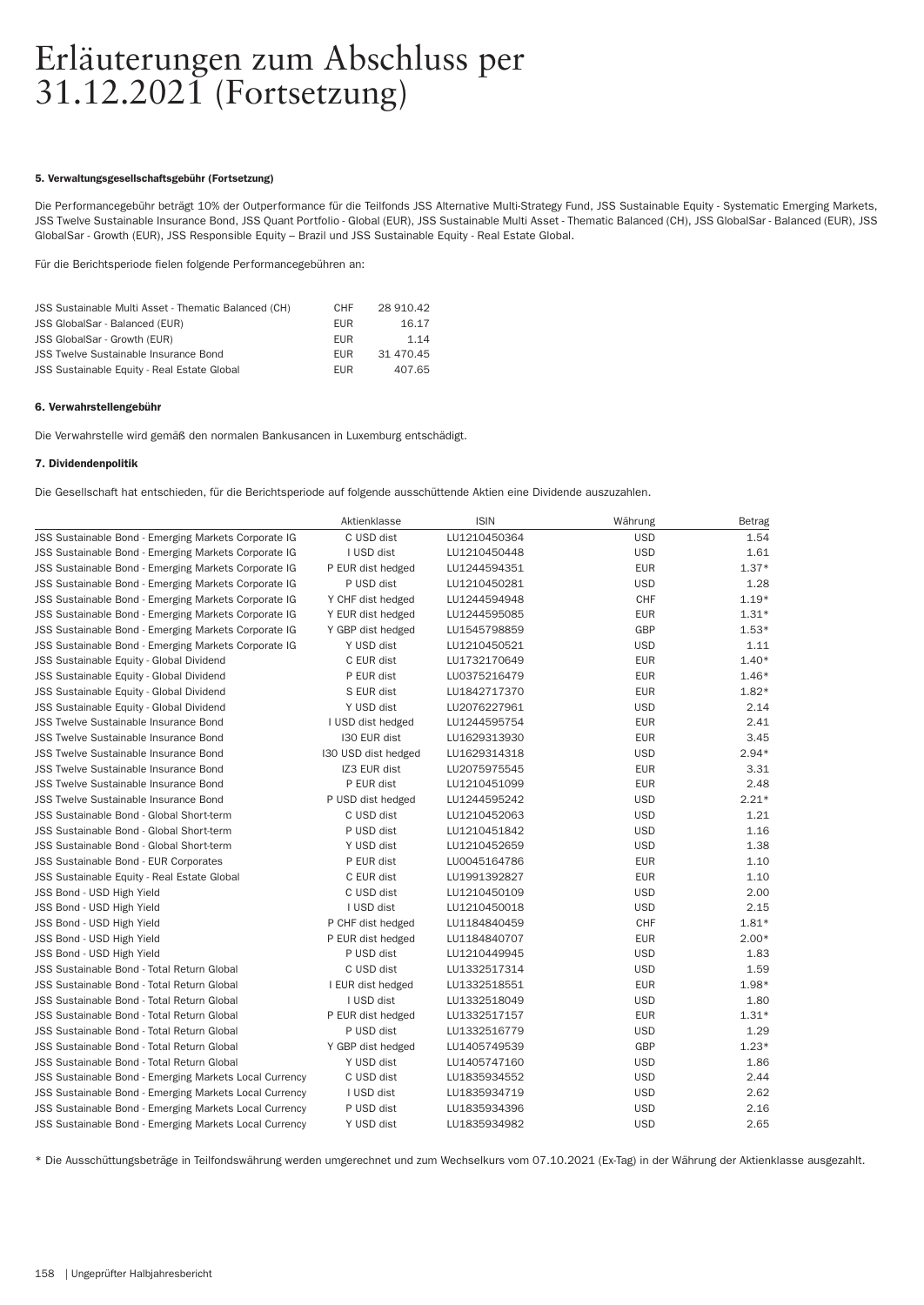# Erläuterungen zum Abschluss per 31.12.2021 (Fortsetzung)

#### 5. Verwaltungsgesellschaftsgebühr (Fortsetzung)

Die Performancegebühr beträgt 10% der Outperformance für die Teilfonds JSS Alternative Multi-Strategy Fund, JSS Sustainable Equity - Systematic Emerging Markets, JSS Twelve Sustainable Insurance Bond, JSS Quant Portfolio - Global (EUR), JSS Sustainable Multi Asset - Thematic Balanced (CH), JSS GlobalSar - Balanced (EUR), JSS GlobalSar - Growth (EUR), JSS Responsible Equity – Brazil und JSS Sustainable Equity - Real Estate Global.

Für die Berichtsperiode fielen folgende Performancegebühren an:

| | | |
|---|---|---|
| JSS Sustainable Multi Asset - Thematic Balanced (CH) | CHF | 28 910.42 |
| JSS GlobalSar - Balanced (EUR) | EUR | 16.17 |
| JSS GlobalSar - Growth (EUR) | EUR | 1.14 |
| JSS Twelve Sustainable Insurance Bond | EUR | 31 470.45 |
| JSS Sustainable Equity - Real Estate Global | EUR | 407.65 |

#### 6. Verwahrstellengebühr

Die Verwahrstelle wird gemäß den normalen Bankusancen in Luxemburg entschädigt.

#### 7. Dividendenpolitik

Die Gesellschaft hat entschieden, für die Berichtsperiode auf folgende ausschüttende Aktien eine Dividende auszuzahlen.

| | Aktienklasse | ISIN | Währung | Betrag |
|---|---|---|---|---|
| JSS Sustainable Bond - Emerging Markets Corporate IG | C USD dist | LU1210450364 | USD | 1.54 |
| JSS Sustainable Bond - Emerging Markets Corporate IG | I USD dist | LU1210450448 | USD | 1.61 |
| JSS Sustainable Bond - Emerging Markets Corporate IG | P EUR dist hedged | LU1244594351 | EUR | 1.37* |
| JSS Sustainable Bond - Emerging Markets Corporate IG | P USD dist | LU1210450281 | USD | 1.28 |
| JSS Sustainable Bond - Emerging Markets Corporate IG | Y CHF dist hedged | LU1244594948 | CHF | 1.19* |
| JSS Sustainable Bond - Emerging Markets Corporate IG | Y EUR dist hedged | LU1244595085 | EUR | 1.31* |
| JSS Sustainable Bond - Emerging Markets Corporate IG | Y GBP dist hedged | LU1545798859 | GBP | 1.53* |
| JSS Sustainable Bond - Emerging Markets Corporate IG | Y USD dist | LU1210450521 | USD | 1.11 |
| JSS Sustainable Equity - Global Dividend | C EUR dist | LU1732170649 | EUR | 1.40* |
| JSS Sustainable Equity - Global Dividend | P EUR dist | LU0375216479 | EUR | 1.46* |
| JSS Sustainable Equity - Global Dividend | S EUR dist | LU1842717370 | EUR | 1.82* |
| JSS Sustainable Equity - Global Dividend | Y USD dist | LU2076227961 | USD | 2.14 |
| JSS Twelve Sustainable Insurance Bond | I USD dist hedged | LU1244595754 | EUR | 2.41 |
| JSS Twelve Sustainable Insurance Bond | I30 EUR dist | LU1629313930 | EUR | 3.45 |
| JSS Twelve Sustainable Insurance Bond | I30 USD dist hedged | LU1629314318 | USD | 2.94* |
| JSS Twelve Sustainable Insurance Bond | IZ3 EUR dist | LU2075975545 | EUR | 3.31 |
| JSS Twelve Sustainable Insurance Bond | P EUR dist | LU1210451099 | EUR | 2.48 |
| JSS Twelve Sustainable Insurance Bond | P USD dist hedged | LU1244595242 | USD | 2.21* |
| JSS Sustainable Bond - Global Short-term | C USD dist | LU1210452063 | USD | 1.21 |
| JSS Sustainable Bond - Global Short-term | P USD dist | LU1210451842 | USD | 1.16 |
| JSS Sustainable Bond - Global Short-term | Y USD dist | LU1210452659 | USD | 1.38 |
| JSS Sustainable Bond - EUR Corporates | P EUR dist | LU0045164786 | EUR | 1.10 |
| JSS Sustainable Equity - Real Estate Global | C EUR dist | LU1991392827 | EUR | 1.10 |
| JSS Bond - USD High Yield | C USD dist | LU1210450109 | USD | 2.00 |
| JSS Bond - USD High Yield | I USD dist | LU1210450018 | USD | 2.15 |
| JSS Bond - USD High Yield | P CHF dist hedged | LU1184840459 | CHF | 1.81* |
| JSS Bond - USD High Yield | P EUR dist hedged | LU1184840707 | EUR | 2.00* |
| JSS Bond - USD High Yield | P USD dist | LU1210449945 | USD | 1.83 |
| JSS Sustainable Bond - Total Return Global | C USD dist | LU1332517314 | USD | 1.59 |
| JSS Sustainable Bond - Total Return Global | I EUR dist hedged | LU1332518551 | EUR | 1.98* |
| JSS Sustainable Bond - Total Return Global | I USD dist | LU1332518049 | USD | 1.80 |
| JSS Sustainable Bond - Total Return Global | P EUR dist hedged | LU1332517157 | EUR | 1.31* |
| JSS Sustainable Bond - Total Return Global | P USD dist | LU1332516779 | USD | 1.29 |
| JSS Sustainable Bond - Total Return Global | Y GBP dist hedged | LU1405749539 | GBP | 1.23* |
| JSS Sustainable Bond - Total Return Global | Y USD dist | LU1405747160 | USD | 1.86 |
| JSS Sustainable Bond - Emerging Markets Local Currency | C USD dist | LU1835934552 | USD | 2.44 |
| JSS Sustainable Bond - Emerging Markets Local Currency | I USD dist | LU1835934719 | USD | 2.62 |
| JSS Sustainable Bond - Emerging Markets Local Currency | P USD dist | LU1835934396 | USD | 2.16 |
| JSS Sustainable Bond - Emerging Markets Local Currency | Y USD dist | LU1835934982 | USD | 2.65 |

* Die Ausschüttungsbeträge in Teilfondswährung werden umgerechnet und zum Wechselkurs vom 07.10.2021 (Ex-Tag) in der Währung der Aktienklasse ausgezahlt.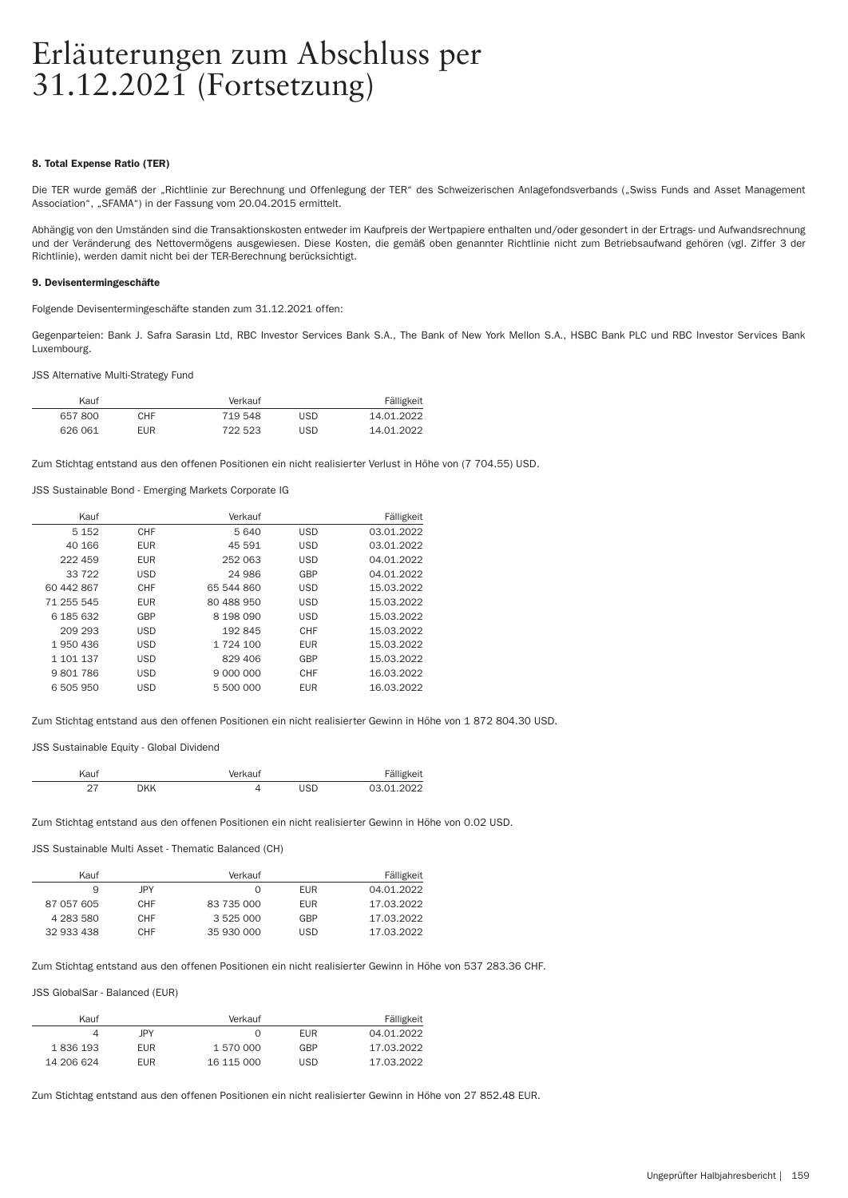# Erläuterungen zum Abschluss per 31.12.2021 (Fortsetzung)

#### 8. Total Expense Ratio (TER)

Die TER wurde gemäß der „Richtlinie zur Berechnung und Offenlegung der TER" des Schweizerischen Anlagefondsverbands („Swiss Funds and Asset Management Association", „SFAMA") in der Fassung vom 20.04.2015 ermittelt.

Abhängig von den Umständen sind die Transaktionskosten entweder im Kaufpreis der Wertpapiere enthalten und/oder gesondert in der Ertrags- und Aufwandsrechnung und der Veränderung des Nettovermögens ausgewiesen. Diese Kosten, die gemäß oben genannter Richtlinie nicht zum Betriebsaufwand gehören (vgl. Ziffer 3 der Richtlinie), werden damit nicht bei der TER-Berechnung berücksichtigt.

#### 9. Devisentermingeschäfte

Folgende Devisentermingeschäfte standen zum 31.12.2021 offen:

Gegenparteien: Bank J. Safra Sarasin Ltd, RBC Investor Services Bank S.A., The Bank of New York Mellon S.A., HSBC Bank PLC und RBC Investor Services Bank Luxembourg.

JSS Alternative Multi-Strategy Fund

| Kauf | | Verkauf | | Fälligkeit |
|---|---|---|---|---|
| 657 800 | CHF | 719 548 | USD | 14.01.2022 |
| 626 061 | EUR | 722 523 | USD | 14.01.2022 |

Zum Stichtag entstand aus den offenen Positionen ein nicht realisierter Verlust in Höhe von (7 704.55) USD.

JSS Sustainable Bond - Emerging Markets Corporate IG

| Kauf | | Verkauf | | Fälligkeit |
|---|---|---|---|---|
| 5 152 | CHF | 5 640 | USD | 03.01.2022 |
| 40 166 | EUR | 45 591 | USD | 03.01.2022 |
| 222 459 | EUR | 252 063 | USD | 04.01.2022 |
| 33 722 | USD | 24 986 | GBP | 04.01.2022 |
| 60 442 867 | CHF | 65 544 860 | USD | 15.03.2022 |
| 71 255 545 | EUR | 80 488 950 | USD | 15.03.2022 |
| 6 185 632 | GBP | 8 198 090 | USD | 15.03.2022 |
| 209 293 | USD | 192 845 | CHF | 15.03.2022 |
| 1 950 436 | USD | 1 724 100 | EUR | 15.03.2022 |
| 1 101 137 | USD | 829 406 | GBP | 15.03.2022 |
| 9 801 786 | USD | 9 000 000 | CHF | 16.03.2022 |
| 6 505 950 | USD | 5 500 000 | EUR | 16.03.2022 |

Zum Stichtag entstand aus den offenen Positionen ein nicht realisierter Gewinn in Höhe von 1 872 804.30 USD.

JSS Sustainable Equity - Global Dividend

| Kauf | | Verkauf | | Fälligkeit |
|---|---|---|---|---|
| 27 | DKK | 4 | USD | 03.01.2022 |

Zum Stichtag entstand aus den offenen Positionen ein nicht realisierter Gewinn in Höhe von 0.02 USD.

JSS Sustainable Multi Asset - Thematic Balanced (CH)

| Kauf | | Verkauf | | Fälligkeit |
|---|---|---|---|---|
| 9 | JPY | 0 | EUR | 04.01.2022 |
| 87 057 605 | CHF | 83 735 000 | EUR | 17.03.2022 |
| 4 283 580 | CHF | 3 525 000 | GBP | 17.03.2022 |
| 32 933 438 | CHF | 35 930 000 | USD | 17.03.2022 |

Zum Stichtag entstand aus den offenen Positionen ein nicht realisierter Gewinn in Höhe von 537 283.36 CHF.

JSS GlobalSar - Balanced (EUR)

| Kauf | | Verkauf | | Fälligkeit |
|---|---|---|---|---|
| 4 | JPY | 0 | EUR | 04.01.2022 |
| 1 836 193 | EUR | 1 570 000 | GBP | 17.03.2022 |
| 14 206 624 | EUR | 16 115 000 | USD | 17.03.2022 |

Zum Stichtag entstand aus den offenen Positionen ein nicht realisierter Gewinn in Höhe von 27 852.48 EUR.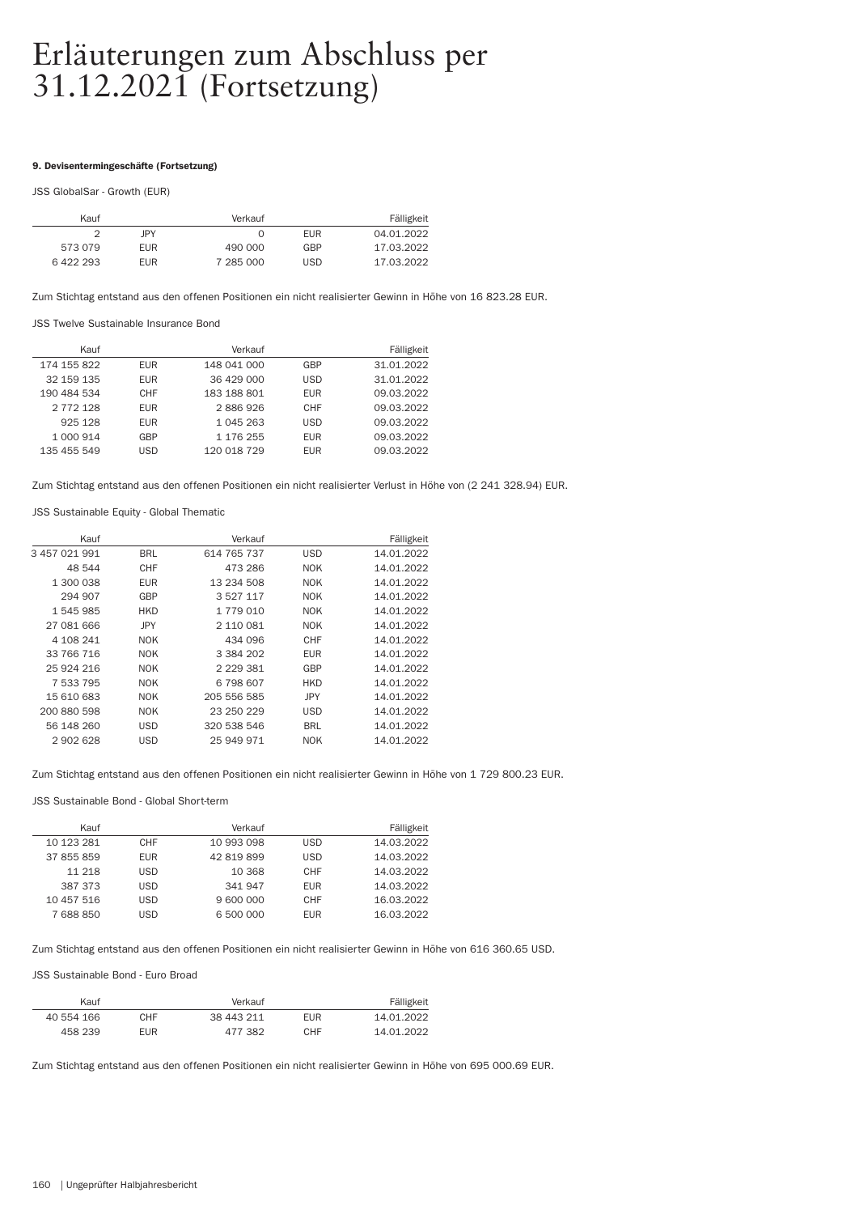# Erläuterungen zum Abschluss per 31.12.2021 (Fortsetzung)

**9. Devisentermingeschäfte (Fortsetzung)**

JSS GlobalSar - Growth (EUR)

| Kauf | | Verkauf | | Fälligkeit |
|---:|---|---:|---|---:|
| 2 | JPY | 0 | EUR | 04.01.2022 |
| 573 079 | EUR | 490 000 | GBP | 17.03.2022 |
| 6 422 293 | EUR | 7 285 000 | USD | 17.03.2022 |

Zum Stichtag entstand aus den offenen Positionen ein nicht realisierter Gewinn in Höhe von 16 823.28 EUR.

JSS Twelve Sustainable Insurance Bond

| Kauf | | Verkauf | | Fälligkeit |
|---:|---|---:|---|---:|
| 174 155 822 | EUR | 148 041 000 | GBP | 31.01.2022 |
| 32 159 135 | EUR | 36 429 000 | USD | 31.01.2022 |
| 190 484 534 | CHF | 183 188 801 | EUR | 09.03.2022 |
| 2 772 128 | EUR | 2 886 926 | CHF | 09.03.2022 |
| 925 128 | EUR | 1 045 263 | USD | 09.03.2022 |
| 1 000 914 | GBP | 1 176 255 | EUR | 09.03.2022 |
| 135 455 549 | USD | 120 018 729 | EUR | 09.03.2022 |

Zum Stichtag entstand aus den offenen Positionen ein nicht realisierter Verlust in Höhe von (2 241 328.94) EUR.

JSS Sustainable Equity - Global Thematic

| Kauf | | Verkauf | | Fälligkeit |
|---:|---|---:|---|---:|
| 3 457 021 991 | BRL | 614 765 737 | USD | 14.01.2022 |
| 48 544 | CHF | 473 286 | NOK | 14.01.2022 |
| 1 300 038 | EUR | 13 234 508 | NOK | 14.01.2022 |
| 294 907 | GBP | 3 527 117 | NOK | 14.01.2022 |
| 1 545 985 | HKD | 1 779 010 | NOK | 14.01.2022 |
| 27 081 666 | JPY | 2 110 081 | NOK | 14.01.2022 |
| 4 108 241 | NOK | 434 096 | CHF | 14.01.2022 |
| 33 766 716 | NOK | 3 384 202 | EUR | 14.01.2022 |
| 25 924 216 | NOK | 2 229 381 | GBP | 14.01.2022 |
| 7 533 795 | NOK | 6 798 607 | HKD | 14.01.2022 |
| 15 610 683 | NOK | 205 556 585 | JPY | 14.01.2022 |
| 200 880 598 | NOK | 23 250 229 | USD | 14.01.2022 |
| 56 148 260 | USD | 320 538 546 | BRL | 14.01.2022 |
| 2 902 628 | USD | 25 949 971 | NOK | 14.01.2022 |

Zum Stichtag entstand aus den offenen Positionen ein nicht realisierter Gewinn in Höhe von 1 729 800.23 EUR.

JSS Sustainable Bond - Global Short-term

| Kauf | | Verkauf | | Fälligkeit |
|---:|---|---:|---|---:|
| 10 123 281 | CHF | 10 993 098 | USD | 14.03.2022 |
| 37 855 859 | EUR | 42 819 899 | USD | 14.03.2022 |
| 11 218 | USD | 10 368 | CHF | 14.03.2022 |
| 387 373 | USD | 341 947 | EUR | 14.03.2022 |
| 10 457 516 | USD | 9 600 000 | CHF | 16.03.2022 |
| 7 688 850 | USD | 6 500 000 | EUR | 16.03.2022 |

Zum Stichtag entstand aus den offenen Positionen ein nicht realisierter Gewinn in Höhe von 616 360.65 USD.

JSS Sustainable Bond - Euro Broad

| Kauf | | Verkauf | | Fälligkeit |
|---:|---|---:|---|---:|
| 40 554 166 | CHF | 38 443 211 | EUR | 14.01.2022 |
| 458 239 | EUR | 477 382 | CHF | 14.01.2022 |

Zum Stichtag entstand aus den offenen Positionen ein nicht realisierter Gewinn in Höhe von 695 000.69 EUR.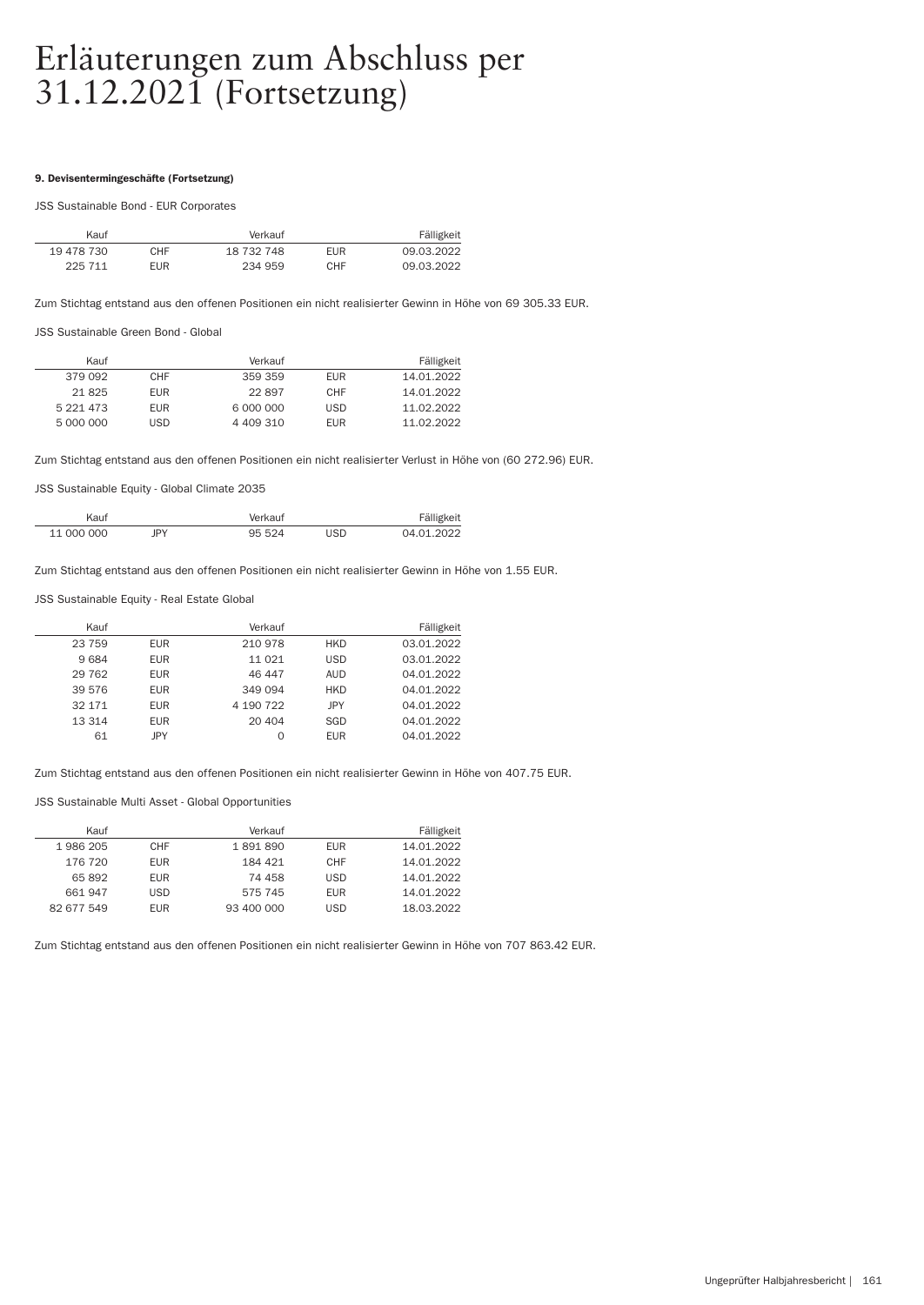# Erläuterungen zum Abschluss per 31.12.2021 (Fortsetzung)

#### 9. Devisentermingeschäfte (Fortsetzung)

JSS Sustainable Bond - EUR Corporates

| Kauf | | Verkauf | | Fälligkeit |
|---|---|---|---|---|
| 19 478 730 | CHF | 18 732 748 | EUR | 09.03.2022 |
| 225 711 | EUR | 234 959 | CHF | 09.03.2022 |

Zum Stichtag entstand aus den offenen Positionen ein nicht realisierter Gewinn in Höhe von 69 305.33 EUR.

JSS Sustainable Green Bond - Global

| Kauf | | Verkauf | | Fälligkeit |
|---|---|---|---|---|
| 379 092 | CHF | 359 359 | EUR | 14.01.2022 |
| 21 825 | EUR | 22 897 | CHF | 14.01.2022 |
| 5 221 473 | EUR | 6 000 000 | USD | 11.02.2022 |
| 5 000 000 | USD | 4 409 310 | EUR | 11.02.2022 |

Zum Stichtag entstand aus den offenen Positionen ein nicht realisierter Verlust in Höhe von (60 272.96) EUR.

JSS Sustainable Equity - Global Climate 2035

| Kauf | | Verkauf | | Fälligkeit |
|---|---|---|---|---|
| 11 000 000 | JPY | 95 524 | USD | 04.01.2022 |

Zum Stichtag entstand aus den offenen Positionen ein nicht realisierter Gewinn in Höhe von 1.55 EUR.

JSS Sustainable Equity - Real Estate Global

| Kauf | | Verkauf | | Fälligkeit |
|---|---|---|---|---|
| 23 759 | EUR | 210 978 | HKD | 03.01.2022 |
| 9 684 | EUR | 11 021 | USD | 03.01.2022 |
| 29 762 | EUR | 46 447 | AUD | 04.01.2022 |
| 39 576 | EUR | 349 094 | HKD | 04.01.2022 |
| 32 171 | EUR | 4 190 722 | JPY | 04.01.2022 |
| 13 314 | EUR | 20 404 | SGD | 04.01.2022 |
| 61 | JPY | 0 | EUR | 04.01.2022 |

Zum Stichtag entstand aus den offenen Positionen ein nicht realisierter Gewinn in Höhe von 407.75 EUR.

JSS Sustainable Multi Asset - Global Opportunities

| Kauf | | Verkauf | | Fälligkeit |
|---|---|---|---|---|
| 1 986 205 | CHF | 1 891 890 | EUR | 14.01.2022 |
| 176 720 | EUR | 184 421 | CHF | 14.01.2022 |
| 65 892 | EUR | 74 458 | USD | 14.01.2022 |
| 661 947 | USD | 575 745 | EUR | 14.01.2022 |
| 82 677 549 | EUR | 93 400 000 | USD | 18.03.2022 |

Zum Stichtag entstand aus den offenen Positionen ein nicht realisierter Gewinn in Höhe von 707 863.42 EUR.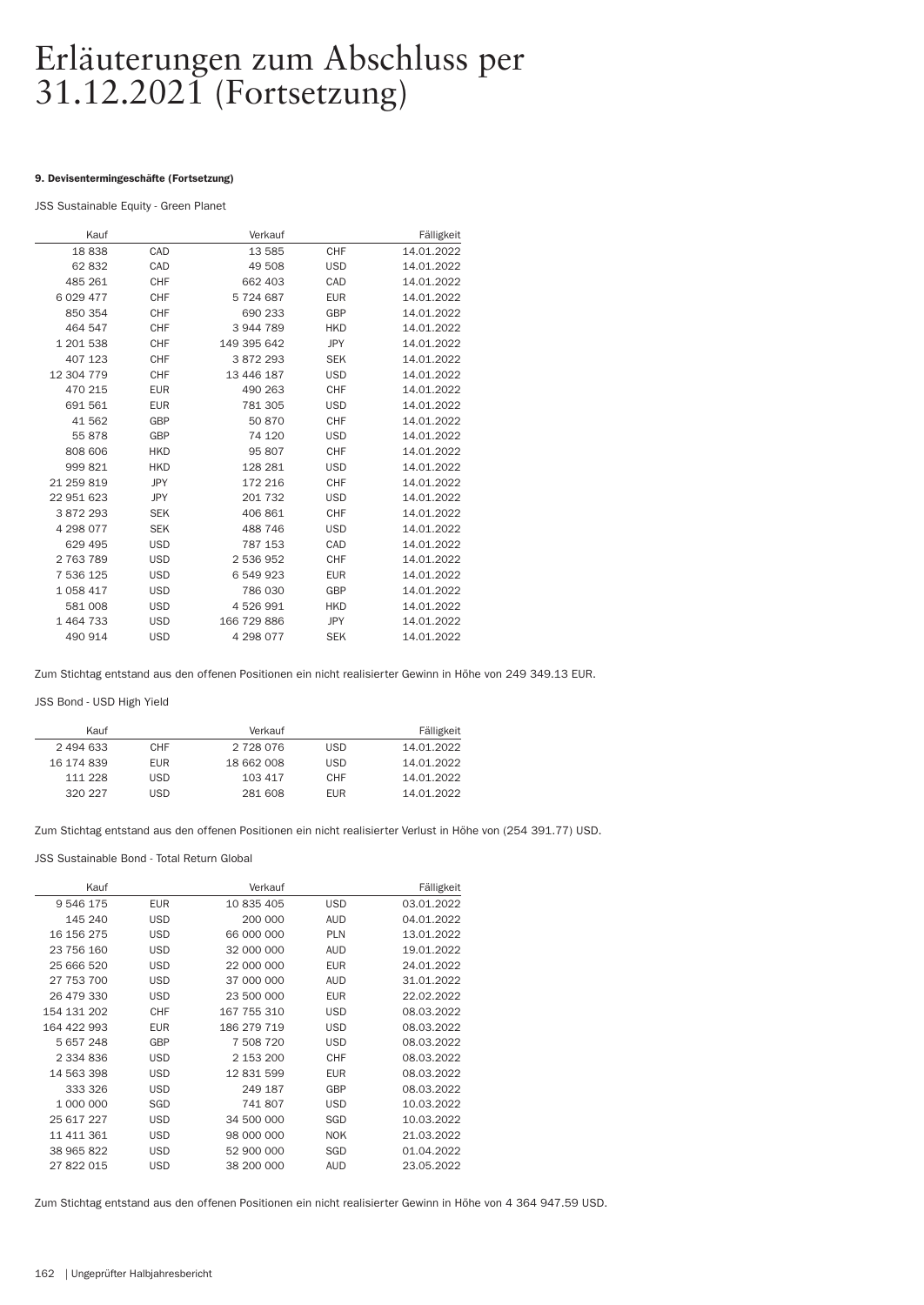# Erläuterungen zum Abschluss per 31.12.2021 (Fortsetzung)

#### 9. Devisentermingeschäfte (Fortsetzung)

JSS Sustainable Equity - Green Planet

| Kauf | | Verkauf | | Fälligkeit |
|---|---|---|---|---|
| 18 838 | CAD | 13 585 | CHF | 14.01.2022 |
| 62 832 | CAD | 49 508 | USD | 14.01.2022 |
| 485 261 | CHF | 662 403 | CAD | 14.01.2022 |
| 6 029 477 | CHF | 5 724 687 | EUR | 14.01.2022 |
| 850 354 | CHF | 690 233 | GBP | 14.01.2022 |
| 464 547 | CHF | 3 944 789 | HKD | 14.01.2022 |
| 1 201 538 | CHF | 149 395 642 | JPY | 14.01.2022 |
| 407 123 | CHF | 3 872 293 | SEK | 14.01.2022 |
| 12 304 779 | CHF | 13 446 187 | USD | 14.01.2022 |
| 470 215 | EUR | 490 263 | CHF | 14.01.2022 |
| 691 561 | EUR | 781 305 | USD | 14.01.2022 |
| 41 562 | GBP | 50 870 | CHF | 14.01.2022 |
| 55 878 | GBP | 74 120 | USD | 14.01.2022 |
| 808 606 | HKD | 95 807 | CHF | 14.01.2022 |
| 999 821 | HKD | 128 281 | USD | 14.01.2022 |
| 21 259 819 | JPY | 172 216 | CHF | 14.01.2022 |
| 22 951 623 | JPY | 201 732 | USD | 14.01.2022 |
| 3 872 293 | SEK | 406 861 | CHF | 14.01.2022 |
| 4 298 077 | SEK | 488 746 | USD | 14.01.2022 |
| 629 495 | USD | 787 153 | CAD | 14.01.2022 |
| 2 763 789 | USD | 2 536 952 | CHF | 14.01.2022 |
| 7 536 125 | USD | 6 549 923 | EUR | 14.01.2022 |
| 1 058 417 | USD | 786 030 | GBP | 14.01.2022 |
| 581 008 | USD | 4 526 991 | HKD | 14.01.2022 |
| 1 464 733 | USD | 166 729 886 | JPY | 14.01.2022 |
| 490 914 | USD | 4 298 077 | SEK | 14.01.2022 |

Zum Stichtag entstand aus den offenen Positionen ein nicht realisierter Gewinn in Höhe von 249 349.13 EUR.

JSS Bond - USD High Yield

| Kauf | | Verkauf | | Fälligkeit |
|---|---|---|---|---|
| 2 494 633 | CHF | 2 728 076 | USD | 14.01.2022 |
| 16 174 839 | EUR | 18 662 008 | USD | 14.01.2022 |
| 111 228 | USD | 103 417 | CHF | 14.01.2022 |
| 320 227 | USD | 281 608 | EUR | 14.01.2022 |

Zum Stichtag entstand aus den offenen Positionen ein nicht realisierter Verlust in Höhe von (254 391.77) USD.

JSS Sustainable Bond - Total Return Global

| Kauf | | Verkauf | | Fälligkeit |
|---|---|---|---|---|
| 9 546 175 | EUR | 10 835 405 | USD | 03.01.2022 |
| 145 240 | USD | 200 000 | AUD | 04.01.2022 |
| 16 156 275 | USD | 66 000 000 | PLN | 13.01.2022 |
| 23 756 160 | USD | 32 000 000 | AUD | 19.01.2022 |
| 25 666 520 | USD | 22 000 000 | EUR | 24.01.2022 |
| 27 753 700 | USD | 37 000 000 | AUD | 31.01.2022 |
| 26 479 330 | USD | 23 500 000 | EUR | 22.02.2022 |
| 154 131 202 | CHF | 167 755 310 | USD | 08.03.2022 |
| 164 422 993 | EUR | 186 279 719 | USD | 08.03.2022 |
| 5 657 248 | GBP | 7 508 720 | USD | 08.03.2022 |
| 2 334 836 | USD | 2 153 200 | CHF | 08.03.2022 |
| 14 563 398 | USD | 12 831 599 | EUR | 08.03.2022 |
| 333 326 | USD | 249 187 | GBP | 08.03.2022 |
| 1 000 000 | SGD | 741 807 | USD | 10.03.2022 |
| 25 617 227 | USD | 34 500 000 | SGD | 10.03.2022 |
| 11 411 361 | USD | 98 000 000 | NOK | 21.03.2022 |
| 38 965 822 | USD | 52 900 000 | SGD | 01.04.2022 |
| 27 822 015 | USD | 38 200 000 | AUD | 23.05.2022 |

Zum Stichtag entstand aus den offenen Positionen ein nicht realisierter Gewinn in Höhe von 4 364 947.59 USD.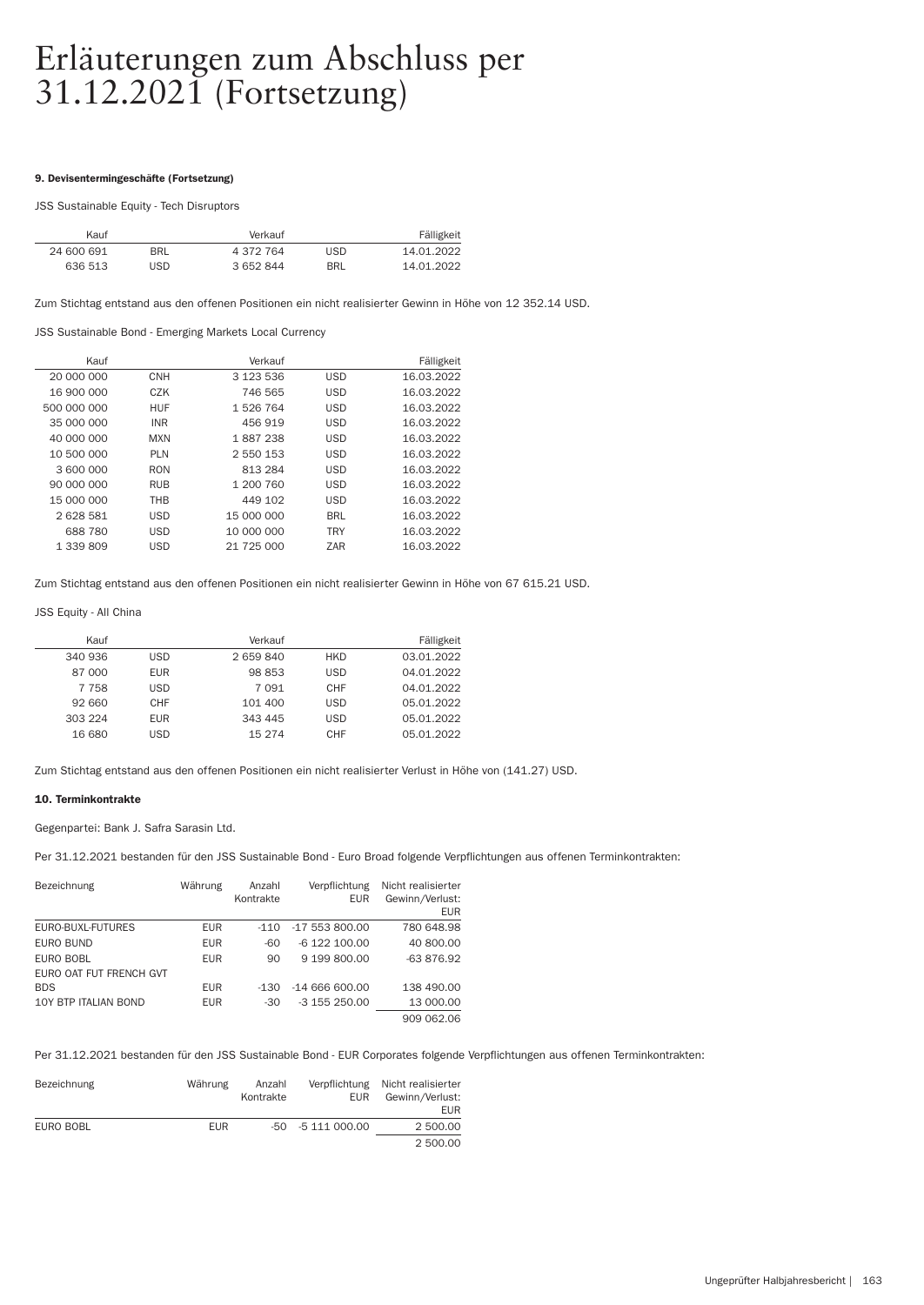# Erläuterungen zum Abschluss per 31.12.2021 (Fortsetzung)

#### 9. Devisentermingeschäfte (Fortsetzung)

JSS Sustainable Equity - Tech Disruptors

| Kauf | | Verkauf | | Fälligkeit |
|---|---|---|---|---|
| 24 600 691 | BRL | 4 372 764 | USD | 14.01.2022 |
| 636 513 | USD | 3 652 844 | BRL | 14.01.2022 |

Zum Stichtag entstand aus den offenen Positionen ein nicht realisierter Gewinn in Höhe von 12 352.14 USD.

JSS Sustainable Bond - Emerging Markets Local Currency

| Kauf | | Verkauf | | Fälligkeit |
|---|---|---|---|---|
| 20 000 000 | CNH | 3 123 536 | USD | 16.03.2022 |
| 16 900 000 | CZK | 746 565 | USD | 16.03.2022 |
| 500 000 000 | HUF | 1 526 764 | USD | 16.03.2022 |
| 35 000 000 | INR | 456 919 | USD | 16.03.2022 |
| 40 000 000 | MXN | 1 887 238 | USD | 16.03.2022 |
| 10 500 000 | PLN | 2 550 153 | USD | 16.03.2022 |
| 3 600 000 | RON | 813 284 | USD | 16.03.2022 |
| 90 000 000 | RUB | 1 200 760 | USD | 16.03.2022 |
| 15 000 000 | THB | 449 102 | USD | 16.03.2022 |
| 2 628 581 | USD | 15 000 000 | BRL | 16.03.2022 |
| 688 780 | USD | 10 000 000 | TRY | 16.03.2022 |
| 1 339 809 | USD | 21 725 000 | ZAR | 16.03.2022 |

Zum Stichtag entstand aus den offenen Positionen ein nicht realisierter Gewinn in Höhe von 67 615.21 USD.

JSS Equity - All China

| Kauf | | Verkauf | | Fälligkeit |
|---|---|---|---|---|
| 340 936 | USD | 2 659 840 | HKD | 03.01.2022 |
| 87 000 | EUR | 98 853 | USD | 04.01.2022 |
| 7 758 | USD | 7 091 | CHF | 04.01.2022 |
| 92 660 | CHF | 101 400 | USD | 05.01.2022 |
| 303 224 | EUR | 343 445 | USD | 05.01.2022 |
| 16 680 | USD | 15 274 | CHF | 05.01.2022 |

Zum Stichtag entstand aus den offenen Positionen ein nicht realisierter Verlust in Höhe von (141.27) USD.

#### 10. Terminkontrakte

Gegenpartei: Bank J. Safra Sarasin Ltd.

Per 31.12.2021 bestanden für den JSS Sustainable Bond - Euro Broad folgende Verpflichtungen aus offenen Terminkontrakten:

| Bezeichnung | Währung | Anzahl Kontrakte | Verpflichtung EUR | Nicht realisierter Gewinn/Verlust: EUR |
|---|---|---|---|---|
| EURO-BUXL-FUTURES | EUR | -110 | -17 553 800.00 | 780 648.98 |
| EURO BUND | EUR | -60 | -6 122 100.00 | 40 800.00 |
| EURO BOBL | EUR | 90 | 9 199 800.00 | -63 876.92 |
| EURO OAT FUT FRENCH GVT BDS | EUR | -130 | -14 666 600.00 | 138 490.00 |
| 10Y BTP ITALIAN BOND | EUR | -30 | -3 155 250.00 | 13 000.00 |
| | | | | 909 062.06 |

Per 31.12.2021 bestanden für den JSS Sustainable Bond - EUR Corporates folgende Verpflichtungen aus offenen Terminkontrakten:

| Bezeichnung | Währung | Anzahl Kontrakte | Verpflichtung EUR | Nicht realisierter Gewinn/Verlust: EUR |
|---|---|---|---|---|
| EURO BOBL | EUR | -50 | -5 111 000.00 | 2 500.00 |
| | | | | 2 500.00 |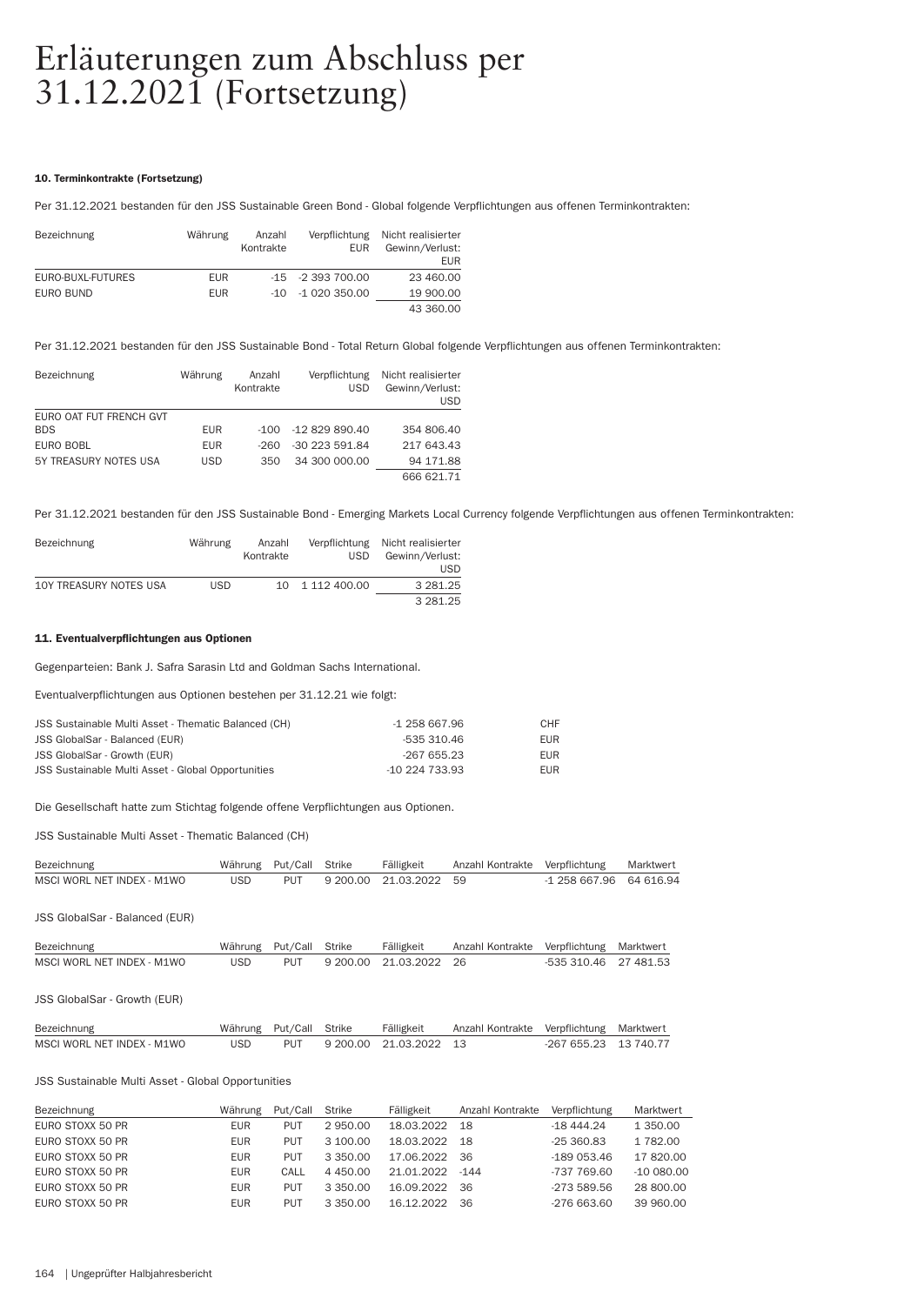# Erläuterungen zum Abschluss per 31.12.2021 (Fortsetzung)

#### 10. Terminkontrakte (Fortsetzung)

Per 31.12.2021 bestanden für den JSS Sustainable Green Bond - Global folgende Verpflichtungen aus offenen Terminkontrakten:

| Bezeichnung | Währung | Anzahl Kontrakte | Verpflichtung EUR | Nicht realisierter Gewinn/Verlust: EUR |
|---|---|---|---|---|
| EURO-BUXL-FUTURES | EUR | -15 | -2 393 700.00 | 23 460.00 |
| EURO BUND | EUR | -10 | -1 020 350.00 | 19 900.00 |
| | | | | 43 360.00 |

Per 31.12.2021 bestanden für den JSS Sustainable Bond - Total Return Global folgende Verpflichtungen aus offenen Terminkontrakten:

| Bezeichnung | Währung | Anzahl Kontrakte | Verpflichtung USD | Nicht realisierter Gewinn/Verlust: USD |
|---|---|---|---|---|
| EURO OAT FUT FRENCH GVT BDS | EUR | -100 | -12 829 890.40 | 354 806.40 |
| EURO BOBL | EUR | -260 | -30 223 591.84 | 217 643.43 |
| 5Y TREASURY NOTES USA | USD | 350 | 34 300 000.00 | 94 171.88 |
| | | | | 666 621.71 |

Per 31.12.2021 bestanden für den JSS Sustainable Bond - Emerging Markets Local Currency folgende Verpflichtungen aus offenen Terminkontrakten:

| Bezeichnung | Währung | Anzahl Kontrakte | Verpflichtung USD | Nicht realisierter Gewinn/Verlust: USD |
|---|---|---|---|---|
| 10Y TREASURY NOTES USA | USD | 10 | 1 112 400.00 | 3 281.25 |
| | | | | 3 281.25 |

#### 11. Eventualverpflichtungen aus Optionen

Gegenparteien: Bank J. Safra Sarasin Ltd and Goldman Sachs International.

Eventualverpflichtungen aus Optionen bestehen per 31.12.21 wie folgt:

| | | |
|---|---|---|
| JSS Sustainable Multi Asset - Thematic Balanced (CH) | -1 258 667.96 | CHF |
| JSS GlobalSar - Balanced (EUR) | -535 310.46 | EUR |
| JSS GlobalSar - Growth (EUR) | -267 655.23 | EUR |
| JSS Sustainable Multi Asset - Global Opportunities | -10 224 733.93 | EUR |

Die Gesellschaft hatte zum Stichtag folgende offene Verpflichtungen aus Optionen.

JSS Sustainable Multi Asset - Thematic Balanced (CH)

| Bezeichnung | Währung | Put/Call | Strike | Fälligkeit | Anzahl Kontrakte | Verpflichtung | Marktwert |
|---|---|---|---|---|---|---|---|
| MSCI WORL NET INDEX - M1WO | USD | PUT | 9 200.00 | 21.03.2022 | 59 | -1 258 667.96 | 64 616.94 |

JSS GlobalSar - Balanced (EUR)

| Bezeichnung | Währung | Put/Call | Strike | Fälligkeit | Anzahl Kontrakte | Verpflichtung | Marktwert |
|---|---|---|---|---|---|---|---|
| MSCI WORL NET INDEX - M1WO | USD | PUT | 9 200.00 | 21.03.2022 | 26 | -535 310.46 | 27 481.53 |

JSS GlobalSar - Growth (EUR)

| Bezeichnung | Währung | Put/Call | Strike | Fälligkeit | Anzahl Kontrakte | Verpflichtung | Marktwert |
|---|---|---|---|---|---|---|---|
| MSCI WORL NET INDEX - M1WO | USD | PUT | 9 200.00 | 21.03.2022 | 13 | -267 655.23 | 13 740.77 |

JSS Sustainable Multi Asset - Global Opportunities

| Bezeichnung | Währung | Put/Call | Strike | Fälligkeit | Anzahl Kontrakte | Verpflichtung | Marktwert |
|---|---|---|---|---|---|---|---|
| EURO STOXX 50 PR | EUR | PUT | 2 950.00 | 18.03.2022 | 18 | -18 444.24 | 1 350.00 |
| EURO STOXX 50 PR | EUR | PUT | 3 100.00 | 18.03.2022 | 18 | -25 360.83 | 1 782.00 |
| EURO STOXX 50 PR | EUR | PUT | 3 350.00 | 17.06.2022 | 36 | -189 053.46 | 17 820.00 |
| EURO STOXX 50 PR | EUR | CALL | 4 450.00 | 21.01.2022 | -144 | -737 769.60 | -10 080.00 |
| EURO STOXX 50 PR | EUR | PUT | 3 350.00 | 16.09.2022 | 36 | -273 589.56 | 28 800.00 |
| EURO STOXX 50 PR | EUR | PUT | 3 350.00 | 16.12.2022 | 36 | -276 663.60 | 39 960.00 |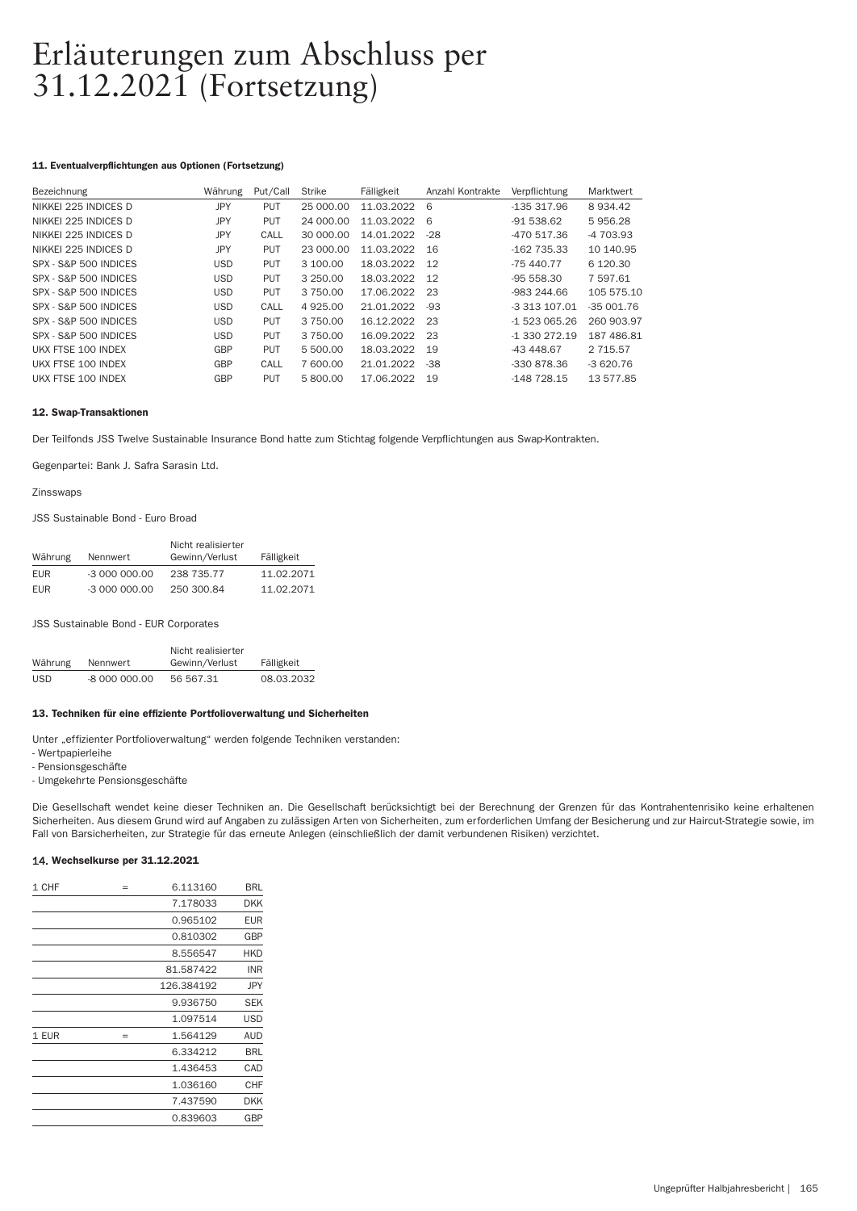# Erläuterungen zum Abschluss per 31.12.2021 (Fortsetzung)

#### 11. Eventualverpflichtungen aus Optionen (Fortsetzung)

| Bezeichnung | Währung | Put/Call | Strike | Fälligkeit | Anzahl Kontrakte | Verpflichtung | Marktwert |
|---|---|---|---|---|---|---|---|
| NIKKEI 225 INDICES D | JPY | PUT | 25 000.00 | 11.03.2022 | 6 | -135 317.96 | 8 934.42 |
| NIKKEI 225 INDICES D | JPY | PUT | 24 000.00 | 11.03.2022 | 6 | -91 538.62 | 5 956.28 |
| NIKKEI 225 INDICES D | JPY | CALL | 30 000.00 | 14.01.2022 | -28 | -470 517.36 | -4 703.93 |
| NIKKEI 225 INDICES D | JPY | PUT | 23 000.00 | 11.03.2022 | 16 | -162 735.33 | 10 140.95 |
| SPX - S&P 500 INDICES | USD | PUT | 3 100.00 | 18.03.2022 | 12 | -75 440.77 | 6 120.30 |
| SPX - S&P 500 INDICES | USD | PUT | 3 250.00 | 18.03.2022 | 12 | -95 558.30 | 7 597.61 |
| SPX - S&P 500 INDICES | USD | PUT | 3 750.00 | 17.06.2022 | 23 | -983 244.66 | 105 575.10 |
| SPX - S&P 500 INDICES | USD | CALL | 4 925.00 | 21.01.2022 | -93 | -3 313 107.01 | -35 001.76 |
| SPX - S&P 500 INDICES | USD | PUT | 3 750.00 | 16.12.2022 | 23 | -1 523 065.26 | 260 903.97 |
| SPX - S&P 500 INDICES | USD | PUT | 3 750.00 | 16.09.2022 | 23 | -1 330 272.19 | 187 486.81 |
| UKX FTSE 100 INDEX | GBP | PUT | 5 500.00 | 18.03.2022 | 19 | -43 448.67 | 2 715.57 |
| UKX FTSE 100 INDEX | GBP | CALL | 7 600.00 | 21.01.2022 | -38 | -330 878.36 | -3 620.76 |
| UKX FTSE 100 INDEX | GBP | PUT | 5 800.00 | 17.06.2022 | 19 | -148 728.15 | 13 577.85 |

#### 12. Swap-Transaktionen

Der Teilfonds JSS Twelve Sustainable Insurance Bond hatte zum Stichtag folgende Verpflichtungen aus Swap-Kontrakten.

Gegenpartei: Bank J. Safra Sarasin Ltd.

Zinsswaps

JSS Sustainable Bond - Euro Broad

| Währung | Nennwert | Nicht realisierter Gewinn/Verlust | Fälligkeit |
|---|---|---|---|
| EUR | -3 000 000.00 | 238 735.77 | 11.02.2071 |
| EUR | -3 000 000.00 | 250 300.84 | 11.02.2071 |

JSS Sustainable Bond - EUR Corporates

| Währung | Nennwert | Nicht realisierter Gewinn/Verlust | Fälligkeit |
|---|---|---|---|
| USD | -8 000 000.00 | 56 567.31 | 08.03.2032 |

#### 13. Techniken für eine effiziente Portfolioverwaltung und Sicherheiten

Unter „effizienter Portfolioverwaltung" werden folgende Techniken verstanden:
- Wertpapierleihe
- Pensionsgeschäfte
- Umgekehrte Pensionsgeschäfte

Die Gesellschaft wendet keine dieser Techniken an. Die Gesellschaft berücksichtigt bei der Berechnung der Grenzen für das Kontrahentenrisiko keine erhaltenen Sicherheiten. Aus diesem Grund wird auf Angaben zu zulässigen Arten von Sicherheiten, zum erforderlichen Umfang der Besicherung und zur Haircut-Strategie sowie, im Fall von Barsicherheiten, zur Strategie für das erneute Anlegen (einschließlich der damit verbundenen Risiken) verzichtet.

#### 14. Wechselkurse per 31.12.2021

| | | | |
|---|---|---|---|
| 1 CHF | = | 6.113160 | BRL |
| | | 7.178033 | DKK |
| | | 0.965102 | EUR |
| | | 0.810302 | GBP |
| | | 8.556547 | HKD |
| | | 81.587422 | INR |
| | | 126.384192 | JPY |
| | | 9.936750 | SEK |
| | | 1.097514 | USD |
| 1 EUR | = | 1.564129 | AUD |
| | | 6.334212 | BRL |
| | | 1.436453 | CAD |
| | | 1.036160 | CHF |
| | | 7.437590 | DKK |
| | | 0.839603 | GBP |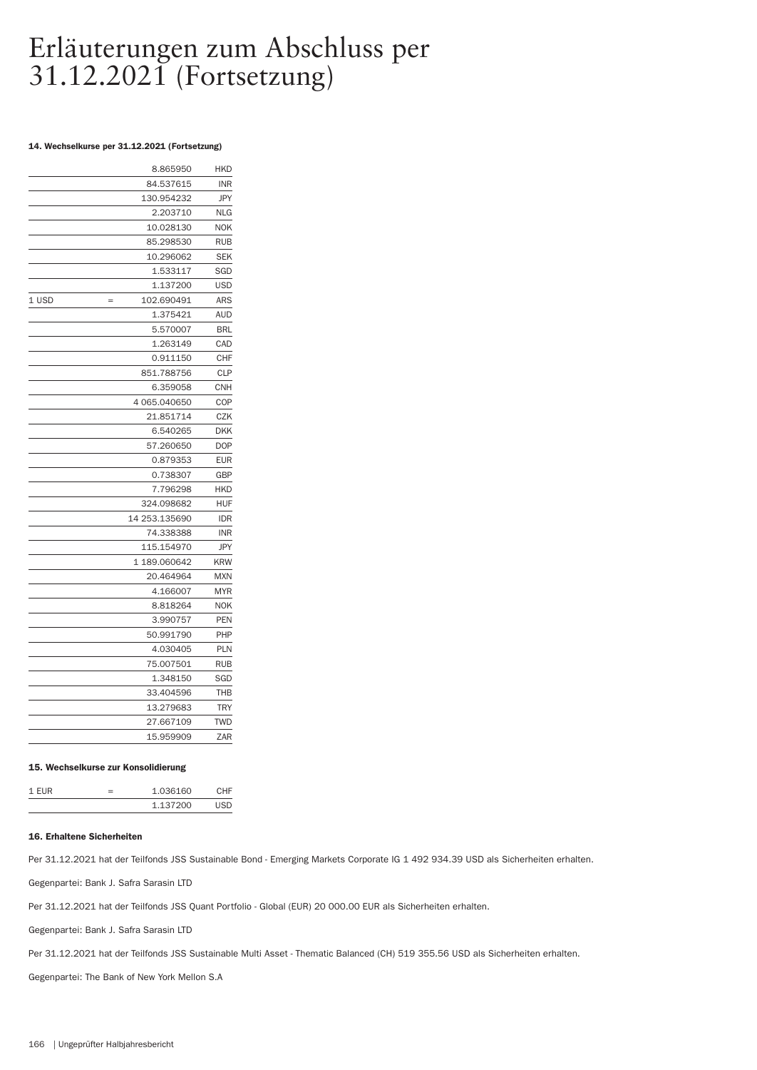# Erläuterungen zum Abschluss per 31.12.2021 (Fortsetzung)

#### 14. Wechselkurse per 31.12.2021 (Fortsetzung)

| | | | |
|---|---|---|---|
| | | 8.865950 | HKD |
| | | 84.537615 | INR |
| | | 130.954232 | JPY |
| | | 2.203710 | NLG |
| | | 10.028130 | NOK |
| | | 85.298530 | RUB |
| | | 10.296062 | SEK |
| | | 1.533117 | SGD |
| | | 1.137200 | USD |
| 1 USD | = | 102.690491 | ARS |
| | | 1.375421 | AUD |
| | | 5.570007 | BRL |
| | | 1.263149 | CAD |
| | | 0.911150 | CHF |
| | | 851.788756 | CLP |
| | | 6.359058 | CNH |
| | | 4 065.040650 | COP |
| | | 21.851714 | CZK |
| | | 6.540265 | DKK |
| | | 57.260650 | DOP |
| | | 0.879353 | EUR |
| | | 0.738307 | GBP |
| | | 7.796298 | HKD |
| | | 324.098682 | HUF |
| | | 14 253.135690 | IDR |
| | | 74.338388 | INR |
| | | 115.154970 | JPY |
| | | 1 189.060642 | KRW |
| | | 20.464964 | MXN |
| | | 4.166007 | MYR |
| | | 8.818264 | NOK |
| | | 3.990757 | PEN |
| | | 50.991790 | PHP |
| | | 4.030405 | PLN |
| | | 75.007501 | RUB |
| | | 1.348150 | SGD |
| | | 33.404596 | THB |
| | | 13.279683 | TRY |
| | | 27.667109 | TWD |
| | | 15.959909 | ZAR |

#### 15. Wechselkurse zur Konsolidierung

| | | | |
|---|---|---|---|
| 1 EUR | = | 1.036160 | CHF |
| | | 1.137200 | USD |

#### 16. Erhaltene Sicherheiten

Per 31.12.2021 hat der Teilfonds JSS Sustainable Bond - Emerging Markets Corporate IG 1 492 934.39 USD als Sicherheiten erhalten.

Gegenpartei: Bank J. Safra Sarasin LTD

Per 31.12.2021 hat der Teilfonds JSS Quant Portfolio - Global (EUR) 20 000.00 EUR als Sicherheiten erhalten.

Gegenpartei: Bank J. Safra Sarasin LTD

Per 31.12.2021 hat der Teilfonds JSS Sustainable Multi Asset - Thematic Balanced (CH) 519 355.56 USD als Sicherheiten erhalten.

Gegenpartei: The Bank of New York Mellon S.A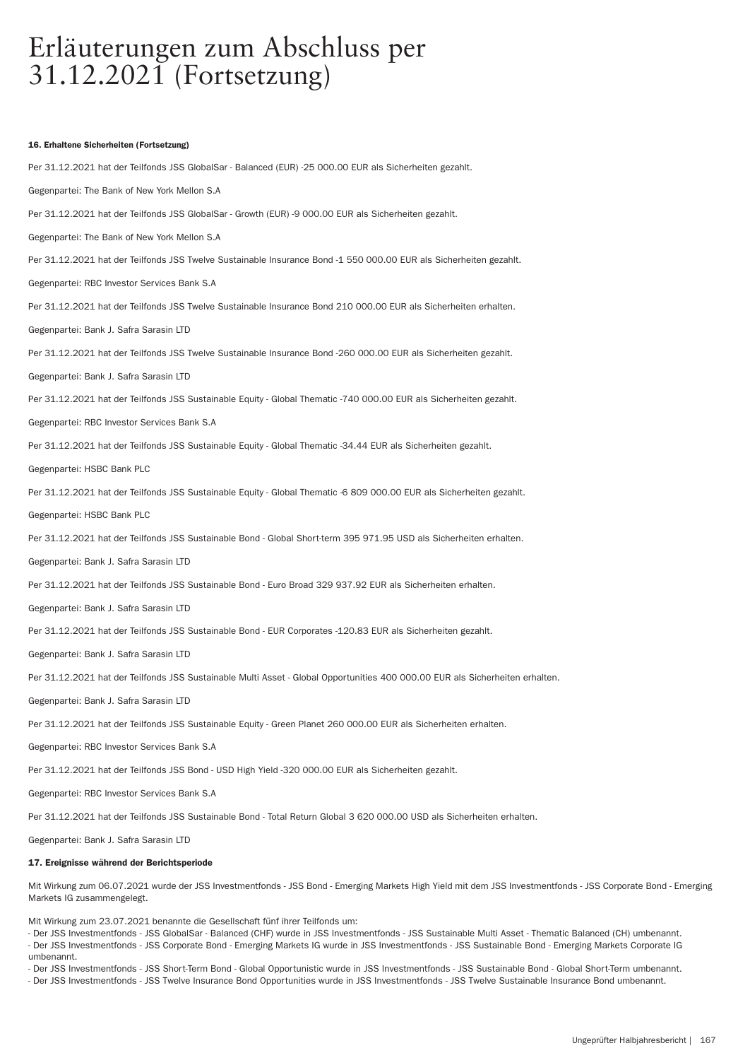# Erläuterungen zum Abschluss per 31.12.2021 (Fortsetzung)

**16. Erhaltene Sicherheiten (Fortsetzung)**

Per 31.12.2021 hat der Teilfonds JSS GlobalSar - Balanced (EUR) -25 000.00 EUR als Sicherheiten gezahlt.

Gegenpartei: The Bank of New York Mellon S.A

Per 31.12.2021 hat der Teilfonds JSS GlobalSar - Growth (EUR) -9 000.00 EUR als Sicherheiten gezahlt.

Gegenpartei: The Bank of New York Mellon S.A

Per 31.12.2021 hat der Teilfonds JSS Twelve Sustainable Insurance Bond -1 550 000.00 EUR als Sicherheiten gezahlt.

Gegenpartei: RBC Investor Services Bank S.A

Per 31.12.2021 hat der Teilfonds JSS Twelve Sustainable Insurance Bond 210 000.00 EUR als Sicherheiten erhalten.

Gegenpartei: Bank J. Safra Sarasin LTD

Per 31.12.2021 hat der Teilfonds JSS Twelve Sustainable Insurance Bond -260 000.00 EUR als Sicherheiten gezahlt.

Gegenpartei: Bank J. Safra Sarasin LTD

Per 31.12.2021 hat der Teilfonds JSS Sustainable Equity - Global Thematic -740 000.00 EUR als Sicherheiten gezahlt.

Gegenpartei: RBC Investor Services Bank S.A

Per 31.12.2021 hat der Teilfonds JSS Sustainable Equity - Global Thematic -34.44 EUR als Sicherheiten gezahlt.

Gegenpartei: HSBC Bank PLC

Per 31.12.2021 hat der Teilfonds JSS Sustainable Equity - Global Thematic -6 809 000.00 EUR als Sicherheiten gezahlt.

Gegenpartei: HSBC Bank PLC

Per 31.12.2021 hat der Teilfonds JSS Sustainable Bond - Global Short-term 395 971.95 USD als Sicherheiten erhalten.

Gegenpartei: Bank J. Safra Sarasin LTD

Per 31.12.2021 hat der Teilfonds JSS Sustainable Bond - Euro Broad 329 937.92 EUR als Sicherheiten erhalten.

Gegenpartei: Bank J. Safra Sarasin LTD

Per 31.12.2021 hat der Teilfonds JSS Sustainable Bond - EUR Corporates -120.83 EUR als Sicherheiten gezahlt.

Gegenpartei: Bank J. Safra Sarasin LTD

Per 31.12.2021 hat der Teilfonds JSS Sustainable Multi Asset - Global Opportunities 400 000.00 EUR als Sicherheiten erhalten.

Gegenpartei: Bank J. Safra Sarasin LTD

Per 31.12.2021 hat der Teilfonds JSS Sustainable Equity - Green Planet 260 000.00 EUR als Sicherheiten erhalten.

Gegenpartei: RBC Investor Services Bank S.A

Per 31.12.2021 hat der Teilfonds JSS Bond - USD High Yield -320 000.00 EUR als Sicherheiten gezahlt.

Gegenpartei: RBC Investor Services Bank S.A

Per 31.12.2021 hat der Teilfonds JSS Sustainable Bond - Total Return Global 3 620 000.00 USD als Sicherheiten erhalten.

Gegenpartei: Bank J. Safra Sarasin LTD

**17. Ereignisse während der Berichtsperiode**

Mit Wirkung zum 06.07.2021 wurde der JSS Investmentfonds - JSS Bond - Emerging Markets High Yield mit dem JSS Investmentfonds - JSS Corporate Bond - Emerging Markets IG zusammengelegt.

Mit Wirkung zum 23.07.2021 benannte die Gesellschaft fünf ihrer Teilfonds um:
- Der JSS Investmentfonds - JSS GlobalSar - Balanced (CHF) wurde in JSS Investmentfonds - JSS Sustainable Multi Asset - Thematic Balanced (CH) umbenannt.
- Der JSS Investmentfonds - JSS Corporate Bond - Emerging Markets IG wurde in JSS Investmentfonds - JSS Sustainable Bond - Emerging Markets Corporate IG umbenannt.
- Der JSS Investmentfonds - JSS Short-Term Bond - Global Opportunistic wurde in JSS Investmentfonds - JSS Sustainable Bond - Global Short-Term umbenannt.
- Der JSS Investmentfonds - JSS Twelve Insurance Bond Opportunities wurde in JSS Investmentfonds - JSS Twelve Sustainable Insurance Bond umbenannt.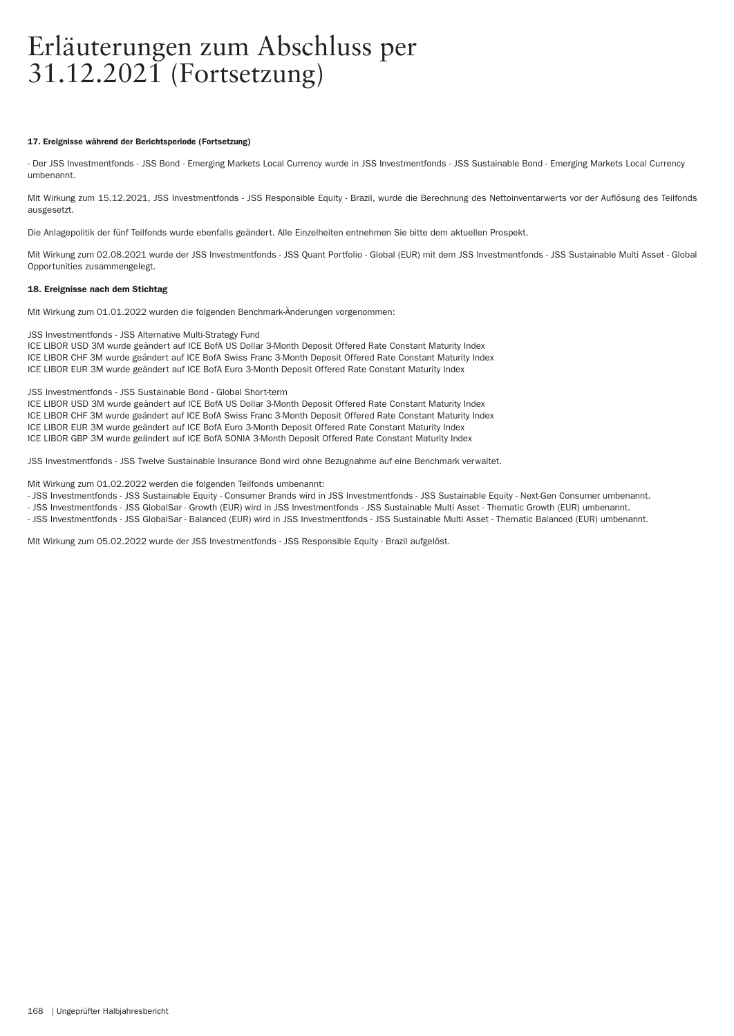# Erläuterungen zum Abschluss per 31.12.2021 (Fortsetzung)

**17. Ereignisse während der Berichtsperiode (Fortsetzung)**

- Der JSS Investmentfonds - JSS Bond - Emerging Markets Local Currency wurde in JSS Investmentfonds - JSS Sustainable Bond - Emerging Markets Local Currency umbenannt.

Mit Wirkung zum 15.12.2021, JSS Investmentfonds - JSS Responsible Equity - Brazil, wurde die Berechnung des Nettoinventarwerts vor der Auflösung des Teilfonds ausgesetzt.

Die Anlagepolitik der fünf Teilfonds wurde ebenfalls geändert. Alle Einzelheiten entnehmen Sie bitte dem aktuellen Prospekt.

Mit Wirkung zum 02.08.2021 wurde der JSS Investmentfonds - JSS Quant Portfolio - Global (EUR) mit dem JSS Investmentfonds - JSS Sustainable Multi Asset - Global Opportunities zusammengelegt.

**18. Ereignisse nach dem Stichtag**

Mit Wirkung zum 01.01.2022 wurden die folgenden Benchmark-Änderungen vorgenommen:

JSS Investmentfonds - JSS Alternative Multi-Strategy Fund
ICE LIBOR USD 3M wurde geändert auf ICE BofA US Dollar 3-Month Deposit Offered Rate Constant Maturity Index
ICE LIBOR CHF 3M wurde geändert auf ICE BofA Swiss Franc 3-Month Deposit Offered Rate Constant Maturity Index
ICE LIBOR EUR 3M wurde geändert auf ICE BofA Euro 3-Month Deposit Offered Rate Constant Maturity Index

JSS Investmentfonds - JSS Sustainable Bond - Global Short-term
ICE LIBOR USD 3M wurde geändert auf ICE BofA US Dollar 3-Month Deposit Offered Rate Constant Maturity Index
ICE LIBOR CHF 3M wurde geändert auf ICE BofA Swiss Franc 3-Month Deposit Offered Rate Constant Maturity Index
ICE LIBOR EUR 3M wurde geändert auf ICE BofA Euro 3-Month Deposit Offered Rate Constant Maturity Index
ICE LIBOR GBP 3M wurde geändert auf ICE BofA SONIA 3-Month Deposit Offered Rate Constant Maturity Index

JSS Investmentfonds - JSS Twelve Sustainable Insurance Bond wird ohne Bezugnahme auf eine Benchmark verwaltet.

Mit Wirkung zum 01.02.2022 werden die folgenden Teilfonds umbenannt:
- JSS Investmentfonds - JSS Sustainable Equity - Consumer Brands wird in JSS Investmentfonds - JSS Sustainable Equity - Next-Gen Consumer umbenannt.
- JSS Investmentfonds - JSS GlobalSar - Growth (EUR) wird in JSS Investmentfonds - JSS Sustainable Multi Asset - Thematic Growth (EUR) umbenannt.
- JSS Investmentfonds - JSS GlobalSar - Balanced (EUR) wird in JSS Investmentfonds - JSS Sustainable Multi Asset - Thematic Balanced (EUR) umbenannt.

Mit Wirkung zum 05.02.2022 wurde der JSS Investmentfonds - JSS Responsible Equity - Brazil aufgelöst.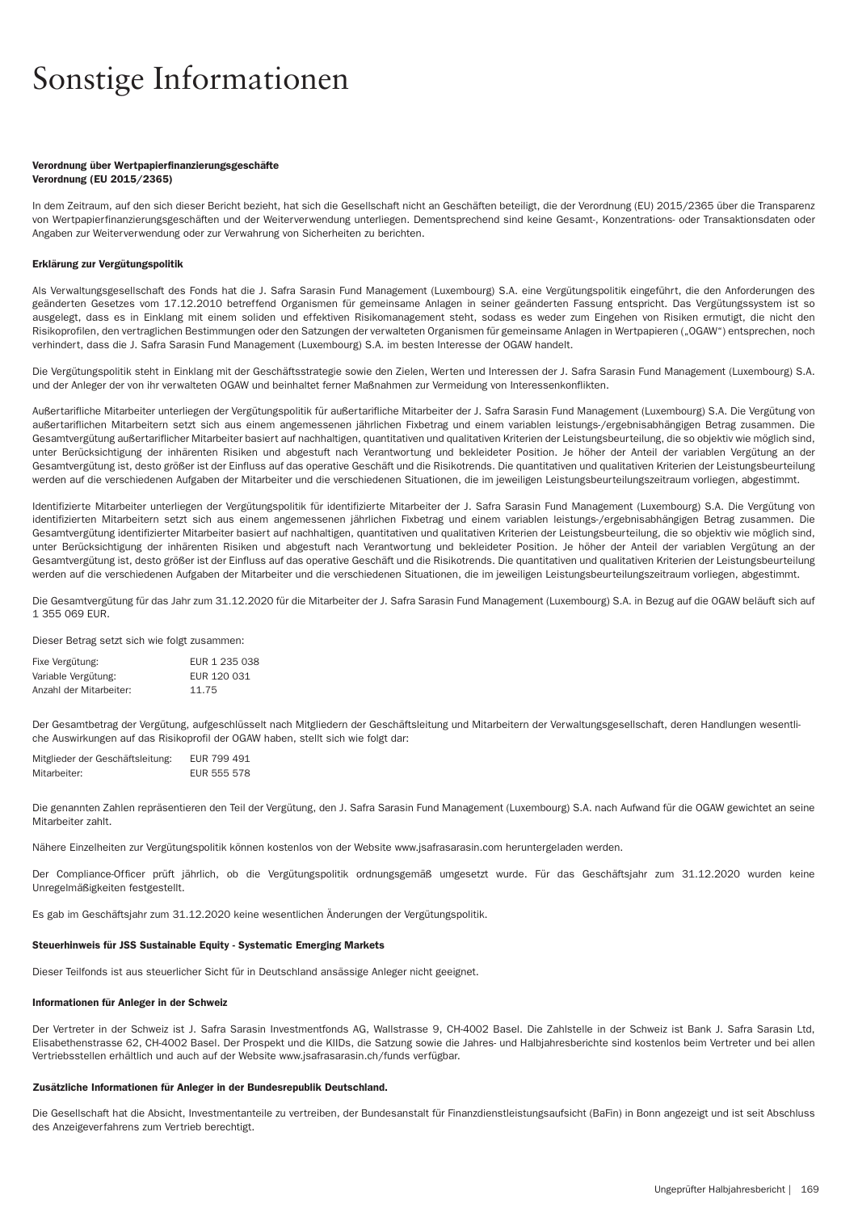# Sonstige Informationen

**Verordnung über Wertpapierfinanzierungsgeschäfte**
**Verordnung (EU 2015/2365)**

In dem Zeitraum, auf den sich dieser Bericht bezieht, hat sich die Gesellschaft nicht an Geschäften beteiligt, die der Verordnung (EU) 2015/2365 über die Transparenz von Wertpapierfinanzierungsgeschäften und der Weiterverwendung unterliegen. Dementsprechend sind keine Gesamt-, Konzentrations- oder Transaktionsdaten oder Angaben zur Weiterverwendung oder zur Verwahrung von Sicherheiten zu berichten.

**Erklärung zur Vergütungspolitik**

Als Verwaltungsgesellschaft des Fonds hat die J. Safra Sarasin Fund Management (Luxembourg) S.A. eine Vergütungspolitik eingeführt, die den Anforderungen des geänderten Gesetzes vom 17.12.2010 betreffend Organismen für gemeinsame Anlagen in seiner geänderten Fassung entspricht. Das Vergütungssystem ist so ausgelegt, dass es in Einklang mit einem soliden und effektiven Risikomanagement steht, sodass es weder zum Eingehen von Risiken ermutigt, die nicht den Risikoprofilen, den vertraglichen Bestimmungen oder den Satzungen der verwalteten Organismen für gemeinsame Anlagen in Wertpapieren („OGAW") entsprechen, noch verhindert, dass die J. Safra Sarasin Fund Management (Luxembourg) S.A. im besten Interesse der OGAW handelt.

Die Vergütungspolitik steht in Einklang mit der Geschäftsstrategie sowie den Zielen, Werten und Interessen der J. Safra Sarasin Fund Management (Luxembourg) S.A. und der Anleger der von ihr verwalteten OGAW und beinhaltet ferner Maßnahmen zur Vermeidung von Interessenkonflikten.

Außertarifliche Mitarbeiter unterliegen der Vergütungspolitik für außertarifliche Mitarbeiter der J. Safra Sarasin Fund Management (Luxembourg) S.A. Die Vergütung von außertariflichen Mitarbeitern setzt sich aus einem angemessenen jährlichen Fixbetrag und einem variablen leistungs-/ergebnisabhängigen Betrag zusammen. Die Gesamtvergütung außertariflicher Mitarbeiter basiert auf nachhaltigen, quantitativen und qualitativen Kriterien der Leistungsbeurteilung, die so objektiv wie möglich sind, unter Berücksichtigung der inhärenten Risiken und abgestuft nach Verantwortung und bekleideter Position. Je höher der Anteil der variablen Vergütung an der Gesamtvergütung ist, desto größer ist der Einfluss auf das operative Geschäft und die Risikotrends. Die quantitativen und qualitativen Kriterien der Leistungsbeurteilung werden auf die verschiedenen Aufgaben der Mitarbeiter und die verschiedenen Situationen, die im jeweiligen Leistungsbeurteilungszeitraum vorliegen, abgestimmt.

Identifizierte Mitarbeiter unterliegen der Vergütungspolitik für identifizierte Mitarbeiter der J. Safra Sarasin Fund Management (Luxembourg) S.A. Die Vergütung von identifizierten Mitarbeitern setzt sich aus einem angemessenen jährlichen Fixbetrag und einem variablen leistungs-/ergebnisabhängigen Betrag zusammen. Die Gesamtvergütung identifizierter Mitarbeiter basiert auf nachhaltigen, quantitativen und qualitativen Kriterien der Leistungsbeurteilung, die so objektiv wie möglich sind, unter Berücksichtigung der inhärenten Risiken und abgestuft nach Verantwortung und bekleideter Position. Je höher der Anteil der variablen Vergütung an der Gesamtvergütung ist, desto größer ist der Einfluss auf das operative Geschäft und die Risikotrends. Die quantitativen und qualitativen Kriterien der Leistungsbeurteilung werden auf die verschiedenen Aufgaben der Mitarbeiter und die verschiedenen Situationen, die im jeweiligen Leistungsbeurteilungszeitraum vorliegen, abgestimmt.

Die Gesamtvergütung für das Jahr zum 31.12.2020 für die Mitarbeiter der J. Safra Sarasin Fund Management (Luxembourg) S.A. in Bezug auf die OGAW beläuft sich auf 1 355 069 EUR.

Dieser Betrag setzt sich wie folgt zusammen:

| | |
|---|---|
| Fixe Vergütung: | EUR 1 235 038 |
| Variable Vergütung: | EUR 120 031 |
| Anzahl der Mitarbeiter: | 11.75 |

Der Gesamtbetrag der Vergütung, aufgeschlüsselt nach Mitgliedern der Geschäftsleitung und Mitarbeitern der Verwaltungsgesellschaft, deren Handlungen wesentliche Auswirkungen auf das Risikoprofil der OGAW haben, stellt sich wie folgt dar:

| | |
|---|---|
| Mitglieder der Geschäftsleitung: | EUR 799 491 |
| Mitarbeiter: | EUR 555 578 |

Die genannten Zahlen repräsentieren den Teil der Vergütung, den J. Safra Sarasin Fund Management (Luxembourg) S.A. nach Aufwand für die OGAW gewichtet an seine Mitarbeiter zahlt.

Nähere Einzelheiten zur Vergütungspolitik können kostenlos von der Website www.jsafrasarasin.com heruntergeladen werden.

Der Compliance-Officer prüft jährlich, ob die Vergütungspolitik ordnungsgemäß umgesetzt wurde. Für das Geschäftsjahr zum 31.12.2020 wurden keine Unregelmäßigkeiten festgestellt.

Es gab im Geschäftsjahr zum 31.12.2020 keine wesentlichen Änderungen der Vergütungspolitik.

**Steuerhinweis für JSS Sustainable Equity - Systematic Emerging Markets**

Dieser Teilfonds ist aus steuerlicher Sicht für in Deutschland ansässige Anleger nicht geeignet.

**Informationen für Anleger in der Schweiz**

Der Vertreter in der Schweiz ist J. Safra Sarasin Investmentfonds AG, Wallstrasse 9, CH-4002 Basel. Die Zahlstelle in der Schweiz ist Bank J. Safra Sarasin Ltd, Elisabethenstrasse 62, CH-4002 Basel. Der Prospekt und die KIIDs, die Satzung sowie die Jahres- und Halbjahresberichte sind kostenlos beim Vertreter und bei allen Vertriebsstellen erhältlich und auch auf der Website www.jsafrasarasin.ch/funds verfügbar.

**Zusätzliche Informationen für Anleger in der Bundesrepublik Deutschland.**

Die Gesellschaft hat die Absicht, Investmentanteile zu vertreiben, der Bundesanstalt für Finanzdienstleistungsaufsicht (BaFin) in Bonn angezeigt und ist seit Abschluss des Anzeigeverfahrens zum Vertrieb berechtigt.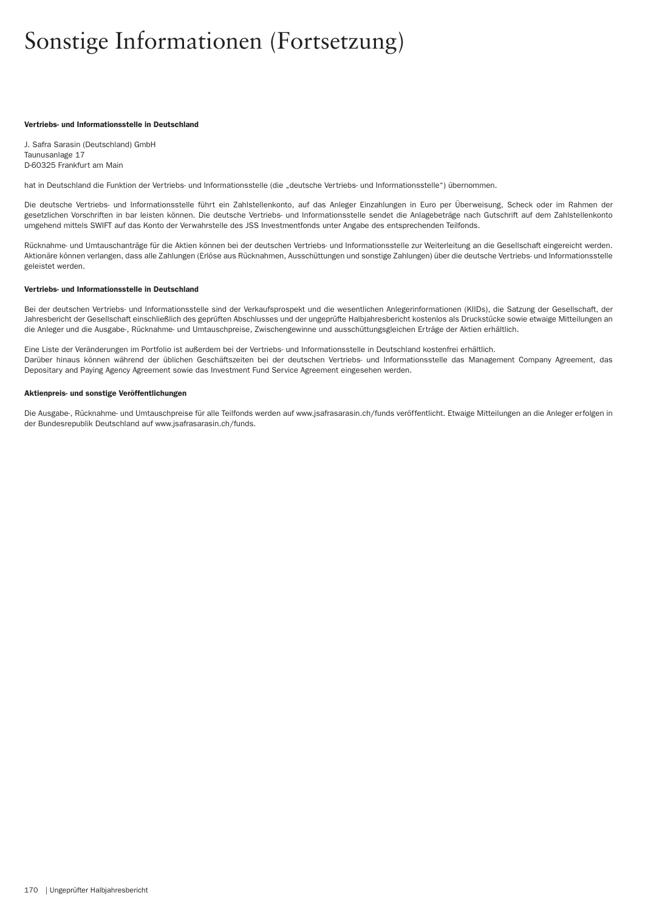# Sonstige Informationen (Fortsetzung)

**Vertriebs- und Informationsstelle in Deutschland**

J. Safra Sarasin (Deutschland) GmbH
Taunusanlage 17
D-60325 Frankfurt am Main

hat in Deutschland die Funktion der Vertriebs- und Informationsstelle (die „deutsche Vertriebs- und Informationsstelle") übernommen.

Die deutsche Vertriebs- und Informationsstelle führt ein Zahlstellenkonto, auf das Anleger Einzahlungen in Euro per Überweisung, Scheck oder im Rahmen der gesetzlichen Vorschriften in bar leisten können. Die deutsche Vertriebs- und Informationsstelle sendet die Anlagebeträge nach Gutschrift auf dem Zahlstellenkonto umgehend mittels SWIFT auf das Konto der Verwahrstelle des JSS Investmentfonds unter Angabe des entsprechenden Teilfonds.

Rücknahme- und Umtauschanträge für die Aktien können bei der deutschen Vertriebs- und Informationsstelle zur Weiterleitung an die Gesellschaft eingereicht werden. Aktionäre können verlangen, dass alle Zahlungen (Erlöse aus Rücknahmen, Ausschüttungen und sonstige Zahlungen) über die deutsche Vertriebs- und Informationsstelle geleistet werden.

**Vertriebs- und Informationsstelle in Deutschland**

Bei der deutschen Vertriebs- und Informationsstelle sind der Verkaufsprospekt und die wesentlichen Anlegerinformationen (KIIDs), die Satzung der Gesellschaft, der Jahresbericht der Gesellschaft einschließlich des geprüften Abschlusses und der ungeprüfte Halbjahresbericht kostenlos als Druckstücke sowie etwaige Mitteilungen an die Anleger und die Ausgabe-, Rücknahme- und Umtauschpreise, Zwischengewinne und ausschüttungsgleichen Erträge der Aktien erhältlich.

Eine Liste der Veränderungen im Portfolio ist außerdem bei der Vertriebs- und Informationsstelle in Deutschland kostenfrei erhältlich.
Darüber hinaus können während der üblichen Geschäftszeiten bei der deutschen Vertriebs- und Informationsstelle das Management Company Agreement, das Depositary and Paying Agency Agreement sowie das Investment Fund Service Agreement eingesehen werden.

**Aktienpreis- und sonstige Veröffentlichungen**

Die Ausgabe-, Rücknahme- und Umtauschpreise für alle Teilfonds werden auf www.jsafrasarasin.ch/funds veröffentlicht. Etwaige Mitteilungen an die Anleger erfolgen in der Bundesrepublik Deutschland auf www.jsafrasarasin.ch/funds.